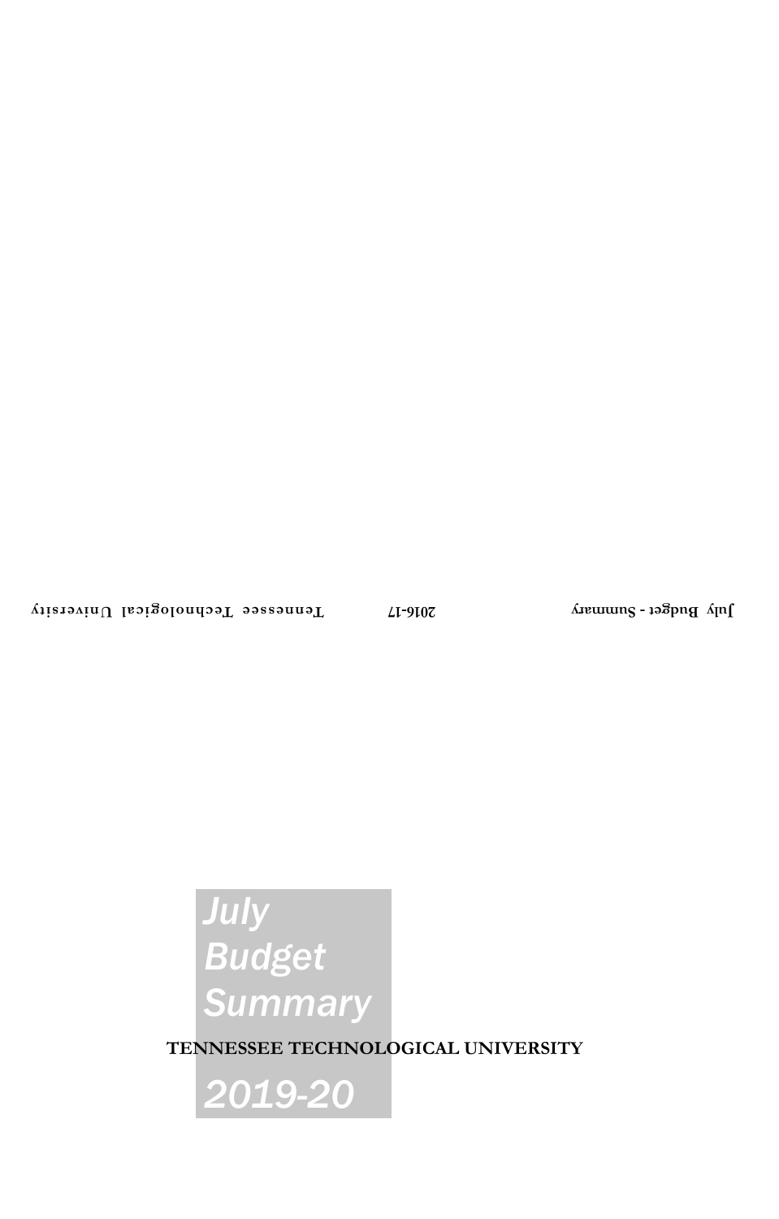# *July Budget Summary*

**TENNESSEE TECHNOLOGICAL UNIVERSITY**

# *2019-20*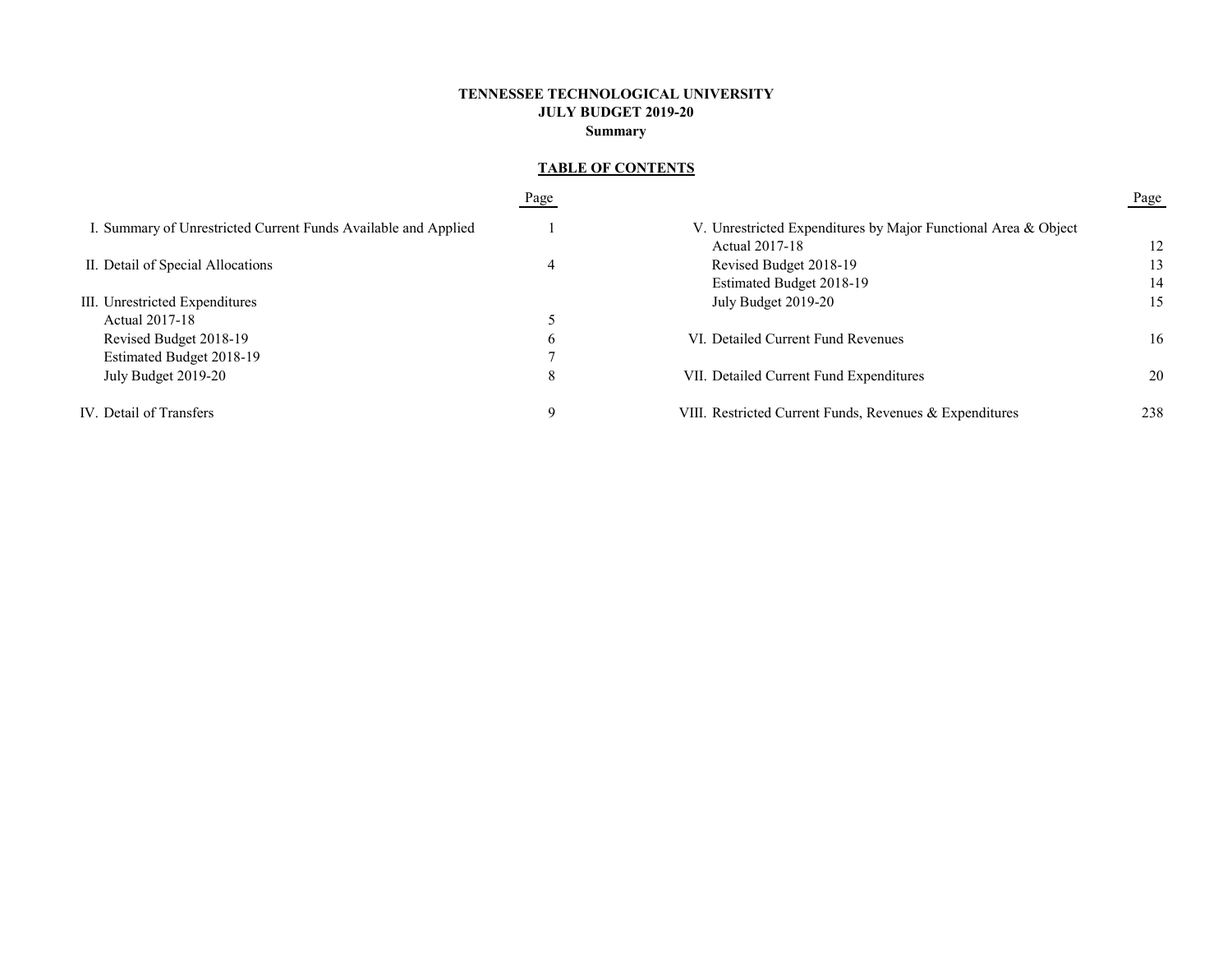**TENNESSEE TECHNOLOGICAL UNIVERSITY**
**JULY BUDGET 2019-20**
**Summary**

## TABLE OF CONTENTS

| | Page |
|---|---|
| I. Summary of Unrestricted Current Funds Available and Applied | 1 |
| II. Detail of Special Allocations | 4 |
| III. Unrestricted Expenditures | |
| Actual 2017-18 | 5 |
| Revised Budget 2018-19 | 6 |
| Estimated Budget 2018-19 | 7 |
| July Budget 2019-20 | 8 |
| IV. Detail of Transfers | 9 |
| V. Unrestricted Expenditures by Major Functional Area & Object | |
| Actual 2017-18 | 12 |
| Revised Budget 2018-19 | 13 |
| Estimated Budget 2018-19 | 14 |
| July Budget 2019-20 | 15 |
| VI. Detailed Current Fund Revenues | 16 |
| VII. Detailed Current Fund Expenditures | 20 |
| VIII. Restricted Current Funds, Revenues & Expenditures | 238 |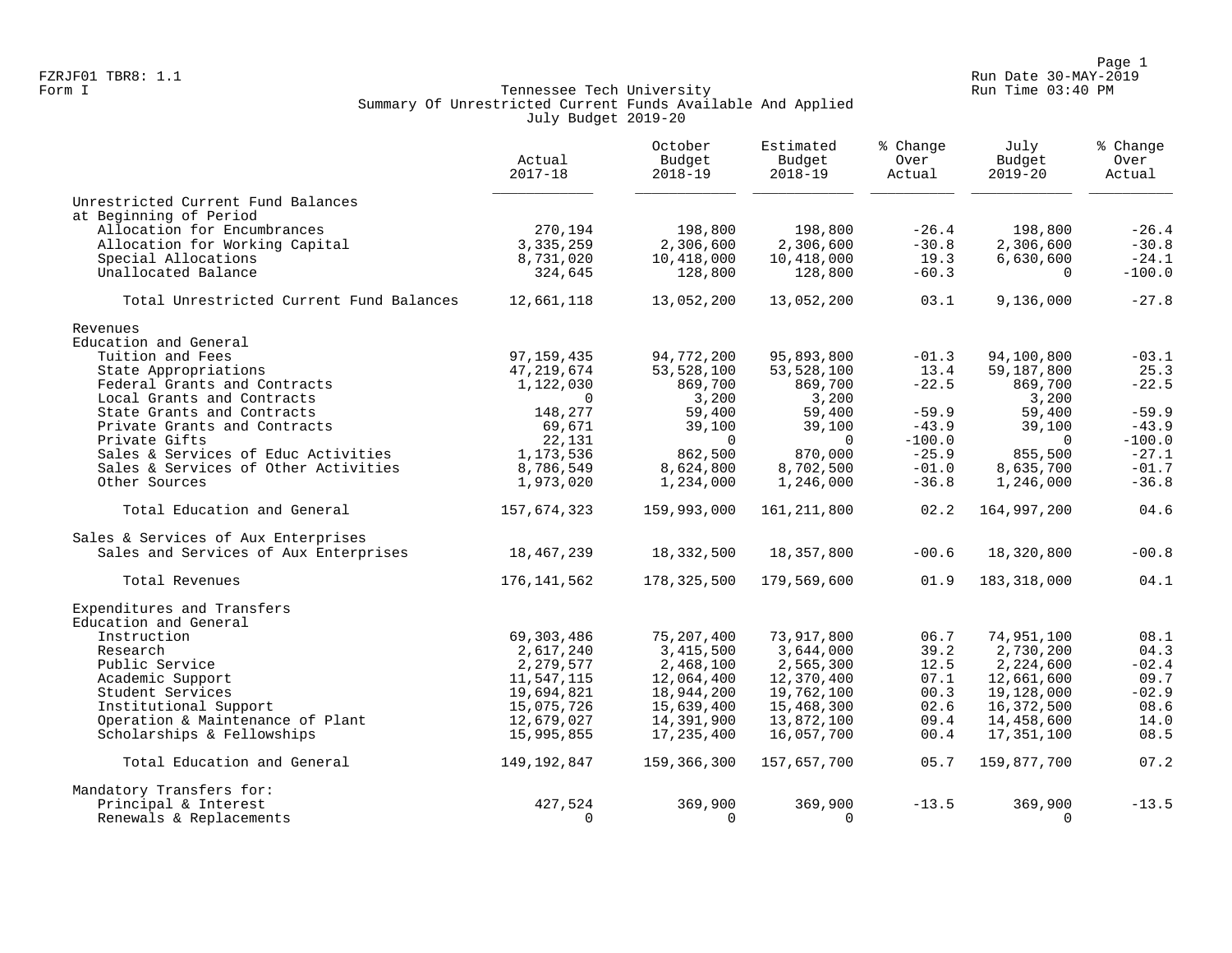FZRJF01 TBR8: 1.1
Form I

# Tennessee Tech University
## Summary Of Unrestricted Current Funds Available And Applied
### July Budget 2019-20

Run Date 30-MAY-2019
Run Time 03:40 PM

| | Actual 2017-18 | October Budget 2018-19 | Estimated Budget 2018-19 | % Change Over Actual | July Budget 2019-20 | % Change Over Actual |
|---|---|---|---|---|---|---|
| **Unrestricted Current Fund Balances at Beginning of Period** | | | | | | |
| Allocation for Encumbrances | 270,194 | 198,800 | 198,800 | -26.4 | 198,800 | -26.4 |
| Allocation for Working Capital | 3,335,259 | 2,306,600 | 2,306,600 | -30.8 | 2,306,600 | -30.8 |
| Special Allocations | 8,731,020 | 10,418,000 | 10,418,000 | 19.3 | 6,630,600 | -24.1 |
| Unallocated Balance | 324,645 | 128,800 | 128,800 | -60.3 | 0 | -100.0 |
| Total Unrestricted Current Fund Balances | 12,661,118 | 13,052,200 | 13,052,200 | 03.1 | 9,136,000 | -27.8 |
| **Revenues** | | | | | | |
| **Education and General** | | | | | | |
| Tuition and Fees | 97,159,435 | 94,772,200 | 95,893,800 | -01.3 | 94,100,800 | -03.1 |
| State Appropriations | 47,219,674 | 53,528,100 | 53,528,100 | 13.4 | 59,187,800 | 25.3 |
| Federal Grants and Contracts | 1,122,030 | 869,700 | 869,700 | -22.5 | 869,700 | -22.5 |
| Local Grants and Contracts | 0 | 3,200 | 3,200 | | 3,200 | |
| State Grants and Contracts | 148,277 | 59,400 | 59,400 | -59.9 | 59,400 | -59.9 |
| Private Grants and Contracts | 69,671 | 39,100 | 39,100 | -43.9 | 39,100 | -43.9 |
| Private Gifts | 22,131 | 0 | 0 | -100.0 | 0 | -100.0 |
| Sales & Services of Educ Activities | 1,173,536 | 862,500 | 870,000 | -25.9 | 855,500 | -27.1 |
| Sales & Services of Other Activities | 8,786,549 | 8,624,800 | 8,702,500 | -01.0 | 8,635,700 | -01.7 |
| Other Sources | 1,973,020 | 1,234,000 | 1,246,000 | -36.8 | 1,246,000 | -36.8 |
| Total Education and General | 157,674,323 | 159,993,000 | 161,211,800 | 02.2 | 164,997,200 | 04.6 |
| **Sales & Services of Aux Enterprises** | | | | | | |
| Sales and Services of Aux Enterprises | 18,467,239 | 18,332,500 | 18,357,800 | -00.6 | 18,320,800 | -00.8 |
| Total Revenues | 176,141,562 | 178,325,500 | 179,569,600 | 01.9 | 183,318,000 | 04.1 |
| **Expenditures and Transfers** | | | | | | |
| **Education and General** | | | | | | |
| Instruction | 69,303,486 | 75,207,400 | 73,917,800 | 06.7 | 74,951,100 | 08.1 |
| Research | 2,617,240 | 3,415,500 | 3,644,000 | 39.2 | 2,730,200 | 04.3 |
| Public Service | 2,279,577 | 2,468,100 | 2,565,300 | 12.5 | 2,224,600 | -02.4 |
| Academic Support | 11,547,115 | 12,064,400 | 12,370,400 | 07.1 | 12,661,600 | 09.7 |
| Student Services | 19,694,821 | 18,944,200 | 19,762,100 | 00.3 | 19,128,000 | -02.9 |
| Institutional Support | 15,075,726 | 15,639,400 | 15,468,300 | 02.6 | 16,372,500 | 08.6 |
| Operation & Maintenance of Plant | 12,679,027 | 14,391,900 | 13,872,100 | 09.4 | 14,458,600 | 14.0 |
| Scholarships & Fellowships | 15,995,855 | 17,235,400 | 16,057,700 | 00.4 | 17,351,100 | 08.5 |
| Total Education and General | 149,192,847 | 159,366,300 | 157,657,700 | 05.7 | 159,877,700 | 07.2 |
| **Mandatory Transfers for:** | | | | | | |
| Principal & Interest | 427,524 | 369,900 | 369,900 | -13.5 | 369,900 | -13.5 |
| Renewals & Replacements | 0 | 0 | 0 | | 0 | |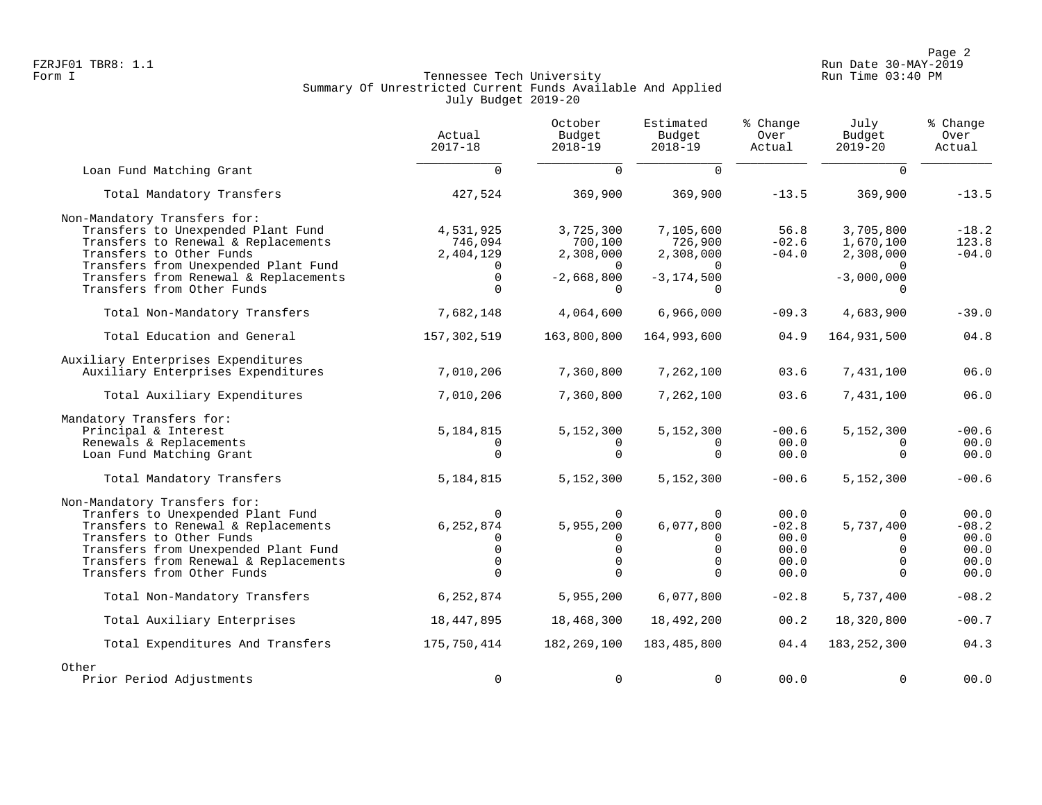FZRJF01 TBR8: 1.1
Form I

Tennessee Tech University
Summary Of Unrestricted Current Funds Available And Applied
July Budget 2019-20

Run Date 30-MAY-2019
Run Time 03:40 PM

| | Actual 2017-18 | October Budget 2018-19 | Estimated Budget 2018-19 | % Change Over Actual | July Budget 2019-20 | % Change Over Actual |
|---|---|---|---|---|---|---|
| Loan Fund Matching Grant | 0 | 0 | 0 | | 0 | |
| Total Mandatory Transfers | 427,524 | 369,900 | 369,900 | -13.5 | 369,900 | -13.5 |
| Non-Mandatory Transfers for: | | | | | | |
| Transfers to Unexpended Plant Fund | 4,531,925 | 3,725,300 | 7,105,600 | 56.8 | 3,705,800 | -18.2 |
| Transfers to Renewal & Replacements | 746,094 | 700,100 | 726,900 | -02.6 | 1,670,100 | 123.8 |
| Transfers to Other Funds | 2,404,129 | 2,308,000 | 2,308,000 | -04.0 | 2,308,000 | -04.0 |
| Transfers from Unexpended Plant Fund | 0 | 0 | 0 | | 0 | |
| Transfers from Renewal & Replacements | 0 | -2,668,800 | -3,174,500 | | -3,000,000 | |
| Transfers from Other Funds | 0 | 0 | 0 | | 0 | |
| Total Non-Mandatory Transfers | 7,682,148 | 4,064,600 | 6,966,000 | -09.3 | 4,683,900 | -39.0 |
| Total Education and General | 157,302,519 | 163,800,800 | 164,993,600 | 04.9 | 164,931,500 | 04.8 |
| Auxiliary Enterprises Expenditures | | | | | | |
| Auxiliary Enterprises Expenditures | 7,010,206 | 7,360,800 | 7,262,100 | 03.6 | 7,431,100 | 06.0 |
| Total Auxiliary Expenditures | 7,010,206 | 7,360,800 | 7,262,100 | 03.6 | 7,431,100 | 06.0 |
| Mandatory Transfers for: | | | | | | |
| Principal & Interest | 5,184,815 | 5,152,300 | 5,152,300 | -00.6 | 5,152,300 | -00.6 |
| Renewals & Replacements | 0 | 0 | 0 | 00.0 | 0 | 00.0 |
| Loan Fund Matching Grant | 0 | 0 | 0 | 00.0 | 0 | 00.0 |
| Total Mandatory Transfers | 5,184,815 | 5,152,300 | 5,152,300 | -00.6 | 5,152,300 | -00.6 |
| Non-Mandatory Transfers for: | | | | | | |
| Tranfers to Unexpended Plant Fund | 0 | 0 | 0 | 00.0 | 0 | 00.0 |
| Transfers to Renewal & Replacements | 6,252,874 | 5,955,200 | 6,077,800 | -02.8 | 5,737,400 | -08.2 |
| Transfers to Other Funds | 0 | 0 | 0 | 00.0 | 0 | 00.0 |
| Transfers from Unexpended Plant Fund | 0 | 0 | 0 | 00.0 | 0 | 00.0 |
| Transfers from Renewal & Replacements | 0 | 0 | 0 | 00.0 | 0 | 00.0 |
| Transfers from Other Funds | 0 | 0 | 0 | 00.0 | 0 | 00.0 |
| Total Non-Mandatory Transfers | 6,252,874 | 5,955,200 | 6,077,800 | -02.8 | 5,737,400 | -08.2 |
| Total Auxiliary Enterprises | 18,447,895 | 18,468,300 | 18,492,200 | 00.2 | 18,320,800 | -00.7 |
| Total Expenditures And Transfers | 175,750,414 | 182,269,100 | 183,485,800 | 04.4 | 183,252,300 | 04.3 |
| Other | | | | | | |
| Prior Period Adjustments | 0 | 0 | 0 | 00.0 | 0 | 00.0 |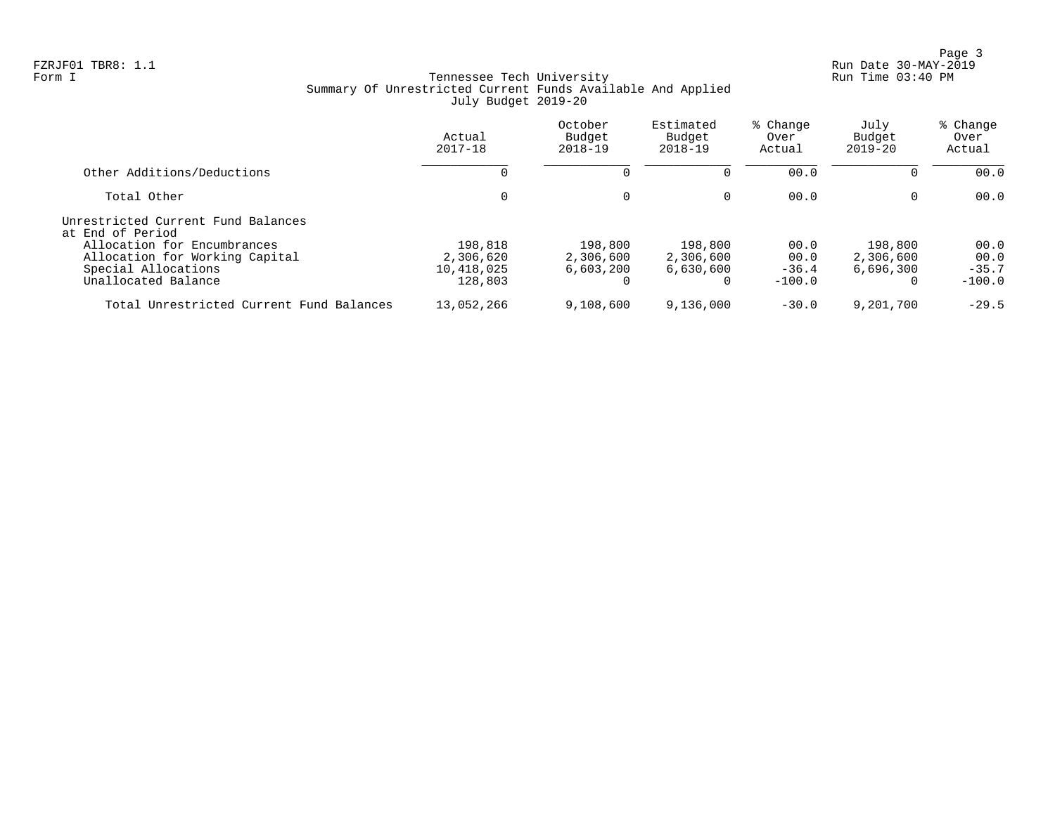FZRJF01 TBR8: 1.1
Form I

Tennessee Tech University
Summary Of Unrestricted Current Funds Available And Applied
July Budget 2019-20

Run Date 30-MAY-2019
Run Time 03:40 PM

| | Actual 2017-18 | October Budget 2018-19 | Estimated Budget 2018-19 | % Change Over Actual | July Budget 2019-20 | % Change Over Actual |
|---|---|---|---|---|---|---|
| Other Additions/Deductions | 0 | 0 | 0 | 00.0 | 0 | 00.0 |
| Total Other | 0 | 0 | 0 | 00.0 | 0 | 00.0 |
| Unrestricted Current Fund Balances at End of Period | | | | | | |
| Allocation for Encumbrances | 198,818 | 198,800 | 198,800 | 00.0 | 198,800 | 00.0 |
| Allocation for Working Capital | 2,306,620 | 2,306,600 | 2,306,600 | 00.0 | 2,306,600 | 00.0 |
| Special Allocations | 10,418,025 | 6,603,200 | 6,630,600 | -36.4 | 6,696,300 | -35.7 |
| Unallocated Balance | 128,803 | 0 | 0 | -100.0 | 0 | -100.0 |
| Total Unrestricted Current Fund Balances | 13,052,266 | 9,108,600 | 9,136,000 | -30.0 | 9,201,700 | -29.5 |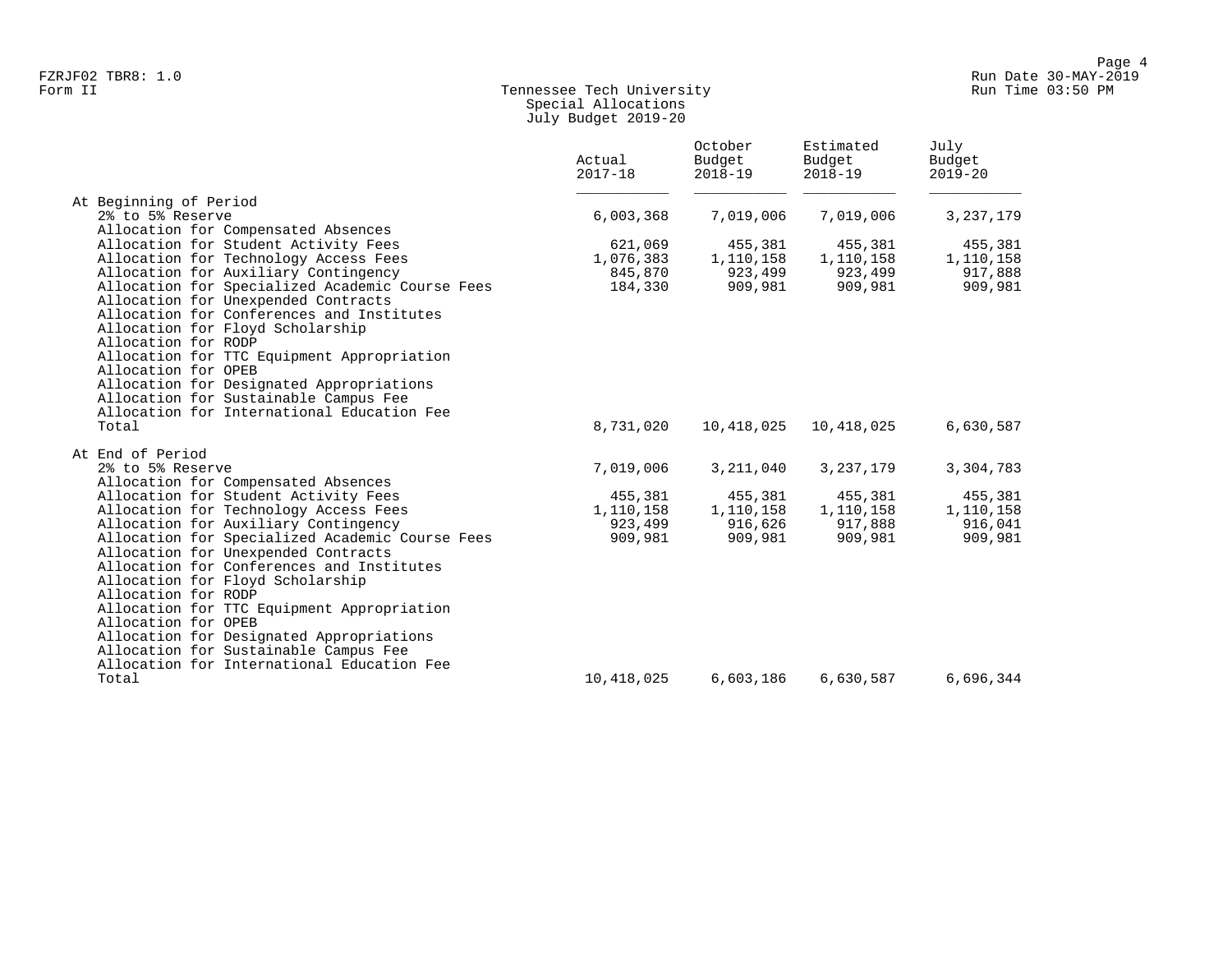FZRJF02 TBR8: 1.0
Form II

# Tennessee Tech University
## Special Allocations
### July Budget 2019-20

Run Date 30-MAY-2019
Run Time 03:50 PM

| | Actual 2017-18 | October Budget 2018-19 | Estimated Budget 2018-19 | July Budget 2019-20 |
|---|---|---|---|---|
| At Beginning of Period | | | | |
| 2% to 5% Reserve | 6,003,368 | 7,019,006 | 7,019,006 | 3,237,179 |
| Allocation for Compensated Absences | | | | |
| Allocation for Student Activity Fees | 621,069 | 455,381 | 455,381 | 455,381 |
| Allocation for Technology Access Fees | 1,076,383 | 1,110,158 | 1,110,158 | 1,110,158 |
| Allocation for Auxiliary Contingency | 845,870 | 923,499 | 923,499 | 917,888 |
| Allocation for Specialized Academic Course Fees | 184,330 | 909,981 | 909,981 | 909,981 |
| Allocation for Unexpended Contracts | | | | |
| Allocation for Conferences and Institutes | | | | |
| Allocation for Floyd Scholarship | | | | |
| Allocation for RODP | | | | |
| Allocation for TTC Equipment Appropriation | | | | |
| Allocation for OPEB | | | | |
| Allocation for Designated Appropriations | | | | |
| Allocation for Sustainable Campus Fee | | | | |
| Allocation for International Education Fee | | | | |
| Total | 8,731,020 | 10,418,025 | 10,418,025 | 6,630,587 |
| At End of Period | | | | |
| 2% to 5% Reserve | 7,019,006 | 3,211,040 | 3,237,179 | 3,304,783 |
| Allocation for Compensated Absences | | | | |
| Allocation for Student Activity Fees | 455,381 | 455,381 | 455,381 | 455,381 |
| Allocation for Technology Access Fees | 1,110,158 | 1,110,158 | 1,110,158 | 1,110,158 |
| Allocation for Auxiliary Contingency | 923,499 | 916,626 | 917,888 | 916,041 |
| Allocation for Specialized Academic Course Fees | 909,981 | 909,981 | 909,981 | 909,981 |
| Allocation for Unexpended Contracts | | | | |
| Allocation for Conferences and Institutes | | | | |
| Allocation for Floyd Scholarship | | | | |
| Allocation for RODP | | | | |
| Allocation for TTC Equipment Appropriation | | | | |
| Allocation for OPEB | | | | |
| Allocation for Designated Appropriations | | | | |
| Allocation for Sustainable Campus Fee | | | | |
| Allocation for International Education Fee | | | | |
| Total | 10,418,025 | 6,603,186 | 6,630,587 | 6,696,344 |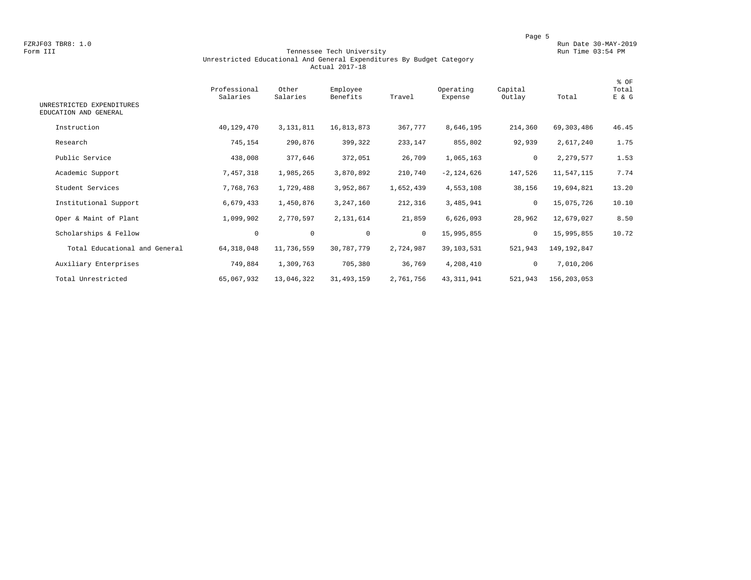FZRJF03 TBR8: 1.0
Form III

Run Date 30-MAY-2019
Run Time 03:54 PM

# Tennessee Tech University
## Unrestricted Educational And General Expenditures By Budget Category
### Actual 2017-18

| UNRESTRICTED EXPENDITURES EDUCATION AND GENERAL | Professional Salaries | Other Salaries | Employee Benefits | Travel | Operating Expense | Capital Outlay | Total | % OF Total E & G |
|---|---|---|---|---|---|---|---|---|
| Instruction | 40,129,470 | 3,131,811 | 16,813,873 | 367,777 | 8,646,195 | 214,360 | 69,303,486 | 46.45 |
| Research | 745,154 | 290,876 | 399,322 | 233,147 | 855,802 | 92,939 | 2,617,240 | 1.75 |
| Public Service | 438,008 | 377,646 | 372,051 | 26,709 | 1,065,163 | 0 | 2,279,577 | 1.53 |
| Academic Support | 7,457,318 | 1,985,265 | 3,870,892 | 210,740 | -2,124,626 | 147,526 | 11,547,115 | 7.74 |
| Student Services | 7,768,763 | 1,729,488 | 3,952,867 | 1,652,439 | 4,553,108 | 38,156 | 19,694,821 | 13.20 |
| Institutional Support | 6,679,433 | 1,450,876 | 3,247,160 | 212,316 | 3,485,941 | 0 | 15,075,726 | 10.10 |
| Oper & Maint of Plant | 1,099,902 | 2,770,597 | 2,131,614 | 21,859 | 6,626,093 | 28,962 | 12,679,027 | 8.50 |
| Scholarships & Fellow | 0 | 0 | 0 | 0 | 15,995,855 | 0 | 15,995,855 | 10.72 |
| Total Educational and General | 64,318,048 | 11,736,559 | 30,787,779 | 2,724,987 | 39,103,531 | 521,943 | 149,192,847 | |
| Auxiliary Enterprises | 749,884 | 1,309,763 | 705,380 | 36,769 | 4,208,410 | 0 | 7,010,206 | |
| Total Unrestricted | 65,067,932 | 13,046,322 | 31,493,159 | 2,761,756 | 43,311,941 | 521,943 | 156,203,053 | |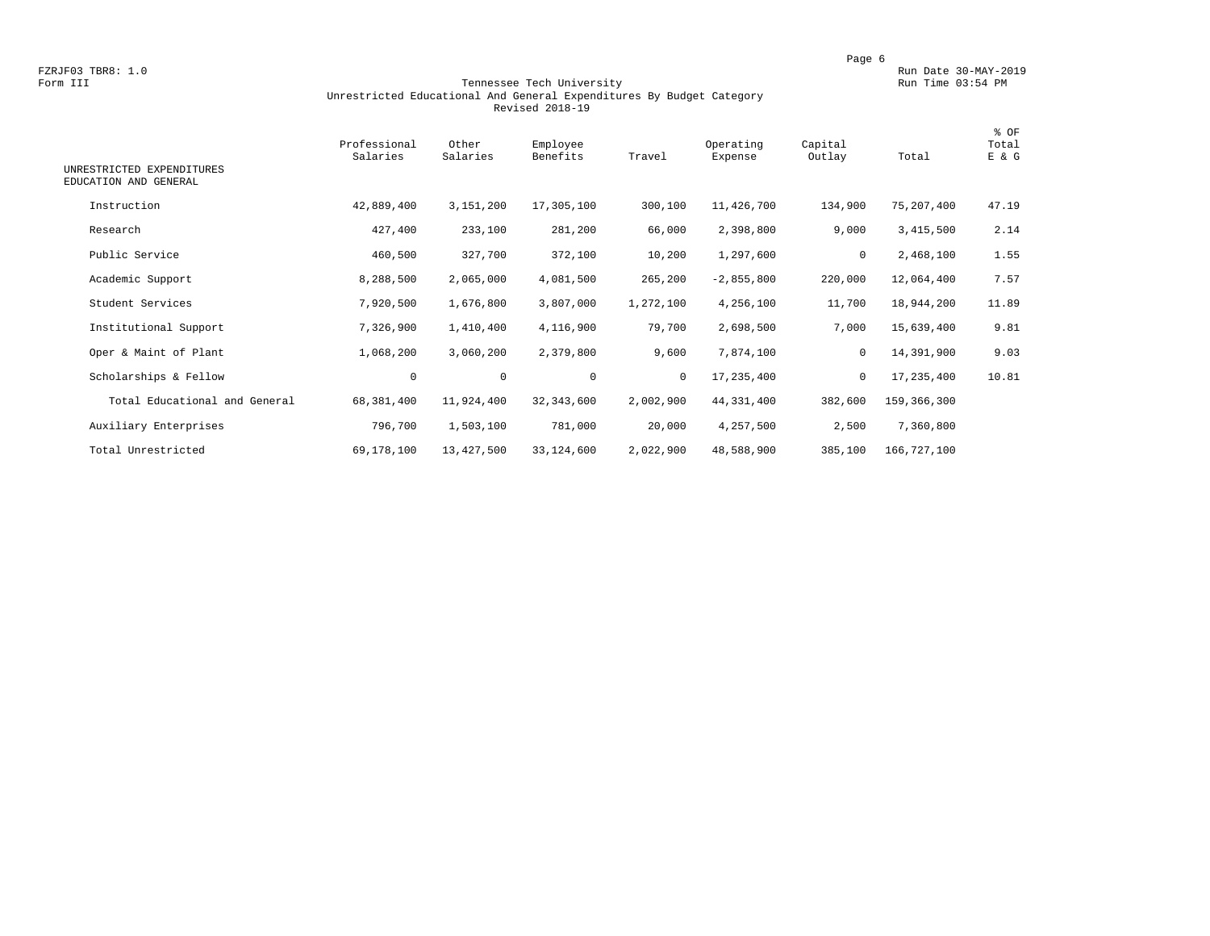FZRJF03 TBR8: 1.0
Form III

# Tennessee Tech University
## Unrestricted Educational And General Expenditures By Budget Category
### Revised 2018-19

Run Date 30-MAY-2019
Run Time 03:54 PM

| UNRESTRICTED EXPENDITURES EDUCATION AND GENERAL | Professional Salaries | Other Salaries | Employee Benefits | Travel | Operating Expense | Capital Outlay | Total | % OF Total E & G |
|---|---|---|---|---|---|---|---|---|
| Instruction | 42,889,400 | 3,151,200 | 17,305,100 | 300,100 | 11,426,700 | 134,900 | 75,207,400 | 47.19 |
| Research | 427,400 | 233,100 | 281,200 | 66,000 | 2,398,800 | 9,000 | 3,415,500 | 2.14 |
| Public Service | 460,500 | 327,700 | 372,100 | 10,200 | 1,297,600 | 0 | 2,468,100 | 1.55 |
| Academic Support | 8,288,500 | 2,065,000 | 4,081,500 | 265,200 | -2,855,800 | 220,000 | 12,064,400 | 7.57 |
| Student Services | 7,920,500 | 1,676,800 | 3,807,000 | 1,272,100 | 4,256,100 | 11,700 | 18,944,200 | 11.89 |
| Institutional Support | 7,326,900 | 1,410,400 | 4,116,900 | 79,700 | 2,698,500 | 7,000 | 15,639,400 | 9.81 |
| Oper & Maint of Plant | 1,068,200 | 3,060,200 | 2,379,800 | 9,600 | 7,874,100 | 0 | 14,391,900 | 9.03 |
| Scholarships & Fellow | 0 | 0 | 0 | 0 | 17,235,400 | 0 | 17,235,400 | 10.81 |
| Total Educational and General | 68,381,400 | 11,924,400 | 32,343,600 | 2,002,900 | 44,331,400 | 382,600 | 159,366,300 | |
| Auxiliary Enterprises | 796,700 | 1,503,100 | 781,000 | 20,000 | 4,257,500 | 2,500 | 7,360,800 | |
| Total Unrestricted | 69,178,100 | 13,427,500 | 33,124,600 | 2,022,900 | 48,588,900 | 385,100 | 166,727,100 | |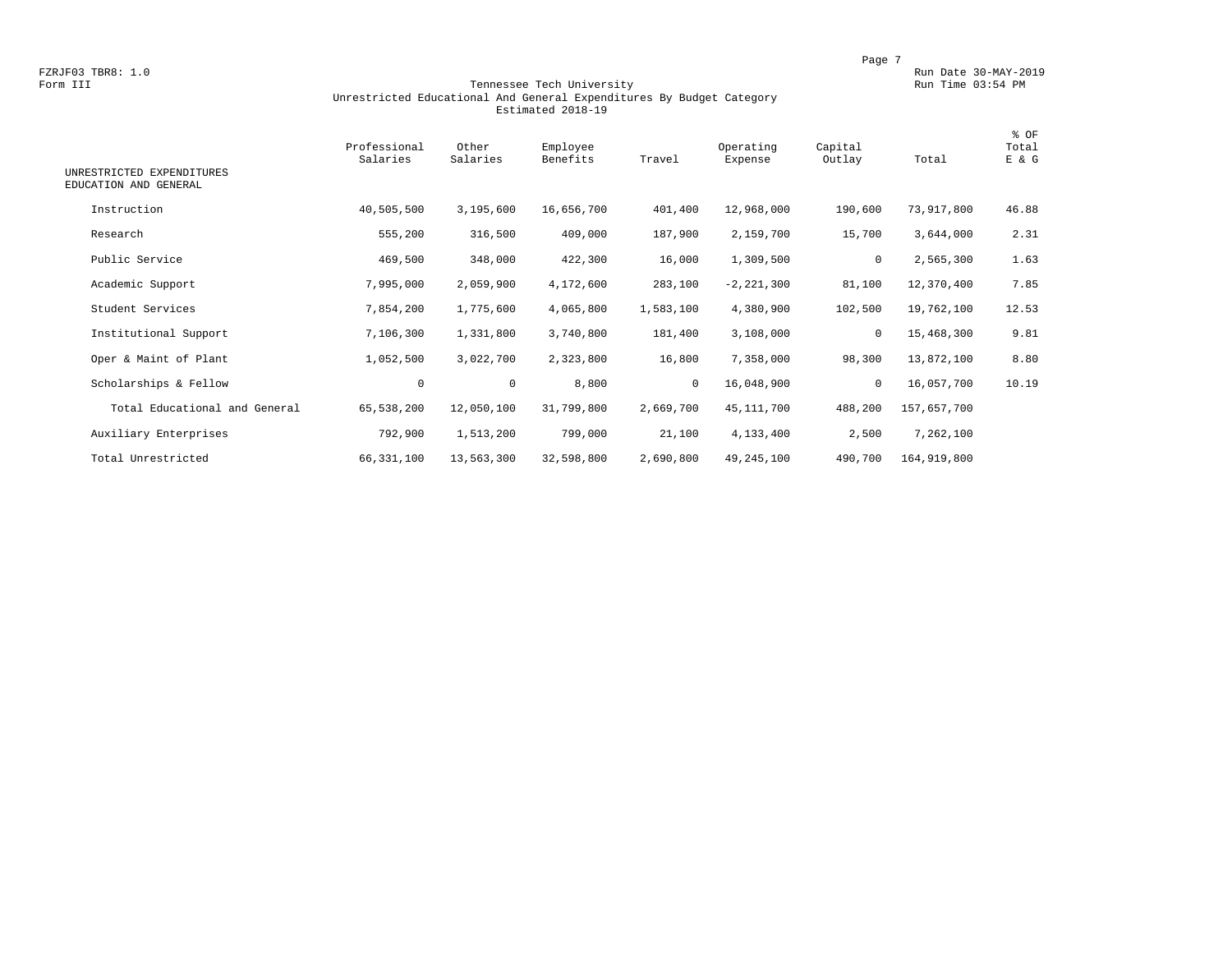FZRJF03 TBR8: 1.0
Form III

Run Date 30-MAY-2019
Run Time 03:54 PM

# Tennessee Tech University
## Unrestricted Educational And General Expenditures By Budget Category
### Estimated 2018-19

| UNRESTRICTED EXPENDITURES EDUCATION AND GENERAL | Professional Salaries | Other Salaries | Employee Benefits | Travel | Operating Expense | Capital Outlay | Total | % OF Total E & G |
|---|---|---|---|---|---|---|---|---|
| Instruction | 40,505,500 | 3,195,600 | 16,656,700 | 401,400 | 12,968,000 | 190,600 | 73,917,800 | 46.88 |
| Research | 555,200 | 316,500 | 409,000 | 187,900 | 2,159,700 | 15,700 | 3,644,000 | 2.31 |
| Public Service | 469,500 | 348,000 | 422,300 | 16,000 | 1,309,500 | 0 | 2,565,300 | 1.63 |
| Academic Support | 7,995,000 | 2,059,900 | 4,172,600 | 283,100 | -2,221,300 | 81,100 | 12,370,400 | 7.85 |
| Student Services | 7,854,200 | 1,775,600 | 4,065,800 | 1,583,100 | 4,380,900 | 102,500 | 19,762,100 | 12.53 |
| Institutional Support | 7,106,300 | 1,331,800 | 3,740,800 | 181,400 | 3,108,000 | 0 | 15,468,300 | 9.81 |
| Oper & Maint of Plant | 1,052,500 | 3,022,700 | 2,323,800 | 16,800 | 7,358,000 | 98,300 | 13,872,100 | 8.80 |
| Scholarships & Fellow | 0 | 0 | 8,800 | 0 | 16,048,900 | 0 | 16,057,700 | 10.19 |
| Total Educational and General | 65,538,200 | 12,050,100 | 31,799,800 | 2,669,700 | 45,111,700 | 488,200 | 157,657,700 | |
| Auxiliary Enterprises | 792,900 | 1,513,200 | 799,000 | 21,100 | 4,133,400 | 2,500 | 7,262,100 | |
| Total Unrestricted | 66,331,100 | 13,563,300 | 32,598,800 | 2,690,800 | 49,245,100 | 490,700 | 164,919,800 | |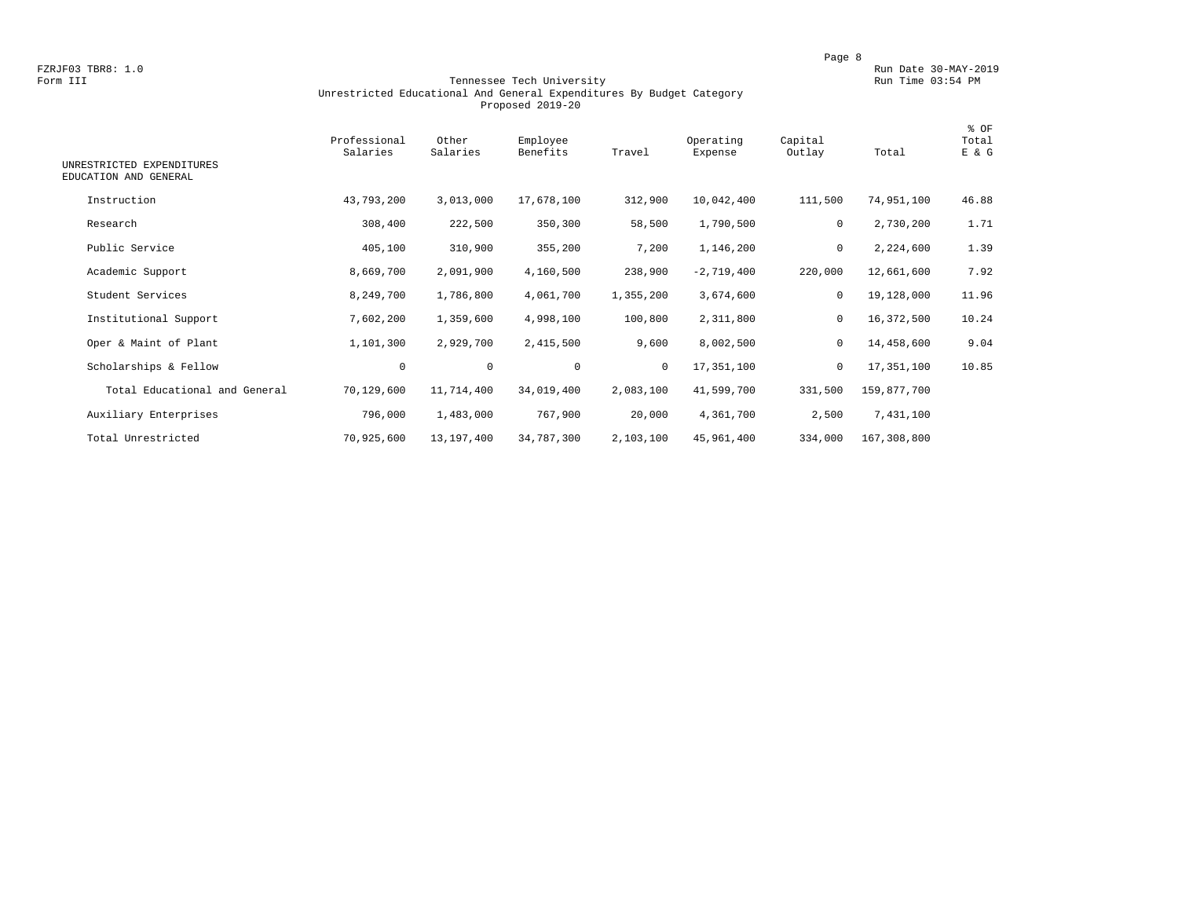FZRJF03 TBR8: 1.0
Form III

Run Date 30-MAY-2019
Run Time 03:54 PM

# Tennessee Tech University
## Unrestricted Educational And General Expenditures By Budget Category
### Proposed 2019-20

| UNRESTRICTED EXPENDITURES EDUCATION AND GENERAL | Professional Salaries | Other Salaries | Employee Benefits | Travel | Operating Expense | Capital Outlay | Total | % OF Total E & G |
|---|---|---|---|---|---|---|---|---|
| Instruction | 43,793,200 | 3,013,000 | 17,678,100 | 312,900 | 10,042,400 | 111,500 | 74,951,100 | 46.88 |
| Research | 308,400 | 222,500 | 350,300 | 58,500 | 1,790,500 | 0 | 2,730,200 | 1.71 |
| Public Service | 405,100 | 310,900 | 355,200 | 7,200 | 1,146,200 | 0 | 2,224,600 | 1.39 |
| Academic Support | 8,669,700 | 2,091,900 | 4,160,500 | 238,900 | -2,719,400 | 220,000 | 12,661,600 | 7.92 |
| Student Services | 8,249,700 | 1,786,800 | 4,061,700 | 1,355,200 | 3,674,600 | 0 | 19,128,000 | 11.96 |
| Institutional Support | 7,602,200 | 1,359,600 | 4,998,100 | 100,800 | 2,311,800 | 0 | 16,372,500 | 10.24 |
| Oper & Maint of Plant | 1,101,300 | 2,929,700 | 2,415,500 | 9,600 | 8,002,500 | 0 | 14,458,600 | 9.04 |
| Scholarships & Fellow | 0 | 0 | 0 | 0 | 17,351,100 | 0 | 17,351,100 | 10.85 |
| Total Educational and General | 70,129,600 | 11,714,400 | 34,019,400 | 2,083,100 | 41,599,700 | 331,500 | 159,877,700 | |
| Auxiliary Enterprises | 796,000 | 1,483,000 | 767,900 | 20,000 | 4,361,700 | 2,500 | 7,431,100 | |
| Total Unrestricted | 70,925,600 | 13,197,400 | 34,787,300 | 2,103,100 | 45,961,400 | 334,000 | 167,308,800 | |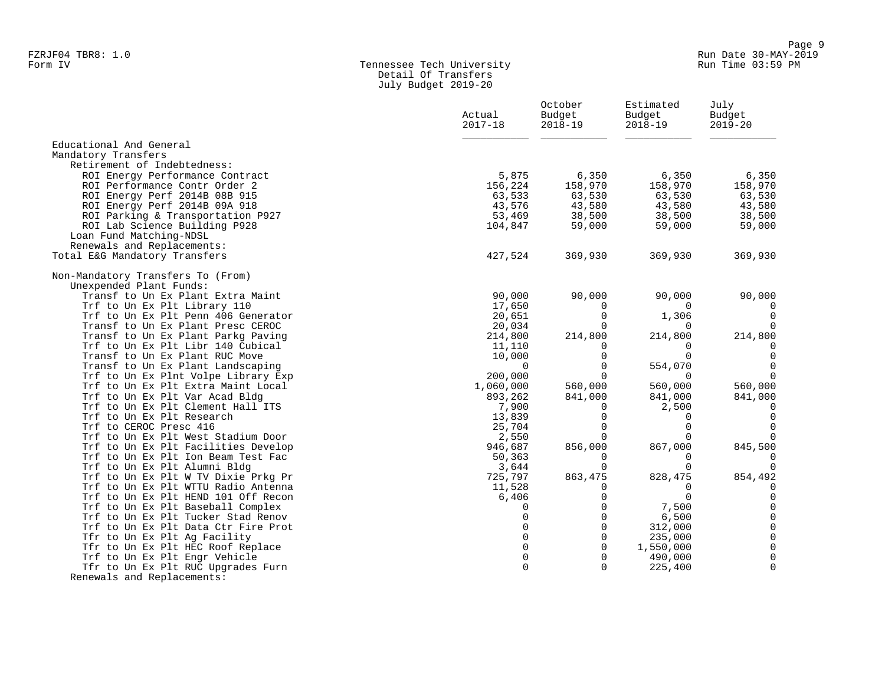FZRJF04 TBR8: 1.0
Form IV

Tennessee Tech University
Detail Of Transfers
July Budget 2019-20

Run Date 30-MAY-2019
Run Time 03:59 PM

| | Actual 2017-18 | October Budget 2018-19 | Estimated Budget 2018-19 | July Budget 2019-20 |
|---|---|---|---|---|
| Educational And General | | | | |
| Mandatory Transfers | | | | |
| Retirement of Indebtedness: | | | | |
| ROI Energy Performance Contract | 5,875 | 6,350 | 6,350 | 6,350 |
| ROI Performance Contr Order 2 | 156,224 | 158,970 | 158,970 | 158,970 |
| ROI Energy Perf 2014B 08B 915 | 63,533 | 63,530 | 63,530 | 63,530 |
| ROI Energy Perf 2014B 09A 918 | 43,576 | 43,580 | 43,580 | 43,580 |
| ROI Parking & Transportation P927 | 53,469 | 38,500 | 38,500 | 38,500 |
| ROI Lab Science Building P928 | 104,847 | 59,000 | 59,000 | 59,000 |
| Loan Fund Matching-NDSL | | | | |
| Renewals and Replacements: | | | | |
| Total E&G Mandatory Transfers | 427,524 | 369,930 | 369,930 | 369,930 |
| | | | | |
| Non-Mandatory Transfers To (From) | | | | |
| Unexpended Plant Funds: | | | | |
| Transf to Un Ex Plant Extra Maint | 90,000 | 90,000 | 90,000 | 90,000 |
| Trf to Un Ex Plt Library 110 | 17,650 | 0 | 0 | 0 |
| Trf to Un Ex Plt Penn 406 Generator | 20,651 | 0 | 1,306 | 0 |
| Transf to Un Ex Plant Presc CEROC | 20,034 | 0 | 0 | 0 |
| Transf to Un Ex Plant Parkg Paving | 214,800 | 214,800 | 214,800 | 214,800 |
| Trf to Un Ex Plt Libr 140 Cubical | 11,110 | 0 | 0 | 0 |
| Transf to Un Ex Plant RUC Move | 10,000 | 0 | 0 | 0 |
| Transf to Un Ex Plant Landscaping | 0 | 0 | 554,070 | 0 |
| Trf to Un Ex Plnt Volpe Library Exp | 200,000 | 0 | 0 | 0 |
| Trf to Un Ex Plt Extra Maint Local | 1,060,000 | 560,000 | 560,000 | 560,000 |
| Trf to Un Ex Plt Var Acad Bldg | 893,262 | 841,000 | 841,000 | 841,000 |
| Trf to Un Ex Plt Clement Hall ITS | 7,900 | 0 | 2,500 | 0 |
| Trf to Un Ex Plt Research | 13,839 | 0 | 0 | 0 |
| Trf to CEROC Presc 416 | 25,704 | 0 | 0 | 0 |
| Trf to Un Ex Plt West Stadium Door | 2,550 | 0 | 0 | 0 |
| Trf to Un Ex Plt Facilities Develop | 946,687 | 856,000 | 867,000 | 845,500 |
| Trf to Un Ex Plt Ion Beam Test Fac | 50,363 | 0 | 0 | 0 |
| Trf to Un Ex Plt Alumni Bldg | 3,644 | 0 | 0 | 0 |
| Trf to Un Ex Plt W TV Dixie Prkg Pr | 725,797 | 863,475 | 828,475 | 854,492 |
| Trf to Un Ex Plt WTTU Radio Antenna | 11,528 | 0 | 0 | 0 |
| Trf to Un Ex Plt HEND 101 Off Recon | 6,406 | 0 | 0 | 0 |
| Trf to Un Ex Plt Baseball Complex | 0 | 0 | 7,500 | 0 |
| Trf to Un Ex Plt Tucker Stad Renov | 0 | 0 | 6,500 | 0 |
| Trf to Un Ex Plt Data Ctr Fire Prot | 0 | 0 | 312,000 | 0 |
| Tfr to Un Ex Plt Ag Facility | 0 | 0 | 235,000 | 0 |
| Tfr to Un Ex Plt HEC Roof Replace | 0 | 0 | 1,550,000 | 0 |
| Trf to Un Ex Plt Engr Vehicle | 0 | 0 | 490,000 | 0 |
| Tfr to Un Ex Plt RUC Upgrades Furn | 0 | 0 | 225,400 | 0 |
| Renewals and Replacements: | | | | |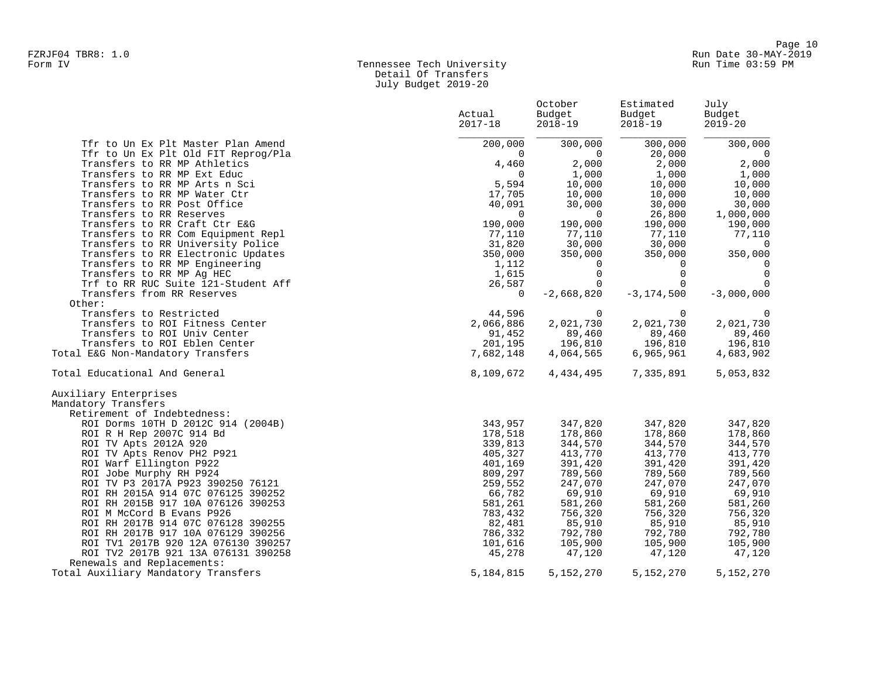Tennessee Tech University
Detail Of Transfers
July Budget 2019-20

Form IV

| | Actual 2017-18 | October Budget 2018-19 | Estimated Budget 2018-19 | July Budget 2019-20 |
|---|---|---|---|---|
| Tfr to Un Ex Plt Master Plan Amend | 200,000 | 300,000 | 300,000 | 300,000 |
| Tfr to Un Ex Plt Old FIT Reprog/Pla | 0 | 0 | 20,000 | 0 |
| Transfers to RR MP Athletics | 4,460 | 2,000 | 2,000 | 2,000 |
| Transfers to RR MP Ext Educ | 0 | 1,000 | 1,000 | 1,000 |
| Transfers to RR MP Arts n Sci | 5,594 | 10,000 | 10,000 | 10,000 |
| Transfers to RR MP Water Ctr | 17,705 | 10,000 | 10,000 | 10,000 |
| Transfers to RR Post Office | 40,091 | 30,000 | 30,000 | 30,000 |
| Transfers to RR Reserves | 0 | 0 | 26,800 | 1,000,000 |
| Transfers to RR Craft Ctr E&G | 190,000 | 190,000 | 190,000 | 190,000 |
| Transfers to RR Com Equipment Repl | 77,110 | 77,110 | 77,110 | 77,110 |
| Transfers to RR University Police | 31,820 | 30,000 | 30,000 | 0 |
| Transfers to RR Electronic Updates | 350,000 | 350,000 | 350,000 | 350,000 |
| Transfers to RR MP Engineering | 1,112 | 0 | 0 | 0 |
| Transfers to RR MP Ag HEC | 1,615 | 0 | 0 | 0 |
| Trf to RR RUC Suite 121-Student Aff | 26,587 | 0 | 0 | 0 |
| Transfers from RR Reserves | 0 | -2,668,820 | -3,174,500 | -3,000,000 |
| Other: | | | | |
| Transfers to Restricted | 44,596 | 0 | 0 | 0 |
| Transfers to ROI Fitness Center | 2,066,886 | 2,021,730 | 2,021,730 | 2,021,730 |
| Transfers to ROI Univ Center | 91,452 | 89,460 | 89,460 | 89,460 |
| Transfers to ROI Eblen Center | 201,195 | 196,810 | 196,810 | 196,810 |
| Total E&G Non-Mandatory Transfers | 7,682,148 | 4,064,565 | 6,965,961 | 4,683,902 |
| | | | | |
| Total Educational And General | 8,109,672 | 4,434,495 | 7,335,891 | 5,053,832 |
| | | | | |
| Auxiliary Enterprises | | | | |
| Mandatory Transfers | | | | |
| Retirement of Indebtedness: | | | | |
| ROI Dorms 10TH D 2012C 914 (2004B) | 343,957 | 347,820 | 347,820 | 347,820 |
| ROI R H Rep 2007C 914 Bd | 178,518 | 178,860 | 178,860 | 178,860 |
| ROI TV Apts 2012A 920 | 339,813 | 344,570 | 344,570 | 344,570 |
| ROI TV Apts Renov PH2 P921 | 405,327 | 413,770 | 413,770 | 413,770 |
| ROI Warf Ellington P922 | 401,169 | 391,420 | 391,420 | 391,420 |
| ROI Jobe Murphy RH P924 | 809,297 | 789,560 | 789,560 | 789,560 |
| ROI TV P3 2017A P923 390250 76121 | 259,552 | 247,070 | 247,070 | 247,070 |
| ROI RH 2015A 914 07C 076125 390252 | 66,782 | 69,910 | 69,910 | 69,910 |
| ROI RH 2015B 917 10A 076126 390253 | 581,261 | 581,260 | 581,260 | 581,260 |
| ROI M McCord B Evans P926 | 783,432 | 756,320 | 756,320 | 756,320 |
| ROI RH 2017B 914 07C 076128 390255 | 82,481 | 85,910 | 85,910 | 85,910 |
| ROI RH 2017B 917 10A 076129 390256 | 786,332 | 792,780 | 792,780 | 792,780 |
| ROI TV1 2017B 920 12A 076130 390257 | 101,616 | 105,900 | 105,900 | 105,900 |
| ROI TV2 2017B 921 13A 076131 390258 | 45,278 | 47,120 | 47,120 | 47,120 |
| Renewals and Replacements: | | | | |
| Total Auxiliary Mandatory Transfers | 5,184,815 | 5,152,270 | 5,152,270 | 5,152,270 |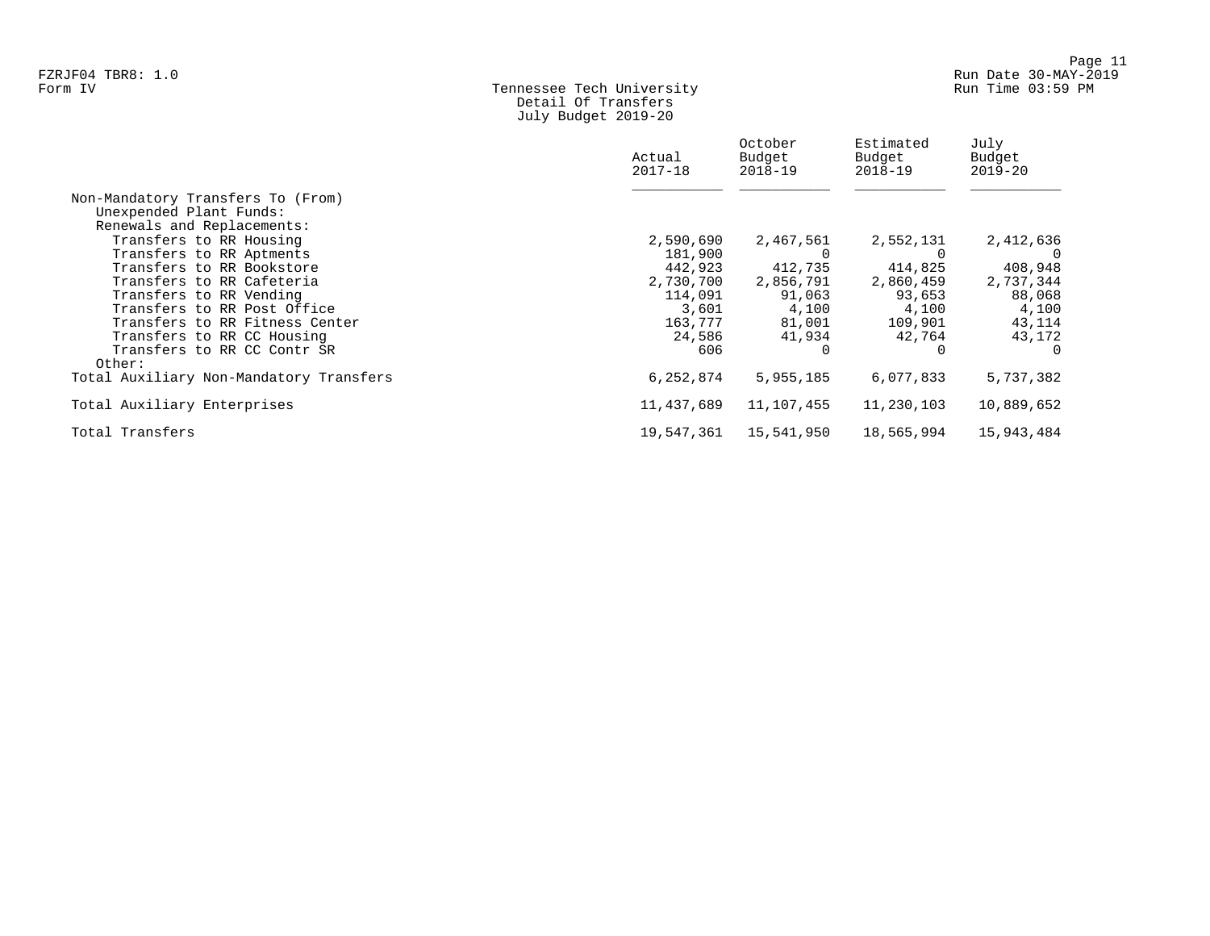FZRJF04 TBR8: 1.0
Form IV

Tennessee Tech University
Detail Of Transfers
July Budget 2019-20

|  | Actual 2017-18 | October Budget 2018-19 | Estimated Budget 2018-19 | July Budget 2019-20 |
|---|---|---|---|---|
| Non-Mandatory Transfers To (From) |  |  |  |  |
| Unexpended Plant Funds: |  |  |  |  |
| Renewals and Replacements: |  |  |  |  |
| Transfers to RR Housing | 2,590,690 | 2,467,561 | 2,552,131 | 2,412,636 |
| Transfers to RR Aptments | 181,900 | 0 | 0 | 0 |
| Transfers to RR Bookstore | 442,923 | 412,735 | 414,825 | 408,948 |
| Transfers to RR Cafeteria | 2,730,700 | 2,856,791 | 2,860,459 | 2,737,344 |
| Transfers to RR Vending | 114,091 | 91,063 | 93,653 | 88,068 |
| Transfers to RR Post Office | 3,601 | 4,100 | 4,100 | 4,100 |
| Transfers to RR Fitness Center | 163,777 | 81,001 | 109,901 | 43,114 |
| Transfers to RR CC Housing | 24,586 | 41,934 | 42,764 | 43,172 |
| Transfers to RR CC Contr SR | 606 | 0 | 0 | 0 |
| Other: |  |  |  |  |
| Total Auxiliary Non-Mandatory Transfers | 6,252,874 | 5,955,185 | 6,077,833 | 5,737,382 |
| Total Auxiliary Enterprises | 11,437,689 | 11,107,455 | 11,230,103 | 10,889,652 |
| Total Transfers | 19,547,361 | 15,541,950 | 18,565,994 | 15,943,484 |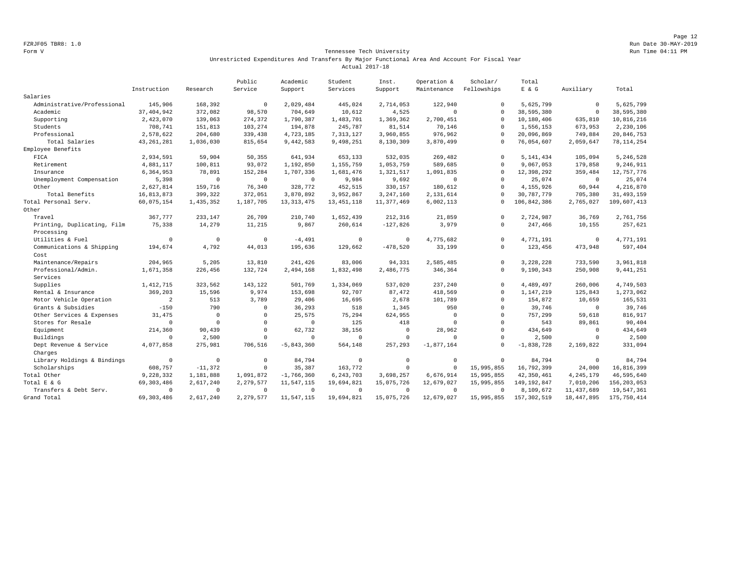FZRJF05 TBR8: 1.0

Form V

Run Date 30-MAY-2019

Run Time 04:11 PM

## Tennessee Tech University

### Unrestricted Expenditures And Transfers By Major Functional Area And Account For Fiscal Year

### Actual 2017-18

| | Instruction | Research | Public Service | Academic Support | Student Services | Inst. Support | Operation & Maintenance | Scholar/ Fellowships | Total E & G | Auxiliary | Total |
|---|---|---|---|---|---|---|---|---|---|---|---|
| Salaries | | | | | | | | | | | |
| Administrative/Professional | 145,906 | 168,392 | 0 | 2,029,484 | 445,024 | 2,714,053 | 122,940 | 0 | 5,625,799 | 0 | 5,625,799 |
| Academic | 37,404,942 | 372,082 | 98,570 | 704,649 | 10,612 | 4,525 | 0 | 0 | 38,595,380 | 0 | 38,595,380 |
| Supporting | 2,423,070 | 139,063 | 274,372 | 1,790,387 | 1,483,701 | 1,369,362 | 2,700,451 | 0 | 10,180,406 | 635,810 | 10,816,216 |
| Students | 708,741 | 151,813 | 103,274 | 194,878 | 245,787 | 81,514 | 70,146 | 0 | 1,556,153 | 673,953 | 2,230,106 |
| Professional | 2,578,622 | 204,680 | 339,438 | 4,723,185 | 7,313,127 | 3,960,855 | 976,962 | 0 | 20,096,869 | 749,884 | 20,846,753 |
| Total Salaries | 43,261,281 | 1,036,030 | 815,654 | 9,442,583 | 9,498,251 | 8,130,309 | 3,870,499 | 0 | 76,054,607 | 2,059,647 | 78,114,254 |
| Employee Benefits | | | | | | | | | | | |
| FICA | 2,934,591 | 59,904 | 50,355 | 641,934 | 653,133 | 532,035 | 269,482 | 0 | 5,141,434 | 105,094 | 5,246,528 |
| Retirement | 4,881,117 | 100,811 | 93,072 | 1,192,850 | 1,155,759 | 1,053,759 | 589,685 | 0 | 9,067,053 | 179,858 | 9,246,911 |
| Insurance | 6,364,953 | 78,891 | 152,284 | 1,707,336 | 1,681,476 | 1,321,517 | 1,091,835 | 0 | 12,398,292 | 359,484 | 12,757,776 |
| Unemployment Compensation | 5,398 | 0 | 0 | 0 | 9,984 | 9,692 | 0 | 0 | 25,074 | 0 | 25,074 |
| Other | 2,627,814 | 159,716 | 76,340 | 328,772 | 452,515 | 330,157 | 180,612 | 0 | 4,155,926 | 60,944 | 4,216,870 |
| Total Benefits | 16,813,873 | 399,322 | 372,051 | 3,870,892 | 3,952,867 | 3,247,160 | 2,131,614 | 0 | 30,787,779 | 705,380 | 31,493,159 |
| Total Personal Serv. | 60,075,154 | 1,435,352 | 1,187,705 | 13,313,475 | 13,451,118 | 11,377,469 | 6,002,113 | 0 | 106,842,386 | 2,765,027 | 109,607,413 |
| Other | | | | | | | | | | | |
| Travel | 367,777 | 233,147 | 26,709 | 210,740 | 1,652,439 | 212,316 | 21,859 | 0 | 2,724,987 | 36,769 | 2,761,756 |
| Printing, Duplicating, Film Processing | 75,338 | 14,279 | 11,215 | 9,867 | 260,614 | -127,826 | 3,979 | 0 | 247,466 | 10,155 | 257,621 |
| Utilities & Fuel | 0 | 0 | 0 | -4,491 | 0 | 0 | 4,775,682 | 0 | 4,771,191 | 0 | 4,771,191 |
| Communications & Shipping Cost | 194,674 | 4,792 | 44,013 | 195,636 | 129,662 | -478,520 | 33,199 | 0 | 123,456 | 473,948 | 597,404 |
| Maintenance/Repairs | 204,965 | 5,205 | 13,810 | 241,426 | 83,006 | 94,331 | 2,585,485 | 0 | 3,228,228 | 733,590 | 3,961,818 |
| Professional/Admin. Services | 1,671,358 | 226,456 | 132,724 | 2,494,168 | 1,832,498 | 2,486,775 | 346,364 | 0 | 9,190,343 | 250,908 | 9,441,251 |
| Supplies | 1,412,715 | 323,562 | 143,122 | 501,769 | 1,334,069 | 537,020 | 237,240 | 0 | 4,489,497 | 260,006 | 4,749,503 |
| Rental & Insurance | 369,203 | 15,596 | 9,974 | 153,698 | 92,707 | 87,472 | 418,569 | 0 | 1,147,219 | 125,843 | 1,273,062 |
| Motor Vehicle Operation | 2 | 513 | 3,789 | 29,406 | 16,695 | 2,678 | 101,789 | 0 | 154,872 | 10,659 | 165,531 |
| Grants & Subsidies | -150 | 790 | 0 | 36,293 | 518 | 1,345 | 950 | 0 | 39,746 | 0 | 39,746 |
| Other Services & Expenses | 31,475 | 0 | 0 | 25,575 | 75,294 | 624,955 | 0 | 0 | 757,299 | 59,618 | 816,917 |
| Stores for Resale | 0 | 0 | 0 | 0 | 125 | 418 | 0 | 0 | 543 | 89,861 | 90,404 |
| Equipment | 214,360 | 90,439 | 0 | 62,732 | 38,156 | 0 | 28,962 | 0 | 434,649 | 0 | 434,649 |
| Buildings | 0 | 2,500 | 0 | 0 | 0 | 0 | 0 | 0 | 2,500 | 0 | 2,500 |
| Dept Revenue & Service Charges | 4,077,858 | 275,981 | 706,516 | -5,843,360 | 564,148 | 257,293 | -1,877,164 | 0 | -1,838,728 | 2,169,822 | 331,094 |
| Library Holdings & Bindings | 0 | 0 | 0 | 84,794 | 0 | 0 | 0 | 0 | 84,794 | 0 | 84,794 |
| Scholarships | 608,757 | -11,372 | 0 | 35,387 | 163,772 | 0 | 0 | 15,995,855 | 16,792,399 | 24,000 | 16,816,399 |
| Total Other | 9,228,332 | 1,181,888 | 1,091,872 | -1,766,360 | 6,243,703 | 3,698,257 | 6,676,914 | 15,995,855 | 42,350,461 | 4,245,179 | 46,595,640 |
| Total E & G | 69,303,486 | 2,617,240 | 2,279,577 | 11,547,115 | 19,694,821 | 15,075,726 | 12,679,027 | 15,995,855 | 149,192,847 | 7,010,206 | 156,203,053 |
| Transfers & Debt Serv. | 0 | 0 | 0 | 0 | 0 | 0 | 0 | 0 | 8,109,672 | 11,437,689 | 19,547,361 |
| Grand Total | 69,303,486 | 2,617,240 | 2,279,577 | 11,547,115 | 19,694,821 | 15,075,726 | 12,679,027 | 15,995,855 | 157,302,519 | 18,447,895 | 175,750,414 |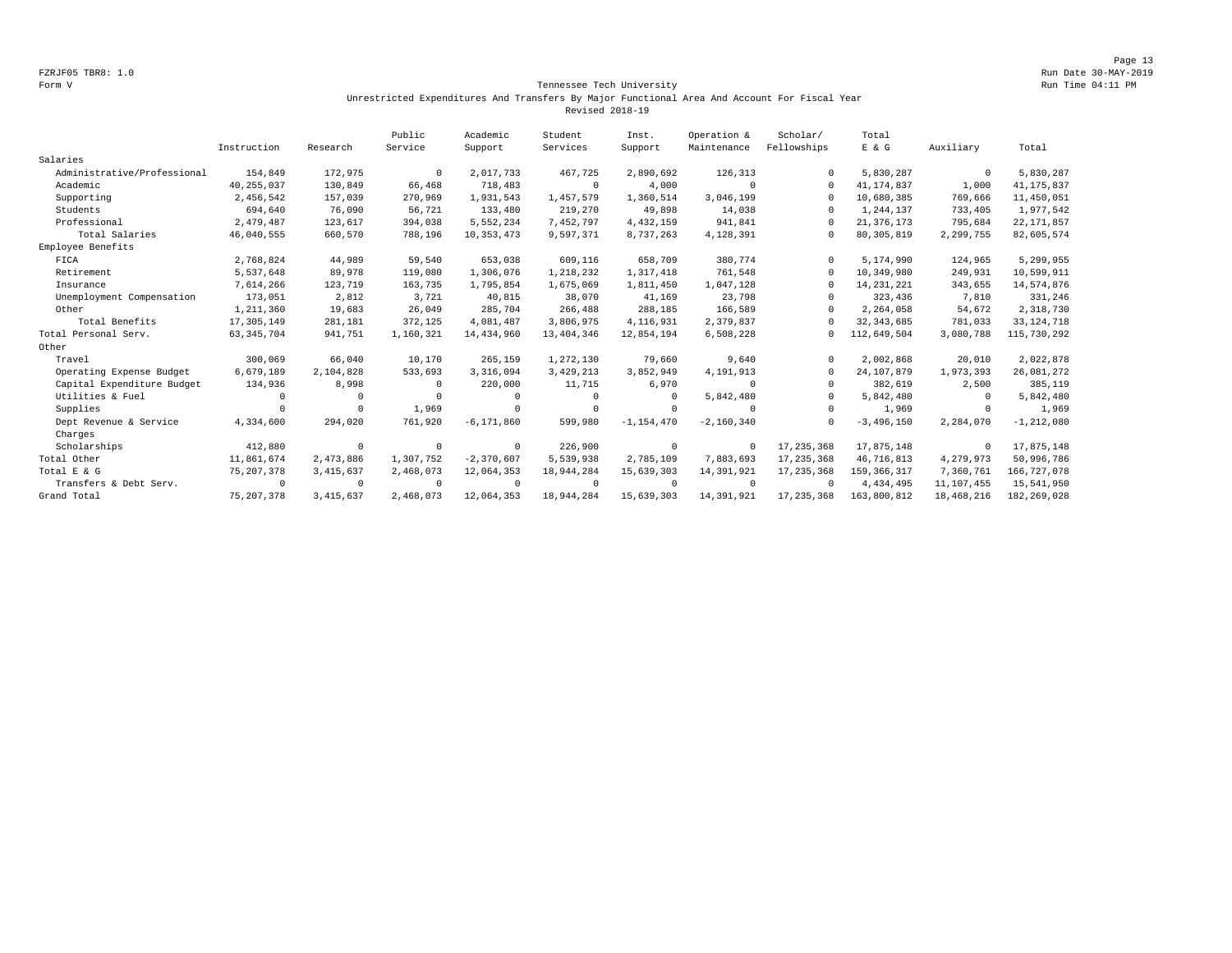FZRJF05 TBR8: 1.0
Form V

Run Date 30-MAY-2019
Run Time 04:11 PM

## Tennessee Tech University
### Unrestricted Expenditures And Transfers By Major Functional Area And Account For Fiscal Year
### Revised 2018-19

| | Instruction | Research | Public Service | Academic Support | Student Services | Inst. Support | Operation & Maintenance | Scholar/ Fellowships | Total E & G | Auxiliary | Total |
|---|---|---|---|---|---|---|---|---|---|---|---|
| Salaries | | | | | | | | | | | |
| Administrative/Professional | 154,849 | 172,975 | 0 | 2,017,733 | 467,725 | 2,890,692 | 126,313 | 0 | 5,830,287 | 0 | 5,830,287 |
| Academic | 40,255,037 | 130,849 | 66,468 | 718,483 | 0 | 4,000 | 0 | 0 | 41,174,837 | 1,000 | 41,175,837 |
| Supporting | 2,456,542 | 157,039 | 270,969 | 1,931,543 | 1,457,579 | 1,360,514 | 3,046,199 | 0 | 10,680,385 | 769,666 | 11,450,051 |
| Students | 694,640 | 76,090 | 56,721 | 133,480 | 219,270 | 49,898 | 14,038 | 0 | 1,244,137 | 733,405 | 1,977,542 |
| Professional | 2,479,487 | 123,617 | 394,038 | 5,552,234 | 7,452,797 | 4,432,159 | 941,841 | 0 | 21,376,173 | 795,684 | 22,171,857 |
| Total Salaries | 46,040,555 | 660,570 | 788,196 | 10,353,473 | 9,597,371 | 8,737,263 | 4,128,391 | 0 | 80,305,819 | 2,299,755 | 82,605,574 |
| Employee Benefits | | | | | | | | | | | |
| FICA | 2,768,824 | 44,989 | 59,540 | 653,038 | 609,116 | 658,709 | 380,774 | 0 | 5,174,990 | 124,965 | 5,299,955 |
| Retirement | 5,537,648 | 89,978 | 119,080 | 1,306,076 | 1,218,232 | 1,317,418 | 761,548 | 0 | 10,349,980 | 249,931 | 10,599,911 |
| Insurance | 7,614,266 | 123,719 | 163,735 | 1,795,854 | 1,675,069 | 1,811,450 | 1,047,128 | 0 | 14,231,221 | 343,655 | 14,574,876 |
| Unemployment Compensation | 173,051 | 2,812 | 3,721 | 40,815 | 38,070 | 41,169 | 23,798 | 0 | 323,436 | 7,810 | 331,246 |
| Other | 1,211,360 | 19,683 | 26,049 | 285,704 | 266,488 | 288,185 | 166,589 | 0 | 2,264,058 | 54,672 | 2,318,730 |
| Total Benefits | 17,305,149 | 281,181 | 372,125 | 4,081,487 | 3,806,975 | 4,116,931 | 2,379,837 | 0 | 32,343,685 | 781,033 | 33,124,718 |
| Total Personal Serv. | 63,345,704 | 941,751 | 1,160,321 | 14,434,960 | 13,404,346 | 12,854,194 | 6,508,228 | 0 | 112,649,504 | 3,080,788 | 115,730,292 |
| Other | | | | | | | | | | | |
| Travel | 300,069 | 66,040 | 10,170 | 265,159 | 1,272,130 | 79,660 | 9,640 | 0 | 2,002,868 | 20,010 | 2,022,878 |
| Operating Expense Budget | 6,679,189 | 2,104,828 | 533,693 | 3,316,094 | 3,429,213 | 3,852,949 | 4,191,913 | 0 | 24,107,879 | 1,973,393 | 26,081,272 |
| Capital Expenditure Budget | 134,936 | 8,998 | 0 | 220,000 | 11,715 | 6,970 | 0 | 0 | 382,619 | 2,500 | 385,119 |
| Utilities & Fuel | 0 | 0 | 0 | 0 | 0 | 0 | 5,842,480 | 0 | 5,842,480 | 0 | 5,842,480 |
| Supplies | 0 | 0 | 1,969 | 0 | 0 | 0 | 0 | 0 | 1,969 | 0 | 1,969 |
| Dept Revenue & Service Charges | 4,334,600 | 294,020 | 761,920 | -6,171,860 | 599,980 | -1,154,470 | -2,160,340 | 0 | -3,496,150 | 2,284,070 | -1,212,080 |
| Scholarships | 412,880 | 0 | 0 | 0 | 226,900 | 0 | 0 | 17,235,368 | 17,875,148 | 0 | 17,875,148 |
| Total Other | 11,861,674 | 2,473,886 | 1,307,752 | -2,370,607 | 5,539,938 | 2,785,109 | 7,883,693 | 17,235,368 | 46,716,813 | 4,279,973 | 50,996,786 |
| Total E & G | 75,207,378 | 3,415,637 | 2,468,073 | 12,064,353 | 18,944,284 | 15,639,303 | 14,391,921 | 17,235,368 | 159,366,317 | 7,360,761 | 166,727,078 |
| Transfers & Debt Serv. | 0 | 0 | 0 | 0 | 0 | 0 | 0 | 0 | 4,434,495 | 11,107,455 | 15,541,950 |
| Grand Total | 75,207,378 | 3,415,637 | 2,468,073 | 12,064,353 | 18,944,284 | 15,639,303 | 14,391,921 | 17,235,368 | 163,800,812 | 18,468,216 | 182,269,028 |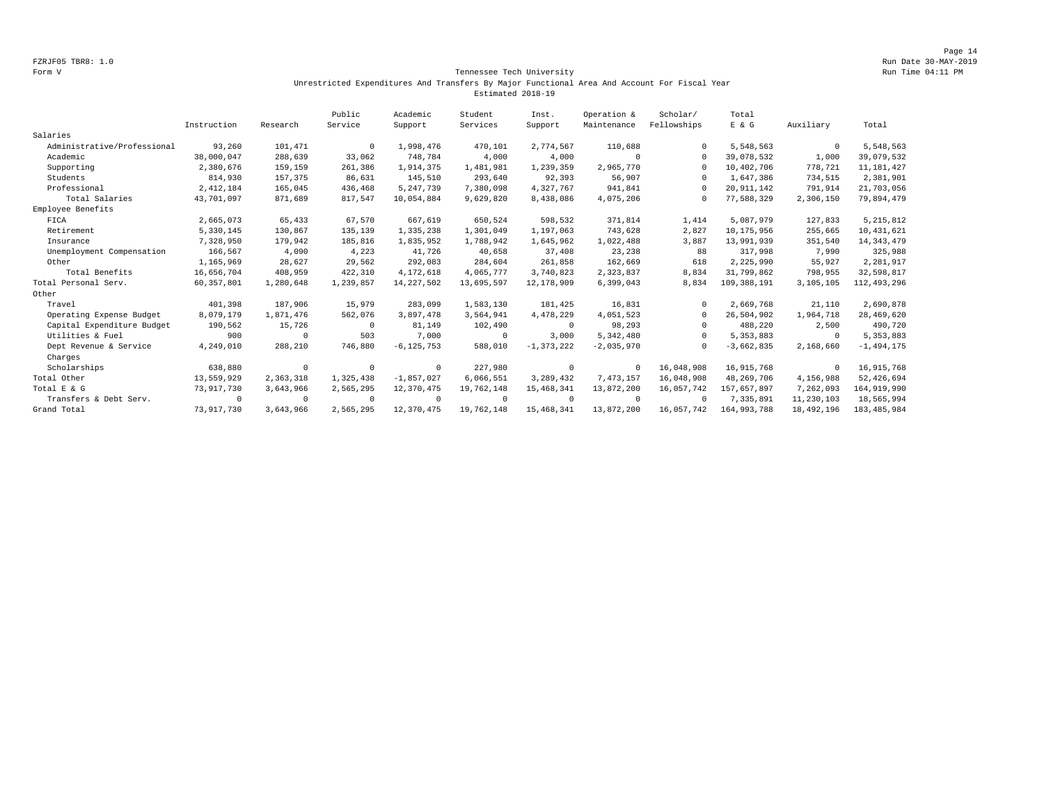FZRJF05 TBR8: 1.0
Form V

Run Date 30-MAY-2019
Run Time 04:11 PM

Tennessee Tech University
Unrestricted Expenditures And Transfers By Major Functional Area And Account For Fiscal Year
Estimated 2018-19

| | Instruction | Research | Public Service | Academic Support | Student Services | Inst. Support | Operation & Maintenance | Scholar/ Fellowships | Total E & G | Auxiliary | Total |
|---|---|---|---|---|---|---|---|---|---|---|---|
| Salaries | | | | | | | | | | | |
| Administrative/Professional | 93,260 | 101,471 | 0 | 1,998,476 | 470,101 | 2,774,567 | 110,688 | 0 | 5,548,563 | 0 | 5,548,563 |
| Academic | 38,000,047 | 288,639 | 33,062 | 748,784 | 4,000 | 4,000 | 0 | 0 | 39,078,532 | 1,000 | 39,079,532 |
| Supporting | 2,380,676 | 159,159 | 261,386 | 1,914,375 | 1,481,981 | 1,239,359 | 2,965,770 | 0 | 10,402,706 | 778,721 | 11,181,427 |
| Students | 814,930 | 157,375 | 86,631 | 145,510 | 293,640 | 92,393 | 56,907 | 0 | 1,647,386 | 734,515 | 2,381,901 |
| Professional | 2,412,184 | 165,045 | 436,468 | 5,247,739 | 7,380,098 | 4,327,767 | 941,841 | 0 | 20,911,142 | 791,914 | 21,703,056 |
| Total Salaries | 43,701,097 | 871,689 | 817,547 | 10,054,884 | 9,629,820 | 8,438,086 | 4,075,206 | 0 | 77,588,329 | 2,306,150 | 79,894,479 |
| Employee Benefits | | | | | | | | | | | |
| FICA | 2,665,073 | 65,433 | 67,570 | 667,619 | 650,524 | 598,532 | 371,814 | 1,414 | 5,087,979 | 127,833 | 5,215,812 |
| Retirement | 5,330,145 | 130,867 | 135,139 | 1,335,238 | 1,301,049 | 1,197,063 | 743,628 | 2,827 | 10,175,956 | 255,665 | 10,431,621 |
| Insurance | 7,328,950 | 179,942 | 185,816 | 1,835,952 | 1,788,942 | 1,645,962 | 1,022,488 | 3,887 | 13,991,939 | 351,540 | 14,343,479 |
| Unemployment Compensation | 166,567 | 4,090 | 4,223 | 41,726 | 40,658 | 37,408 | 23,238 | 88 | 317,998 | 7,990 | 325,988 |
| Other | 1,165,969 | 28,627 | 29,562 | 292,083 | 284,604 | 261,858 | 162,669 | 618 | 2,225,990 | 55,927 | 2,281,917 |
| Total Benefits | 16,656,704 | 408,959 | 422,310 | 4,172,618 | 4,065,777 | 3,740,823 | 2,323,837 | 8,834 | 31,799,862 | 798,955 | 32,598,817 |
| Total Personal Serv. | 60,357,801 | 1,280,648 | 1,239,857 | 14,227,502 | 13,695,597 | 12,178,909 | 6,399,043 | 8,834 | 109,388,191 | 3,105,105 | 112,493,296 |
| Other | | | | | | | | | | | |
| Travel | 401,398 | 187,906 | 15,979 | 283,099 | 1,583,130 | 181,425 | 16,831 | 0 | 2,669,768 | 21,110 | 2,690,878 |
| Operating Expense Budget | 8,079,179 | 1,871,476 | 562,076 | 3,897,478 | 3,564,941 | 4,478,229 | 4,051,523 | 0 | 26,504,902 | 1,964,718 | 28,469,620 |
| Capital Expenditure Budget | 190,562 | 15,726 | 0 | 81,149 | 102,490 | 0 | 98,293 | 0 | 488,220 | 2,500 | 490,720 |
| Utilities & Fuel | 900 | 0 | 503 | 7,000 | 0 | 3,000 | 5,342,480 | 0 | 5,353,883 | 0 | 5,353,883 |
| Dept Revenue & Service Charges | 4,249,010 | 288,210 | 746,880 | -6,125,753 | 588,010 | -1,373,222 | -2,035,970 | 0 | -3,662,835 | 2,168,660 | -1,494,175 |
| Scholarships | 638,880 | 0 | 0 | 0 | 227,980 | 0 | 0 | 16,048,908 | 16,915,768 | 0 | 16,915,768 |
| Total Other | 13,559,929 | 2,363,318 | 1,325,438 | -1,857,027 | 6,066,551 | 3,289,432 | 7,473,157 | 16,048,908 | 48,269,706 | 4,156,988 | 52,426,694 |
| Total E & G | 73,917,730 | 3,643,966 | 2,565,295 | 12,370,475 | 19,762,148 | 15,468,341 | 13,872,200 | 16,057,742 | 157,657,897 | 7,262,093 | 164,919,990 |
| Transfers & Debt Serv. | 0 | 0 | 0 | 0 | 0 | 0 | 0 | 0 | 7,335,891 | 11,230,103 | 18,565,994 |
| Grand Total | 73,917,730 | 3,643,966 | 2,565,295 | 12,370,475 | 19,762,148 | 15,468,341 | 13,872,200 | 16,057,742 | 164,993,788 | 18,492,196 | 183,485,984 |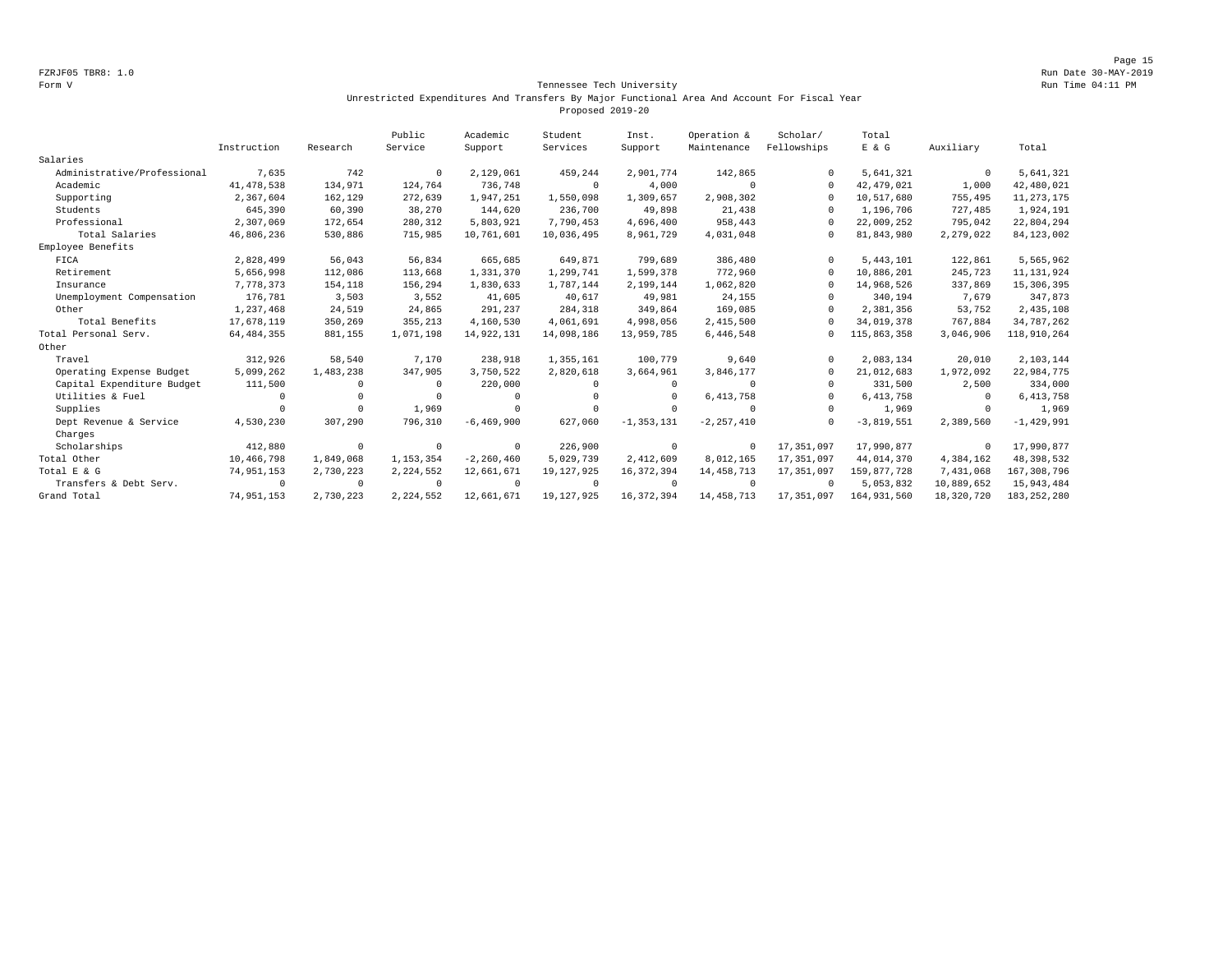FZRJF05 TBR8: 1.0
Form V

Run Date 30-MAY-2019
Run Time 04:11 PM

## Tennessee Tech University
### Unrestricted Expenditures And Transfers By Major Functional Area And Account For Fiscal Year
### Proposed 2019-20

| | Instruction | Research | Public Service | Academic Support | Student Services | Inst. Support | Operation & Maintenance | Scholar/ Fellowships | Total E & G | Auxiliary | Total |
|---|---|---|---|---|---|---|---|---|---|---|---|
| Salaries | | | | | | | | | | | |
| Administrative/Professional | 7,635 | 742 | 0 | 2,129,061 | 459,244 | 2,901,774 | 142,865 | 0 | 5,641,321 | 0 | 5,641,321 |
| Academic | 41,478,538 | 134,971 | 124,764 | 736,748 | 0 | 4,000 | 0 | 0 | 42,479,021 | 1,000 | 42,480,021 |
| Supporting | 2,367,604 | 162,129 | 272,639 | 1,947,251 | 1,550,098 | 1,309,657 | 2,908,302 | 0 | 10,517,680 | 755,495 | 11,273,175 |
| Students | 645,390 | 60,390 | 38,270 | 144,620 | 236,700 | 49,898 | 21,438 | 0 | 1,196,706 | 727,485 | 1,924,191 |
| Professional | 2,307,069 | 172,654 | 280,312 | 5,803,921 | 7,790,453 | 4,696,400 | 958,443 | 0 | 22,009,252 | 795,042 | 22,804,294 |
| Total Salaries | 46,806,236 | 530,886 | 715,985 | 10,761,601 | 10,036,495 | 8,961,729 | 4,031,048 | 0 | 81,843,980 | 2,279,022 | 84,123,002 |
| Employee Benefits | | | | | | | | | | | |
| FICA | 2,828,499 | 56,043 | 56,834 | 665,685 | 649,871 | 799,689 | 386,480 | 0 | 5,443,101 | 122,861 | 5,565,962 |
| Retirement | 5,656,998 | 112,086 | 113,668 | 1,331,370 | 1,299,741 | 1,599,378 | 772,960 | 0 | 10,886,201 | 245,723 | 11,131,924 |
| Insurance | 7,778,373 | 154,118 | 156,294 | 1,830,633 | 1,787,144 | 2,199,144 | 1,062,820 | 0 | 14,968,526 | 337,869 | 15,306,395 |
| Unemployment Compensation | 176,781 | 3,503 | 3,552 | 41,605 | 40,617 | 49,981 | 24,155 | 0 | 340,194 | 7,679 | 347,873 |
| Other | 1,237,468 | 24,519 | 24,865 | 291,237 | 284,318 | 349,864 | 169,085 | 0 | 2,381,356 | 53,752 | 2,435,108 |
| Total Benefits | 17,678,119 | 350,269 | 355,213 | 4,160,530 | 4,061,691 | 4,998,056 | 2,415,500 | 0 | 34,019,378 | 767,884 | 34,787,262 |
| Total Personal Serv. | 64,484,355 | 881,155 | 1,071,198 | 14,922,131 | 14,098,186 | 13,959,785 | 6,446,548 | 0 | 115,863,358 | 3,046,906 | 118,910,264 |
| Other | | | | | | | | | | | |
| Travel | 312,926 | 58,540 | 7,170 | 238,918 | 1,355,161 | 100,779 | 9,640 | 0 | 2,083,134 | 20,010 | 2,103,144 |
| Operating Expense Budget | 5,099,262 | 1,483,238 | 347,905 | 3,750,522 | 2,820,618 | 3,664,961 | 3,846,177 | 0 | 21,012,683 | 1,972,092 | 22,984,775 |
| Capital Expenditure Budget | 111,500 | 0 | 0 | 220,000 | 0 | 0 | 0 | 0 | 331,500 | 2,500 | 334,000 |
| Utilities & Fuel | 0 | 0 | 0 | 0 | 0 | 0 | 6,413,758 | 0 | 6,413,758 | 0 | 6,413,758 |
| Supplies | 0 | 0 | 1,969 | 0 | 0 | 0 | 0 | 0 | 1,969 | 0 | 1,969 |
| Dept Revenue & Service Charges | 4,530,230 | 307,290 | 796,310 | -6,469,900 | 627,060 | -1,353,131 | -2,257,410 | 0 | -3,819,551 | 2,389,560 | -1,429,991 |
| Scholarships | 412,880 | 0 | 0 | 0 | 226,900 | 0 | 0 | 17,351,097 | 17,990,877 | 0 | 17,990,877 |
| Total Other | 10,466,798 | 1,849,068 | 1,153,354 | -2,260,460 | 5,029,739 | 2,412,609 | 8,012,165 | 17,351,097 | 44,014,370 | 4,384,162 | 48,398,532 |
| Total E & G | 74,951,153 | 2,730,223 | 2,224,552 | 12,661,671 | 19,127,925 | 16,372,394 | 14,458,713 | 17,351,097 | 159,877,728 | 7,431,068 | 167,308,796 |
| Transfers & Debt Serv. | 0 | 0 | 0 | 0 | 0 | 0 | 0 | 0 | 5,053,832 | 10,889,652 | 15,943,484 |
| Grand Total | 74,951,153 | 2,730,223 | 2,224,552 | 12,661,671 | 19,127,925 | 16,372,394 | 14,458,713 | 17,351,097 | 164,931,560 | 18,320,720 | 183,252,280 |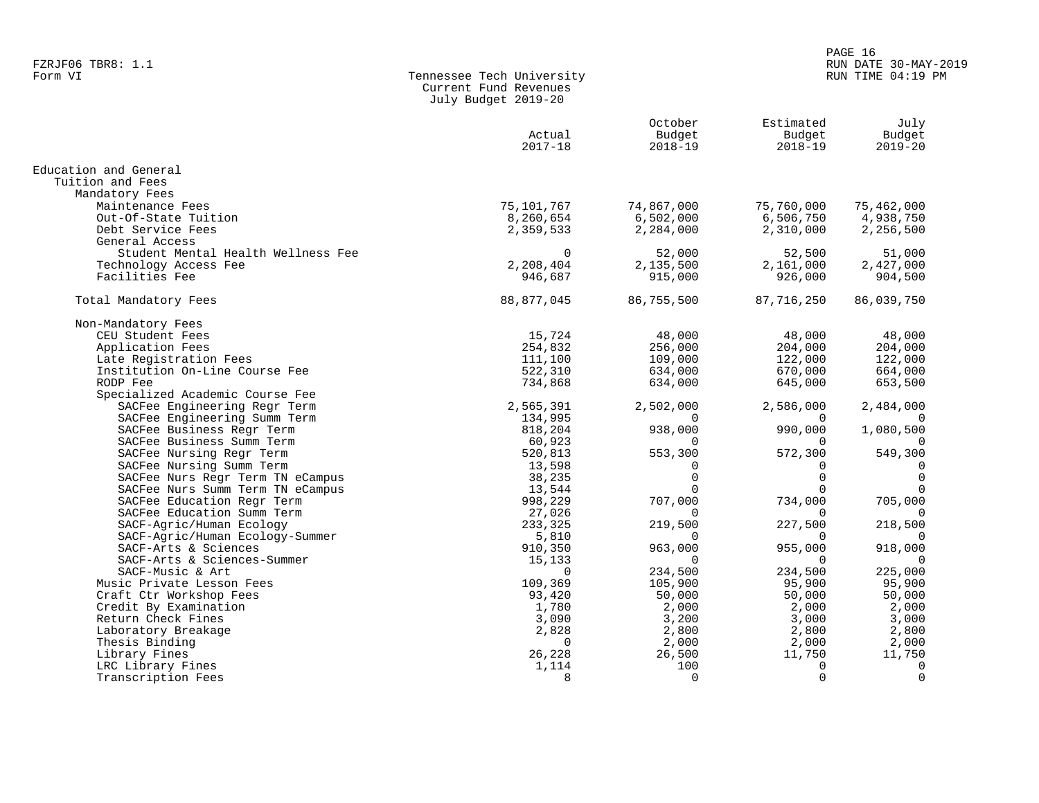FZRJF06 TBR8: 1.1
Form VI

# Tennessee Tech University
## Current Fund Revenues
### July Budget 2019-20

| | Actual 2017-18 | October Budget 2018-19 | Estimated Budget 2018-19 | July Budget 2019-20 |
|---|---|---|---|---|
| Education and General | | | | |
| Tuition and Fees | | | | |
| Mandatory Fees | | | | |
| Maintenance Fees | 75,101,767 | 74,867,000 | 75,760,000 | 75,462,000 |
| Out-Of-State Tuition | 8,260,654 | 6,502,000 | 6,506,750 | 4,938,750 |
| Debt Service Fees | 2,359,533 | 2,284,000 | 2,310,000 | 2,256,500 |
| General Access | | | | |
| Student Mental Health Wellness Fee | 0 | 52,000 | 52,500 | 51,000 |
| Technology Access Fee | 2,208,404 | 2,135,500 | 2,161,000 | 2,427,000 |
| Facilities Fee | 946,687 | 915,000 | 926,000 | 904,500 |
| Total Mandatory Fees | 88,877,045 | 86,755,500 | 87,716,250 | 86,039,750 |
| Non-Mandatory Fees | | | | |
| CEU Student Fees | 15,724 | 48,000 | 48,000 | 48,000 |
| Application Fees | 254,832 | 256,000 | 204,000 | 204,000 |
| Late Registration Fees | 111,100 | 109,000 | 122,000 | 122,000 |
| Institution On-Line Course Fee | 522,310 | 634,000 | 670,000 | 664,000 |
| RODP Fee | 734,868 | 634,000 | 645,000 | 653,500 |
| Specialized Academic Course Fee | | | | |
| SACFee Engineering Regr Term | 2,565,391 | 2,502,000 | 2,586,000 | 2,484,000 |
| SACFee Engineering Summ Term | 134,995 | 0 | 0 | 0 |
| SACFee Business Regr Term | 818,204 | 938,000 | 990,000 | 1,080,500 |
| SACFee Business Summ Term | 60,923 | 0 | 0 | 0 |
| SACFee Nursing Regr Term | 520,813 | 553,300 | 572,300 | 549,300 |
| SACFee Nursing Summ Term | 13,598 | 0 | 0 | 0 |
| SACFee Nurs Regr Term TN eCampus | 38,235 | 0 | 0 | 0 |
| SACFee Nurs Summ Term TN eCampus | 13,544 | 0 | 0 | 0 |
| SACFee Education Regr Term | 998,229 | 707,000 | 734,000 | 705,000 |
| SACFee Education Summ Term | 27,026 | 0 | 0 | 0 |
| SACF-Agric/Human Ecology | 233,325 | 219,500 | 227,500 | 218,500 |
| SACF-Agric/Human Ecology-Summer | 5,810 | 0 | 0 | 0 |
| SACF-Arts & Sciences | 910,350 | 963,000 | 955,000 | 918,000 |
| SACF-Arts & Sciences-Summer | 15,133 | 0 | 0 | 0 |
| SACF-Music & Art | 0 | 234,500 | 234,500 | 225,000 |
| Music Private Lesson Fees | 109,369 | 105,900 | 95,900 | 95,900 |
| Craft Ctr Workshop Fees | 93,420 | 50,000 | 50,000 | 50,000 |
| Credit By Examination | 1,780 | 2,000 | 2,000 | 2,000 |
| Return Check Fines | 3,090 | 3,200 | 3,000 | 3,000 |
| Laboratory Breakage | 2,828 | 2,800 | 2,800 | 2,800 |
| Thesis Binding | 0 | 2,000 | 2,000 | 2,000 |
| Library Fines | 26,228 | 26,500 | 11,750 | 11,750 |
| LRC Library Fines | 1,114 | 100 | 0 | 0 |
| Transcription Fees | 8 | 0 | 0 | 0 |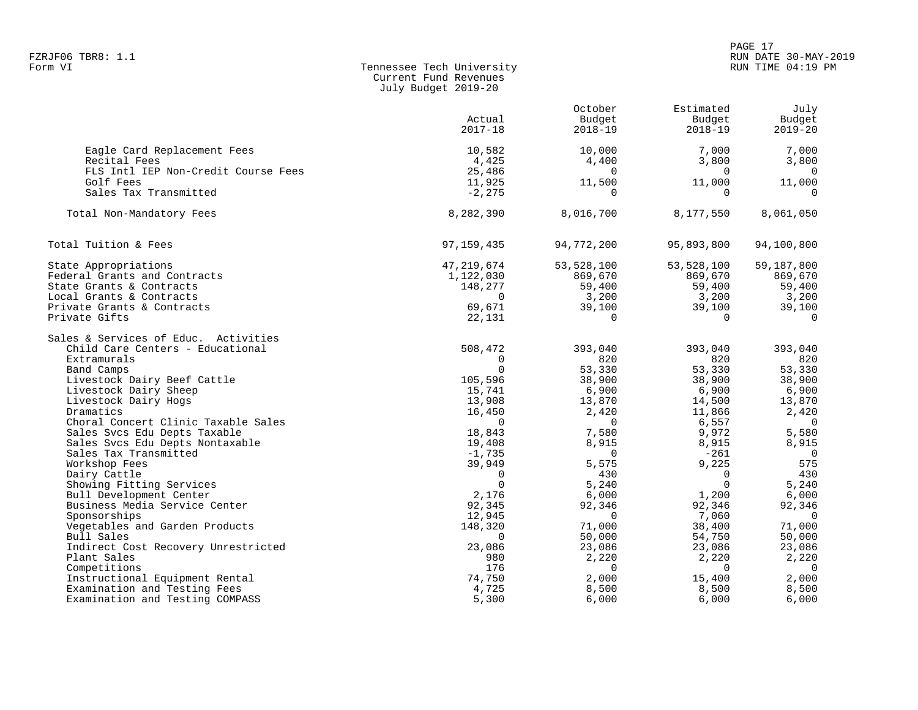FZRJF06 TBR8: 1.1
Form VI

# Tennessee Tech University
## Current Fund Revenues
### July Budget 2019-20

| | Actual 2017-18 | October Budget 2018-19 | Estimated Budget 2018-19 | July Budget 2019-20 |
|---|---|---|---|---|
| Eagle Card Replacement Fees | 10,582 | 10,000 | 7,000 | 7,000 |
| Recital Fees | 4,425 | 4,400 | 3,800 | 3,800 |
| FLS Intl IEP Non-Credit Course Fees | 25,486 | 0 | 0 | 0 |
| Golf Fees | 11,925 | 11,500 | 11,000 | 11,000 |
| Sales Tax Transmitted | -2,275 | 0 | 0 | 0 |
| Total Non-Mandatory Fees | 8,282,390 | 8,016,700 | 8,177,550 | 8,061,050 |
| Total Tuition & Fees | 97,159,435 | 94,772,200 | 95,893,800 | 94,100,800 |
| State Appropriations | 47,219,674 | 53,528,100 | 53,528,100 | 59,187,800 |
| Federal Grants and Contracts | 1,122,030 | 869,670 | 869,670 | 869,670 |
| State Grants & Contracts | 148,277 | 59,400 | 59,400 | 59,400 |
| Local Grants & Contracts | 0 | 3,200 | 3,200 | 3,200 |
| Private Grants & Contracts | 69,671 | 39,100 | 39,100 | 39,100 |
| Private Gifts | 22,131 | 0 | 0 | 0 |
| Sales & Services of Educ. Activities | | | | |
| Child Care Centers - Educational | 508,472 | 393,040 | 393,040 | 393,040 |
| Extramurals | 0 | 820 | 820 | 820 |
| Band Camps | 0 | 53,330 | 53,330 | 53,330 |
| Livestock Dairy Beef Cattle | 105,596 | 38,900 | 38,900 | 38,900 |
| Livestock Dairy Sheep | 15,741 | 6,900 | 6,900 | 6,900 |
| Livestock Dairy Hogs | 13,908 | 13,870 | 14,500 | 13,870 |
| Dramatics | 16,450 | 2,420 | 11,866 | 2,420 |
| Choral Concert Clinic Taxable Sales | 0 | 0 | 6,557 | 0 |
| Sales Svcs Edu Depts Taxable | 18,843 | 7,580 | 9,972 | 5,580 |
| Sales Svcs Edu Depts Nontaxable | 19,408 | 8,915 | 8,915 | 8,915 |
| Sales Tax Transmitted | -1,735 | 0 | -261 | 0 |
| Workshop Fees | 39,949 | 5,575 | 9,225 | 575 |
| Dairy Cattle | 0 | 430 | 0 | 430 |
| Showing Fitting Services | 0 | 5,240 | 0 | 5,240 |
| Bull Development Center | 2,176 | 6,000 | 1,200 | 6,000 |
| Business Media Service Center | 92,345 | 92,346 | 92,346 | 92,346 |
| Sponsorships | 12,945 | 0 | 7,060 | 0 |
| Vegetables and Garden Products | 148,320 | 71,000 | 38,400 | 71,000 |
| Bull Sales | 0 | 50,000 | 54,750 | 50,000 |
| Indirect Cost Recovery Unrestricted | 23,086 | 23,086 | 23,086 | 23,086 |
| Plant Sales | 980 | 2,220 | 2,220 | 2,220 |
| Competitions | 176 | 0 | 0 | 0 |
| Instructional Equipment Rental | 74,750 | 2,000 | 15,400 | 2,000 |
| Examination and Testing Fees | 4,725 | 8,500 | 8,500 | 8,500 |
| Examination and Testing COMPASS | 5,300 | 6,000 | 6,000 | 6,000 |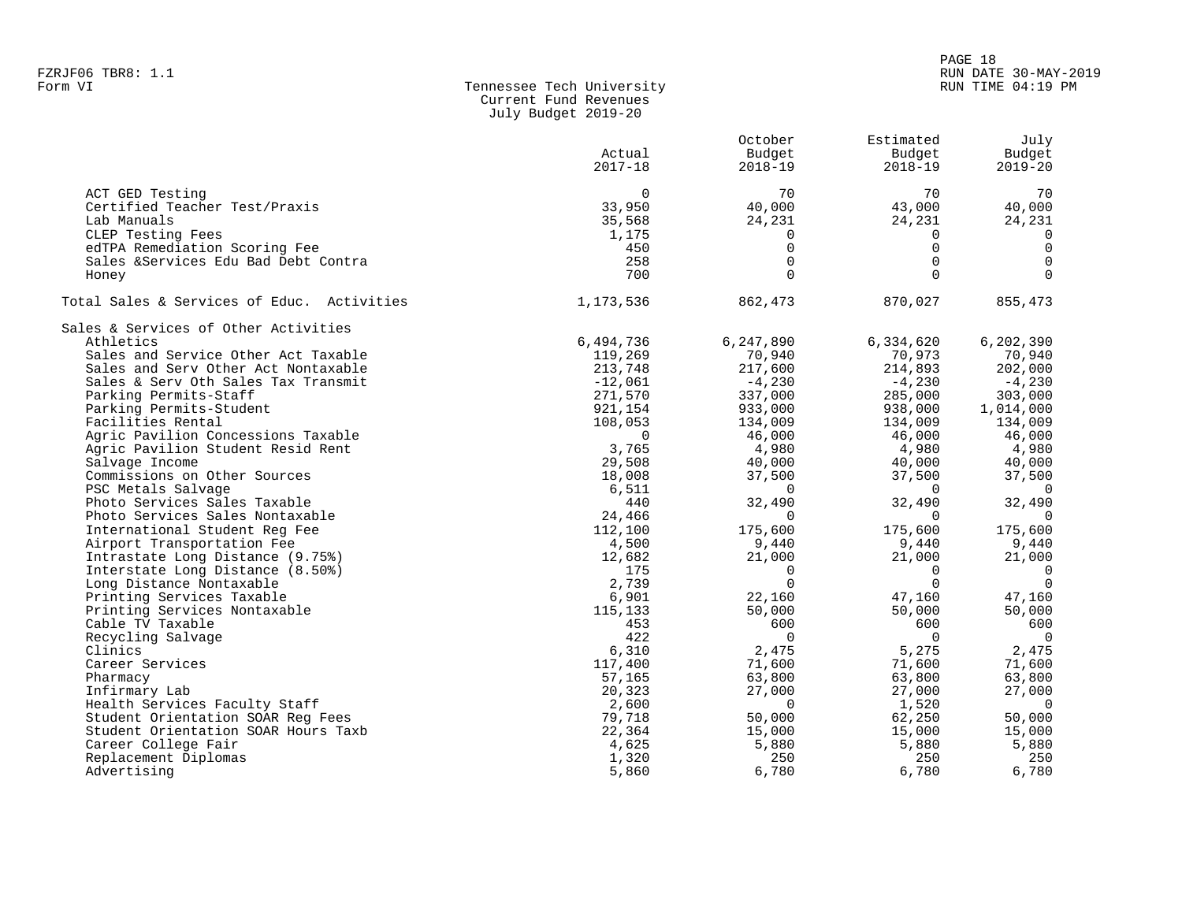Tennessee Tech University
Current Fund Revenues
July Budget 2019-20

| | Actual 2017-18 | October Budget 2018-19 | Estimated Budget 2018-19 | July Budget 2019-20 |
|---|---|---|---|---|
| ACT GED Testing | 0 | 70 | 70 | 70 |
| Certified Teacher Test/Praxis | 33,950 | 40,000 | 43,000 | 40,000 |
| Lab Manuals | 35,568 | 24,231 | 24,231 | 24,231 |
| CLEP Testing Fees | 1,175 | 0 | 0 | 0 |
| edTPA Remediation Scoring Fee | 450 | 0 | 0 | 0 |
| Sales &Services Edu Bad Debt Contra | 258 | 0 | 0 | 0 |
| Honey | 700 | 0 | 0 | 0 |
| Total Sales & Services of Educ. Activities | 1,173,536 | 862,473 | 870,027 | 855,473 |
| Sales & Services of Other Activities | | | | |
| Athletics | 6,494,736 | 6,247,890 | 6,334,620 | 6,202,390 |
| Sales and Service Other Act Taxable | 119,269 | 70,940 | 70,973 | 70,940 |
| Sales and Serv Other Act Nontaxable | 213,748 | 217,600 | 214,893 | 202,000 |
| Sales & Serv Oth Sales Tax Transmit | -12,061 | -4,230 | -4,230 | -4,230 |
| Parking Permits-Staff | 271,570 | 337,000 | 285,000 | 303,000 |
| Parking Permits-Student | 921,154 | 933,000 | 938,000 | 1,014,000 |
| Facilities Rental | 108,053 | 134,009 | 134,009 | 134,009 |
| Agric Pavilion Concessions Taxable | 0 | 46,000 | 46,000 | 46,000 |
| Agric Pavilion Student Resid Rent | 3,765 | 4,980 | 4,980 | 4,980 |
| Salvage Income | 29,508 | 40,000 | 40,000 | 40,000 |
| Commissions on Other Sources | 18,008 | 37,500 | 37,500 | 37,500 |
| PSC Metals Salvage | 6,511 | 0 | 0 | 0 |
| Photo Services Sales Taxable | 440 | 32,490 | 32,490 | 32,490 |
| Photo Services Sales Nontaxable | 24,466 | 0 | 0 | 0 |
| International Student Reg Fee | 112,100 | 175,600 | 175,600 | 175,600 |
| Airport Transportation Fee | 4,500 | 9,440 | 9,440 | 9,440 |
| Intrastate Long Distance (9.75%) | 12,682 | 21,000 | 21,000 | 21,000 |
| Interstate Long Distance (8.50%) | 175 | 0 | 0 | 0 |
| Long Distance Nontaxable | 2,739 | 0 | 0 | 0 |
| Printing Services Taxable | 6,901 | 22,160 | 47,160 | 47,160 |
| Printing Services Nontaxable | 115,133 | 50,000 | 50,000 | 50,000 |
| Cable TV Taxable | 453 | 600 | 600 | 600 |
| Recycling Salvage | 422 | 0 | 0 | 0 |
| Clinics | 6,310 | 2,475 | 5,275 | 2,475 |
| Career Services | 117,400 | 71,600 | 71,600 | 71,600 |
| Pharmacy | 57,165 | 63,800 | 63,800 | 63,800 |
| Infirmary Lab | 20,323 | 27,000 | 27,000 | 27,000 |
| Health Services Faculty Staff | 2,600 | 0 | 1,520 | 0 |
| Student Orientation SOAR Reg Fees | 79,718 | 50,000 | 62,250 | 50,000 |
| Student Orientation SOAR Hours Taxb | 22,364 | 15,000 | 15,000 | 15,000 |
| Career College Fair | 4,625 | 5,880 | 5,880 | 5,880 |
| Replacement Diplomas | 1,320 | 250 | 250 | 250 |
| Advertising | 5,860 | 6,780 | 6,780 | 6,780 |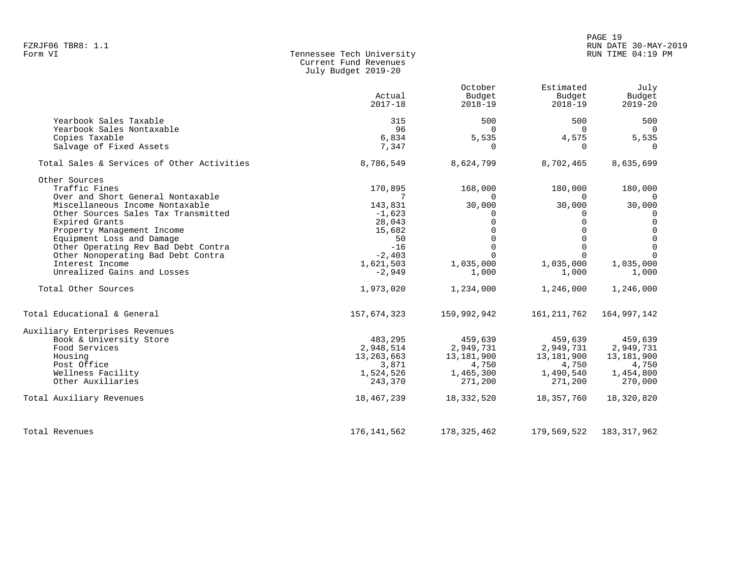Tennessee Tech University
Current Fund Revenues
July Budget 2019-20

| | Actual 2017-18 | October Budget 2018-19 | Estimated Budget 2018-19 | July Budget 2019-20 |
|---|---|---|---|---|
| Yearbook Sales Taxable | 315 | 500 | 500 | 500 |
| Yearbook Sales Nontaxable | 96 | 0 | 0 | 0 |
| Copies Taxable | 6,834 | 5,535 | 4,575 | 5,535 |
| Salvage of Fixed Assets | 7,347 | 0 | 0 | 0 |
| Total Sales & Services of Other Activities | 8,786,549 | 8,624,799 | 8,702,465 | 8,635,699 |
| Other Sources | | | | |
| Traffic Fines | 170,895 | 168,000 | 180,000 | 180,000 |
| Over and Short General Nontaxable | 7 | 0 | 0 | 0 |
| Miscellaneous Income Nontaxable | 143,831 | 30,000 | 30,000 | 30,000 |
| Other Sources Sales Tax Transmitted | -1,623 | 0 | 0 | 0 |
| Expired Grants | 28,043 | 0 | 0 | 0 |
| Property Management Income | 15,682 | 0 | 0 | 0 |
| Equipment Loss and Damage | 50 | 0 | 0 | 0 |
| Other Operating Rev Bad Debt Contra | -16 | 0 | 0 | 0 |
| Other Nonoperating Bad Debt Contra | -2,403 | 0 | 0 | 0 |
| Interest Income | 1,621,503 | 1,035,000 | 1,035,000 | 1,035,000 |
| Unrealized Gains and Losses | -2,949 | 1,000 | 1,000 | 1,000 |
| Total Other Sources | 1,973,020 | 1,234,000 | 1,246,000 | 1,246,000 |
| Total Educational & General | 157,674,323 | 159,992,942 | 161,211,762 | 164,997,142 |
| Auxiliary Enterprises Revenues | | | | |
| Book & University Store | 483,295 | 459,639 | 459,639 | 459,639 |
| Food Services | 2,948,514 | 2,949,731 | 2,949,731 | 2,949,731 |
| Housing | 13,263,663 | 13,181,900 | 13,181,900 | 13,181,900 |
| Post Office | 3,871 | 4,750 | 4,750 | 4,750 |
| Wellness Facility | 1,524,526 | 1,465,300 | 1,490,540 | 1,454,800 |
| Other Auxiliaries | 243,370 | 271,200 | 271,200 | 270,000 |
| Total Auxiliary Revenues | 18,467,239 | 18,332,520 | 18,357,760 | 18,320,820 |
| Total Revenues | 176,141,562 | 178,325,462 | 179,569,522 | 183,317,962 |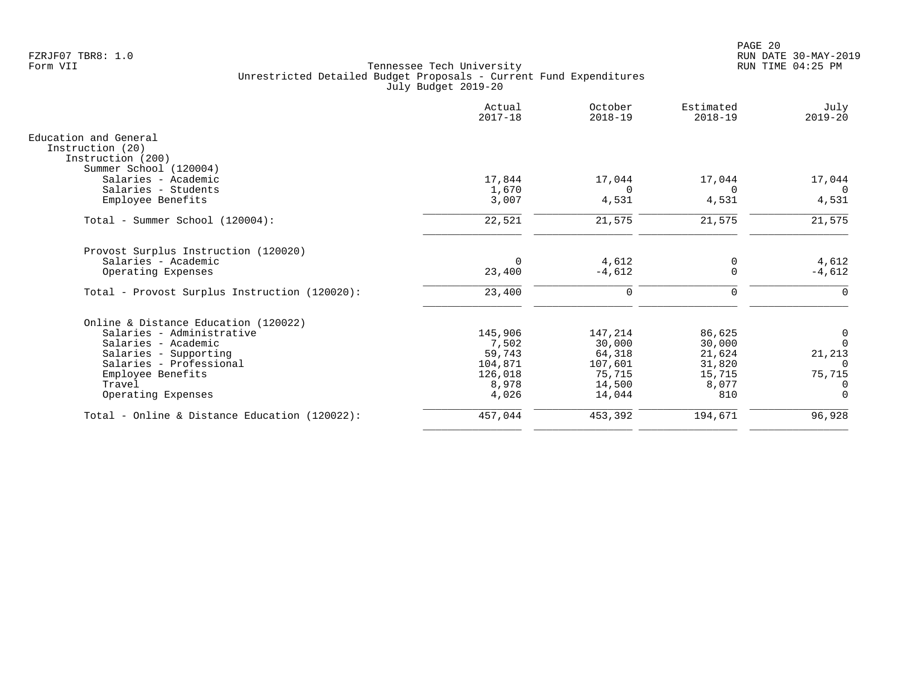Tennessee Tech University
Unrestricted Detailed Budget Proposals - Current Fund Expenditures
July Budget 2019-20

| | Actual 2017-18 | October 2018-19 | Estimated 2018-19 | July 2019-20 |
|---|---:|---:|---:|---:|
| **Education and General** | | | | |
| Instruction (20) | | | | |
| Instruction (200) | | | | |
| Summer School (120004) | | | | |
| Salaries - Academic | 17,844 | 17,044 | 17,044 | 17,044 |
| Salaries - Students | 1,670 | 0 | 0 | 0 |
| Employee Benefits | 3,007 | 4,531 | 4,531 | 4,531 |
| Total - Summer School (120004): | 22,521 | 21,575 | 21,575 | 21,575 |
| Provost Surplus Instruction (120020) | | | | |
| Salaries - Academic | 0 | 4,612 | 0 | 4,612 |
| Operating Expenses | 23,400 | -4,612 | 0 | -4,612 |
| Total - Provost Surplus Instruction (120020): | 23,400 | 0 | 0 | 0 |
| Online & Distance Education (120022) | | | | |
| Salaries - Administrative | 145,906 | 147,214 | 86,625 | 0 |
| Salaries - Academic | 7,502 | 30,000 | 30,000 | 0 |
| Salaries - Supporting | 59,743 | 64,318 | 21,624 | 21,213 |
| Salaries - Professional | 104,871 | 107,601 | 31,820 | 0 |
| Employee Benefits | 126,018 | 75,715 | 15,715 | 75,715 |
| Travel | 8,978 | 14,500 | 8,077 | 0 |
| Operating Expenses | 4,026 | 14,044 | 810 | 0 |
| Total - Online & Distance Education (120022): | 457,044 | 453,392 | 194,671 | 96,928 |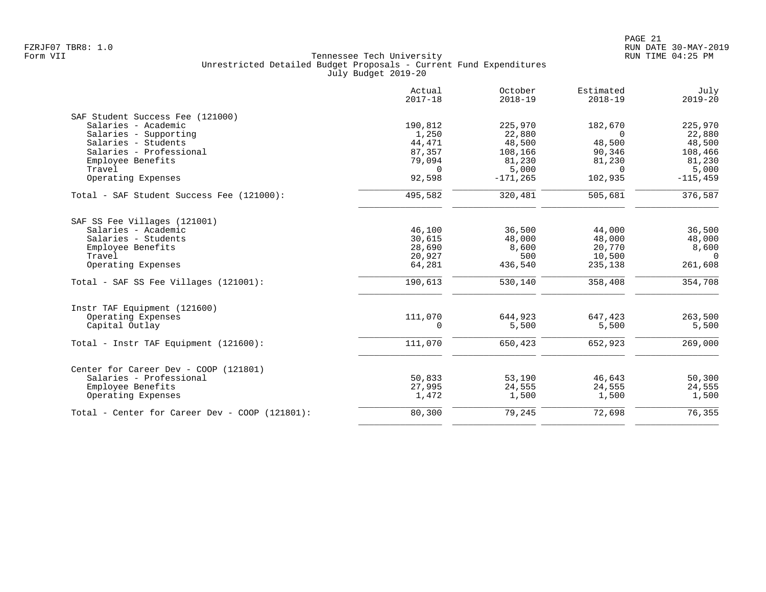Tennessee Tech University
Unrestricted Detailed Budget Proposals - Current Fund Expenditures
July Budget 2019-20

| | Actual 2017-18 | October 2018-19 | Estimated 2018-19 | July 2019-20 |
|---|---|---|---|---|
| SAF Student Success Fee (121000) | | | | |
| Salaries - Academic | 190,812 | 225,970 | 182,670 | 225,970 |
| Salaries - Supporting | 1,250 | 22,880 | 0 | 22,880 |
| Salaries - Students | 44,471 | 48,500 | 48,500 | 48,500 |
| Salaries - Professional | 87,357 | 108,166 | 90,346 | 108,466 |
| Employee Benefits | 79,094 | 81,230 | 81,230 | 81,230 |
| Travel | 0 | 5,000 | 0 | 5,000 |
| Operating Expenses | 92,598 | -171,265 | 102,935 | -115,459 |
| Total - SAF Student Success Fee (121000): | 495,582 | 320,481 | 505,681 | 376,587 |
| SAF SS Fee Villages (121001) | | | | |
| Salaries - Academic | 46,100 | 36,500 | 44,000 | 36,500 |
| Salaries - Students | 30,615 | 48,000 | 48,000 | 48,000 |
| Employee Benefits | 28,690 | 8,600 | 20,770 | 8,600 |
| Travel | 20,927 | 500 | 10,500 | 0 |
| Operating Expenses | 64,281 | 436,540 | 235,138 | 261,608 |
| Total - SAF SS Fee Villages (121001): | 190,613 | 530,140 | 358,408 | 354,708 |
| Instr TAF Equipment (121600) | | | | |
| Operating Expenses | 111,070 | 644,923 | 647,423 | 263,500 |
| Capital Outlay | 0 | 5,500 | 5,500 | 5,500 |
| Total - Instr TAF Equipment (121600): | 111,070 | 650,423 | 652,923 | 269,000 |
| Center for Career Dev - COOP (121801) | | | | |
| Salaries - Professional | 50,833 | 53,190 | 46,643 | 50,300 |
| Employee Benefits | 27,995 | 24,555 | 24,555 | 24,555 |
| Operating Expenses | 1,472 | 1,500 | 1,500 | 1,500 |
| Total - Center for Career Dev - COOP (121801): | 80,300 | 79,245 | 72,698 | 76,355 |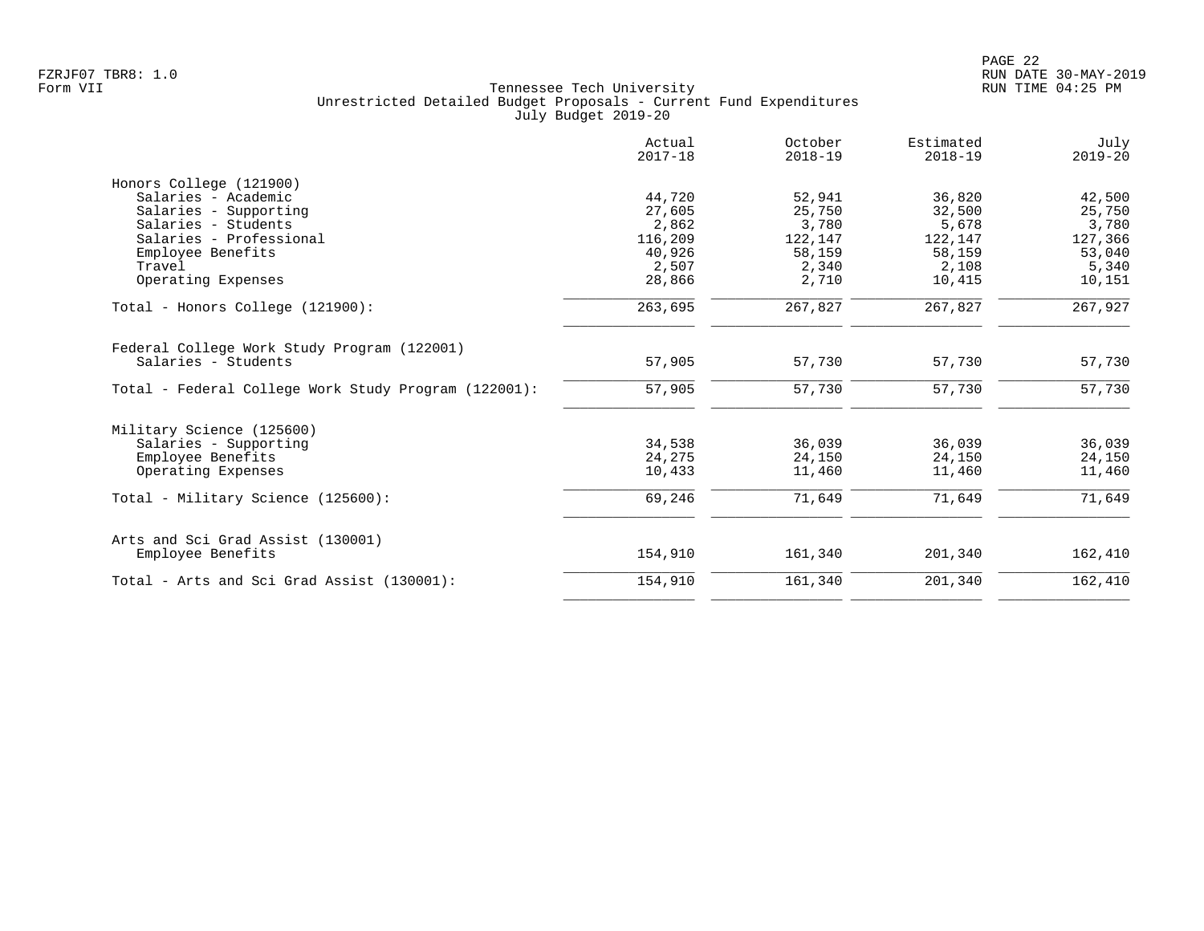Tennessee Tech University
Unrestricted Detailed Budget Proposals - Current Fund Expenditures
July Budget 2019-20

| | Actual 2017-18 | October 2018-19 | Estimated 2018-19 | July 2019-20 |
|---|---|---|---|---|
| Honors College (121900) | | | | |
| Salaries - Academic | 44,720 | 52,941 | 36,820 | 42,500 |
| Salaries - Supporting | 27,605 | 25,750 | 32,500 | 25,750 |
| Salaries - Students | 2,862 | 3,780 | 5,678 | 3,780 |
| Salaries - Professional | 116,209 | 122,147 | 122,147 | 127,366 |
| Employee Benefits | 40,926 | 58,159 | 58,159 | 53,040 |
| Travel | 2,507 | 2,340 | 2,108 | 5,340 |
| Operating Expenses | 28,866 | 2,710 | 10,415 | 10,151 |
| Total - Honors College (121900): | 263,695 | 267,827 | 267,827 | 267,927 |
| Federal College Work Study Program (122001) | | | | |
| Salaries - Students | 57,905 | 57,730 | 57,730 | 57,730 |
| Total - Federal College Work Study Program (122001): | 57,905 | 57,730 | 57,730 | 57,730 |
| Military Science (125600) | | | | |
| Salaries - Supporting | 34,538 | 36,039 | 36,039 | 36,039 |
| Employee Benefits | 24,275 | 24,150 | 24,150 | 24,150 |
| Operating Expenses | 10,433 | 11,460 | 11,460 | 11,460 |
| Total - Military Science (125600): | 69,246 | 71,649 | 71,649 | 71,649 |
| Arts and Sci Grad Assist (130001) | | | | |
| Employee Benefits | 154,910 | 161,340 | 201,340 | 162,410 |
| Total - Arts and Sci Grad Assist (130001): | 154,910 | 161,340 | 201,340 | 162,410 |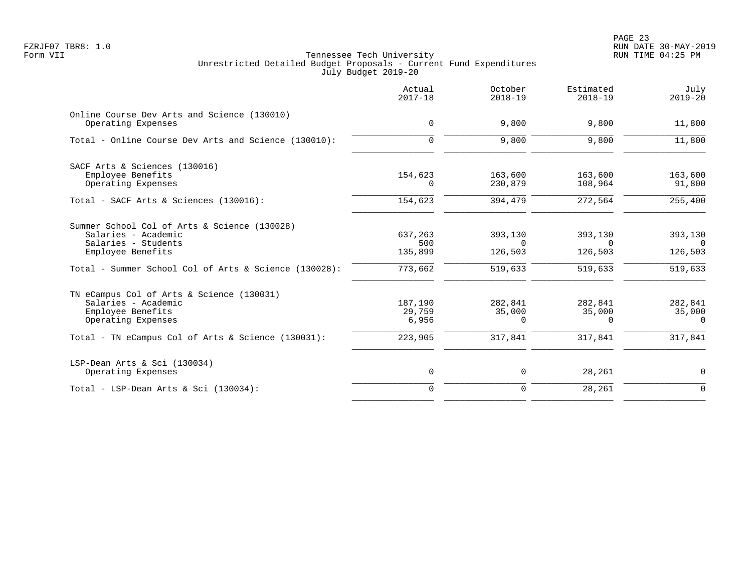Tennessee Tech University
Unrestricted Detailed Budget Proposals - Current Fund Expenditures
July Budget 2019-20

| | Actual 2017-18 | October 2018-19 | Estimated 2018-19 | July 2019-20 |
|---|---|---|---|---|
| **Online Course Dev Arts and Science (130010)** | | | | |
| Operating Expenses | 0 | 9,800 | 9,800 | 11,800 |
| Total - Online Course Dev Arts and Science (130010): | 0 | 9,800 | 9,800 | 11,800 |
| **SACF Arts & Sciences (130016)** | | | | |
| Employee Benefits | 154,623 | 163,600 | 163,600 | 163,600 |
| Operating Expenses | 0 | 230,879 | 108,964 | 91,800 |
| Total - SACF Arts & Sciences (130016): | 154,623 | 394,479 | 272,564 | 255,400 |
| **Summer School Col of Arts & Science (130028)** | | | | |
| Salaries - Academic | 637,263 | 393,130 | 393,130 | 393,130 |
| Salaries - Students | 500 | 0 | 0 | 0 |
| Employee Benefits | 135,899 | 126,503 | 126,503 | 126,503 |
| Total - Summer School Col of Arts & Science (130028): | 773,662 | 519,633 | 519,633 | 519,633 |
| **TN eCampus Col of Arts & Science (130031)** | | | | |
| Salaries - Academic | 187,190 | 282,841 | 282,841 | 282,841 |
| Employee Benefits | 29,759 | 35,000 | 35,000 | 35,000 |
| Operating Expenses | 6,956 | 0 | 0 | 0 |
| Total - TN eCampus Col of Arts & Science (130031): | 223,905 | 317,841 | 317,841 | 317,841 |
| **LSP-Dean Arts & Sci (130034)** | | | | |
| Operating Expenses | 0 | 0 | 28,261 | 0 |
| Total - LSP-Dean Arts & Sci (130034): | 0 | 0 | 28,261 | 0 |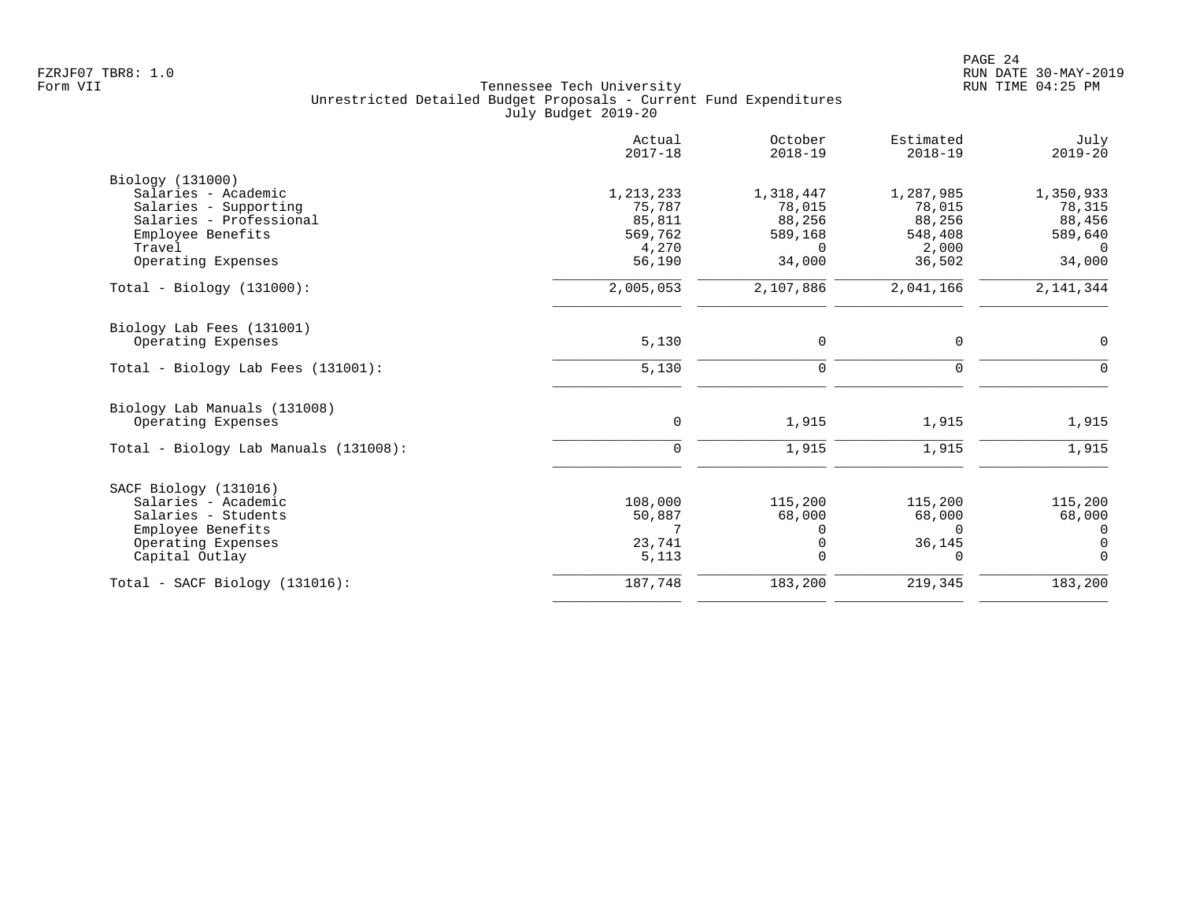FZRJF07 TBR8: 1.0
Form VII

Tennessee Tech University
Unrestricted Detailed Budget Proposals - Current Fund Expenditures
July Budget 2019-20

RUN DATE 30-MAY-2019
RUN TIME 04:25 PM

| | Actual 2017-18 | October 2018-19 | Estimated 2018-19 | July 2019-20 |
|---|---|---|---|---|
| **Biology (131000)** | | | | |
| Salaries - Academic | 1,213,233 | 1,318,447 | 1,287,985 | 1,350,933 |
| Salaries - Supporting | 75,787 | 78,015 | 78,015 | 78,315 |
| Salaries - Professional | 85,811 | 88,256 | 88,256 | 88,456 |
| Employee Benefits | 569,762 | 589,168 | 548,408 | 589,640 |
| Travel | 4,270 | 0 | 2,000 | 0 |
| Operating Expenses | 56,190 | 34,000 | 36,502 | 34,000 |
| Total - Biology (131000): | 2,005,053 | 2,107,886 | 2,041,166 | 2,141,344 |
| **Biology Lab Fees (131001)** | | | | |
| Operating Expenses | 5,130 | 0 | 0 | 0 |
| Total - Biology Lab Fees (131001): | 5,130 | 0 | 0 | 0 |
| **Biology Lab Manuals (131008)** | | | | |
| Operating Expenses | 0 | 1,915 | 1,915 | 1,915 |
| Total - Biology Lab Manuals (131008): | 0 | 1,915 | 1,915 | 1,915 |
| **SACF Biology (131016)** | | | | |
| Salaries - Academic | 108,000 | 115,200 | 115,200 | 115,200 |
| Salaries - Students | 50,887 | 68,000 | 68,000 | 68,000 |
| Employee Benefits | 7 | 0 | 0 | 0 |
| Operating Expenses | 23,741 | 0 | 36,145 | 0 |
| Capital Outlay | 5,113 | 0 | 0 | 0 |
| Total - SACF Biology (131016): | 187,748 | 183,200 | 219,345 | 183,200 |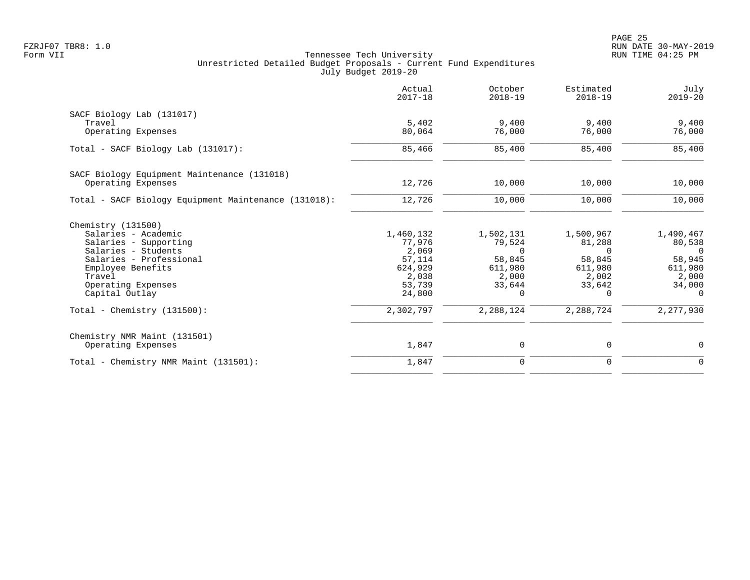Tennessee Tech University
Unrestricted Detailed Budget Proposals - Current Fund Expenditures
July Budget 2019-20

| | Actual 2017-18 | October 2018-19 | Estimated 2018-19 | July 2019-20 |
|---|---|---|---|---|
| **SACF Biology Lab (131017)** | | | | |
| Travel | 5,402 | 9,400 | 9,400 | 9,400 |
| Operating Expenses | 80,064 | 76,000 | 76,000 | 76,000 |
| Total - SACF Biology Lab (131017): | 85,466 | 85,400 | 85,400 | 85,400 |
| **SACF Biology Equipment Maintenance (131018)** | | | | |
| Operating Expenses | 12,726 | 10,000 | 10,000 | 10,000 |
| Total - SACF Biology Equipment Maintenance (131018): | 12,726 | 10,000 | 10,000 | 10,000 |
| **Chemistry (131500)** | | | | |
| Salaries - Academic | 1,460,132 | 1,502,131 | 1,500,967 | 1,490,467 |
| Salaries - Supporting | 77,976 | 79,524 | 81,288 | 80,538 |
| Salaries - Students | 2,069 | 0 | 0 | 0 |
| Salaries - Professional | 57,114 | 58,845 | 58,845 | 58,945 |
| Employee Benefits | 624,929 | 611,980 | 611,980 | 611,980 |
| Travel | 2,038 | 2,000 | 2,002 | 2,000 |
| Operating Expenses | 53,739 | 33,644 | 33,642 | 34,000 |
| Capital Outlay | 24,800 | 0 | 0 | 0 |
| Total - Chemistry (131500): | 2,302,797 | 2,288,124 | 2,288,724 | 2,277,930 |
| **Chemistry NMR Maint (131501)** | | | | |
| Operating Expenses | 1,847 | 0 | 0 | 0 |
| Total - Chemistry NMR Maint (131501): | 1,847 | 0 | 0 | 0 |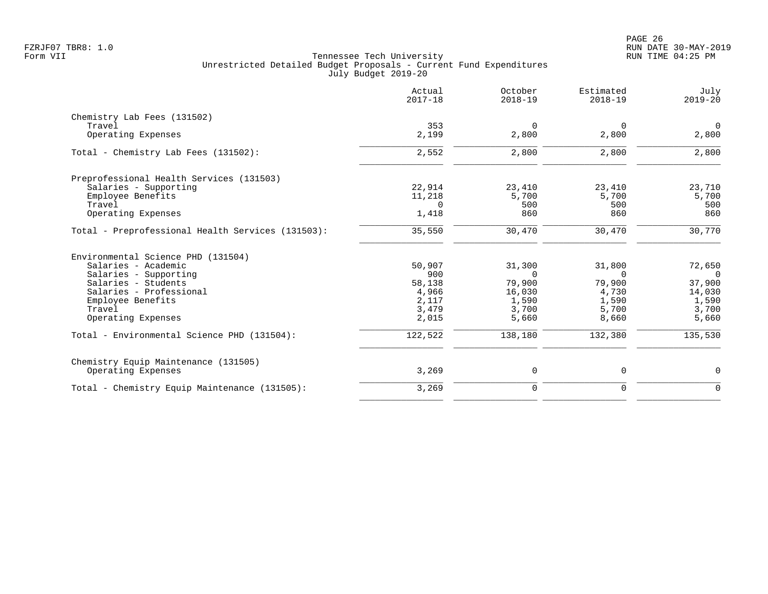Tennessee Tech University
Unrestricted Detailed Budget Proposals - Current Fund Expenditures
July Budget 2019-20

| | Actual 2017-18 | October 2018-19 | Estimated 2018-19 | July 2019-20 |
|---|---|---|---|---|
| **Chemistry Lab Fees (131502)** | | | | |
| Travel | 353 | 0 | 0 | 0 |
| Operating Expenses | 2,199 | 2,800 | 2,800 | 2,800 |
| Total - Chemistry Lab Fees (131502): | 2,552 | 2,800 | 2,800 | 2,800 |
| **Preprofessional Health Services (131503)** | | | | |
| Salaries - Supporting | 22,914 | 23,410 | 23,410 | 23,710 |
| Employee Benefits | 11,218 | 5,700 | 5,700 | 5,700 |
| Travel | 0 | 500 | 500 | 500 |
| Operating Expenses | 1,418 | 860 | 860 | 860 |
| Total - Preprofessional Health Services (131503): | 35,550 | 30,470 | 30,470 | 30,770 |
| **Environmental Science PHD (131504)** | | | | |
| Salaries - Academic | 50,907 | 31,300 | 31,800 | 72,650 |
| Salaries - Supporting | 900 | 0 | 0 | 0 |
| Salaries - Students | 58,138 | 79,900 | 79,900 | 37,900 |
| Salaries - Professional | 4,966 | 16,030 | 4,730 | 14,030 |
| Employee Benefits | 2,117 | 1,590 | 1,590 | 1,590 |
| Travel | 3,479 | 3,700 | 5,700 | 3,700 |
| Operating Expenses | 2,015 | 5,660 | 8,660 | 5,660 |
| Total - Environmental Science PHD (131504): | 122,522 | 138,180 | 132,380 | 135,530 |
| **Chemistry Equip Maintenance (131505)** | | | | |
| Operating Expenses | 3,269 | 0 | 0 | 0 |
| Total - Chemistry Equip Maintenance (131505): | 3,269 | 0 | 0 | 0 |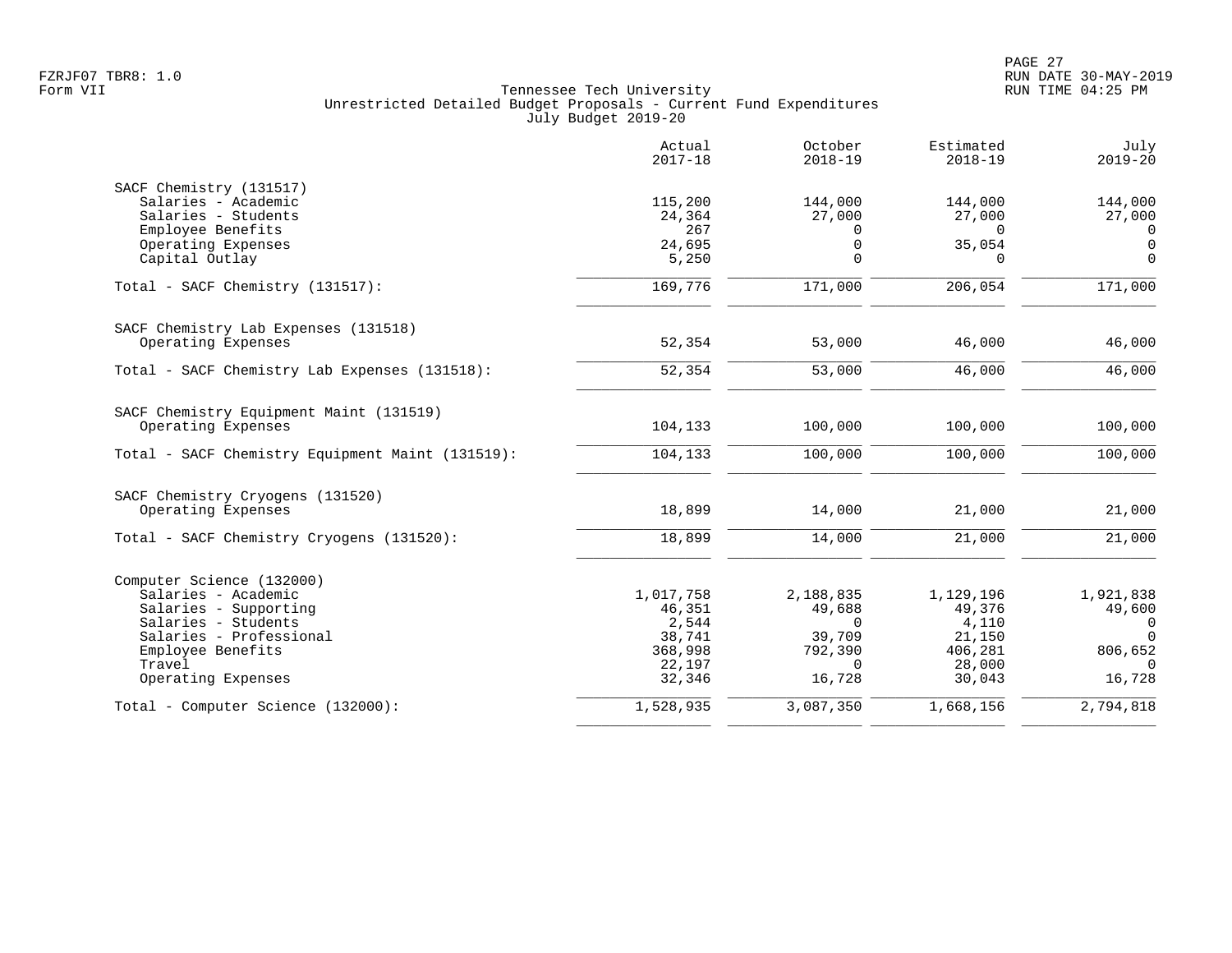Tennessee Tech University
Unrestricted Detailed Budget Proposals - Current Fund Expenditures
July Budget 2019-20

FZRJF07 TBR8: 1.0
Form VII

RUN DATE 30-MAY-2019
RUN TIME 04:25 PM

| | Actual 2017-18 | October 2018-19 | Estimated 2018-19 | July 2019-20 |
|---|---|---|---|---|
| **SACF Chemistry (131517)** | | | | |
| Salaries - Academic | 115,200 | 144,000 | 144,000 | 144,000 |
| Salaries - Students | 24,364 | 27,000 | 27,000 | 27,000 |
| Employee Benefits | 267 | 0 | 0 | 0 |
| Operating Expenses | 24,695 | 0 | 35,054 | 0 |
| Capital Outlay | 5,250 | 0 | 0 | 0 |
| Total - SACF Chemistry (131517): | 169,776 | 171,000 | 206,054 | 171,000 |
| **SACF Chemistry Lab Expenses (131518)** | | | | |
| Operating Expenses | 52,354 | 53,000 | 46,000 | 46,000 |
| Total - SACF Chemistry Lab Expenses (131518): | 52,354 | 53,000 | 46,000 | 46,000 |
| **SACF Chemistry Equipment Maint (131519)** | | | | |
| Operating Expenses | 104,133 | 100,000 | 100,000 | 100,000 |
| Total - SACF Chemistry Equipment Maint (131519): | 104,133 | 100,000 | 100,000 | 100,000 |
| **SACF Chemistry Cryogens (131520)** | | | | |
| Operating Expenses | 18,899 | 14,000 | 21,000 | 21,000 |
| Total - SACF Chemistry Cryogens (131520): | 18,899 | 14,000 | 21,000 | 21,000 |
| **Computer Science (132000)** | | | | |
| Salaries - Academic | 1,017,758 | 2,188,835 | 1,129,196 | 1,921,838 |
| Salaries - Supporting | 46,351 | 49,688 | 49,376 | 49,600 |
| Salaries - Students | 2,544 | 0 | 4,110 | 0 |
| Salaries - Professional | 38,741 | 39,709 | 21,150 | 0 |
| Employee Benefits | 368,998 | 792,390 | 406,281 | 806,652 |
| Travel | 22,197 | 0 | 28,000 | 0 |
| Operating Expenses | 32,346 | 16,728 | 30,043 | 16,728 |
| Total - Computer Science (132000): | 1,528,935 | 3,087,350 | 1,668,156 | 2,794,818 |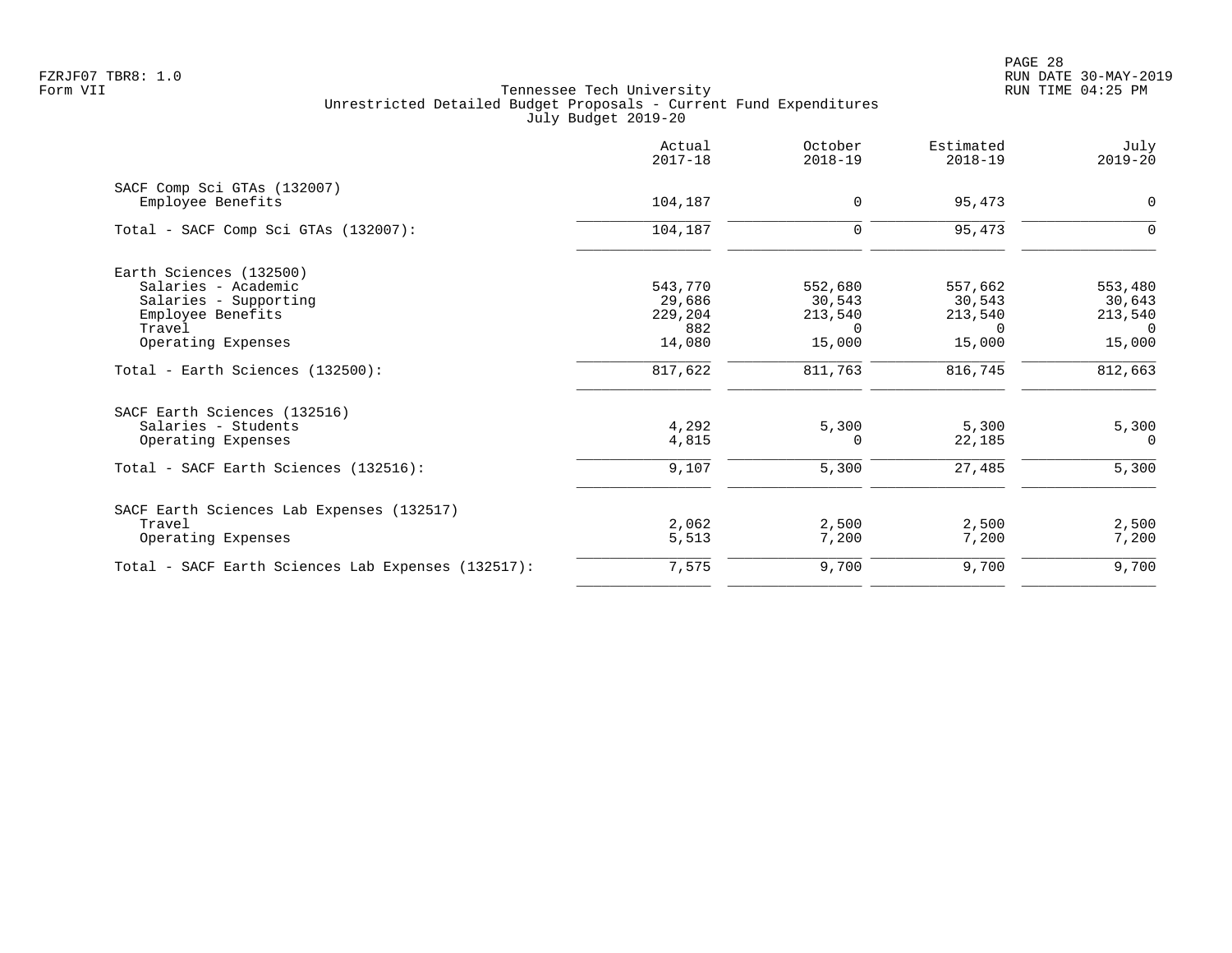FZRJF07 TBR8: 1.0
Form VII

Tennessee Tech University
Unrestricted Detailed Budget Proposals - Current Fund Expenditures
July Budget 2019-20

RUN DATE 30-MAY-2019
RUN TIME 04:25 PM

| | Actual 2017-18 | October 2018-19 | Estimated 2018-19 | July 2019-20 |
|---|---|---|---|---|
| **SACF Comp Sci GTAs (132007)** | | | | |
| Employee Benefits | 104,187 | 0 | 95,473 | 0 |
| Total - SACF Comp Sci GTAs (132007): | 104,187 | 0 | 95,473 | 0 |
| **Earth Sciences (132500)** | | | | |
| Salaries - Academic | 543,770 | 552,680 | 557,662 | 553,480 |
| Salaries - Supporting | 29,686 | 30,543 | 30,543 | 30,643 |
| Employee Benefits | 229,204 | 213,540 | 213,540 | 213,540 |
| Travel | 882 | 0 | 0 | 0 |
| Operating Expenses | 14,080 | 15,000 | 15,000 | 15,000 |
| Total - Earth Sciences (132500): | 817,622 | 811,763 | 816,745 | 812,663 |
| **SACF Earth Sciences (132516)** | | | | |
| Salaries - Students | 4,292 | 5,300 | 5,300 | 5,300 |
| Operating Expenses | 4,815 | 0 | 22,185 | 0 |
| Total - SACF Earth Sciences (132516): | 9,107 | 5,300 | 27,485 | 5,300 |
| **SACF Earth Sciences Lab Expenses (132517)** | | | | |
| Travel | 2,062 | 2,500 | 2,500 | 2,500 |
| Operating Expenses | 5,513 | 7,200 | 7,200 | 7,200 |
| Total - SACF Earth Sciences Lab Expenses (132517): | 7,575 | 9,700 | 9,700 | 9,700 |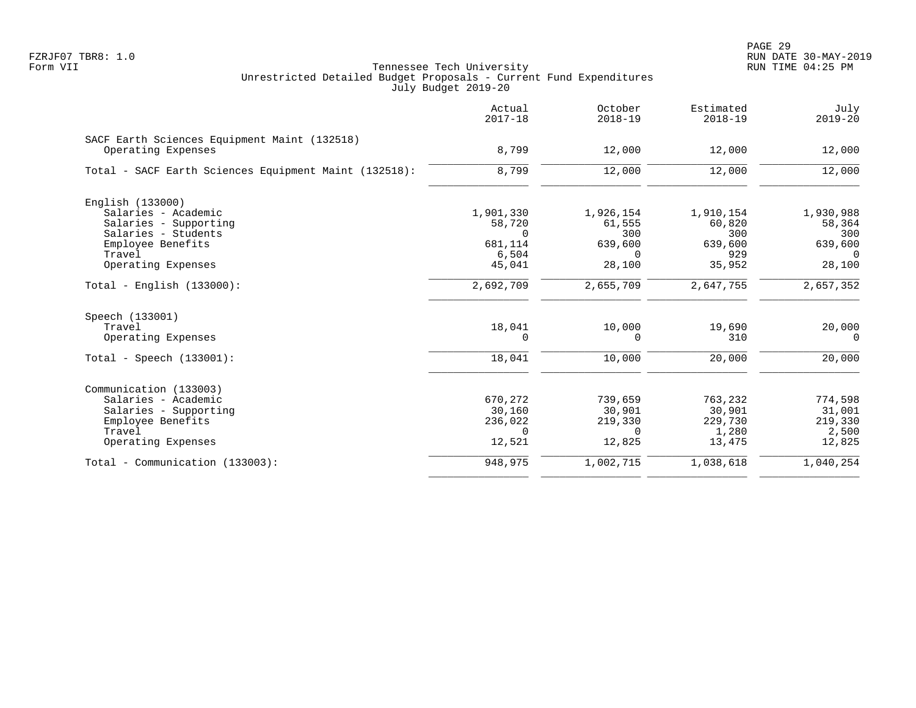Tennessee Tech University
Unrestricted Detailed Budget Proposals - Current Fund Expenditures
July Budget 2019-20

| | Actual 2017-18 | October 2018-19 | Estimated 2018-19 | July 2019-20 |
|---|---|---|---|---|
| **SACF Earth Sciences Equipment Maint (132518)** | | | | |
| Operating Expenses | 8,799 | 12,000 | 12,000 | 12,000 |
| Total - SACF Earth Sciences Equipment Maint (132518): | 8,799 | 12,000 | 12,000 | 12,000 |
| **English (133000)** | | | | |
| Salaries - Academic | 1,901,330 | 1,926,154 | 1,910,154 | 1,930,988 |
| Salaries - Supporting | 58,720 | 61,555 | 60,820 | 58,364 |
| Salaries - Students | 0 | 300 | 300 | 300 |
| Employee Benefits | 681,114 | 639,600 | 639,600 | 639,600 |
| Travel | 6,504 | 0 | 929 | 0 |
| Operating Expenses | 45,041 | 28,100 | 35,952 | 28,100 |
| Total - English (133000): | 2,692,709 | 2,655,709 | 2,647,755 | 2,657,352 |
| **Speech (133001)** | | | | |
| Travel | 18,041 | 10,000 | 19,690 | 20,000 |
| Operating Expenses | 0 | 0 | 310 | 0 |
| Total - Speech (133001): | 18,041 | 10,000 | 20,000 | 20,000 |
| **Communication (133003)** | | | | |
| Salaries - Academic | 670,272 | 739,659 | 763,232 | 774,598 |
| Salaries - Supporting | 30,160 | 30,901 | 30,901 | 31,001 |
| Employee Benefits | 236,022 | 219,330 | 229,730 | 219,330 |
| Travel | 0 | 0 | 1,280 | 2,500 |
| Operating Expenses | 12,521 | 12,825 | 13,475 | 12,825 |
| Total - Communication (133003): | 948,975 | 1,002,715 | 1,038,618 | 1,040,254 |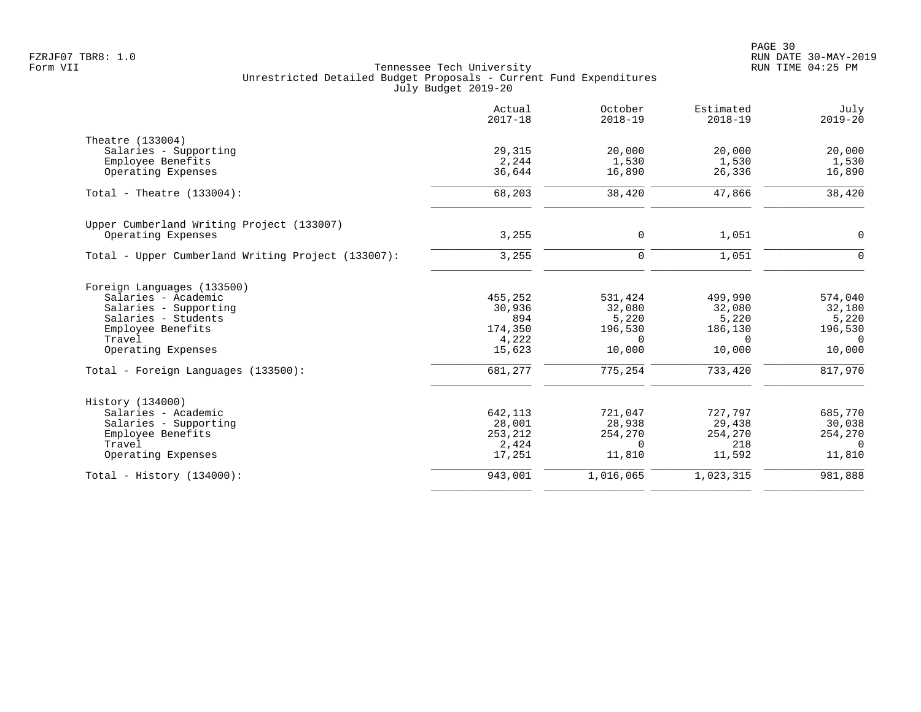FZRJF07 TBR8: 1.0
Form VII

Tennessee Tech University
Unrestricted Detailed Budget Proposals - Current Fund Expenditures
July Budget 2019-20

RUN DATE 30-MAY-2019
RUN TIME 04:25 PM

| | Actual 2017-18 | October 2018-19 | Estimated 2018-19 | July 2019-20 |
|---|---|---|---|---|
| Theatre (133004) | | | | |
| Salaries - Supporting | 29,315 | 20,000 | 20,000 | 20,000 |
| Employee Benefits | 2,244 | 1,530 | 1,530 | 1,530 |
| Operating Expenses | 36,644 | 16,890 | 26,336 | 16,890 |
| Total - Theatre (133004): | 68,203 | 38,420 | 47,866 | 38,420 |
| Upper Cumberland Writing Project (133007) | | | | |
| Operating Expenses | 3,255 | 0 | 1,051 | 0 |
| Total - Upper Cumberland Writing Project (133007): | 3,255 | 0 | 1,051 | 0 |
| Foreign Languages (133500) | | | | |
| Salaries - Academic | 455,252 | 531,424 | 499,990 | 574,040 |
| Salaries - Supporting | 30,936 | 32,080 | 32,080 | 32,180 |
| Salaries - Students | 894 | 5,220 | 5,220 | 5,220 |
| Employee Benefits | 174,350 | 196,530 | 186,130 | 196,530 |
| Travel | 4,222 | 0 | 0 | 0 |
| Operating Expenses | 15,623 | 10,000 | 10,000 | 10,000 |
| Total - Foreign Languages (133500): | 681,277 | 775,254 | 733,420 | 817,970 |
| History (134000) | | | | |
| Salaries - Academic | 642,113 | 721,047 | 727,797 | 685,770 |
| Salaries - Supporting | 28,001 | 28,938 | 29,438 | 30,038 |
| Employee Benefits | 253,212 | 254,270 | 254,270 | 254,270 |
| Travel | 2,424 | 0 | 218 | 0 |
| Operating Expenses | 17,251 | 11,810 | 11,592 | 11,810 |
| Total - History (134000): | 943,001 | 1,016,065 | 1,023,315 | 981,888 |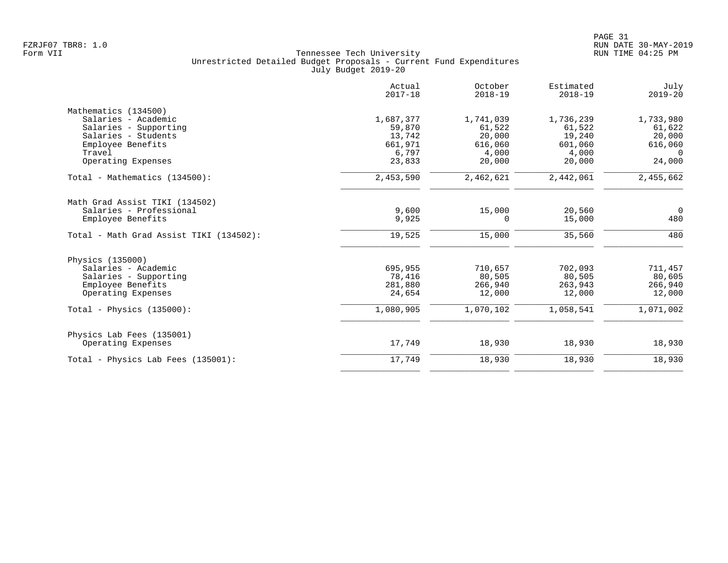Tennessee Tech University
Unrestricted Detailed Budget Proposals - Current Fund Expenditures
July Budget 2019-20

| | Actual 2017-18 | October 2018-19 | Estimated 2018-19 | July 2019-20 |
|---|---|---|---|---|
| **Mathematics (134500)** | | | | |
| Salaries - Academic | 1,687,377 | 1,741,039 | 1,736,239 | 1,733,980 |
| Salaries - Supporting | 59,870 | 61,522 | 61,522 | 61,622 |
| Salaries - Students | 13,742 | 20,000 | 19,240 | 20,000 |
| Employee Benefits | 661,971 | 616,060 | 601,060 | 616,060 |
| Travel | 6,797 | 4,000 | 4,000 | 0 |
| Operating Expenses | 23,833 | 20,000 | 20,000 | 24,000 |
| Total - Mathematics (134500): | 2,453,590 | 2,462,621 | 2,442,061 | 2,455,662 |
| **Math Grad Assist TIKI (134502)** | | | | |
| Salaries - Professional | 9,600 | 15,000 | 20,560 | 0 |
| Employee Benefits | 9,925 | 0 | 15,000 | 480 |
| Total - Math Grad Assist TIKI (134502): | 19,525 | 15,000 | 35,560 | 480 |
| **Physics (135000)** | | | | |
| Salaries - Academic | 695,955 | 710,657 | 702,093 | 711,457 |
| Salaries - Supporting | 78,416 | 80,505 | 80,505 | 80,605 |
| Employee Benefits | 281,880 | 266,940 | 263,943 | 266,940 |
| Operating Expenses | 24,654 | 12,000 | 12,000 | 12,000 |
| Total - Physics (135000): | 1,080,905 | 1,070,102 | 1,058,541 | 1,071,002 |
| **Physics Lab Fees (135001)** | | | | |
| Operating Expenses | 17,749 | 18,930 | 18,930 | 18,930 |
| Total - Physics Lab Fees (135001): | 17,749 | 18,930 | 18,930 | 18,930 |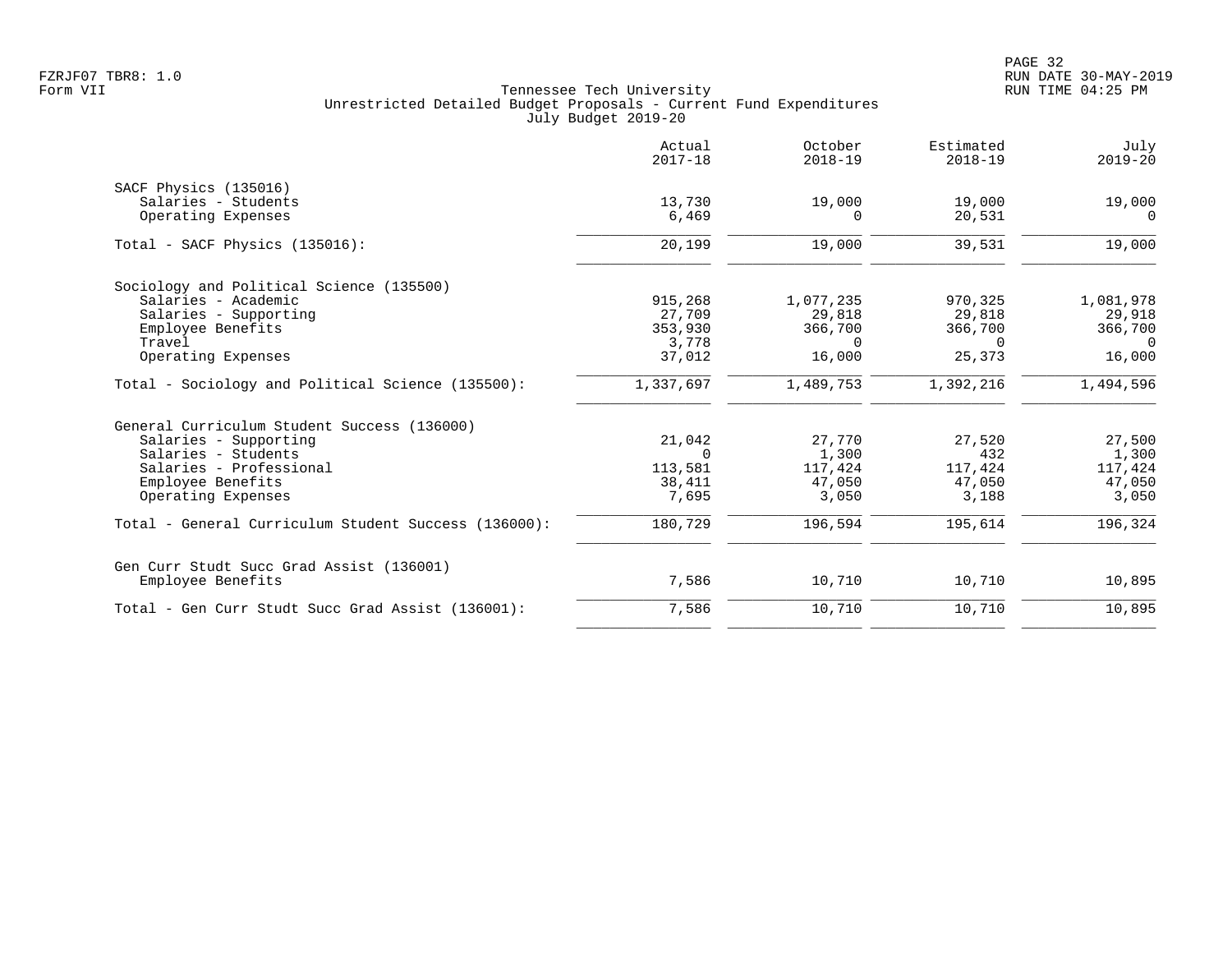FZRJF07 TBR8: 1.0
Form VII

Tennessee Tech University
Unrestricted Detailed Budget Proposals - Current Fund Expenditures
July Budget 2019-20

RUN DATE 30-MAY-2019
RUN TIME 04:25 PM

| | Actual 2017-18 | October 2018-19 | Estimated 2018-19 | July 2019-20 |
|---|---|---|---|---|
| **SACF Physics (135016)** | | | | |
| Salaries - Students | 13,730 | 19,000 | 19,000 | 19,000 |
| Operating Expenses | 6,469 | 0 | 20,531 | 0 |
| Total - SACF Physics (135016): | 20,199 | 19,000 | 39,531 | 19,000 |
| **Sociology and Political Science (135500)** | | | | |
| Salaries - Academic | 915,268 | 1,077,235 | 970,325 | 1,081,978 |
| Salaries - Supporting | 27,709 | 29,818 | 29,818 | 29,918 |
| Employee Benefits | 353,930 | 366,700 | 366,700 | 366,700 |
| Travel | 3,778 | 0 | 0 | 0 |
| Operating Expenses | 37,012 | 16,000 | 25,373 | 16,000 |
| Total - Sociology and Political Science (135500): | 1,337,697 | 1,489,753 | 1,392,216 | 1,494,596 |
| **General Curriculum Student Success (136000)** | | | | |
| Salaries - Supporting | 21,042 | 27,770 | 27,520 | 27,500 |
| Salaries - Students | 0 | 1,300 | 432 | 1,300 |
| Salaries - Professional | 113,581 | 117,424 | 117,424 | 117,424 |
| Employee Benefits | 38,411 | 47,050 | 47,050 | 47,050 |
| Operating Expenses | 7,695 | 3,050 | 3,188 | 3,050 |
| Total - General Curriculum Student Success (136000): | 180,729 | 196,594 | 195,614 | 196,324 |
| **Gen Curr Studt Succ Grad Assist (136001)** | | | | |
| Employee Benefits | 7,586 | 10,710 | 10,710 | 10,895 |
| Total - Gen Curr Studt Succ Grad Assist (136001): | 7,586 | 10,710 | 10,710 | 10,895 |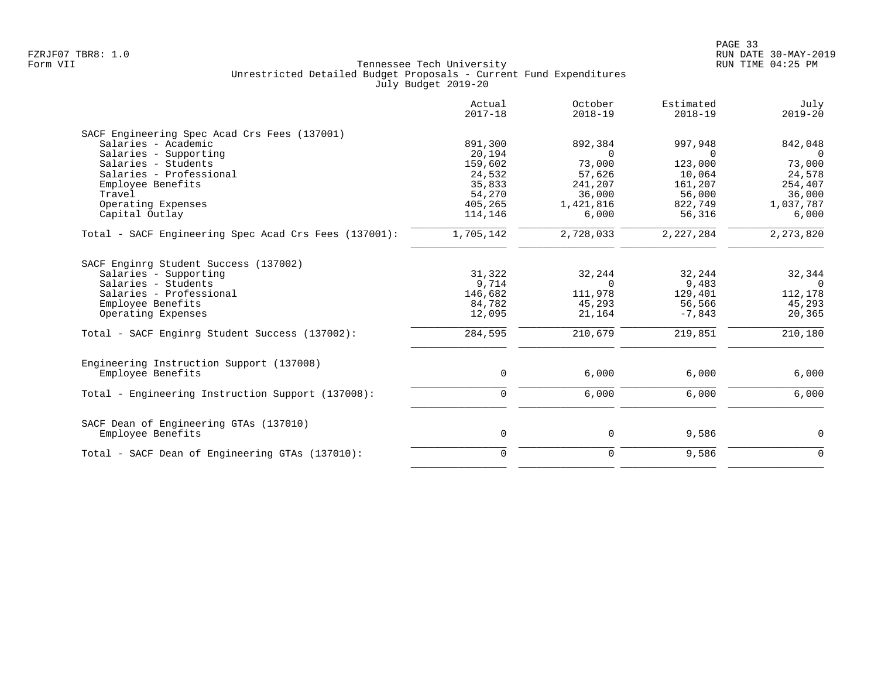Tennessee Tech University
Unrestricted Detailed Budget Proposals - Current Fund Expenditures
July Budget 2019-20

| | Actual 2017-18 | October 2018-19 | Estimated 2018-19 | July 2019-20 |
|---|---|---|---|---|
| **SACF Engineering Spec Acad Crs Fees (137001)** | | | | |
| Salaries - Academic | 891,300 | 892,384 | 997,948 | 842,048 |
| Salaries - Supporting | 20,194 | 0 | 0 | 0 |
| Salaries - Students | 159,602 | 73,000 | 123,000 | 73,000 |
| Salaries - Professional | 24,532 | 57,626 | 10,064 | 24,578 |
| Employee Benefits | 35,833 | 241,207 | 161,207 | 254,407 |
| Travel | 54,270 | 36,000 | 56,000 | 36,000 |
| Operating Expenses | 405,265 | 1,421,816 | 822,749 | 1,037,787 |
| Capital Outlay | 114,146 | 6,000 | 56,316 | 6,000 |
| Total - SACF Engineering Spec Acad Crs Fees (137001): | 1,705,142 | 2,728,033 | 2,227,284 | 2,273,820 |
| **SACF Enginrg Student Success (137002)** | | | | |
| Salaries - Supporting | 31,322 | 32,244 | 32,244 | 32,344 |
| Salaries - Students | 9,714 | 0 | 9,483 | 0 |
| Salaries - Professional | 146,682 | 111,978 | 129,401 | 112,178 |
| Employee Benefits | 84,782 | 45,293 | 56,566 | 45,293 |
| Operating Expenses | 12,095 | 21,164 | -7,843 | 20,365 |
| Total - SACF Enginrg Student Success (137002): | 284,595 | 210,679 | 219,851 | 210,180 |
| **Engineering Instruction Support (137008)** | | | | |
| Employee Benefits | 0 | 6,000 | 6,000 | 6,000 |
| Total - Engineering Instruction Support (137008): | 0 | 6,000 | 6,000 | 6,000 |
| **SACF Dean of Engineering GTAs (137010)** | | | | |
| Employee Benefits | 0 | 0 | 9,586 | 0 |
| Total - SACF Dean of Engineering GTAs (137010): | 0 | 0 | 9,586 | 0 |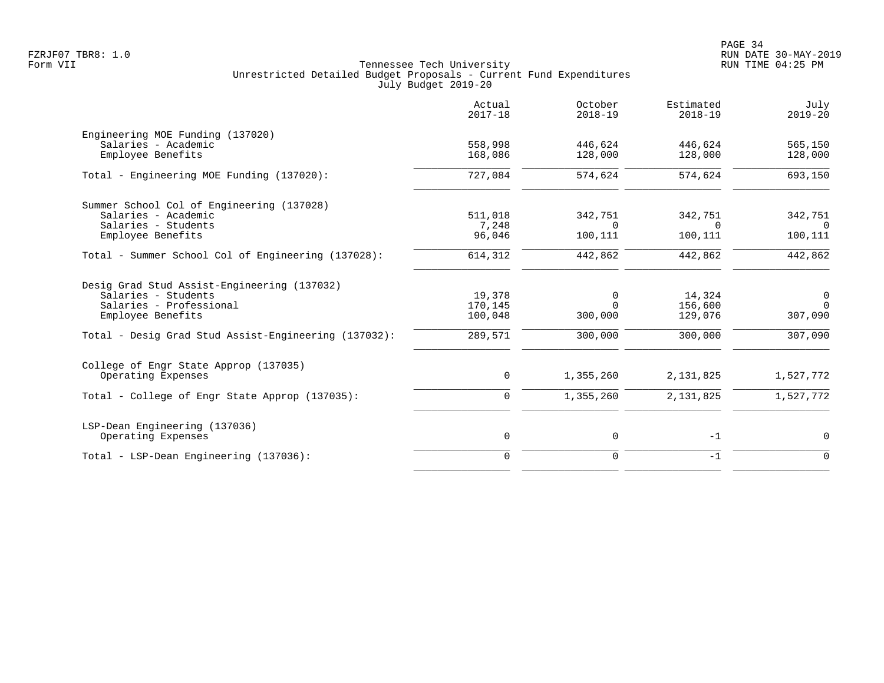Tennessee Tech University
Unrestricted Detailed Budget Proposals - Current Fund Expenditures
July Budget 2019-20

| | Actual 2017-18 | October 2018-19 | Estimated 2018-19 | July 2019-20 |
|---|---|---|---|---|
| **Engineering MOE Funding (137020)** | | | | |
| Salaries - Academic | 558,998 | 446,624 | 446,624 | 565,150 |
| Employee Benefits | 168,086 | 128,000 | 128,000 | 128,000 |
| Total - Engineering MOE Funding (137020): | 727,084 | 574,624 | 574,624 | 693,150 |
| **Summer School Col of Engineering (137028)** | | | | |
| Salaries - Academic | 511,018 | 342,751 | 342,751 | 342,751 |
| Salaries - Students | 7,248 | 0 | 0 | 0 |
| Employee Benefits | 96,046 | 100,111 | 100,111 | 100,111 |
| Total - Summer School Col of Engineering (137028): | 614,312 | 442,862 | 442,862 | 442,862 |
| **Desig Grad Stud Assist-Engineering (137032)** | | | | |
| Salaries - Students | 19,378 | 0 | 14,324 | 0 |
| Salaries - Professional | 170,145 | 0 | 156,600 | 0 |
| Employee Benefits | 100,048 | 300,000 | 129,076 | 307,090 |
| Total - Desig Grad Stud Assist-Engineering (137032): | 289,571 | 300,000 | 300,000 | 307,090 |
| **College of Engr State Approp (137035)** | | | | |
| Operating Expenses | 0 | 1,355,260 | 2,131,825 | 1,527,772 |
| Total - College of Engr State Approp (137035): | 0 | 1,355,260 | 2,131,825 | 1,527,772 |
| **LSP-Dean Engineering (137036)** | | | | |
| Operating Expenses | 0 | 0 | -1 | 0 |
| Total - LSP-Dean Engineering (137036): | 0 | 0 | -1 | 0 |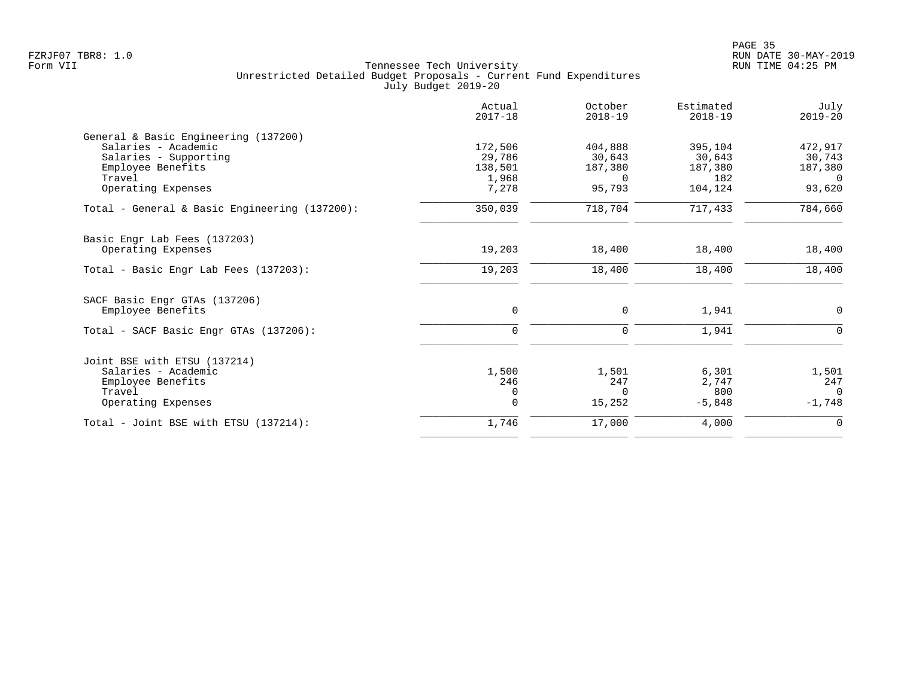Tennessee Tech University
Unrestricted Detailed Budget Proposals - Current Fund Expenditures
July Budget 2019-20

| | Actual 2017-18 | October 2018-19 | Estimated 2018-19 | July 2019-20 |
|---|---|---|---|---|
| **General & Basic Engineering (137200)** | | | | |
| Salaries - Academic | 172,506 | 404,888 | 395,104 | 472,917 |
| Salaries - Supporting | 29,786 | 30,643 | 30,643 | 30,743 |
| Employee Benefits | 138,501 | 187,380 | 187,380 | 187,380 |
| Travel | 1,968 | 0 | 182 | 0 |
| Operating Expenses | 7,278 | 95,793 | 104,124 | 93,620 |
| Total - General & Basic Engineering (137200): | 350,039 | 718,704 | 717,433 | 784,660 |
| **Basic Engr Lab Fees (137203)** | | | | |
| Operating Expenses | 19,203 | 18,400 | 18,400 | 18,400 |
| Total - Basic Engr Lab Fees (137203): | 19,203 | 18,400 | 18,400 | 18,400 |
| **SACF Basic Engr GTAs (137206)** | | | | |
| Employee Benefits | 0 | 0 | 1,941 | 0 |
| Total - SACF Basic Engr GTAs (137206): | 0 | 0 | 1,941 | 0 |
| **Joint BSE with ETSU (137214)** | | | | |
| Salaries - Academic | 1,500 | 1,501 | 6,301 | 1,501 |
| Employee Benefits | 246 | 247 | 2,747 | 247 |
| Travel | 0 | 0 | 800 | 0 |
| Operating Expenses | 0 | 15,252 | -5,848 | -1,748 |
| Total - Joint BSE with ETSU (137214): | 1,746 | 17,000 | 4,000 | 0 |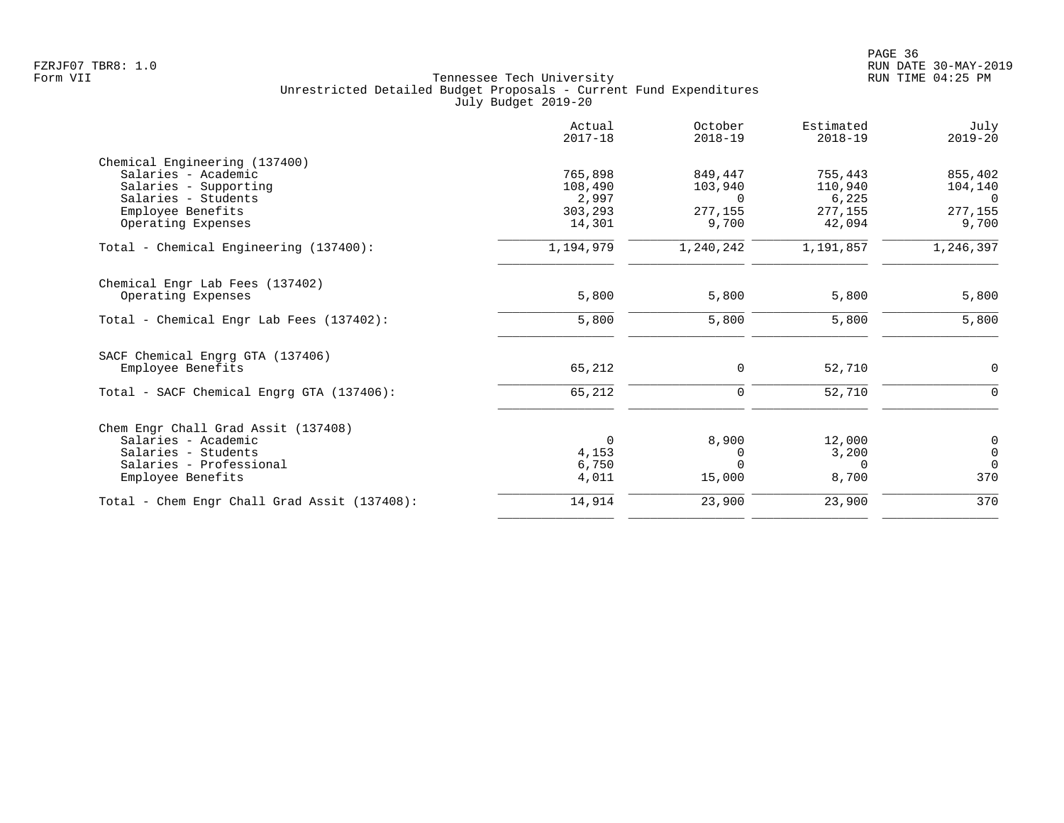Tennessee Tech University
Unrestricted Detailed Budget Proposals - Current Fund Expenditures
July Budget 2019-20

Form VII

| | Actual 2017-18 | October 2018-19 | Estimated 2018-19 | July 2019-20 |
|---|---|---|---|---|
| **Chemical Engineering (137400)** | | | | |
| Salaries - Academic | 765,898 | 849,447 | 755,443 | 855,402 |
| Salaries - Supporting | 108,490 | 103,940 | 110,940 | 104,140 |
| Salaries - Students | 2,997 | 0 | 6,225 | 0 |
| Employee Benefits | 303,293 | 277,155 | 277,155 | 277,155 |
| Operating Expenses | 14,301 | 9,700 | 42,094 | 9,700 |
| Total - Chemical Engineering (137400): | 1,194,979 | 1,240,242 | 1,191,857 | 1,246,397 |
| **Chemical Engr Lab Fees (137402)** | | | | |
| Operating Expenses | 5,800 | 5,800 | 5,800 | 5,800 |
| Total - Chemical Engr Lab Fees (137402): | 5,800 | 5,800 | 5,800 | 5,800 |
| **SACF Chemical Engrg GTA (137406)** | | | | |
| Employee Benefits | 65,212 | 0 | 52,710 | 0 |
| Total - SACF Chemical Engrg GTA (137406): | 65,212 | 0 | 52,710 | 0 |
| **Chem Engr Chall Grad Assit (137408)** | | | | |
| Salaries - Academic | 0 | 8,900 | 12,000 | 0 |
| Salaries - Students | 4,153 | 0 | 3,200 | 0 |
| Salaries - Professional | 6,750 | 0 | 0 | 0 |
| Employee Benefits | 4,011 | 15,000 | 8,700 | 370 |
| Total - Chem Engr Chall Grad Assit (137408): | 14,914 | 23,900 | 23,900 | 370 |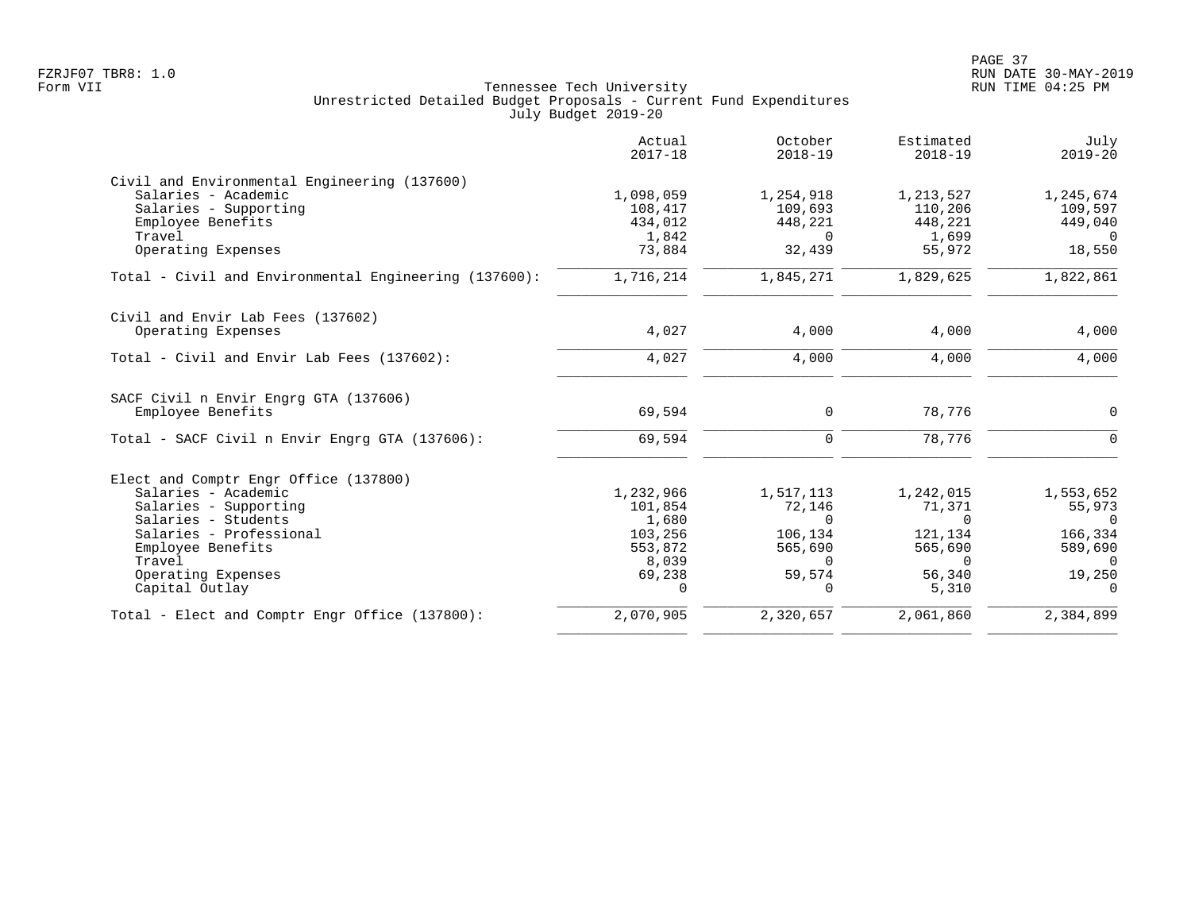Tennessee Tech University
Unrestricted Detailed Budget Proposals - Current Fund Expenditures
July Budget 2019-20

| | Actual 2017-18 | October 2018-19 | Estimated 2018-19 | July 2019-20 |
|---|---|---|---|---|
| **Civil and Environmental Engineering (137600)** | | | | |
| Salaries - Academic | 1,098,059 | 1,254,918 | 1,213,527 | 1,245,674 |
| Salaries - Supporting | 108,417 | 109,693 | 110,206 | 109,597 |
| Employee Benefits | 434,012 | 448,221 | 448,221 | 449,040 |
| Travel | 1,842 | 0 | 1,699 | 0 |
| Operating Expenses | 73,884 | 32,439 | 55,972 | 18,550 |
| Total - Civil and Environmental Engineering (137600): | 1,716,214 | 1,845,271 | 1,829,625 | 1,822,861 |
| **Civil and Envir Lab Fees (137602)** | | | | |
| Operating Expenses | 4,027 | 4,000 | 4,000 | 4,000 |
| Total - Civil and Envir Lab Fees (137602): | 4,027 | 4,000 | 4,000 | 4,000 |
| **SACF Civil n Envir Engrg GTA (137606)** | | | | |
| Employee Benefits | 69,594 | 0 | 78,776 | 0 |
| Total - SACF Civil n Envir Engrg GTA (137606): | 69,594 | 0 | 78,776 | 0 |
| **Elect and Comptr Engr Office (137800)** | | | | |
| Salaries - Academic | 1,232,966 | 1,517,113 | 1,242,015 | 1,553,652 |
| Salaries - Supporting | 101,854 | 72,146 | 71,371 | 55,973 |
| Salaries - Students | 1,680 | 0 | 0 | 0 |
| Salaries - Professional | 103,256 | 106,134 | 121,134 | 166,334 |
| Employee Benefits | 553,872 | 565,690 | 565,690 | 589,690 |
| Travel | 8,039 | 0 | 0 | 0 |
| Operating Expenses | 69,238 | 59,574 | 56,340 | 19,250 |
| Capital Outlay | 0 | 0 | 5,310 | 0 |
| Total - Elect and Comptr Engr Office (137800): | 2,070,905 | 2,320,657 | 2,061,860 | 2,384,899 |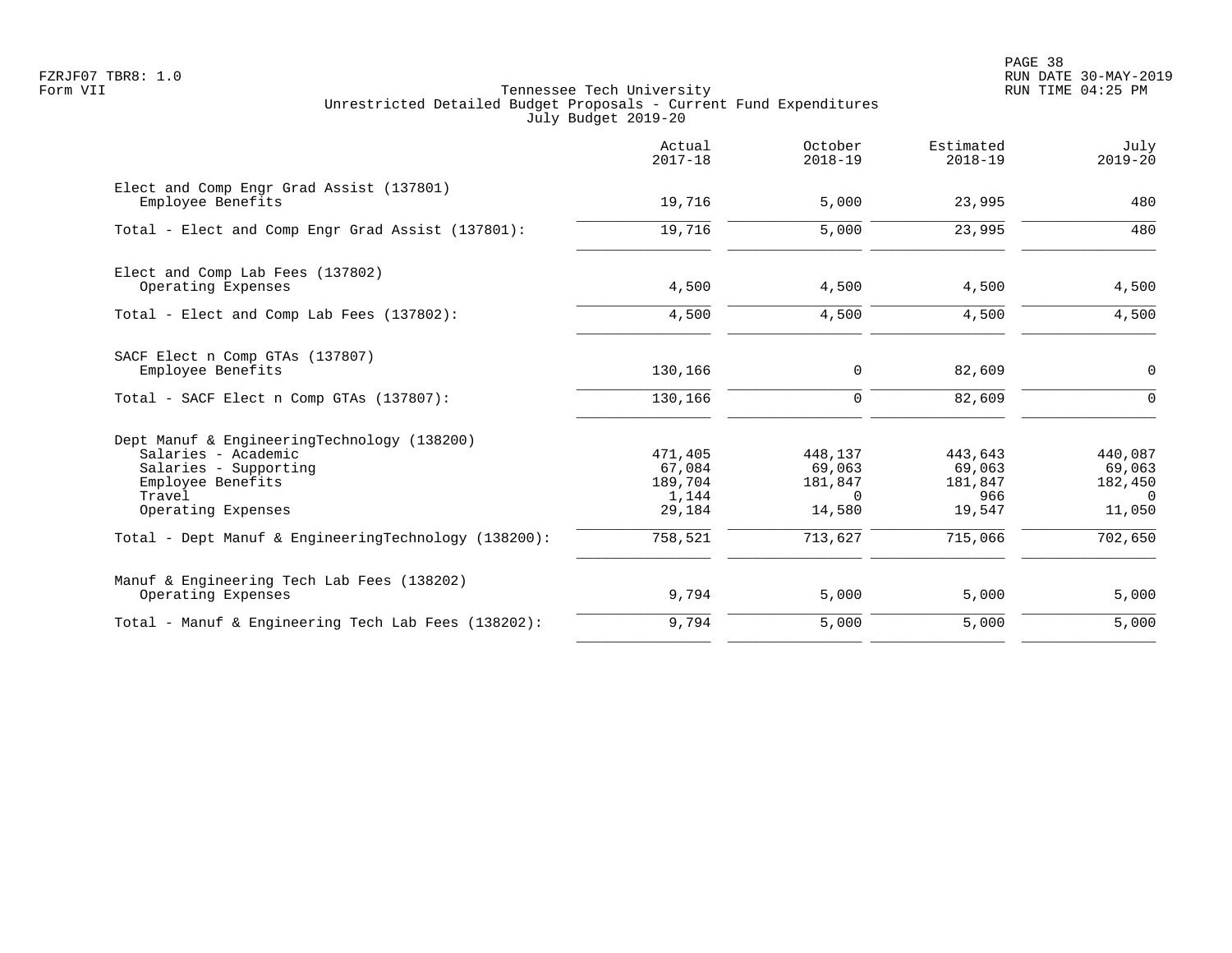Tennessee Tech University
Unrestricted Detailed Budget Proposals - Current Fund Expenditures
July Budget 2019-20

| | Actual 2017-18 | October 2018-19 | Estimated 2018-19 | July 2019-20 |
|---|---|---|---|---|
| **Elect and Comp Engr Grad Assist (137801)** | | | | |
| Employee Benefits | 19,716 | 5,000 | 23,995 | 480 |
| Total - Elect and Comp Engr Grad Assist (137801): | 19,716 | 5,000 | 23,995 | 480 |
| **Elect and Comp Lab Fees (137802)** | | | | |
| Operating Expenses | 4,500 | 4,500 | 4,500 | 4,500 |
| Total - Elect and Comp Lab Fees (137802): | 4,500 | 4,500 | 4,500 | 4,500 |
| **SACF Elect n Comp GTAs (137807)** | | | | |
| Employee Benefits | 130,166 | 0 | 82,609 | 0 |
| Total - SACF Elect n Comp GTAs (137807): | 130,166 | 0 | 82,609 | 0 |
| **Dept Manuf & EngineeringTechnology (138200)** | | | | |
| Salaries - Academic | 471,405 | 448,137 | 443,643 | 440,087 |
| Salaries - Supporting | 67,084 | 69,063 | 69,063 | 69,063 |
| Employee Benefits | 189,704 | 181,847 | 181,847 | 182,450 |
| Travel | 1,144 | 0 | 966 | 0 |
| Operating Expenses | 29,184 | 14,580 | 19,547 | 11,050 |
| Total - Dept Manuf & EngineeringTechnology (138200): | 758,521 | 713,627 | 715,066 | 702,650 |
| **Manuf & Engineering Tech Lab Fees (138202)** | | | | |
| Operating Expenses | 9,794 | 5,000 | 5,000 | 5,000 |
| Total - Manuf & Engineering Tech Lab Fees (138202): | 9,794 | 5,000 | 5,000 | 5,000 |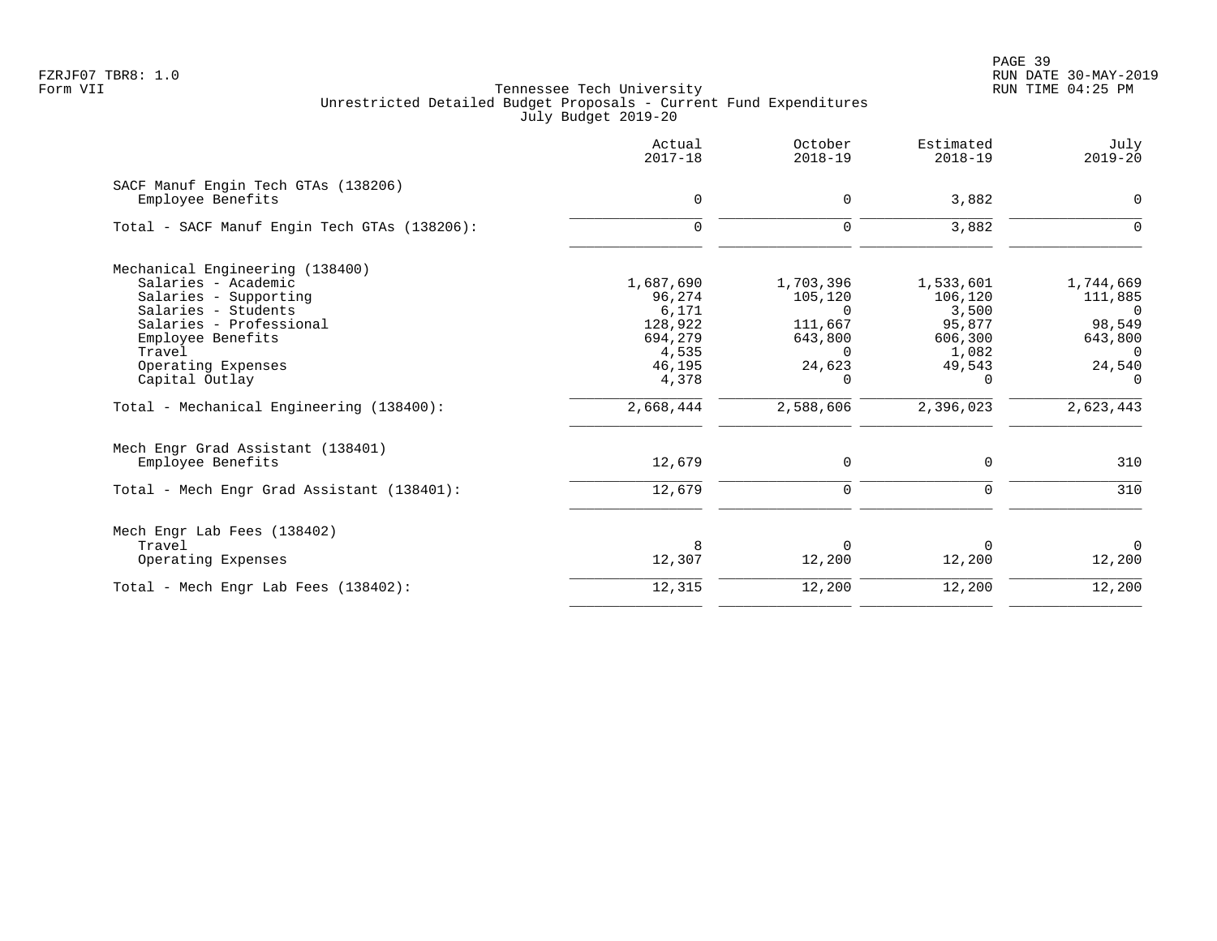Tennessee Tech University
Unrestricted Detailed Budget Proposals - Current Fund Expenditures
July Budget 2019-20

Form VII

| | Actual 2017-18 | October 2018-19 | Estimated 2018-19 | July 2019-20 |
|---|---|---|---|---|
| **SACF Manuf Engin Tech GTAs (138206)** | | | | |
| Employee Benefits | 0 | 0 | 3,882 | 0 |
| Total - SACF Manuf Engin Tech GTAs (138206): | 0 | 0 | 3,882 | 0 |
| **Mechanical Engineering (138400)** | | | | |
| Salaries - Academic | 1,687,690 | 1,703,396 | 1,533,601 | 1,744,669 |
| Salaries - Supporting | 96,274 | 105,120 | 106,120 | 111,885 |
| Salaries - Students | 6,171 | 0 | 3,500 | 0 |
| Salaries - Professional | 128,922 | 111,667 | 95,877 | 98,549 |
| Employee Benefits | 694,279 | 643,800 | 606,300 | 643,800 |
| Travel | 4,535 | 0 | 1,082 | 0 |
| Operating Expenses | 46,195 | 24,623 | 49,543 | 24,540 |
| Capital Outlay | 4,378 | 0 | 0 | 0 |
| Total - Mechanical Engineering (138400): | 2,668,444 | 2,588,606 | 2,396,023 | 2,623,443 |
| **Mech Engr Grad Assistant (138401)** | | | | |
| Employee Benefits | 12,679 | 0 | 0 | 310 |
| Total - Mech Engr Grad Assistant (138401): | 12,679 | 0 | 0 | 310 |
| **Mech Engr Lab Fees (138402)** | | | | |
| Travel | 8 | 0 | 0 | 0 |
| Operating Expenses | 12,307 | 12,200 | 12,200 | 12,200 |
| Total - Mech Engr Lab Fees (138402): | 12,315 | 12,200 | 12,200 | 12,200 |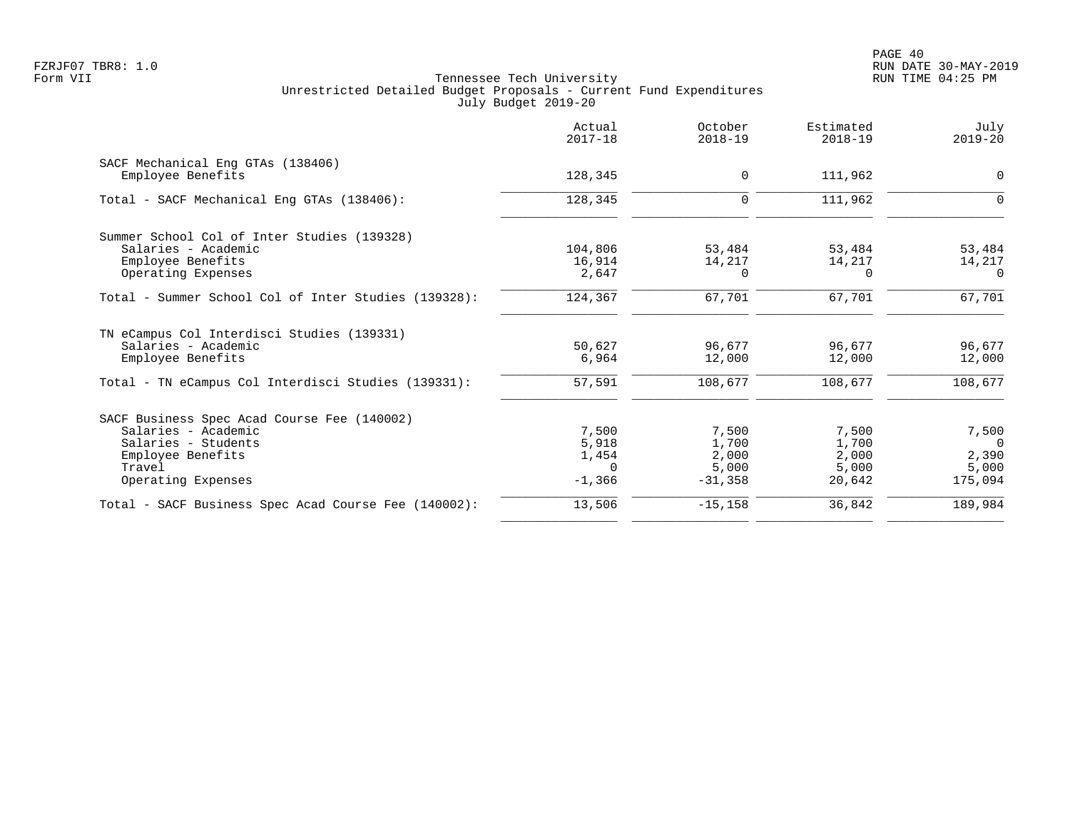Form VII

Tennessee Tech University
Unrestricted Detailed Budget Proposals - Current Fund Expenditures
July Budget 2019-20

| | Actual 2017-18 | October 2018-19 | Estimated 2018-19 | July 2019-20 |
|---|---|---|---|---|
| SACF Mechanical Eng GTAs (138406) | | | | |
| Employee Benefits | 128,345 | 0 | 111,962 | 0 |
| Total - SACF Mechanical Eng GTAs (138406): | 128,345 | 0 | 111,962 | 0 |
| Summer School Col of Inter Studies (139328) | | | | |
| Salaries - Academic | 104,806 | 53,484 | 53,484 | 53,484 |
| Employee Benefits | 16,914 | 14,217 | 14,217 | 14,217 |
| Operating Expenses | 2,647 | 0 | 0 | 0 |
| Total - Summer School Col of Inter Studies (139328): | 124,367 | 67,701 | 67,701 | 67,701 |
| TN eCampus Col Interdisci Studies (139331) | | | | |
| Salaries - Academic | 50,627 | 96,677 | 96,677 | 96,677 |
| Employee Benefits | 6,964 | 12,000 | 12,000 | 12,000 |
| Total - TN eCampus Col Interdisci Studies (139331): | 57,591 | 108,677 | 108,677 | 108,677 |
| SACF Business Spec Acad Course Fee (140002) | | | | |
| Salaries - Academic | 7,500 | 7,500 | 7,500 | 7,500 |
| Salaries - Students | 5,918 | 1,700 | 1,700 | 0 |
| Employee Benefits | 1,454 | 2,000 | 2,000 | 2,390 |
| Travel | 0 | 5,000 | 5,000 | 5,000 |
| Operating Expenses | -1,366 | -31,358 | 20,642 | 175,094 |
| Total - SACF Business Spec Acad Course Fee (140002): | 13,506 | -15,158 | 36,842 | 189,984 |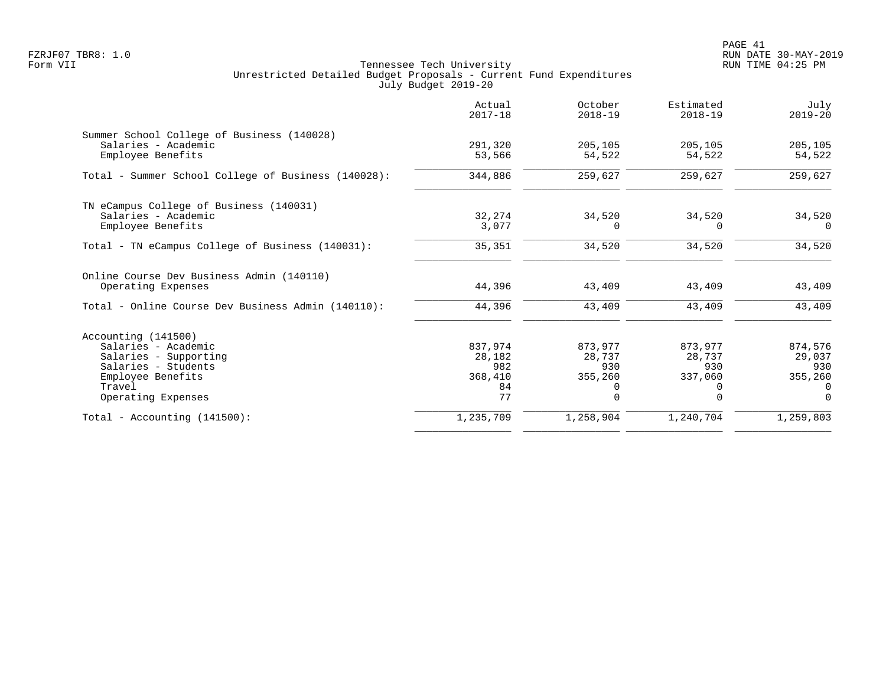Tennessee Tech University
Unrestricted Detailed Budget Proposals - Current Fund Expenditures
July Budget 2019-20

| | Actual 2017-18 | October 2018-19 | Estimated 2018-19 | July 2019-20 |
|---|---|---|---|---|
| **Summer School College of Business (140028)** | | | | |
| Salaries - Academic | 291,320 | 205,105 | 205,105 | 205,105 |
| Employee Benefits | 53,566 | 54,522 | 54,522 | 54,522 |
| Total - Summer School College of Business (140028): | 344,886 | 259,627 | 259,627 | 259,627 |
| **TN eCampus College of Business (140031)** | | | | |
| Salaries - Academic | 32,274 | 34,520 | 34,520 | 34,520 |
| Employee Benefits | 3,077 | 0 | 0 | 0 |
| Total - TN eCampus College of Business (140031): | 35,351 | 34,520 | 34,520 | 34,520 |
| **Online Course Dev Business Admin (140110)** | | | | |
| Operating Expenses | 44,396 | 43,409 | 43,409 | 43,409 |
| Total - Online Course Dev Business Admin (140110): | 44,396 | 43,409 | 43,409 | 43,409 |
| **Accounting (141500)** | | | | |
| Salaries - Academic | 837,974 | 873,977 | 873,977 | 874,576 |
| Salaries - Supporting | 28,182 | 28,737 | 28,737 | 29,037 |
| Salaries - Students | 982 | 930 | 930 | 930 |
| Employee Benefits | 368,410 | 355,260 | 337,060 | 355,260 |
| Travel | 84 | 0 | 0 | 0 |
| Operating Expenses | 77 | 0 | 0 | 0 |
| Total - Accounting (141500): | 1,235,709 | 1,258,904 | 1,240,704 | 1,259,803 |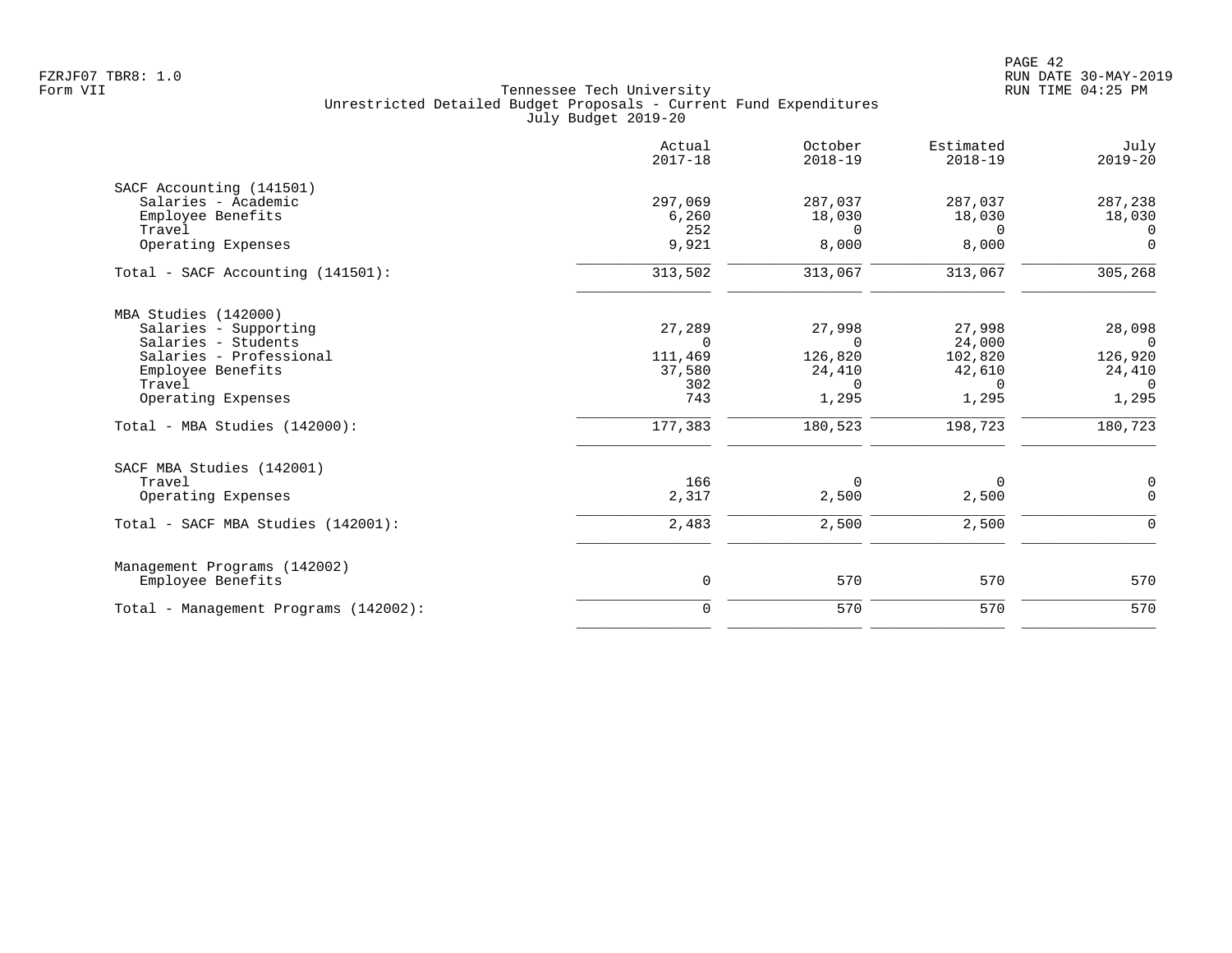Tennessee Tech University
Unrestricted Detailed Budget Proposals - Current Fund Expenditures
July Budget 2019-20

| | Actual 2017-18 | October 2018-19 | Estimated 2018-19 | July 2019-20 |
|---|---|---|---|---|
| **SACF Accounting (141501)** | | | | |
| Salaries - Academic | 297,069 | 287,037 | 287,037 | 287,238 |
| Employee Benefits | 6,260 | 18,030 | 18,030 | 18,030 |
| Travel | 252 | 0 | 0 | 0 |
| Operating Expenses | 9,921 | 8,000 | 8,000 | 0 |
| Total - SACF Accounting (141501): | 313,502 | 313,067 | 313,067 | 305,268 |
| **MBA Studies (142000)** | | | | |
| Salaries - Supporting | 27,289 | 27,998 | 27,998 | 28,098 |
| Salaries - Students | 0 | 0 | 24,000 | 0 |
| Salaries - Professional | 111,469 | 126,820 | 102,820 | 126,920 |
| Employee Benefits | 37,580 | 24,410 | 42,610 | 24,410 |
| Travel | 302 | 0 | 0 | 0 |
| Operating Expenses | 743 | 1,295 | 1,295 | 1,295 |
| Total - MBA Studies (142000): | 177,383 | 180,523 | 198,723 | 180,723 |
| **SACF MBA Studies (142001)** | | | | |
| Travel | 166 | 0 | 0 | 0 |
| Operating Expenses | 2,317 | 2,500 | 2,500 | 0 |
| Total - SACF MBA Studies (142001): | 2,483 | 2,500 | 2,500 | 0 |
| **Management Programs (142002)** | | | | |
| Employee Benefits | 0 | 570 | 570 | 570 |
| Total - Management Programs (142002): | 0 | 570 | 570 | 570 |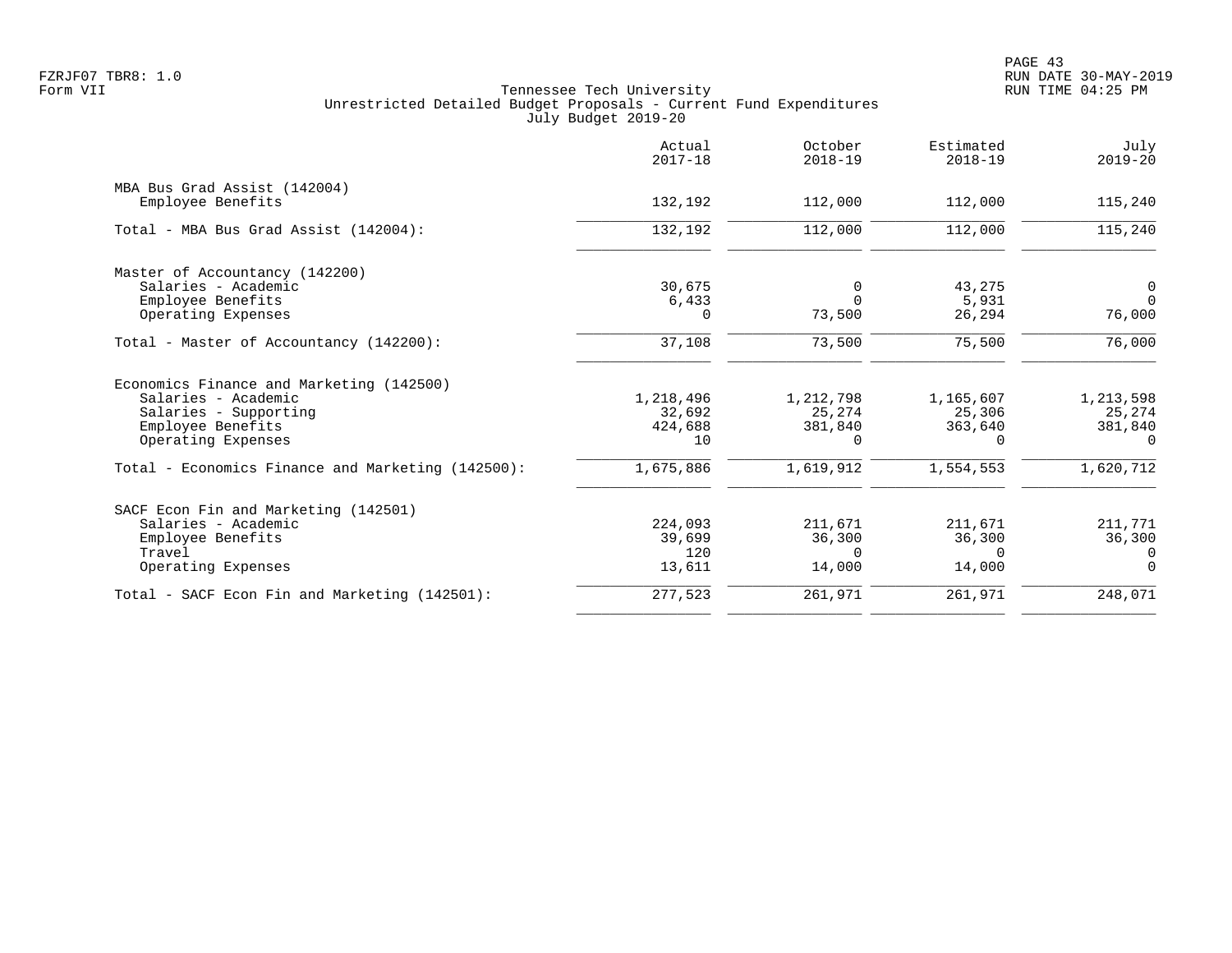Tennessee Tech University
Unrestricted Detailed Budget Proposals - Current Fund Expenditures
July Budget 2019-20

| | Actual 2017-18 | October 2018-19 | Estimated 2018-19 | July 2019-20 |
|---|---|---|---|---|
| **MBA Bus Grad Assist (142004)** | | | | |
| Employee Benefits | 132,192 | 112,000 | 112,000 | 115,240 |
| Total - MBA Bus Grad Assist (142004): | 132,192 | 112,000 | 112,000 | 115,240 |
| **Master of Accountancy (142200)** | | | | |
| Salaries - Academic | 30,675 | 0 | 43,275 | 0 |
| Employee Benefits | 6,433 | 0 | 5,931 | 0 |
| Operating Expenses | 0 | 73,500 | 26,294 | 76,000 |
| Total - Master of Accountancy (142200): | 37,108 | 73,500 | 75,500 | 76,000 |
| **Economics Finance and Marketing (142500)** | | | | |
| Salaries - Academic | 1,218,496 | 1,212,798 | 1,165,607 | 1,213,598 |
| Salaries - Supporting | 32,692 | 25,274 | 25,306 | 25,274 |
| Employee Benefits | 424,688 | 381,840 | 363,640 | 381,840 |
| Operating Expenses | 10 | 0 | 0 | 0 |
| Total - Economics Finance and Marketing (142500): | 1,675,886 | 1,619,912 | 1,554,553 | 1,620,712 |
| **SACF Econ Fin and Marketing (142501)** | | | | |
| Salaries - Academic | 224,093 | 211,671 | 211,671 | 211,771 |
| Employee Benefits | 39,699 | 36,300 | 36,300 | 36,300 |
| Travel | 120 | 0 | 0 | 0 |
| Operating Expenses | 13,611 | 14,000 | 14,000 | 0 |
| Total - SACF Econ Fin and Marketing (142501): | 277,523 | 261,971 | 261,971 | 248,071 |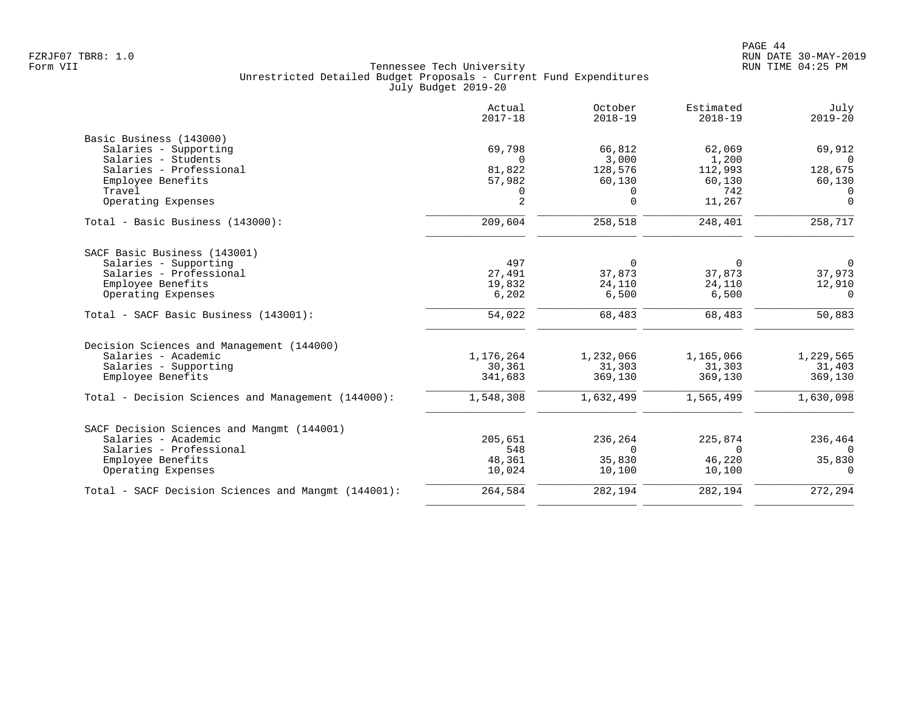FZRJF07 TBR8: 1.0
Form VII

Tennessee Tech University
Unrestricted Detailed Budget Proposals - Current Fund Expenditures
July Budget 2019-20

RUN DATE 30-MAY-2019
RUN TIME 04:25 PM

| | Actual 2017-18 | October 2018-19 | Estimated 2018-19 | July 2019-20 |
|---|---|---|---|---|
| **Basic Business (143000)** | | | | |
| Salaries - Supporting | 69,798 | 66,812 | 62,069 | 69,912 |
| Salaries - Students | 0 | 3,000 | 1,200 | 0 |
| Salaries - Professional | 81,822 | 128,576 | 112,993 | 128,675 |
| Employee Benefits | 57,982 | 60,130 | 60,130 | 60,130 |
| Travel | 0 | 0 | 742 | 0 |
| Operating Expenses | 2 | 0 | 11,267 | 0 |
| Total - Basic Business (143000): | 209,604 | 258,518 | 248,401 | 258,717 |
| **SACF Basic Business (143001)** | | | | |
| Salaries - Supporting | 497 | 0 | 0 | 0 |
| Salaries - Professional | 27,491 | 37,873 | 37,873 | 37,973 |
| Employee Benefits | 19,832 | 24,110 | 24,110 | 12,910 |
| Operating Expenses | 6,202 | 6,500 | 6,500 | 0 |
| Total - SACF Basic Business (143001): | 54,022 | 68,483 | 68,483 | 50,883 |
| **Decision Sciences and Management (144000)** | | | | |
| Salaries - Academic | 1,176,264 | 1,232,066 | 1,165,066 | 1,229,565 |
| Salaries - Supporting | 30,361 | 31,303 | 31,303 | 31,403 |
| Employee Benefits | 341,683 | 369,130 | 369,130 | 369,130 |
| Total - Decision Sciences and Management (144000): | 1,548,308 | 1,632,499 | 1,565,499 | 1,630,098 |
| **SACF Decision Sciences and Mangmt (144001)** | | | | |
| Salaries - Academic | 205,651 | 236,264 | 225,874 | 236,464 |
| Salaries - Professional | 548 | 0 | 0 | 0 |
| Employee Benefits | 48,361 | 35,830 | 46,220 | 35,830 |
| Operating Expenses | 10,024 | 10,100 | 10,100 | 0 |
| Total - SACF Decision Sciences and Mangmt (144001): | 264,584 | 282,194 | 282,194 | 272,294 |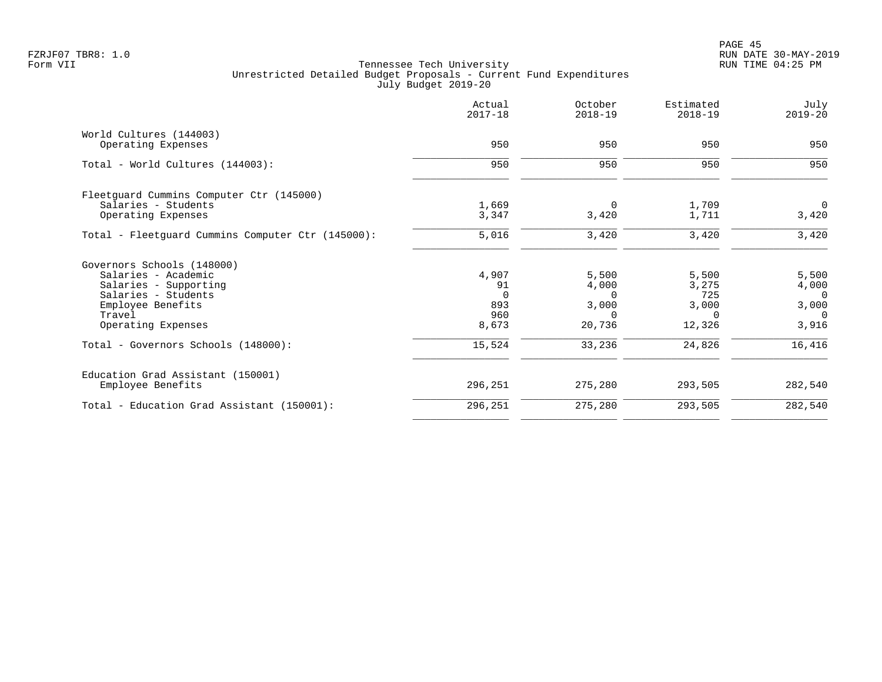Tennessee Tech University
Unrestricted Detailed Budget Proposals - Current Fund Expenditures
July Budget 2019-20

| | Actual 2017-18 | October 2018-19 | Estimated 2018-19 | July 2019-20 |
|---|---|---|---|---|
| World Cultures (144003) | | | | |
| Operating Expenses | 950 | 950 | 950 | 950 |
| Total - World Cultures (144003): | 950 | 950 | 950 | 950 |
| Fleetguard Cummins Computer Ctr (145000) | | | | |
| Salaries - Students | 1,669 | 0 | 1,709 | 0 |
| Operating Expenses | 3,347 | 3,420 | 1,711 | 3,420 |
| Total - Fleetguard Cummins Computer Ctr (145000): | 5,016 | 3,420 | 3,420 | 3,420 |
| Governors Schools (148000) | | | | |
| Salaries - Academic | 4,907 | 5,500 | 5,500 | 5,500 |
| Salaries - Supporting | 91 | 4,000 | 3,275 | 4,000 |
| Salaries - Students | 0 | 0 | 725 | 0 |
| Employee Benefits | 893 | 3,000 | 3,000 | 3,000 |
| Travel | 960 | 0 | 0 | 0 |
| Operating Expenses | 8,673 | 20,736 | 12,326 | 3,916 |
| Total - Governors Schools (148000): | 15,524 | 33,236 | 24,826 | 16,416 |
| Education Grad Assistant (150001) | | | | |
| Employee Benefits | 296,251 | 275,280 | 293,505 | 282,540 |
| Total - Education Grad Assistant (150001): | 296,251 | 275,280 | 293,505 | 282,540 |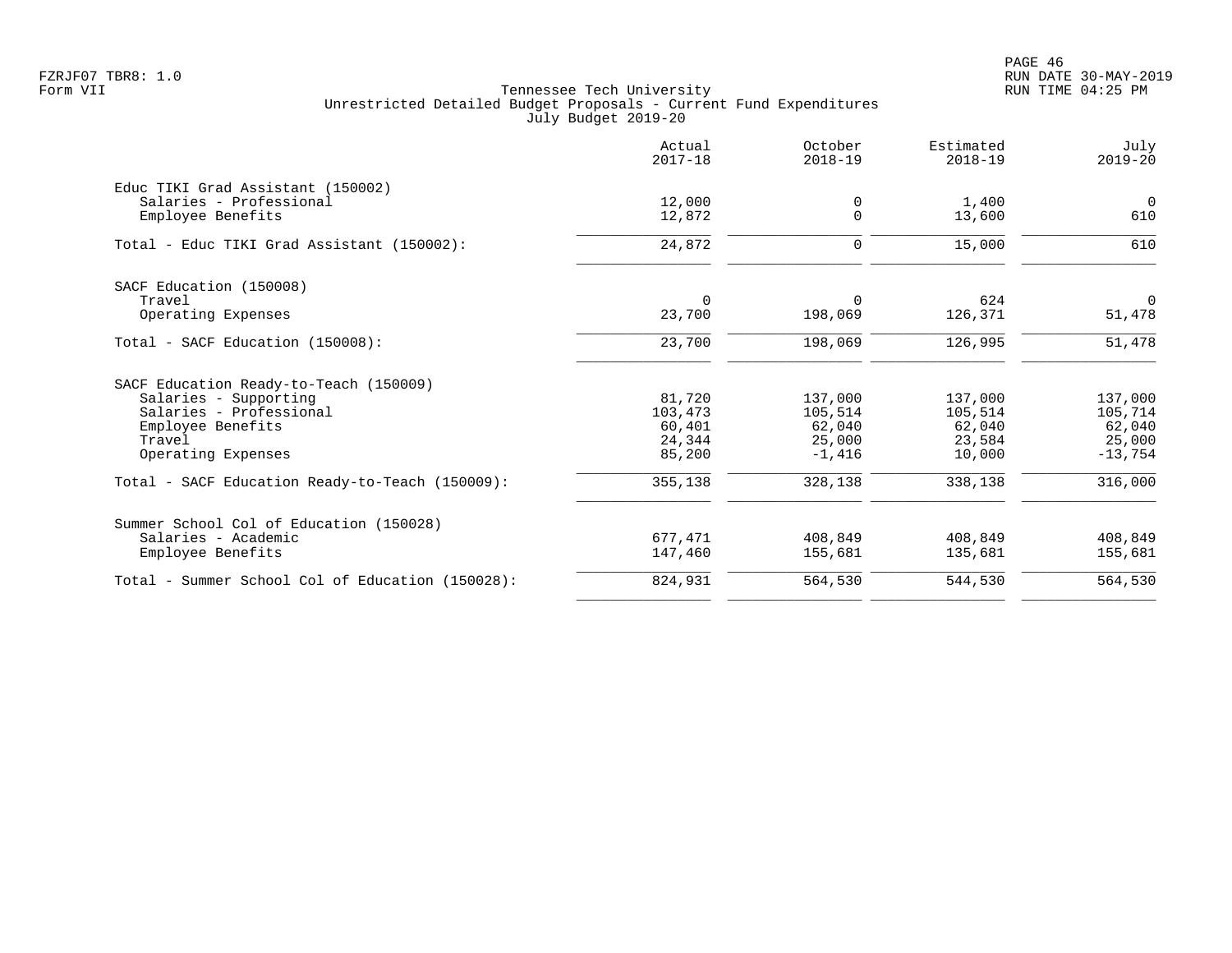Tennessee Tech University
Unrestricted Detailed Budget Proposals - Current Fund Expenditures
July Budget 2019-20

| | Actual 2017-18 | October 2018-19 | Estimated 2018-19 | July 2019-20 |
|---|---|---|---|---|
| **Educ TIKI Grad Assistant (150002)** | | | | |
| Salaries - Professional | 12,000 | 0 | 1,400 | 0 |
| Employee Benefits | 12,872 | 0 | 13,600 | 610 |
| Total - Educ TIKI Grad Assistant (150002): | 24,872 | 0 | 15,000 | 610 |
| **SACF Education (150008)** | | | | |
| Travel | 0 | 0 | 624 | 0 |
| Operating Expenses | 23,700 | 198,069 | 126,371 | 51,478 |
| Total - SACF Education (150008): | 23,700 | 198,069 | 126,995 | 51,478 |
| **SACF Education Ready-to-Teach (150009)** | | | | |
| Salaries - Supporting | 81,720 | 137,000 | 137,000 | 137,000 |
| Salaries - Professional | 103,473 | 105,514 | 105,514 | 105,714 |
| Employee Benefits | 60,401 | 62,040 | 62,040 | 62,040 |
| Travel | 24,344 | 25,000 | 23,584 | 25,000 |
| Operating Expenses | 85,200 | -1,416 | 10,000 | -13,754 |
| Total - SACF Education Ready-to-Teach (150009): | 355,138 | 328,138 | 338,138 | 316,000 |
| **Summer School Col of Education (150028)** | | | | |
| Salaries - Academic | 677,471 | 408,849 | 408,849 | 408,849 |
| Employee Benefits | 147,460 | 155,681 | 135,681 | 155,681 |
| Total - Summer School Col of Education (150028): | 824,931 | 564,530 | 544,530 | 564,530 |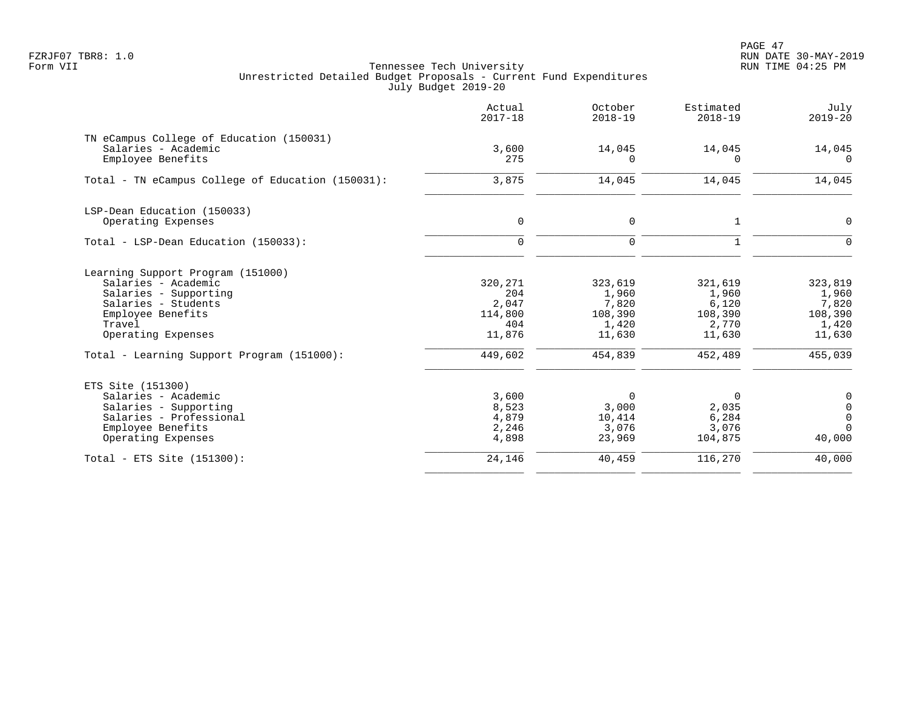FZRJF07 TBR8: 1.0
Form VII

Tennessee Tech University
Unrestricted Detailed Budget Proposals - Current Fund Expenditures
July Budget 2019-20

RUN DATE 30-MAY-2019
RUN TIME 04:25 PM

| | Actual 2017-18 | October 2018-19 | Estimated 2018-19 | July 2019-20 |
|---|---|---|---|---|
| TN eCampus College of Education (150031) | | | | |
| Salaries - Academic | 3,600 | 14,045 | 14,045 | 14,045 |
| Employee Benefits | 275 | 0 | 0 | 0 |
| Total - TN eCampus College of Education (150031): | 3,875 | 14,045 | 14,045 | 14,045 |
| LSP-Dean Education (150033) | | | | |
| Operating Expenses | 0 | 0 | 1 | 0 |
| Total - LSP-Dean Education (150033): | 0 | 0 | 1 | 0 |
| Learning Support Program (151000) | | | | |
| Salaries - Academic | 320,271 | 323,619 | 321,619 | 323,819 |
| Salaries - Supporting | 204 | 1,960 | 1,960 | 1,960 |
| Salaries - Students | 2,047 | 7,820 | 6,120 | 7,820 |
| Employee Benefits | 114,800 | 108,390 | 108,390 | 108,390 |
| Travel | 404 | 1,420 | 2,770 | 1,420 |
| Operating Expenses | 11,876 | 11,630 | 11,630 | 11,630 |
| Total - Learning Support Program (151000): | 449,602 | 454,839 | 452,489 | 455,039 |
| ETS Site (151300) | | | | |
| Salaries - Academic | 3,600 | 0 | 0 | 0 |
| Salaries - Supporting | 8,523 | 3,000 | 2,035 | 0 |
| Salaries - Professional | 4,879 | 10,414 | 6,284 | 0 |
| Employee Benefits | 2,246 | 3,076 | 3,076 | 0 |
| Operating Expenses | 4,898 | 23,969 | 104,875 | 40,000 |
| Total - ETS Site (151300): | 24,146 | 40,459 | 116,270 | 40,000 |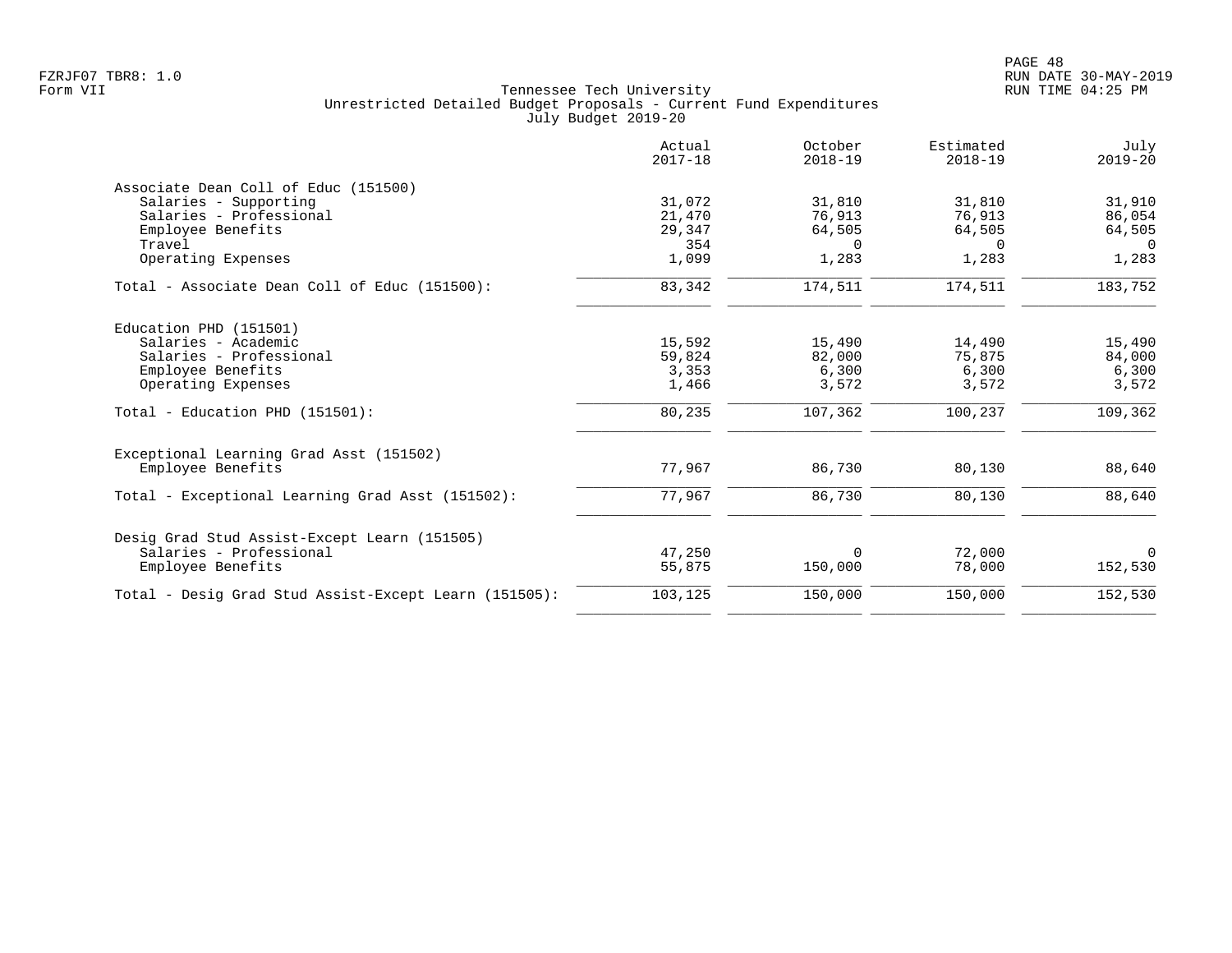Tennessee Tech University
Unrestricted Detailed Budget Proposals - Current Fund Expenditures
July Budget 2019-20

FZRJF07 TBR8: 1.0
Form VII

RUN DATE 30-MAY-2019
RUN TIME 04:25 PM

| | Actual 2017-18 | October 2018-19 | Estimated 2018-19 | July 2019-20 |
|---|---|---|---|---|
| **Associate Dean Coll of Educ (151500)** | | | | |
| Salaries - Supporting | 31,072 | 31,810 | 31,810 | 31,910 |
| Salaries - Professional | 21,470 | 76,913 | 76,913 | 86,054 |
| Employee Benefits | 29,347 | 64,505 | 64,505 | 64,505 |
| Travel | 354 | 0 | 0 | 0 |
| Operating Expenses | 1,099 | 1,283 | 1,283 | 1,283 |
| Total - Associate Dean Coll of Educ (151500): | 83,342 | 174,511 | 174,511 | 183,752 |
| **Education PHD (151501)** | | | | |
| Salaries - Academic | 15,592 | 15,490 | 14,490 | 15,490 |
| Salaries - Professional | 59,824 | 82,000 | 75,875 | 84,000 |
| Employee Benefits | 3,353 | 6,300 | 6,300 | 6,300 |
| Operating Expenses | 1,466 | 3,572 | 3,572 | 3,572 |
| Total - Education PHD (151501): | 80,235 | 107,362 | 100,237 | 109,362 |
| **Exceptional Learning Grad Asst (151502)** | | | | |
| Employee Benefits | 77,967 | 86,730 | 80,130 | 88,640 |
| Total - Exceptional Learning Grad Asst (151502): | 77,967 | 86,730 | 80,130 | 88,640 |
| **Desig Grad Stud Assist-Except Learn (151505)** | | | | |
| Salaries - Professional | 47,250 | 0 | 72,000 | 0 |
| Employee Benefits | 55,875 | 150,000 | 78,000 | 152,530 |
| Total - Desig Grad Stud Assist-Except Learn (151505): | 103,125 | 150,000 | 150,000 | 152,530 |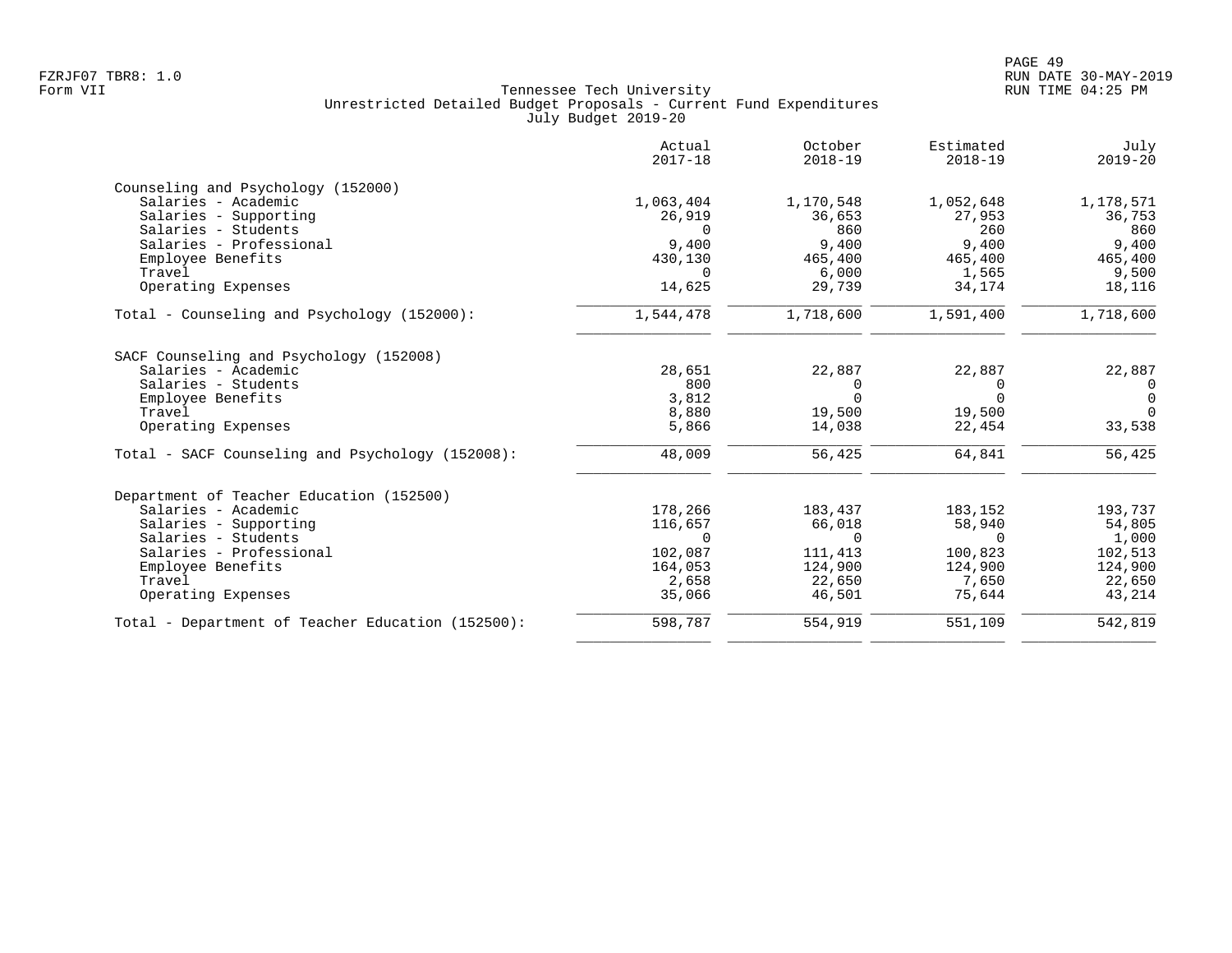Tennessee Tech University
Unrestricted Detailed Budget Proposals - Current Fund Expenditures
July Budget 2019-20

| | Actual 2017-18 | October 2018-19 | Estimated 2018-19 | July 2019-20 |
|---|---|---|---|---|
| **Counseling and Psychology (152000)** | | | | |
| Salaries - Academic | 1,063,404 | 1,170,548 | 1,052,648 | 1,178,571 |
| Salaries - Supporting | 26,919 | 36,653 | 27,953 | 36,753 |
| Salaries - Students | 0 | 860 | 260 | 860 |
| Salaries - Professional | 9,400 | 9,400 | 9,400 | 9,400 |
| Employee Benefits | 430,130 | 465,400 | 465,400 | 465,400 |
| Travel | 0 | 6,000 | 1,565 | 9,500 |
| Operating Expenses | 14,625 | 29,739 | 34,174 | 18,116 |
| Total - Counseling and Psychology (152000): | 1,544,478 | 1,718,600 | 1,591,400 | 1,718,600 |
| **SACF Counseling and Psychology (152008)** | | | | |
| Salaries - Academic | 28,651 | 22,887 | 22,887 | 22,887 |
| Salaries - Students | 800 | 0 | 0 | 0 |
| Employee Benefits | 3,812 | 0 | 0 | 0 |
| Travel | 8,880 | 19,500 | 19,500 | 0 |
| Operating Expenses | 5,866 | 14,038 | 22,454 | 33,538 |
| Total - SACF Counseling and Psychology (152008): | 48,009 | 56,425 | 64,841 | 56,425 |
| **Department of Teacher Education (152500)** | | | | |
| Salaries - Academic | 178,266 | 183,437 | 183,152 | 193,737 |
| Salaries - Supporting | 116,657 | 66,018 | 58,940 | 54,805 |
| Salaries - Students | 0 | 0 | 0 | 1,000 |
| Salaries - Professional | 102,087 | 111,413 | 100,823 | 102,513 |
| Employee Benefits | 164,053 | 124,900 | 124,900 | 124,900 |
| Travel | 2,658 | 22,650 | 7,650 | 22,650 |
| Operating Expenses | 35,066 | 46,501 | 75,644 | 43,214 |
| Total - Department of Teacher Education (152500): | 598,787 | 554,919 | 551,109 | 542,819 |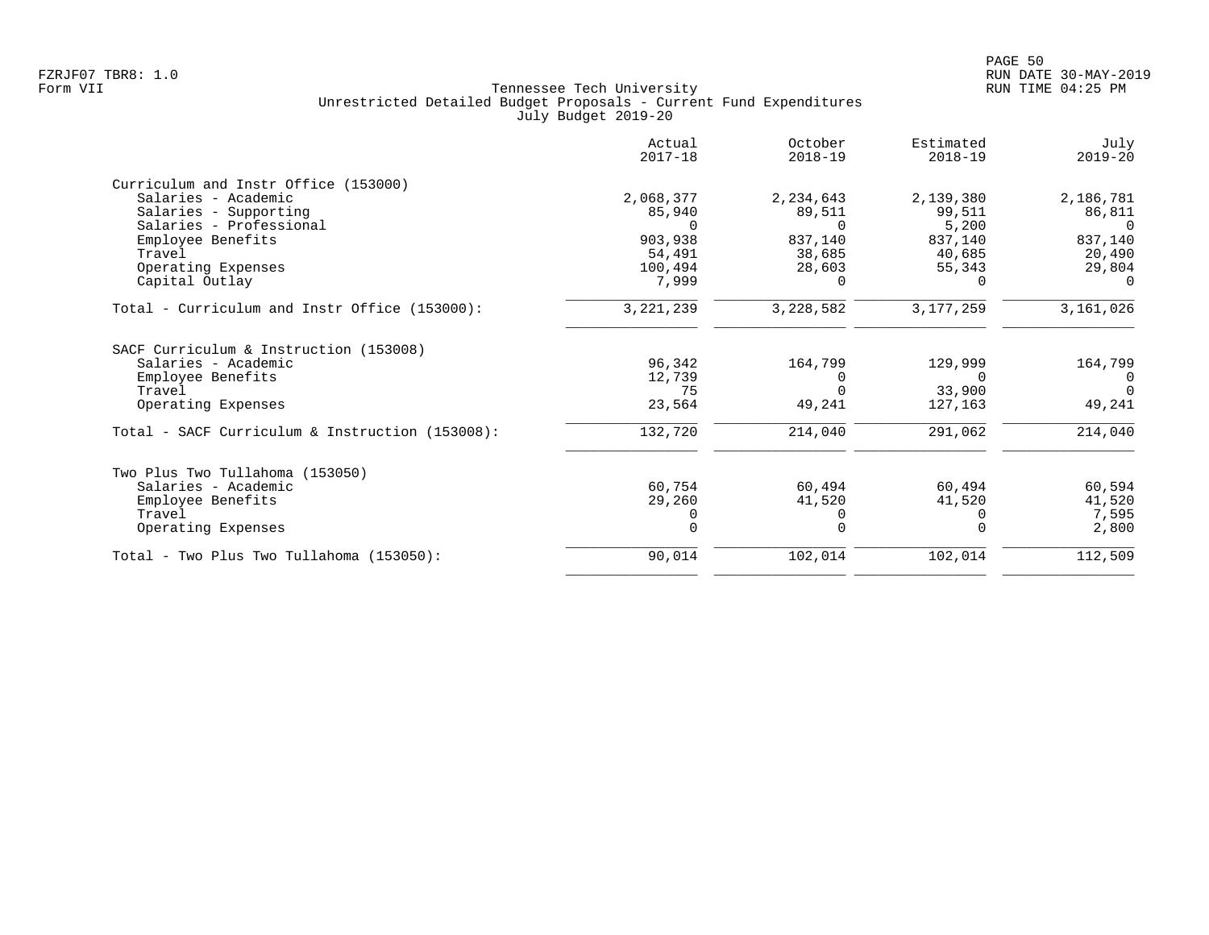Tennessee Tech University
Unrestricted Detailed Budget Proposals - Current Fund Expenditures
July Budget 2019-20

| | Actual 2017-18 | October 2018-19 | Estimated 2018-19 | July 2019-20 |
|---|---|---|---|---|
| **Curriculum and Instr Office (153000)** | | | | |
| Salaries - Academic | 2,068,377 | 2,234,643 | 2,139,380 | 2,186,781 |
| Salaries - Supporting | 85,940 | 89,511 | 99,511 | 86,811 |
| Salaries - Professional | 0 | 0 | 5,200 | 0 |
| Employee Benefits | 903,938 | 837,140 | 837,140 | 837,140 |
| Travel | 54,491 | 38,685 | 40,685 | 20,490 |
| Operating Expenses | 100,494 | 28,603 | 55,343 | 29,804 |
| Capital Outlay | 7,999 | 0 | 0 | 0 |
| Total - Curriculum and Instr Office (153000): | 3,221,239 | 3,228,582 | 3,177,259 | 3,161,026 |
| **SACF Curriculum & Instruction (153008)** | | | | |
| Salaries - Academic | 96,342 | 164,799 | 129,999 | 164,799 |
| Employee Benefits | 12,739 | 0 | 0 | 0 |
| Travel | 75 | 0 | 33,900 | 0 |
| Operating Expenses | 23,564 | 49,241 | 127,163 | 49,241 |
| Total - SACF Curriculum & Instruction (153008): | 132,720 | 214,040 | 291,062 | 214,040 |
| **Two Plus Two Tullahoma (153050)** | | | | |
| Salaries - Academic | 60,754 | 60,494 | 60,494 | 60,594 |
| Employee Benefits | 29,260 | 41,520 | 41,520 | 41,520 |
| Travel | 0 | 0 | 0 | 7,595 |
| Operating Expenses | 0 | 0 | 0 | 2,800 |
| Total - Two Plus Two Tullahoma (153050): | 90,014 | 102,014 | 102,014 | 112,509 |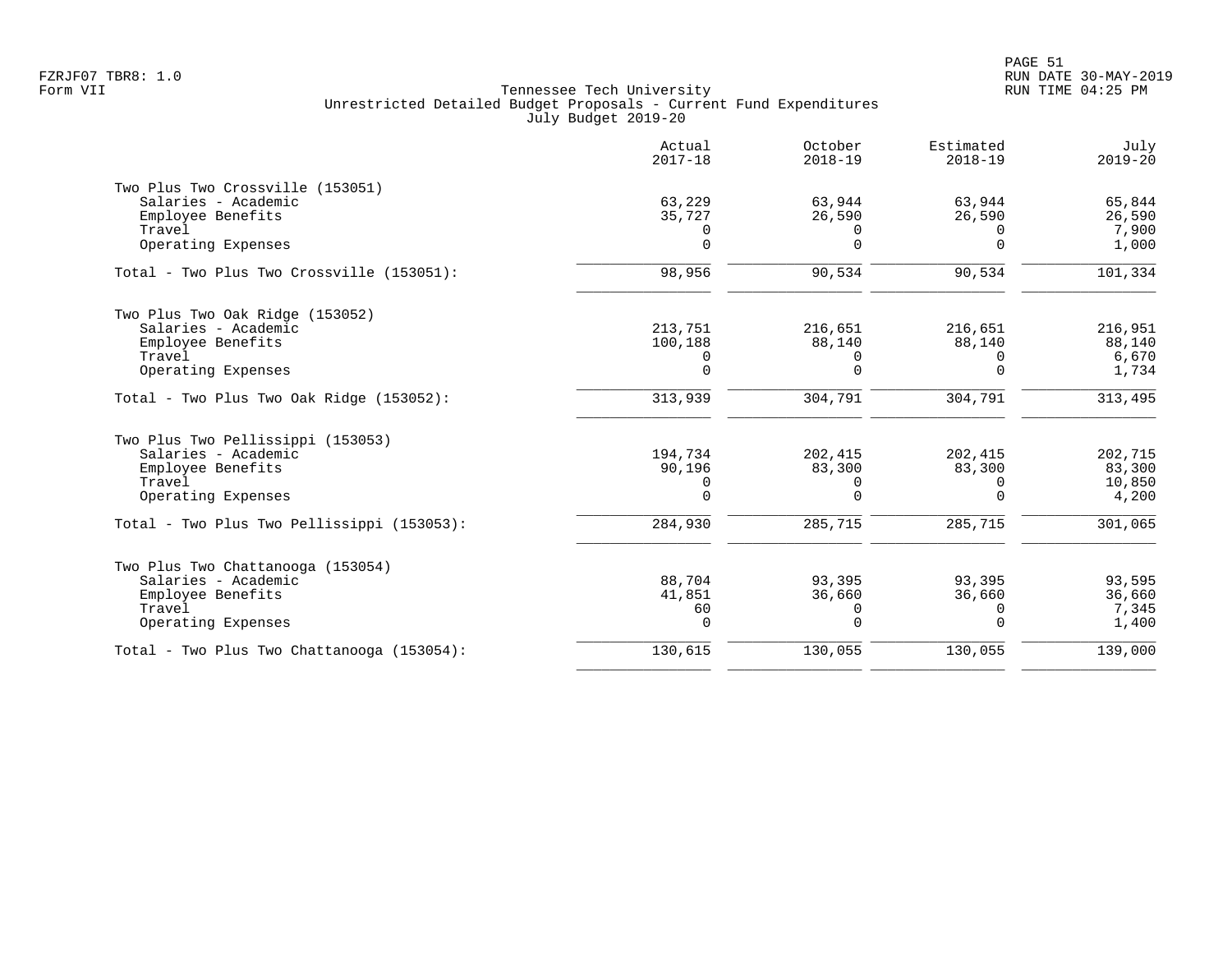Tennessee Tech University
Unrestricted Detailed Budget Proposals - Current Fund Expenditures
July Budget 2019-20

FZRJF07 TBR8: 1.0
Form VII

RUN DATE 30-MAY-2019
RUN TIME 04:25 PM

| | Actual 2017-18 | October 2018-19 | Estimated 2018-19 | July 2019-20 |
|---|---|---|---|---|
| **Two Plus Two Crossville (153051)** | | | | |
| Salaries - Academic | 63,229 | 63,944 | 63,944 | 65,844 |
| Employee Benefits | 35,727 | 26,590 | 26,590 | 26,590 |
| Travel | 0 | 0 | 0 | 7,900 |
| Operating Expenses | 0 | 0 | 0 | 1,000 |
| Total - Two Plus Two Crossville (153051): | 98,956 | 90,534 | 90,534 | 101,334 |
| **Two Plus Two Oak Ridge (153052)** | | | | |
| Salaries - Academic | 213,751 | 216,651 | 216,651 | 216,951 |
| Employee Benefits | 100,188 | 88,140 | 88,140 | 88,140 |
| Travel | 0 | 0 | 0 | 6,670 |
| Operating Expenses | 0 | 0 | 0 | 1,734 |
| Total - Two Plus Two Oak Ridge (153052): | 313,939 | 304,791 | 304,791 | 313,495 |
| **Two Plus Two Pellissippi (153053)** | | | | |
| Salaries - Academic | 194,734 | 202,415 | 202,415 | 202,715 |
| Employee Benefits | 90,196 | 83,300 | 83,300 | 83,300 |
| Travel | 0 | 0 | 0 | 10,850 |
| Operating Expenses | 0 | 0 | 0 | 4,200 |
| Total - Two Plus Two Pellissippi (153053): | 284,930 | 285,715 | 285,715 | 301,065 |
| **Two Plus Two Chattanooga (153054)** | | | | |
| Salaries - Academic | 88,704 | 93,395 | 93,395 | 93,595 |
| Employee Benefits | 41,851 | 36,660 | 36,660 | 36,660 |
| Travel | 60 | 0 | 0 | 7,345 |
| Operating Expenses | 0 | 0 | 0 | 1,400 |
| Total - Two Plus Two Chattanooga (153054): | 130,615 | 130,055 | 130,055 | 139,000 |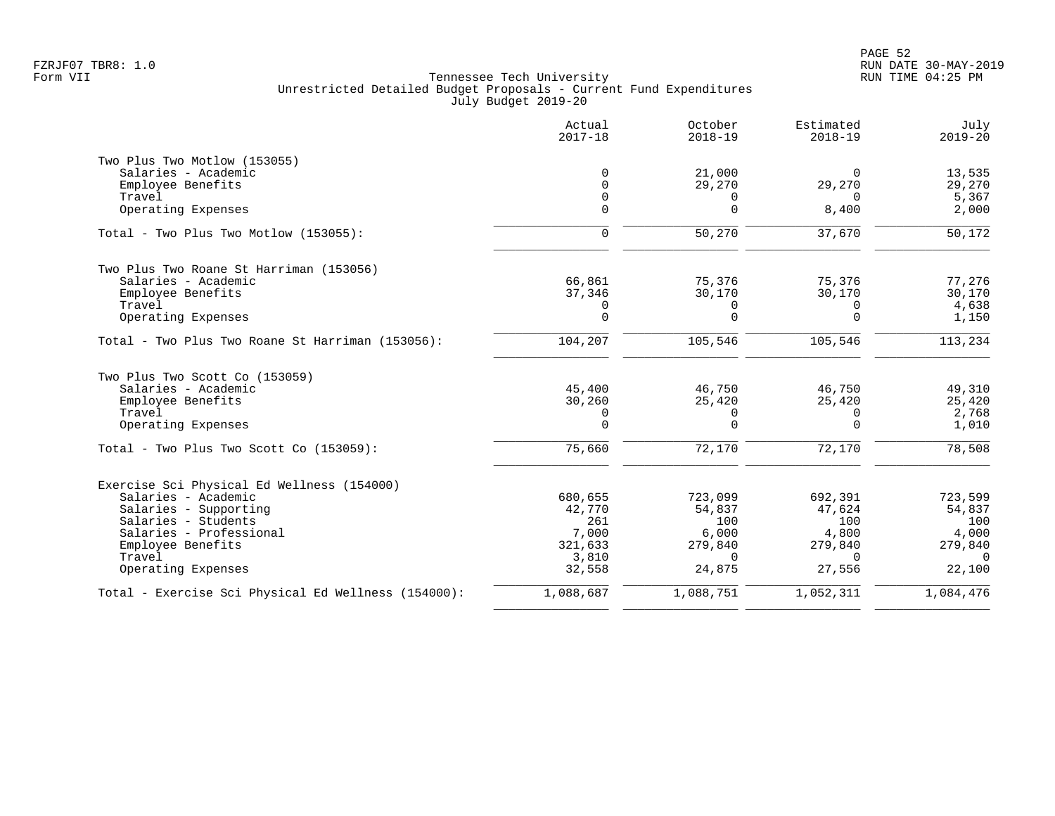FZRJF07 TBR8: 1.0
Form VII

Tennessee Tech University
Unrestricted Detailed Budget Proposals - Current Fund Expenditures
July Budget 2019-20

RUN DATE 30-MAY-2019
RUN TIME 04:25 PM

| | Actual 2017-18 | October 2018-19 | Estimated 2018-19 | July 2019-20 |
|---|---|---|---|---|
| Two Plus Two Motlow (153055) | | | | |
| Salaries - Academic | 0 | 21,000 | 0 | 13,535 |
| Employee Benefits | 0 | 29,270 | 29,270 | 29,270 |
| Travel | 0 | 0 | 0 | 5,367 |
| Operating Expenses | 0 | 0 | 8,400 | 2,000 |
| Total - Two Plus Two Motlow (153055): | 0 | 50,270 | 37,670 | 50,172 |
| Two Plus Two Roane St Harriman (153056) | | | | |
| Salaries - Academic | 66,861 | 75,376 | 75,376 | 77,276 |
| Employee Benefits | 37,346 | 30,170 | 30,170 | 30,170 |
| Travel | 0 | 0 | 0 | 4,638 |
| Operating Expenses | 0 | 0 | 0 | 1,150 |
| Total - Two Plus Two Roane St Harriman (153056): | 104,207 | 105,546 | 105,546 | 113,234 |
| Two Plus Two Scott Co (153059) | | | | |
| Salaries - Academic | 45,400 | 46,750 | 46,750 | 49,310 |
| Employee Benefits | 30,260 | 25,420 | 25,420 | 25,420 |
| Travel | 0 | 0 | 0 | 2,768 |
| Operating Expenses | 0 | 0 | 0 | 1,010 |
| Total - Two Plus Two Scott Co (153059): | 75,660 | 72,170 | 72,170 | 78,508 |
| Exercise Sci Physical Ed Wellness (154000) | | | | |
| Salaries - Academic | 680,655 | 723,099 | 692,391 | 723,599 |
| Salaries - Supporting | 42,770 | 54,837 | 47,624 | 54,837 |
| Salaries - Students | 261 | 100 | 100 | 100 |
| Salaries - Professional | 7,000 | 6,000 | 4,800 | 4,000 |
| Employee Benefits | 321,633 | 279,840 | 279,840 | 279,840 |
| Travel | 3,810 | 0 | 0 | 0 |
| Operating Expenses | 32,558 | 24,875 | 27,556 | 22,100 |
| Total - Exercise Sci Physical Ed Wellness (154000): | 1,088,687 | 1,088,751 | 1,052,311 | 1,084,476 |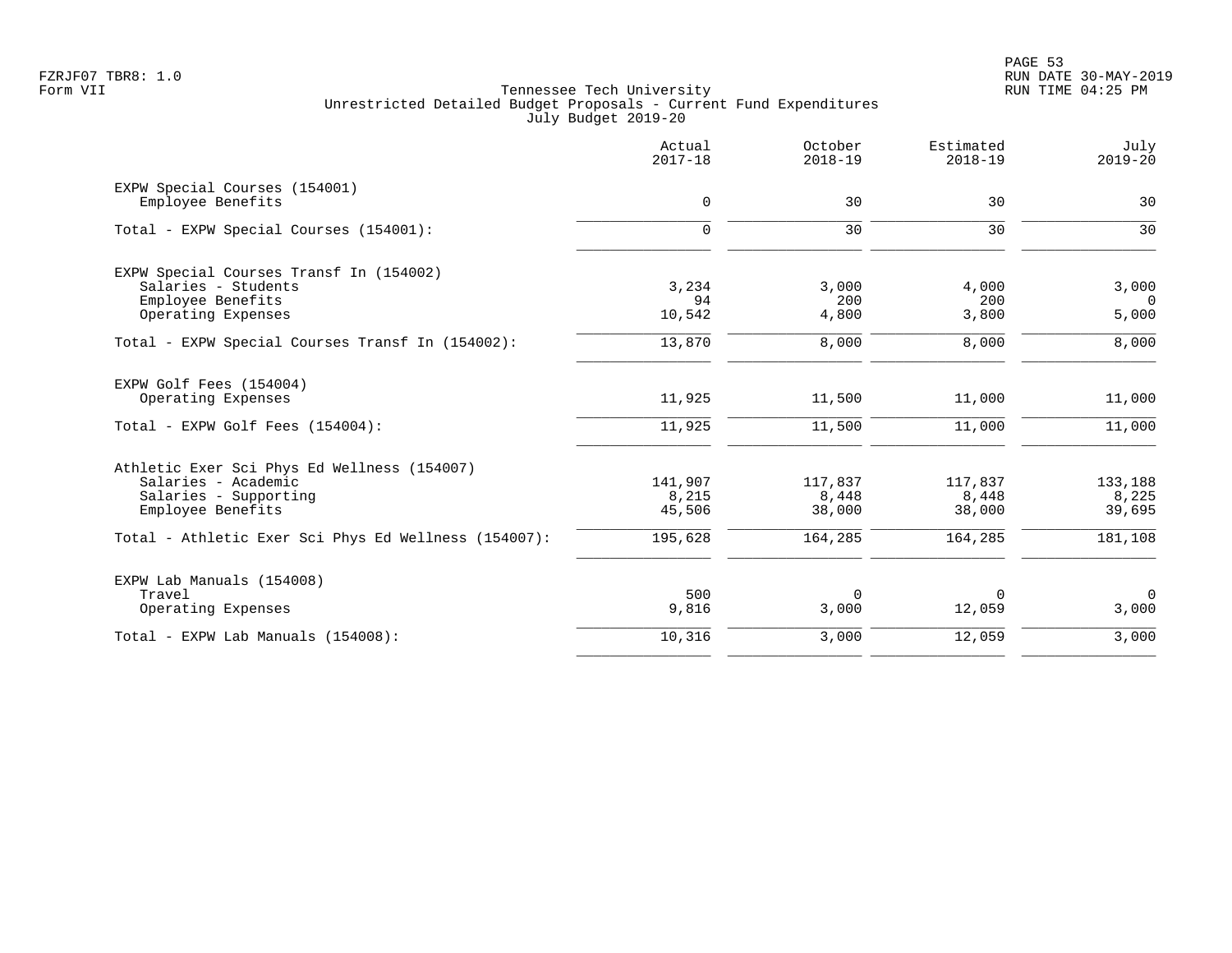Tennessee Tech University
Unrestricted Detailed Budget Proposals - Current Fund Expenditures
July Budget 2019-20

| | Actual 2017-18 | October 2018-19 | Estimated 2018-19 | July 2019-20 |
|---|---|---|---|---|
| **EXPW Special Courses (154001)** | | | | |
| Employee Benefits | 0 | 30 | 30 | 30 |
| Total - EXPW Special Courses (154001): | 0 | 30 | 30 | 30 |
| **EXPW Special Courses Transf In (154002)** | | | | |
| Salaries - Students | 3,234 | 3,000 | 4,000 | 3,000 |
| Employee Benefits | 94 | 200 | 200 | 0 |
| Operating Expenses | 10,542 | 4,800 | 3,800 | 5,000 |
| Total - EXPW Special Courses Transf In (154002): | 13,870 | 8,000 | 8,000 | 8,000 |
| **EXPW Golf Fees (154004)** | | | | |
| Operating Expenses | 11,925 | 11,500 | 11,000 | 11,000 |
| Total - EXPW Golf Fees (154004): | 11,925 | 11,500 | 11,000 | 11,000 |
| **Athletic Exer Sci Phys Ed Wellness (154007)** | | | | |
| Salaries - Academic | 141,907 | 117,837 | 117,837 | 133,188 |
| Salaries - Supporting | 8,215 | 8,448 | 8,448 | 8,225 |
| Employee Benefits | 45,506 | 38,000 | 38,000 | 39,695 |
| Total - Athletic Exer Sci Phys Ed Wellness (154007): | 195,628 | 164,285 | 164,285 | 181,108 |
| **EXPW Lab Manuals (154008)** | | | | |
| Travel | 500 | 0 | 0 | 0 |
| Operating Expenses | 9,816 | 3,000 | 12,059 | 3,000 |
| Total - EXPW Lab Manuals (154008): | 10,316 | 3,000 | 12,059 | 3,000 |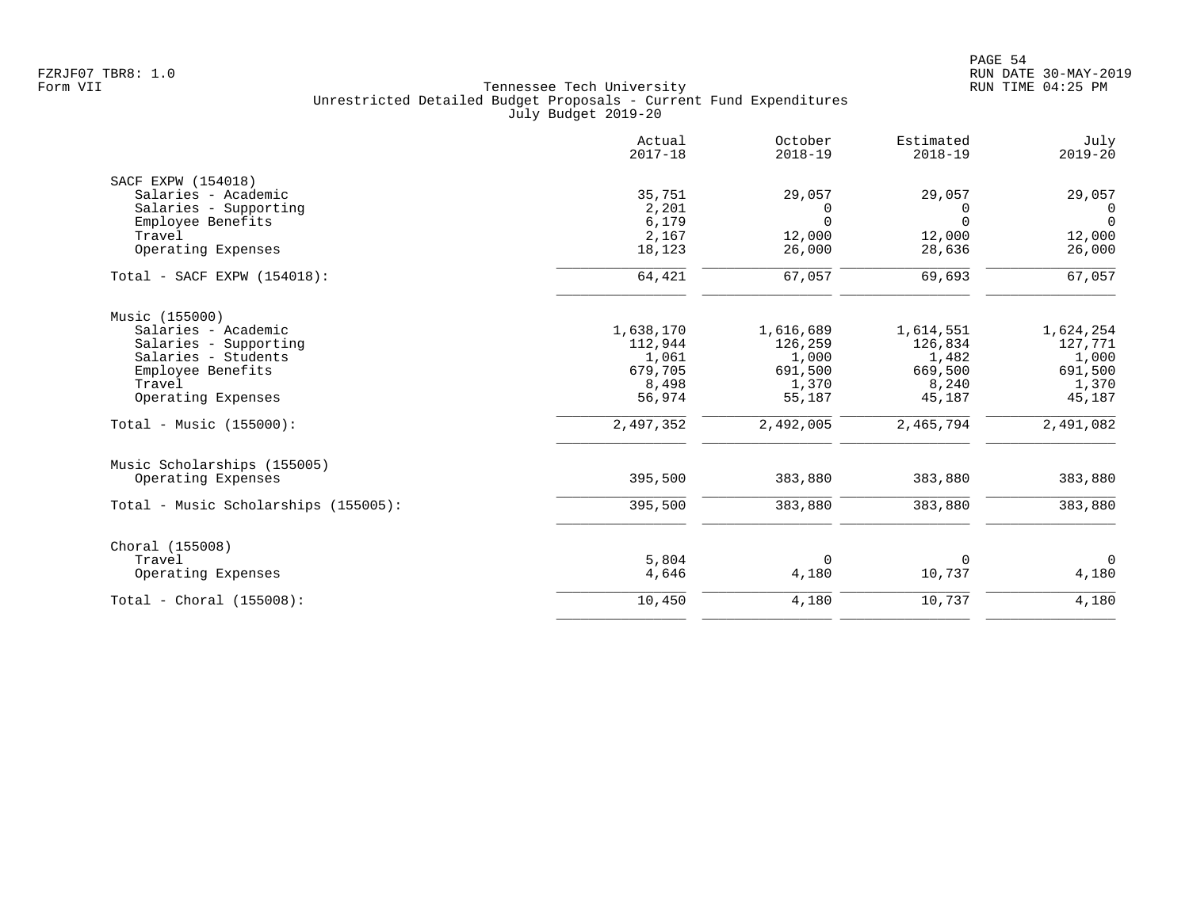FZRJF07 TBR8: 1.0
Form VII

Tennessee Tech University
Unrestricted Detailed Budget Proposals - Current Fund Expenditures
July Budget 2019-20

RUN DATE 30-MAY-2019
RUN TIME 04:25 PM

| | Actual 2017-18 | October 2018-19 | Estimated 2018-19 | July 2019-20 |
|---|---|---|---|---|
| **SACF EXPW (154018)** | | | | |
| Salaries - Academic | 35,751 | 29,057 | 29,057 | 29,057 |
| Salaries - Supporting | 2,201 | 0 | 0 | 0 |
| Employee Benefits | 6,179 | 0 | 0 | 0 |
| Travel | 2,167 | 12,000 | 12,000 | 12,000 |
| Operating Expenses | 18,123 | 26,000 | 28,636 | 26,000 |
| Total - SACF EXPW (154018): | 64,421 | 67,057 | 69,693 | 67,057 |
| **Music (155000)** | | | | |
| Salaries - Academic | 1,638,170 | 1,616,689 | 1,614,551 | 1,624,254 |
| Salaries - Supporting | 112,944 | 126,259 | 126,834 | 127,771 |
| Salaries - Students | 1,061 | 1,000 | 1,482 | 1,000 |
| Employee Benefits | 679,705 | 691,500 | 669,500 | 691,500 |
| Travel | 8,498 | 1,370 | 8,240 | 1,370 |
| Operating Expenses | 56,974 | 55,187 | 45,187 | 45,187 |
| Total - Music (155000): | 2,497,352 | 2,492,005 | 2,465,794 | 2,491,082 |
| **Music Scholarships (155005)** | | | | |
| Operating Expenses | 395,500 | 383,880 | 383,880 | 383,880 |
| Total - Music Scholarships (155005): | 395,500 | 383,880 | 383,880 | 383,880 |
| **Choral (155008)** | | | | |
| Travel | 5,804 | 0 | 0 | 0 |
| Operating Expenses | 4,646 | 4,180 | 10,737 | 4,180 |
| Total - Choral (155008): | 10,450 | 4,180 | 10,737 | 4,180 |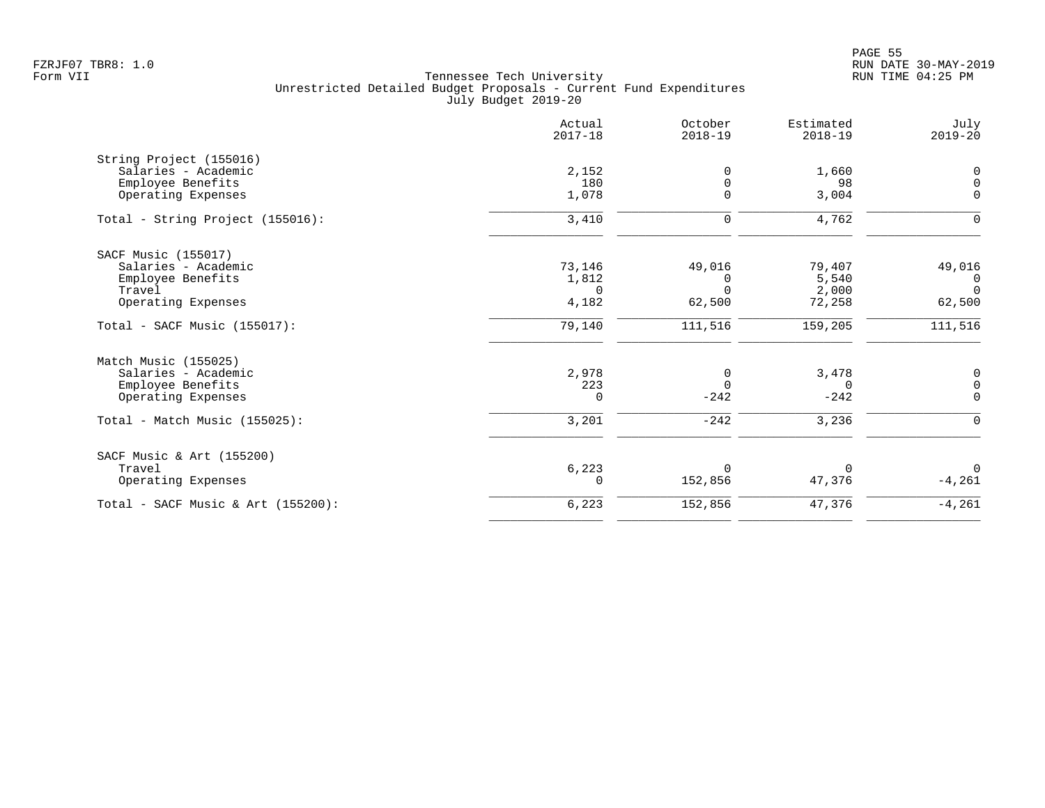FZRJF07 TBR8: 1.0
Form VII

Tennessee Tech University
Unrestricted Detailed Budget Proposals - Current Fund Expenditures
July Budget 2019-20

RUN DATE 30-MAY-2019
RUN TIME 04:25 PM

| | Actual 2017-18 | October 2018-19 | Estimated 2018-19 | July 2019-20 |
|---|---|---|---|---|
| **String Project (155016)** | | | | |
| Salaries - Academic | 2,152 | 0 | 1,660 | 0 |
| Employee Benefits | 180 | 0 | 98 | 0 |
| Operating Expenses | 1,078 | 0 | 3,004 | 0 |
| Total - String Project (155016): | 3,410 | 0 | 4,762 | 0 |
| **SACF Music (155017)** | | | | |
| Salaries - Academic | 73,146 | 49,016 | 79,407 | 49,016 |
| Employee Benefits | 1,812 | 0 | 5,540 | 0 |
| Travel | 0 | 0 | 2,000 | 0 |
| Operating Expenses | 4,182 | 62,500 | 72,258 | 62,500 |
| Total - SACF Music (155017): | 79,140 | 111,516 | 159,205 | 111,516 |
| **Match Music (155025)** | | | | |
| Salaries - Academic | 2,978 | 0 | 3,478 | 0 |
| Employee Benefits | 223 | 0 | 0 | 0 |
| Operating Expenses | 0 | -242 | -242 | 0 |
| Total - Match Music (155025): | 3,201 | -242 | 3,236 | 0 |
| **SACF Music & Art (155200)** | | | | |
| Travel | 6,223 | 0 | 0 | 0 |
| Operating Expenses | 0 | 152,856 | 47,376 | -4,261 |
| Total - SACF Music & Art (155200): | 6,223 | 152,856 | 47,376 | -4,261 |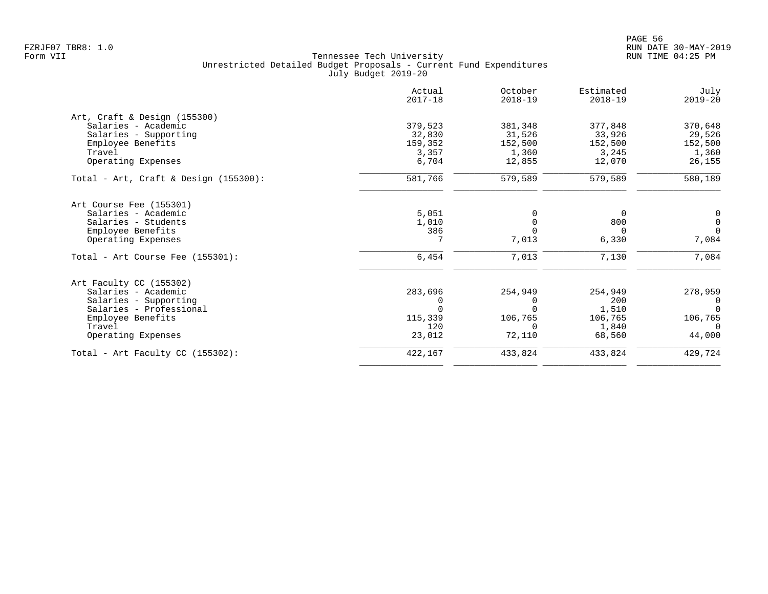FZRJF07 TBR8: 1.0
Form VII

Tennessee Tech University
Unrestricted Detailed Budget Proposals - Current Fund Expenditures
July Budget 2019-20

RUN DATE 30-MAY-2019
RUN TIME 04:25 PM

| | Actual 2017-18 | October 2018-19 | Estimated 2018-19 | July 2019-20 |
|---|---|---|---|---|
| **Art, Craft & Design (155300)** | | | | |
| Salaries - Academic | 379,523 | 381,348 | 377,848 | 370,648 |
| Salaries - Supporting | 32,830 | 31,526 | 33,926 | 29,526 |
| Employee Benefits | 159,352 | 152,500 | 152,500 | 152,500 |
| Travel | 3,357 | 1,360 | 3,245 | 1,360 |
| Operating Expenses | 6,704 | 12,855 | 12,070 | 26,155 |
| Total - Art, Craft & Design (155300): | 581,766 | 579,589 | 579,589 | 580,189 |
| **Art Course Fee (155301)** | | | | |
| Salaries - Academic | 5,051 | 0 | 0 | 0 |
| Salaries - Students | 1,010 | 0 | 800 | 0 |
| Employee Benefits | 386 | 0 | 0 | 0 |
| Operating Expenses | 7 | 7,013 | 6,330 | 7,084 |
| Total - Art Course Fee (155301): | 6,454 | 7,013 | 7,130 | 7,084 |
| **Art Faculty CC (155302)** | | | | |
| Salaries - Academic | 283,696 | 254,949 | 254,949 | 278,959 |
| Salaries - Supporting | 0 | 0 | 200 | 0 |
| Salaries - Professional | 0 | 0 | 1,510 | 0 |
| Employee Benefits | 115,339 | 106,765 | 106,765 | 106,765 |
| Travel | 120 | 0 | 1,840 | 0 |
| Operating Expenses | 23,012 | 72,110 | 68,560 | 44,000 |
| Total - Art Faculty CC (155302): | 422,167 | 433,824 | 433,824 | 429,724 |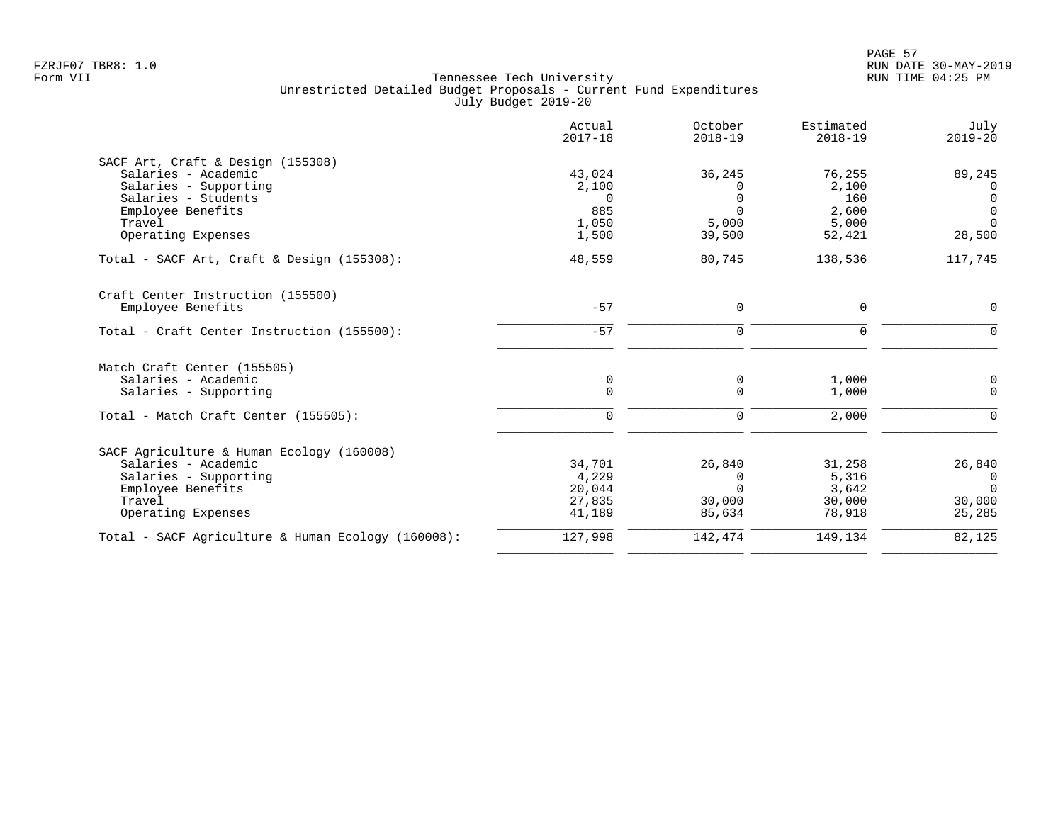Tennessee Tech University
Unrestricted Detailed Budget Proposals - Current Fund Expenditures
July Budget 2019-20

Form VII

| | Actual 2017-18 | October 2018-19 | Estimated 2018-19 | July 2019-20 |
|---|---|---|---|---|
| **SACF Art, Craft & Design (155308)** | | | | |
| Salaries - Academic | 43,024 | 36,245 | 76,255 | 89,245 |
| Salaries - Supporting | 2,100 | 0 | 2,100 | 0 |
| Salaries - Students | 0 | 0 | 160 | 0 |
| Employee Benefits | 885 | 0 | 2,600 | 0 |
| Travel | 1,050 | 5,000 | 5,000 | 0 |
| Operating Expenses | 1,500 | 39,500 | 52,421 | 28,500 |
| Total - SACF Art, Craft & Design (155308): | 48,559 | 80,745 | 138,536 | 117,745 |
| **Craft Center Instruction (155500)** | | | | |
| Employee Benefits | -57 | 0 | 0 | 0 |
| Total - Craft Center Instruction (155500): | -57 | 0 | 0 | 0 |
| **Match Craft Center (155505)** | | | | |
| Salaries - Academic | 0 | 0 | 1,000 | 0 |
| Salaries - Supporting | 0 | 0 | 1,000 | 0 |
| Total - Match Craft Center (155505): | 0 | 0 | 2,000 | 0 |
| **SACF Agriculture & Human Ecology (160008)** | | | | |
| Salaries - Academic | 34,701 | 26,840 | 31,258 | 26,840 |
| Salaries - Supporting | 4,229 | 0 | 5,316 | 0 |
| Employee Benefits | 20,044 | 0 | 3,642 | 0 |
| Travel | 27,835 | 30,000 | 30,000 | 30,000 |
| Operating Expenses | 41,189 | 85,634 | 78,918 | 25,285 |
| Total - SACF Agriculture & Human Ecology (160008): | 127,998 | 142,474 | 149,134 | 82,125 |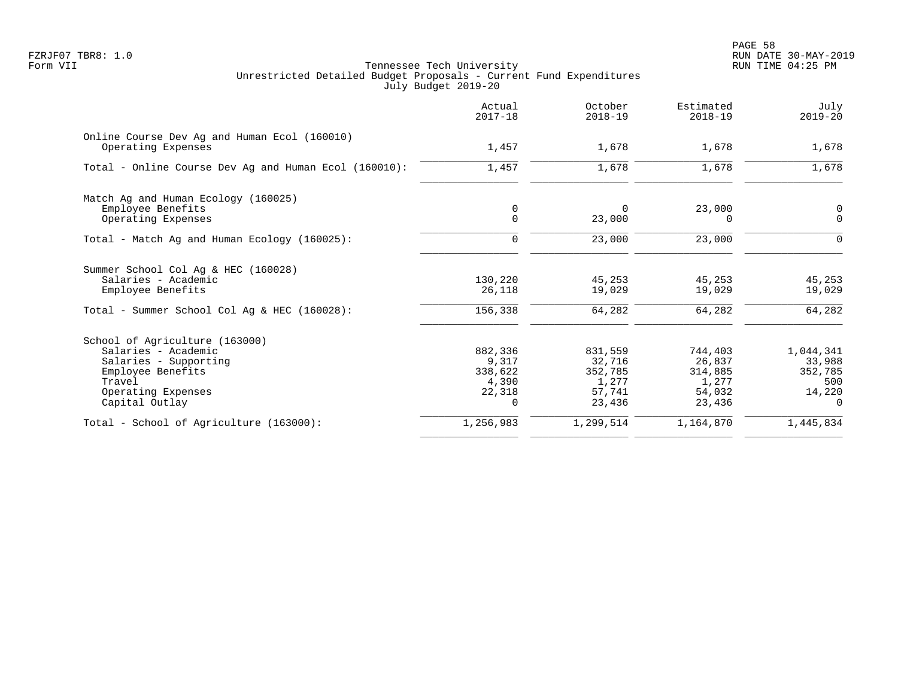Tennessee Tech University
Unrestricted Detailed Budget Proposals - Current Fund Expenditures
July Budget 2019-20

| | Actual 2017-18 | October 2018-19 | Estimated 2018-19 | July 2019-20 |
|---|---|---|---|---|
| Online Course Dev Ag and Human Ecol (160010) | | | | |
| Operating Expenses | 1,457 | 1,678 | 1,678 | 1,678 |
| Total - Online Course Dev Ag and Human Ecol (160010): | 1,457 | 1,678 | 1,678 | 1,678 |
| Match Ag and Human Ecology (160025) | | | | |
| Employee Benefits | 0 | 0 | 23,000 | 0 |
| Operating Expenses | 0 | 23,000 | 0 | 0 |
| Total - Match Ag and Human Ecology (160025): | 0 | 23,000 | 23,000 | 0 |
| Summer School Col Ag & HEC (160028) | | | | |
| Salaries - Academic | 130,220 | 45,253 | 45,253 | 45,253 |
| Employee Benefits | 26,118 | 19,029 | 19,029 | 19,029 |
| Total - Summer School Col Ag & HEC (160028): | 156,338 | 64,282 | 64,282 | 64,282 |
| School of Agriculture (163000) | | | | |
| Salaries - Academic | 882,336 | 831,559 | 744,403 | 1,044,341 |
| Salaries - Supporting | 9,317 | 32,716 | 26,837 | 33,988 |
| Employee Benefits | 338,622 | 352,785 | 314,885 | 352,785 |
| Travel | 4,390 | 1,277 | 1,277 | 500 |
| Operating Expenses | 22,318 | 57,741 | 54,032 | 14,220 |
| Capital Outlay | 0 | 23,436 | 23,436 | 0 |
| Total - School of Agriculture (163000): | 1,256,983 | 1,299,514 | 1,164,870 | 1,445,834 |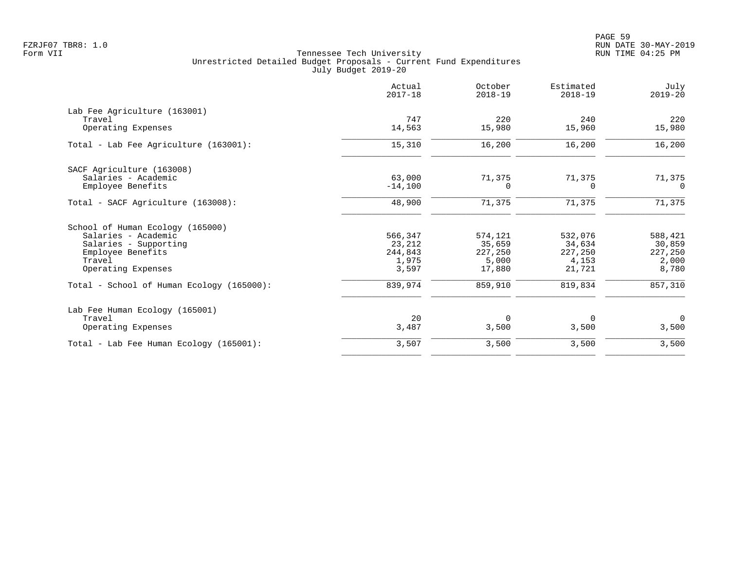FZRJF07 TBR8: 1.0
Form VII

Tennessee Tech University
Unrestricted Detailed Budget Proposals - Current Fund Expenditures
July Budget 2019-20

RUN DATE 30-MAY-2019
RUN TIME 04:25 PM

| | Actual 2017-18 | October 2018-19 | Estimated 2018-19 | July 2019-20 |
|---|---|---|---|---|
| **Lab Fee Agriculture (163001)** | | | | |
| Travel | 747 | 220 | 240 | 220 |
| Operating Expenses | 14,563 | 15,980 | 15,960 | 15,980 |
| Total - Lab Fee Agriculture (163001): | 15,310 | 16,200 | 16,200 | 16,200 |
| **SACF Agriculture (163008)** | | | | |
| Salaries - Academic | 63,000 | 71,375 | 71,375 | 71,375 |
| Employee Benefits | -14,100 | 0 | 0 | 0 |
| Total - SACF Agriculture (163008): | 48,900 | 71,375 | 71,375 | 71,375 |
| **School of Human Ecology (165000)** | | | | |
| Salaries - Academic | 566,347 | 574,121 | 532,076 | 588,421 |
| Salaries - Supporting | 23,212 | 35,659 | 34,634 | 30,859 |
| Employee Benefits | 244,843 | 227,250 | 227,250 | 227,250 |
| Travel | 1,975 | 5,000 | 4,153 | 2,000 |
| Operating Expenses | 3,597 | 17,880 | 21,721 | 8,780 |
| Total - School of Human Ecology (165000): | 839,974 | 859,910 | 819,834 | 857,310 |
| **Lab Fee Human Ecology (165001)** | | | | |
| Travel | 20 | 0 | 0 | 0 |
| Operating Expenses | 3,487 | 3,500 | 3,500 | 3,500 |
| Total - Lab Fee Human Ecology (165001): | 3,507 | 3,500 | 3,500 | 3,500 |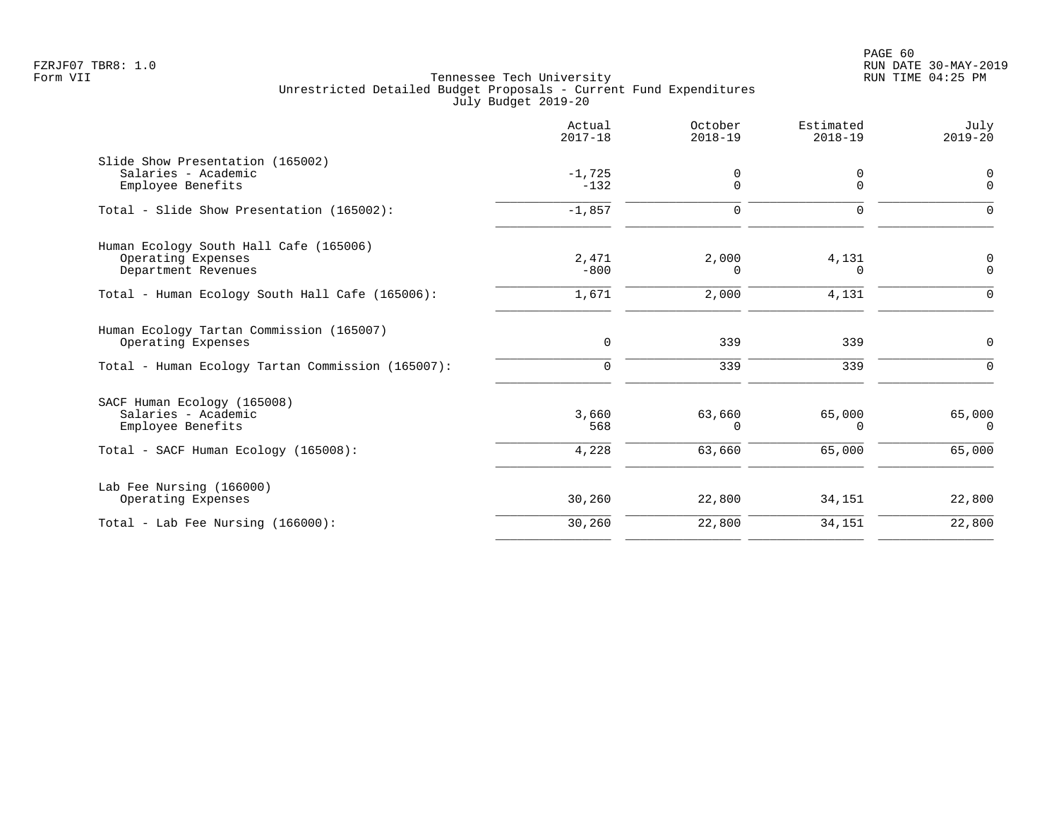Tennessee Tech University
Unrestricted Detailed Budget Proposals - Current Fund Expenditures
July Budget 2019-20

FZRJF07 TBR8: 1.0
Form VII

RUN DATE 30-MAY-2019
RUN TIME 04:25 PM

| | Actual 2017-18 | October 2018-19 | Estimated 2018-19 | July 2019-20 |
|---|---|---|---|---|
| Slide Show Presentation (165002) | | | | |
| Salaries - Academic | -1,725 | 0 | 0 | 0 |
| Employee Benefits | -132 | 0 | 0 | 0 |
| Total - Slide Show Presentation (165002): | -1,857 | 0 | 0 | 0 |
| Human Ecology South Hall Cafe (165006) | | | | |
| Operating Expenses | 2,471 | 2,000 | 4,131 | 0 |
| Department Revenues | -800 | 0 | 0 | 0 |
| Total - Human Ecology South Hall Cafe (165006): | 1,671 | 2,000 | 4,131 | 0 |
| Human Ecology Tartan Commission (165007) | | | | |
| Operating Expenses | 0 | 339 | 339 | 0 |
| Total - Human Ecology Tartan Commission (165007): | 0 | 339 | 339 | 0 |
| SACF Human Ecology (165008) | | | | |
| Salaries - Academic | 3,660 | 63,660 | 65,000 | 65,000 |
| Employee Benefits | 568 | 0 | 0 | 0 |
| Total - SACF Human Ecology (165008): | 4,228 | 63,660 | 65,000 | 65,000 |
| Lab Fee Nursing (166000) | | | | |
| Operating Expenses | 30,260 | 22,800 | 34,151 | 22,800 |
| Total - Lab Fee Nursing (166000): | 30,260 | 22,800 | 34,151 | 22,800 |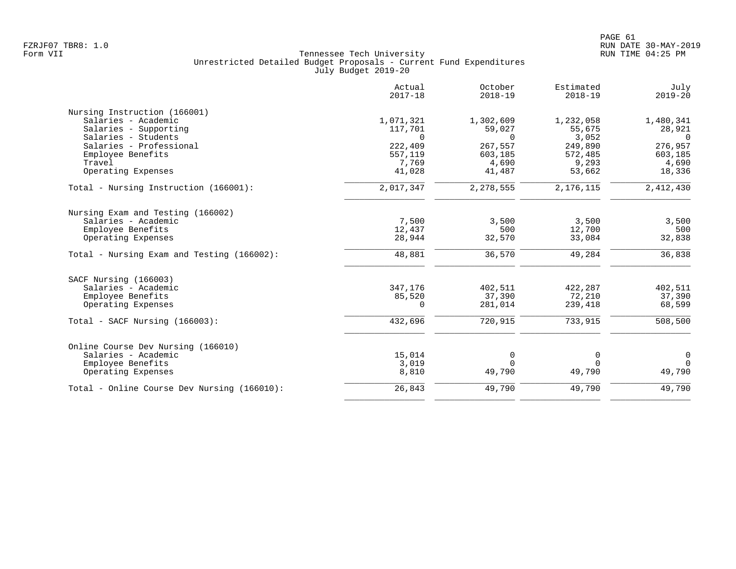FZRJF07 TBR8: 1.0
Form VII

Tennessee Tech University
Unrestricted Detailed Budget Proposals - Current Fund Expenditures
July Budget 2019-20

RUN DATE 30-MAY-2019
RUN TIME 04:25 PM

| | Actual 2017-18 | October 2018-19 | Estimated 2018-19 | July 2019-20 |
|---|---|---|---|---|
| **Nursing Instruction (166001)** | | | | |
| Salaries - Academic | 1,071,321 | 1,302,609 | 1,232,058 | 1,480,341 |
| Salaries - Supporting | 117,701 | 59,027 | 55,675 | 28,921 |
| Salaries - Students | 0 | 0 | 3,052 | 0 |
| Salaries - Professional | 222,409 | 267,557 | 249,890 | 276,957 |
| Employee Benefits | 557,119 | 603,185 | 572,485 | 603,185 |
| Travel | 7,769 | 4,690 | 9,293 | 4,690 |
| Operating Expenses | 41,028 | 41,487 | 53,662 | 18,336 |
| Total - Nursing Instruction (166001): | 2,017,347 | 2,278,555 | 2,176,115 | 2,412,430 |
| **Nursing Exam and Testing (166002)** | | | | |
| Salaries - Academic | 7,500 | 3,500 | 3,500 | 3,500 |
| Employee Benefits | 12,437 | 500 | 12,700 | 500 |
| Operating Expenses | 28,944 | 32,570 | 33,084 | 32,838 |
| Total - Nursing Exam and Testing (166002): | 48,881 | 36,570 | 49,284 | 36,838 |
| **SACF Nursing (166003)** | | | | |
| Salaries - Academic | 347,176 | 402,511 | 422,287 | 402,511 |
| Employee Benefits | 85,520 | 37,390 | 72,210 | 37,390 |
| Operating Expenses | 0 | 281,014 | 239,418 | 68,599 |
| Total - SACF Nursing (166003): | 432,696 | 720,915 | 733,915 | 508,500 |
| **Online Course Dev Nursing (166010)** | | | | |
| Salaries - Academic | 15,014 | 0 | 0 | 0 |
| Employee Benefits | 3,019 | 0 | 0 | 0 |
| Operating Expenses | 8,810 | 49,790 | 49,790 | 49,790 |
| Total - Online Course Dev Nursing (166010): | 26,843 | 49,790 | 49,790 | 49,790 |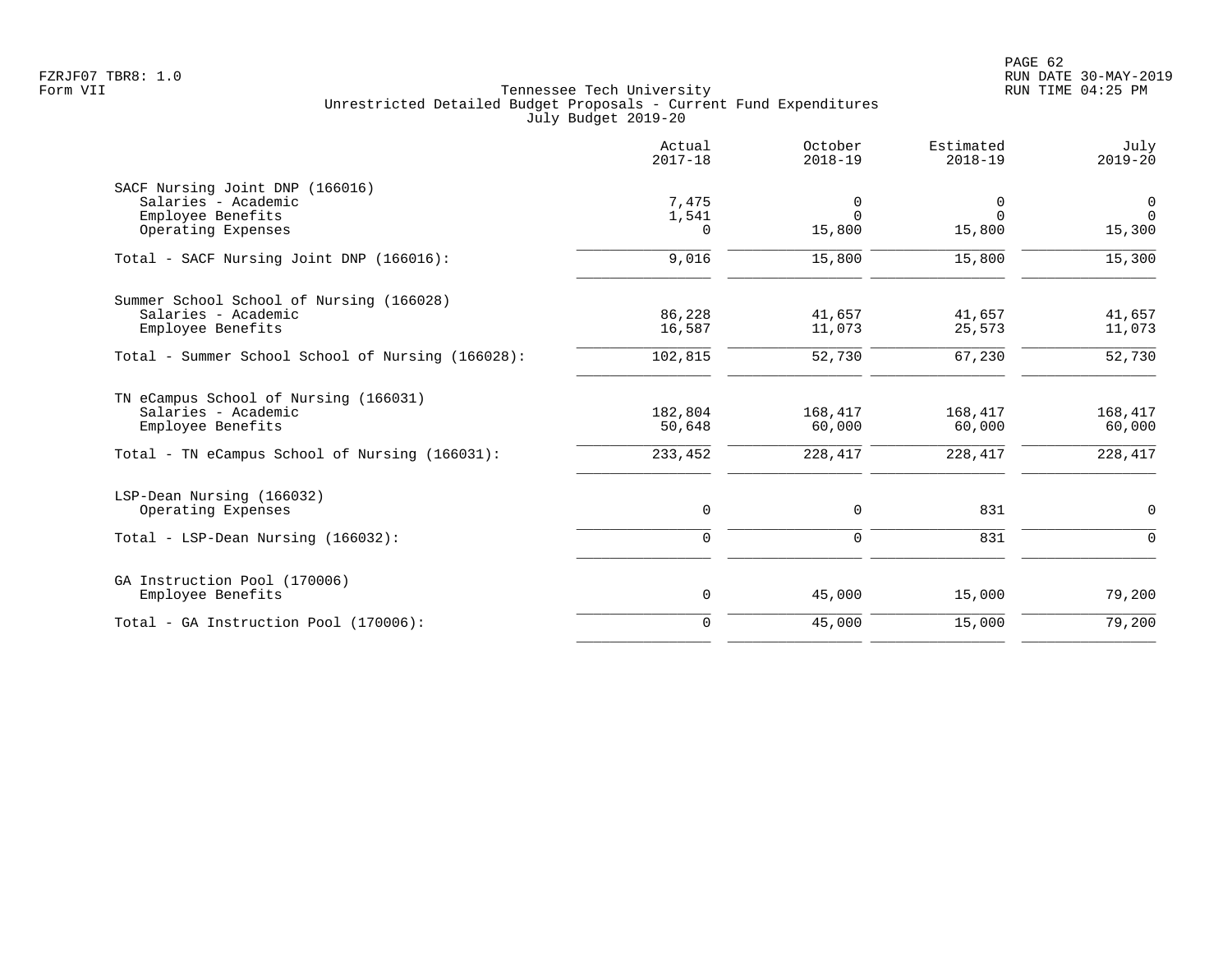Tennessee Tech University
Unrestricted Detailed Budget Proposals - Current Fund Expenditures
July Budget 2019-20

|  | Actual 2017-18 | October 2018-19 | Estimated 2018-19 | July 2019-20 |
|---|---|---|---|---|
| SACF Nursing Joint DNP (166016) |  |  |  |  |
| Salaries - Academic | 7,475 | 0 | 0 | 0 |
| Employee Benefits | 1,541 | 0 | 0 | 0 |
| Operating Expenses | 0 | 15,800 | 15,800 | 15,300 |
| Total - SACF Nursing Joint DNP (166016): | 9,016 | 15,800 | 15,800 | 15,300 |
| Summer School School of Nursing (166028) |  |  |  |  |
| Salaries - Academic | 86,228 | 41,657 | 41,657 | 41,657 |
| Employee Benefits | 16,587 | 11,073 | 25,573 | 11,073 |
| Total - Summer School School of Nursing (166028): | 102,815 | 52,730 | 67,230 | 52,730 |
| TN eCampus School of Nursing (166031) |  |  |  |  |
| Salaries - Academic | 182,804 | 168,417 | 168,417 | 168,417 |
| Employee Benefits | 50,648 | 60,000 | 60,000 | 60,000 |
| Total - TN eCampus School of Nursing (166031): | 233,452 | 228,417 | 228,417 | 228,417 |
| LSP-Dean Nursing (166032) |  |  |  |  |
| Operating Expenses | 0 | 0 | 831 | 0 |
| Total - LSP-Dean Nursing (166032): | 0 | 0 | 831 | 0 |
| GA Instruction Pool (170006) |  |  |  |  |
| Employee Benefits | 0 | 45,000 | 15,000 | 79,200 |
| Total - GA Instruction Pool (170006): | 0 | 45,000 | 15,000 | 79,200 |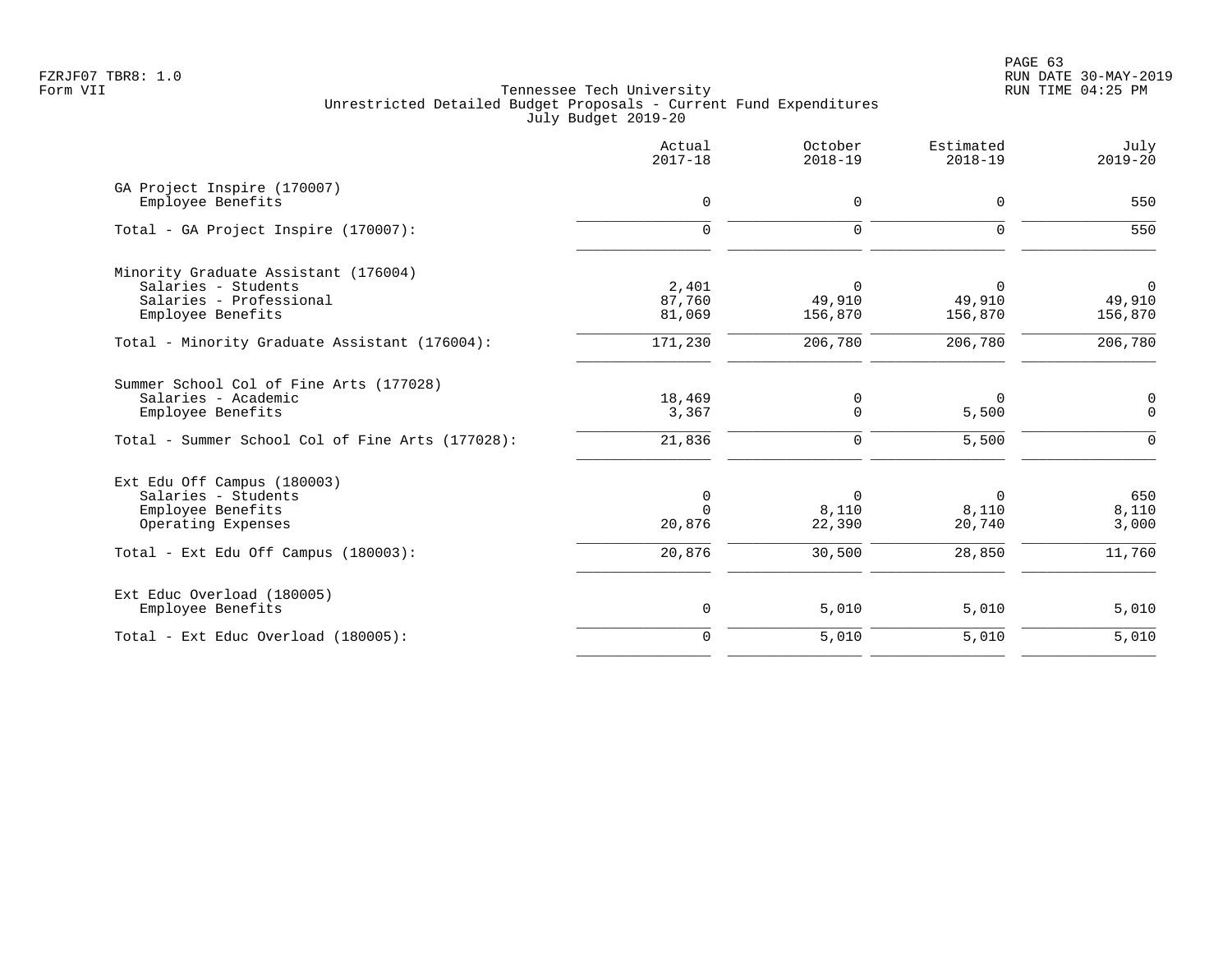FZRJF07 TBR8: 1.0
Form VII

Tennessee Tech University
Unrestricted Detailed Budget Proposals - Current Fund Expenditures
July Budget 2019-20

RUN DATE 30-MAY-2019
RUN TIME 04:25 PM

| | Actual 2017-18 | October 2018-19 | Estimated 2018-19 | July 2019-20 |
|---|---|---|---|---|
| GA Project Inspire (170007) | | | | |
| Employee Benefits | 0 | 0 | 0 | 550 |
| Total - GA Project Inspire (170007): | 0 | 0 | 0 | 550 |
| Minority Graduate Assistant (176004) | | | | |
| Salaries - Students | 2,401 | 0 | 0 | 0 |
| Salaries - Professional | 87,760 | 49,910 | 49,910 | 49,910 |
| Employee Benefits | 81,069 | 156,870 | 156,870 | 156,870 |
| Total - Minority Graduate Assistant (176004): | 171,230 | 206,780 | 206,780 | 206,780 |
| Summer School Col of Fine Arts (177028) | | | | |
| Salaries - Academic | 18,469 | 0 | 0 | 0 |
| Employee Benefits | 3,367 | 0 | 5,500 | 0 |
| Total - Summer School Col of Fine Arts (177028): | 21,836 | 0 | 5,500 | 0 |
| Ext Edu Off Campus (180003) | | | | |
| Salaries - Students | 0 | 0 | 0 | 650 |
| Employee Benefits | 0 | 8,110 | 8,110 | 8,110 |
| Operating Expenses | 20,876 | 22,390 | 20,740 | 3,000 |
| Total - Ext Edu Off Campus (180003): | 20,876 | 30,500 | 28,850 | 11,760 |
| Ext Educ Overload (180005) | | | | |
| Employee Benefits | 0 | 5,010 | 5,010 | 5,010 |
| Total - Ext Educ Overload (180005): | 0 | 5,010 | 5,010 | 5,010 |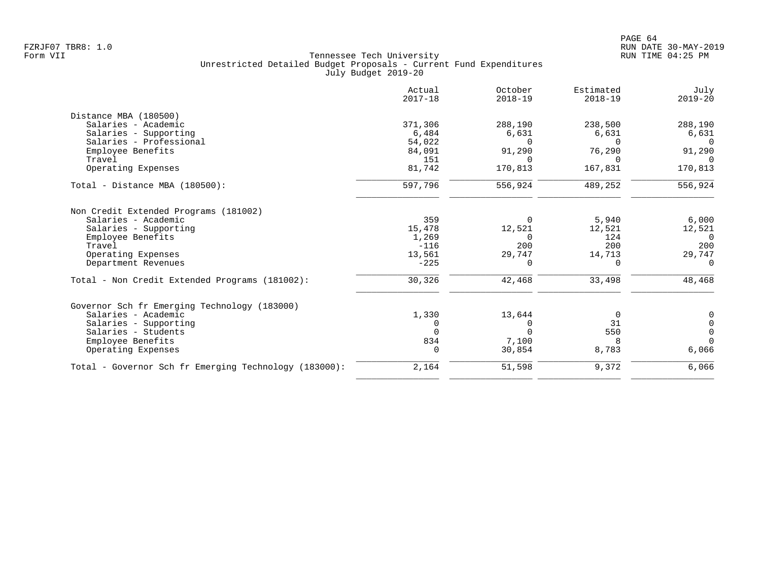Tennessee Tech University
Unrestricted Detailed Budget Proposals - Current Fund Expenditures
July Budget 2019-20

| | Actual 2017-18 | October 2018-19 | Estimated 2018-19 | July 2019-20 |
|---|---|---|---|---|
| **Distance MBA (180500)** | | | | |
| Salaries - Academic | 371,306 | 288,190 | 238,500 | 288,190 |
| Salaries - Supporting | 6,484 | 6,631 | 6,631 | 6,631 |
| Salaries - Professional | 54,022 | 0 | 0 | 0 |
| Employee Benefits | 84,091 | 91,290 | 76,290 | 91,290 |
| Travel | 151 | 0 | 0 | 0 |
| Operating Expenses | 81,742 | 170,813 | 167,831 | 170,813 |
| Total - Distance MBA (180500): | 597,796 | 556,924 | 489,252 | 556,924 |
| **Non Credit Extended Programs (181002)** | | | | |
| Salaries - Academic | 359 | 0 | 5,940 | 6,000 |
| Salaries - Supporting | 15,478 | 12,521 | 12,521 | 12,521 |
| Employee Benefits | 1,269 | 0 | 124 | 0 |
| Travel | -116 | 200 | 200 | 200 |
| Operating Expenses | 13,561 | 29,747 | 14,713 | 29,747 |
| Department Revenues | -225 | 0 | 0 | 0 |
| Total - Non Credit Extended Programs (181002): | 30,326 | 42,468 | 33,498 | 48,468 |
| **Governor Sch fr Emerging Technology (183000)** | | | | |
| Salaries - Academic | 1,330 | 13,644 | 0 | 0 |
| Salaries - Supporting | 0 | 0 | 31 | 0 |
| Salaries - Students | 0 | 0 | 550 | 0 |
| Employee Benefits | 834 | 7,100 | 8 | 0 |
| Operating Expenses | 0 | 30,854 | 8,783 | 6,066 |
| Total - Governor Sch fr Emerging Technology (183000): | 2,164 | 51,598 | 9,372 | 6,066 |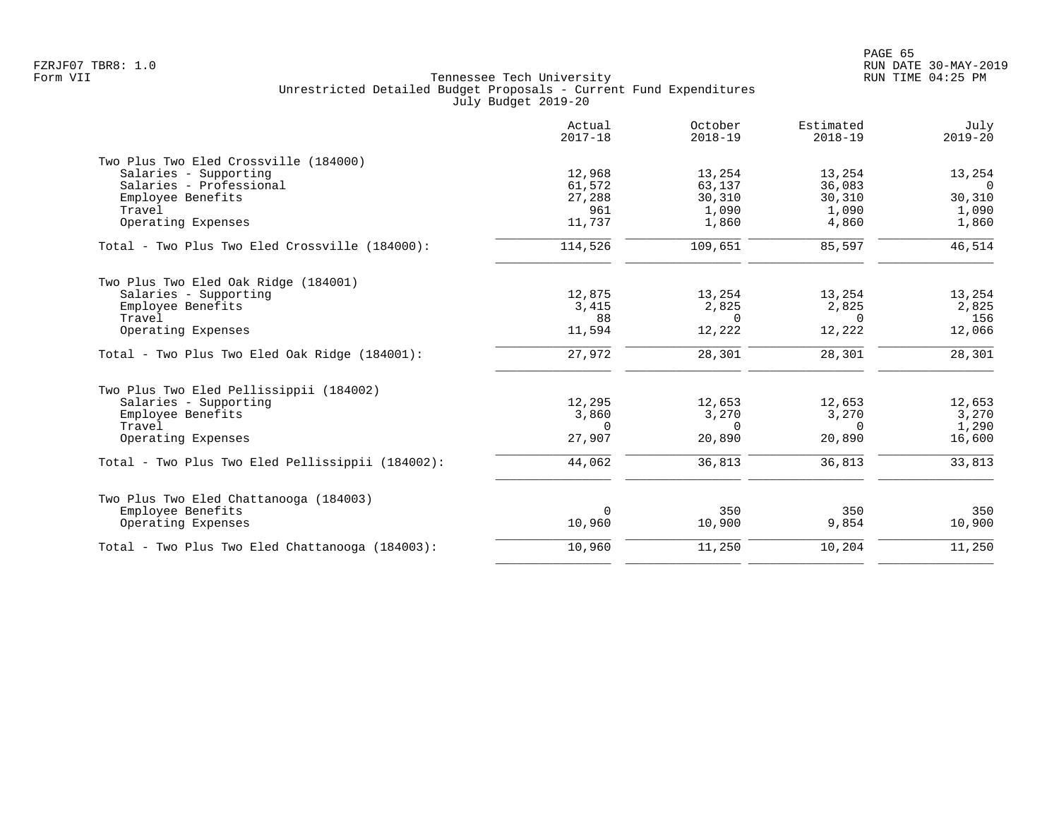Tennessee Tech University
Unrestricted Detailed Budget Proposals - Current Fund Expenditures
July Budget 2019-20

| | Actual 2017-18 | October 2018-19 | Estimated 2018-19 | July 2019-20 |
|---|---:|---:|---:|---:|
| **Two Plus Two Eled Crossville (184000)** | | | | |
| Salaries - Supporting | 12,968 | 13,254 | 13,254 | 13,254 |
| Salaries - Professional | 61,572 | 63,137 | 36,083 | 0 |
| Employee Benefits | 27,288 | 30,310 | 30,310 | 30,310 |
| Travel | 961 | 1,090 | 1,090 | 1,090 |
| Operating Expenses | 11,737 | 1,860 | 4,860 | 1,860 |
| Total - Two Plus Two Eled Crossville (184000): | 114,526 | 109,651 | 85,597 | 46,514 |
| **Two Plus Two Eled Oak Ridge (184001)** | | | | |
| Salaries - Supporting | 12,875 | 13,254 | 13,254 | 13,254 |
| Employee Benefits | 3,415 | 2,825 | 2,825 | 2,825 |
| Travel | 88 | 0 | 0 | 156 |
| Operating Expenses | 11,594 | 12,222 | 12,222 | 12,066 |
| Total - Two Plus Two Eled Oak Ridge (184001): | 27,972 | 28,301 | 28,301 | 28,301 |
| **Two Plus Two Eled Pellissippii (184002)** | | | | |
| Salaries - Supporting | 12,295 | 12,653 | 12,653 | 12,653 |
| Employee Benefits | 3,860 | 3,270 | 3,270 | 3,270 |
| Travel | 0 | 0 | 0 | 1,290 |
| Operating Expenses | 27,907 | 20,890 | 20,890 | 16,600 |
| Total - Two Plus Two Eled Pellissippii (184002): | 44,062 | 36,813 | 36,813 | 33,813 |
| **Two Plus Two Eled Chattanooga (184003)** | | | | |
| Employee Benefits | 0 | 350 | 350 | 350 |
| Operating Expenses | 10,960 | 10,900 | 9,854 | 10,900 |
| Total - Two Plus Two Eled Chattanooga (184003): | 10,960 | 11,250 | 10,204 | 11,250 |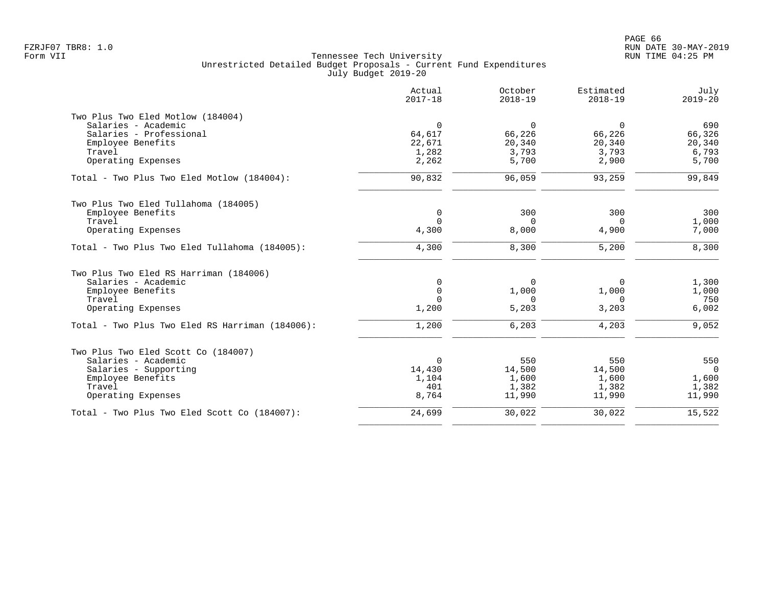FZRJF07 TBR8: 1.0
Form VII

Tennessee Tech University
Unrestricted Detailed Budget Proposals - Current Fund Expenditures
July Budget 2019-20

RUN DATE 30-MAY-2019
RUN TIME 04:25 PM

| | Actual 2017-18 | October 2018-19 | Estimated 2018-19 | July 2019-20 |
|---|---|---|---|---|
| **Two Plus Two Eled Motlow (184004)** | | | | |
| Salaries - Academic | 0 | 0 | 0 | 690 |
| Salaries - Professional | 64,617 | 66,226 | 66,226 | 66,326 |
| Employee Benefits | 22,671 | 20,340 | 20,340 | 20,340 |
| Travel | 1,282 | 3,793 | 3,793 | 6,793 |
| Operating Expenses | 2,262 | 5,700 | 2,900 | 5,700 |
| Total - Two Plus Two Eled Motlow (184004): | 90,832 | 96,059 | 93,259 | 99,849 |
| **Two Plus Two Eled Tullahoma (184005)** | | | | |
| Employee Benefits | 0 | 300 | 300 | 300 |
| Travel | 0 | 0 | 0 | 1,000 |
| Operating Expenses | 4,300 | 8,000 | 4,900 | 7,000 |
| Total - Two Plus Two Eled Tullahoma (184005): | 4,300 | 8,300 | 5,200 | 8,300 |
| **Two Plus Two Eled RS Harriman (184006)** | | | | |
| Salaries - Academic | 0 | 0 | 0 | 1,300 |
| Employee Benefits | 0 | 1,000 | 1,000 | 1,000 |
| Travel | 0 | 0 | 0 | 750 |
| Operating Expenses | 1,200 | 5,203 | 3,203 | 6,002 |
| Total - Two Plus Two Eled RS Harriman (184006): | 1,200 | 6,203 | 4,203 | 9,052 |
| **Two Plus Two Eled Scott Co (184007)** | | | | |
| Salaries - Academic | 0 | 550 | 550 | 550 |
| Salaries - Supporting | 14,430 | 14,500 | 14,500 | 0 |
| Employee Benefits | 1,104 | 1,600 | 1,600 | 1,600 |
| Travel | 401 | 1,382 | 1,382 | 1,382 |
| Operating Expenses | 8,764 | 11,990 | 11,990 | 11,990 |
| Total - Two Plus Two Eled Scott Co (184007): | 24,699 | 30,022 | 30,022 | 15,522 |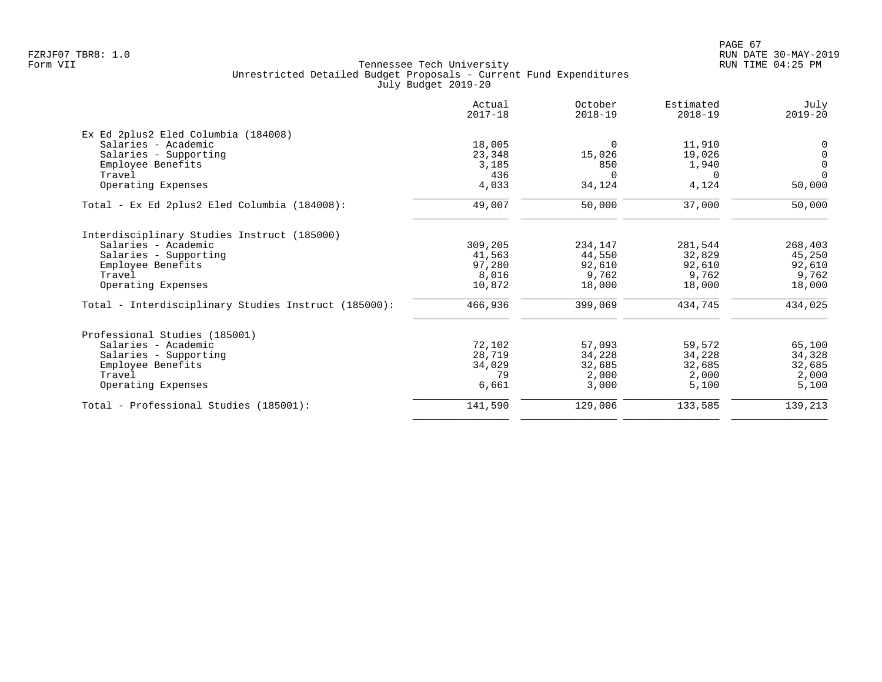Tennessee Tech University
Unrestricted Detailed Budget Proposals - Current Fund Expenditures
July Budget 2019-20

| | Actual 2017-18 | October 2018-19 | Estimated 2018-19 | July 2019-20 |
|---|---|---|---|---|
| **Ex Ed 2plus2 Eled Columbia (184008)** | | | | |
| Salaries - Academic | 18,005 | 0 | 11,910 | 0 |
| Salaries - Supporting | 23,348 | 15,026 | 19,026 | 0 |
| Employee Benefits | 3,185 | 850 | 1,940 | 0 |
| Travel | 436 | 0 | 0 | 0 |
| Operating Expenses | 4,033 | 34,124 | 4,124 | 50,000 |
| Total - Ex Ed 2plus2 Eled Columbia (184008): | 49,007 | 50,000 | 37,000 | 50,000 |
| **Interdisciplinary Studies Instruct (185000)** | | | | |
| Salaries - Academic | 309,205 | 234,147 | 281,544 | 268,403 |
| Salaries - Supporting | 41,563 | 44,550 | 32,829 | 45,250 |
| Employee Benefits | 97,280 | 92,610 | 92,610 | 92,610 |
| Travel | 8,016 | 9,762 | 9,762 | 9,762 |
| Operating Expenses | 10,872 | 18,000 | 18,000 | 18,000 |
| Total - Interdisciplinary Studies Instruct (185000): | 466,936 | 399,069 | 434,745 | 434,025 |
| **Professional Studies (185001)** | | | | |
| Salaries - Academic | 72,102 | 57,093 | 59,572 | 65,100 |
| Salaries - Supporting | 28,719 | 34,228 | 34,228 | 34,328 |
| Employee Benefits | 34,029 | 32,685 | 32,685 | 32,685 |
| Travel | 79 | 2,000 | 2,000 | 2,000 |
| Operating Expenses | 6,661 | 3,000 | 5,100 | 5,100 |
| Total - Professional Studies (185001): | 141,590 | 129,006 | 133,585 | 139,213 |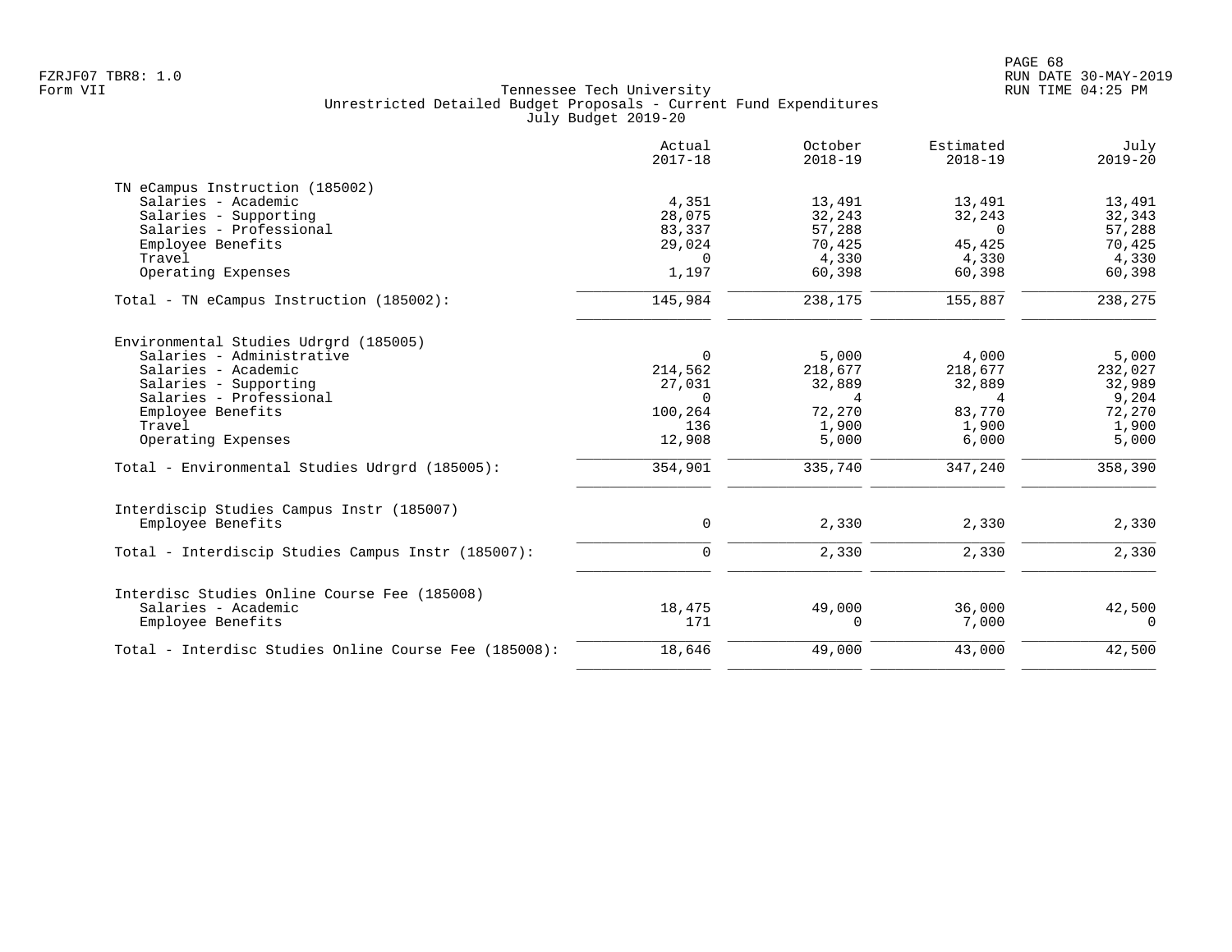Tennessee Tech University
Unrestricted Detailed Budget Proposals - Current Fund Expenditures
July Budget 2019-20

FZRJF07 TBR8: 1.0
Form VII

RUN DATE 30-MAY-2019
RUN TIME 04:25 PM

| | Actual 2017-18 | October 2018-19 | Estimated 2018-19 | July 2019-20 |
|---|---|---|---|---|
| **TN eCampus Instruction (185002)** | | | | |
| Salaries - Academic | 4,351 | 13,491 | 13,491 | 13,491 |
| Salaries - Supporting | 28,075 | 32,243 | 32,243 | 32,343 |
| Salaries - Professional | 83,337 | 57,288 | 0 | 57,288 |
| Employee Benefits | 29,024 | 70,425 | 45,425 | 70,425 |
| Travel | 0 | 4,330 | 4,330 | 4,330 |
| Operating Expenses | 1,197 | 60,398 | 60,398 | 60,398 |
| Total - TN eCampus Instruction (185002): | 145,984 | 238,175 | 155,887 | 238,275 |
| **Environmental Studies Udrgrd (185005)** | | | | |
| Salaries - Administrative | 0 | 5,000 | 4,000 | 5,000 |
| Salaries - Academic | 214,562 | 218,677 | 218,677 | 232,027 |
| Salaries - Supporting | 27,031 | 32,889 | 32,889 | 32,989 |
| Salaries - Professional | 0 | 4 | 4 | 9,204 |
| Employee Benefits | 100,264 | 72,270 | 83,770 | 72,270 |
| Travel | 136 | 1,900 | 1,900 | 1,900 |
| Operating Expenses | 12,908 | 5,000 | 6,000 | 5,000 |
| Total - Environmental Studies Udrgrd (185005): | 354,901 | 335,740 | 347,240 | 358,390 |
| **Interdiscip Studies Campus Instr (185007)** | | | | |
| Employee Benefits | 0 | 2,330 | 2,330 | 2,330 |
| Total - Interdiscip Studies Campus Instr (185007): | 0 | 2,330 | 2,330 | 2,330 |
| **Interdisc Studies Online Course Fee (185008)** | | | | |
| Salaries - Academic | 18,475 | 49,000 | 36,000 | 42,500 |
| Employee Benefits | 171 | 0 | 7,000 | 0 |
| Total - Interdisc Studies Online Course Fee (185008): | 18,646 | 49,000 | 43,000 | 42,500 |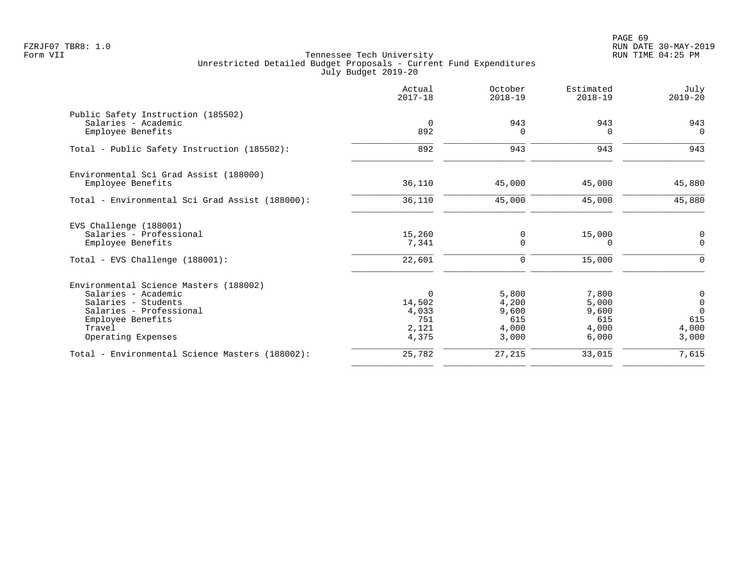Tennessee Tech University
Unrestricted Detailed Budget Proposals - Current Fund Expenditures
July Budget 2019-20

| | Actual 2017-18 | October 2018-19 | Estimated 2018-19 | July 2019-20 |
|---|---|---|---|---|
| **Public Safety Instruction (185502)** | | | | |
| Salaries - Academic | 0 | 943 | 943 | 943 |
| Employee Benefits | 892 | 0 | 0 | 0 |
| Total - Public Safety Instruction (185502): | 892 | 943 | 943 | 943 |
| **Environmental Sci Grad Assist (188000)** | | | | |
| Employee Benefits | 36,110 | 45,000 | 45,000 | 45,880 |
| Total - Environmental Sci Grad Assist (188000): | 36,110 | 45,000 | 45,000 | 45,880 |
| **EVS Challenge (188001)** | | | | |
| Salaries - Professional | 15,260 | 0 | 15,000 | 0 |
| Employee Benefits | 7,341 | 0 | 0 | 0 |
| Total - EVS Challenge (188001): | 22,601 | 0 | 15,000 | 0 |
| **Environmental Science Masters (188002)** | | | | |
| Salaries - Academic | 0 | 5,800 | 7,800 | 0 |
| Salaries - Students | 14,502 | 4,200 | 5,000 | 0 |
| Salaries - Professional | 4,033 | 9,600 | 9,600 | 0 |
| Employee Benefits | 751 | 615 | 615 | 615 |
| Travel | 2,121 | 4,000 | 4,000 | 4,000 |
| Operating Expenses | 4,375 | 3,000 | 6,000 | 3,000 |
| Total - Environmental Science Masters (188002): | 25,782 | 27,215 | 33,015 | 7,615 |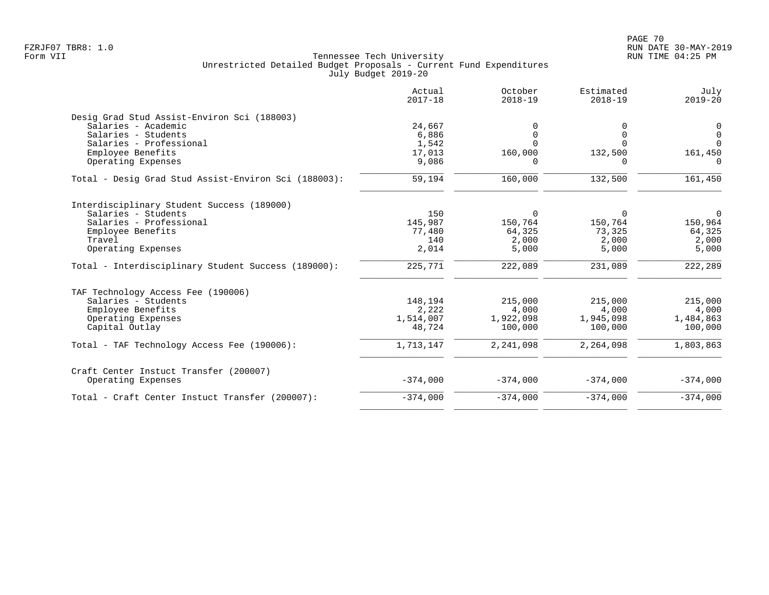Tennessee Tech University
Unrestricted Detailed Budget Proposals - Current Fund Expenditures
July Budget 2019-20

| | Actual 2017-18 | October 2018-19 | Estimated 2018-19 | July 2019-20 |
|---|---|---|---|---|
| **Desig Grad Stud Assist-Environ Sci (188003)** | | | | |
| Salaries - Academic | 24,667 | 0 | 0 | 0 |
| Salaries - Students | 6,886 | 0 | 0 | 0 |
| Salaries - Professional | 1,542 | 0 | 0 | 0 |
| Employee Benefits | 17,013 | 160,000 | 132,500 | 161,450 |
| Operating Expenses | 9,086 | 0 | 0 | 0 |
| Total - Desig Grad Stud Assist-Environ Sci (188003): | 59,194 | 160,000 | 132,500 | 161,450 |
| **Interdisciplinary Student Success (189000)** | | | | |
| Salaries - Students | 150 | 0 | 0 | 0 |
| Salaries - Professional | 145,987 | 150,764 | 150,764 | 150,964 |
| Employee Benefits | 77,480 | 64,325 | 73,325 | 64,325 |
| Travel | 140 | 2,000 | 2,000 | 2,000 |
| Operating Expenses | 2,014 | 5,000 | 5,000 | 5,000 |
| Total - Interdisciplinary Student Success (189000): | 225,771 | 222,089 | 231,089 | 222,289 |
| **TAF Technology Access Fee (190006)** | | | | |
| Salaries - Students | 148,194 | 215,000 | 215,000 | 215,000 |
| Employee Benefits | 2,222 | 4,000 | 4,000 | 4,000 |
| Operating Expenses | 1,514,007 | 1,922,098 | 1,945,098 | 1,484,863 |
| Capital Outlay | 48,724 | 100,000 | 100,000 | 100,000 |
| Total - TAF Technology Access Fee (190006): | 1,713,147 | 2,241,098 | 2,264,098 | 1,803,863 |
| **Craft Center Instuct Transfer (200007)** | | | | |
| Operating Expenses | -374,000 | -374,000 | -374,000 | -374,000 |
| Total - Craft Center Instuct Transfer (200007): | -374,000 | -374,000 | -374,000 | -374,000 |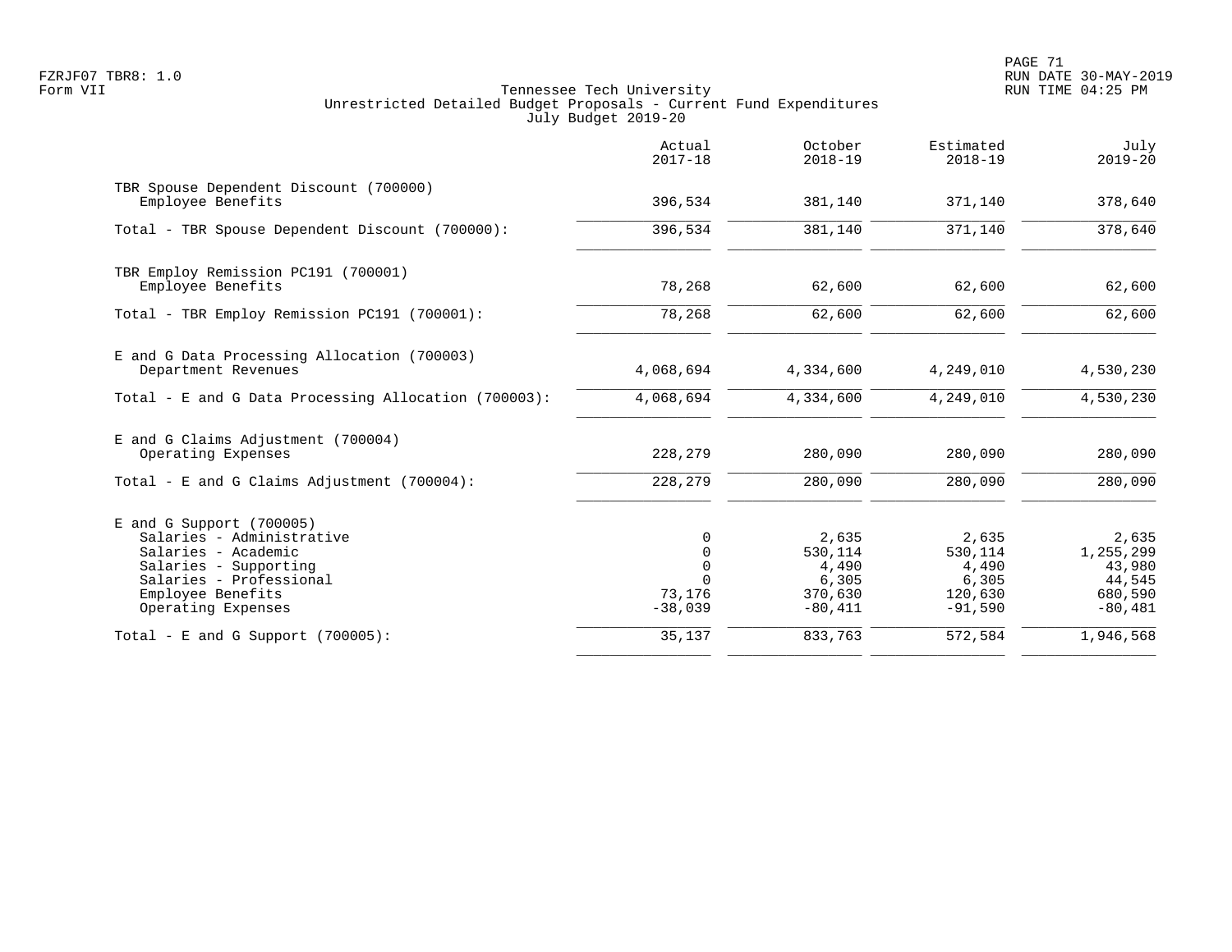Tennessee Tech University
Unrestricted Detailed Budget Proposals - Current Fund Expenditures
July Budget 2019-20

Form VII

| | Actual 2017-18 | October 2018-19 | Estimated 2018-19 | July 2019-20 |
|---|---|---|---|---|
| TBR Spouse Dependent Discount (700000) | | | | |
| Employee Benefits | 396,534 | 381,140 | 371,140 | 378,640 |
| Total - TBR Spouse Dependent Discount (700000): | 396,534 | 381,140 | 371,140 | 378,640 |
| TBR Employ Remission PC191 (700001) | | | | |
| Employee Benefits | 78,268 | 62,600 | 62,600 | 62,600 |
| Total - TBR Employ Remission PC191 (700001): | 78,268 | 62,600 | 62,600 | 62,600 |
| E and G Data Processing Allocation (700003) | | | | |
| Department Revenues | 4,068,694 | 4,334,600 | 4,249,010 | 4,530,230 |
| Total - E and G Data Processing Allocation (700003): | 4,068,694 | 4,334,600 | 4,249,010 | 4,530,230 |
| E and G Claims Adjustment (700004) | | | | |
| Operating Expenses | 228,279 | 280,090 | 280,090 | 280,090 |
| Total - E and G Claims Adjustment (700004): | 228,279 | 280,090 | 280,090 | 280,090 |
| E and G Support (700005) | | | | |
| Salaries - Administrative | 0 | 2,635 | 2,635 | 2,635 |
| Salaries - Academic | 0 | 530,114 | 530,114 | 1,255,299 |
| Salaries - Supporting | 0 | 4,490 | 4,490 | 43,980 |
| Salaries - Professional | 0 | 6,305 | 6,305 | 44,545 |
| Employee Benefits | 73,176 | 370,630 | 120,630 | 680,590 |
| Operating Expenses | -38,039 | -80,411 | -91,590 | -80,481 |
| Total - E and G Support (700005): | 35,137 | 833,763 | 572,584 | 1,946,568 |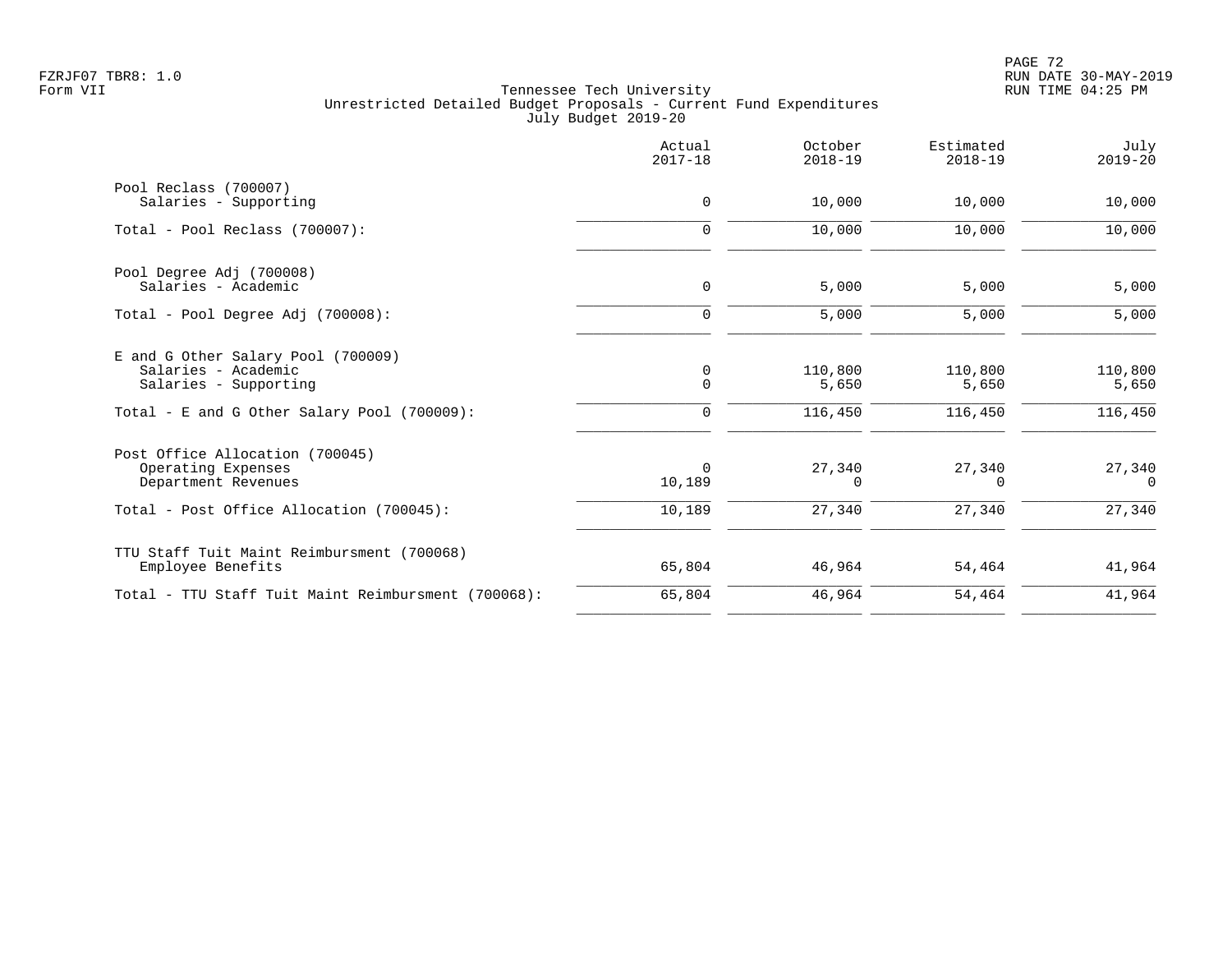Tennessee Tech University
Unrestricted Detailed Budget Proposals - Current Fund Expenditures
July Budget 2019-20

| | Actual 2017-18 | October 2018-19 | Estimated 2018-19 | July 2019-20 |
|---|---|---|---|---|
| **Pool Reclass (700007)** | | | | |
| Salaries - Supporting | 0 | 10,000 | 10,000 | 10,000 |
| Total - Pool Reclass (700007): | 0 | 10,000 | 10,000 | 10,000 |
| **Pool Degree Adj (700008)** | | | | |
| Salaries - Academic | 0 | 5,000 | 5,000 | 5,000 |
| Total - Pool Degree Adj (700008): | 0 | 5,000 | 5,000 | 5,000 |
| **E and G Other Salary Pool (700009)** | | | | |
| Salaries - Academic | 0 | 110,800 | 110,800 | 110,800 |
| Salaries - Supporting | 0 | 5,650 | 5,650 | 5,650 |
| Total - E and G Other Salary Pool (700009): | 0 | 116,450 | 116,450 | 116,450 |
| **Post Office Allocation (700045)** | | | | |
| Operating Expenses | 0 | 27,340 | 27,340 | 27,340 |
| Department Revenues | 10,189 | 0 | 0 | 0 |
| Total - Post Office Allocation (700045): | 10,189 | 27,340 | 27,340 | 27,340 |
| **TTU Staff Tuit Maint Reimbursment (700068)** | | | | |
| Employee Benefits | 65,804 | 46,964 | 54,464 | 41,964 |
| Total - TTU Staff Tuit Maint Reimbursment (700068): | 65,804 | 46,964 | 54,464 | 41,964 |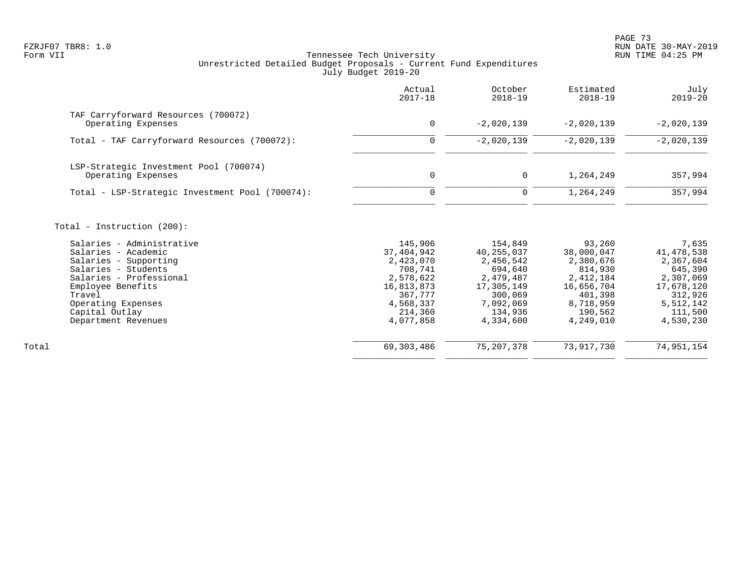Form VII

Tennessee Tech University
Unrestricted Detailed Budget Proposals - Current Fund Expenditures
July Budget 2019-20

| | Actual 2017-18 | October 2018-19 | Estimated 2018-19 | July 2019-20 |
|---|---|---|---|---|
| TAF Carryforward Resources (700072) | | | | |
| Operating Expenses | 0 | -2,020,139 | -2,020,139 | -2,020,139 |
| Total - TAF Carryforward Resources (700072): | 0 | -2,020,139 | -2,020,139 | -2,020,139 |
| LSP-Strategic Investment Pool (700074) | | | | |
| Operating Expenses | 0 | 0 | 1,264,249 | 357,994 |
| Total - LSP-Strategic Investment Pool (700074): | 0 | 0 | 1,264,249 | 357,994 |
| Total - Instruction (200): | | | | |
| Salaries - Administrative | 145,906 | 154,849 | 93,260 | 7,635 |
| Salaries - Academic | 37,404,942 | 40,255,037 | 38,000,047 | 41,478,538 |
| Salaries - Supporting | 2,423,070 | 2,456,542 | 2,380,676 | 2,367,604 |
| Salaries - Students | 708,741 | 694,640 | 814,930 | 645,390 |
| Salaries - Professional | 2,578,622 | 2,479,487 | 2,412,184 | 2,307,069 |
| Employee Benefits | 16,813,873 | 17,305,149 | 16,656,704 | 17,678,120 |
| Travel | 367,777 | 300,069 | 401,398 | 312,926 |
| Operating Expenses | 4,568,337 | 7,092,069 | 8,718,959 | 5,512,142 |
| Capital Outlay | 214,360 | 134,936 | 190,562 | 111,500 |
| Department Revenues | 4,077,858 | 4,334,600 | 4,249,010 | 4,530,230 |
| Total | 69,303,486 | 75,207,378 | 73,917,730 | 74,951,154 |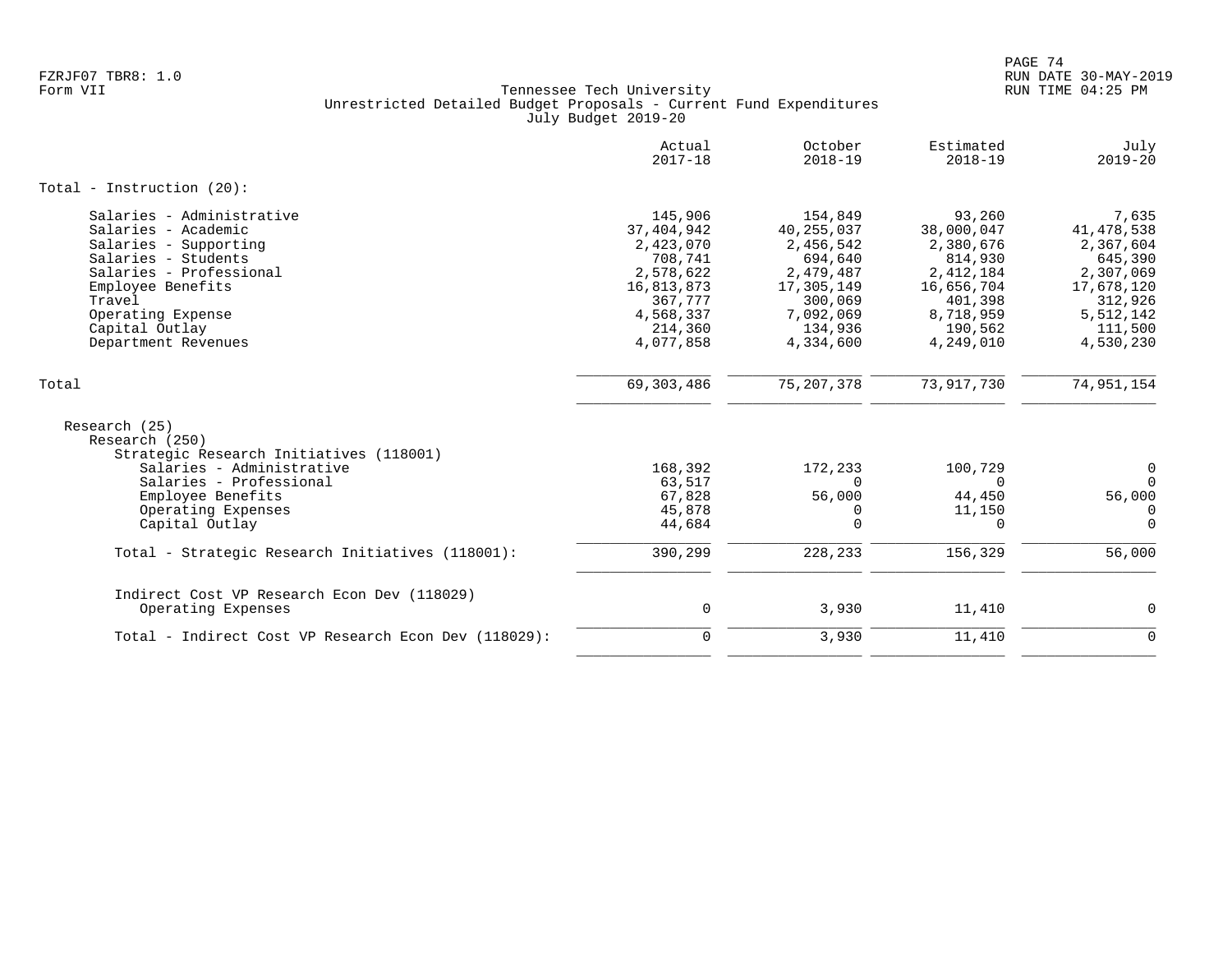Tennessee Tech University
Unrestricted Detailed Budget Proposals - Current Fund Expenditures
July Budget 2019-20

Form VII

| | Actual 2017-18 | October 2018-19 | Estimated 2018-19 | July 2019-20 |
|---|---|---|---|---|
| **Total - Instruction (20):** | | | | |
| Salaries - Administrative | 145,906 | 154,849 | 93,260 | 7,635 |
| Salaries - Academic | 37,404,942 | 40,255,037 | 38,000,047 | 41,478,538 |
| Salaries - Supporting | 2,423,070 | 2,456,542 | 2,380,676 | 2,367,604 |
| Salaries - Students | 708,741 | 694,640 | 814,930 | 645,390 |
| Salaries - Professional | 2,578,622 | 2,479,487 | 2,412,184 | 2,307,069 |
| Employee Benefits | 16,813,873 | 17,305,149 | 16,656,704 | 17,678,120 |
| Travel | 367,777 | 300,069 | 401,398 | 312,926 |
| Operating Expense | 4,568,337 | 7,092,069 | 8,718,959 | 5,512,142 |
| Capital Outlay | 214,360 | 134,936 | 190,562 | 111,500 |
| Department Revenues | 4,077,858 | 4,334,600 | 4,249,010 | 4,530,230 |
| **Total** | 69,303,486 | 75,207,378 | 73,917,730 | 74,951,154 |
| Research (25) | | | | |
| Research (250) | | | | |
| Strategic Research Initiatives (118001) | | | | |
| Salaries - Administrative | 168,392 | 172,233 | 100,729 | 0 |
| Salaries - Professional | 63,517 | 0 | 0 | 0 |
| Employee Benefits | 67,828 | 56,000 | 44,450 | 56,000 |
| Operating Expenses | 45,878 | 0 | 11,150 | 0 |
| Capital Outlay | 44,684 | 0 | 0 | 0 |
| Total - Strategic Research Initiatives (118001): | 390,299 | 228,233 | 156,329 | 56,000 |
| Indirect Cost VP Research Econ Dev (118029) | | | | |
| Operating Expenses | 0 | 3,930 | 11,410 | 0 |
| Total - Indirect Cost VP Research Econ Dev (118029): | 0 | 3,930 | 11,410 | 0 |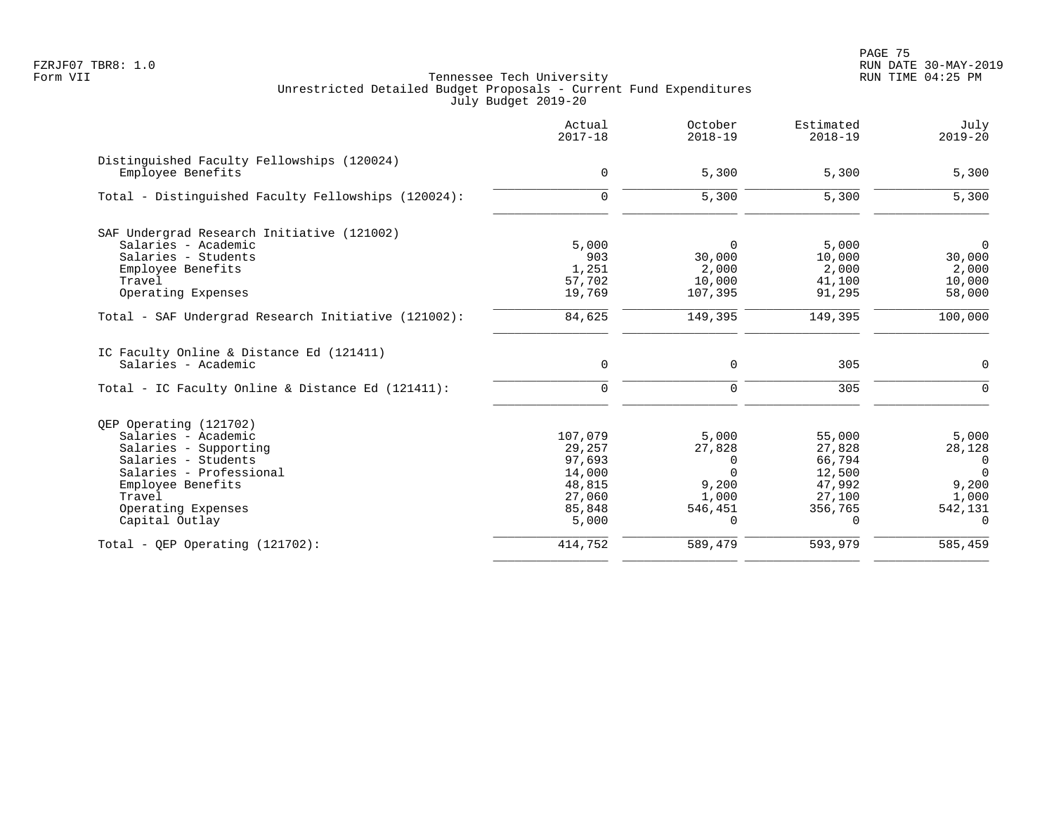Tennessee Tech University
Unrestricted Detailed Budget Proposals - Current Fund Expenditures
July Budget 2019-20

| | Actual 2017-18 | October 2018-19 | Estimated 2018-19 | July 2019-20 |
|---|---|---|---|---|
| **Distinguished Faculty Fellowships (120024)** | | | | |
| Employee Benefits | 0 | 5,300 | 5,300 | 5,300 |
| Total - Distinguished Faculty Fellowships (120024): | 0 | 5,300 | 5,300 | 5,300 |
| **SAF Undergrad Research Initiative (121002)** | | | | |
| Salaries - Academic | 5,000 | 0 | 5,000 | 0 |
| Salaries - Students | 903 | 30,000 | 10,000 | 30,000 |
| Employee Benefits | 1,251 | 2,000 | 2,000 | 2,000 |
| Travel | 57,702 | 10,000 | 41,100 | 10,000 |
| Operating Expenses | 19,769 | 107,395 | 91,295 | 58,000 |
| Total - SAF Undergrad Research Initiative (121002): | 84,625 | 149,395 | 149,395 | 100,000 |
| **IC Faculty Online & Distance Ed (121411)** | | | | |
| Salaries - Academic | 0 | 0 | 305 | 0 |
| Total - IC Faculty Online & Distance Ed (121411): | 0 | 0 | 305 | 0 |
| **QEP Operating (121702)** | | | | |
| Salaries - Academic | 107,079 | 5,000 | 55,000 | 5,000 |
| Salaries - Supporting | 29,257 | 27,828 | 27,828 | 28,128 |
| Salaries - Students | 97,693 | 0 | 66,794 | 0 |
| Salaries - Professional | 14,000 | 0 | 12,500 | 0 |
| Employee Benefits | 48,815 | 9,200 | 47,992 | 9,200 |
| Travel | 27,060 | 1,000 | 27,100 | 1,000 |
| Operating Expenses | 85,848 | 546,451 | 356,765 | 542,131 |
| Capital Outlay | 5,000 | 0 | 0 | 0 |
| Total - QEP Operating (121702): | 414,752 | 589,479 | 593,979 | 585,459 |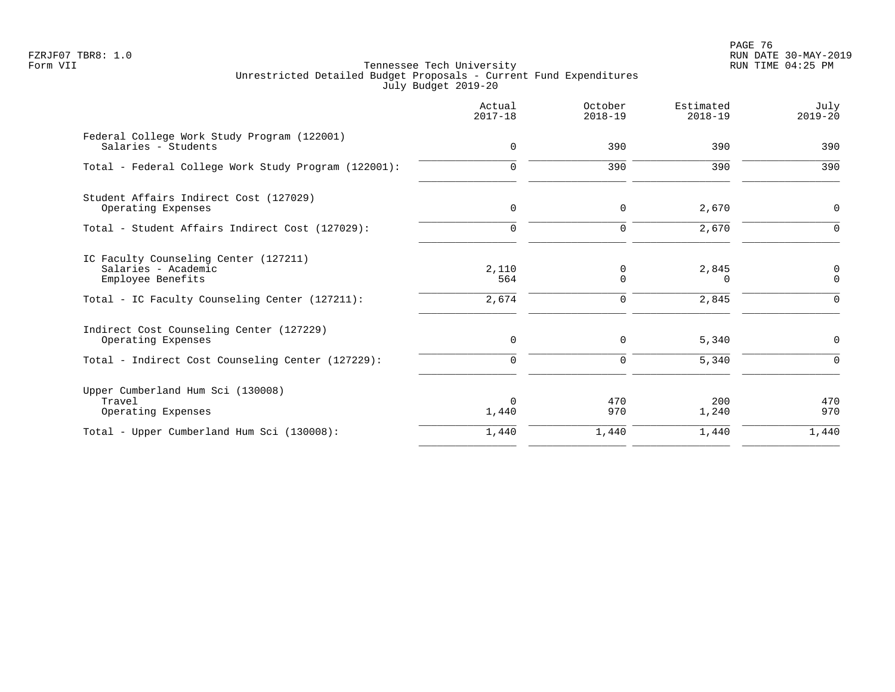Tennessee Tech University
Unrestricted Detailed Budget Proposals - Current Fund Expenditures
July Budget 2019-20

| | Actual 2017-18 | October 2018-19 | Estimated 2018-19 | July 2019-20 |
|---|---|---|---|---|
| Federal College Work Study Program (122001) | | | | |
| Salaries - Students | 0 | 390 | 390 | 390 |
| Total - Federal College Work Study Program (122001): | 0 | 390 | 390 | 390 |
| Student Affairs Indirect Cost (127029) | | | | |
| Operating Expenses | 0 | 0 | 2,670 | 0 |
| Total - Student Affairs Indirect Cost (127029): | 0 | 0 | 2,670 | 0 |
| IC Faculty Counseling Center (127211) | | | | |
| Salaries - Academic | 2,110 | 0 | 2,845 | 0 |
| Employee Benefits | 564 | 0 | 0 | 0 |
| Total - IC Faculty Counseling Center (127211): | 2,674 | 0 | 2,845 | 0 |
| Indirect Cost Counseling Center (127229) | | | | |
| Operating Expenses | 0 | 0 | 5,340 | 0 |
| Total - Indirect Cost Counseling Center (127229): | 0 | 0 | 5,340 | 0 |
| Upper Cumberland Hum Sci (130008) | | | | |
| Travel | 0 | 470 | 200 | 470 |
| Operating Expenses | 1,440 | 970 | 1,240 | 970 |
| Total - Upper Cumberland Hum Sci (130008): | 1,440 | 1,440 | 1,440 | 1,440 |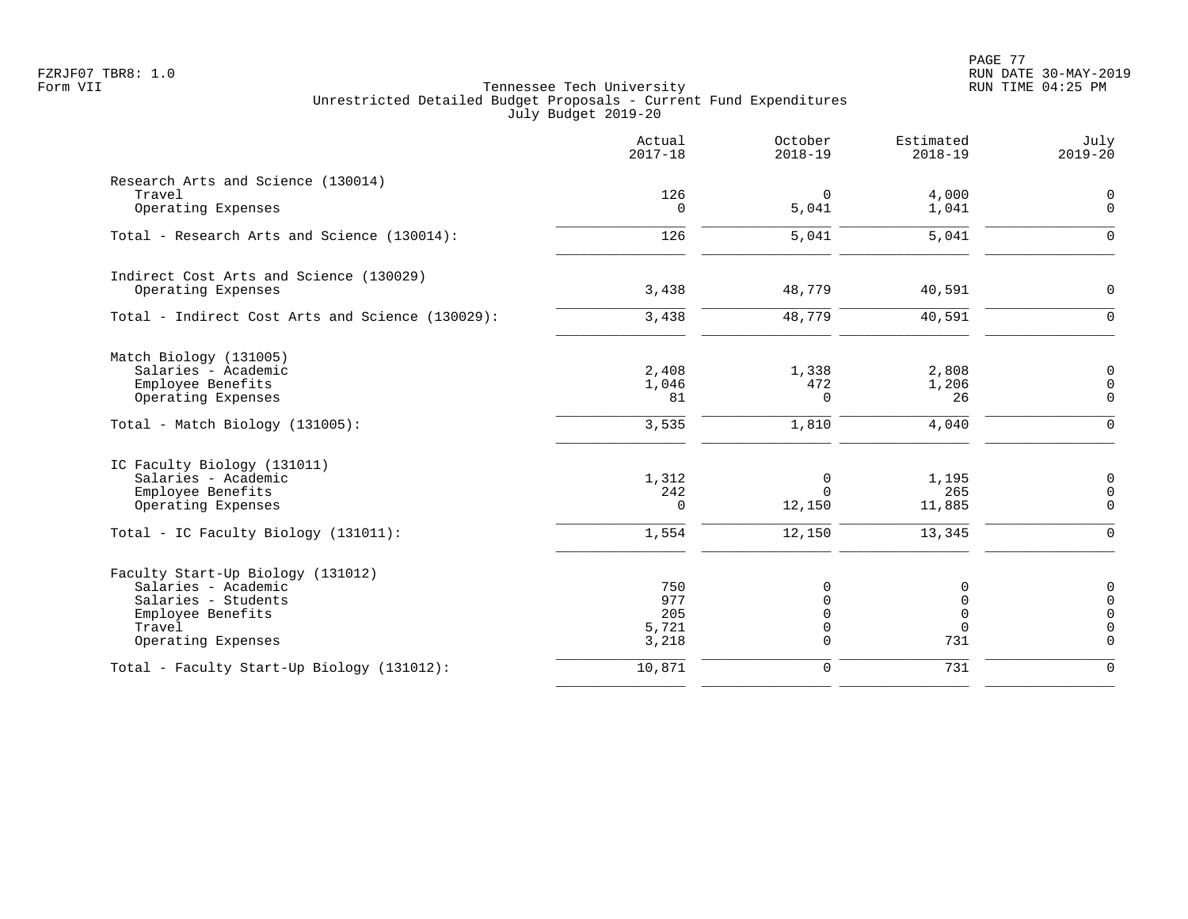FZRJF07 TBR8: 1.0
Form VII

Tennessee Tech University
Unrestricted Detailed Budget Proposals - Current Fund Expenditures
July Budget 2019-20

RUN DATE 30-MAY-2019
RUN TIME 04:25 PM

| | Actual 2017-18 | October 2018-19 | Estimated 2018-19 | July 2019-20 |
|---|---|---|---|---|
| **Research Arts and Science (130014)** | | | | |
| Travel | 126 | 0 | 4,000 | 0 |
| Operating Expenses | 0 | 5,041 | 1,041 | 0 |
| Total - Research Arts and Science (130014): | 126 | 5,041 | 5,041 | 0 |
| **Indirect Cost Arts and Science (130029)** | | | | |
| Operating Expenses | 3,438 | 48,779 | 40,591 | 0 |
| Total - Indirect Cost Arts and Science (130029): | 3,438 | 48,779 | 40,591 | 0 |
| **Match Biology (131005)** | | | | |
| Salaries - Academic | 2,408 | 1,338 | 2,808 | 0 |
| Employee Benefits | 1,046 | 472 | 1,206 | 0 |
| Operating Expenses | 81 | 0 | 26 | 0 |
| Total - Match Biology (131005): | 3,535 | 1,810 | 4,040 | 0 |
| **IC Faculty Biology (131011)** | | | | |
| Salaries - Academic | 1,312 | 0 | 1,195 | 0 |
| Employee Benefits | 242 | 0 | 265 | 0 |
| Operating Expenses | 0 | 12,150 | 11,885 | 0 |
| Total - IC Faculty Biology (131011): | 1,554 | 12,150 | 13,345 | 0 |
| **Faculty Start-Up Biology (131012)** | | | | |
| Salaries - Academic | 750 | 0 | 0 | 0 |
| Salaries - Students | 977 | 0 | 0 | 0 |
| Employee Benefits | 205 | 0 | 0 | 0 |
| Travel | 5,721 | 0 | 0 | 0 |
| Operating Expenses | 3,218 | 0 | 731 | 0 |
| Total - Faculty Start-Up Biology (131012): | 10,871 | 0 | 731 | 0 |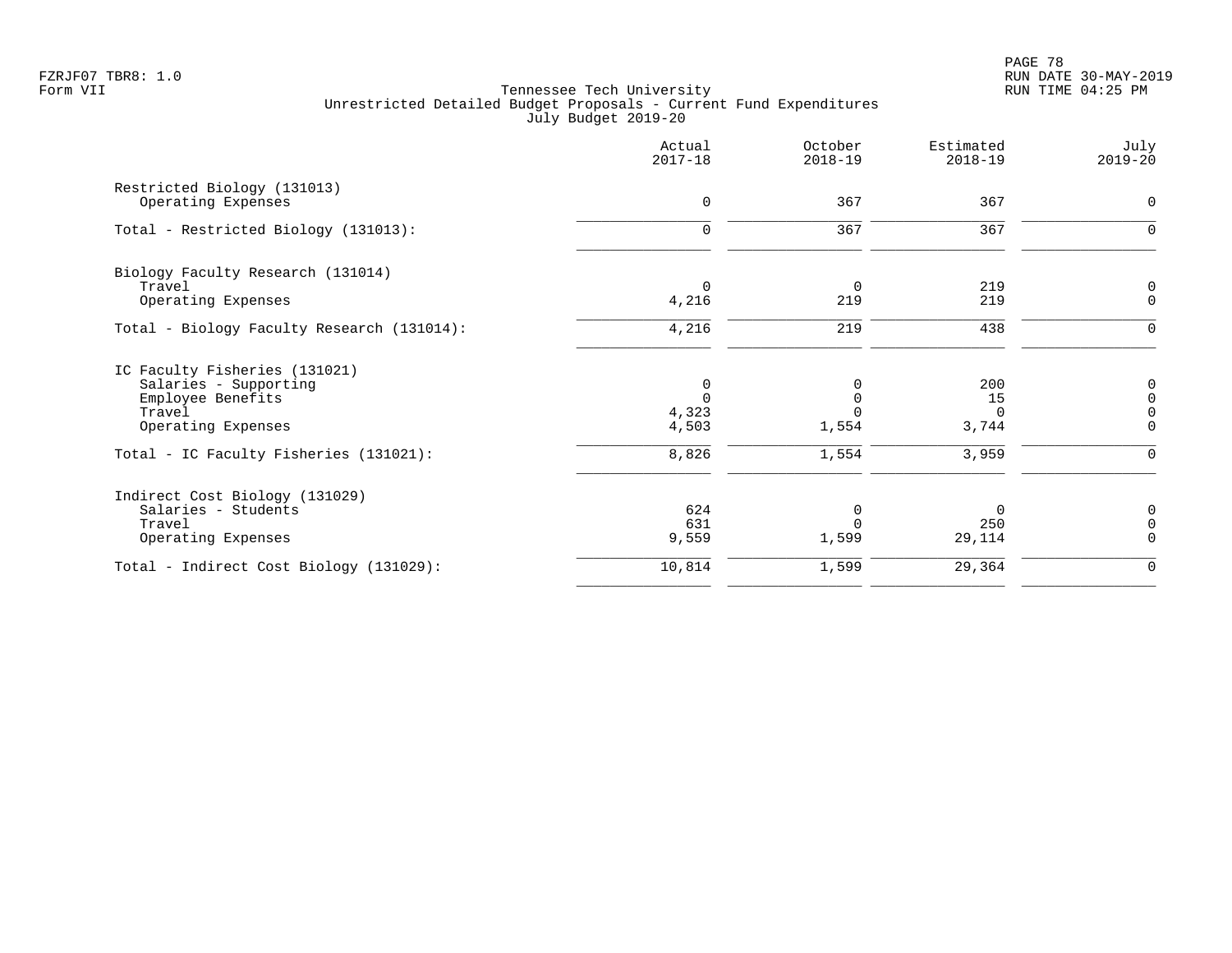FZRJF07 TBR8: 1.0
Form VII

Tennessee Tech University
Unrestricted Detailed Budget Proposals - Current Fund Expenditures
July Budget 2019-20

RUN DATE 30-MAY-2019
RUN TIME 04:25 PM

| | Actual 2017-18 | October 2018-19 | Estimated 2018-19 | July 2019-20 |
|---|---|---|---|---|
| Restricted Biology (131013) | | | | |
| Operating Expenses | 0 | 367 | 367 | 0 |
| Total - Restricted Biology (131013): | 0 | 367 | 367 | 0 |
| Biology Faculty Research (131014) | | | | |
| Travel | 0 | 0 | 219 | 0 |
| Operating Expenses | 4,216 | 219 | 219 | 0 |
| Total - Biology Faculty Research (131014): | 4,216 | 219 | 438 | 0 |
| IC Faculty Fisheries (131021) | | | | |
| Salaries - Supporting | 0 | 0 | 200 | 0 |
| Employee Benefits | 0 | 0 | 15 | 0 |
| Travel | 4,323 | 0 | 0 | 0 |
| Operating Expenses | 4,503 | 1,554 | 3,744 | 0 |
| Total - IC Faculty Fisheries (131021): | 8,826 | 1,554 | 3,959 | 0 |
| Indirect Cost Biology (131029) | | | | |
| Salaries - Students | 624 | 0 | 0 | 0 |
| Travel | 631 | 0 | 250 | 0 |
| Operating Expenses | 9,559 | 1,599 | 29,114 | 0 |
| Total - Indirect Cost Biology (131029): | 10,814 | 1,599 | 29,364 | 0 |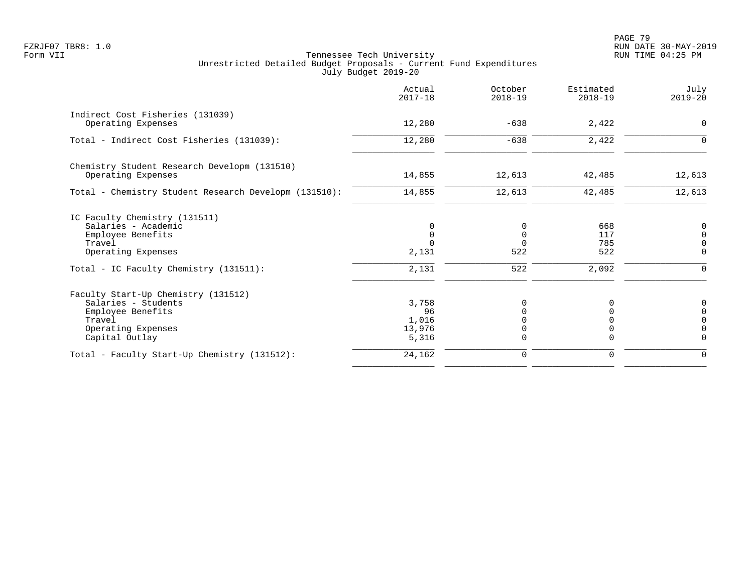Tennessee Tech University
Unrestricted Detailed Budget Proposals - Current Fund Expenditures
July Budget 2019-20

| | Actual 2017-18 | October 2018-19 | Estimated 2018-19 | July 2019-20 |
|---|---|---|---|---|
| **Indirect Cost Fisheries (131039)** | | | | |
| Operating Expenses | 12,280 | -638 | 2,422 | 0 |
| Total - Indirect Cost Fisheries (131039): | 12,280 | -638 | 2,422 | 0 |
| **Chemistry Student Research Developm (131510)** | | | | |
| Operating Expenses | 14,855 | 12,613 | 42,485 | 12,613 |
| Total - Chemistry Student Research Developm (131510): | 14,855 | 12,613 | 42,485 | 12,613 |
| **IC Faculty Chemistry (131511)** | | | | |
| Salaries - Academic | 0 | 0 | 668 | 0 |
| Employee Benefits | 0 | 0 | 117 | 0 |
| Travel | 0 | 0 | 785 | 0 |
| Operating Expenses | 2,131 | 522 | 522 | 0 |
| Total - IC Faculty Chemistry (131511): | 2,131 | 522 | 2,092 | 0 |
| **Faculty Start-Up Chemistry (131512)** | | | | |
| Salaries - Students | 3,758 | 0 | 0 | 0 |
| Employee Benefits | 96 | 0 | 0 | 0 |
| Travel | 1,016 | 0 | 0 | 0 |
| Operating Expenses | 13,976 | 0 | 0 | 0 |
| Capital Outlay | 5,316 | 0 | 0 | 0 |
| Total - Faculty Start-Up Chemistry (131512): | 24,162 | 0 | 0 | 0 |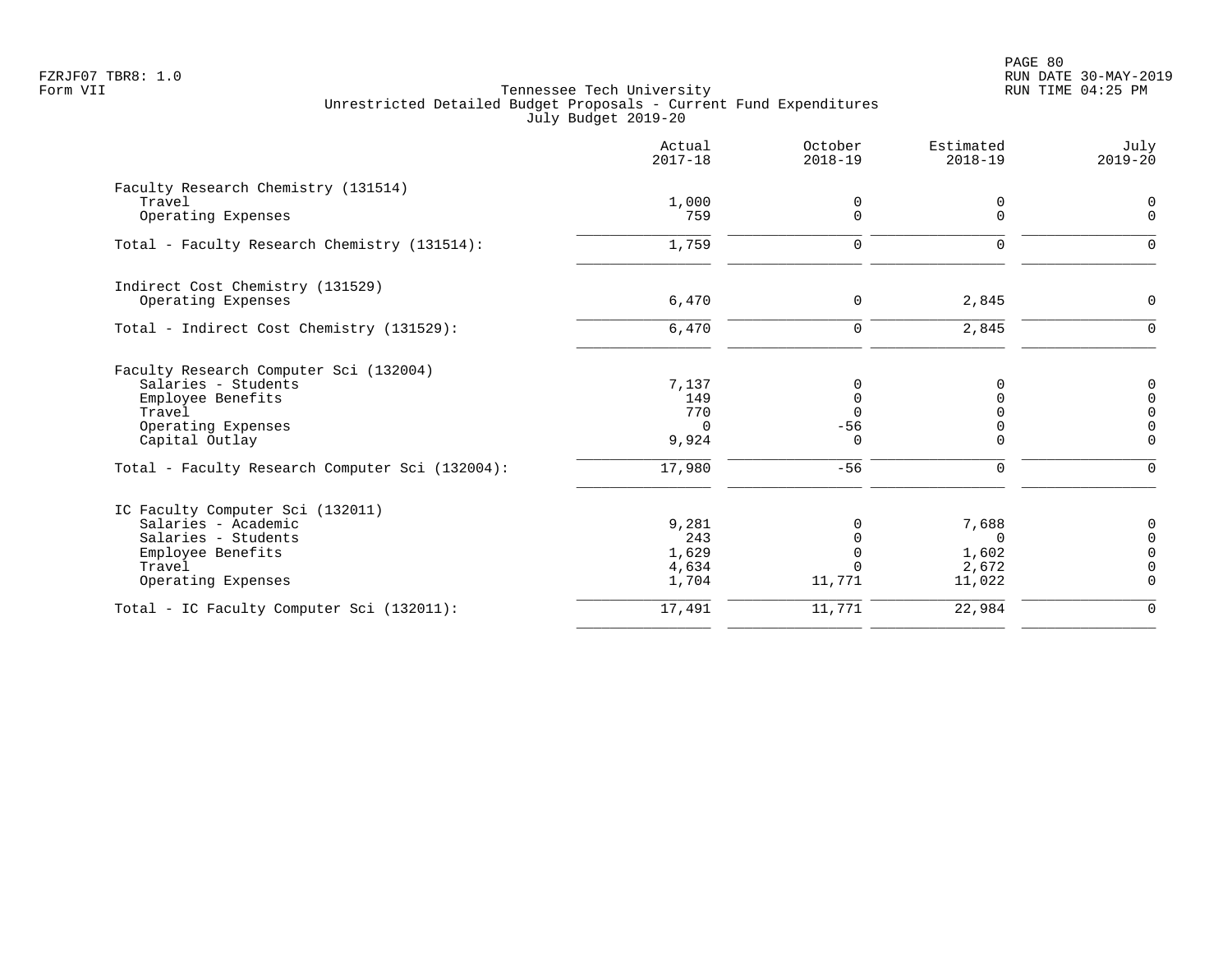Tennessee Tech University
Unrestricted Detailed Budget Proposals - Current Fund Expenditures
July Budget 2019-20

| | Actual 2017-18 | October 2018-19 | Estimated 2018-19 | July 2019-20 |
|---|---|---|---|---|
| **Faculty Research Chemistry (131514)** | | | | |
| Travel | 1,000 | 0 | 0 | 0 |
| Operating Expenses | 759 | 0 | 0 | 0 |
| Total - Faculty Research Chemistry (131514): | 1,759 | 0 | 0 | 0 |
| **Indirect Cost Chemistry (131529)** | | | | |
| Operating Expenses | 6,470 | 0 | 2,845 | 0 |
| Total - Indirect Cost Chemistry (131529): | 6,470 | 0 | 2,845 | 0 |
| **Faculty Research Computer Sci (132004)** | | | | |
| Salaries - Students | 7,137 | 0 | 0 | 0 |
| Employee Benefits | 149 | 0 | 0 | 0 |
| Travel | 770 | 0 | 0 | 0 |
| Operating Expenses | 0 | -56 | 0 | 0 |
| Capital Outlay | 9,924 | 0 | 0 | 0 |
| Total - Faculty Research Computer Sci (132004): | 17,980 | -56 | 0 | 0 |
| **IC Faculty Computer Sci (132011)** | | | | |
| Salaries - Academic | 9,281 | 0 | 7,688 | 0 |
| Salaries - Students | 243 | 0 | 0 | 0 |
| Employee Benefits | 1,629 | 0 | 1,602 | 0 |
| Travel | 4,634 | 0 | 2,672 | 0 |
| Operating Expenses | 1,704 | 11,771 | 11,022 | 0 |
| Total - IC Faculty Computer Sci (132011): | 17,491 | 11,771 | 22,984 | 0 |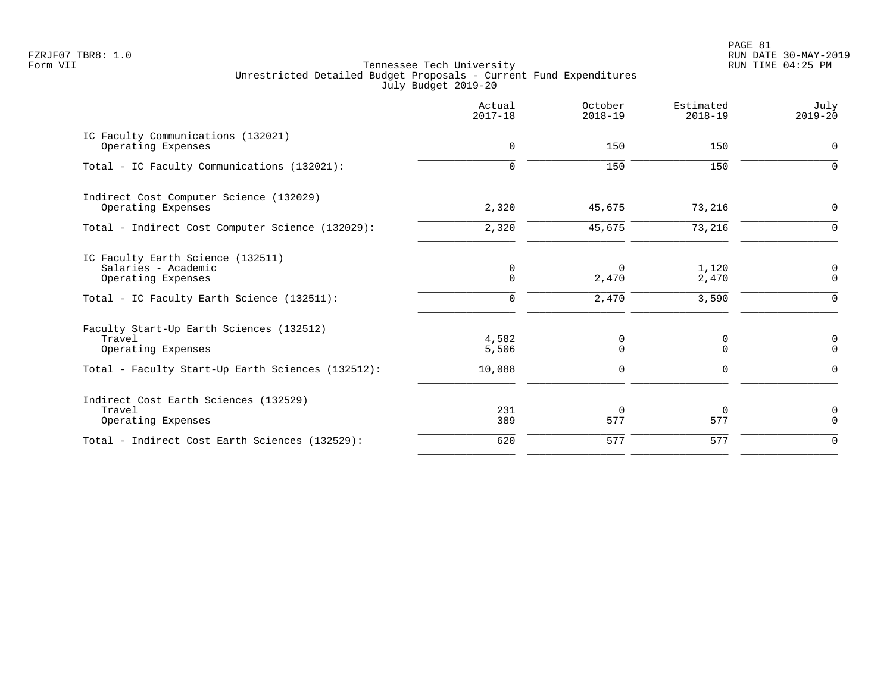Tennessee Tech University
Unrestricted Detailed Budget Proposals - Current Fund Expenditures
July Budget 2019-20

| | Actual 2017-18 | October 2018-19 | Estimated 2018-19 | July 2019-20 |
|---|---|---|---|---|
| IC Faculty Communications (132021) | | | | |
| Operating Expenses | 0 | 150 | 150 | 0 |
| Total - IC Faculty Communications (132021): | 0 | 150 | 150 | 0 |
| Indirect Cost Computer Science (132029) | | | | |
| Operating Expenses | 2,320 | 45,675 | 73,216 | 0 |
| Total - Indirect Cost Computer Science (132029): | 2,320 | 45,675 | 73,216 | 0 |
| IC Faculty Earth Science (132511) | | | | |
| Salaries - Academic | 0 | 0 | 1,120 | 0 |
| Operating Expenses | 0 | 2,470 | 2,470 | 0 |
| Total - IC Faculty Earth Science (132511): | 0 | 2,470 | 3,590 | 0 |
| Faculty Start-Up Earth Sciences (132512) | | | | |
| Travel | 4,582 | 0 | 0 | 0 |
| Operating Expenses | 5,506 | 0 | 0 | 0 |
| Total - Faculty Start-Up Earth Sciences (132512): | 10,088 | 0 | 0 | 0 |
| Indirect Cost Earth Sciences (132529) | | | | |
| Travel | 231 | 0 | 0 | 0 |
| Operating Expenses | 389 | 577 | 577 | 0 |
| Total - Indirect Cost Earth Sciences (132529): | 620 | 577 | 577 | 0 |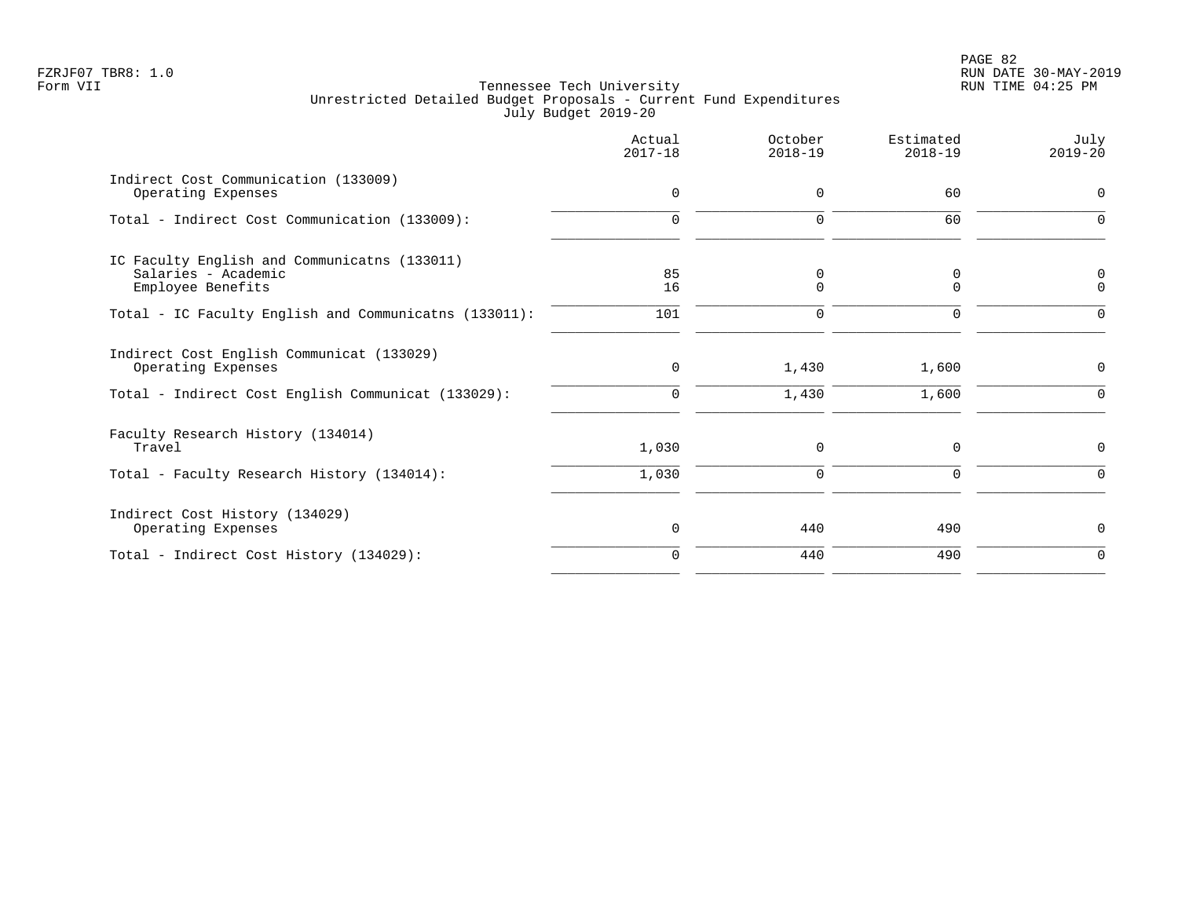Tennessee Tech University
Unrestricted Detailed Budget Proposals - Current Fund Expenditures
July Budget 2019-20

FZRJF07 TBR8: 1.0
Form VII

| | Actual 2017-18 | October 2018-19 | Estimated 2018-19 | July 2019-20 |
|---|---|---|---|---|
| Indirect Cost Communication (133009) | | | | |
| Operating Expenses | 0 | 0 | 60 | 0 |
| Total - Indirect Cost Communication (133009): | 0 | 0 | 60 | 0 |
| IC Faculty English and Communicatns (133011) | | | | |
| Salaries - Academic | 85 | 0 | 0 | 0 |
| Employee Benefits | 16 | 0 | 0 | 0 |
| Total - IC Faculty English and Communicatns (133011): | 101 | 0 | 0 | 0 |
| Indirect Cost English Communicat (133029) | | | | |
| Operating Expenses | 0 | 1,430 | 1,600 | 0 |
| Total - Indirect Cost English Communicat (133029): | 0 | 1,430 | 1,600 | 0 |
| Faculty Research History (134014) | | | | |
| Travel | 1,030 | 0 | 0 | 0 |
| Total - Faculty Research History (134014): | 1,030 | 0 | 0 | 0 |
| Indirect Cost History (134029) | | | | |
| Operating Expenses | 0 | 440 | 490 | 0 |
| Total - Indirect Cost History (134029): | 0 | 440 | 490 | 0 |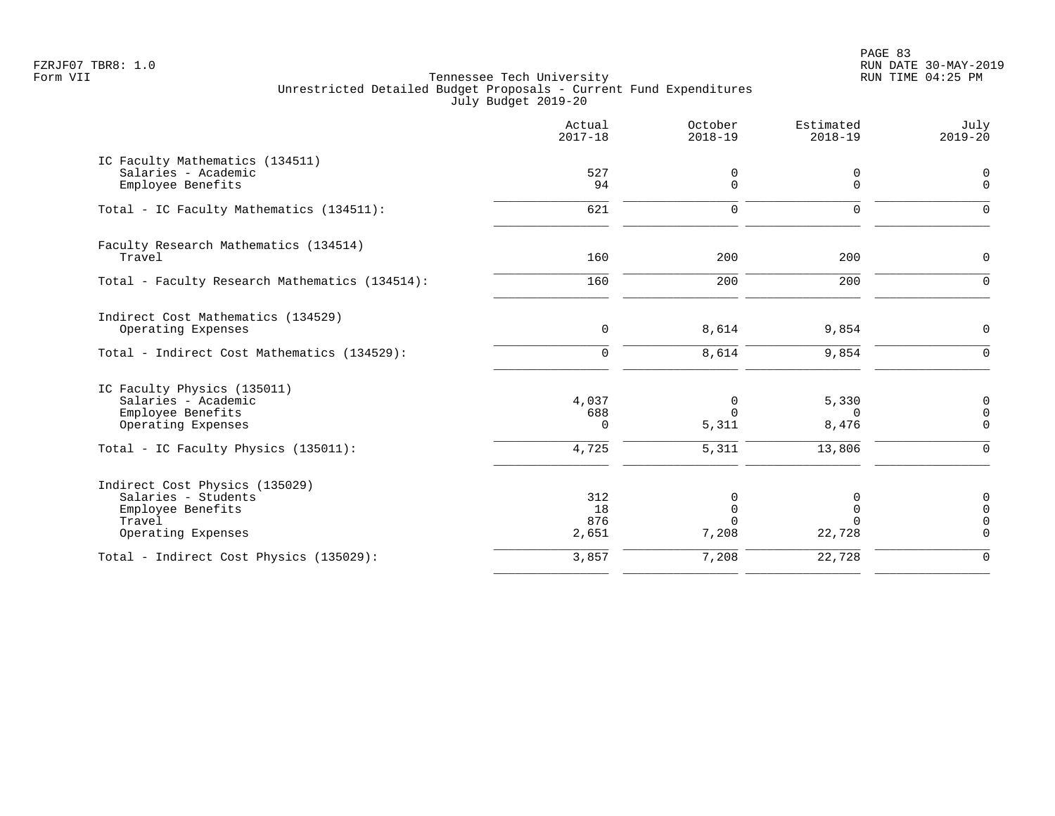Tennessee Tech University
Unrestricted Detailed Budget Proposals - Current Fund Expenditures
July Budget 2019-20

| | Actual 2017-18 | October 2018-19 | Estimated 2018-19 | July 2019-20 |
|---|---|---|---|---|
| **IC Faculty Mathematics (134511)** | | | | |
| Salaries - Academic | 527 | 0 | 0 | 0 |
| Employee Benefits | 94 | 0 | 0 | 0 |
| Total - IC Faculty Mathematics (134511): | 621 | 0 | 0 | 0 |
| **Faculty Research Mathematics (134514)** | | | | |
| Travel | 160 | 200 | 200 | 0 |
| Total - Faculty Research Mathematics (134514): | 160 | 200 | 200 | 0 |
| **Indirect Cost Mathematics (134529)** | | | | |
| Operating Expenses | 0 | 8,614 | 9,854 | 0 |
| Total - Indirect Cost Mathematics (134529): | 0 | 8,614 | 9,854 | 0 |
| **IC Faculty Physics (135011)** | | | | |
| Salaries - Academic | 4,037 | 0 | 5,330 | 0 |
| Employee Benefits | 688 | 0 | 0 | 0 |
| Operating Expenses | 0 | 5,311 | 8,476 | 0 |
| Total - IC Faculty Physics (135011): | 4,725 | 5,311 | 13,806 | 0 |
| **Indirect Cost Physics (135029)** | | | | |
| Salaries - Students | 312 | 0 | 0 | 0 |
| Employee Benefits | 18 | 0 | 0 | 0 |
| Travel | 876 | 0 | 0 | 0 |
| Operating Expenses | 2,651 | 7,208 | 22,728 | 0 |
| Total - Indirect Cost Physics (135029): | 3,857 | 7,208 | 22,728 | 0 |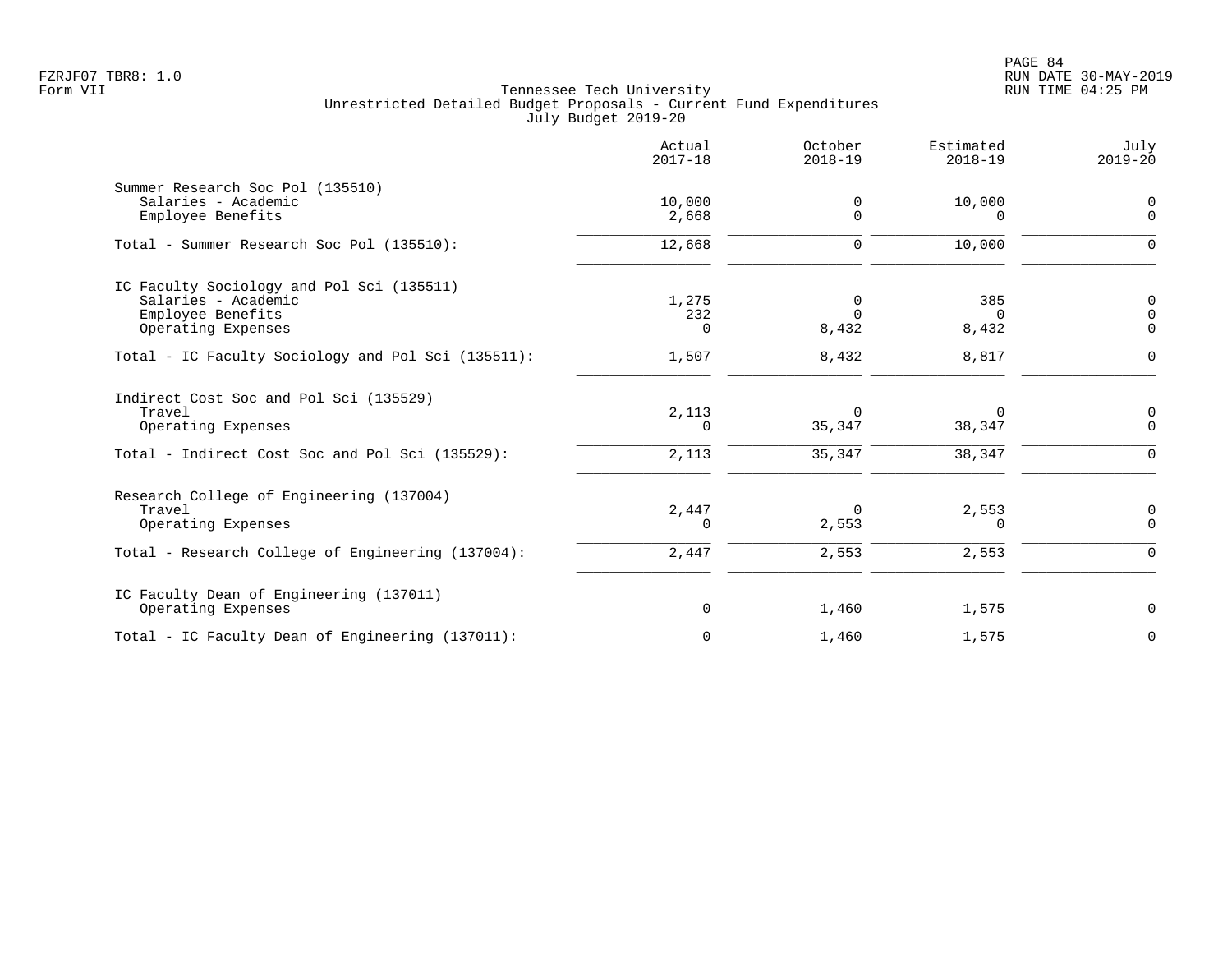Tennessee Tech University
Unrestricted Detailed Budget Proposals - Current Fund Expenditures
July Budget 2019-20

|  | Actual 2017-18 | October 2018-19 | Estimated 2018-19 | July 2019-20 |
|---|---|---|---|---|
| Summer Research Soc Pol (135510) | | | | |
| Salaries - Academic | 10,000 | 0 | 10,000 | 0 |
| Employee Benefits | 2,668 | 0 | 0 | 0 |
| Total - Summer Research Soc Pol (135510): | 12,668 | 0 | 10,000 | 0 |
| IC Faculty Sociology and Pol Sci (135511) | | | | |
| Salaries - Academic | 1,275 | 0 | 385 | 0 |
| Employee Benefits | 232 | 0 | 0 | 0 |
| Operating Expenses | 0 | 8,432 | 8,432 | 0 |
| Total - IC Faculty Sociology and Pol Sci (135511): | 1,507 | 8,432 | 8,817 | 0 |
| Indirect Cost Soc and Pol Sci (135529) | | | | |
| Travel | 2,113 | 0 | 0 | 0 |
| Operating Expenses | 0 | 35,347 | 38,347 | 0 |
| Total - Indirect Cost Soc and Pol Sci (135529): | 2,113 | 35,347 | 38,347 | 0 |
| Research College of Engineering (137004) | | | | |
| Travel | 2,447 | 0 | 2,553 | 0 |
| Operating Expenses | 0 | 2,553 | 0 | 0 |
| Total - Research College of Engineering (137004): | 2,447 | 2,553 | 2,553 | 0 |
| IC Faculty Dean of Engineering (137011) | | | | |
| Operating Expenses | 0 | 1,460 | 1,575 | 0 |
| Total - IC Faculty Dean of Engineering (137011): | 0 | 1,460 | 1,575 | 0 |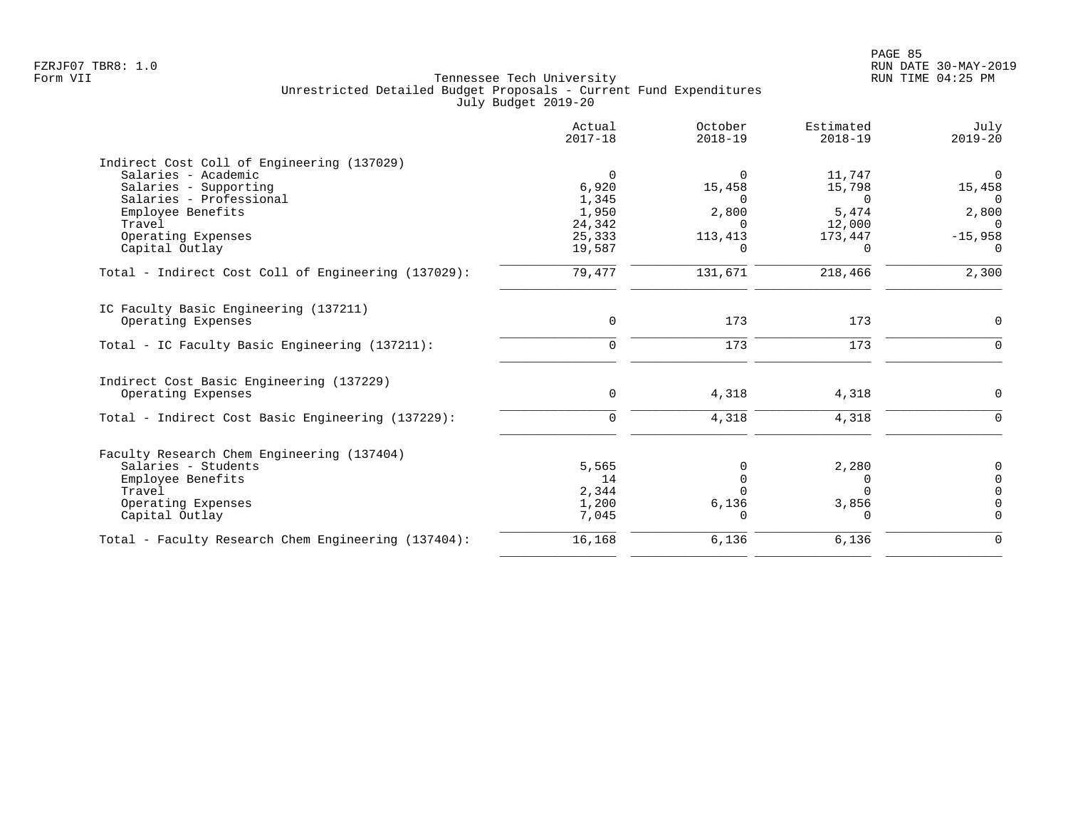Tennessee Tech University
Unrestricted Detailed Budget Proposals - Current Fund Expenditures
July Budget 2019-20

| | Actual 2017-18 | October 2018-19 | Estimated 2018-19 | July 2019-20 |
|---|---|---|---|---|
| **Indirect Cost Coll of Engineering (137029)** | | | | |
| Salaries - Academic | 0 | 0 | 11,747 | 0 |
| Salaries - Supporting | 6,920 | 15,458 | 15,798 | 15,458 |
| Salaries - Professional | 1,345 | 0 | 0 | 0 |
| Employee Benefits | 1,950 | 2,800 | 5,474 | 2,800 |
| Travel | 24,342 | 0 | 12,000 | 0 |
| Operating Expenses | 25,333 | 113,413 | 173,447 | -15,958 |
| Capital Outlay | 19,587 | 0 | 0 | 0 |
| Total - Indirect Cost Coll of Engineering (137029): | 79,477 | 131,671 | 218,466 | 2,300 |
| **IC Faculty Basic Engineering (137211)** | | | | |
| Operating Expenses | 0 | 173 | 173 | 0 |
| Total - IC Faculty Basic Engineering (137211): | 0 | 173 | 173 | 0 |
| **Indirect Cost Basic Engineering (137229)** | | | | |
| Operating Expenses | 0 | 4,318 | 4,318 | 0 |
| Total - Indirect Cost Basic Engineering (137229): | 0 | 4,318 | 4,318 | 0 |
| **Faculty Research Chem Engineering (137404)** | | | | |
| Salaries - Students | 5,565 | 0 | 2,280 | 0 |
| Employee Benefits | 14 | 0 | 0 | 0 |
| Travel | 2,344 | 0 | 0 | 0 |
| Operating Expenses | 1,200 | 6,136 | 3,856 | 0 |
| Capital Outlay | 7,045 | 0 | 0 | 0 |
| Total - Faculty Research Chem Engineering (137404): | 16,168 | 6,136 | 6,136 | 0 |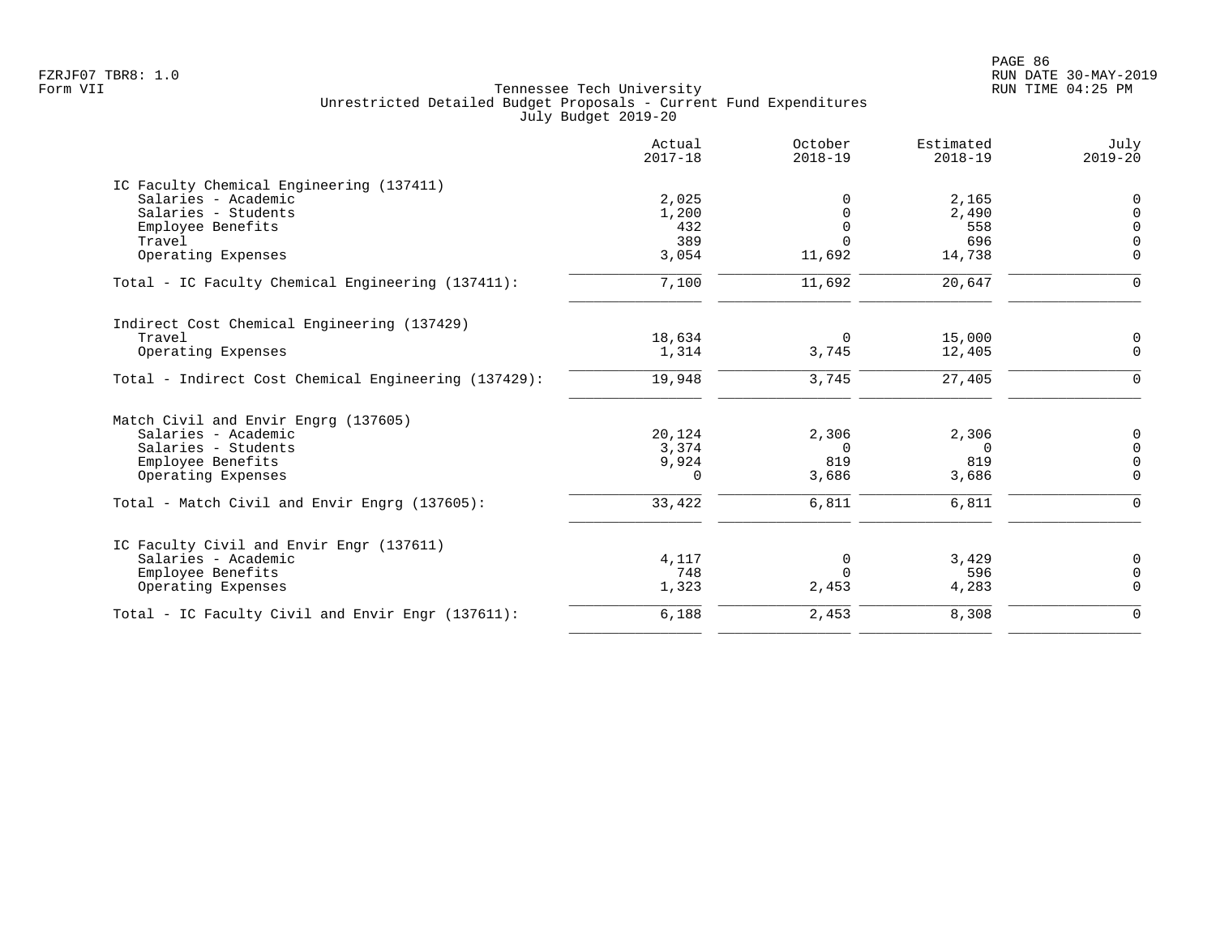Tennessee Tech University
Unrestricted Detailed Budget Proposals - Current Fund Expenditures
July Budget 2019-20

FZRJF07 TBR8: 1.0
Form VII

RUN DATE 30-MAY-2019
RUN TIME 04:25 PM

| | Actual 2017-18 | October 2018-19 | Estimated 2018-19 | July 2019-20 |
|---|---|---|---|---|
| **IC Faculty Chemical Engineering (137411)** | | | | |
| Salaries - Academic | 2,025 | 0 | 2,165 | 0 |
| Salaries - Students | 1,200 | 0 | 2,490 | 0 |
| Employee Benefits | 432 | 0 | 558 | 0 |
| Travel | 389 | 0 | 696 | 0 |
| Operating Expenses | 3,054 | 11,692 | 14,738 | 0 |
| Total - IC Faculty Chemical Engineering (137411): | 7,100 | 11,692 | 20,647 | 0 |
| **Indirect Cost Chemical Engineering (137429)** | | | | |
| Travel | 18,634 | 0 | 15,000 | 0 |
| Operating Expenses | 1,314 | 3,745 | 12,405 | 0 |
| Total - Indirect Cost Chemical Engineering (137429): | 19,948 | 3,745 | 27,405 | 0 |
| **Match Civil and Envir Engrg (137605)** | | | | |
| Salaries - Academic | 20,124 | 2,306 | 2,306 | 0 |
| Salaries - Students | 3,374 | 0 | 0 | 0 |
| Employee Benefits | 9,924 | 819 | 819 | 0 |
| Operating Expenses | 0 | 3,686 | 3,686 | 0 |
| Total - Match Civil and Envir Engrg (137605): | 33,422 | 6,811 | 6,811 | 0 |
| **IC Faculty Civil and Envir Engr (137611)** | | | | |
| Salaries - Academic | 4,117 | 0 | 3,429 | 0 |
| Employee Benefits | 748 | 0 | 596 | 0 |
| Operating Expenses | 1,323 | 2,453 | 4,283 | 0 |
| Total - IC Faculty Civil and Envir Engr (137611): | 6,188 | 2,453 | 8,308 | 0 |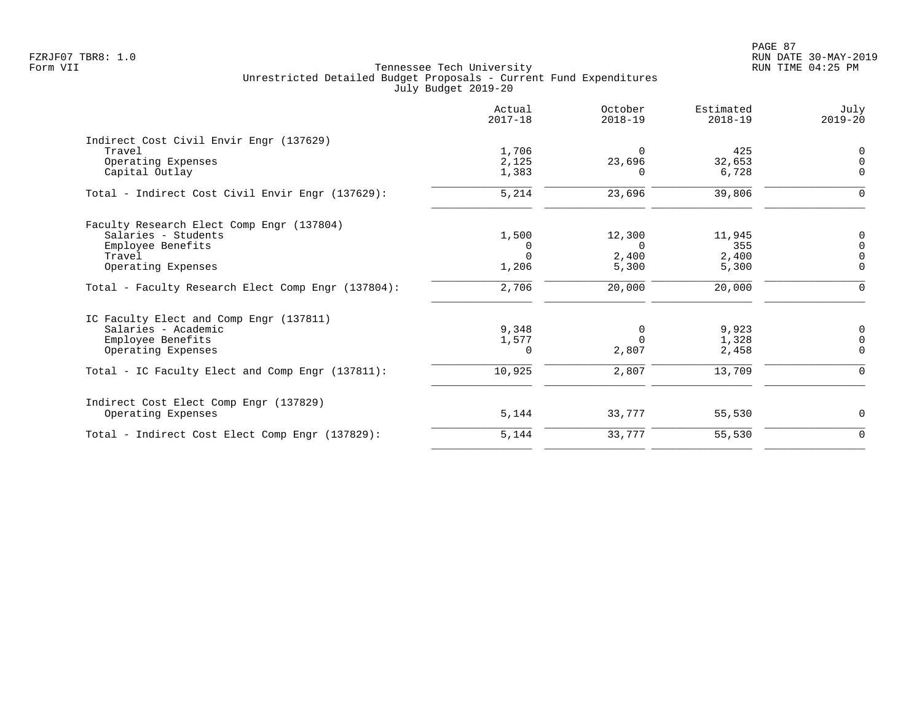Tennessee Tech University
Unrestricted Detailed Budget Proposals - Current Fund Expenditures
July Budget 2019-20

| | Actual 2017-18 | October 2018-19 | Estimated 2018-19 | July 2019-20 |
|---|---|---|---|---|
| **Indirect Cost Civil Envir Engr (137629)** | | | | |
| Travel | 1,706 | 0 | 425 | 0 |
| Operating Expenses | 2,125 | 23,696 | 32,653 | 0 |
| Capital Outlay | 1,383 | 0 | 6,728 | 0 |
| Total - Indirect Cost Civil Envir Engr (137629): | 5,214 | 23,696 | 39,806 | 0 |
| **Faculty Research Elect Comp Engr (137804)** | | | | |
| Salaries - Students | 1,500 | 12,300 | 11,945 | 0 |
| Employee Benefits | 0 | 0 | 355 | 0 |
| Travel | 0 | 2,400 | 2,400 | 0 |
| Operating Expenses | 1,206 | 5,300 | 5,300 | 0 |
| Total - Faculty Research Elect Comp Engr (137804): | 2,706 | 20,000 | 20,000 | 0 |
| **IC Faculty Elect and Comp Engr (137811)** | | | | |
| Salaries - Academic | 9,348 | 0 | 9,923 | 0 |
| Employee Benefits | 1,577 | 0 | 1,328 | 0 |
| Operating Expenses | 0 | 2,807 | 2,458 | 0 |
| Total - IC Faculty Elect and Comp Engr (137811): | 10,925 | 2,807 | 13,709 | 0 |
| **Indirect Cost Elect Comp Engr (137829)** | | | | |
| Operating Expenses | 5,144 | 33,777 | 55,530 | 0 |
| Total - Indirect Cost Elect Comp Engr (137829): | 5,144 | 33,777 | 55,530 | 0 |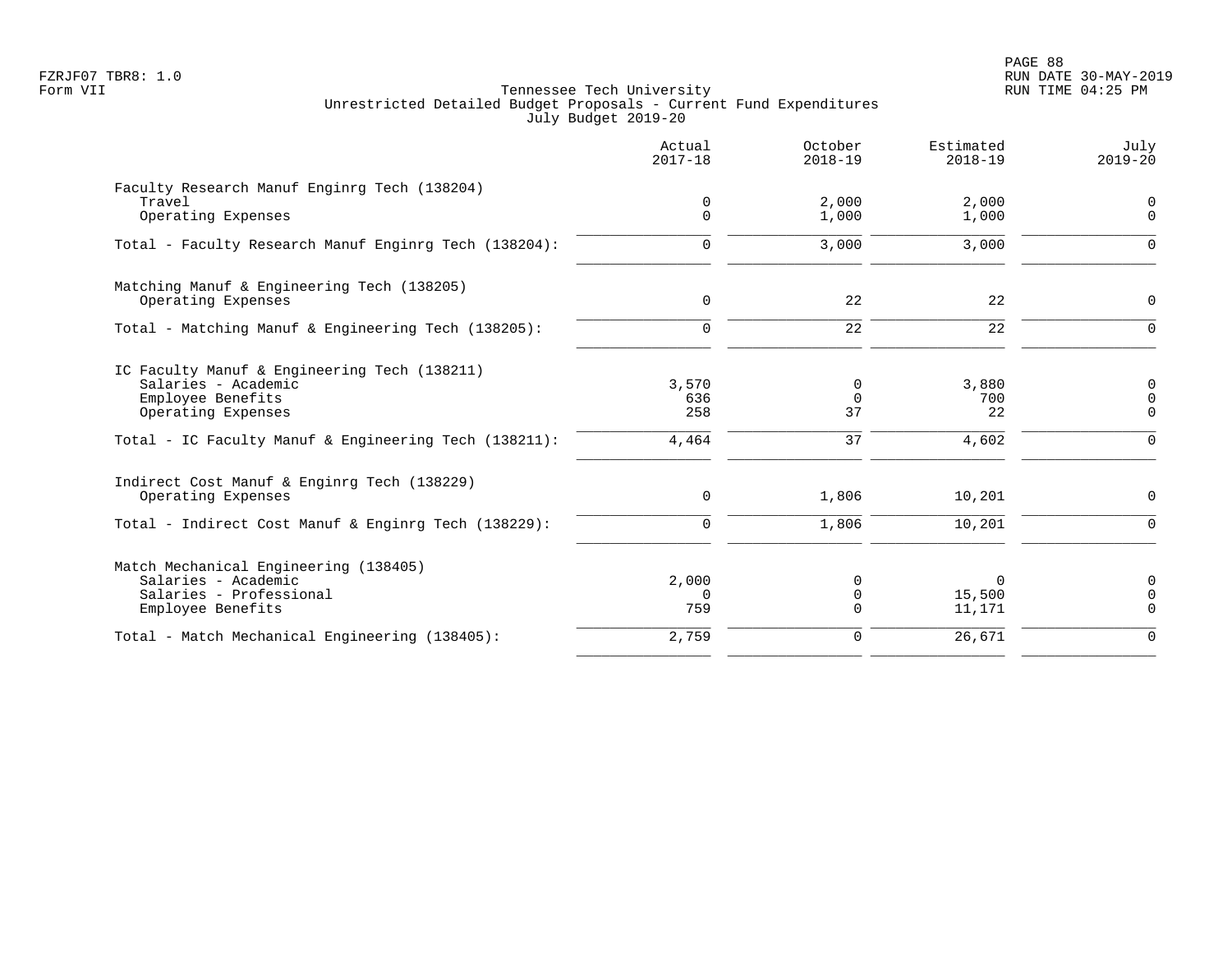Tennessee Tech University
Unrestricted Detailed Budget Proposals - Current Fund Expenditures
July Budget 2019-20

| | Actual 2017-18 | October 2018-19 | Estimated 2018-19 | July 2019-20 |
|---|---|---|---|---|
| Faculty Research Manuf Enginrg Tech (138204) | | | | |
| Travel | 0 | 2,000 | 2,000 | 0 |
| Operating Expenses | 0 | 1,000 | 1,000 | 0 |
| Total - Faculty Research Manuf Enginrg Tech (138204): | 0 | 3,000 | 3,000 | 0 |
| Matching Manuf & Engineering Tech (138205) | | | | |
| Operating Expenses | 0 | 22 | 22 | 0 |
| Total - Matching Manuf & Engineering Tech (138205): | 0 | 22 | 22 | 0 |
| IC Faculty Manuf & Engineering Tech (138211) | | | | |
| Salaries - Academic | 3,570 | 0 | 3,880 | 0 |
| Employee Benefits | 636 | 0 | 700 | 0 |
| Operating Expenses | 258 | 37 | 22 | 0 |
| Total - IC Faculty Manuf & Engineering Tech (138211): | 4,464 | 37 | 4,602 | 0 |
| Indirect Cost Manuf & Enginrg Tech (138229) | | | | |
| Operating Expenses | 0 | 1,806 | 10,201 | 0 |
| Total - Indirect Cost Manuf & Enginrg Tech (138229): | 0 | 1,806 | 10,201 | 0 |
| Match Mechanical Engineering (138405) | | | | |
| Salaries - Academic | 2,000 | 0 | 0 | 0 |
| Salaries - Professional | 0 | 0 | 15,500 | 0 |
| Employee Benefits | 759 | 0 | 11,171 | 0 |
| Total - Match Mechanical Engineering (138405): | 2,759 | 0 | 26,671 | 0 |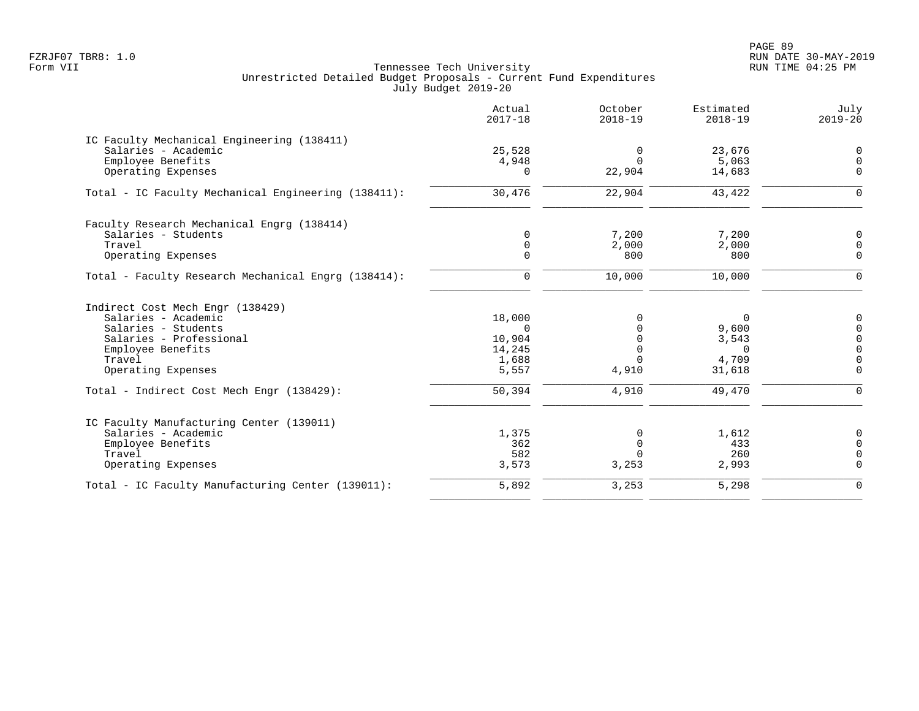Tennessee Tech University
Unrestricted Detailed Budget Proposals - Current Fund Expenditures
July Budget 2019-20

| | Actual 2017-18 | October 2018-19 | Estimated 2018-19 | July 2019-20 |
|---|---|---|---|---|
| **IC Faculty Mechanical Engineering (138411)** | | | | |
| Salaries - Academic | 25,528 | 0 | 23,676 | 0 |
| Employee Benefits | 4,948 | 0 | 5,063 | 0 |
| Operating Expenses | 0 | 22,904 | 14,683 | 0 |
| Total - IC Faculty Mechanical Engineering (138411): | 30,476 | 22,904 | 43,422 | 0 |
| **Faculty Research Mechanical Engrg (138414)** | | | | |
| Salaries - Students | 0 | 7,200 | 7,200 | 0 |
| Travel | 0 | 2,000 | 2,000 | 0 |
| Operating Expenses | 0 | 800 | 800 | 0 |
| Total - Faculty Research Mechanical Engrg (138414): | 0 | 10,000 | 10,000 | 0 |
| **Indirect Cost Mech Engr (138429)** | | | | |
| Salaries - Academic | 18,000 | 0 | 0 | 0 |
| Salaries - Students | 0 | 0 | 9,600 | 0 |
| Salaries - Professional | 10,904 | 0 | 3,543 | 0 |
| Employee Benefits | 14,245 | 0 | 0 | 0 |
| Travel | 1,688 | 0 | 4,709 | 0 |
| Operating Expenses | 5,557 | 4,910 | 31,618 | 0 |
| Total - Indirect Cost Mech Engr (138429): | 50,394 | 4,910 | 49,470 | 0 |
| **IC Faculty Manufacturing Center (139011)** | | | | |
| Salaries - Academic | 1,375 | 0 | 1,612 | 0 |
| Employee Benefits | 362 | 0 | 433 | 0 |
| Travel | 582 | 0 | 260 | 0 |
| Operating Expenses | 3,573 | 3,253 | 2,993 | 0 |
| Total - IC Faculty Manufacturing Center (139011): | 5,892 | 3,253 | 5,298 | 0 |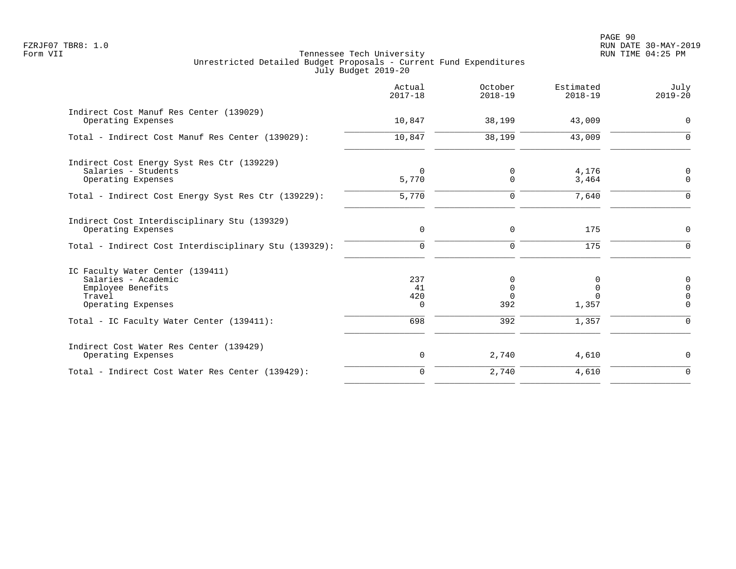Tennessee Tech University
Unrestricted Detailed Budget Proposals - Current Fund Expenditures
July Budget 2019-20

Form VII

| | Actual 2017-18 | October 2018-19 | Estimated 2018-19 | July 2019-20 |
|---|---|---|---|---|
| **Indirect Cost Manuf Res Center (139029)** | | | | |
| Operating Expenses | 10,847 | 38,199 | 43,009 | 0 |
| Total - Indirect Cost Manuf Res Center (139029): | 10,847 | 38,199 | 43,009 | 0 |
| **Indirect Cost Energy Syst Res Ctr (139229)** | | | | |
| Salaries - Students | 0 | 0 | 4,176 | 0 |
| Operating Expenses | 5,770 | 0 | 3,464 | 0 |
| Total - Indirect Cost Energy Syst Res Ctr (139229): | 5,770 | 0 | 7,640 | 0 |
| **Indirect Cost Interdisciplinary Stu (139329)** | | | | |
| Operating Expenses | 0 | 0 | 175 | 0 |
| Total - Indirect Cost Interdisciplinary Stu (139329): | 0 | 0 | 175 | 0 |
| **IC Faculty Water Center (139411)** | | | | |
| Salaries - Academic | 237 | 0 | 0 | 0 |
| Employee Benefits | 41 | 0 | 0 | 0 |
| Travel | 420 | 0 | 0 | 0 |
| Operating Expenses | 0 | 392 | 1,357 | 0 |
| Total - IC Faculty Water Center (139411): | 698 | 392 | 1,357 | 0 |
| **Indirect Cost Water Res Center (139429)** | | | | |
| Operating Expenses | 0 | 2,740 | 4,610 | 0 |
| Total - Indirect Cost Water Res Center (139429): | 0 | 2,740 | 4,610 | 0 |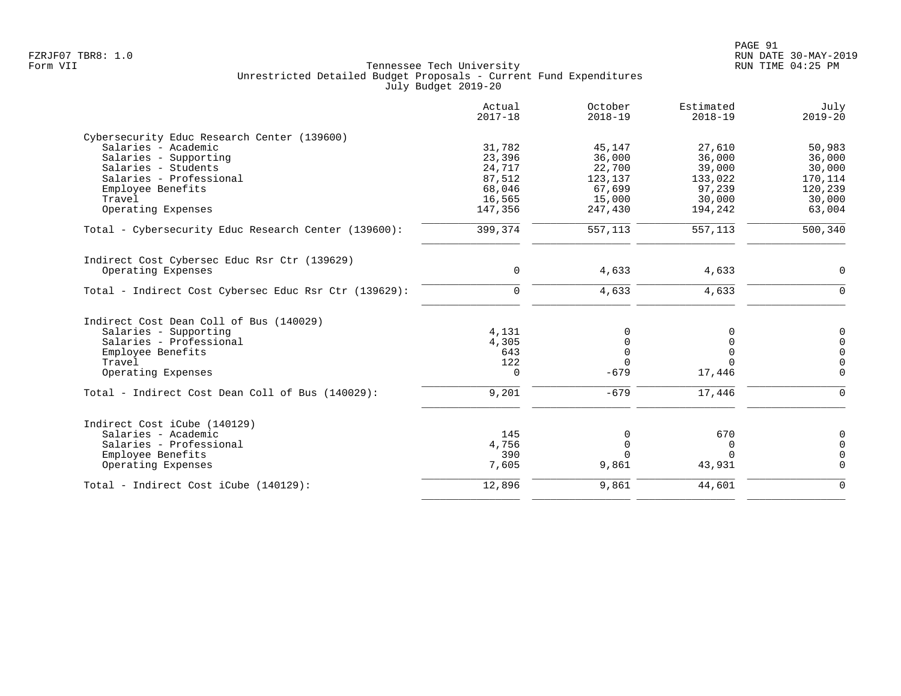Tennessee Tech University
Unrestricted Detailed Budget Proposals - Current Fund Expenditures
July Budget 2019-20

| | Actual 2017-18 | October 2018-19 | Estimated 2018-19 | July 2019-20 |
|---|---|---|---|---|
| **Cybersecurity Educ Research Center (139600)** | | | | |
| Salaries - Academic | 31,782 | 45,147 | 27,610 | 50,983 |
| Salaries - Supporting | 23,396 | 36,000 | 36,000 | 36,000 |
| Salaries - Students | 24,717 | 22,700 | 39,000 | 30,000 |
| Salaries - Professional | 87,512 | 123,137 | 133,022 | 170,114 |
| Employee Benefits | 68,046 | 67,699 | 97,239 | 120,239 |
| Travel | 16,565 | 15,000 | 30,000 | 30,000 |
| Operating Expenses | 147,356 | 247,430 | 194,242 | 63,004 |
| Total - Cybersecurity Educ Research Center (139600): | 399,374 | 557,113 | 557,113 | 500,340 |
| **Indirect Cost Cybersec Educ Rsr Ctr (139629)** | | | | |
| Operating Expenses | 0 | 4,633 | 4,633 | 0 |
| Total - Indirect Cost Cybersec Educ Rsr Ctr (139629): | 0 | 4,633 | 4,633 | 0 |
| **Indirect Cost Dean Coll of Bus (140029)** | | | | |
| Salaries - Supporting | 4,131 | 0 | 0 | 0 |
| Salaries - Professional | 4,305 | 0 | 0 | 0 |
| Employee Benefits | 643 | 0 | 0 | 0 |
| Travel | 122 | 0 | 0 | 0 |
| Operating Expenses | 0 | -679 | 17,446 | 0 |
| Total - Indirect Cost Dean Coll of Bus (140029): | 9,201 | -679 | 17,446 | 0 |
| **Indirect Cost iCube (140129)** | | | | |
| Salaries - Academic | 145 | 0 | 670 | 0 |
| Salaries - Professional | 4,756 | 0 | 0 | 0 |
| Employee Benefits | 390 | 0 | 0 | 0 |
| Operating Expenses | 7,605 | 9,861 | 43,931 | 0 |
| Total - Indirect Cost iCube (140129): | 12,896 | 9,861 | 44,601 | 0 |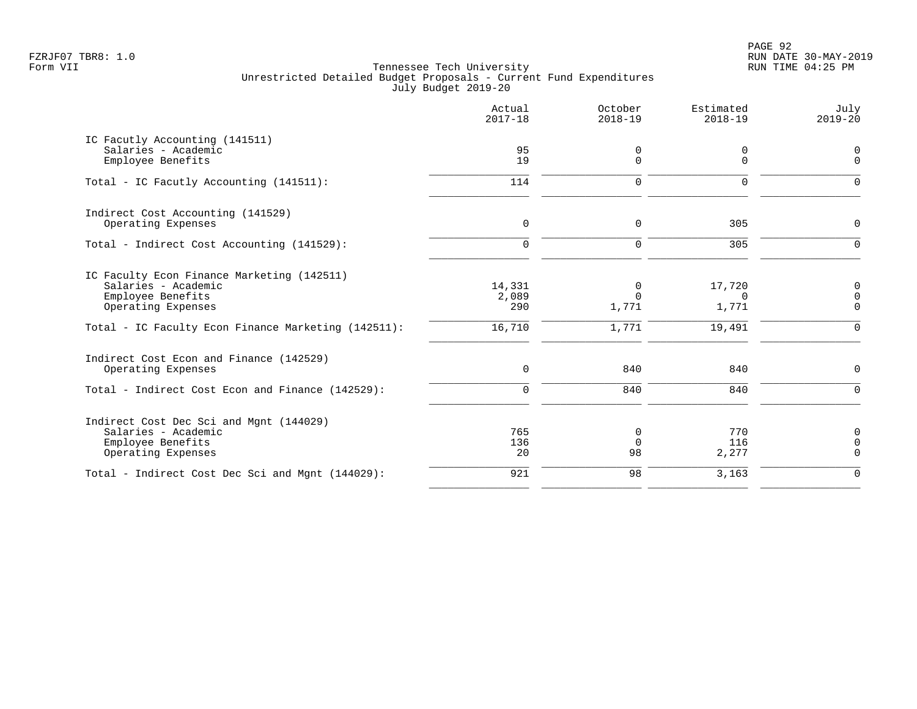FZRJF07 TBR8: 1.0
Form VII

Tennessee Tech University
Unrestricted Detailed Budget Proposals - Current Fund Expenditures
July Budget 2019-20

RUN DATE 30-MAY-2019
RUN TIME 04:25 PM

| | Actual 2017-18 | October 2018-19 | Estimated 2018-19 | July 2019-20 |
|---|---|---|---|---|
| IC Facutly Accounting (141511) | | | | |
| Salaries - Academic | 95 | 0 | 0 | 0 |
| Employee Benefits | 19 | 0 | 0 | 0 |
| Total - IC Facutly Accounting (141511): | 114 | 0 | 0 | 0 |
| Indirect Cost Accounting (141529) | | | | |
| Operating Expenses | 0 | 0 | 305 | 0 |
| Total - Indirect Cost Accounting (141529): | 0 | 0 | 305 | 0 |
| IC Faculty Econ Finance Marketing (142511) | | | | |
| Salaries - Academic | 14,331 | 0 | 17,720 | 0 |
| Employee Benefits | 2,089 | 0 | 0 | 0 |
| Operating Expenses | 290 | 1,771 | 1,771 | 0 |
| Total - IC Faculty Econ Finance Marketing (142511): | 16,710 | 1,771 | 19,491 | 0 |
| Indirect Cost Econ and Finance (142529) | | | | |
| Operating Expenses | 0 | 840 | 840 | 0 |
| Total - Indirect Cost Econ and Finance (142529): | 0 | 840 | 840 | 0 |
| Indirect Cost Dec Sci and Mgnt (144029) | | | | |
| Salaries - Academic | 765 | 0 | 770 | 0 |
| Employee Benefits | 136 | 0 | 116 | 0 |
| Operating Expenses | 20 | 98 | 2,277 | 0 |
| Total - Indirect Cost Dec Sci and Mgnt (144029): | 921 | 98 | 3,163 | 0 |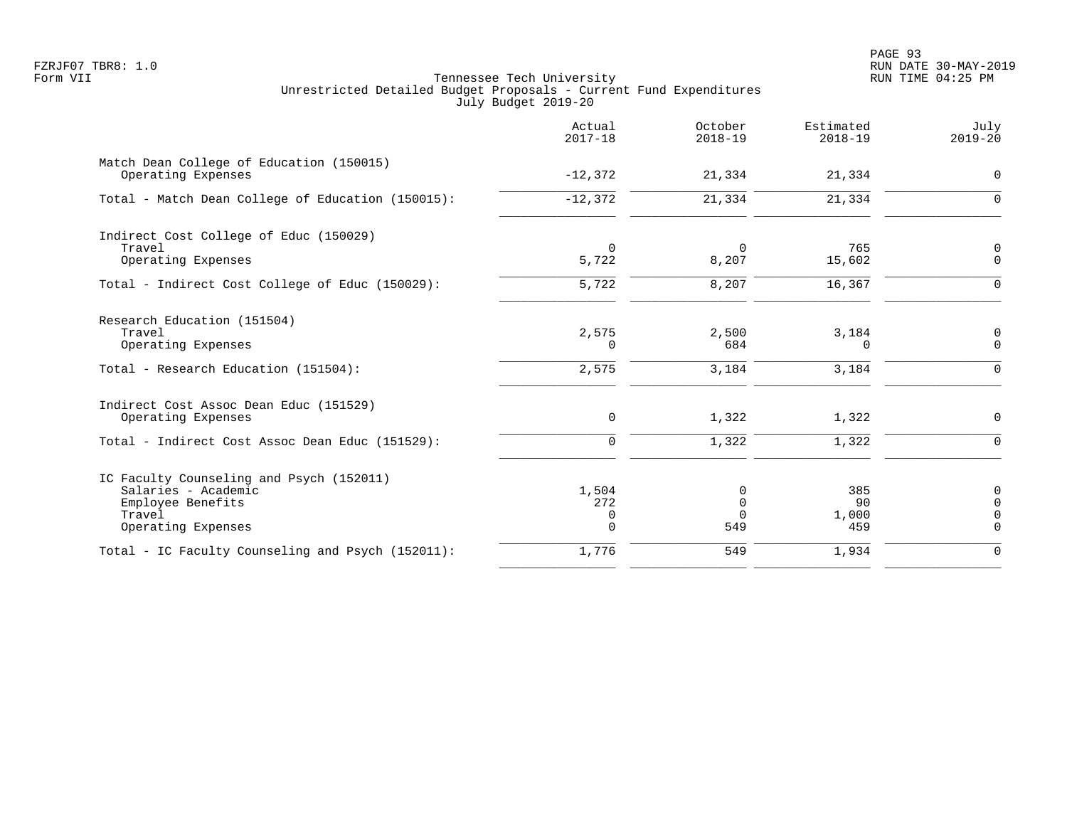Tennessee Tech University
Unrestricted Detailed Budget Proposals - Current Fund Expenditures
July Budget 2019-20

Form VII

| | Actual 2017-18 | October 2018-19 | Estimated 2018-19 | July 2019-20 |
|---|---|---|---|---|
| **Match Dean College of Education (150015)** | | | | |
| Operating Expenses | -12,372 | 21,334 | 21,334 | 0 |
| Total - Match Dean College of Education (150015): | -12,372 | 21,334 | 21,334 | 0 |
| **Indirect Cost College of Educ (150029)** | | | | |
| Travel | 0 | 0 | 765 | 0 |
| Operating Expenses | 5,722 | 8,207 | 15,602 | 0 |
| Total - Indirect Cost College of Educ (150029): | 5,722 | 8,207 | 16,367 | 0 |
| **Research Education (151504)** | | | | |
| Travel | 2,575 | 2,500 | 3,184 | 0 |
| Operating Expenses | 0 | 684 | 0 | 0 |
| Total - Research Education (151504): | 2,575 | 3,184 | 3,184 | 0 |
| **Indirect Cost Assoc Dean Educ (151529)** | | | | |
| Operating Expenses | 0 | 1,322 | 1,322 | 0 |
| Total - Indirect Cost Assoc Dean Educ (151529): | 0 | 1,322 | 1,322 | 0 |
| **IC Faculty Counseling and Psych (152011)** | | | | |
| Salaries - Academic | 1,504 | 0 | 385 | 0 |
| Employee Benefits | 272 | 0 | 90 | 0 |
| Travel | 0 | 0 | 1,000 | 0 |
| Operating Expenses | 0 | 549 | 459 | 0 |
| Total - IC Faculty Counseling and Psych (152011): | 1,776 | 549 | 1,934 | 0 |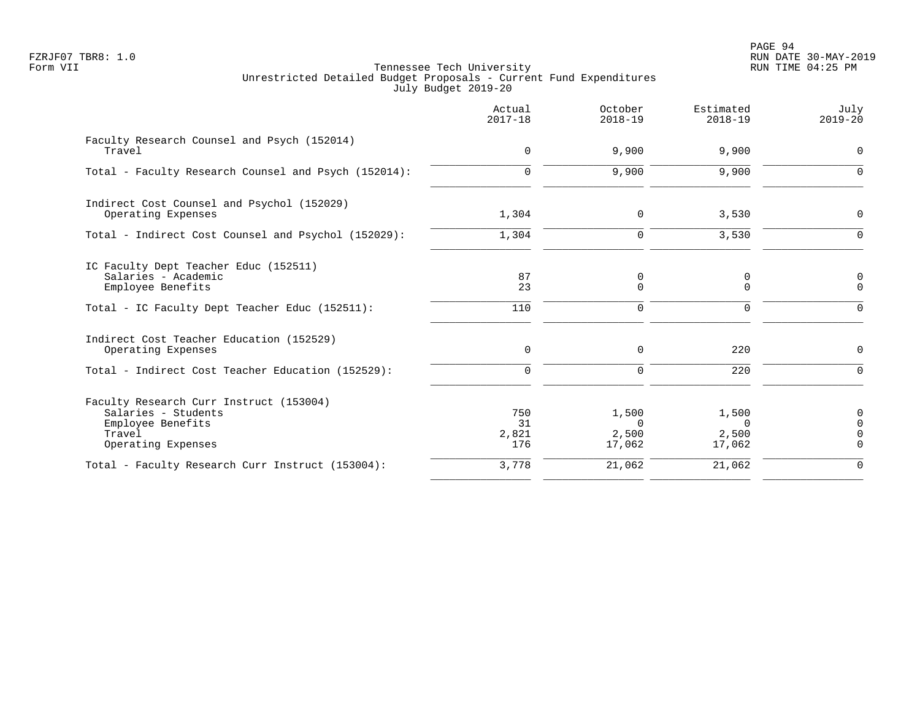FZRJF07 TBR8: 1.0
Form VII

# Tennessee Tech University
## Unrestricted Detailed Budget Proposals - Current Fund Expenditures
### July Budget 2019-20

| | Actual 2017-18 | October 2018-19 | Estimated 2018-19 | July 2019-20 |
|---|---|---|---|---|
| **Faculty Research Counsel and Psych (152014)** | | | | |
| Travel | 0 | 9,900 | 9,900 | 0 |
| Total - Faculty Research Counsel and Psych (152014): | 0 | 9,900 | 9,900 | 0 |
| **Indirect Cost Counsel and Psychol (152029)** | | | | |
| Operating Expenses | 1,304 | 0 | 3,530 | 0 |
| Total - Indirect Cost Counsel and Psychol (152029): | 1,304 | 0 | 3,530 | 0 |
| **IC Faculty Dept Teacher Educ (152511)** | | | | |
| Salaries - Academic | 87 | 0 | 0 | 0 |
| Employee Benefits | 23 | 0 | 0 | 0 |
| Total - IC Faculty Dept Teacher Educ (152511): | 110 | 0 | 0 | 0 |
| **Indirect Cost Teacher Education (152529)** | | | | |
| Operating Expenses | 0 | 0 | 220 | 0 |
| Total - Indirect Cost Teacher Education (152529): | 0 | 0 | 220 | 0 |
| **Faculty Research Curr Instruct (153004)** | | | | |
| Salaries - Students | 750 | 1,500 | 1,500 | 0 |
| Employee Benefits | 31 | 0 | 0 | 0 |
| Travel | 2,821 | 2,500 | 2,500 | 0 |
| Operating Expenses | 176 | 17,062 | 17,062 | 0 |
| Total - Faculty Research Curr Instruct (153004): | 3,778 | 21,062 | 21,062 | 0 |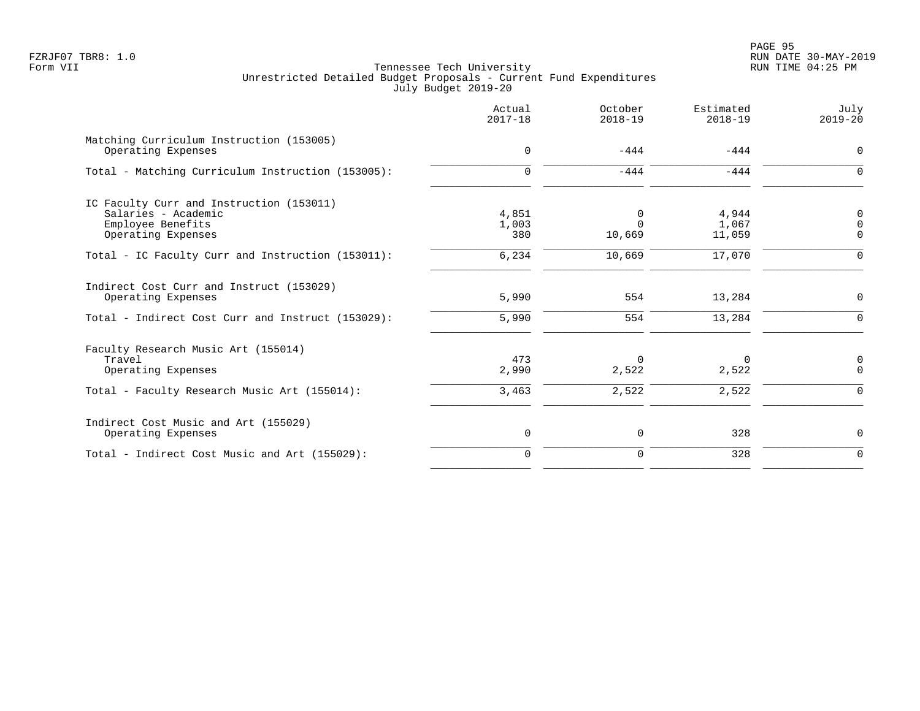Tennessee Tech University
Unrestricted Detailed Budget Proposals - Current Fund Expenditures
July Budget 2019-20

| | Actual 2017-18 | October 2018-19 | Estimated 2018-19 | July 2019-20 |
|---|---|---|---|---|
| **Matching Curriculum Instruction (153005)** | | | | |
| Operating Expenses | 0 | -444 | -444 | 0 |
| Total - Matching Curriculum Instruction (153005): | 0 | -444 | -444 | 0 |
| **IC Faculty Curr and Instruction (153011)** | | | | |
| Salaries - Academic | 4,851 | 0 | 4,944 | 0 |
| Employee Benefits | 1,003 | 0 | 1,067 | 0 |
| Operating Expenses | 380 | 10,669 | 11,059 | 0 |
| Total - IC Faculty Curr and Instruction (153011): | 6,234 | 10,669 | 17,070 | 0 |
| **Indirect Cost Curr and Instruct (153029)** | | | | |
| Operating Expenses | 5,990 | 554 | 13,284 | 0 |
| Total - Indirect Cost Curr and Instruct (153029): | 5,990 | 554 | 13,284 | 0 |
| **Faculty Research Music Art (155014)** | | | | |
| Travel | 473 | 0 | 0 | 0 |
| Operating Expenses | 2,990 | 2,522 | 2,522 | 0 |
| Total - Faculty Research Music Art (155014): | 3,463 | 2,522 | 2,522 | 0 |
| **Indirect Cost Music and Art (155029)** | | | | |
| Operating Expenses | 0 | 0 | 328 | 0 |
| Total - Indirect Cost Music and Art (155029): | 0 | 0 | 328 | 0 |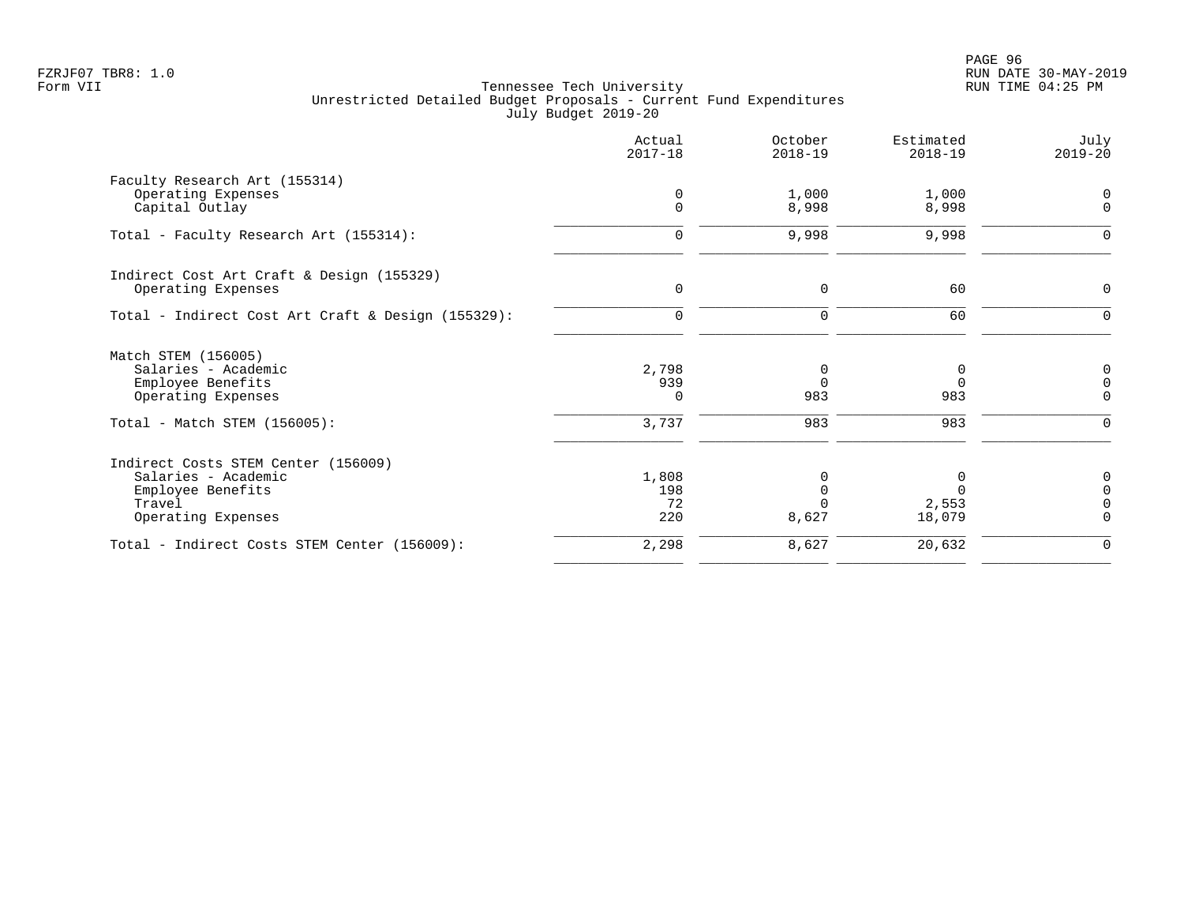Tennessee Tech University
Unrestricted Detailed Budget Proposals - Current Fund Expenditures
July Budget 2019-20

FZRJF07 TBR8: 1.0
Form VII

RUN DATE 30-MAY-2019
RUN TIME 04:25 PM

| | Actual 2017-18 | October 2018-19 | Estimated 2018-19 | July 2019-20 |
|---|---|---|---|---|
| **Faculty Research Art (155314)** | | | | |
| Operating Expenses | 0 | 1,000 | 1,000 | 0 |
| Capital Outlay | 0 | 8,998 | 8,998 | 0 |
| Total - Faculty Research Art (155314): | 0 | 9,998 | 9,998 | 0 |
| **Indirect Cost Art Craft & Design (155329)** | | | | |
| Operating Expenses | 0 | 0 | 60 | 0 |
| Total - Indirect Cost Art Craft & Design (155329): | 0 | 0 | 60 | 0 |
| **Match STEM (156005)** | | | | |
| Salaries - Academic | 2,798 | 0 | 0 | 0 |
| Employee Benefits | 939 | 0 | 0 | 0 |
| Operating Expenses | 0 | 983 | 983 | 0 |
| Total - Match STEM (156005): | 3,737 | 983 | 983 | 0 |
| **Indirect Costs STEM Center (156009)** | | | | |
| Salaries - Academic | 1,808 | 0 | 0 | 0 |
| Employee Benefits | 198 | 0 | 0 | 0 |
| Travel | 72 | 0 | 2,553 | 0 |
| Operating Expenses | 220 | 8,627 | 18,079 | 0 |
| Total - Indirect Costs STEM Center (156009): | 2,298 | 8,627 | 20,632 | 0 |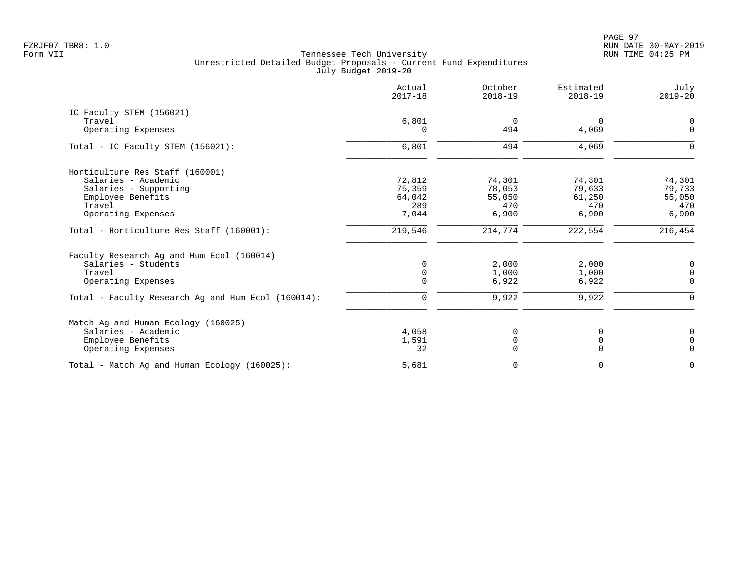Tennessee Tech University
Unrestricted Detailed Budget Proposals - Current Fund Expenditures
July Budget 2019-20

| | Actual 2017-18 | October 2018-19 | Estimated 2018-19 | July 2019-20 |
|---|---|---|---|---|
| **IC Faculty STEM (156021)** | | | | |
| Travel | 6,801 | 0 | 0 | 0 |
| Operating Expenses | 0 | 494 | 4,069 | 0 |
| Total - IC Faculty STEM (156021): | 6,801 | 494 | 4,069 | 0 |
| **Horticulture Res Staff (160001)** | | | | |
| Salaries - Academic | 72,812 | 74,301 | 74,301 | 74,301 |
| Salaries - Supporting | 75,359 | 78,053 | 79,633 | 79,733 |
| Employee Benefits | 64,042 | 55,050 | 61,250 | 55,050 |
| Travel | 289 | 470 | 470 | 470 |
| Operating Expenses | 7,044 | 6,900 | 6,900 | 6,900 |
| Total - Horticulture Res Staff (160001): | 219,546 | 214,774 | 222,554 | 216,454 |
| **Faculty Research Ag and Hum Ecol (160014)** | | | | |
| Salaries - Students | 0 | 2,000 | 2,000 | 0 |
| Travel | 0 | 1,000 | 1,000 | 0 |
| Operating Expenses | 0 | 6,922 | 6,922 | 0 |
| Total - Faculty Research Ag and Hum Ecol (160014): | 0 | 9,922 | 9,922 | 0 |
| **Match Ag and Human Ecology (160025)** | | | | |
| Salaries - Academic | 4,058 | 0 | 0 | 0 |
| Employee Benefits | 1,591 | 0 | 0 | 0 |
| Operating Expenses | 32 | 0 | 0 | 0 |
| Total - Match Ag and Human Ecology (160025): | 5,681 | 0 | 0 | 0 |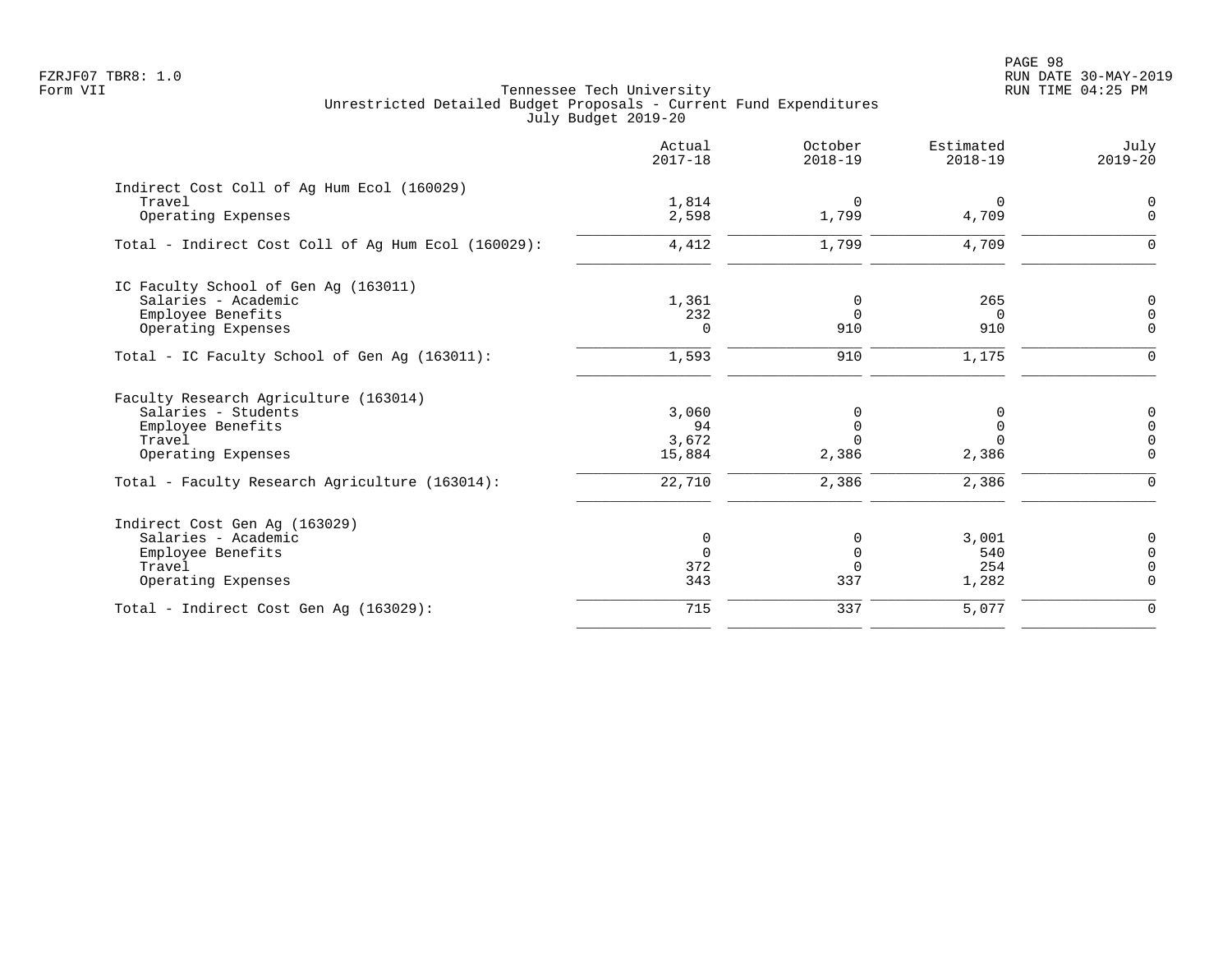FZRJF07 TBR8: 1.0
Form VII

Tennessee Tech University
Unrestricted Detailed Budget Proposals - Current Fund Expenditures
July Budget 2019-20

RUN DATE 30-MAY-2019
RUN TIME 04:25 PM

| | Actual 2017-18 | October 2018-19 | Estimated 2018-19 | July 2019-20 |
|---|---|---|---|---|
| **Indirect Cost Coll of Ag Hum Ecol (160029)** | | | | |
| Travel | 1,814 | 0 | 0 | 0 |
| Operating Expenses | 2,598 | 1,799 | 4,709 | 0 |
| Total - Indirect Cost Coll of Ag Hum Ecol (160029): | 4,412 | 1,799 | 4,709 | 0 |
| **IC Faculty School of Gen Ag (163011)** | | | | |
| Salaries - Academic | 1,361 | 0 | 265 | 0 |
| Employee Benefits | 232 | 0 | 0 | 0 |
| Operating Expenses | 0 | 910 | 910 | 0 |
| Total - IC Faculty School of Gen Ag (163011): | 1,593 | 910 | 1,175 | 0 |
| **Faculty Research Agriculture (163014)** | | | | |
| Salaries - Students | 3,060 | 0 | 0 | 0 |
| Employee Benefits | 94 | 0 | 0 | 0 |
| Travel | 3,672 | 0 | 0 | 0 |
| Operating Expenses | 15,884 | 2,386 | 2,386 | 0 |
| Total - Faculty Research Agriculture (163014): | 22,710 | 2,386 | 2,386 | 0 |
| **Indirect Cost Gen Ag (163029)** | | | | |
| Salaries - Academic | 0 | 0 | 3,001 | 0 |
| Employee Benefits | 0 | 0 | 540 | 0 |
| Travel | 372 | 0 | 254 | 0 |
| Operating Expenses | 343 | 337 | 1,282 | 0 |
| Total - Indirect Cost Gen Ag (163029): | 715 | 337 | 5,077 | 0 |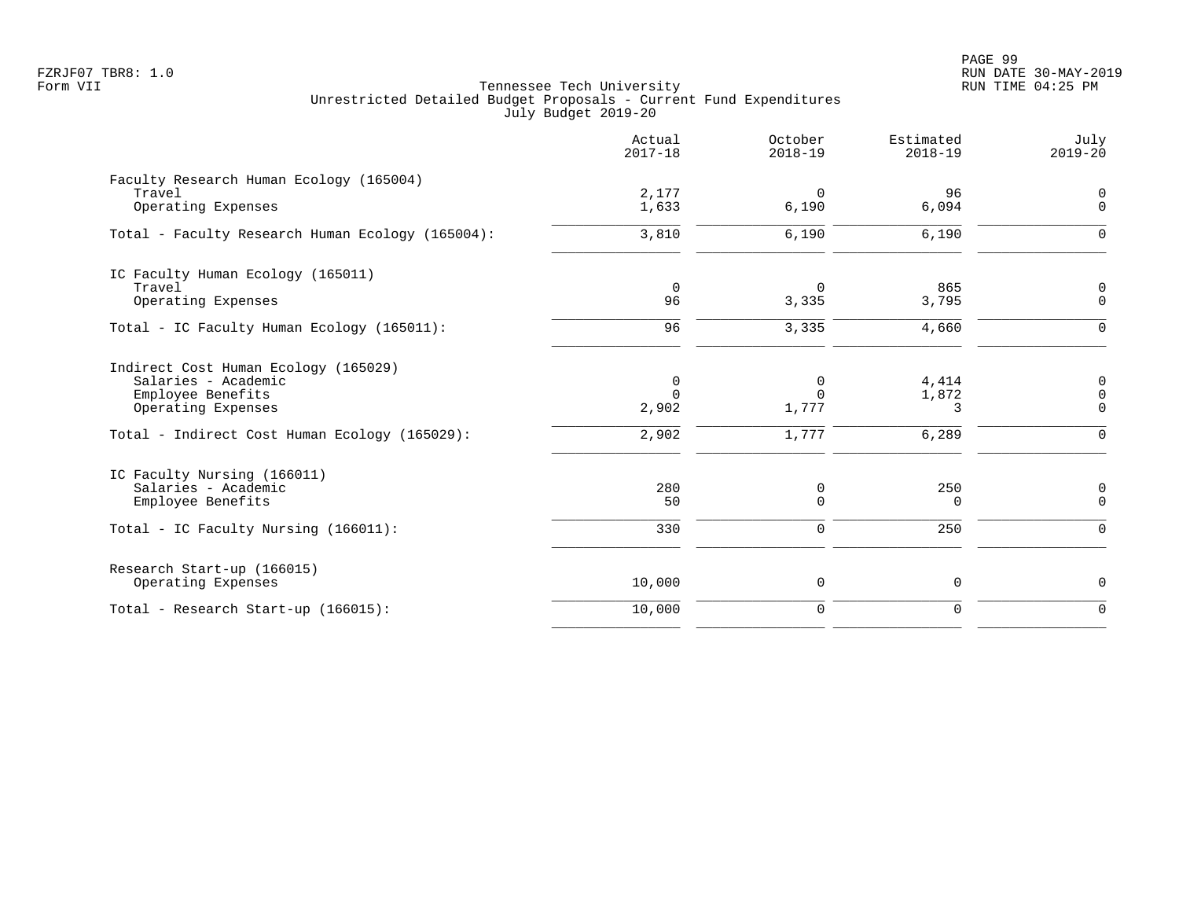FZRJF07 TBR8: 1.0
Form VII

# Tennessee Tech University
## Unrestricted Detailed Budget Proposals - Current Fund Expenditures
### July Budget 2019-20

| | Actual 2017-18 | October 2018-19 | Estimated 2018-19 | July 2019-20 |
|---|---|---|---|---|
| **Faculty Research Human Ecology (165004)** | | | | |
| Travel | 2,177 | 0 | 96 | 0 |
| Operating Expenses | 1,633 | 6,190 | 6,094 | 0 |
| Total - Faculty Research Human Ecology (165004): | 3,810 | 6,190 | 6,190 | 0 |
| **IC Faculty Human Ecology (165011)** | | | | |
| Travel | 0 | 0 | 865 | 0 |
| Operating Expenses | 96 | 3,335 | 3,795 | 0 |
| Total - IC Faculty Human Ecology (165011): | 96 | 3,335 | 4,660 | 0 |
| **Indirect Cost Human Ecology (165029)** | | | | |
| Salaries - Academic | 0 | 0 | 4,414 | 0 |
| Employee Benefits | 0 | 0 | 1,872 | 0 |
| Operating Expenses | 2,902 | 1,777 | 3 | 0 |
| Total - Indirect Cost Human Ecology (165029): | 2,902 | 1,777 | 6,289 | 0 |
| **IC Faculty Nursing (166011)** | | | | |
| Salaries - Academic | 280 | 0 | 250 | 0 |
| Employee Benefits | 50 | 0 | 0 | 0 |
| Total - IC Faculty Nursing (166011): | 330 | 0 | 250 | 0 |
| **Research Start-up (166015)** | | | | |
| Operating Expenses | 10,000 | 0 | 0 | 0 |
| Total - Research Start-up (166015): | 10,000 | 0 | 0 | 0 |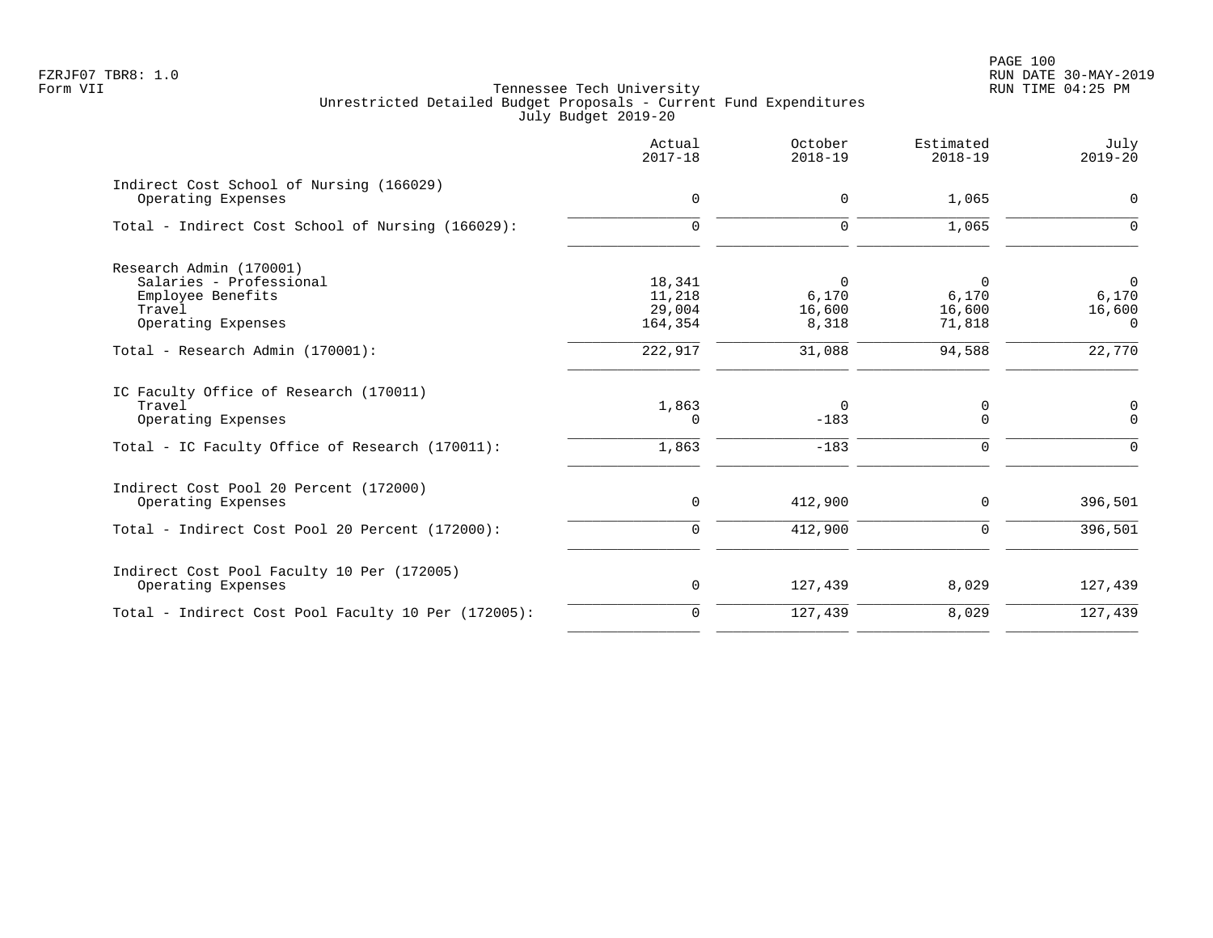Tennessee Tech University
Unrestricted Detailed Budget Proposals - Current Fund Expenditures
July Budget 2019-20

| | Actual 2017-18 | October 2018-19 | Estimated 2018-19 | July 2019-20 |
|---|---|---|---|---|
| Indirect Cost School of Nursing (166029) | | | | |
| Operating Expenses | 0 | 0 | 1,065 | 0 |
| Total - Indirect Cost School of Nursing (166029): | 0 | 0 | 1,065 | 0 |
| Research Admin (170001) | | | | |
| Salaries - Professional | 18,341 | 0 | 0 | 0 |
| Employee Benefits | 11,218 | 6,170 | 6,170 | 6,170 |
| Travel | 29,004 | 16,600 | 16,600 | 16,600 |
| Operating Expenses | 164,354 | 8,318 | 71,818 | 0 |
| Total - Research Admin (170001): | 222,917 | 31,088 | 94,588 | 22,770 |
| IC Faculty Office of Research (170011) | | | | |
| Travel | 1,863 | 0 | 0 | 0 |
| Operating Expenses | 0 | -183 | 0 | 0 |
| Total - IC Faculty Office of Research (170011): | 1,863 | -183 | 0 | 0 |
| Indirect Cost Pool 20 Percent (172000) | | | | |
| Operating Expenses | 0 | 412,900 | 0 | 396,501 |
| Total - Indirect Cost Pool 20 Percent (172000): | 0 | 412,900 | 0 | 396,501 |
| Indirect Cost Pool Faculty 10 Per (172005) | | | | |
| Operating Expenses | 0 | 127,439 | 8,029 | 127,439 |
| Total - Indirect Cost Pool Faculty 10 Per (172005): | 0 | 127,439 | 8,029 | 127,439 |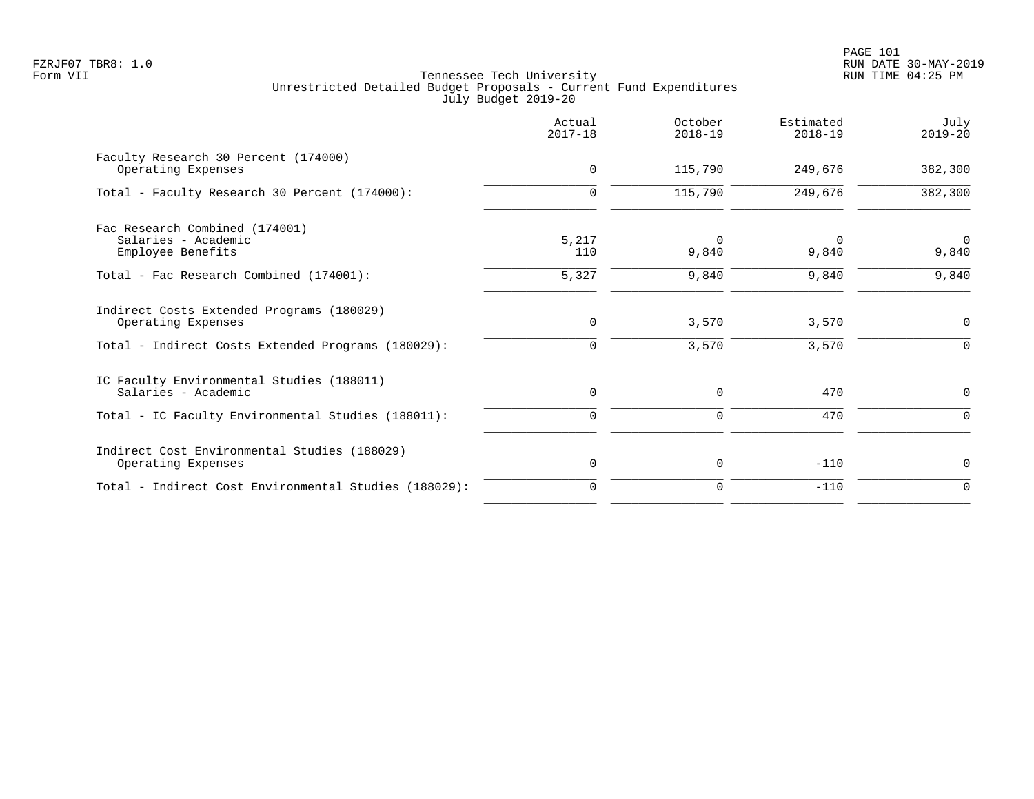Tennessee Tech University
Unrestricted Detailed Budget Proposals - Current Fund Expenditures
July Budget 2019-20

| | Actual 2017-18 | October 2018-19 | Estimated 2018-19 | July 2019-20 |
|---|---|---|---|---|
| Faculty Research 30 Percent (174000) | | | | |
| Operating Expenses | 0 | 115,790 | 249,676 | 382,300 |
| Total - Faculty Research 30 Percent (174000): | 0 | 115,790 | 249,676 | 382,300 |
| Fac Research Combined (174001) | | | | |
| Salaries - Academic | 5,217 | 0 | 0 | 0 |
| Employee Benefits | 110 | 9,840 | 9,840 | 9,840 |
| Total - Fac Research Combined (174001): | 5,327 | 9,840 | 9,840 | 9,840 |
| Indirect Costs Extended Programs (180029) | | | | |
| Operating Expenses | 0 | 3,570 | 3,570 | 0 |
| Total - Indirect Costs Extended Programs (180029): | 0 | 3,570 | 3,570 | 0 |
| IC Faculty Environmental Studies (188011) | | | | |
| Salaries - Academic | 0 | 0 | 470 | 0 |
| Total - IC Faculty Environmental Studies (188011): | 0 | 0 | 470 | 0 |
| Indirect Cost Environmental Studies (188029) | | | | |
| Operating Expenses | 0 | 0 | -110 | 0 |
| Total - Indirect Cost Environmental Studies (188029): | 0 | 0 | -110 | 0 |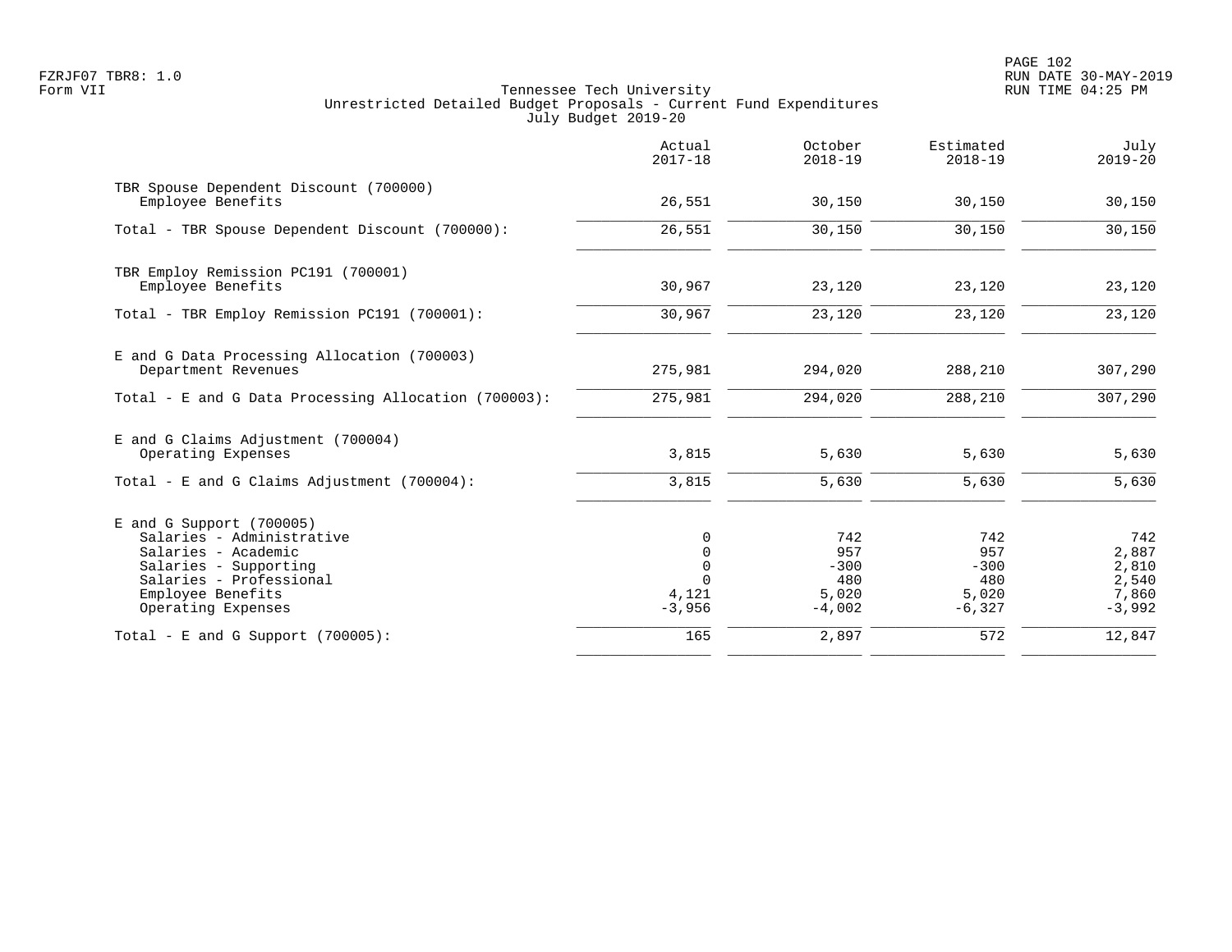Tennessee Tech University
Unrestricted Detailed Budget Proposals - Current Fund Expenditures
July Budget 2019-20

Form VII

| | Actual 2017-18 | October 2018-19 | Estimated 2018-19 | July 2019-20 |
|---|---|---|---|---|
| **TBR Spouse Dependent Discount (700000)** | | | | |
| Employee Benefits | 26,551 | 30,150 | 30,150 | 30,150 |
| Total - TBR Spouse Dependent Discount (700000): | 26,551 | 30,150 | 30,150 | 30,150 |
| **TBR Employ Remission PC191 (700001)** | | | | |
| Employee Benefits | 30,967 | 23,120 | 23,120 | 23,120 |
| Total - TBR Employ Remission PC191 (700001): | 30,967 | 23,120 | 23,120 | 23,120 |
| **E and G Data Processing Allocation (700003)** | | | | |
| Department Revenues | 275,981 | 294,020 | 288,210 | 307,290 |
| Total - E and G Data Processing Allocation (700003): | 275,981 | 294,020 | 288,210 | 307,290 |
| **E and G Claims Adjustment (700004)** | | | | |
| Operating Expenses | 3,815 | 5,630 | 5,630 | 5,630 |
| Total - E and G Claims Adjustment (700004): | 3,815 | 5,630 | 5,630 | 5,630 |
| **E and G Support (700005)** | | | | |
| Salaries - Administrative | 0 | 742 | 742 | 742 |
| Salaries - Academic | 0 | 957 | 957 | 2,887 |
| Salaries - Supporting | 0 | -300 | -300 | 2,810 |
| Salaries - Professional | 0 | 480 | 480 | 2,540 |
| Employee Benefits | 4,121 | 5,020 | 5,020 | 7,860 |
| Operating Expenses | -3,956 | -4,002 | -6,327 | -3,992 |
| Total - E and G Support (700005): | 165 | 2,897 | 572 | 12,847 |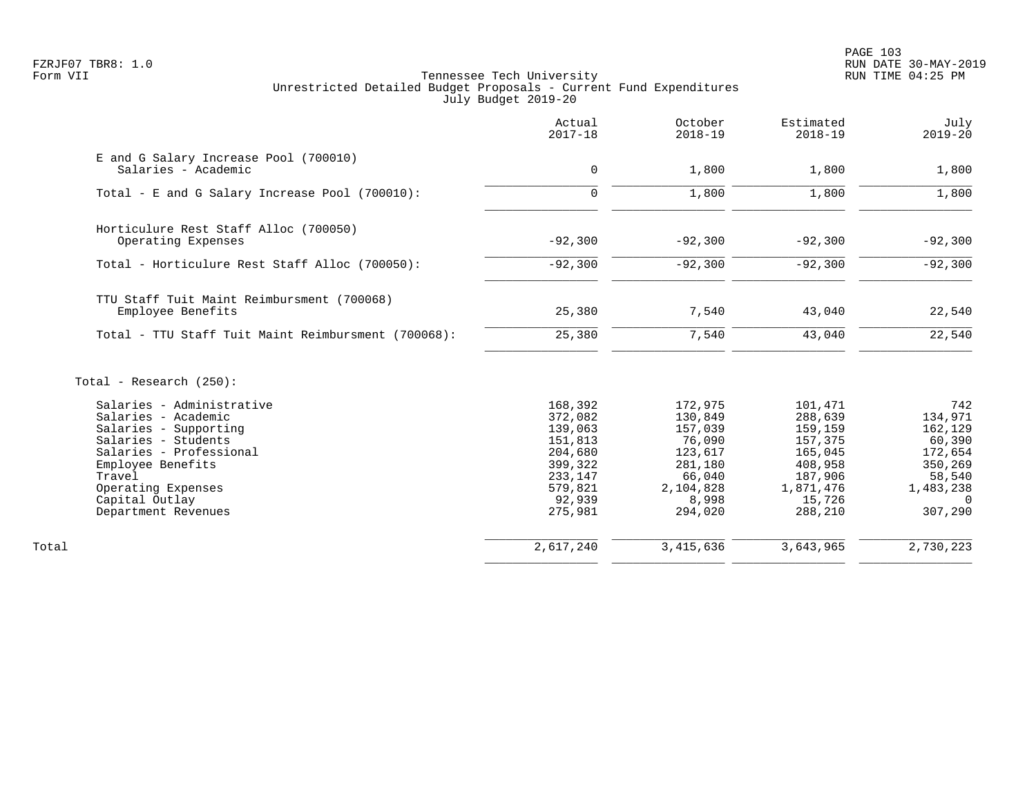Tennessee Tech University
Unrestricted Detailed Budget Proposals - Current Fund Expenditures
July Budget 2019-20

Form VII

| | Actual 2017-18 | October 2018-19 | Estimated 2018-19 | July 2019-20 |
|---|---|---|---|---|
| **E and G Salary Increase Pool (700010)** | | | | |
| Salaries - Academic | 0 | 1,800 | 1,800 | 1,800 |
| Total - E and G Salary Increase Pool (700010): | 0 | 1,800 | 1,800 | 1,800 |
| **Horticulure Rest Staff Alloc (700050)** | | | | |
| Operating Expenses | -92,300 | -92,300 | -92,300 | -92,300 |
| Total - Horticulure Rest Staff Alloc (700050): | -92,300 | -92,300 | -92,300 | -92,300 |
| **TTU Staff Tuit Maint Reimbursment (700068)** | | | | |
| Employee Benefits | 25,380 | 7,540 | 43,040 | 22,540 |
| Total - TTU Staff Tuit Maint Reimbursment (700068): | 25,380 | 7,540 | 43,040 | 22,540 |
| **Total - Research (250):** | | | | |
| Salaries - Administrative | 168,392 | 172,975 | 101,471 | 742 |
| Salaries - Academic | 372,082 | 130,849 | 288,639 | 134,971 |
| Salaries - Supporting | 139,063 | 157,039 | 159,159 | 162,129 |
| Salaries - Students | 151,813 | 76,090 | 157,375 | 60,390 |
| Salaries - Professional | 204,680 | 123,617 | 165,045 | 172,654 |
| Employee Benefits | 399,322 | 281,180 | 408,958 | 350,269 |
| Travel | 233,147 | 66,040 | 187,906 | 58,540 |
| Operating Expenses | 579,821 | 2,104,828 | 1,871,476 | 1,483,238 |
| Capital Outlay | 92,939 | 8,998 | 15,726 | 0 |
| Department Revenues | 275,981 | 294,020 | 288,210 | 307,290 |
| Total | 2,617,240 | 3,415,636 | 3,643,965 | 2,730,223 |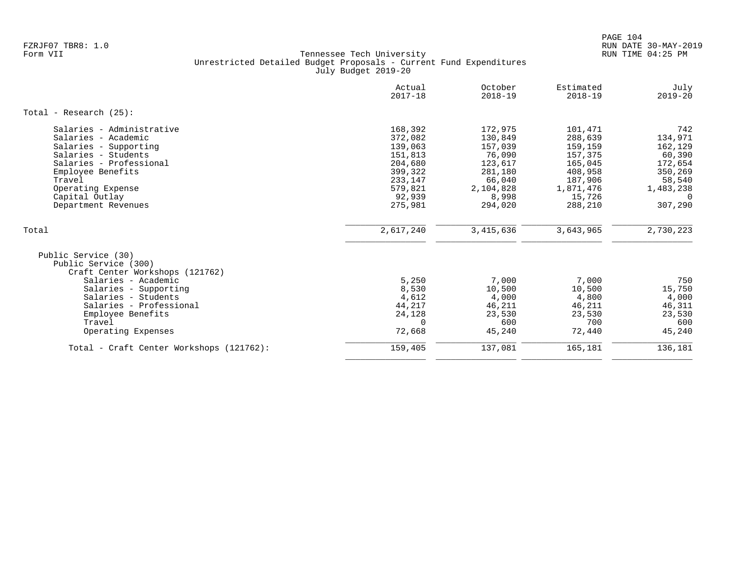FZRJF07 TBR8: 1.0
Form VII

Tennessee Tech University
Unrestricted Detailed Budget Proposals - Current Fund Expenditures
July Budget 2019-20

RUN DATE 30-MAY-2019
RUN TIME 04:25 PM

| | Actual 2017-18 | October 2018-19 | Estimated 2018-19 | July 2019-20 |
|---|---|---|---|---|
| **Total - Research (25):** | | | | |
| Salaries - Administrative | 168,392 | 172,975 | 101,471 | 742 |
| Salaries - Academic | 372,082 | 130,849 | 288,639 | 134,971 |
| Salaries - Supporting | 139,063 | 157,039 | 159,159 | 162,129 |
| Salaries - Students | 151,813 | 76,090 | 157,375 | 60,390 |
| Salaries - Professional | 204,680 | 123,617 | 165,045 | 172,654 |
| Employee Benefits | 399,322 | 281,180 | 408,958 | 350,269 |
| Travel | 233,147 | 66,040 | 187,906 | 58,540 |
| Operating Expense | 579,821 | 2,104,828 | 1,871,476 | 1,483,238 |
| Capital Outlay | 92,939 | 8,998 | 15,726 | 0 |
| Department Revenues | 275,981 | 294,020 | 288,210 | 307,290 |
| Total | 2,617,240 | 3,415,636 | 3,643,965 | 2,730,223 |
| Public Service (30) | | | | |
| Public Service (300) | | | | |
| Craft Center Workshops (121762) | | | | |
| Salaries - Academic | 5,250 | 7,000 | 7,000 | 750 |
| Salaries - Supporting | 8,530 | 10,500 | 10,500 | 15,750 |
| Salaries - Students | 4,612 | 4,000 | 4,800 | 4,000 |
| Salaries - Professional | 44,217 | 46,211 | 46,211 | 46,311 |
| Employee Benefits | 24,128 | 23,530 | 23,530 | 23,530 |
| Travel | 0 | 600 | 700 | 600 |
| Operating Expenses | 72,668 | 45,240 | 72,440 | 45,240 |
| Total - Craft Center Workshops (121762): | 159,405 | 137,081 | 165,181 | 136,181 |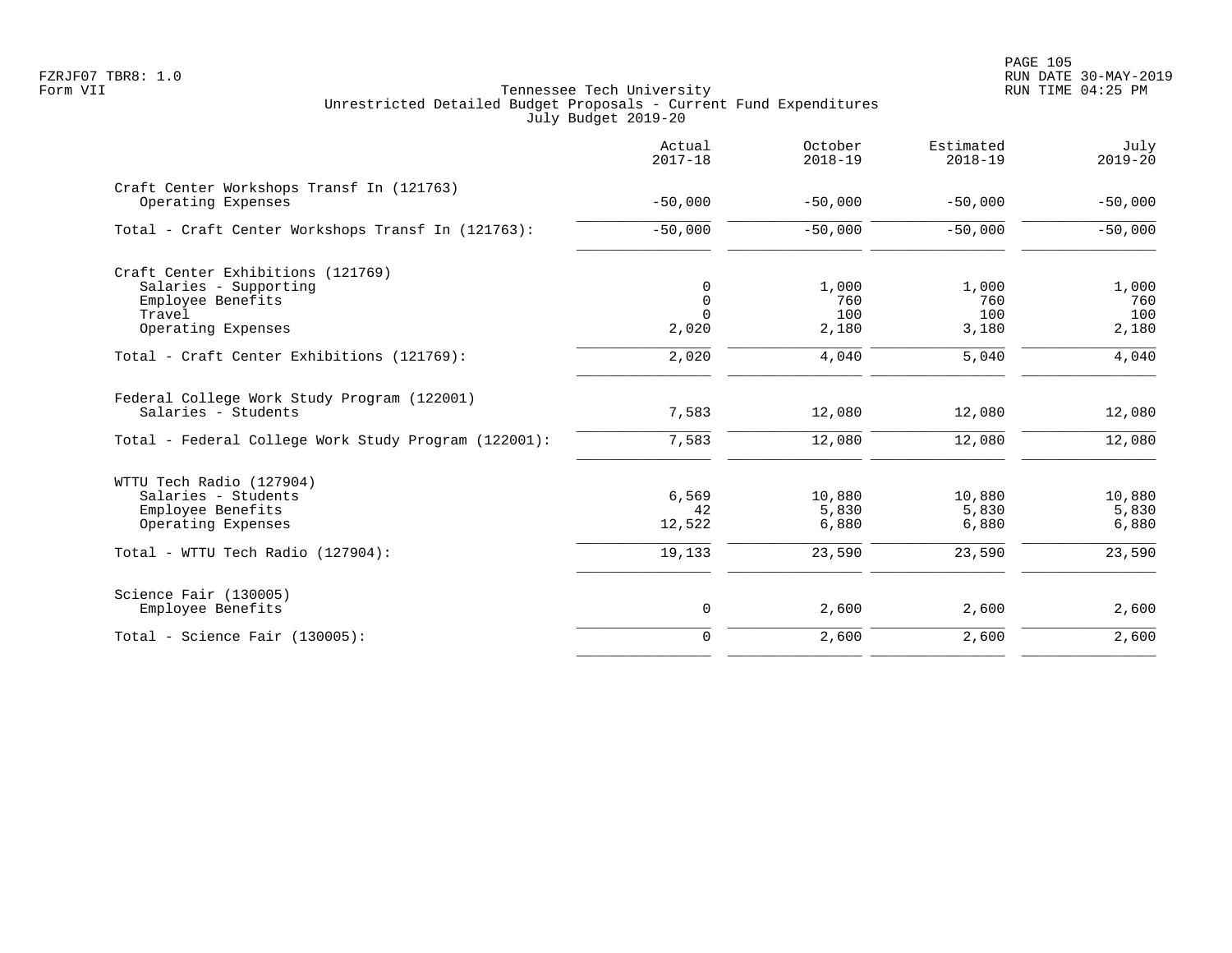Tennessee Tech University
Unrestricted Detailed Budget Proposals - Current Fund Expenditures
July Budget 2019-20

| | Actual 2017-18 | October 2018-19 | Estimated 2018-19 | July 2019-20 |
|---|---|---|---|---|
| Craft Center Workshops Transf In (121763) | | | | |
| Operating Expenses | -50,000 | -50,000 | -50,000 | -50,000 |
| Total - Craft Center Workshops Transf In (121763): | -50,000 | -50,000 | -50,000 | -50,000 |
| Craft Center Exhibitions (121769) | | | | |
| Salaries - Supporting | 0 | 1,000 | 1,000 | 1,000 |
| Employee Benefits | 0 | 760 | 760 | 760 |
| Travel | 0 | 100 | 100 | 100 |
| Operating Expenses | 2,020 | 2,180 | 3,180 | 2,180 |
| Total - Craft Center Exhibitions (121769): | 2,020 | 4,040 | 5,040 | 4,040 |
| Federal College Work Study Program (122001) | | | | |
| Salaries - Students | 7,583 | 12,080 | 12,080 | 12,080 |
| Total - Federal College Work Study Program (122001): | 7,583 | 12,080 | 12,080 | 12,080 |
| WTTU Tech Radio (127904) | | | | |
| Salaries - Students | 6,569 | 10,880 | 10,880 | 10,880 |
| Employee Benefits | 42 | 5,830 | 5,830 | 5,830 |
| Operating Expenses | 12,522 | 6,880 | 6,880 | 6,880 |
| Total - WTTU Tech Radio (127904): | 19,133 | 23,590 | 23,590 | 23,590 |
| Science Fair (130005) | | | | |
| Employee Benefits | 0 | 2,600 | 2,600 | 2,600 |
| Total - Science Fair (130005): | 0 | 2,600 | 2,600 | 2,600 |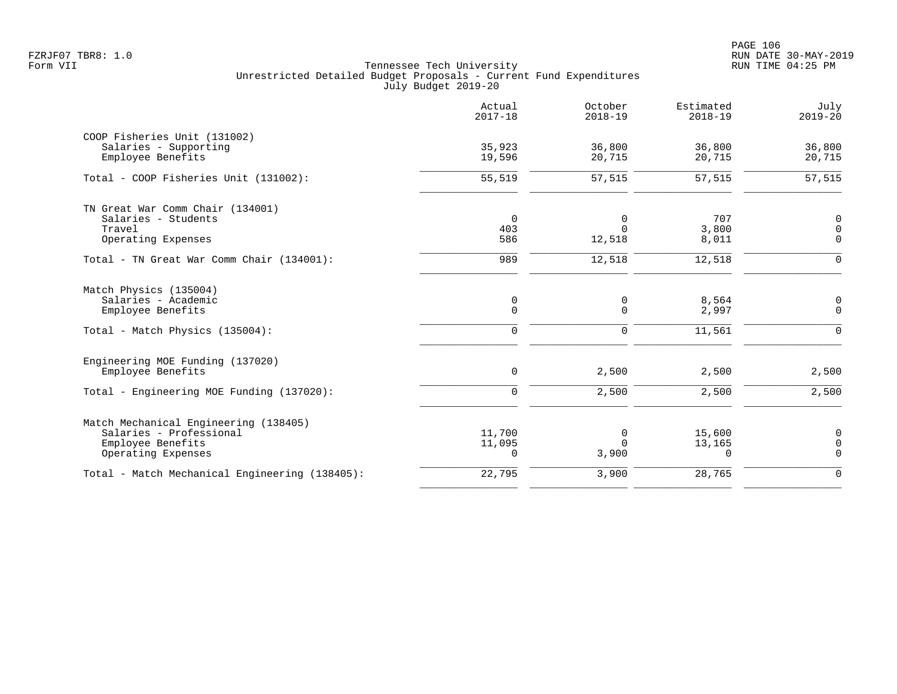Tennessee Tech University
Unrestricted Detailed Budget Proposals - Current Fund Expenditures
July Budget 2019-20

| | Actual 2017-18 | October 2018-19 | Estimated 2018-19 | July 2019-20 |
|---|---|---|---|---|
| COOP Fisheries Unit (131002) | | | | |
| Salaries - Supporting | 35,923 | 36,800 | 36,800 | 36,800 |
| Employee Benefits | 19,596 | 20,715 | 20,715 | 20,715 |
| Total - COOP Fisheries Unit (131002): | 55,519 | 57,515 | 57,515 | 57,515 |
| TN Great War Comm Chair (134001) | | | | |
| Salaries - Students | 0 | 0 | 707 | 0 |
| Travel | 403 | 0 | 3,800 | 0 |
| Operating Expenses | 586 | 12,518 | 8,011 | 0 |
| Total - TN Great War Comm Chair (134001): | 989 | 12,518 | 12,518 | 0 |
| Match Physics (135004) | | | | |
| Salaries - Academic | 0 | 0 | 8,564 | 0 |
| Employee Benefits | 0 | 0 | 2,997 | 0 |
| Total - Match Physics (135004): | 0 | 0 | 11,561 | 0 |
| Engineering MOE Funding (137020) | | | | |
| Employee Benefits | 0 | 2,500 | 2,500 | 2,500 |
| Total - Engineering MOE Funding (137020): | 0 | 2,500 | 2,500 | 2,500 |
| Match Mechanical Engineering (138405) | | | | |
| Salaries - Professional | 11,700 | 0 | 15,600 | 0 |
| Employee Benefits | 11,095 | 0 | 13,165 | 0 |
| Operating Expenses | 0 | 3,900 | 0 | 0 |
| Total - Match Mechanical Engineering (138405): | 22,795 | 3,900 | 28,765 | 0 |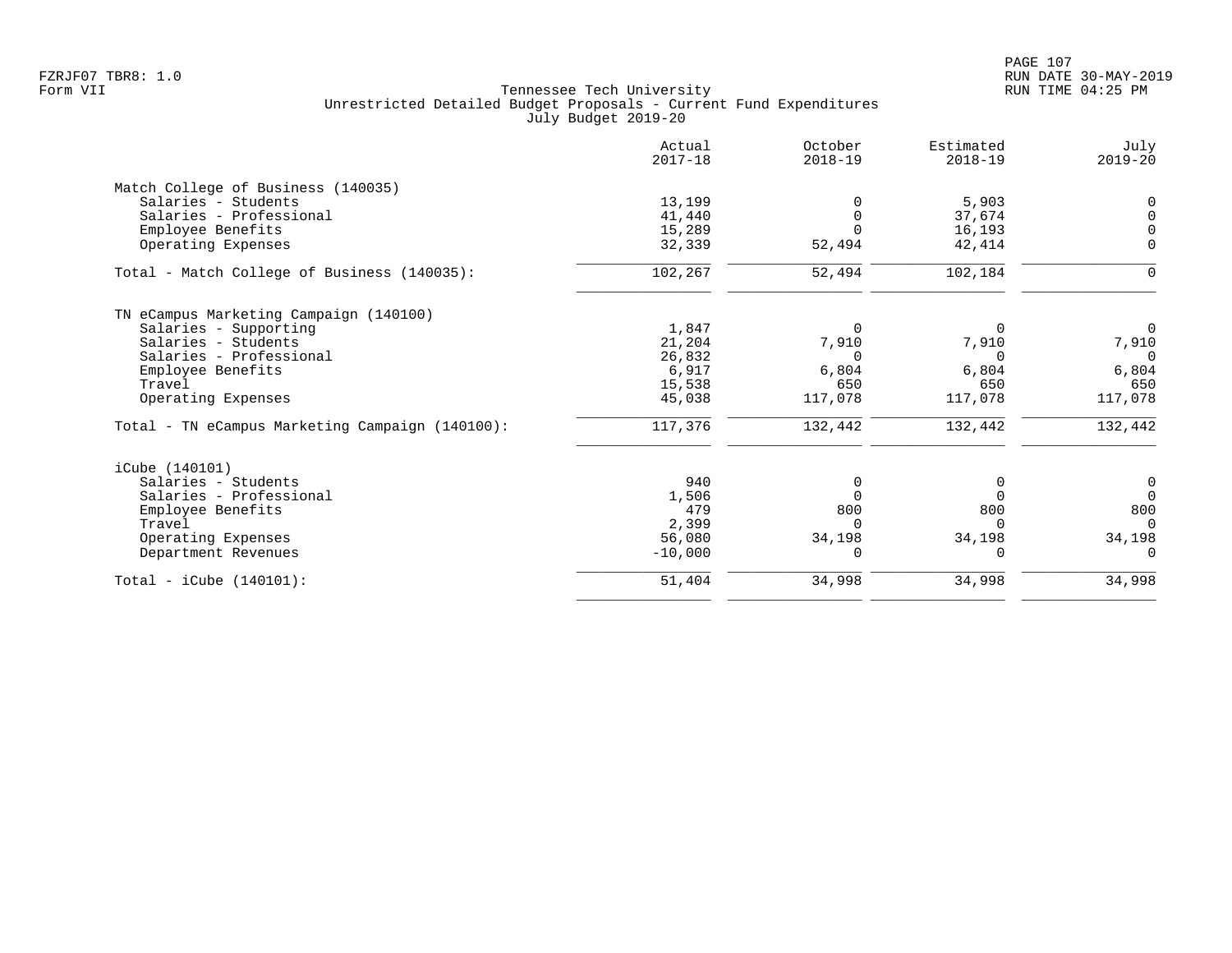Tennessee Tech University
Unrestricted Detailed Budget Proposals - Current Fund Expenditures
July Budget 2019-20

| | Actual 2017-18 | October 2018-19 | Estimated 2018-19 | July 2019-20 |
|---|---|---|---|---|
| **Match College of Business (140035)** | | | | |
| Salaries - Students | 13,199 | 0 | 5,903 | 0 |
| Salaries - Professional | 41,440 | 0 | 37,674 | 0 |
| Employee Benefits | 15,289 | 0 | 16,193 | 0 |
| Operating Expenses | 32,339 | 52,494 | 42,414 | 0 |
| Total - Match College of Business (140035): | 102,267 | 52,494 | 102,184 | 0 |
| **TN eCampus Marketing Campaign (140100)** | | | | |
| Salaries - Supporting | 1,847 | 0 | 0 | 0 |
| Salaries - Students | 21,204 | 7,910 | 7,910 | 7,910 |
| Salaries - Professional | 26,832 | 0 | 0 | 0 |
| Employee Benefits | 6,917 | 6,804 | 6,804 | 6,804 |
| Travel | 15,538 | 650 | 650 | 650 |
| Operating Expenses | 45,038 | 117,078 | 117,078 | 117,078 |
| Total - TN eCampus Marketing Campaign (140100): | 117,376 | 132,442 | 132,442 | 132,442 |
| **iCube (140101)** | | | | |
| Salaries - Students | 940 | 0 | 0 | 0 |
| Salaries - Professional | 1,506 | 0 | 0 | 0 |
| Employee Benefits | 479 | 800 | 800 | 800 |
| Travel | 2,399 | 0 | 0 | 0 |
| Operating Expenses | 56,080 | 34,198 | 34,198 | 34,198 |
| Department Revenues | -10,000 | 0 | 0 | 0 |
| Total - iCube (140101): | 51,404 | 34,998 | 34,998 | 34,998 |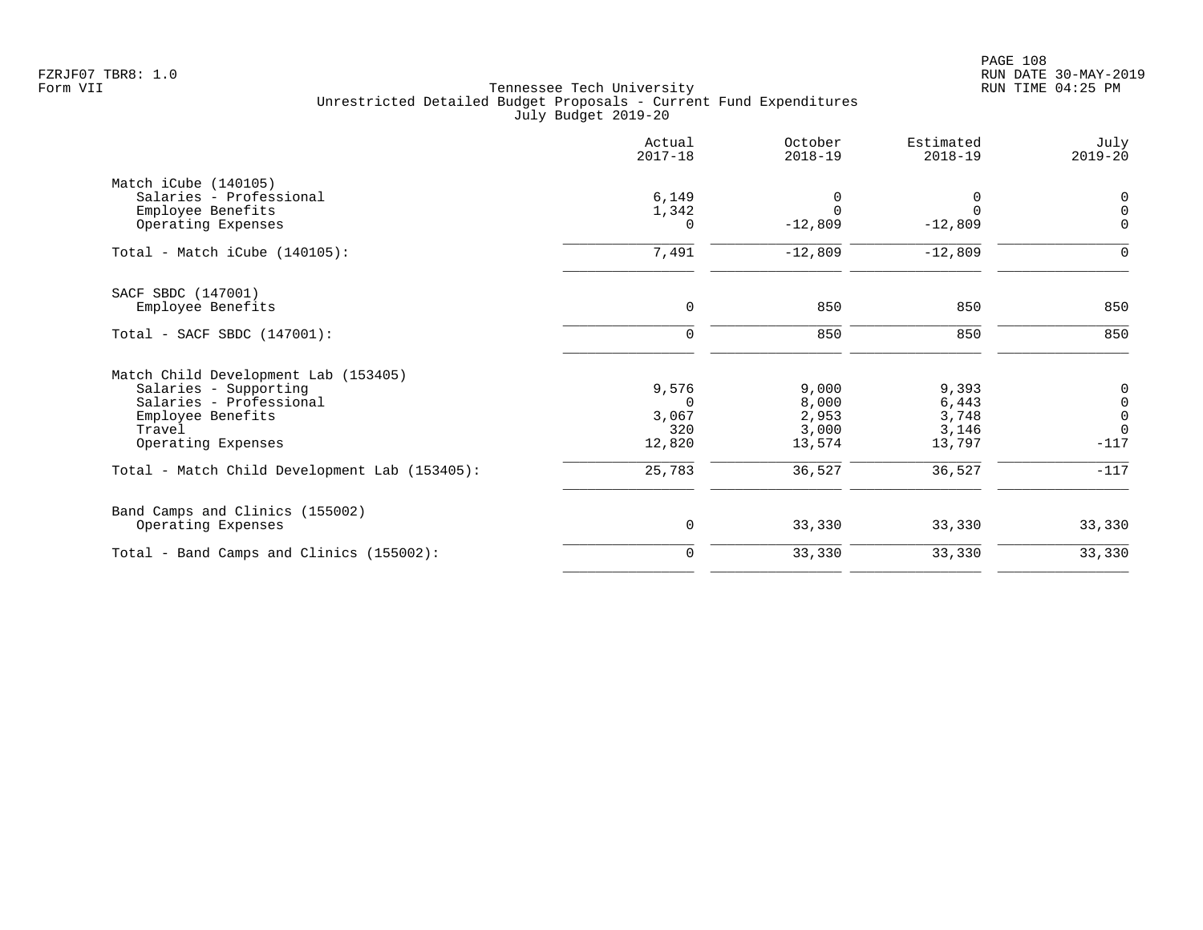FZRJF07 TBR8: 1.0
Form VII

Tennessee Tech University
Unrestricted Detailed Budget Proposals - Current Fund Expenditures
July Budget 2019-20

| | Actual 2017-18 | October 2018-19 | Estimated 2018-19 | July 2019-20 |
|---|---|---|---|---|
| **Match iCube (140105)** | | | | |
| Salaries - Professional | 6,149 | 0 | 0 | 0 |
| Employee Benefits | 1,342 | 0 | 0 | 0 |
| Operating Expenses | 0 | -12,809 | -12,809 | 0 |
| Total - Match iCube (140105): | 7,491 | -12,809 | -12,809 | 0 |
| **SACF SBDC (147001)** | | | | |
| Employee Benefits | 0 | 850 | 850 | 850 |
| Total - SACF SBDC (147001): | 0 | 850 | 850 | 850 |
| **Match Child Development Lab (153405)** | | | | |
| Salaries - Supporting | 9,576 | 9,000 | 9,393 | 0 |
| Salaries - Professional | 0 | 8,000 | 6,443 | 0 |
| Employee Benefits | 3,067 | 2,953 | 3,748 | 0 |
| Travel | 320 | 3,000 | 3,146 | 0 |
| Operating Expenses | 12,820 | 13,574 | 13,797 | -117 |
| Total - Match Child Development Lab (153405): | 25,783 | 36,527 | 36,527 | -117 |
| **Band Camps and Clinics (155002)** | | | | |
| Operating Expenses | 0 | 33,330 | 33,330 | 33,330 |
| Total - Band Camps and Clinics (155002): | 0 | 33,330 | 33,330 | 33,330 |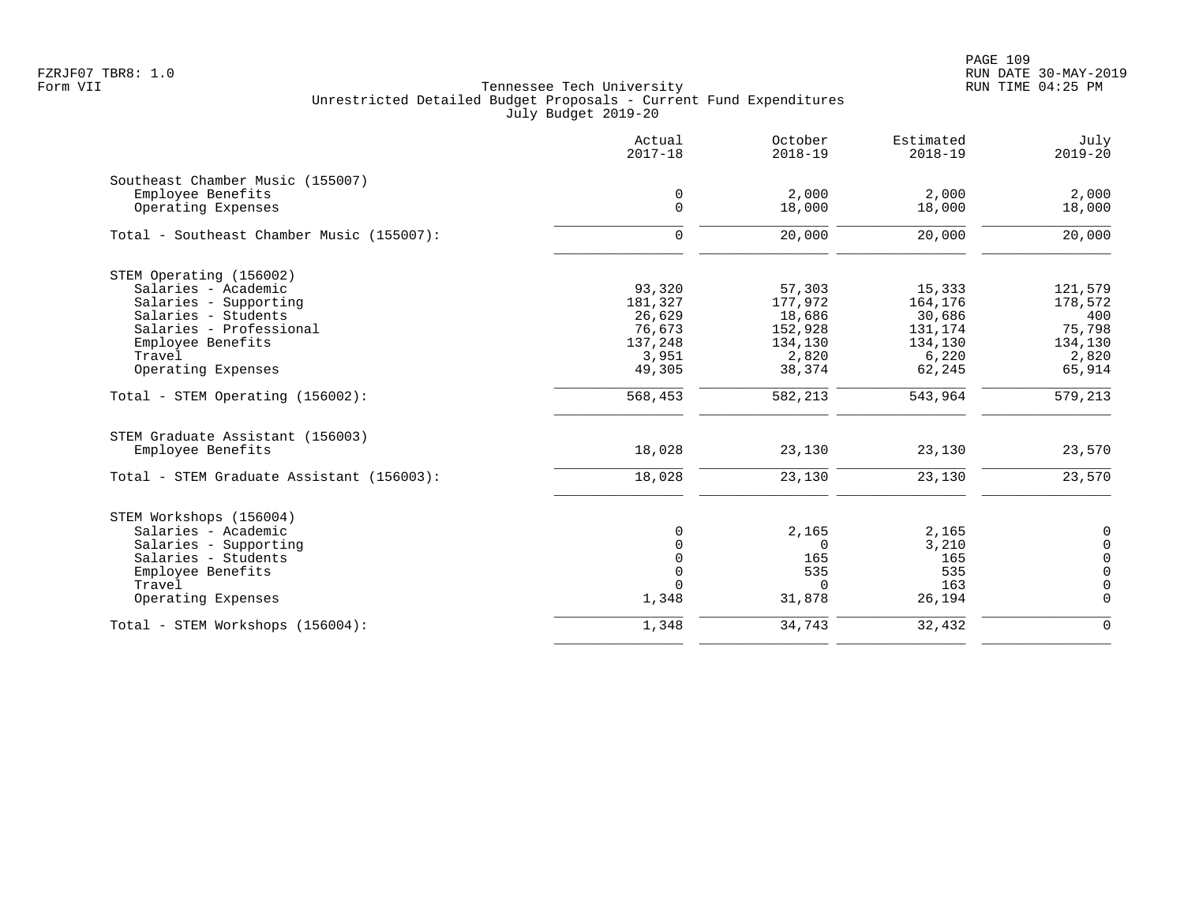Tennessee Tech University
Unrestricted Detailed Budget Proposals - Current Fund Expenditures
July Budget 2019-20

| | Actual 2017-18 | October 2018-19 | Estimated 2018-19 | July 2019-20 |
|---|---|---|---|---|
| **Southeast Chamber Music (155007)** | | | | |
| Employee Benefits | 0 | 2,000 | 2,000 | 2,000 |
| Operating Expenses | 0 | 18,000 | 18,000 | 18,000 |
| Total - Southeast Chamber Music (155007): | 0 | 20,000 | 20,000 | 20,000 |
| **STEM Operating (156002)** | | | | |
| Salaries - Academic | 93,320 | 57,303 | 15,333 | 121,579 |
| Salaries - Supporting | 181,327 | 177,972 | 164,176 | 178,572 |
| Salaries - Students | 26,629 | 18,686 | 30,686 | 400 |
| Salaries - Professional | 76,673 | 152,928 | 131,174 | 75,798 |
| Employee Benefits | 137,248 | 134,130 | 134,130 | 134,130 |
| Travel | 3,951 | 2,820 | 6,220 | 2,820 |
| Operating Expenses | 49,305 | 38,374 | 62,245 | 65,914 |
| Total - STEM Operating (156002): | 568,453 | 582,213 | 543,964 | 579,213 |
| **STEM Graduate Assistant (156003)** | | | | |
| Employee Benefits | 18,028 | 23,130 | 23,130 | 23,570 |
| Total - STEM Graduate Assistant (156003): | 18,028 | 23,130 | 23,130 | 23,570 |
| **STEM Workshops (156004)** | | | | |
| Salaries - Academic | 0 | 2,165 | 2,165 | 0 |
| Salaries - Supporting | 0 | 0 | 3,210 | 0 |
| Salaries - Students | 0 | 165 | 165 | 0 |
| Employee Benefits | 0 | 535 | 535 | 0 |
| Travel | 0 | 0 | 163 | 0 |
| Operating Expenses | 1,348 | 31,878 | 26,194 | 0 |
| Total - STEM Workshops (156004): | 1,348 | 34,743 | 32,432 | 0 |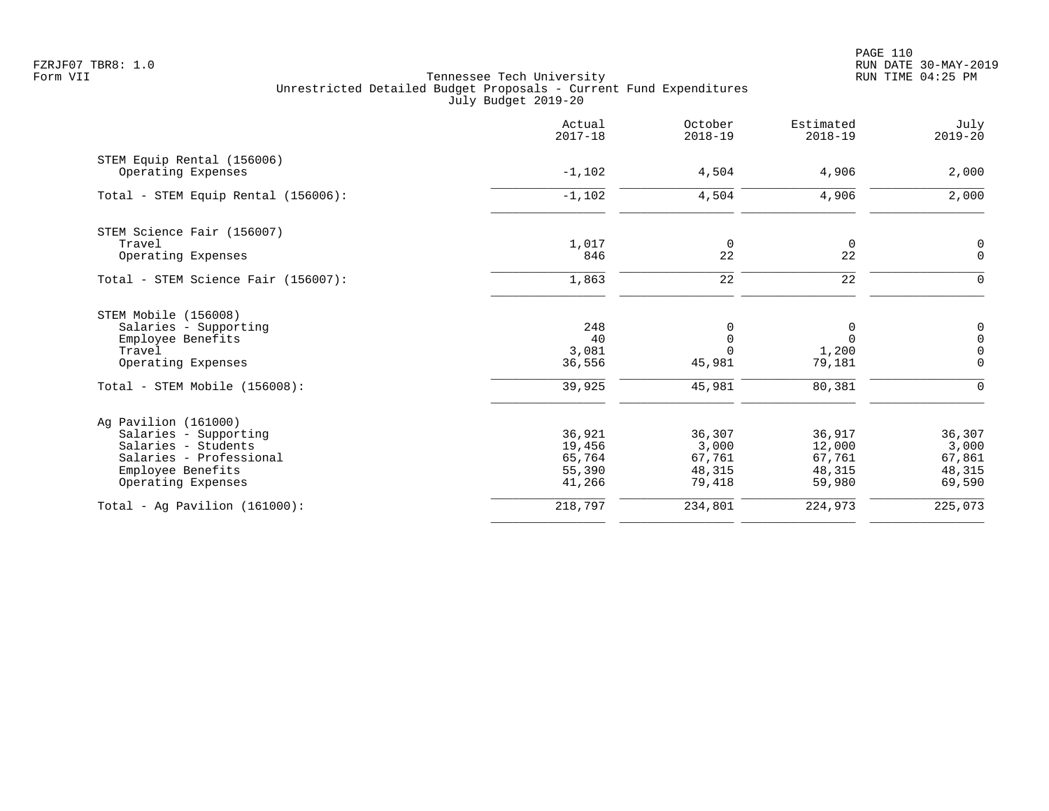Tennessee Tech University
Unrestricted Detailed Budget Proposals - Current Fund Expenditures
July Budget 2019-20

| | Actual 2017-18 | October 2018-19 | Estimated 2018-19 | July 2019-20 |
|---|---|---|---|---|
| STEM Equip Rental (156006) | | | | |
| Operating Expenses | -1,102 | 4,504 | 4,906 | 2,000 |
| Total - STEM Equip Rental (156006): | -1,102 | 4,504 | 4,906 | 2,000 |
| STEM Science Fair (156007) | | | | |
| Travel | 1,017 | 0 | 0 | 0 |
| Operating Expenses | 846 | 22 | 22 | 0 |
| Total - STEM Science Fair (156007): | 1,863 | 22 | 22 | 0 |
| STEM Mobile (156008) | | | | |
| Salaries - Supporting | 248 | 0 | 0 | 0 |
| Employee Benefits | 40 | 0 | 0 | 0 |
| Travel | 3,081 | 0 | 1,200 | 0 |
| Operating Expenses | 36,556 | 45,981 | 79,181 | 0 |
| Total - STEM Mobile (156008): | 39,925 | 45,981 | 80,381 | 0 |
| Ag Pavilion (161000) | | | | |
| Salaries - Supporting | 36,921 | 36,307 | 36,917 | 36,307 |
| Salaries - Students | 19,456 | 3,000 | 12,000 | 3,000 |
| Salaries - Professional | 65,764 | 67,761 | 67,761 | 67,861 |
| Employee Benefits | 55,390 | 48,315 | 48,315 | 48,315 |
| Operating Expenses | 41,266 | 79,418 | 59,980 | 69,590 |
| Total - Ag Pavilion (161000): | 218,797 | 234,801 | 224,973 | 225,073 |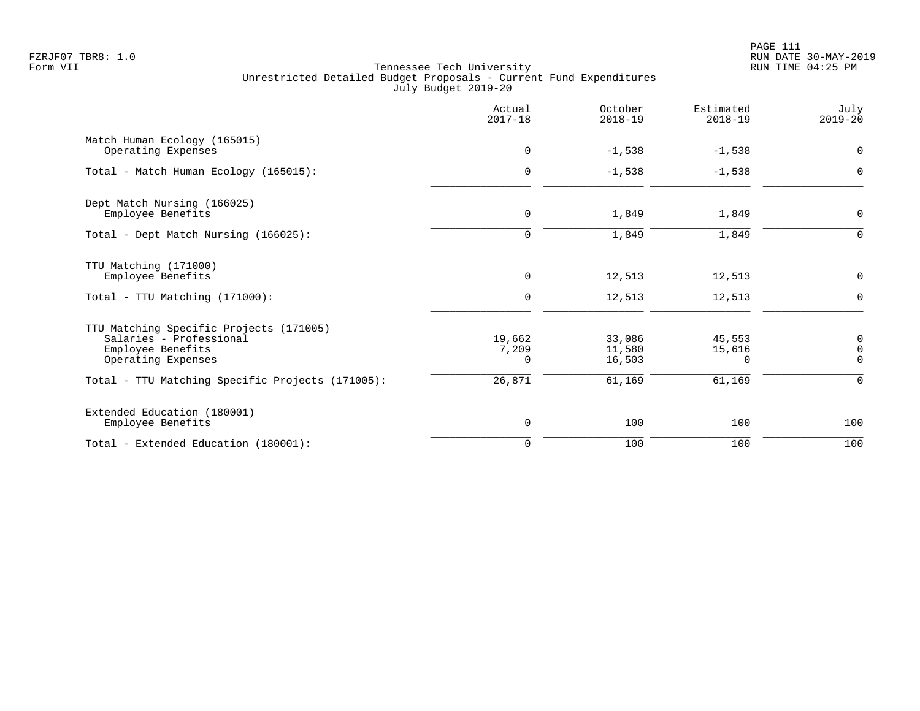Tennessee Tech University
Unrestricted Detailed Budget Proposals - Current Fund Expenditures
July Budget 2019-20

| | Actual 2017-18 | October 2018-19 | Estimated 2018-19 | July 2019-20 |
|---|---|---|---|---|
| **Match Human Ecology (165015)** | | | | |
| Operating Expenses | 0 | -1,538 | -1,538 | 0 |
| Total - Match Human Ecology (165015): | 0 | -1,538 | -1,538 | 0 |
| **Dept Match Nursing (166025)** | | | | |
| Employee Benefits | 0 | 1,849 | 1,849 | 0 |
| Total - Dept Match Nursing (166025): | 0 | 1,849 | 1,849 | 0 |
| **TTU Matching (171000)** | | | | |
| Employee Benefits | 0 | 12,513 | 12,513 | 0 |
| Total - TTU Matching (171000): | 0 | 12,513 | 12,513 | 0 |
| **TTU Matching Specific Projects (171005)** | | | | |
| Salaries - Professional | 19,662 | 33,086 | 45,553 | 0 |
| Employee Benefits | 7,209 | 11,580 | 15,616 | 0 |
| Operating Expenses | 0 | 16,503 | 0 | 0 |
| Total - TTU Matching Specific Projects (171005): | 26,871 | 61,169 | 61,169 | 0 |
| **Extended Education (180001)** | | | | |
| Employee Benefits | 0 | 100 | 100 | 100 |
| Total - Extended Education (180001): | 0 | 100 | 100 | 100 |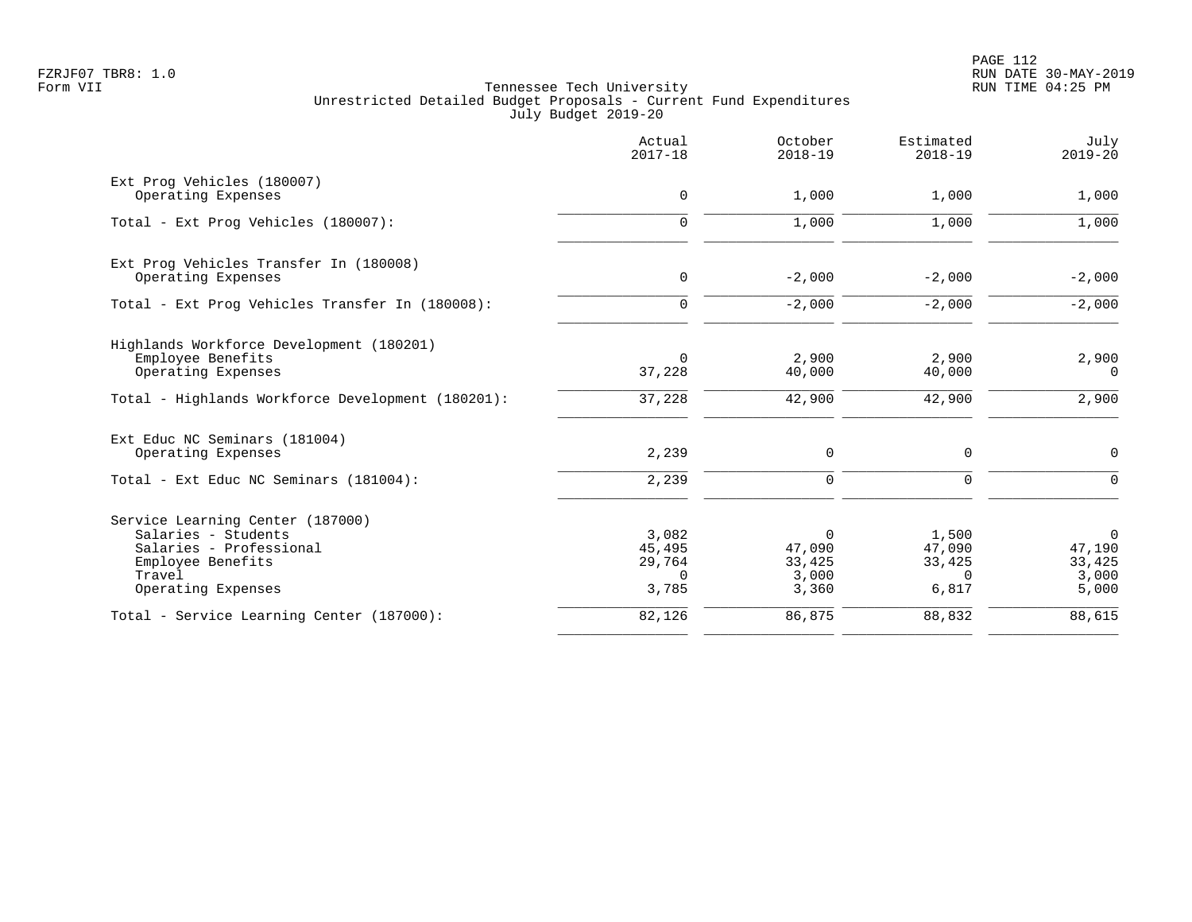Tennessee Tech University
Unrestricted Detailed Budget Proposals - Current Fund Expenditures
July Budget 2019-20

| | Actual 2017-18 | October 2018-19 | Estimated 2018-19 | July 2019-20 |
|---|---|---|---|---|
| **Ext Prog Vehicles (180007)** | | | | |
| Operating Expenses | 0 | 1,000 | 1,000 | 1,000 |
| Total - Ext Prog Vehicles (180007): | 0 | 1,000 | 1,000 | 1,000 |
| **Ext Prog Vehicles Transfer In (180008)** | | | | |
| Operating Expenses | 0 | -2,000 | -2,000 | -2,000 |
| Total - Ext Prog Vehicles Transfer In (180008): | 0 | -2,000 | -2,000 | -2,000 |
| **Highlands Workforce Development (180201)** | | | | |
| Employee Benefits | 0 | 2,900 | 2,900 | 2,900 |
| Operating Expenses | 37,228 | 40,000 | 40,000 | 0 |
| Total - Highlands Workforce Development (180201): | 37,228 | 42,900 | 42,900 | 2,900 |
| **Ext Educ NC Seminars (181004)** | | | | |
| Operating Expenses | 2,239 | 0 | 0 | 0 |
| Total - Ext Educ NC Seminars (181004): | 2,239 | 0 | 0 | 0 |
| **Service Learning Center (187000)** | | | | |
| Salaries - Students | 3,082 | 0 | 1,500 | 0 |
| Salaries - Professional | 45,495 | 47,090 | 47,090 | 47,190 |
| Employee Benefits | 29,764 | 33,425 | 33,425 | 33,425 |
| Travel | 0 | 3,000 | 0 | 3,000 |
| Operating Expenses | 3,785 | 3,360 | 6,817 | 5,000 |
| Total - Service Learning Center (187000): | 82,126 | 86,875 | 88,832 | 88,615 |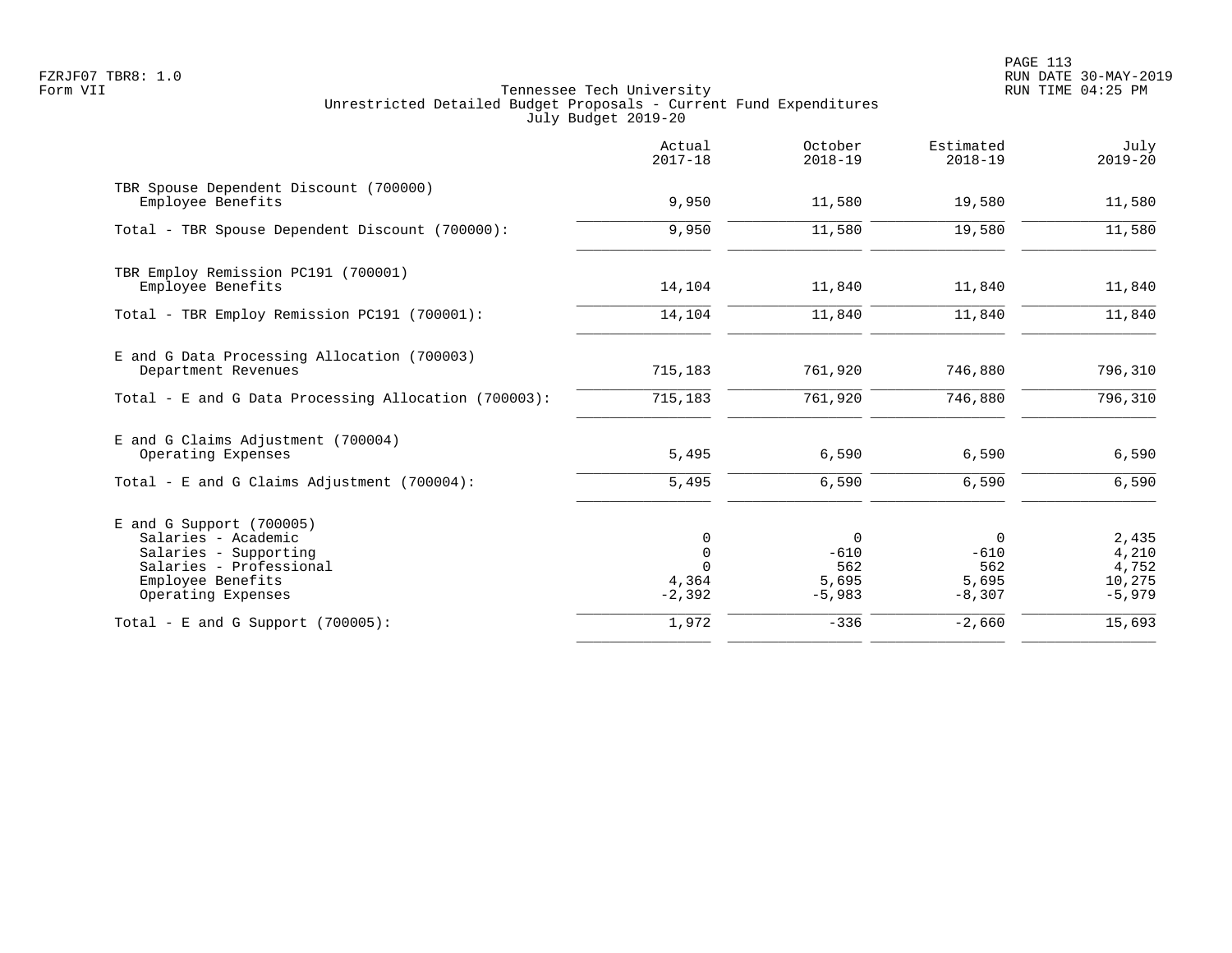Tennessee Tech University
Unrestricted Detailed Budget Proposals - Current Fund Expenditures
July Budget 2019-20

| | Actual 2017-18 | October 2018-19 | Estimated 2018-19 | July 2019-20 |
|---|---|---|---|---|
| TBR Spouse Dependent Discount (700000) | | | | |
| Employee Benefits | 9,950 | 11,580 | 19,580 | 11,580 |
| Total - TBR Spouse Dependent Discount (700000): | 9,950 | 11,580 | 19,580 | 11,580 |
| TBR Employ Remission PC191 (700001) | | | | |
| Employee Benefits | 14,104 | 11,840 | 11,840 | 11,840 |
| Total - TBR Employ Remission PC191 (700001): | 14,104 | 11,840 | 11,840 | 11,840 |
| E and G Data Processing Allocation (700003) | | | | |
| Department Revenues | 715,183 | 761,920 | 746,880 | 796,310 |
| Total - E and G Data Processing Allocation (700003): | 715,183 | 761,920 | 746,880 | 796,310 |
| E and G Claims Adjustment (700004) | | | | |
| Operating Expenses | 5,495 | 6,590 | 6,590 | 6,590 |
| Total - E and G Claims Adjustment (700004): | 5,495 | 6,590 | 6,590 | 6,590 |
| E and G Support (700005) | | | | |
| Salaries - Academic | 0 | 0 | 0 | 2,435 |
| Salaries - Supporting | 0 | -610 | -610 | 4,210 |
| Salaries - Professional | 0 | 562 | 562 | 4,752 |
| Employee Benefits | 4,364 | 5,695 | 5,695 | 10,275 |
| Operating Expenses | -2,392 | -5,983 | -8,307 | -5,979 |
| Total - E and G Support (700005): | 1,972 | -336 | -2,660 | 15,693 |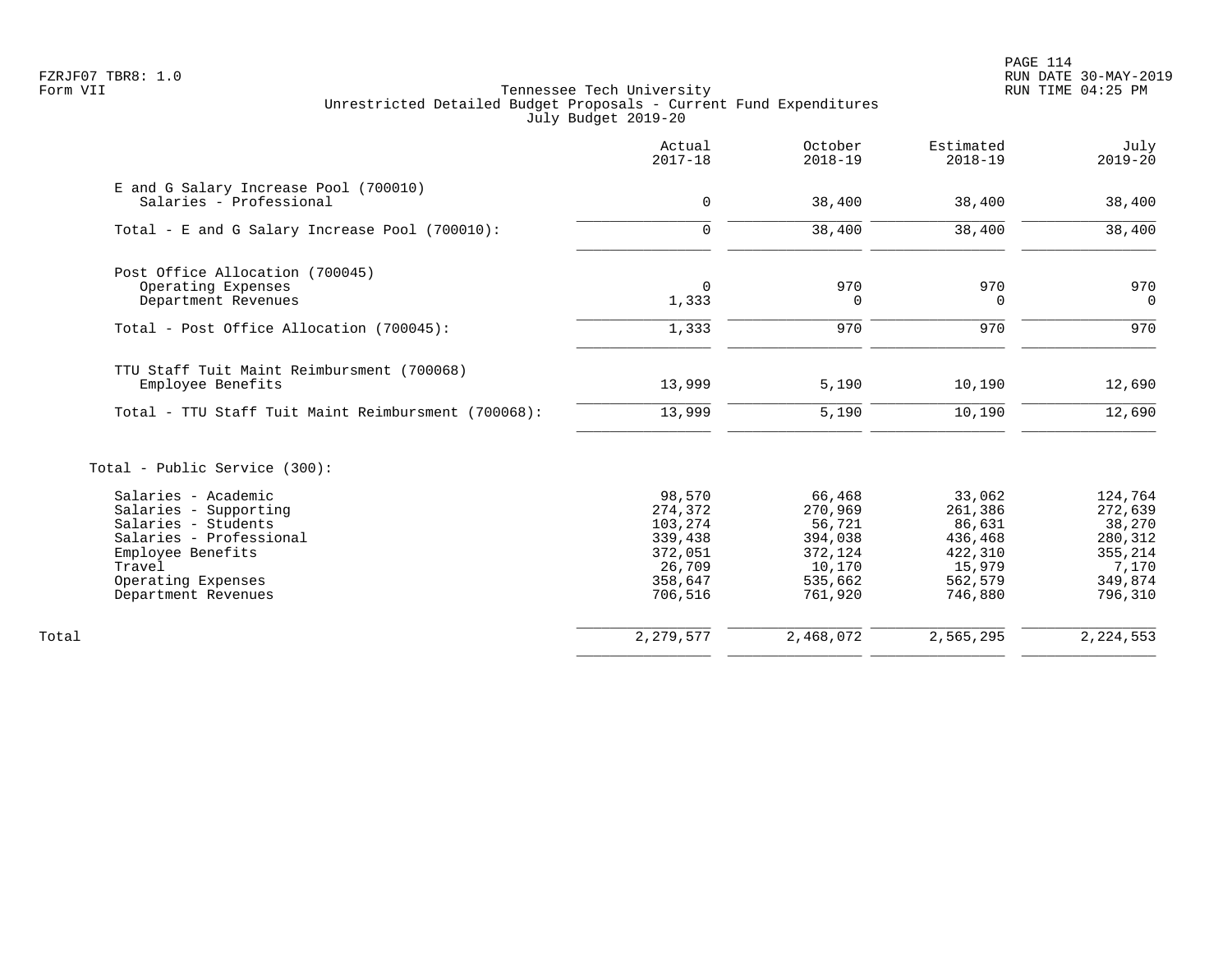Tennessee Tech University
Unrestricted Detailed Budget Proposals - Current Fund Expenditures
July Budget 2019-20

| | Actual 2017-18 | October 2018-19 | Estimated 2018-19 | July 2019-20 |
|---|---:|---:|---:|---:|
| E and G Salary Increase Pool (700010) | | | | |
| Salaries - Professional | 0 | 38,400 | 38,400 | 38,400 |
| Total - E and G Salary Increase Pool (700010): | 0 | 38,400 | 38,400 | 38,400 |
| Post Office Allocation (700045) | | | | |
| Operating Expenses | 0 | 970 | 970 | 970 |
| Department Revenues | 1,333 | 0 | 0 | 0 |
| Total - Post Office Allocation (700045): | 1,333 | 970 | 970 | 970 |
| TTU Staff Tuit Maint Reimbursment (700068) | | | | |
| Employee Benefits | 13,999 | 5,190 | 10,190 | 12,690 |
| Total - TTU Staff Tuit Maint Reimbursment (700068): | 13,999 | 5,190 | 10,190 | 12,690 |
| Total - Public Service (300): | | | | |
| Salaries - Academic | 98,570 | 66,468 | 33,062 | 124,764 |
| Salaries - Supporting | 274,372 | 270,969 | 261,386 | 272,639 |
| Salaries - Students | 103,274 | 56,721 | 86,631 | 38,270 |
| Salaries - Professional | 339,438 | 394,038 | 436,468 | 280,312 |
| Employee Benefits | 372,051 | 372,124 | 422,310 | 355,214 |
| Travel | 26,709 | 10,170 | 15,979 | 7,170 |
| Operating Expenses | 358,647 | 535,662 | 562,579 | 349,874 |
| Department Revenues | 706,516 | 761,920 | 746,880 | 796,310 |
| Total | 2,279,577 | 2,468,072 | 2,565,295 | 2,224,553 |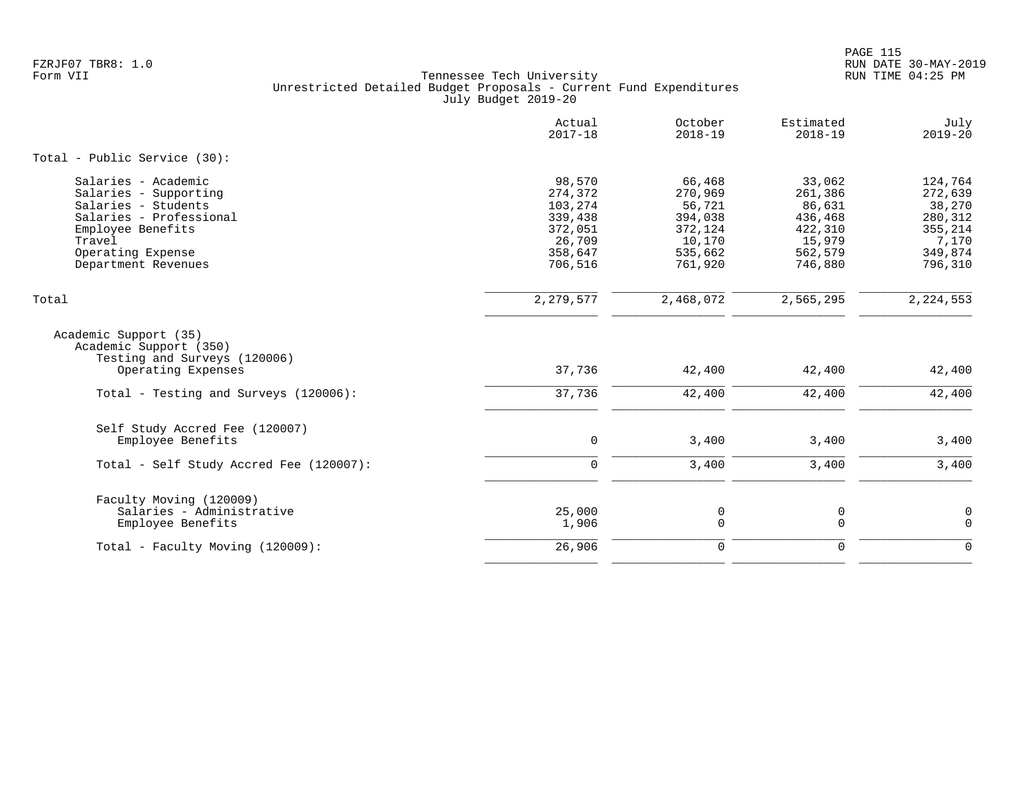FZRJF07 TBR8: 1.0
Form VII

Tennessee Tech University
Unrestricted Detailed Budget Proposals - Current Fund Expenditures
July Budget 2019-20

| | Actual 2017-18 | October 2018-19 | Estimated 2018-19 | July 2019-20 |
|---|---|---|---|---|
| **Total - Public Service (30):** | | | | |
| Salaries - Academic | 98,570 | 66,468 | 33,062 | 124,764 |
| Salaries - Supporting | 274,372 | 270,969 | 261,386 | 272,639 |
| Salaries - Students | 103,274 | 56,721 | 86,631 | 38,270 |
| Salaries - Professional | 339,438 | 394,038 | 436,468 | 280,312 |
| Employee Benefits | 372,051 | 372,124 | 422,310 | 355,214 |
| Travel | 26,709 | 10,170 | 15,979 | 7,170 |
| Operating Expense | 358,647 | 535,662 | 562,579 | 349,874 |
| Department Revenues | 706,516 | 761,920 | 746,880 | 796,310 |
| Total | 2,279,577 | 2,468,072 | 2,565,295 | 2,224,553 |
| Academic Support (35) | | | | |
| Academic Support (350) | | | | |
| Testing and Surveys (120006) | | | | |
| Operating Expenses | 37,736 | 42,400 | 42,400 | 42,400 |
| Total - Testing and Surveys (120006): | 37,736 | 42,400 | 42,400 | 42,400 |
| Self Study Accred Fee (120007) | | | | |
| Employee Benefits | 0 | 3,400 | 3,400 | 3,400 |
| Total - Self Study Accred Fee (120007): | 0 | 3,400 | 3,400 | 3,400 |
| Faculty Moving (120009) | | | | |
| Salaries - Administrative | 25,000 | 0 | 0 | 0 |
| Employee Benefits | 1,906 | 0 | 0 | 0 |
| Total - Faculty Moving (120009): | 26,906 | 0 | 0 | 0 |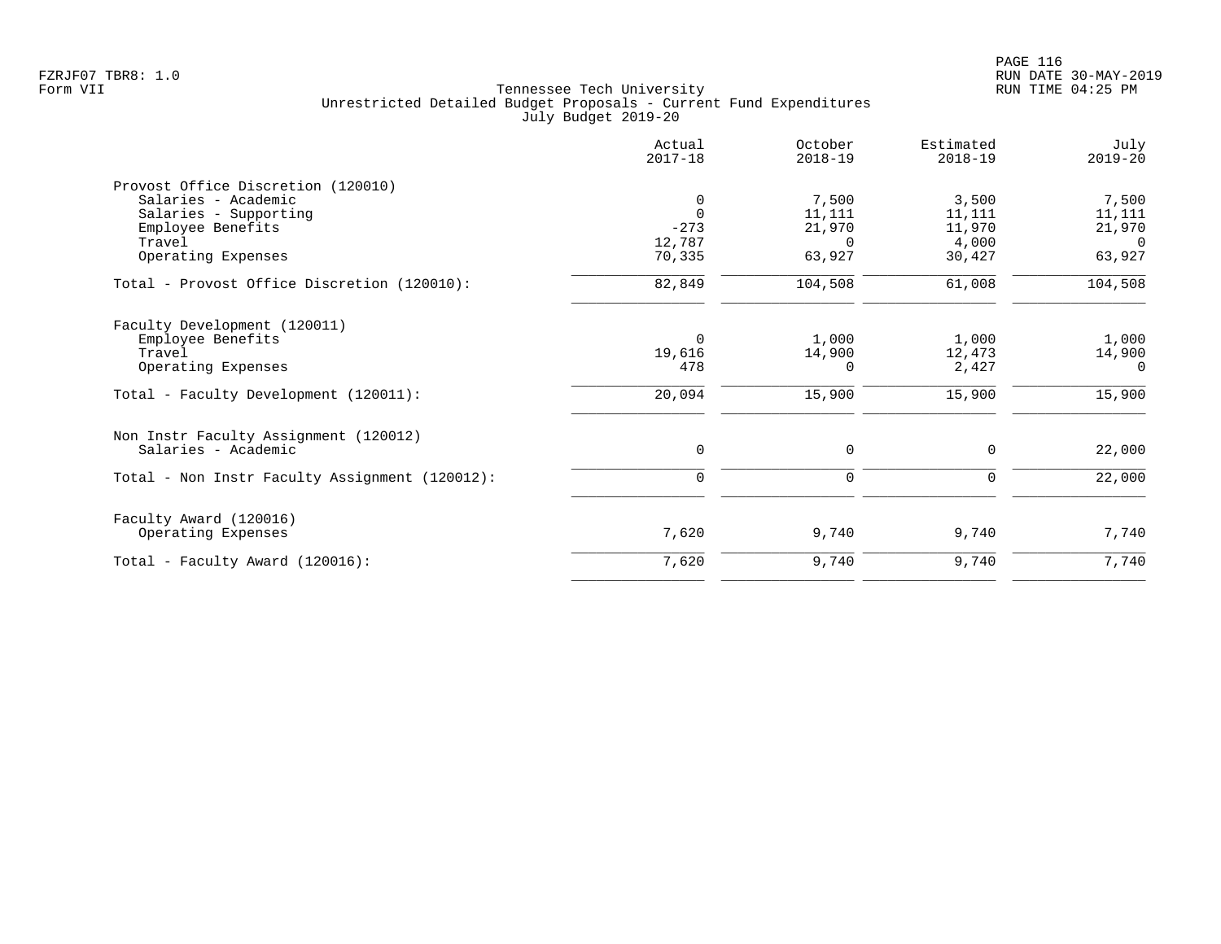Tennessee Tech University
Unrestricted Detailed Budget Proposals - Current Fund Expenditures
July Budget 2019-20

|  | Actual 2017-18 | October 2018-19 | Estimated 2018-19 | July 2019-20 |
|---|---|---|---|---|
| **Provost Office Discretion (120010)** |  |  |  |  |
| Salaries - Academic | 0 | 7,500 | 3,500 | 7,500 |
| Salaries - Supporting | 0 | 11,111 | 11,111 | 11,111 |
| Employee Benefits | -273 | 21,970 | 11,970 | 21,970 |
| Travel | 12,787 | 0 | 4,000 | 0 |
| Operating Expenses | 70,335 | 63,927 | 30,427 | 63,927 |
| Total - Provost Office Discretion (120010): | 82,849 | 104,508 | 61,008 | 104,508 |
| **Faculty Development (120011)** |  |  |  |  |
| Employee Benefits | 0 | 1,000 | 1,000 | 1,000 |
| Travel | 19,616 | 14,900 | 12,473 | 14,900 |
| Operating Expenses | 478 | 0 | 2,427 | 0 |
| Total - Faculty Development (120011): | 20,094 | 15,900 | 15,900 | 15,900 |
| **Non Instr Faculty Assignment (120012)** |  |  |  |  |
| Salaries - Academic | 0 | 0 | 0 | 22,000 |
| Total - Non Instr Faculty Assignment (120012): | 0 | 0 | 0 | 22,000 |
| **Faculty Award (120016)** |  |  |  |  |
| Operating Expenses | 7,620 | 9,740 | 9,740 | 7,740 |
| Total - Faculty Award (120016): | 7,620 | 9,740 | 9,740 | 7,740 |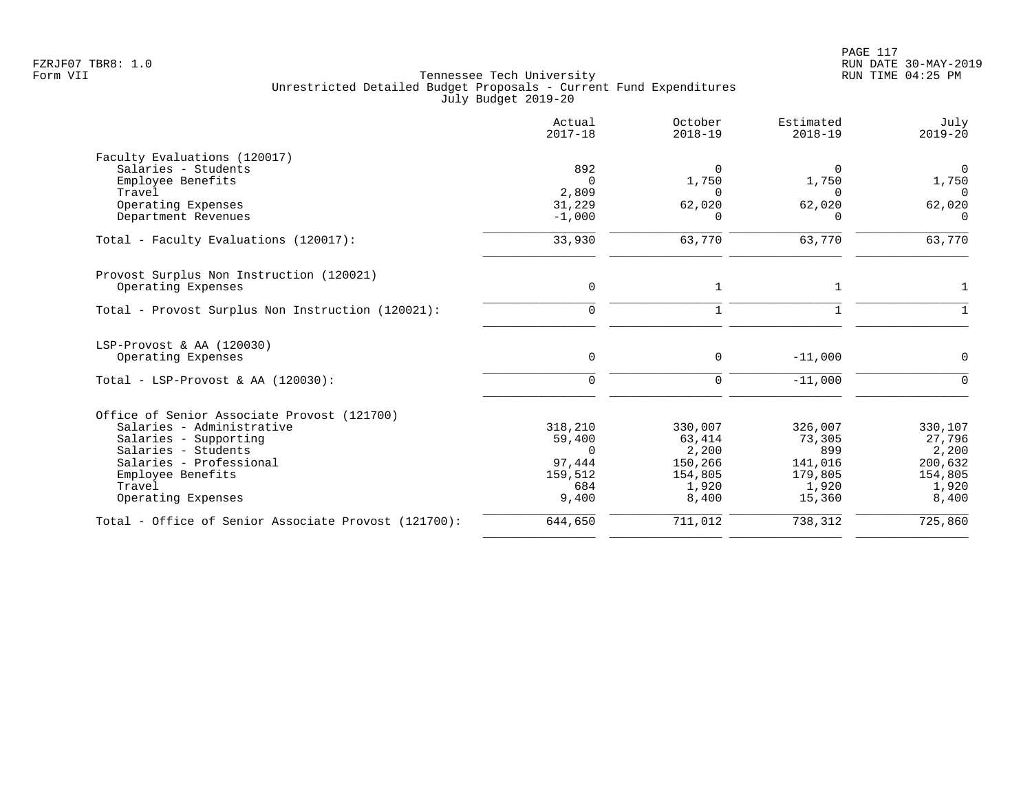Tennessee Tech University
Unrestricted Detailed Budget Proposals - Current Fund Expenditures
July Budget 2019-20

| | Actual 2017-18 | October 2018-19 | Estimated 2018-19 | July 2019-20 |
|---|---|---|---|---|
| **Faculty Evaluations (120017)** | | | | |
| Salaries - Students | 892 | 0 | 0 | 0 |
| Employee Benefits | 0 | 1,750 | 1,750 | 1,750 |
| Travel | 2,809 | 0 | 0 | 0 |
| Operating Expenses | 31,229 | 62,020 | 62,020 | 62,020 |
| Department Revenues | -1,000 | 0 | 0 | 0 |
| Total - Faculty Evaluations (120017): | 33,930 | 63,770 | 63,770 | 63,770 |
| **Provost Surplus Non Instruction (120021)** | | | | |
| Operating Expenses | 0 | 1 | 1 | 1 |
| Total - Provost Surplus Non Instruction (120021): | 0 | 1 | 1 | 1 |
| **LSP-Provost & AA (120030)** | | | | |
| Operating Expenses | 0 | 0 | -11,000 | 0 |
| Total - LSP-Provost & AA (120030): | 0 | 0 | -11,000 | 0 |
| **Office of Senior Associate Provost (121700)** | | | | |
| Salaries - Administrative | 318,210 | 330,007 | 326,007 | 330,107 |
| Salaries - Supporting | 59,400 | 63,414 | 73,305 | 27,796 |
| Salaries - Students | 0 | 2,200 | 899 | 2,200 |
| Salaries - Professional | 97,444 | 150,266 | 141,016 | 200,632 |
| Employee Benefits | 159,512 | 154,805 | 179,805 | 154,805 |
| Travel | 684 | 1,920 | 1,920 | 1,920 |
| Operating Expenses | 9,400 | 8,400 | 15,360 | 8,400 |
| Total - Office of Senior Associate Provost (121700): | 644,650 | 711,012 | 738,312 | 725,860 |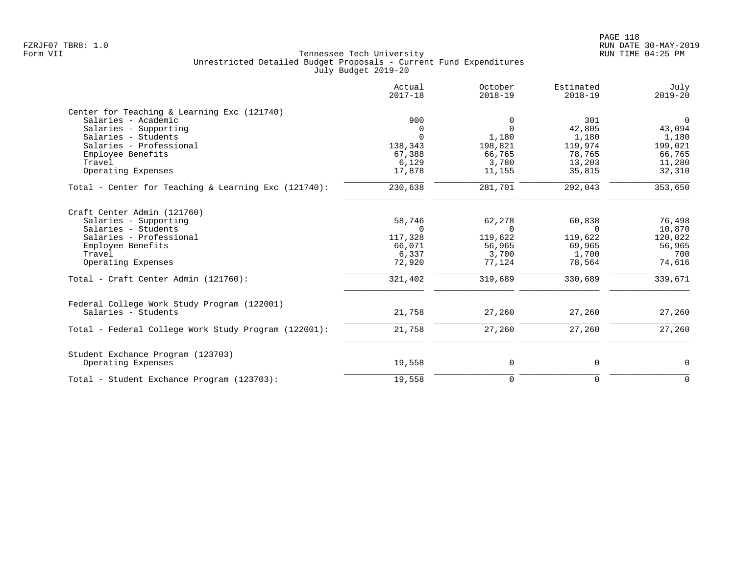Tennessee Tech University
Unrestricted Detailed Budget Proposals - Current Fund Expenditures
July Budget 2019-20

FZRJF07 TBR8: 1.0
Form VII

RUN DATE 30-MAY-2019
RUN TIME 04:25 PM

| | Actual 2017-18 | October 2018-19 | Estimated 2018-19 | July 2019-20 |
|---|---|---|---|---|
| **Center for Teaching & Learning Exc (121740)** | | | | |
| Salaries - Academic | 900 | 0 | 301 | 0 |
| Salaries - Supporting | 0 | 0 | 42,805 | 43,094 |
| Salaries - Students | 0 | 1,180 | 1,180 | 1,180 |
| Salaries - Professional | 138,343 | 198,821 | 119,974 | 199,021 |
| Employee Benefits | 67,388 | 66,765 | 78,765 | 66,765 |
| Travel | 6,129 | 3,780 | 13,203 | 11,280 |
| Operating Expenses | 17,878 | 11,155 | 35,815 | 32,310 |
| Total - Center for Teaching & Learning Exc (121740): | 230,638 | 281,701 | 292,043 | 353,650 |
| **Craft Center Admin (121760)** | | | | |
| Salaries - Supporting | 58,746 | 62,278 | 60,838 | 76,498 |
| Salaries - Students | 0 | 0 | 0 | 10,870 |
| Salaries - Professional | 117,328 | 119,622 | 119,622 | 120,022 |
| Employee Benefits | 66,071 | 56,965 | 69,965 | 56,965 |
| Travel | 6,337 | 3,700 | 1,700 | 700 |
| Operating Expenses | 72,920 | 77,124 | 78,564 | 74,616 |
| Total - Craft Center Admin (121760): | 321,402 | 319,689 | 330,689 | 339,671 |
| **Federal College Work Study Program (122001)** | | | | |
| Salaries - Students | 21,758 | 27,260 | 27,260 | 27,260 |
| Total - Federal College Work Study Program (122001): | 21,758 | 27,260 | 27,260 | 27,260 |
| **Student Exchance Program (123703)** | | | | |
| Operating Expenses | 19,558 | 0 | 0 | 0 |
| Total - Student Exchance Program (123703): | 19,558 | 0 | 0 | 0 |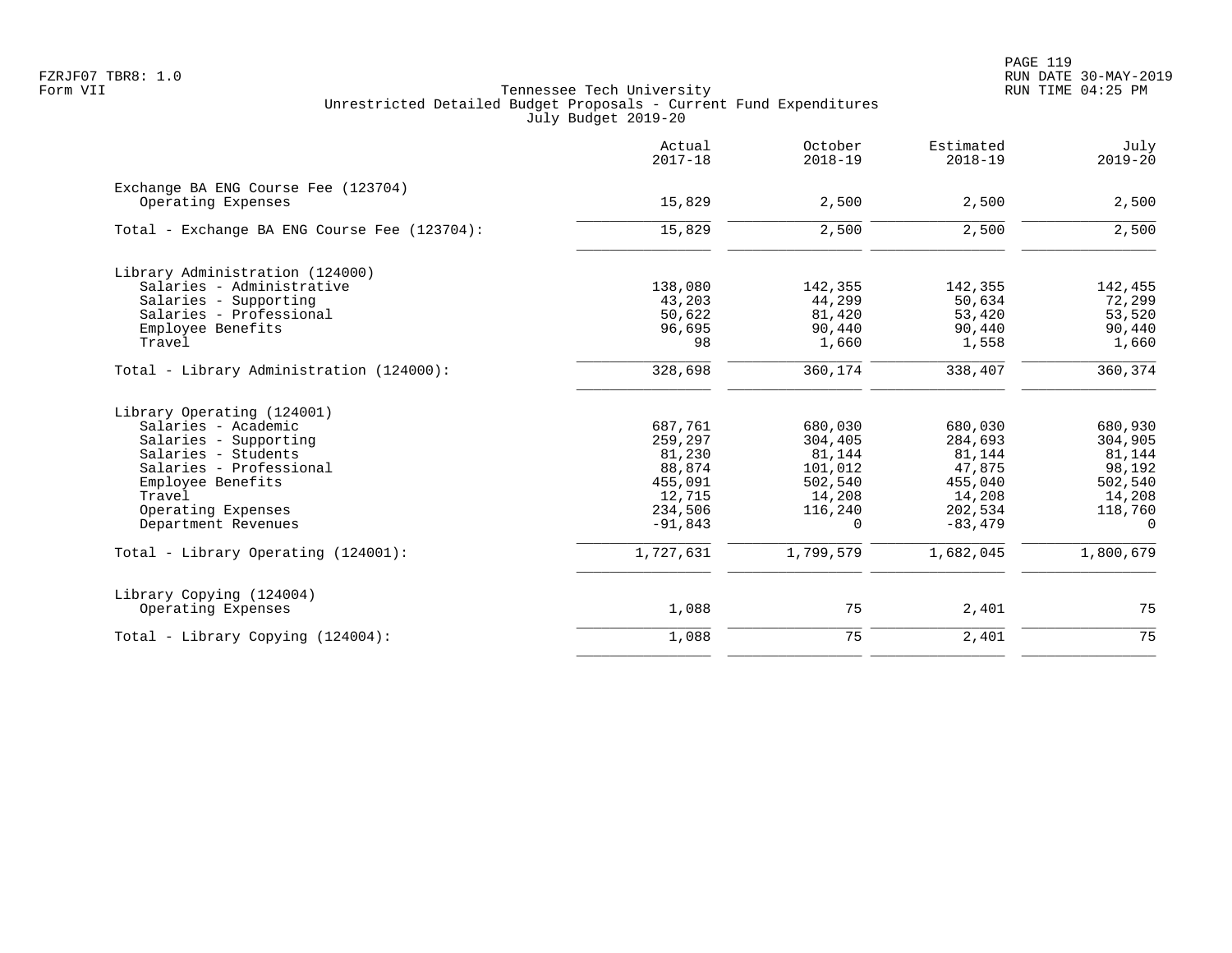Tennessee Tech University
Unrestricted Detailed Budget Proposals - Current Fund Expenditures
July Budget 2019-20

| | Actual 2017-18 | October 2018-19 | Estimated 2018-19 | July 2019-20 |
|---|---|---|---|---|
| **Exchange BA ENG Course Fee (123704)** | | | | |
| Operating Expenses | 15,829 | 2,500 | 2,500 | 2,500 |
| Total - Exchange BA ENG Course Fee (123704): | 15,829 | 2,500 | 2,500 | 2,500 |
| **Library Administration (124000)** | | | | |
| Salaries - Administrative | 138,080 | 142,355 | 142,355 | 142,455 |
| Salaries - Supporting | 43,203 | 44,299 | 50,634 | 72,299 |
| Salaries - Professional | 50,622 | 81,420 | 53,420 | 53,520 |
| Employee Benefits | 96,695 | 90,440 | 90,440 | 90,440 |
| Travel | 98 | 1,660 | 1,558 | 1,660 |
| Total - Library Administration (124000): | 328,698 | 360,174 | 338,407 | 360,374 |
| **Library Operating (124001)** | | | | |
| Salaries - Academic | 687,761 | 680,030 | 680,030 | 680,930 |
| Salaries - Supporting | 259,297 | 304,405 | 284,693 | 304,905 |
| Salaries - Students | 81,230 | 81,144 | 81,144 | 81,144 |
| Salaries - Professional | 88,874 | 101,012 | 47,875 | 98,192 |
| Employee Benefits | 455,091 | 502,540 | 455,040 | 502,540 |
| Travel | 12,715 | 14,208 | 14,208 | 14,208 |
| Operating Expenses | 234,506 | 116,240 | 202,534 | 118,760 |
| Department Revenues | -91,843 | 0 | -83,479 | 0 |
| Total - Library Operating (124001): | 1,727,631 | 1,799,579 | 1,682,045 | 1,800,679 |
| **Library Copying (124004)** | | | | |
| Operating Expenses | 1,088 | 75 | 2,401 | 75 |
| Total - Library Copying (124004): | 1,088 | 75 | 2,401 | 75 |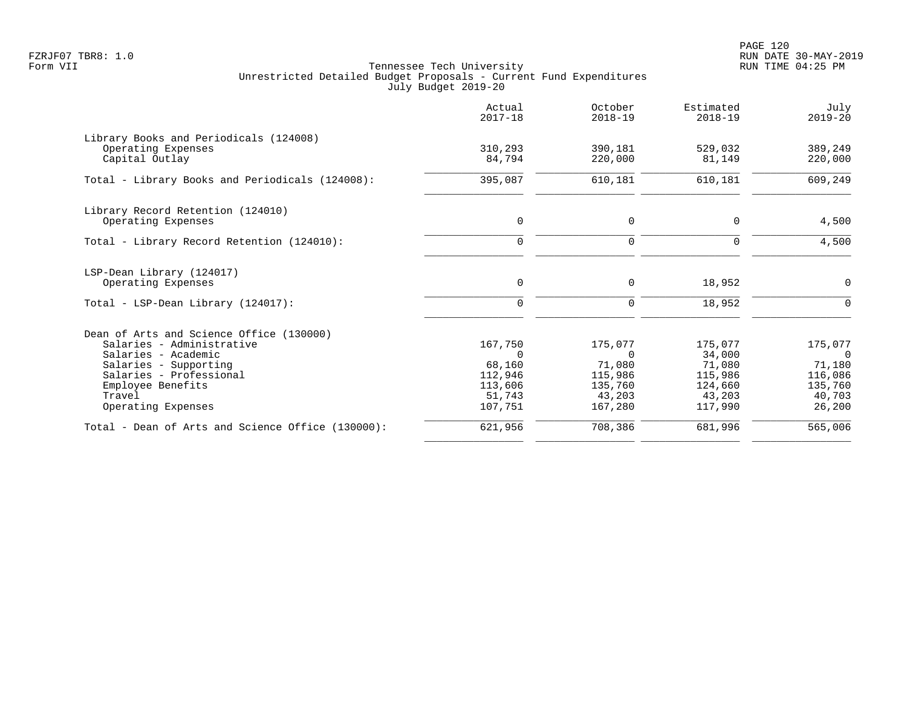Tennessee Tech University
Unrestricted Detailed Budget Proposals - Current Fund Expenditures
July Budget 2019-20

Form VII

| | Actual 2017-18 | October 2018-19 | Estimated 2018-19 | July 2019-20 |
|---|---|---|---|---|
| Library Books and Periodicals (124008) | | | | |
| Operating Expenses | 310,293 | 390,181 | 529,032 | 389,249 |
| Capital Outlay | 84,794 | 220,000 | 81,149 | 220,000 |
| Total - Library Books and Periodicals (124008): | 395,087 | 610,181 | 610,181 | 609,249 |
| Library Record Retention (124010) | | | | |
| Operating Expenses | 0 | 0 | 0 | 4,500 |
| Total - Library Record Retention (124010): | 0 | 0 | 0 | 4,500 |
| LSP-Dean Library (124017) | | | | |
| Operating Expenses | 0 | 0 | 18,952 | 0 |
| Total - LSP-Dean Library (124017): | 0 | 0 | 18,952 | 0 |
| Dean of Arts and Science Office (130000) | | | | |
| Salaries - Administrative | 167,750 | 175,077 | 175,077 | 175,077 |
| Salaries - Academic | 0 | 0 | 34,000 | 0 |
| Salaries - Supporting | 68,160 | 71,080 | 71,080 | 71,180 |
| Salaries - Professional | 112,946 | 115,986 | 115,986 | 116,086 |
| Employee Benefits | 113,606 | 135,760 | 124,660 | 135,760 |
| Travel | 51,743 | 43,203 | 43,203 | 40,703 |
| Operating Expenses | 107,751 | 167,280 | 117,990 | 26,200 |
| Total - Dean of Arts and Science Office (130000): | 621,956 | 708,386 | 681,996 | 565,006 |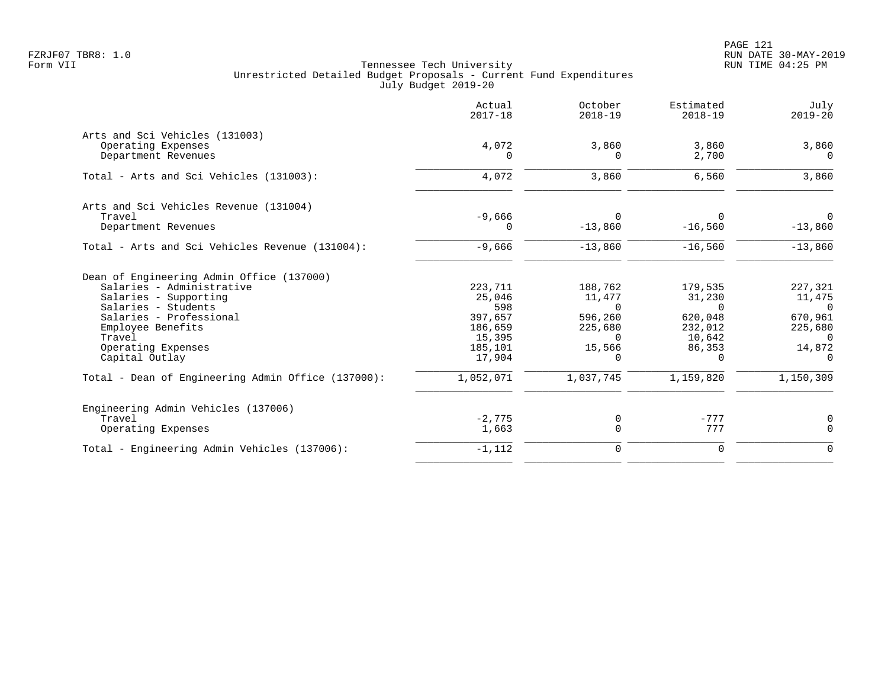Tennessee Tech University
Unrestricted Detailed Budget Proposals - Current Fund Expenditures
July Budget 2019-20

| | Actual 2017-18 | October 2018-19 | Estimated 2018-19 | July 2019-20 |
|---|---|---|---|---|
| **Arts and Sci Vehicles (131003)** | | | | |
| Operating Expenses | 4,072 | 3,860 | 3,860 | 3,860 |
| Department Revenues | 0 | 0 | 2,700 | 0 |
| Total - Arts and Sci Vehicles (131003): | 4,072 | 3,860 | 6,560 | 3,860 |
| **Arts and Sci Vehicles Revenue (131004)** | | | | |
| Travel | -9,666 | 0 | 0 | 0 |
| Department Revenues | 0 | -13,860 | -16,560 | -13,860 |
| Total - Arts and Sci Vehicles Revenue (131004): | -9,666 | -13,860 | -16,560 | -13,860 |
| **Dean of Engineering Admin Office (137000)** | | | | |
| Salaries - Administrative | 223,711 | 188,762 | 179,535 | 227,321 |
| Salaries - Supporting | 25,046 | 11,477 | 31,230 | 11,475 |
| Salaries - Students | 598 | 0 | 0 | 0 |
| Salaries - Professional | 397,657 | 596,260 | 620,048 | 670,961 |
| Employee Benefits | 186,659 | 225,680 | 232,012 | 225,680 |
| Travel | 15,395 | 0 | 10,642 | 0 |
| Operating Expenses | 185,101 | 15,566 | 86,353 | 14,872 |
| Capital Outlay | 17,904 | 0 | 0 | 0 |
| Total - Dean of Engineering Admin Office (137000): | 1,052,071 | 1,037,745 | 1,159,820 | 1,150,309 |
| **Engineering Admin Vehicles (137006)** | | | | |
| Travel | -2,775 | 0 | -777 | 0 |
| Operating Expenses | 1,663 | 0 | 777 | 0 |
| Total - Engineering Admin Vehicles (137006): | -1,112 | 0 | 0 | 0 |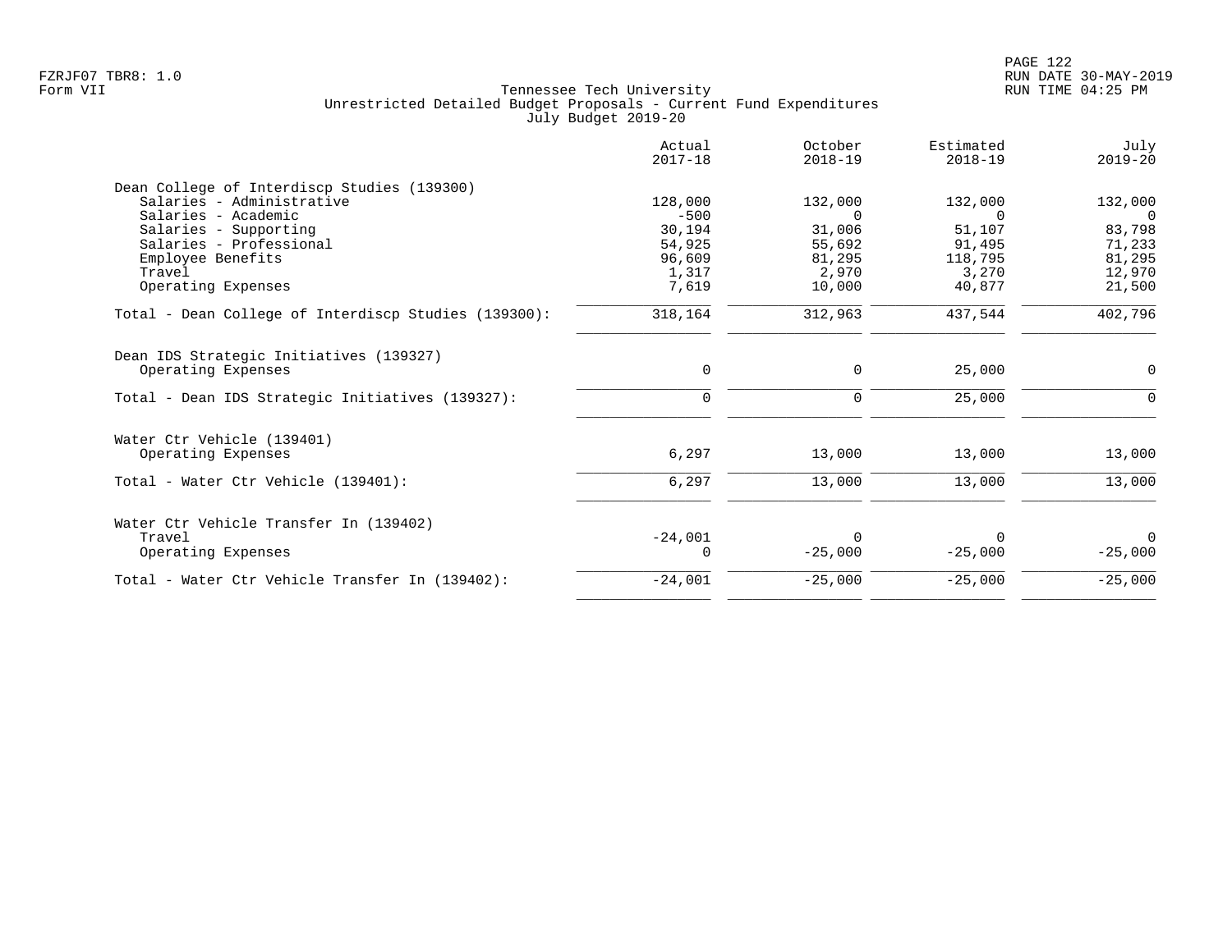Tennessee Tech University
Unrestricted Detailed Budget Proposals - Current Fund Expenditures
July Budget 2019-20

| | Actual 2017-18 | October 2018-19 | Estimated 2018-19 | July 2019-20 |
|---|---|---|---|---|
| **Dean College of Interdiscp Studies (139300)** | | | | |
| Salaries - Administrative | 128,000 | 132,000 | 132,000 | 132,000 |
| Salaries - Academic | -500 | 0 | 0 | 0 |
| Salaries - Supporting | 30,194 | 31,006 | 51,107 | 83,798 |
| Salaries - Professional | 54,925 | 55,692 | 91,495 | 71,233 |
| Employee Benefits | 96,609 | 81,295 | 118,795 | 81,295 |
| Travel | 1,317 | 2,970 | 3,270 | 12,970 |
| Operating Expenses | 7,619 | 10,000 | 40,877 | 21,500 |
| Total - Dean College of Interdiscp Studies (139300): | 318,164 | 312,963 | 437,544 | 402,796 |
| **Dean IDS Strategic Initiatives (139327)** | | | | |
| Operating Expenses | 0 | 0 | 25,000 | 0 |
| Total - Dean IDS Strategic Initiatives (139327): | 0 | 0 | 25,000 | 0 |
| **Water Ctr Vehicle (139401)** | | | | |
| Operating Expenses | 6,297 | 13,000 | 13,000 | 13,000 |
| Total - Water Ctr Vehicle (139401): | 6,297 | 13,000 | 13,000 | 13,000 |
| **Water Ctr Vehicle Transfer In (139402)** | | | | |
| Travel | -24,001 | 0 | 0 | 0 |
| Operating Expenses | 0 | -25,000 | -25,000 | -25,000 |
| Total - Water Ctr Vehicle Transfer In (139402): | -24,001 | -25,000 | -25,000 | -25,000 |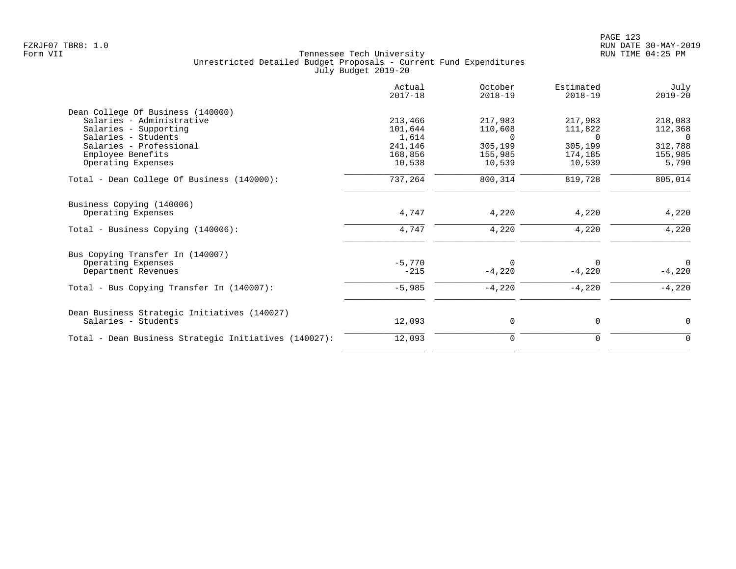Tennessee Tech University
Unrestricted Detailed Budget Proposals - Current Fund Expenditures
July Budget 2019-20

| | Actual 2017-18 | October 2018-19 | Estimated 2018-19 | July 2019-20 |
|---|---|---|---|---|
| **Dean College Of Business (140000)** | | | | |
| Salaries - Administrative | 213,466 | 217,983 | 217,983 | 218,083 |
| Salaries - Supporting | 101,644 | 110,608 | 111,822 | 112,368 |
| Salaries - Students | 1,614 | 0 | 0 | 0 |
| Salaries - Professional | 241,146 | 305,199 | 305,199 | 312,788 |
| Employee Benefits | 168,856 | 155,985 | 174,185 | 155,985 |
| Operating Expenses | 10,538 | 10,539 | 10,539 | 5,790 |
| Total - Dean College Of Business (140000): | 737,264 | 800,314 | 819,728 | 805,014 |
| **Business Copying (140006)** | | | | |
| Operating Expenses | 4,747 | 4,220 | 4,220 | 4,220 |
| Total - Business Copying (140006): | 4,747 | 4,220 | 4,220 | 4,220 |
| **Bus Copying Transfer In (140007)** | | | | |
| Operating Expenses | -5,770 | 0 | 0 | 0 |
| Department Revenues | -215 | -4,220 | -4,220 | -4,220 |
| Total - Bus Copying Transfer In (140007): | -5,985 | -4,220 | -4,220 | -4,220 |
| **Dean Business Strategic Initiatives (140027)** | | | | |
| Salaries - Students | 12,093 | 0 | 0 | 0 |
| Total - Dean Business Strategic Initiatives (140027): | 12,093 | 0 | 0 | 0 |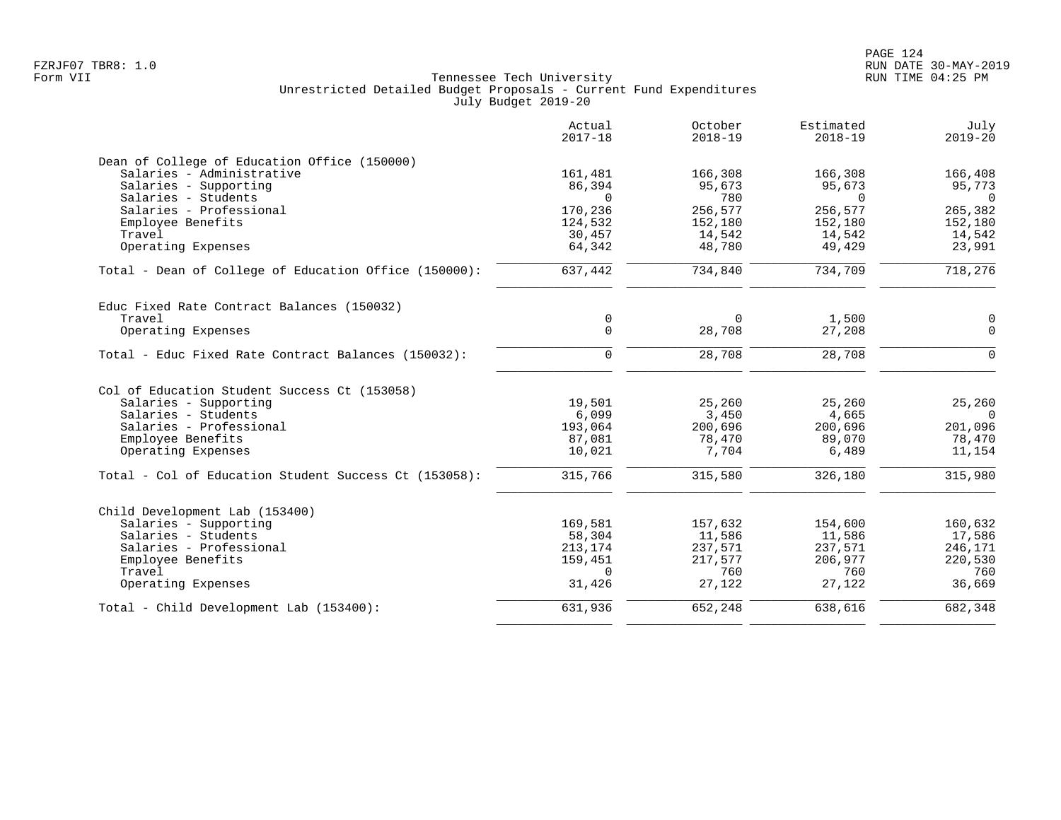Tennessee Tech University
Unrestricted Detailed Budget Proposals - Current Fund Expenditures
July Budget 2019-20

Form VII

| | Actual 2017-18 | October 2018-19 | Estimated 2018-19 | July 2019-20 |
|---|---|---|---|---|
| **Dean of College of Education Office (150000)** | | | | |
| Salaries - Administrative | 161,481 | 166,308 | 166,308 | 166,408 |
| Salaries - Supporting | 86,394 | 95,673 | 95,673 | 95,773 |
| Salaries - Students | 0 | 780 | 0 | 0 |
| Salaries - Professional | 170,236 | 256,577 | 256,577 | 265,382 |
| Employee Benefits | 124,532 | 152,180 | 152,180 | 152,180 |
| Travel | 30,457 | 14,542 | 14,542 | 14,542 |
| Operating Expenses | 64,342 | 48,780 | 49,429 | 23,991 |
| Total - Dean of College of Education Office (150000): | 637,442 | 734,840 | 734,709 | 718,276 |
| **Educ Fixed Rate Contract Balances (150032)** | | | | |
| Travel | 0 | 0 | 1,500 | 0 |
| Operating Expenses | 0 | 28,708 | 27,208 | 0 |
| Total - Educ Fixed Rate Contract Balances (150032): | 0 | 28,708 | 28,708 | 0 |
| **Col of Education Student Success Ct (153058)** | | | | |
| Salaries - Supporting | 19,501 | 25,260 | 25,260 | 25,260 |
| Salaries - Students | 6,099 | 3,450 | 4,665 | 0 |
| Salaries - Professional | 193,064 | 200,696 | 200,696 | 201,096 |
| Employee Benefits | 87,081 | 78,470 | 89,070 | 78,470 |
| Operating Expenses | 10,021 | 7,704 | 6,489 | 11,154 |
| Total - Col of Education Student Success Ct (153058): | 315,766 | 315,580 | 326,180 | 315,980 |
| **Child Development Lab (153400)** | | | | |
| Salaries - Supporting | 169,581 | 157,632 | 154,600 | 160,632 |
| Salaries - Students | 58,304 | 11,586 | 11,586 | 17,586 |
| Salaries - Professional | 213,174 | 237,571 | 237,571 | 246,171 |
| Employee Benefits | 159,451 | 217,577 | 206,977 | 220,530 |
| Travel | 0 | 760 | 760 | 760 |
| Operating Expenses | 31,426 | 27,122 | 27,122 | 36,669 |
| Total - Child Development Lab (153400): | 631,936 | 652,248 | 638,616 | 682,348 |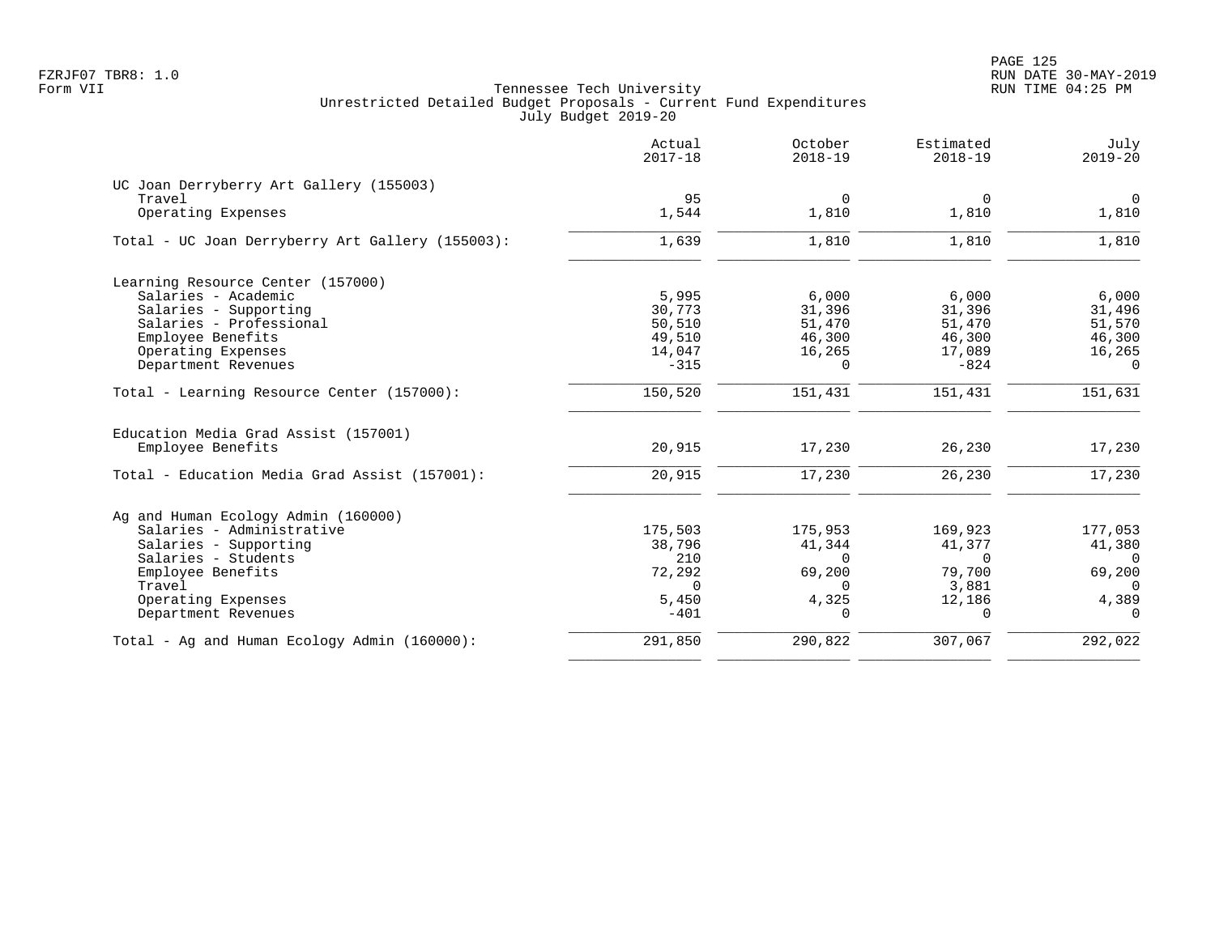Tennessee Tech University
Unrestricted Detailed Budget Proposals - Current Fund Expenditures
July Budget 2019-20

| | Actual 2017-18 | October 2018-19 | Estimated 2018-19 | July 2019-20 |
|---|---|---|---|---|
| **UC Joan Derryberry Art Gallery (155003)** | | | | |
| Travel | 95 | 0 | 0 | 0 |
| Operating Expenses | 1,544 | 1,810 | 1,810 | 1,810 |
| Total - UC Joan Derryberry Art Gallery (155003): | 1,639 | 1,810 | 1,810 | 1,810 |
| **Learning Resource Center (157000)** | | | | |
| Salaries - Academic | 5,995 | 6,000 | 6,000 | 6,000 |
| Salaries - Supporting | 30,773 | 31,396 | 31,396 | 31,496 |
| Salaries - Professional | 50,510 | 51,470 | 51,470 | 51,570 |
| Employee Benefits | 49,510 | 46,300 | 46,300 | 46,300 |
| Operating Expenses | 14,047 | 16,265 | 17,089 | 16,265 |
| Department Revenues | -315 | 0 | -824 | 0 |
| Total - Learning Resource Center (157000): | 150,520 | 151,431 | 151,431 | 151,631 |
| **Education Media Grad Assist (157001)** | | | | |
| Employee Benefits | 20,915 | 17,230 | 26,230 | 17,230 |
| Total - Education Media Grad Assist (157001): | 20,915 | 17,230 | 26,230 | 17,230 |
| **Ag and Human Ecology Admin (160000)** | | | | |
| Salaries - Administrative | 175,503 | 175,953 | 169,923 | 177,053 |
| Salaries - Supporting | 38,796 | 41,344 | 41,377 | 41,380 |
| Salaries - Students | 210 | 0 | 0 | 0 |
| Employee Benefits | 72,292 | 69,200 | 79,700 | 69,200 |
| Travel | 0 | 0 | 3,881 | 0 |
| Operating Expenses | 5,450 | 4,325 | 12,186 | 4,389 |
| Department Revenues | -401 | 0 | 0 | 0 |
| Total - Ag and Human Ecology Admin (160000): | 291,850 | 290,822 | 307,067 | 292,022 |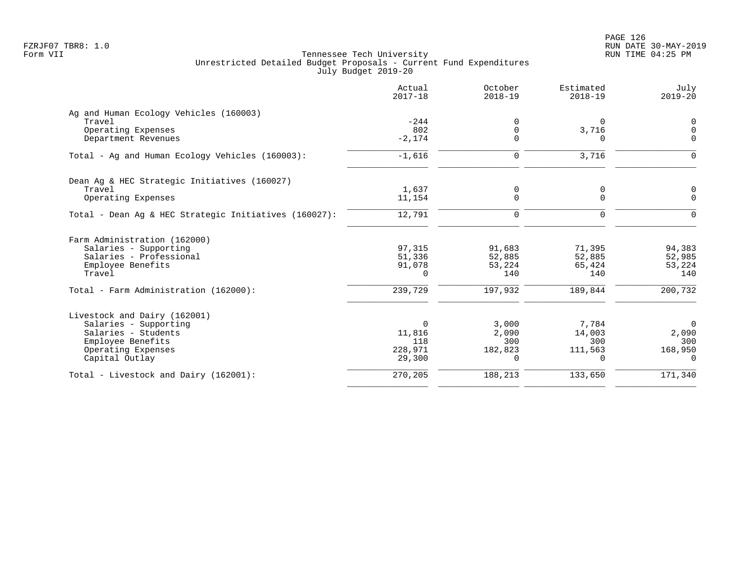Tennessee Tech University
Unrestricted Detailed Budget Proposals - Current Fund Expenditures
July Budget 2019-20

| | Actual 2017-18 | October 2018-19 | Estimated 2018-19 | July 2019-20 |
|---|---|---|---|---|
| **Ag and Human Ecology Vehicles (160003)** | | | | |
| Travel | -244 | 0 | 0 | 0 |
| Operating Expenses | 802 | 0 | 3,716 | 0 |
| Department Revenues | -2,174 | 0 | 0 | 0 |
| Total - Ag and Human Ecology Vehicles (160003): | -1,616 | 0 | 3,716 | 0 |
| **Dean Ag & HEC Strategic Initiatives (160027)** | | | | |
| Travel | 1,637 | 0 | 0 | 0 |
| Operating Expenses | 11,154 | 0 | 0 | 0 |
| Total - Dean Ag & HEC Strategic Initiatives (160027): | 12,791 | 0 | 0 | 0 |
| **Farm Administration (162000)** | | | | |
| Salaries - Supporting | 97,315 | 91,683 | 71,395 | 94,383 |
| Salaries - Professional | 51,336 | 52,885 | 52,885 | 52,985 |
| Employee Benefits | 91,078 | 53,224 | 65,424 | 53,224 |
| Travel | 0 | 140 | 140 | 140 |
| Total - Farm Administration (162000): | 239,729 | 197,932 | 189,844 | 200,732 |
| **Livestock and Dairy (162001)** | | | | |
| Salaries - Supporting | 0 | 3,000 | 7,784 | 0 |
| Salaries - Students | 11,816 | 2,090 | 14,003 | 2,090 |
| Employee Benefits | 118 | 300 | 300 | 300 |
| Operating Expenses | 228,971 | 182,823 | 111,563 | 168,950 |
| Capital Outlay | 29,300 | 0 | 0 | 0 |
| Total - Livestock and Dairy (162001): | 270,205 | 188,213 | 133,650 | 171,340 |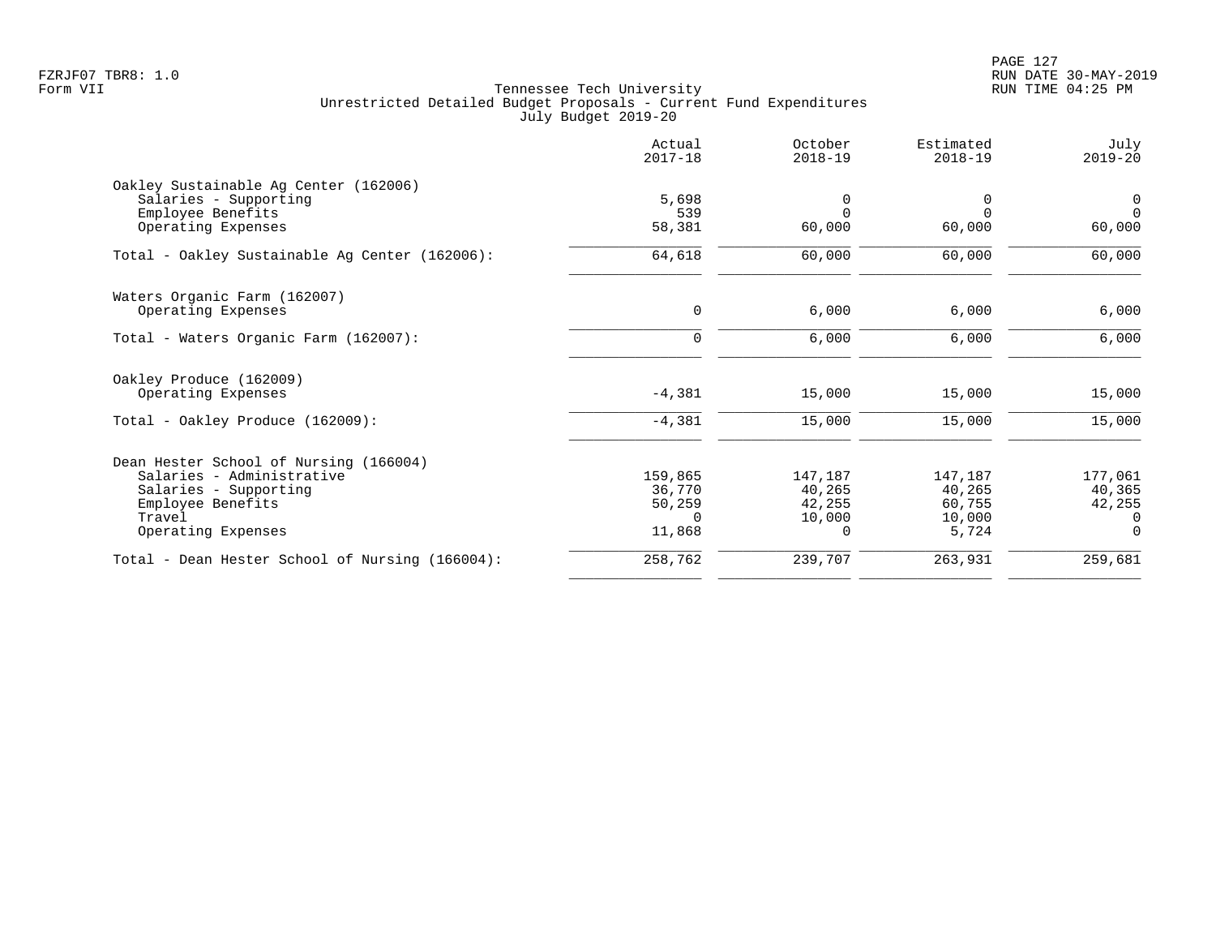Tennessee Tech University
Unrestricted Detailed Budget Proposals - Current Fund Expenditures
July Budget 2019-20

| | Actual 2017-18 | October 2018-19 | Estimated 2018-19 | July 2019-20 |
|---|---|---|---|---|
| Oakley Sustainable Ag Center (162006) | | | | |
| Salaries - Supporting | 5,698 | 0 | 0 | 0 |
| Employee Benefits | 539 | 0 | 0 | 0 |
| Operating Expenses | 58,381 | 60,000 | 60,000 | 60,000 |
| Total - Oakley Sustainable Ag Center (162006): | 64,618 | 60,000 | 60,000 | 60,000 |
| Waters Organic Farm (162007) | | | | |
| Operating Expenses | 0 | 6,000 | 6,000 | 6,000 |
| Total - Waters Organic Farm (162007): | 0 | 6,000 | 6,000 | 6,000 |
| Oakley Produce (162009) | | | | |
| Operating Expenses | -4,381 | 15,000 | 15,000 | 15,000 |
| Total - Oakley Produce (162009): | -4,381 | 15,000 | 15,000 | 15,000 |
| Dean Hester School of Nursing (166004) | | | | |
| Salaries - Administrative | 159,865 | 147,187 | 147,187 | 177,061 |
| Salaries - Supporting | 36,770 | 40,265 | 40,265 | 40,365 |
| Employee Benefits | 50,259 | 42,255 | 60,755 | 42,255 |
| Travel | 0 | 10,000 | 10,000 | 0 |
| Operating Expenses | 11,868 | 0 | 5,724 | 0 |
| Total - Dean Hester School of Nursing (166004): | 258,762 | 239,707 | 263,931 | 259,681 |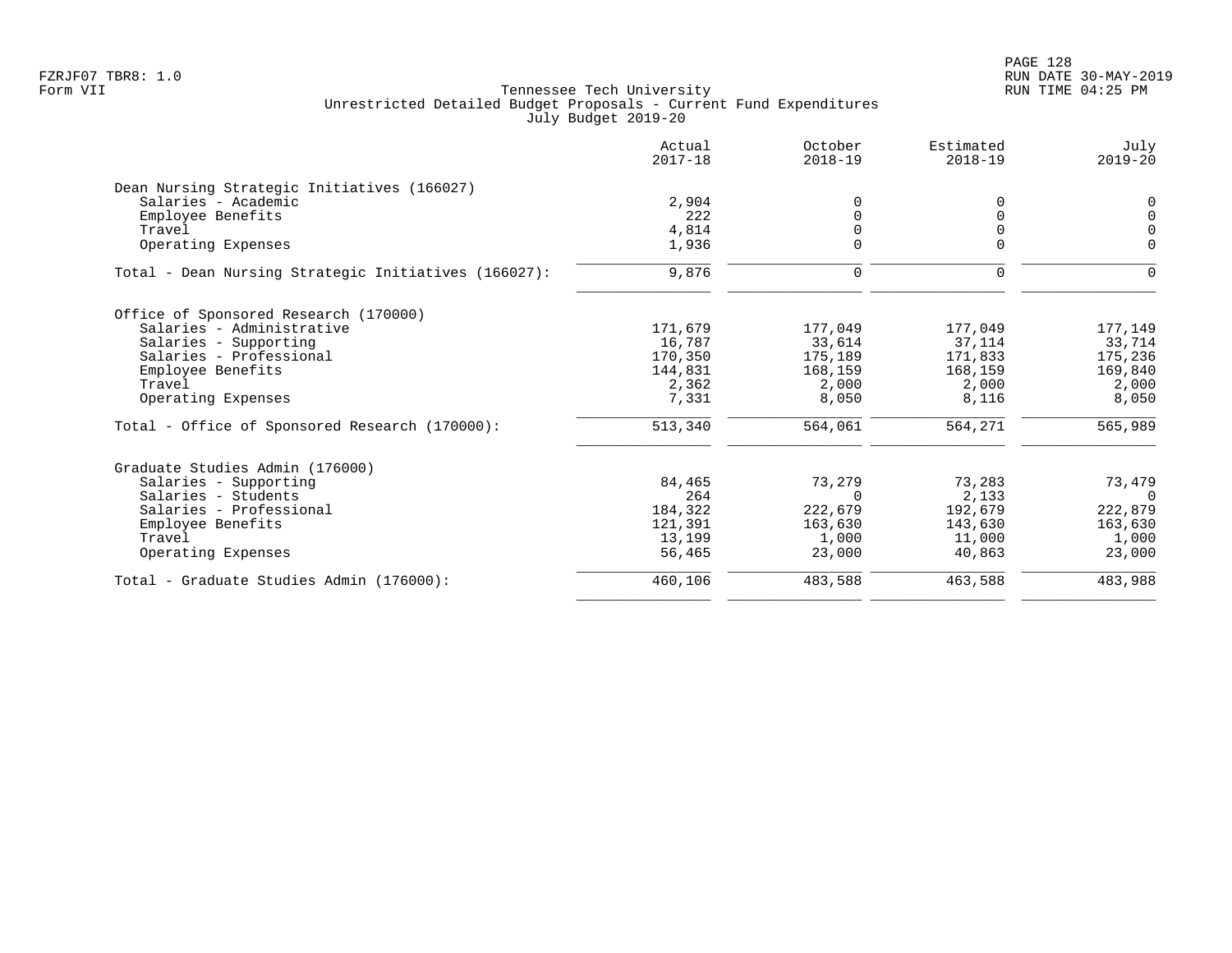Tennessee Tech University
Unrestricted Detailed Budget Proposals - Current Fund Expenditures
July Budget 2019-20

Form VII

| | Actual 2017-18 | October 2018-19 | Estimated 2018-19 | July 2019-20 |
|---|---|---|---|---|
| **Dean Nursing Strategic Initiatives (166027)** | | | | |
| Salaries - Academic | 2,904 | 0 | 0 | 0 |
| Employee Benefits | 222 | 0 | 0 | 0 |
| Travel | 4,814 | 0 | 0 | 0 |
| Operating Expenses | 1,936 | 0 | 0 | 0 |
| Total - Dean Nursing Strategic Initiatives (166027): | 9,876 | 0 | 0 | 0 |
| **Office of Sponsored Research (170000)** | | | | |
| Salaries - Administrative | 171,679 | 177,049 | 177,049 | 177,149 |
| Salaries - Supporting | 16,787 | 33,614 | 37,114 | 33,714 |
| Salaries - Professional | 170,350 | 175,189 | 171,833 | 175,236 |
| Employee Benefits | 144,831 | 168,159 | 168,159 | 169,840 |
| Travel | 2,362 | 2,000 | 2,000 | 2,000 |
| Operating Expenses | 7,331 | 8,050 | 8,116 | 8,050 |
| Total - Office of Sponsored Research (170000): | 513,340 | 564,061 | 564,271 | 565,989 |
| **Graduate Studies Admin (176000)** | | | | |
| Salaries - Supporting | 84,465 | 73,279 | 73,283 | 73,479 |
| Salaries - Students | 264 | 0 | 2,133 | 0 |
| Salaries - Professional | 184,322 | 222,679 | 192,679 | 222,879 |
| Employee Benefits | 121,391 | 163,630 | 143,630 | 163,630 |
| Travel | 13,199 | 1,000 | 11,000 | 1,000 |
| Operating Expenses | 56,465 | 23,000 | 40,863 | 23,000 |
| Total - Graduate Studies Admin (176000): | 460,106 | 483,588 | 463,588 | 483,988 |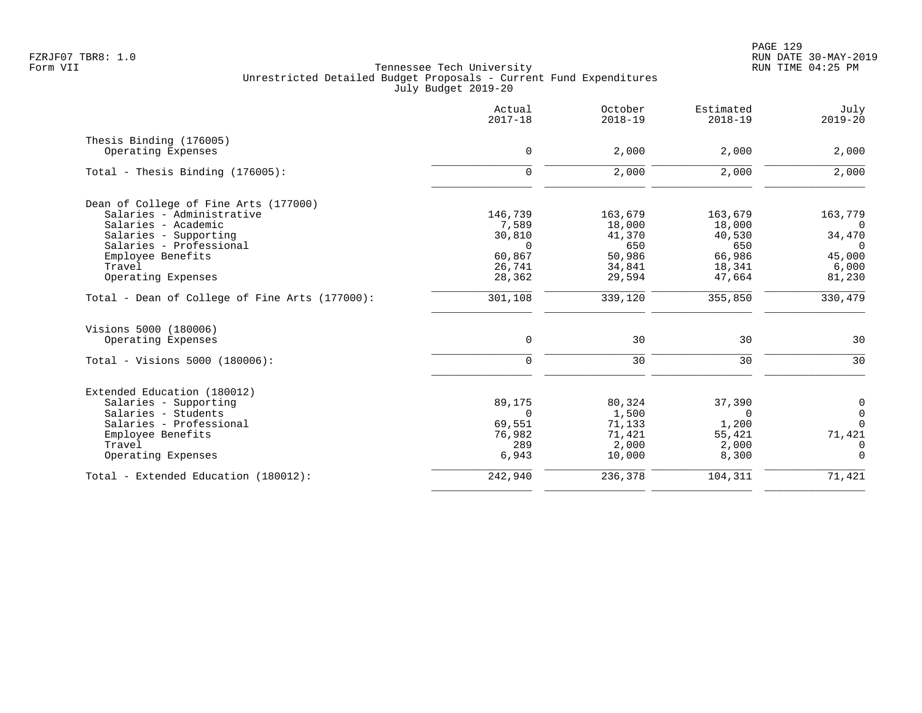Tennessee Tech University
Unrestricted Detailed Budget Proposals - Current Fund Expenditures
July Budget 2019-20

| | Actual 2017-18 | October 2018-19 | Estimated 2018-19 | July 2019-20 |
|---|---|---|---|---|
| **Thesis Binding (176005)** | | | | |
| Operating Expenses | 0 | 2,000 | 2,000 | 2,000 |
| Total - Thesis Binding (176005): | 0 | 2,000 | 2,000 | 2,000 |
| **Dean of College of Fine Arts (177000)** | | | | |
| Salaries - Administrative | 146,739 | 163,679 | 163,679 | 163,779 |
| Salaries - Academic | 7,589 | 18,000 | 18,000 | 0 |
| Salaries - Supporting | 30,810 | 41,370 | 40,530 | 34,470 |
| Salaries - Professional | 0 | 650 | 650 | 0 |
| Employee Benefits | 60,867 | 50,986 | 66,986 | 45,000 |
| Travel | 26,741 | 34,841 | 18,341 | 6,000 |
| Operating Expenses | 28,362 | 29,594 | 47,664 | 81,230 |
| Total - Dean of College of Fine Arts (177000): | 301,108 | 339,120 | 355,850 | 330,479 |
| **Visions 5000 (180006)** | | | | |
| Operating Expenses | 0 | 30 | 30 | 30 |
| Total - Visions 5000 (180006): | 0 | 30 | 30 | 30 |
| **Extended Education (180012)** | | | | |
| Salaries - Supporting | 89,175 | 80,324 | 37,390 | 0 |
| Salaries - Students | 0 | 1,500 | 0 | 0 |
| Salaries - Professional | 69,551 | 71,133 | 1,200 | 0 |
| Employee Benefits | 76,982 | 71,421 | 55,421 | 71,421 |
| Travel | 289 | 2,000 | 2,000 | 0 |
| Operating Expenses | 6,943 | 10,000 | 8,300 | 0 |
| Total - Extended Education (180012): | 242,940 | 236,378 | 104,311 | 71,421 |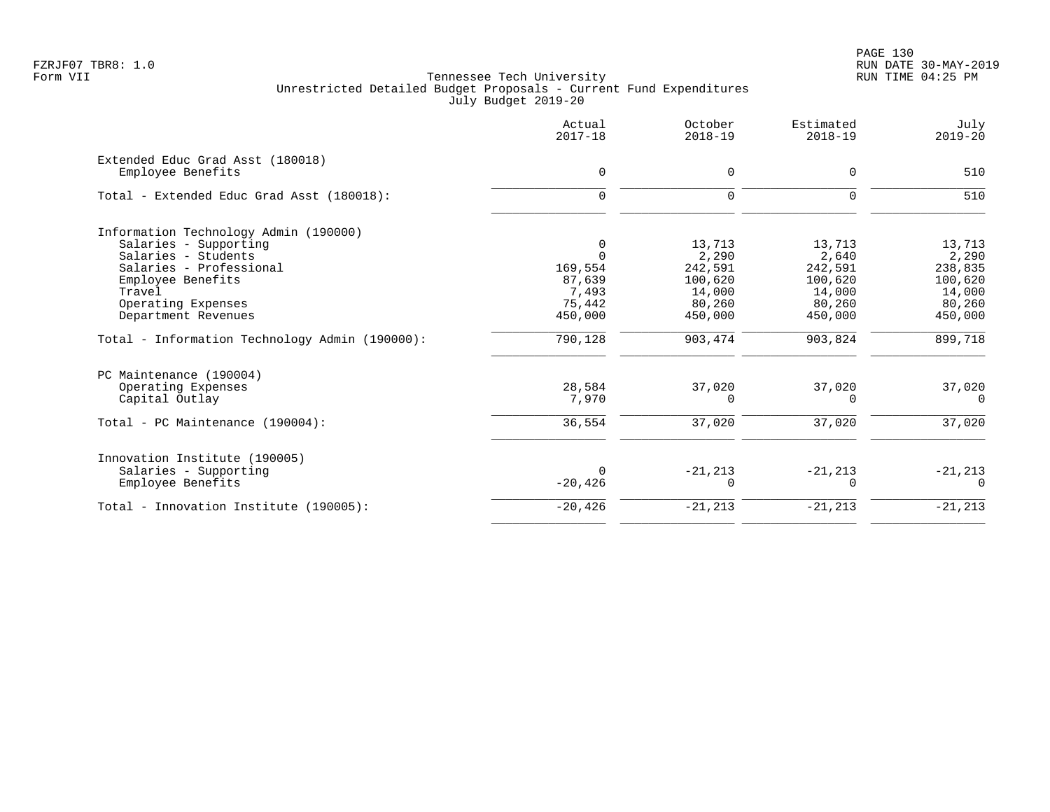Tennessee Tech University
Unrestricted Detailed Budget Proposals - Current Fund Expenditures
July Budget 2019-20

| | Actual 2017-18 | October 2018-19 | Estimated 2018-19 | July 2019-20 |
|---|---|---|---|---|
| **Extended Educ Grad Asst (180018)** | | | | |
| Employee Benefits | 0 | 0 | 0 | 510 |
| Total - Extended Educ Grad Asst (180018): | 0 | 0 | 0 | 510 |
| **Information Technology Admin (190000)** | | | | |
| Salaries - Supporting | 0 | 13,713 | 13,713 | 13,713 |
| Salaries - Students | 0 | 2,290 | 2,640 | 2,290 |
| Salaries - Professional | 169,554 | 242,591 | 242,591 | 238,835 |
| Employee Benefits | 87,639 | 100,620 | 100,620 | 100,620 |
| Travel | 7,493 | 14,000 | 14,000 | 14,000 |
| Operating Expenses | 75,442 | 80,260 | 80,260 | 80,260 |
| Department Revenues | 450,000 | 450,000 | 450,000 | 450,000 |
| Total - Information Technology Admin (190000): | 790,128 | 903,474 | 903,824 | 899,718 |
| **PC Maintenance (190004)** | | | | |
| Operating Expenses | 28,584 | 37,020 | 37,020 | 37,020 |
| Capital Outlay | 7,970 | 0 | 0 | 0 |
| Total - PC Maintenance (190004): | 36,554 | 37,020 | 37,020 | 37,020 |
| **Innovation Institute (190005)** | | | | |
| Salaries - Supporting | 0 | -21,213 | -21,213 | -21,213 |
| Employee Benefits | -20,426 | 0 | 0 | 0 |
| Total - Innovation Institute (190005): | -20,426 | -21,213 | -21,213 | -21,213 |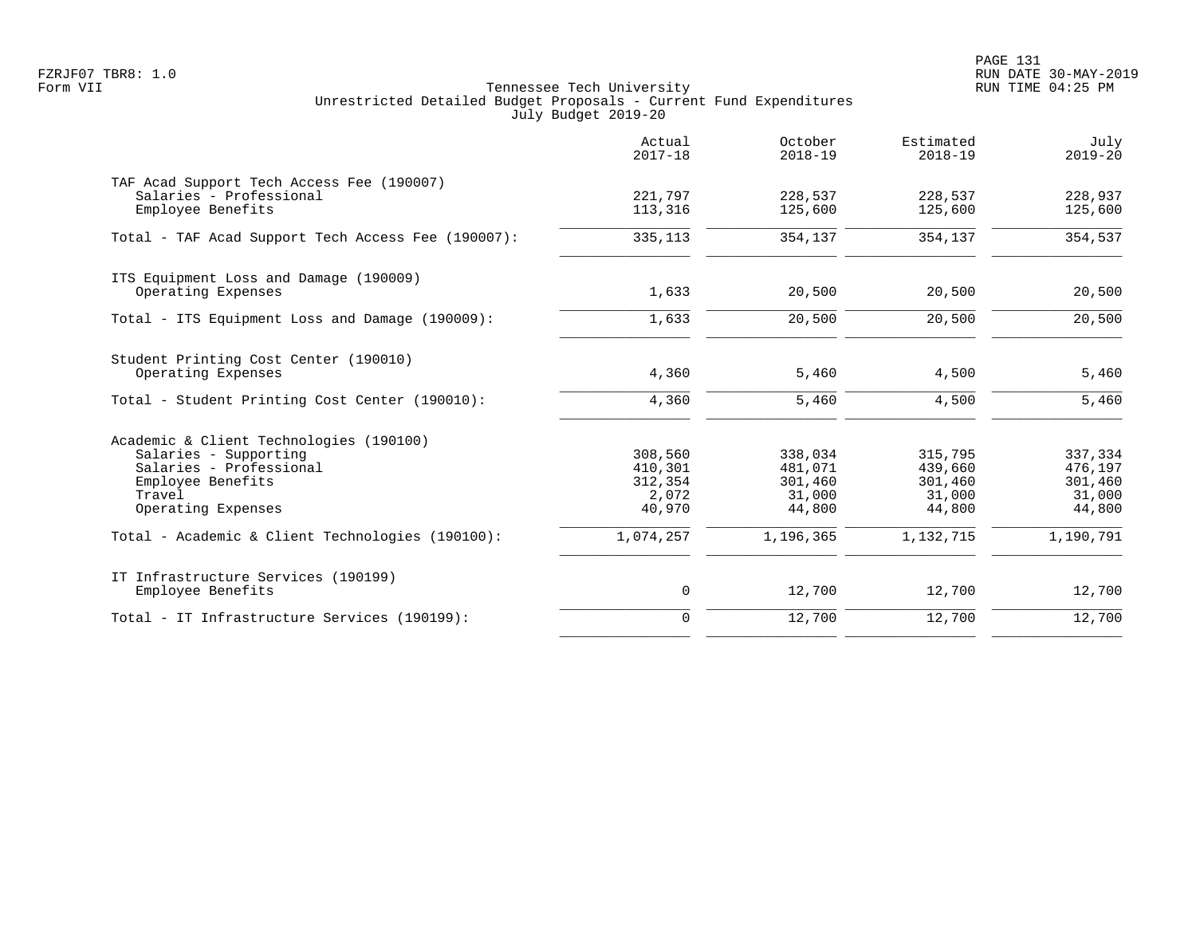Tennessee Tech University
Unrestricted Detailed Budget Proposals - Current Fund Expenditures
July Budget 2019-20

| | Actual 2017-18 | October 2018-19 | Estimated 2018-19 | July 2019-20 |
|---|---|---|---|---|
| TAF Acad Support Tech Access Fee (190007) | | | | |
| Salaries - Professional | 221,797 | 228,537 | 228,537 | 228,937 |
| Employee Benefits | 113,316 | 125,600 | 125,600 | 125,600 |
| Total - TAF Acad Support Tech Access Fee (190007): | 335,113 | 354,137 | 354,137 | 354,537 |
| ITS Equipment Loss and Damage (190009) | | | | |
| Operating Expenses | 1,633 | 20,500 | 20,500 | 20,500 |
| Total - ITS Equipment Loss and Damage (190009): | 1,633 | 20,500 | 20,500 | 20,500 |
| Student Printing Cost Center (190010) | | | | |
| Operating Expenses | 4,360 | 5,460 | 4,500 | 5,460 |
| Total - Student Printing Cost Center (190010): | 4,360 | 5,460 | 4,500 | 5,460 |
| Academic & Client Technologies (190100) | | | | |
| Salaries - Supporting | 308,560 | 338,034 | 315,795 | 337,334 |
| Salaries - Professional | 410,301 | 481,071 | 439,660 | 476,197 |
| Employee Benefits | 312,354 | 301,460 | 301,460 | 301,460 |
| Travel | 2,072 | 31,000 | 31,000 | 31,000 |
| Operating Expenses | 40,970 | 44,800 | 44,800 | 44,800 |
| Total - Academic & Client Technologies (190100): | 1,074,257 | 1,196,365 | 1,132,715 | 1,190,791 |
| IT Infrastructure Services (190199) | | | | |
| Employee Benefits | 0 | 12,700 | 12,700 | 12,700 |
| Total - IT Infrastructure Services (190199): | 0 | 12,700 | 12,700 | 12,700 |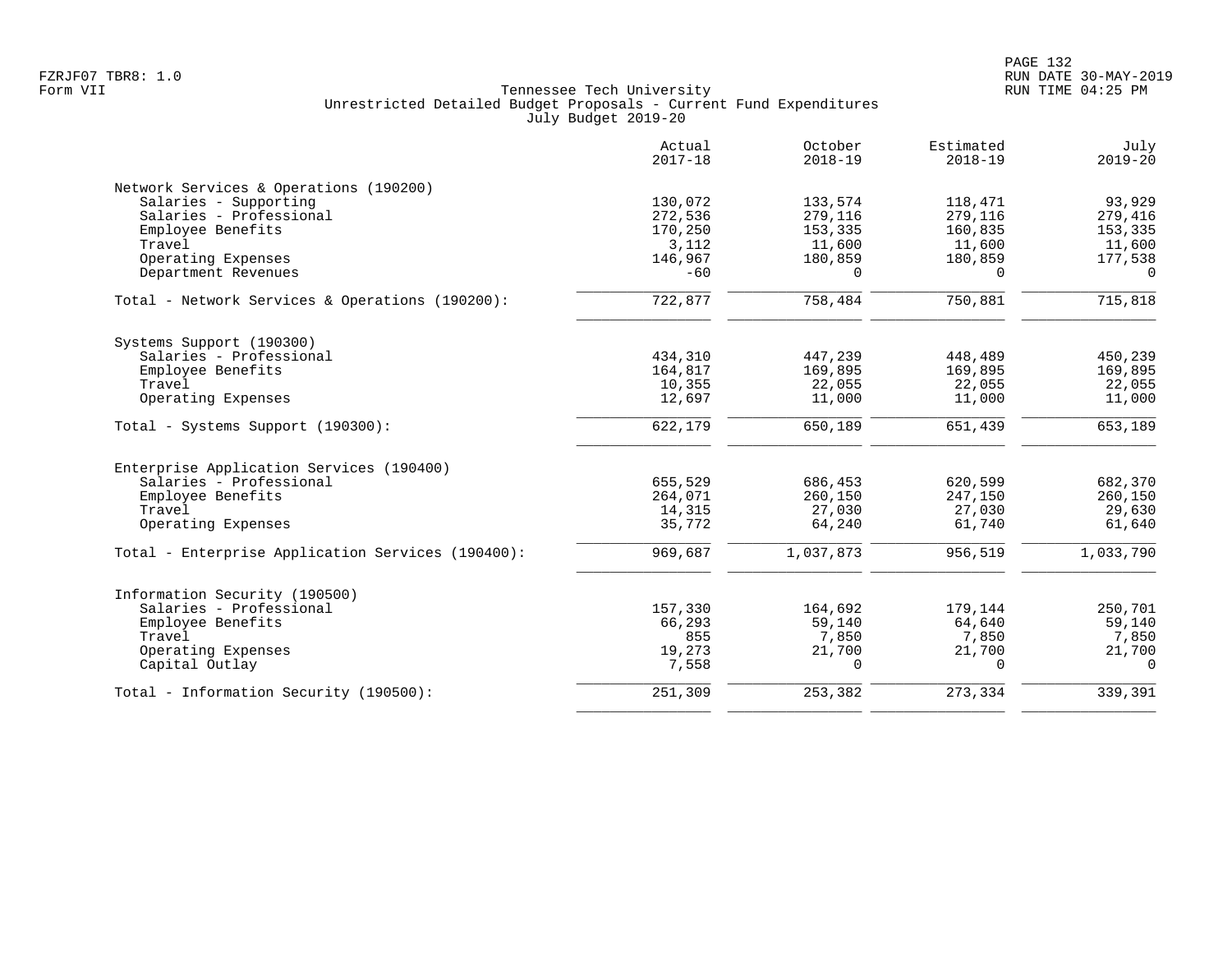Tennessee Tech University
Unrestricted Detailed Budget Proposals - Current Fund Expenditures
July Budget 2019-20

| | Actual 2017-18 | October 2018-19 | Estimated 2018-19 | July 2019-20 |
|---|---|---|---|---|
| **Network Services & Operations (190200)** | | | | |
| Salaries - Supporting | 130,072 | 133,574 | 118,471 | 93,929 |
| Salaries - Professional | 272,536 | 279,116 | 279,116 | 279,416 |
| Employee Benefits | 170,250 | 153,335 | 160,835 | 153,335 |
| Travel | 3,112 | 11,600 | 11,600 | 11,600 |
| Operating Expenses | 146,967 | 180,859 | 180,859 | 177,538 |
| Department Revenues | -60 | 0 | 0 | 0 |
| Total - Network Services & Operations (190200): | 722,877 | 758,484 | 750,881 | 715,818 |
| **Systems Support (190300)** | | | | |
| Salaries - Professional | 434,310 | 447,239 | 448,489 | 450,239 |
| Employee Benefits | 164,817 | 169,895 | 169,895 | 169,895 |
| Travel | 10,355 | 22,055 | 22,055 | 22,055 |
| Operating Expenses | 12,697 | 11,000 | 11,000 | 11,000 |
| Total - Systems Support (190300): | 622,179 | 650,189 | 651,439 | 653,189 |
| **Enterprise Application Services (190400)** | | | | |
| Salaries - Professional | 655,529 | 686,453 | 620,599 | 682,370 |
| Employee Benefits | 264,071 | 260,150 | 247,150 | 260,150 |
| Travel | 14,315 | 27,030 | 27,030 | 29,630 |
| Operating Expenses | 35,772 | 64,240 | 61,740 | 61,640 |
| Total - Enterprise Application Services (190400): | 969,687 | 1,037,873 | 956,519 | 1,033,790 |
| **Information Security (190500)** | | | | |
| Salaries - Professional | 157,330 | 164,692 | 179,144 | 250,701 |
| Employee Benefits | 66,293 | 59,140 | 64,640 | 59,140 |
| Travel | 855 | 7,850 | 7,850 | 7,850 |
| Operating Expenses | 19,273 | 21,700 | 21,700 | 21,700 |
| Capital Outlay | 7,558 | 0 | 0 | 0 |
| Total - Information Security (190500): | 251,309 | 253,382 | 273,334 | 339,391 |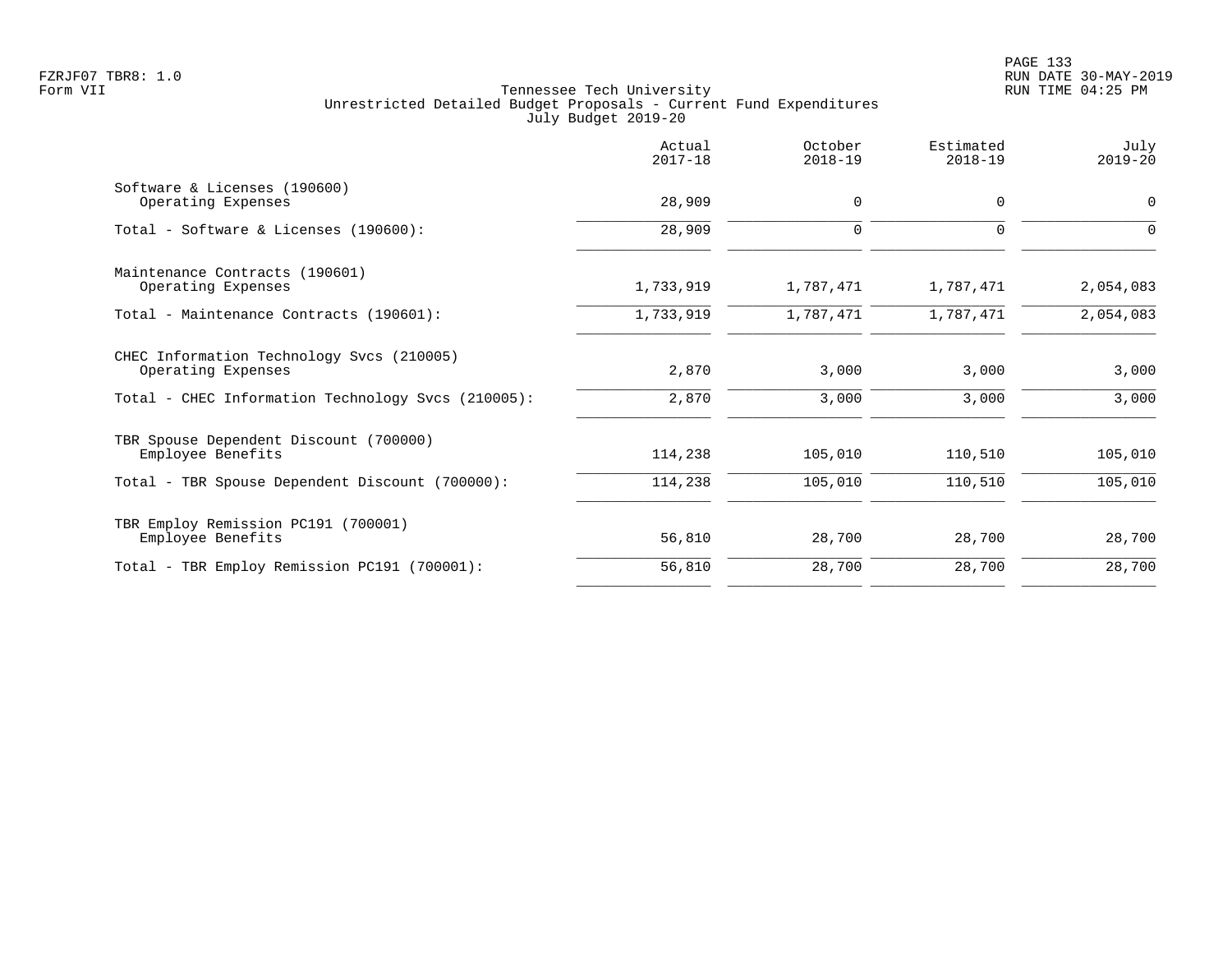Tennessee Tech University
Unrestricted Detailed Budget Proposals - Current Fund Expenditures
July Budget 2019-20

| | Actual 2017-18 | October 2018-19 | Estimated 2018-19 | July 2019-20 |
|---|---|---|---|---|
| Software & Licenses (190600) | | | | |
| Operating Expenses | 28,909 | 0 | 0 | 0 |
| Total - Software & Licenses (190600): | 28,909 | 0 | 0 | 0 |
| Maintenance Contracts (190601) | | | | |
| Operating Expenses | 1,733,919 | 1,787,471 | 1,787,471 | 2,054,083 |
| Total - Maintenance Contracts (190601): | 1,733,919 | 1,787,471 | 1,787,471 | 2,054,083 |
| CHEC Information Technology Svcs (210005) | | | | |
| Operating Expenses | 2,870 | 3,000 | 3,000 | 3,000 |
| Total - CHEC Information Technology Svcs (210005): | 2,870 | 3,000 | 3,000 | 3,000 |
| TBR Spouse Dependent Discount (700000) | | | | |
| Employee Benefits | 114,238 | 105,010 | 110,510 | 105,010 |
| Total - TBR Spouse Dependent Discount (700000): | 114,238 | 105,010 | 110,510 | 105,010 |
| TBR Employ Remission PC191 (700001) | | | | |
| Employee Benefits | 56,810 | 28,700 | 28,700 | 28,700 |
| Total - TBR Employ Remission PC191 (700001): | 56,810 | 28,700 | 28,700 | 28,700 |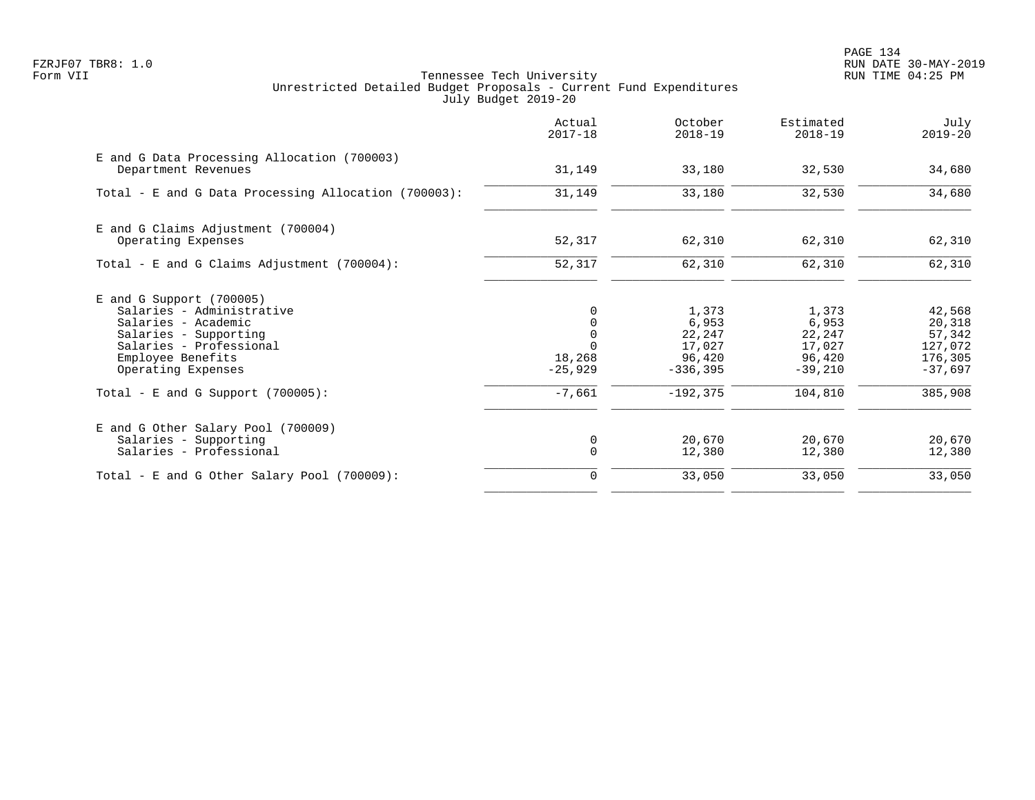Tennessee Tech University
Unrestricted Detailed Budget Proposals - Current Fund Expenditures
July Budget 2019-20

| | Actual 2017-18 | October 2018-19 | Estimated 2018-19 | July 2019-20 |
|---|---|---|---|---|
| E and G Data Processing Allocation (700003) | | | | |
| Department Revenues | 31,149 | 33,180 | 32,530 | 34,680 |
| Total - E and G Data Processing Allocation (700003): | 31,149 | 33,180 | 32,530 | 34,680 |
| E and G Claims Adjustment (700004) | | | | |
| Operating Expenses | 52,317 | 62,310 | 62,310 | 62,310 |
| Total - E and G Claims Adjustment (700004): | 52,317 | 62,310 | 62,310 | 62,310 |
| E and G Support (700005) | | | | |
| Salaries - Administrative | 0 | 1,373 | 1,373 | 42,568 |
| Salaries - Academic | 0 | 6,953 | 6,953 | 20,318 |
| Salaries - Supporting | 0 | 22,247 | 22,247 | 57,342 |
| Salaries - Professional | 0 | 17,027 | 17,027 | 127,072 |
| Employee Benefits | 18,268 | 96,420 | 96,420 | 176,305 |
| Operating Expenses | -25,929 | -336,395 | -39,210 | -37,697 |
| Total - E and G Support (700005): | -7,661 | -192,375 | 104,810 | 385,908 |
| E and G Other Salary Pool (700009) | | | | |
| Salaries - Supporting | 0 | 20,670 | 20,670 | 20,670 |
| Salaries - Professional | 0 | 12,380 | 12,380 | 12,380 |
| Total - E and G Other Salary Pool (700009): | 0 | 33,050 | 33,050 | 33,050 |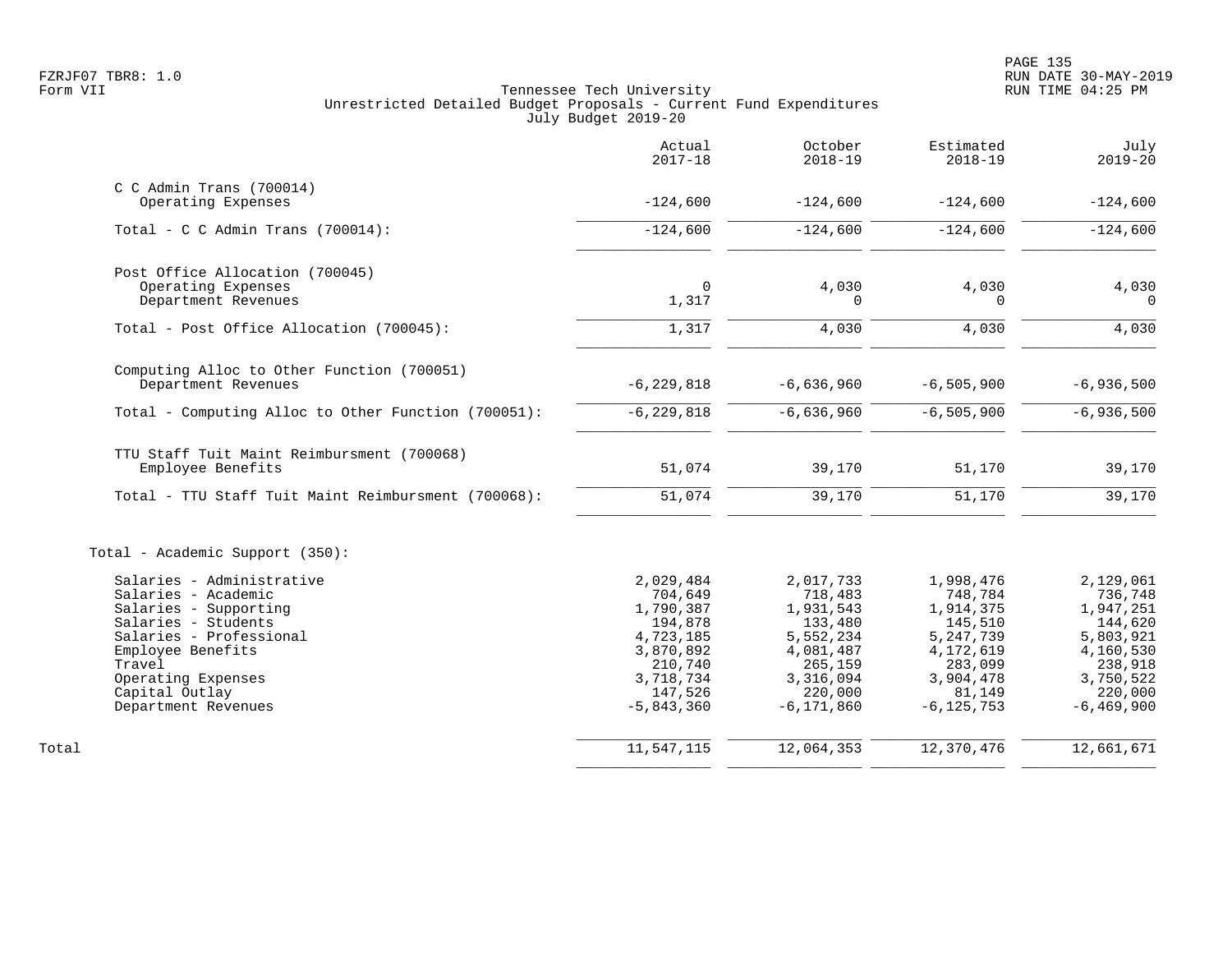Tennessee Tech University
Unrestricted Detailed Budget Proposals - Current Fund Expenditures
July Budget 2019-20

Form VII

| | Actual 2017-18 | October 2018-19 | Estimated 2018-19 | July 2019-20 |
|---|---|---|---|---|
| **C C Admin Trans (700014)** | | | | |
| Operating Expenses | -124,600 | -124,600 | -124,600 | -124,600 |
| Total - C C Admin Trans (700014): | -124,600 | -124,600 | -124,600 | -124,600 |
| **Post Office Allocation (700045)** | | | | |
| Operating Expenses | 0 | 4,030 | 4,030 | 4,030 |
| Department Revenues | 1,317 | 0 | 0 | 0 |
| Total - Post Office Allocation (700045): | 1,317 | 4,030 | 4,030 | 4,030 |
| **Computing Alloc to Other Function (700051)** | | | | |
| Department Revenues | -6,229,818 | -6,636,960 | -6,505,900 | -6,936,500 |
| Total - Computing Alloc to Other Function (700051): | -6,229,818 | -6,636,960 | -6,505,900 | -6,936,500 |
| **TTU Staff Tuit Maint Reimbursment (700068)** | | | | |
| Employee Benefits | 51,074 | 39,170 | 51,170 | 39,170 |
| Total - TTU Staff Tuit Maint Reimbursment (700068): | 51,074 | 39,170 | 51,170 | 39,170 |
| **Total - Academic Support (350):** | | | | |
| Salaries - Administrative | 2,029,484 | 2,017,733 | 1,998,476 | 2,129,061 |
| Salaries - Academic | 704,649 | 718,483 | 748,784 | 736,748 |
| Salaries - Supporting | 1,790,387 | 1,931,543 | 1,914,375 | 1,947,251 |
| Salaries - Students | 194,878 | 133,480 | 145,510 | 144,620 |
| Salaries - Professional | 4,723,185 | 5,552,234 | 5,247,739 | 5,803,921 |
| Employee Benefits | 3,870,892 | 4,081,487 | 4,172,619 | 4,160,530 |
| Travel | 210,740 | 265,159 | 283,099 | 238,918 |
| Operating Expenses | 3,718,734 | 3,316,094 | 3,904,478 | 3,750,522 |
| Capital Outlay | 147,526 | 220,000 | 81,149 | 220,000 |
| Department Revenues | -5,843,360 | -6,171,860 | -6,125,753 | -6,469,900 |
| Total | 11,547,115 | 12,064,353 | 12,370,476 | 12,661,671 |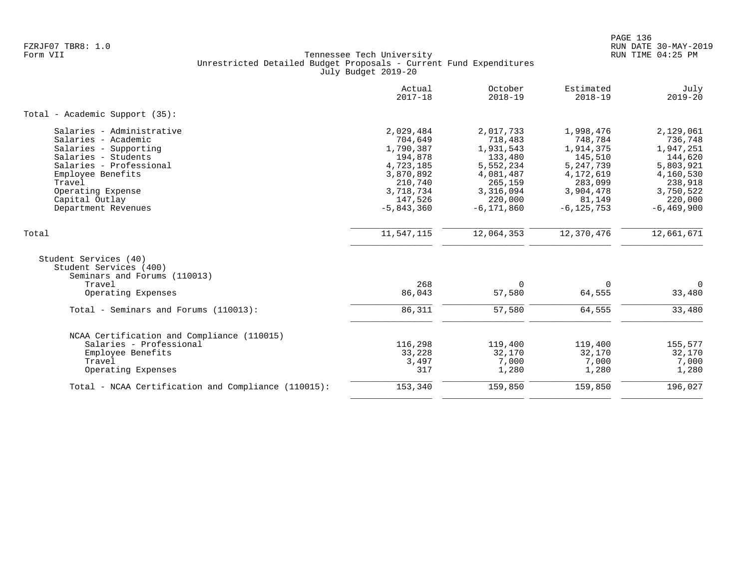Tennessee Tech University
Unrestricted Detailed Budget Proposals - Current Fund Expenditures
July Budget 2019-20

| | Actual 2017-18 | October 2018-19 | Estimated 2018-19 | July 2019-20 |
|---|---|---|---|---|
| **Total - Academic Support (35):** | | | | |
| Salaries - Administrative | 2,029,484 | 2,017,733 | 1,998,476 | 2,129,061 |
| Salaries - Academic | 704,649 | 718,483 | 748,784 | 736,748 |
| Salaries - Supporting | 1,790,387 | 1,931,543 | 1,914,375 | 1,947,251 |
| Salaries - Students | 194,878 | 133,480 | 145,510 | 144,620 |
| Salaries - Professional | 4,723,185 | 5,552,234 | 5,247,739 | 5,803,921 |
| Employee Benefits | 3,870,892 | 4,081,487 | 4,172,619 | 4,160,530 |
| Travel | 210,740 | 265,159 | 283,099 | 238,918 |
| Operating Expense | 3,718,734 | 3,316,094 | 3,904,478 | 3,750,522 |
| Capital Outlay | 147,526 | 220,000 | 81,149 | 220,000 |
| Department Revenues | -5,843,360 | -6,171,860 | -6,125,753 | -6,469,900 |
| Total | 11,547,115 | 12,064,353 | 12,370,476 | 12,661,671 |
| Student Services (40) | | | | |
| Student Services (400) | | | | |
| Seminars and Forums (110013) | | | | |
| Travel | 268 | 0 | 0 | 0 |
| Operating Expenses | 86,043 | 57,580 | 64,555 | 33,480 |
| Total - Seminars and Forums (110013): | 86,311 | 57,580 | 64,555 | 33,480 |
| NCAA Certification and Compliance (110015) | | | | |
| Salaries - Professional | 116,298 | 119,400 | 119,400 | 155,577 |
| Employee Benefits | 33,228 | 32,170 | 32,170 | 32,170 |
| Travel | 3,497 | 7,000 | 7,000 | 7,000 |
| Operating Expenses | 317 | 1,280 | 1,280 | 1,280 |
| Total - NCAA Certification and Compliance (110015): | 153,340 | 159,850 | 159,850 | 196,027 |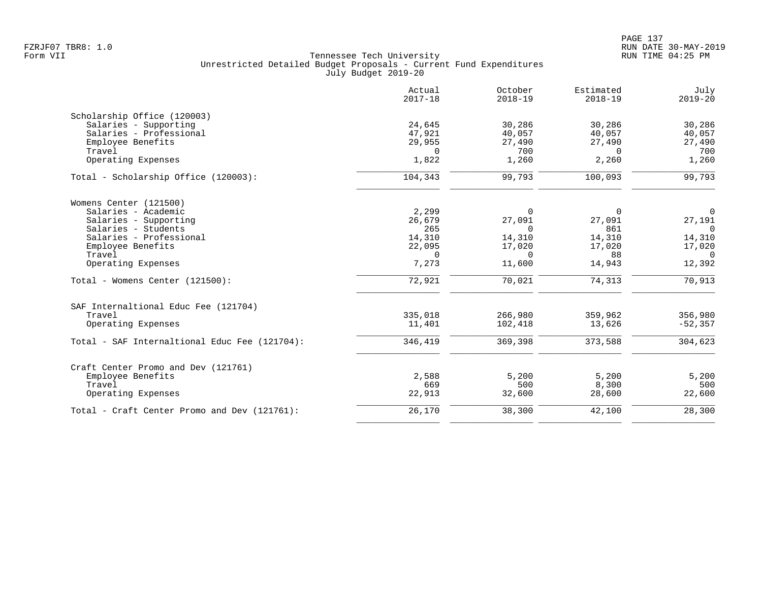Tennessee Tech University
Unrestricted Detailed Budget Proposals - Current Fund Expenditures
July Budget 2019-20

|  | Actual 2017-18 | October 2018-19 | Estimated 2018-19 | July 2019-20 |
|---|---|---|---|---|
| Scholarship Office (120003) |  |  |  |  |
| Salaries - Supporting | 24,645 | 30,286 | 30,286 | 30,286 |
| Salaries - Professional | 47,921 | 40,057 | 40,057 | 40,057 |
| Employee Benefits | 29,955 | 27,490 | 27,490 | 27,490 |
| Travel | 0 | 700 | 0 | 700 |
| Operating Expenses | 1,822 | 1,260 | 2,260 | 1,260 |
| Total - Scholarship Office (120003): | 104,343 | 99,793 | 100,093 | 99,793 |
| Womens Center (121500) |  |  |  |  |
| Salaries - Academic | 2,299 | 0 | 0 | 0 |
| Salaries - Supporting | 26,679 | 27,091 | 27,091 | 27,191 |
| Salaries - Students | 265 | 0 | 861 | 0 |
| Salaries - Professional | 14,310 | 14,310 | 14,310 | 14,310 |
| Employee Benefits | 22,095 | 17,020 | 17,020 | 17,020 |
| Travel | 0 | 0 | 88 | 0 |
| Operating Expenses | 7,273 | 11,600 | 14,943 | 12,392 |
| Total - Womens Center (121500): | 72,921 | 70,021 | 74,313 | 70,913 |
| SAF Internaltional Educ Fee (121704) |  |  |  |  |
| Travel | 335,018 | 266,980 | 359,962 | 356,980 |
| Operating Expenses | 11,401 | 102,418 | 13,626 | -52,357 |
| Total - SAF Internaltional Educ Fee (121704): | 346,419 | 369,398 | 373,588 | 304,623 |
| Craft Center Promo and Dev (121761) |  |  |  |  |
| Employee Benefits | 2,588 | 5,200 | 5,200 | 5,200 |
| Travel | 669 | 500 | 8,300 | 500 |
| Operating Expenses | 22,913 | 32,600 | 28,600 | 22,600 |
| Total - Craft Center Promo and Dev (121761): | 26,170 | 38,300 | 42,100 | 28,300 |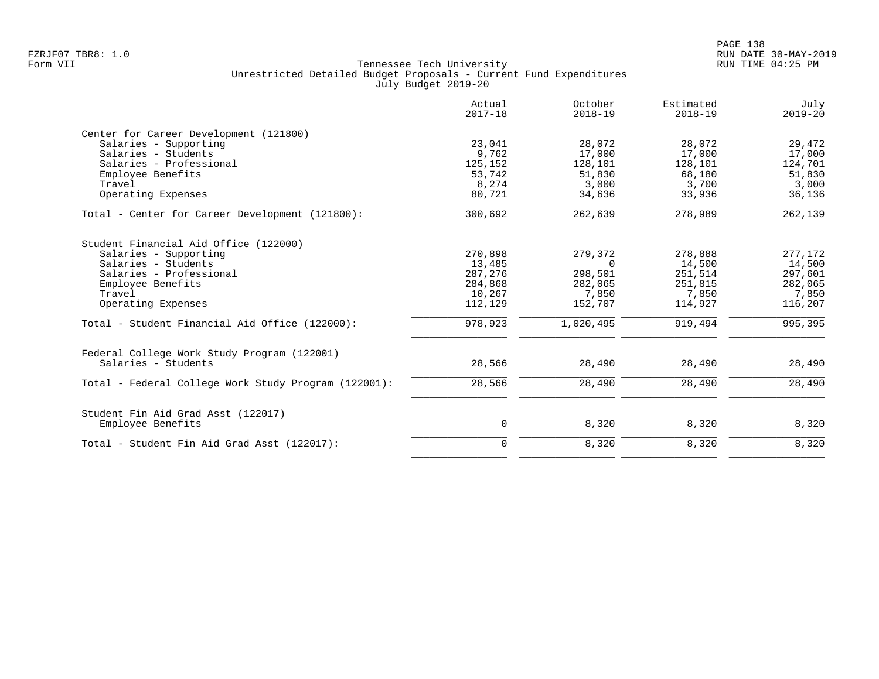Tennessee Tech University
Unrestricted Detailed Budget Proposals - Current Fund Expenditures
July Budget 2019-20

| | Actual 2017-18 | October 2018-19 | Estimated 2018-19 | July 2019-20 |
|---|---|---|---|---|
| **Center for Career Development (121800)** | | | | |
| Salaries - Supporting | 23,041 | 28,072 | 28,072 | 29,472 |
| Salaries - Students | 9,762 | 17,000 | 17,000 | 17,000 |
| Salaries - Professional | 125,152 | 128,101 | 128,101 | 124,701 |
| Employee Benefits | 53,742 | 51,830 | 68,180 | 51,830 |
| Travel | 8,274 | 3,000 | 3,700 | 3,000 |
| Operating Expenses | 80,721 | 34,636 | 33,936 | 36,136 |
| Total - Center for Career Development (121800): | 300,692 | 262,639 | 278,989 | 262,139 |
| **Student Financial Aid Office (122000)** | | | | |
| Salaries - Supporting | 270,898 | 279,372 | 278,888 | 277,172 |
| Salaries - Students | 13,485 | 0 | 14,500 | 14,500 |
| Salaries - Professional | 287,276 | 298,501 | 251,514 | 297,601 |
| Employee Benefits | 284,868 | 282,065 | 251,815 | 282,065 |
| Travel | 10,267 | 7,850 | 7,850 | 7,850 |
| Operating Expenses | 112,129 | 152,707 | 114,927 | 116,207 |
| Total - Student Financial Aid Office (122000): | 978,923 | 1,020,495 | 919,494 | 995,395 |
| **Federal College Work Study Program (122001)** | | | | |
| Salaries - Students | 28,566 | 28,490 | 28,490 | 28,490 |
| Total - Federal College Work Study Program (122001): | 28,566 | 28,490 | 28,490 | 28,490 |
| **Student Fin Aid Grad Asst (122017)** | | | | |
| Employee Benefits | 0 | 8,320 | 8,320 | 8,320 |
| Total - Student Fin Aid Grad Asst (122017): | 0 | 8,320 | 8,320 | 8,320 |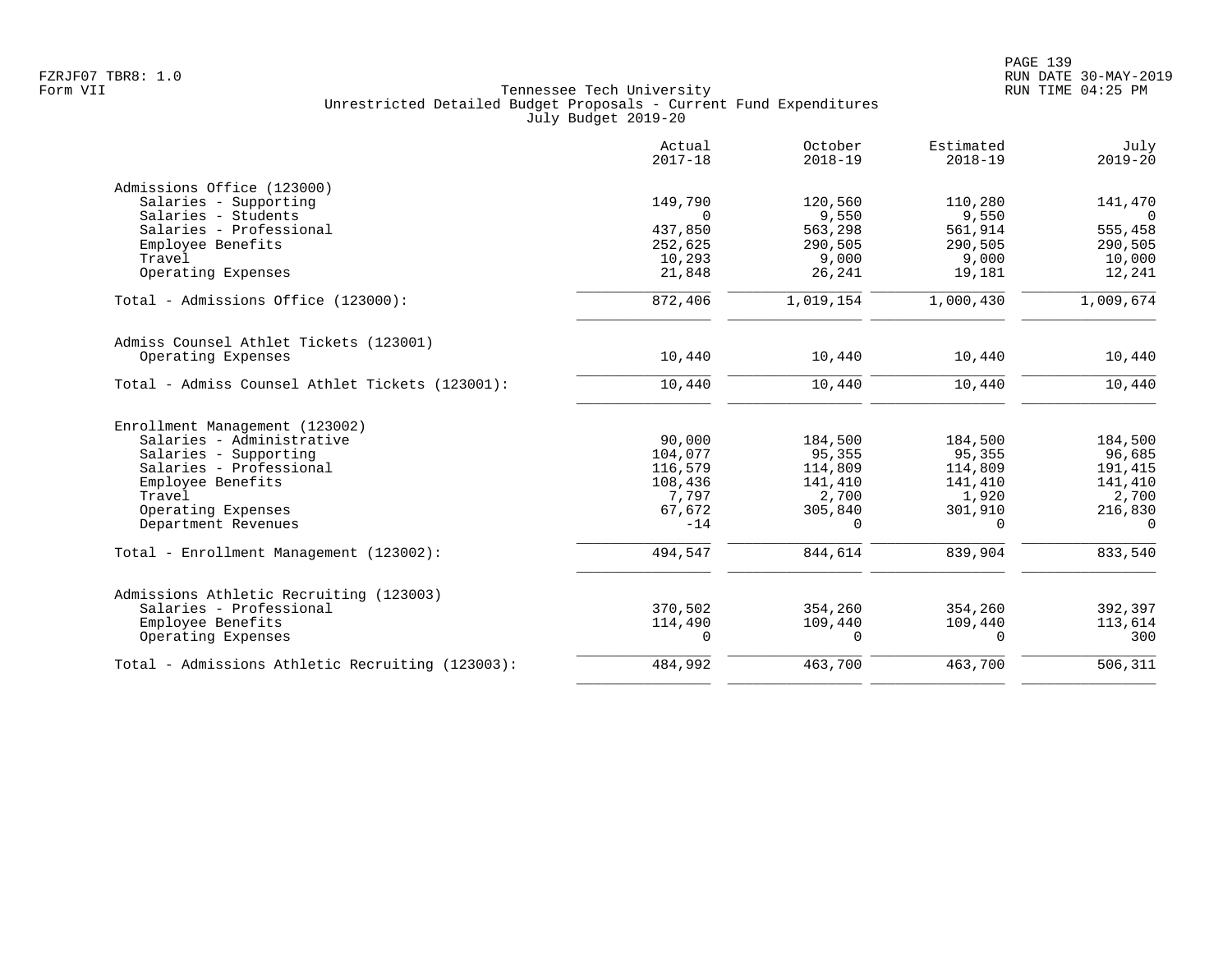Tennessee Tech University
Unrestricted Detailed Budget Proposals - Current Fund Expenditures
July Budget 2019-20

| | Actual 2017-18 | October 2018-19 | Estimated 2018-19 | July 2019-20 |
|---|---|---|---|---|
| **Admissions Office (123000)** | | | | |
| Salaries - Supporting | 149,790 | 120,560 | 110,280 | 141,470 |
| Salaries - Students | 0 | 9,550 | 9,550 | 0 |
| Salaries - Professional | 437,850 | 563,298 | 561,914 | 555,458 |
| Employee Benefits | 252,625 | 290,505 | 290,505 | 290,505 |
| Travel | 10,293 | 9,000 | 9,000 | 10,000 |
| Operating Expenses | 21,848 | 26,241 | 19,181 | 12,241 |
| Total - Admissions Office (123000): | 872,406 | 1,019,154 | 1,000,430 | 1,009,674 |
| **Admiss Counsel Athlet Tickets (123001)** | | | | |
| Operating Expenses | 10,440 | 10,440 | 10,440 | 10,440 |
| Total - Admiss Counsel Athlet Tickets (123001): | 10,440 | 10,440 | 10,440 | 10,440 |
| **Enrollment Management (123002)** | | | | |
| Salaries - Administrative | 90,000 | 184,500 | 184,500 | 184,500 |
| Salaries - Supporting | 104,077 | 95,355 | 95,355 | 96,685 |
| Salaries - Professional | 116,579 | 114,809 | 114,809 | 191,415 |
| Employee Benefits | 108,436 | 141,410 | 141,410 | 141,410 |
| Travel | 7,797 | 2,700 | 1,920 | 2,700 |
| Operating Expenses | 67,672 | 305,840 | 301,910 | 216,830 |
| Department Revenues | -14 | 0 | 0 | 0 |
| Total - Enrollment Management (123002): | 494,547 | 844,614 | 839,904 | 833,540 |
| **Admissions Athletic Recruiting (123003)** | | | | |
| Salaries - Professional | 370,502 | 354,260 | 354,260 | 392,397 |
| Employee Benefits | 114,490 | 109,440 | 109,440 | 113,614 |
| Operating Expenses | 0 | 0 | 0 | 300 |
| Total - Admissions Athletic Recruiting (123003): | 484,992 | 463,700 | 463,700 | 506,311 |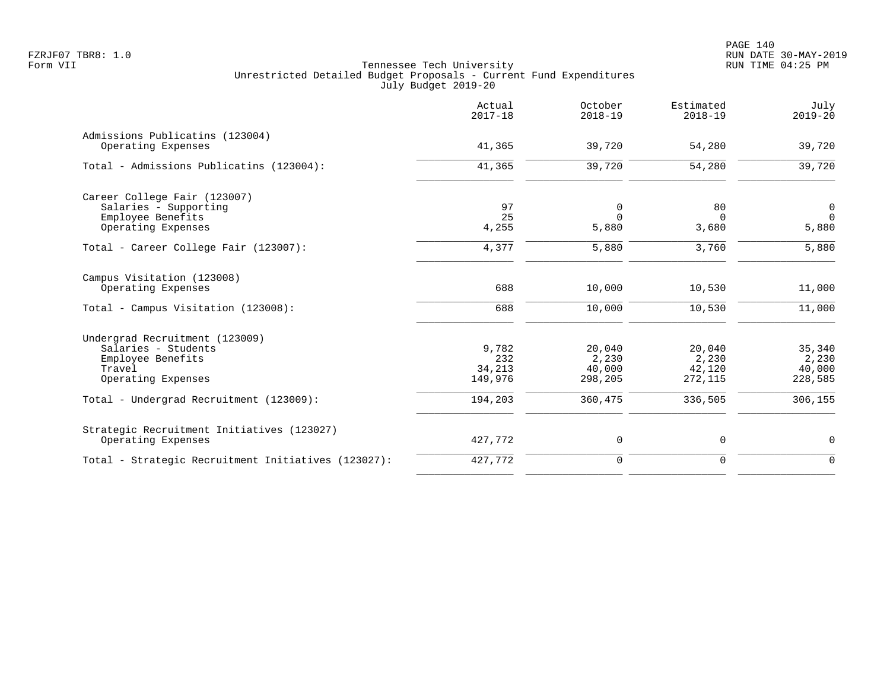Tennessee Tech University
Unrestricted Detailed Budget Proposals - Current Fund Expenditures
July Budget 2019-20

| | Actual 2017-18 | October 2018-19 | Estimated 2018-19 | July 2019-20 |
|---|---|---|---|---|
| **Admissions Publicatins (123004)** | | | | |
| Operating Expenses | 41,365 | 39,720 | 54,280 | 39,720 |
| Total - Admissions Publicatins (123004): | 41,365 | 39,720 | 54,280 | 39,720 |
| **Career College Fair (123007)** | | | | |
| Salaries - Supporting | 97 | 0 | 80 | 0 |
| Employee Benefits | 25 | 0 | 0 | 0 |
| Operating Expenses | 4,255 | 5,880 | 3,680 | 5,880 |
| Total - Career College Fair (123007): | 4,377 | 5,880 | 3,760 | 5,880 |
| **Campus Visitation (123008)** | | | | |
| Operating Expenses | 688 | 10,000 | 10,530 | 11,000 |
| Total - Campus Visitation (123008): | 688 | 10,000 | 10,530 | 11,000 |
| **Undergrad Recruitment (123009)** | | | | |
| Salaries - Students | 9,782 | 20,040 | 20,040 | 35,340 |
| Employee Benefits | 232 | 2,230 | 2,230 | 2,230 |
| Travel | 34,213 | 40,000 | 42,120 | 40,000 |
| Operating Expenses | 149,976 | 298,205 | 272,115 | 228,585 |
| Total - Undergrad Recruitment (123009): | 194,203 | 360,475 | 336,505 | 306,155 |
| **Strategic Recruitment Initiatives (123027)** | | | | |
| Operating Expenses | 427,772 | 0 | 0 | 0 |
| Total - Strategic Recruitment Initiatives (123027): | 427,772 | 0 | 0 | 0 |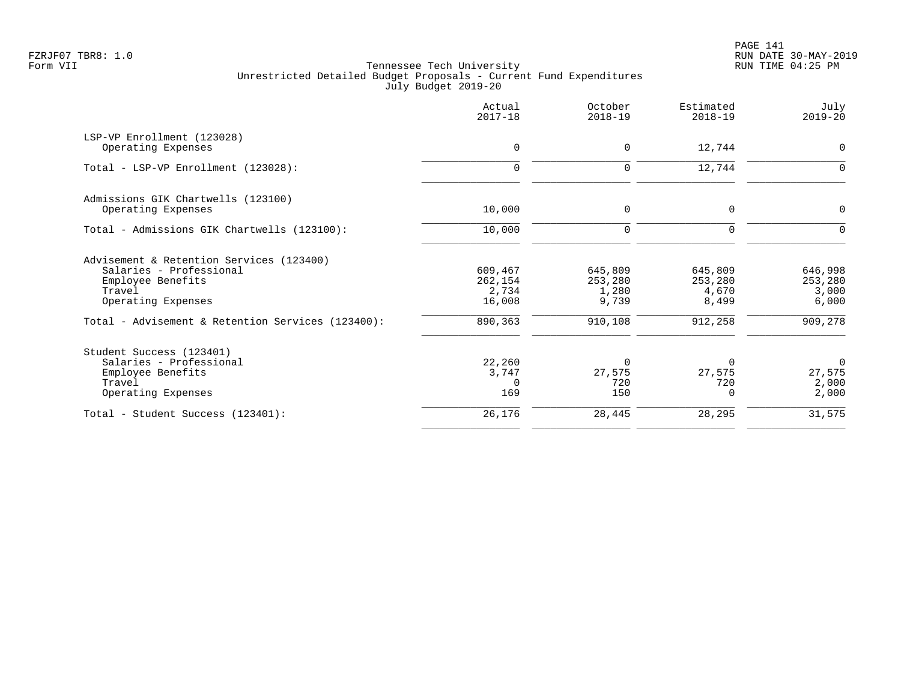Tennessee Tech University
Unrestricted Detailed Budget Proposals - Current Fund Expenditures
July Budget 2019-20

| | Actual 2017-18 | October 2018-19 | Estimated 2018-19 | July 2019-20 |
|---|---|---|---|---|
| LSP-VP Enrollment (123028) | | | | |
| Operating Expenses | 0 | 0 | 12,744 | 0 |
| Total - LSP-VP Enrollment (123028): | 0 | 0 | 12,744 | 0 |
| Admissions GIK Chartwells (123100) | | | | |
| Operating Expenses | 10,000 | 0 | 0 | 0 |
| Total - Admissions GIK Chartwells (123100): | 10,000 | 0 | 0 | 0 |
| Advisement & Retention Services (123400) | | | | |
| Salaries - Professional | 609,467 | 645,809 | 645,809 | 646,998 |
| Employee Benefits | 262,154 | 253,280 | 253,280 | 253,280 |
| Travel | 2,734 | 1,280 | 4,670 | 3,000 |
| Operating Expenses | 16,008 | 9,739 | 8,499 | 6,000 |
| Total - Advisement & Retention Services (123400): | 890,363 | 910,108 | 912,258 | 909,278 |
| Student Success (123401) | | | | |
| Salaries - Professional | 22,260 | 0 | 0 | 0 |
| Employee Benefits | 3,747 | 27,575 | 27,575 | 27,575 |
| Travel | 0 | 720 | 720 | 2,000 |
| Operating Expenses | 169 | 150 | 0 | 2,000 |
| Total - Student Success (123401): | 26,176 | 28,445 | 28,295 | 31,575 |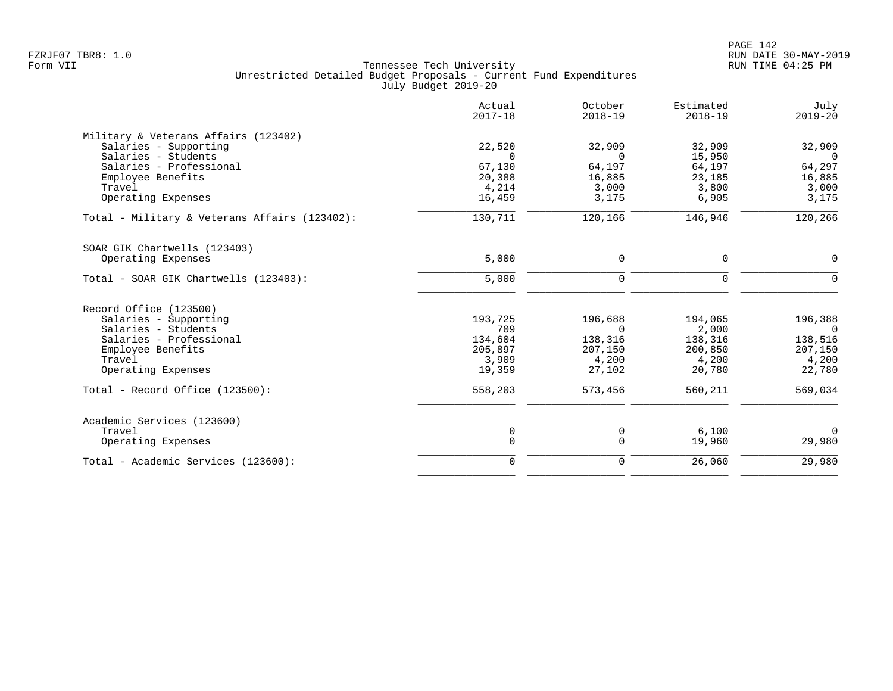Tennessee Tech University
Unrestricted Detailed Budget Proposals - Current Fund Expenditures
July Budget 2019-20

Form VII

| | Actual 2017-18 | October 2018-19 | Estimated 2018-19 | July 2019-20 |
|---|---|---|---|---|
| **Military & Veterans Affairs (123402)** | | | | |
| Salaries - Supporting | 22,520 | 32,909 | 32,909 | 32,909 |
| Salaries - Students | 0 | 0 | 15,950 | 0 |
| Salaries - Professional | 67,130 | 64,197 | 64,197 | 64,297 |
| Employee Benefits | 20,388 | 16,885 | 23,185 | 16,885 |
| Travel | 4,214 | 3,000 | 3,800 | 3,000 |
| Operating Expenses | 16,459 | 3,175 | 6,905 | 3,175 |
| Total - Military & Veterans Affairs (123402): | 130,711 | 120,166 | 146,946 | 120,266 |
| **SOAR GIK Chartwells (123403)** | | | | |
| Operating Expenses | 5,000 | 0 | 0 | 0 |
| Total - SOAR GIK Chartwells (123403): | 5,000 | 0 | 0 | 0 |
| **Record Office (123500)** | | | | |
| Salaries - Supporting | 193,725 | 196,688 | 194,065 | 196,388 |
| Salaries - Students | 709 | 0 | 2,000 | 0 |
| Salaries - Professional | 134,604 | 138,316 | 138,316 | 138,516 |
| Employee Benefits | 205,897 | 207,150 | 200,850 | 207,150 |
| Travel | 3,909 | 4,200 | 4,200 | 4,200 |
| Operating Expenses | 19,359 | 27,102 | 20,780 | 22,780 |
| Total - Record Office (123500): | 558,203 | 573,456 | 560,211 | 569,034 |
| **Academic Services (123600)** | | | | |
| Travel | 0 | 0 | 6,100 | 0 |
| Operating Expenses | 0 | 0 | 19,960 | 29,980 |
| Total - Academic Services (123600): | 0 | 0 | 26,060 | 29,980 |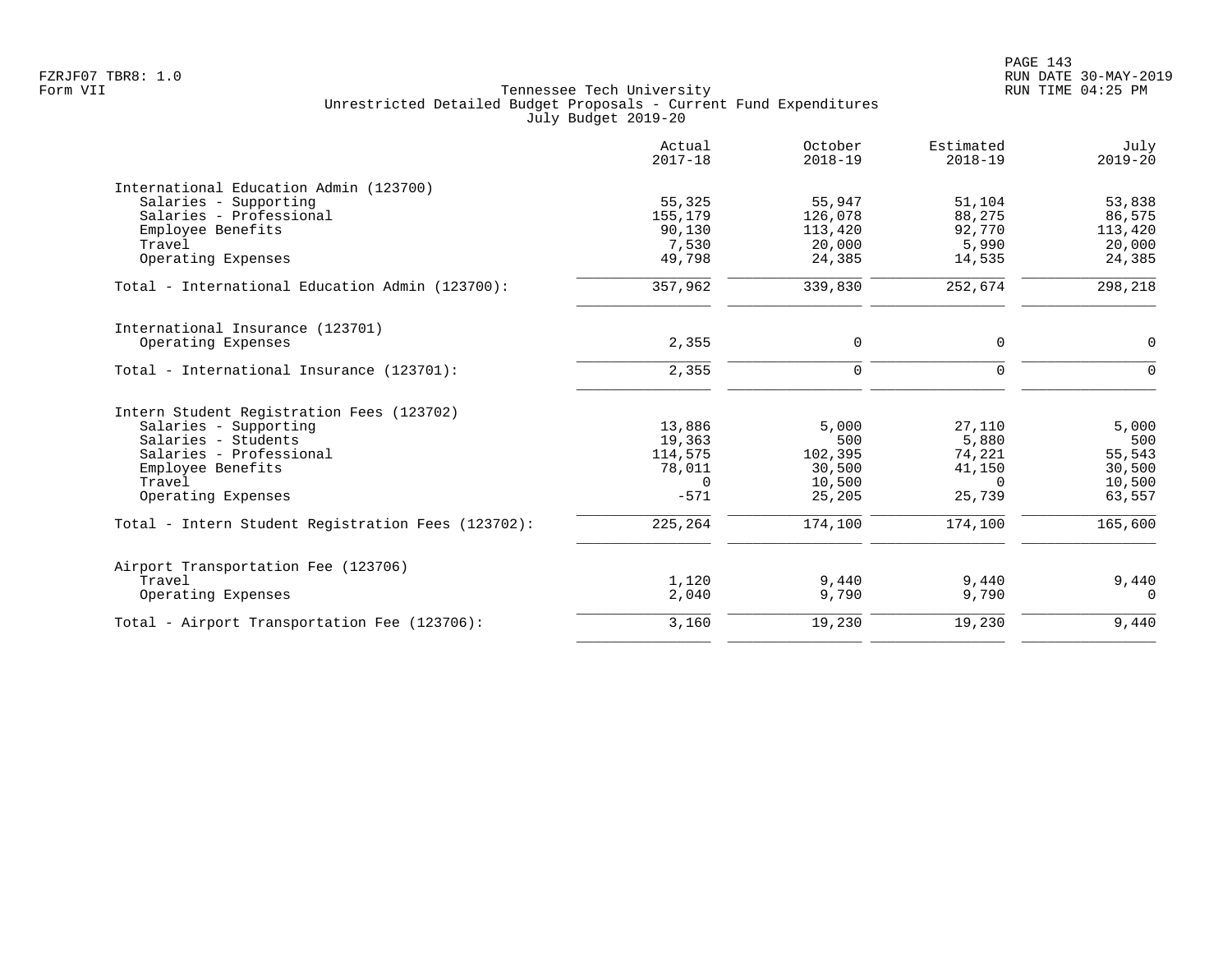Tennessee Tech University
Unrestricted Detailed Budget Proposals - Current Fund Expenditures
July Budget 2019-20

| | Actual 2017-18 | October 2018-19 | Estimated 2018-19 | July 2019-20 |
|---|---|---|---|---|
| **International Education Admin (123700)** | | | | |
| Salaries - Supporting | 55,325 | 55,947 | 51,104 | 53,838 |
| Salaries - Professional | 155,179 | 126,078 | 88,275 | 86,575 |
| Employee Benefits | 90,130 | 113,420 | 92,770 | 113,420 |
| Travel | 7,530 | 20,000 | 5,990 | 20,000 |
| Operating Expenses | 49,798 | 24,385 | 14,535 | 24,385 |
| Total - International Education Admin (123700): | 357,962 | 339,830 | 252,674 | 298,218 |
| **International Insurance (123701)** | | | | |
| Operating Expenses | 2,355 | 0 | 0 | 0 |
| Total - International Insurance (123701): | 2,355 | 0 | 0 | 0 |
| **Intern Student Registration Fees (123702)** | | | | |
| Salaries - Supporting | 13,886 | 5,000 | 27,110 | 5,000 |
| Salaries - Students | 19,363 | 500 | 5,880 | 500 |
| Salaries - Professional | 114,575 | 102,395 | 74,221 | 55,543 |
| Employee Benefits | 78,011 | 30,500 | 41,150 | 30,500 |
| Travel | 0 | 10,500 | 0 | 10,500 |
| Operating Expenses | -571 | 25,205 | 25,739 | 63,557 |
| Total - Intern Student Registration Fees (123702): | 225,264 | 174,100 | 174,100 | 165,600 |
| **Airport Transportation Fee (123706)** | | | | |
| Travel | 1,120 | 9,440 | 9,440 | 9,440 |
| Operating Expenses | 2,040 | 9,790 | 9,790 | 0 |
| Total - Airport Transportation Fee (123706): | 3,160 | 19,230 | 19,230 | 9,440 |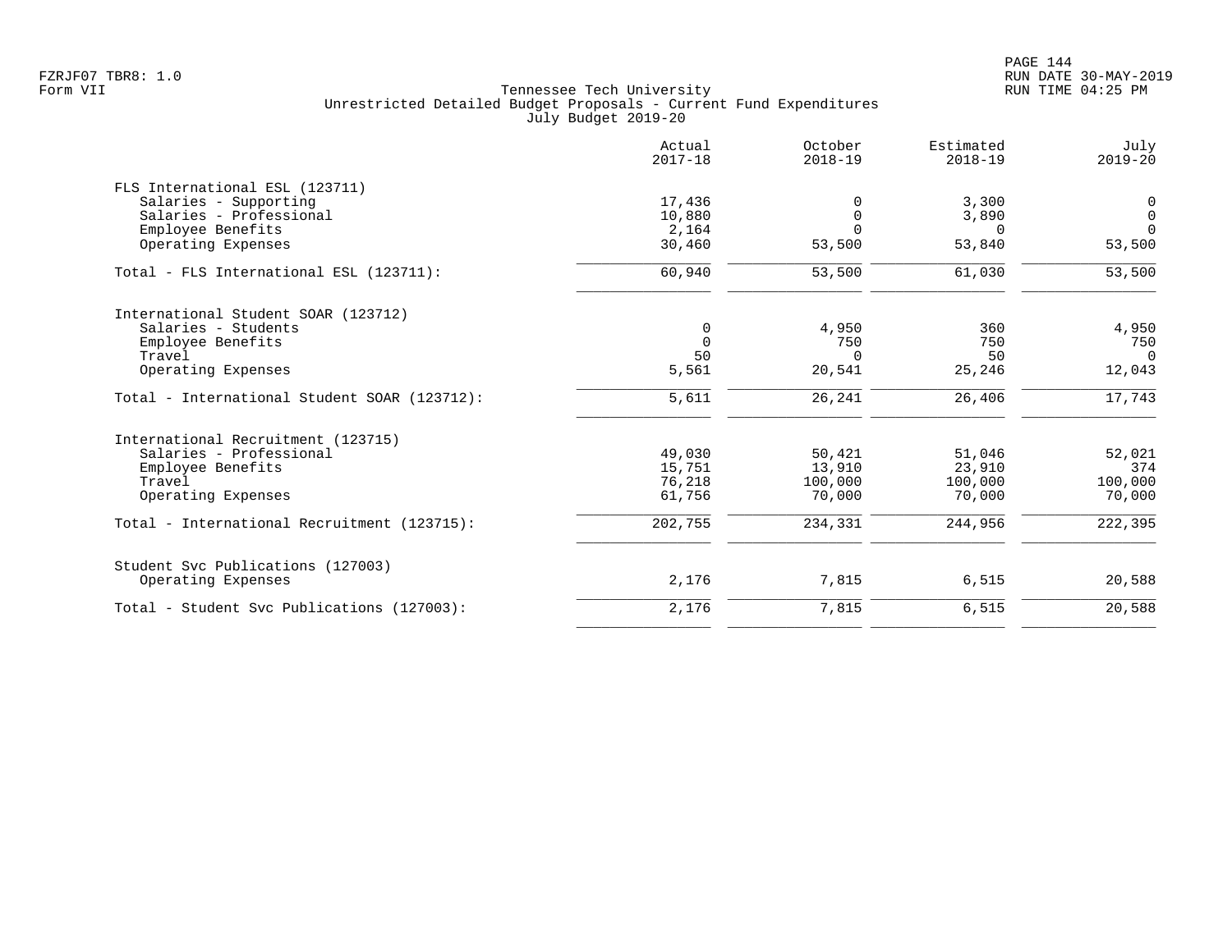Tennessee Tech University
Unrestricted Detailed Budget Proposals - Current Fund Expenditures
July Budget 2019-20

Form VII

| | Actual 2017-18 | October 2018-19 | Estimated 2018-19 | July 2019-20 |
|---|---|---|---|---|
| **FLS International ESL (123711)** | | | | |
| Salaries - Supporting | 17,436 | 0 | 3,300 | 0 |
| Salaries - Professional | 10,880 | 0 | 3,890 | 0 |
| Employee Benefits | 2,164 | 0 | 0 | 0 |
| Operating Expenses | 30,460 | 53,500 | 53,840 | 53,500 |
| Total - FLS International ESL (123711): | 60,940 | 53,500 | 61,030 | 53,500 |
| **International Student SOAR (123712)** | | | | |
| Salaries - Students | 0 | 4,950 | 360 | 4,950 |
| Employee Benefits | 0 | 750 | 750 | 750 |
| Travel | 50 | 0 | 50 | 0 |
| Operating Expenses | 5,561 | 20,541 | 25,246 | 12,043 |
| Total - International Student SOAR (123712): | 5,611 | 26,241 | 26,406 | 17,743 |
| **International Recruitment (123715)** | | | | |
| Salaries - Professional | 49,030 | 50,421 | 51,046 | 52,021 |
| Employee Benefits | 15,751 | 13,910 | 23,910 | 374 |
| Travel | 76,218 | 100,000 | 100,000 | 100,000 |
| Operating Expenses | 61,756 | 70,000 | 70,000 | 70,000 |
| Total - International Recruitment (123715): | 202,755 | 234,331 | 244,956 | 222,395 |
| **Student Svc Publications (127003)** | | | | |
| Operating Expenses | 2,176 | 7,815 | 6,515 | 20,588 |
| Total - Student Svc Publications (127003): | 2,176 | 7,815 | 6,515 | 20,588 |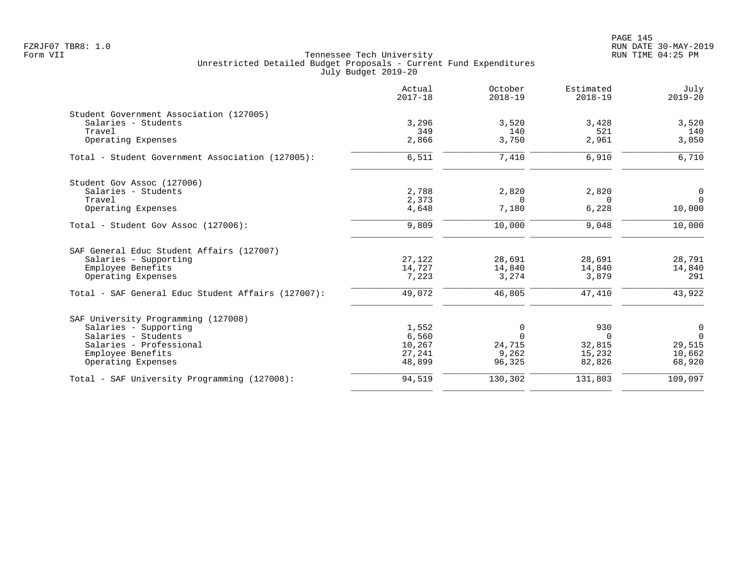Tennessee Tech University
Unrestricted Detailed Budget Proposals - Current Fund Expenditures
July Budget 2019-20

| | Actual 2017-18 | October 2018-19 | Estimated 2018-19 | July 2019-20 |
|---|---:|---:|---:|---:|
| **Student Government Association (127005)** | | | | |
| Salaries - Students | 3,296 | 3,520 | 3,428 | 3,520 |
| Travel | 349 | 140 | 521 | 140 |
| Operating Expenses | 2,866 | 3,750 | 2,961 | 3,050 |
| Total - Student Government Association (127005): | 6,511 | 7,410 | 6,910 | 6,710 |
| **Student Gov Assoc (127006)** | | | | |
| Salaries - Students | 2,788 | 2,820 | 2,820 | 0 |
| Travel | 2,373 | 0 | 0 | 0 |
| Operating Expenses | 4,648 | 7,180 | 6,228 | 10,000 |
| Total - Student Gov Assoc (127006): | 9,809 | 10,000 | 9,048 | 10,000 |
| **SAF General Educ Student Affairs (127007)** | | | | |
| Salaries - Supporting | 27,122 | 28,691 | 28,691 | 28,791 |
| Employee Benefits | 14,727 | 14,840 | 14,840 | 14,840 |
| Operating Expenses | 7,223 | 3,274 | 3,879 | 291 |
| Total - SAF General Educ Student Affairs (127007): | 49,072 | 46,805 | 47,410 | 43,922 |
| **SAF University Programming (127008)** | | | | |
| Salaries - Supporting | 1,552 | 0 | 930 | 0 |
| Salaries - Students | 6,560 | 0 | 0 | 0 |
| Salaries - Professional | 10,267 | 24,715 | 32,815 | 29,515 |
| Employee Benefits | 27,241 | 9,262 | 15,232 | 10,662 |
| Operating Expenses | 48,899 | 96,325 | 82,826 | 68,920 |
| Total - SAF University Programming (127008): | 94,519 | 130,302 | 131,803 | 109,097 |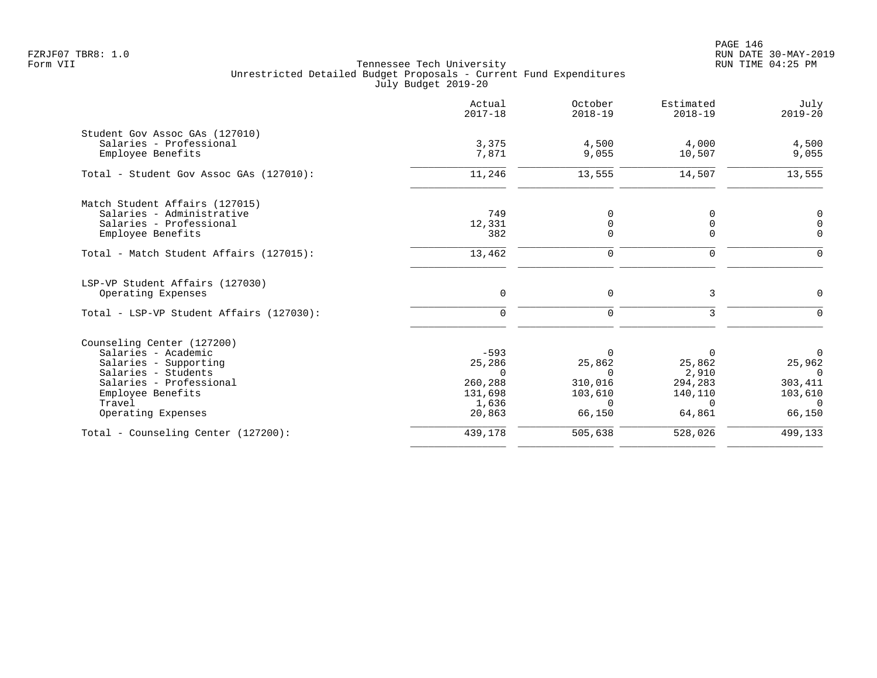Tennessee Tech University
Unrestricted Detailed Budget Proposals - Current Fund Expenditures
July Budget 2019-20

| | Actual 2017-18 | October 2018-19 | Estimated 2018-19 | July 2019-20 |
|---|---|---|---|---|
| **Student Gov Assoc GAs (127010)** | | | | |
| Salaries - Professional | 3,375 | 4,500 | 4,000 | 4,500 |
| Employee Benefits | 7,871 | 9,055 | 10,507 | 9,055 |
| Total - Student Gov Assoc GAs (127010): | 11,246 | 13,555 | 14,507 | 13,555 |
| **Match Student Affairs (127015)** | | | | |
| Salaries - Administrative | 749 | 0 | 0 | 0 |
| Salaries - Professional | 12,331 | 0 | 0 | 0 |
| Employee Benefits | 382 | 0 | 0 | 0 |
| Total - Match Student Affairs (127015): | 13,462 | 0 | 0 | 0 |
| **LSP-VP Student Affairs (127030)** | | | | |
| Operating Expenses | 0 | 0 | 3 | 0 |
| Total - LSP-VP Student Affairs (127030): | 0 | 0 | 3 | 0 |
| **Counseling Center (127200)** | | | | |
| Salaries - Academic | -593 | 0 | 0 | 0 |
| Salaries - Supporting | 25,286 | 25,862 | 25,862 | 25,962 |
| Salaries - Students | 0 | 0 | 2,910 | 0 |
| Salaries - Professional | 260,288 | 310,016 | 294,283 | 303,411 |
| Employee Benefits | 131,698 | 103,610 | 140,110 | 103,610 |
| Travel | 1,636 | 0 | 0 | 0 |
| Operating Expenses | 20,863 | 66,150 | 64,861 | 66,150 |
| Total - Counseling Center (127200): | 439,178 | 505,638 | 528,026 | 499,133 |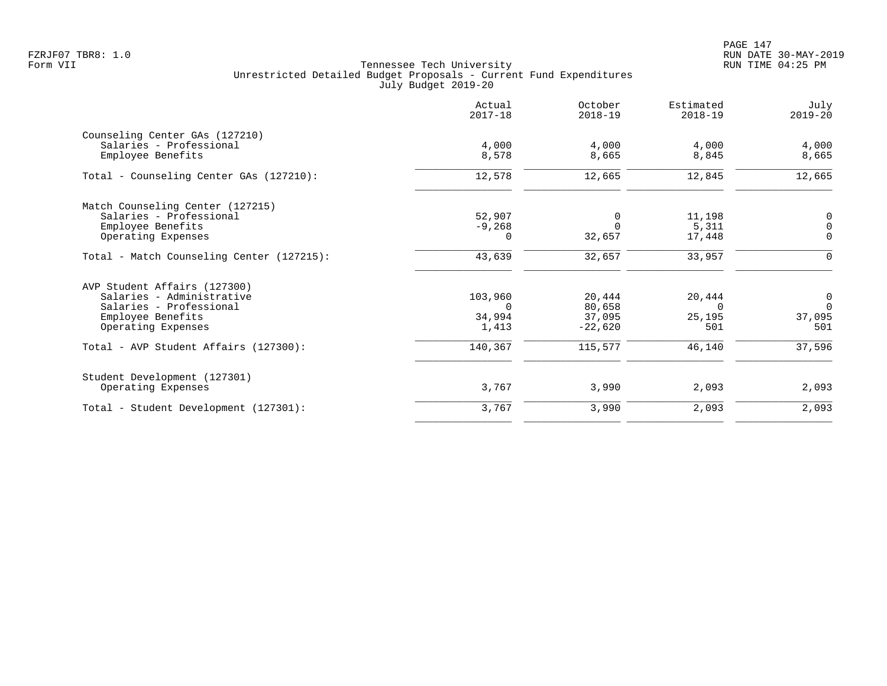Tennessee Tech University
Unrestricted Detailed Budget Proposals - Current Fund Expenditures
July Budget 2019-20

FZRJF07 TBR8: 1.0
Form VII

RUN DATE 30-MAY-2019
RUN TIME 04:25 PM

| | Actual 2017-18 | October 2018-19 | Estimated 2018-19 | July 2019-20 |
|---|---|---|---|---|
| **Counseling Center GAs (127210)** | | | | |
| Salaries - Professional | 4,000 | 4,000 | 4,000 | 4,000 |
| Employee Benefits | 8,578 | 8,665 | 8,845 | 8,665 |
| Total - Counseling Center GAs (127210): | 12,578 | 12,665 | 12,845 | 12,665 |
| **Match Counseling Center (127215)** | | | | |
| Salaries - Professional | 52,907 | 0 | 11,198 | 0 |
| Employee Benefits | -9,268 | 0 | 5,311 | 0 |
| Operating Expenses | 0 | 32,657 | 17,448 | 0 |
| Total - Match Counseling Center (127215): | 43,639 | 32,657 | 33,957 | 0 |
| **AVP Student Affairs (127300)** | | | | |
| Salaries - Administrative | 103,960 | 20,444 | 20,444 | 0 |
| Salaries - Professional | 0 | 80,658 | 0 | 0 |
| Employee Benefits | 34,994 | 37,095 | 25,195 | 37,095 |
| Operating Expenses | 1,413 | -22,620 | 501 | 501 |
| Total - AVP Student Affairs (127300): | 140,367 | 115,577 | 46,140 | 37,596 |
| **Student Development (127301)** | | | | |
| Operating Expenses | 3,767 | 3,990 | 2,093 | 2,093 |
| Total - Student Development (127301): | 3,767 | 3,990 | 2,093 | 2,093 |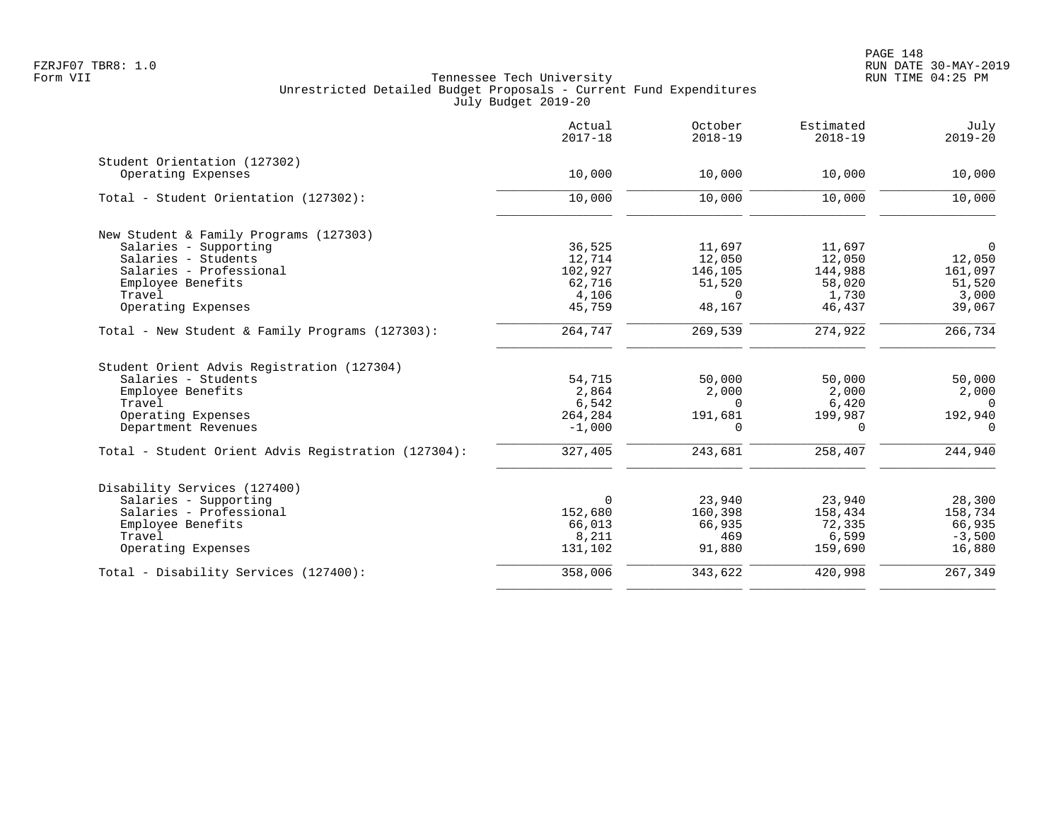Tennessee Tech University
Unrestricted Detailed Budget Proposals - Current Fund Expenditures
July Budget 2019-20

| | Actual 2017-18 | October 2018-19 | Estimated 2018-19 | July 2019-20 |
|---|---|---|---|---|
| **Student Orientation (127302)** | | | | |
| Operating Expenses | 10,000 | 10,000 | 10,000 | 10,000 |
| Total - Student Orientation (127302): | 10,000 | 10,000 | 10,000 | 10,000 |
| **New Student & Family Programs (127303)** | | | | |
| Salaries - Supporting | 36,525 | 11,697 | 11,697 | 0 |
| Salaries - Students | 12,714 | 12,050 | 12,050 | 12,050 |
| Salaries - Professional | 102,927 | 146,105 | 144,988 | 161,097 |
| Employee Benefits | 62,716 | 51,520 | 58,020 | 51,520 |
| Travel | 4,106 | 0 | 1,730 | 3,000 |
| Operating Expenses | 45,759 | 48,167 | 46,437 | 39,067 |
| Total - New Student & Family Programs (127303): | 264,747 | 269,539 | 274,922 | 266,734 |
| **Student Orient Advis Registration (127304)** | | | | |
| Salaries - Students | 54,715 | 50,000 | 50,000 | 50,000 |
| Employee Benefits | 2,864 | 2,000 | 2,000 | 2,000 |
| Travel | 6,542 | 0 | 6,420 | 0 |
| Operating Expenses | 264,284 | 191,681 | 199,987 | 192,940 |
| Department Revenues | -1,000 | 0 | 0 | 0 |
| Total - Student Orient Advis Registration (127304): | 327,405 | 243,681 | 258,407 | 244,940 |
| **Disability Services (127400)** | | | | |
| Salaries - Supporting | 0 | 23,940 | 23,940 | 28,300 |
| Salaries - Professional | 152,680 | 160,398 | 158,434 | 158,734 |
| Employee Benefits | 66,013 | 66,935 | 72,335 | 66,935 |
| Travel | 8,211 | 469 | 6,599 | -3,500 |
| Operating Expenses | 131,102 | 91,880 | 159,690 | 16,880 |
| Total - Disability Services (127400): | 358,006 | 343,622 | 420,998 | 267,349 |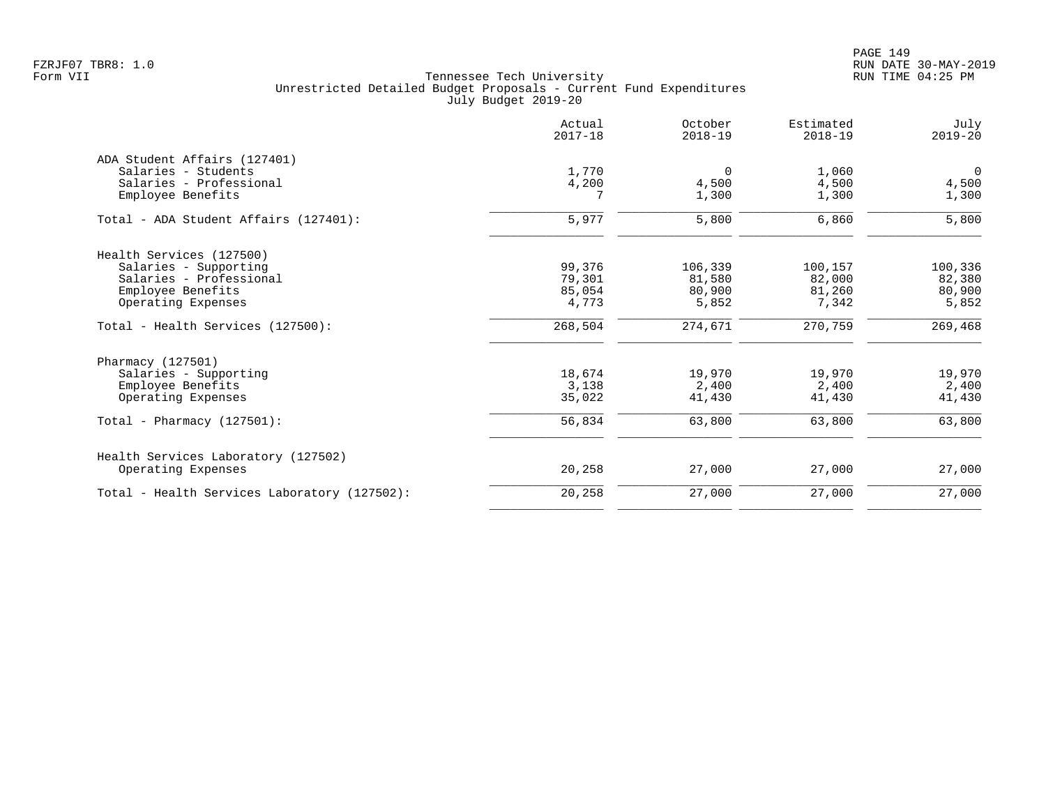Tennessee Tech University
Unrestricted Detailed Budget Proposals - Current Fund Expenditures
July Budget 2019-20

| | Actual 2017-18 | October 2018-19 | Estimated 2018-19 | July 2019-20 |
|---|---|---|---|---|
| ADA Student Affairs (127401) | | | | |
| Salaries - Students | 1,770 | 0 | 1,060 | 0 |
| Salaries - Professional | 4,200 | 4,500 | 4,500 | 4,500 |
| Employee Benefits | 7 | 1,300 | 1,300 | 1,300 |
| Total - ADA Student Affairs (127401): | 5,977 | 5,800 | 6,860 | 5,800 |
| Health Services (127500) | | | | |
| Salaries - Supporting | 99,376 | 106,339 | 100,157 | 100,336 |
| Salaries - Professional | 79,301 | 81,580 | 82,000 | 82,380 |
| Employee Benefits | 85,054 | 80,900 | 81,260 | 80,900 |
| Operating Expenses | 4,773 | 5,852 | 7,342 | 5,852 |
| Total - Health Services (127500): | 268,504 | 274,671 | 270,759 | 269,468 |
| Pharmacy (127501) | | | | |
| Salaries - Supporting | 18,674 | 19,970 | 19,970 | 19,970 |
| Employee Benefits | 3,138 | 2,400 | 2,400 | 2,400 |
| Operating Expenses | 35,022 | 41,430 | 41,430 | 41,430 |
| Total - Pharmacy (127501): | 56,834 | 63,800 | 63,800 | 63,800 |
| Health Services Laboratory (127502) | | | | |
| Operating Expenses | 20,258 | 27,000 | 27,000 | 27,000 |
| Total - Health Services Laboratory (127502): | 20,258 | 27,000 | 27,000 | 27,000 |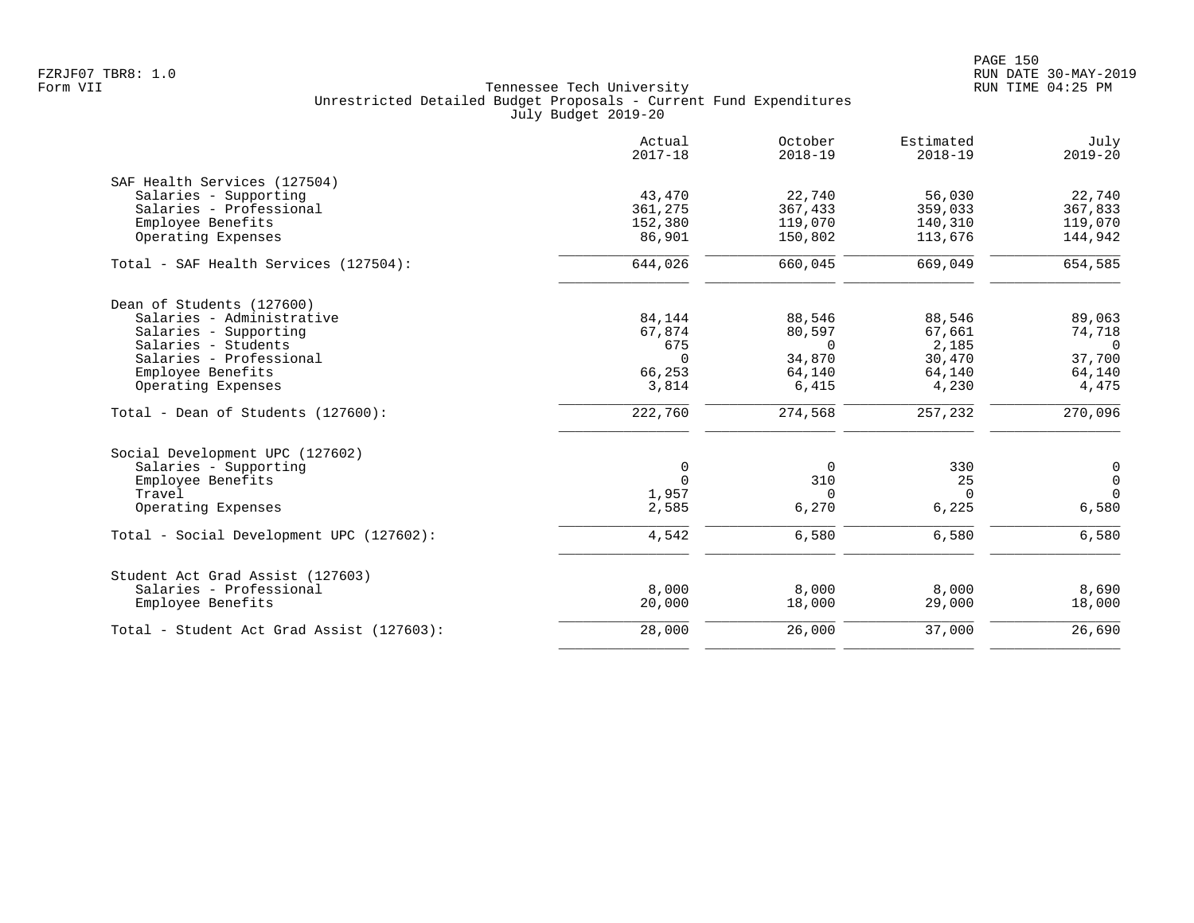Tennessee Tech University
Unrestricted Detailed Budget Proposals - Current Fund Expenditures
July Budget 2019-20

| | Actual 2017-18 | October 2018-19 | Estimated 2018-19 | July 2019-20 |
|---|---|---|---|---|
| **SAF Health Services (127504)** | | | | |
| Salaries - Supporting | 43,470 | 22,740 | 56,030 | 22,740 |
| Salaries - Professional | 361,275 | 367,433 | 359,033 | 367,833 |
| Employee Benefits | 152,380 | 119,070 | 140,310 | 119,070 |
| Operating Expenses | 86,901 | 150,802 | 113,676 | 144,942 |
| Total - SAF Health Services (127504): | 644,026 | 660,045 | 669,049 | 654,585 |
| **Dean of Students (127600)** | | | | |
| Salaries - Administrative | 84,144 | 88,546 | 88,546 | 89,063 |
| Salaries - Supporting | 67,874 | 80,597 | 67,661 | 74,718 |
| Salaries - Students | 675 | 0 | 2,185 | 0 |
| Salaries - Professional | 0 | 34,870 | 30,470 | 37,700 |
| Employee Benefits | 66,253 | 64,140 | 64,140 | 64,140 |
| Operating Expenses | 3,814 | 6,415 | 4,230 | 4,475 |
| Total - Dean of Students (127600): | 222,760 | 274,568 | 257,232 | 270,096 |
| **Social Development UPC (127602)** | | | | |
| Salaries - Supporting | 0 | 0 | 330 | 0 |
| Employee Benefits | 0 | 310 | 25 | 0 |
| Travel | 1,957 | 0 | 0 | 0 |
| Operating Expenses | 2,585 | 6,270 | 6,225 | 6,580 |
| Total - Social Development UPC (127602): | 4,542 | 6,580 | 6,580 | 6,580 |
| **Student Act Grad Assist (127603)** | | | | |
| Salaries - Professional | 8,000 | 8,000 | 8,000 | 8,690 |
| Employee Benefits | 20,000 | 18,000 | 29,000 | 18,000 |
| Total - Student Act Grad Assist (127603): | 28,000 | 26,000 | 37,000 | 26,690 |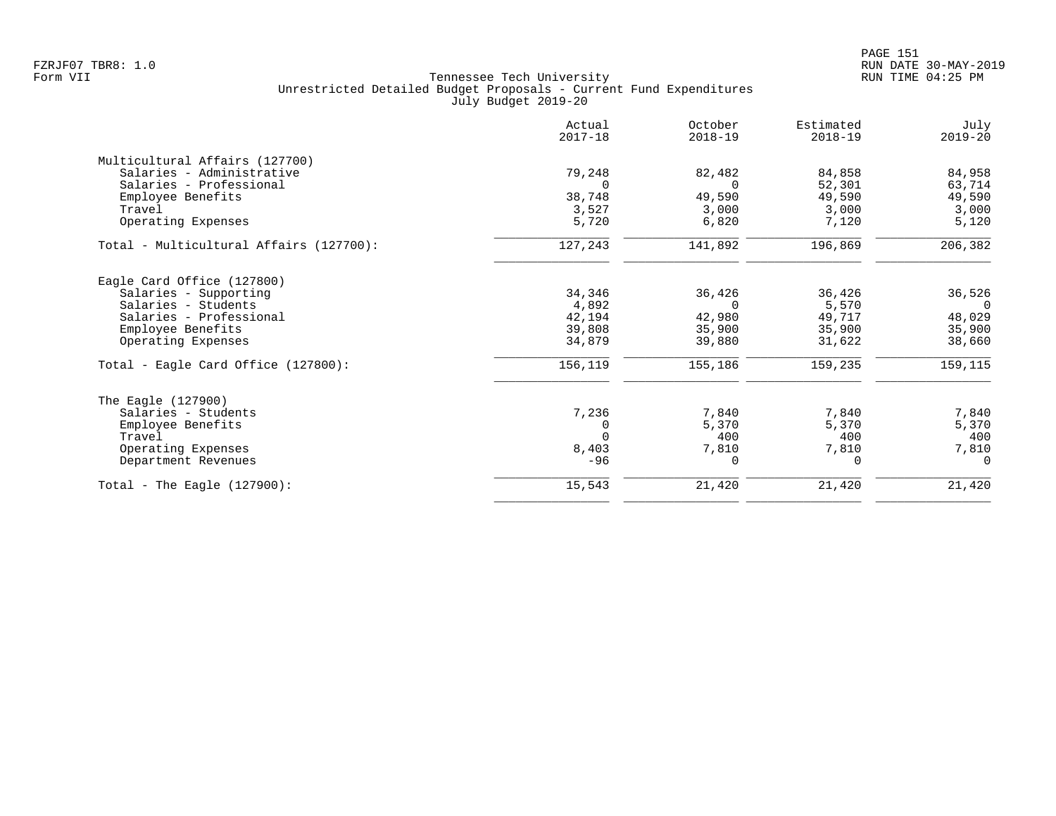Tennessee Tech University
Unrestricted Detailed Budget Proposals - Current Fund Expenditures
July Budget 2019-20

| | Actual 2017-18 | October 2018-19 | Estimated 2018-19 | July 2019-20 |
|---|---:|---:|---:|---:|
| **Multicultural Affairs (127700)** | | | | |
| Salaries - Administrative | 79,248 | 82,482 | 84,858 | 84,958 |
| Salaries - Professional | 0 | 0 | 52,301 | 63,714 |
| Employee Benefits | 38,748 | 49,590 | 49,590 | 49,590 |
| Travel | 3,527 | 3,000 | 3,000 | 3,000 |
| Operating Expenses | 5,720 | 6,820 | 7,120 | 5,120 |
| Total - Multicultural Affairs (127700): | 127,243 | 141,892 | 196,869 | 206,382 |
| **Eagle Card Office (127800)** | | | | |
| Salaries - Supporting | 34,346 | 36,426 | 36,426 | 36,526 |
| Salaries - Students | 4,892 | 0 | 5,570 | 0 |
| Salaries - Professional | 42,194 | 42,980 | 49,717 | 48,029 |
| Employee Benefits | 39,808 | 35,900 | 35,900 | 35,900 |
| Operating Expenses | 34,879 | 39,880 | 31,622 | 38,660 |
| Total - Eagle Card Office (127800): | 156,119 | 155,186 | 159,235 | 159,115 |
| **The Eagle (127900)** | | | | |
| Salaries - Students | 7,236 | 7,840 | 7,840 | 7,840 |
| Employee Benefits | 0 | 5,370 | 5,370 | 5,370 |
| Travel | 0 | 400 | 400 | 400 |
| Operating Expenses | 8,403 | 7,810 | 7,810 | 7,810 |
| Department Revenues | -96 | 0 | 0 | 0 |
| Total - The Eagle (127900): | 15,543 | 21,420 | 21,420 | 21,420 |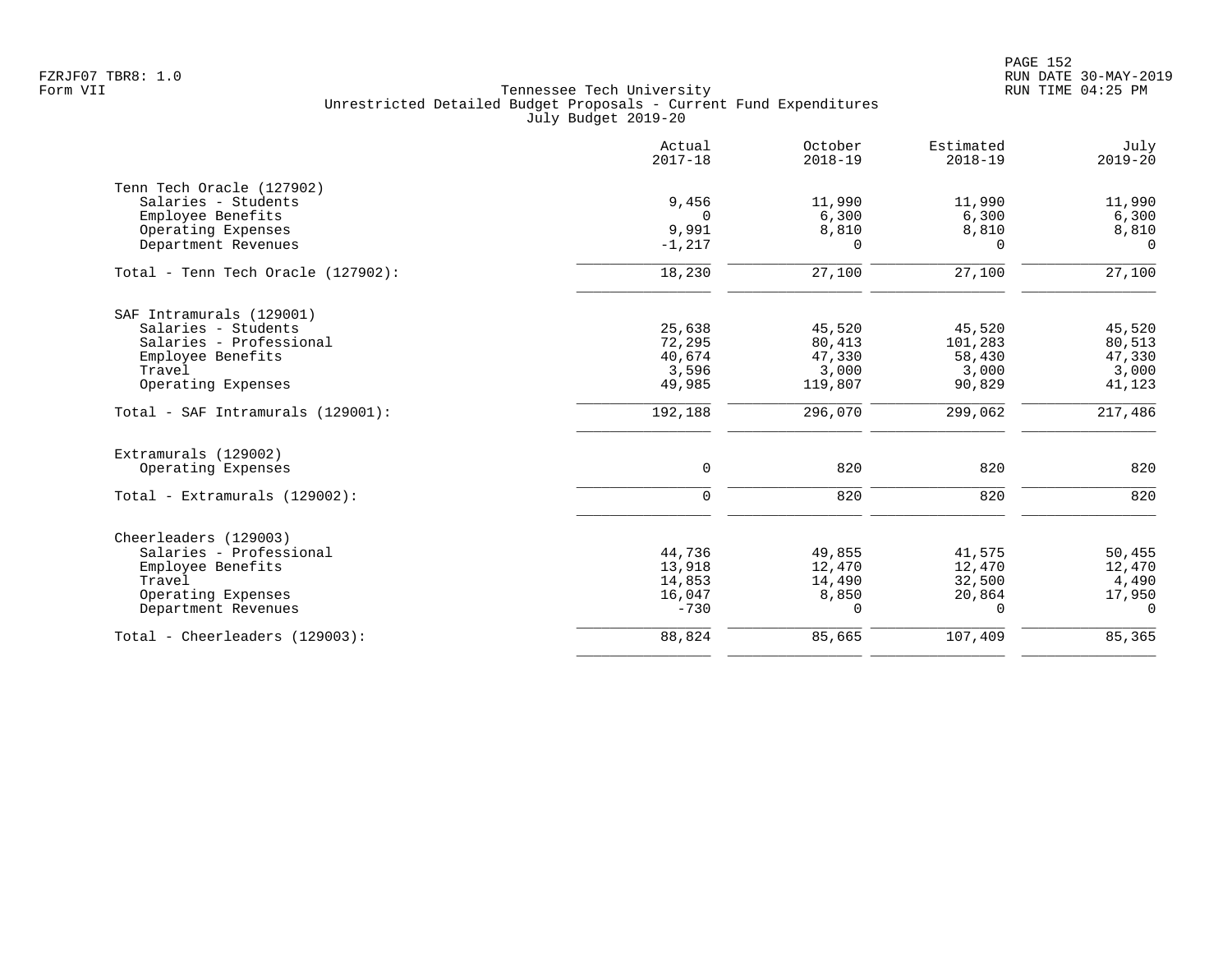Tennessee Tech University
Unrestricted Detailed Budget Proposals - Current Fund Expenditures
July Budget 2019-20

| | Actual 2017-18 | October 2018-19 | Estimated 2018-19 | July 2019-20 |
|---|---|---|---|---|
| Tenn Tech Oracle (127902) | | | | |
| Salaries - Students | 9,456 | 11,990 | 11,990 | 11,990 |
| Employee Benefits | 0 | 6,300 | 6,300 | 6,300 |
| Operating Expenses | 9,991 | 8,810 | 8,810 | 8,810 |
| Department Revenues | -1,217 | 0 | 0 | 0 |
| Total - Tenn Tech Oracle (127902): | 18,230 | 27,100 | 27,100 | 27,100 |
| SAF Intramurals (129001) | | | | |
| Salaries - Students | 25,638 | 45,520 | 45,520 | 45,520 |
| Salaries - Professional | 72,295 | 80,413 | 101,283 | 80,513 |
| Employee Benefits | 40,674 | 47,330 | 58,430 | 47,330 |
| Travel | 3,596 | 3,000 | 3,000 | 3,000 |
| Operating Expenses | 49,985 | 119,807 | 90,829 | 41,123 |
| Total - SAF Intramurals (129001): | 192,188 | 296,070 | 299,062 | 217,486 |
| Extramurals (129002) | | | | |
| Operating Expenses | 0 | 820 | 820 | 820 |
| Total - Extramurals (129002): | 0 | 820 | 820 | 820 |
| Cheerleaders (129003) | | | | |
| Salaries - Professional | 44,736 | 49,855 | 41,575 | 50,455 |
| Employee Benefits | 13,918 | 12,470 | 12,470 | 12,470 |
| Travel | 14,853 | 14,490 | 32,500 | 4,490 |
| Operating Expenses | 16,047 | 8,850 | 20,864 | 17,950 |
| Department Revenues | -730 | 0 | 0 | 0 |
| Total - Cheerleaders (129003): | 88,824 | 85,665 | 107,409 | 85,365 |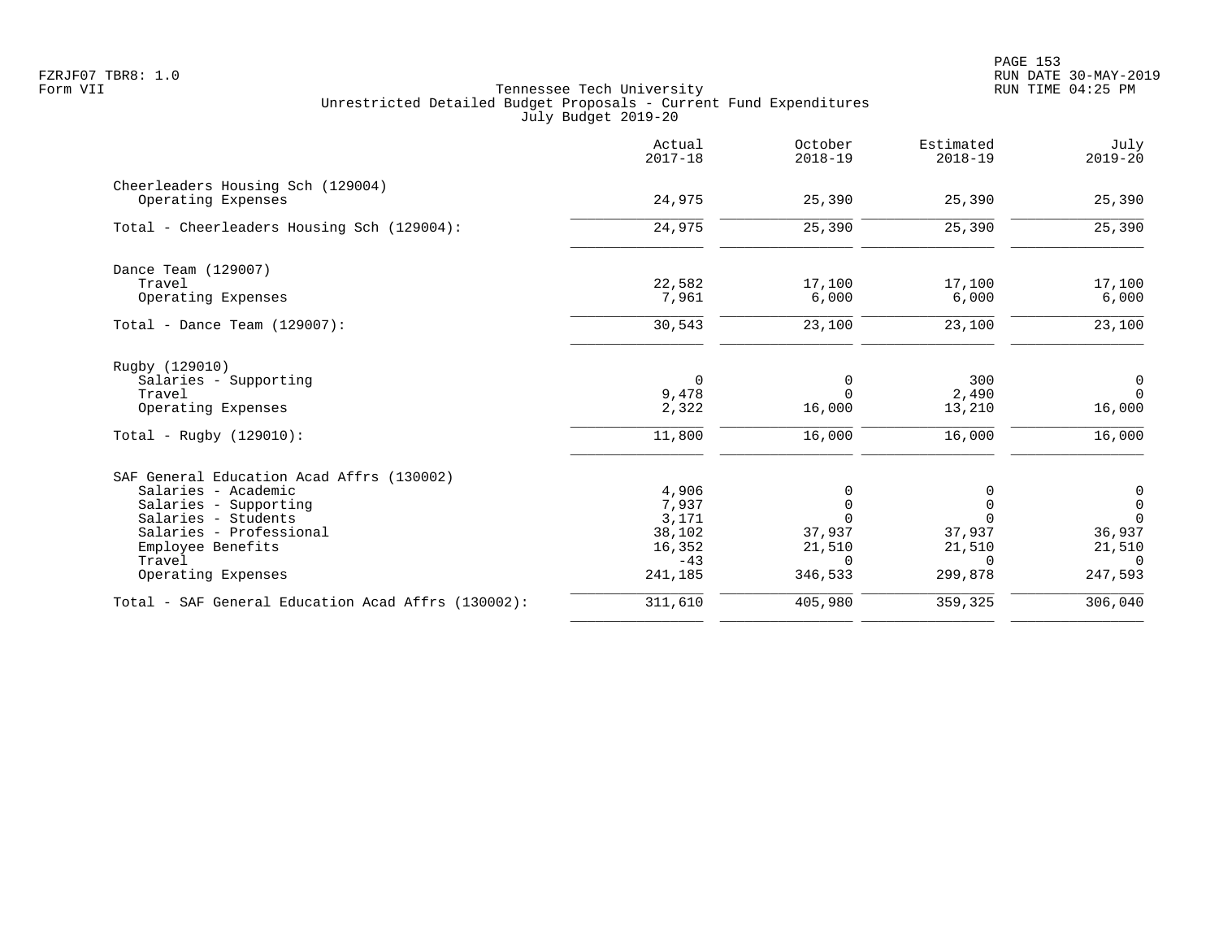FZRJF07 TBR8: 1.0
Form VII

Tennessee Tech University
Unrestricted Detailed Budget Proposals - Current Fund Expenditures
July Budget 2019-20

| | Actual 2017-18 | October 2018-19 | Estimated 2018-19 | July 2019-20 |
|---|---|---|---|---|
| **Cheerleaders Housing Sch (129004)** | | | | |
| Operating Expenses | 24,975 | 25,390 | 25,390 | 25,390 |
| Total - Cheerleaders Housing Sch (129004): | 24,975 | 25,390 | 25,390 | 25,390 |
| **Dance Team (129007)** | | | | |
| Travel | 22,582 | 17,100 | 17,100 | 17,100 |
| Operating Expenses | 7,961 | 6,000 | 6,000 | 6,000 |
| Total - Dance Team (129007): | 30,543 | 23,100 | 23,100 | 23,100 |
| **Rugby (129010)** | | | | |
| Salaries - Supporting | 0 | 0 | 300 | 0 |
| Travel | 9,478 | 0 | 2,490 | 0 |
| Operating Expenses | 2,322 | 16,000 | 13,210 | 16,000 |
| Total - Rugby (129010): | 11,800 | 16,000 | 16,000 | 16,000 |
| **SAF General Education Acad Affrs (130002)** | | | | |
| Salaries - Academic | 4,906 | 0 | 0 | 0 |
| Salaries - Supporting | 7,937 | 0 | 0 | 0 |
| Salaries - Students | 3,171 | 0 | 0 | 0 |
| Salaries - Professional | 38,102 | 37,937 | 37,937 | 36,937 |
| Employee Benefits | 16,352 | 21,510 | 21,510 | 21,510 |
| Travel | -43 | 0 | 0 | 0 |
| Operating Expenses | 241,185 | 346,533 | 299,878 | 247,593 |
| Total - SAF General Education Acad Affrs (130002): | 311,610 | 405,980 | 359,325 | 306,040 |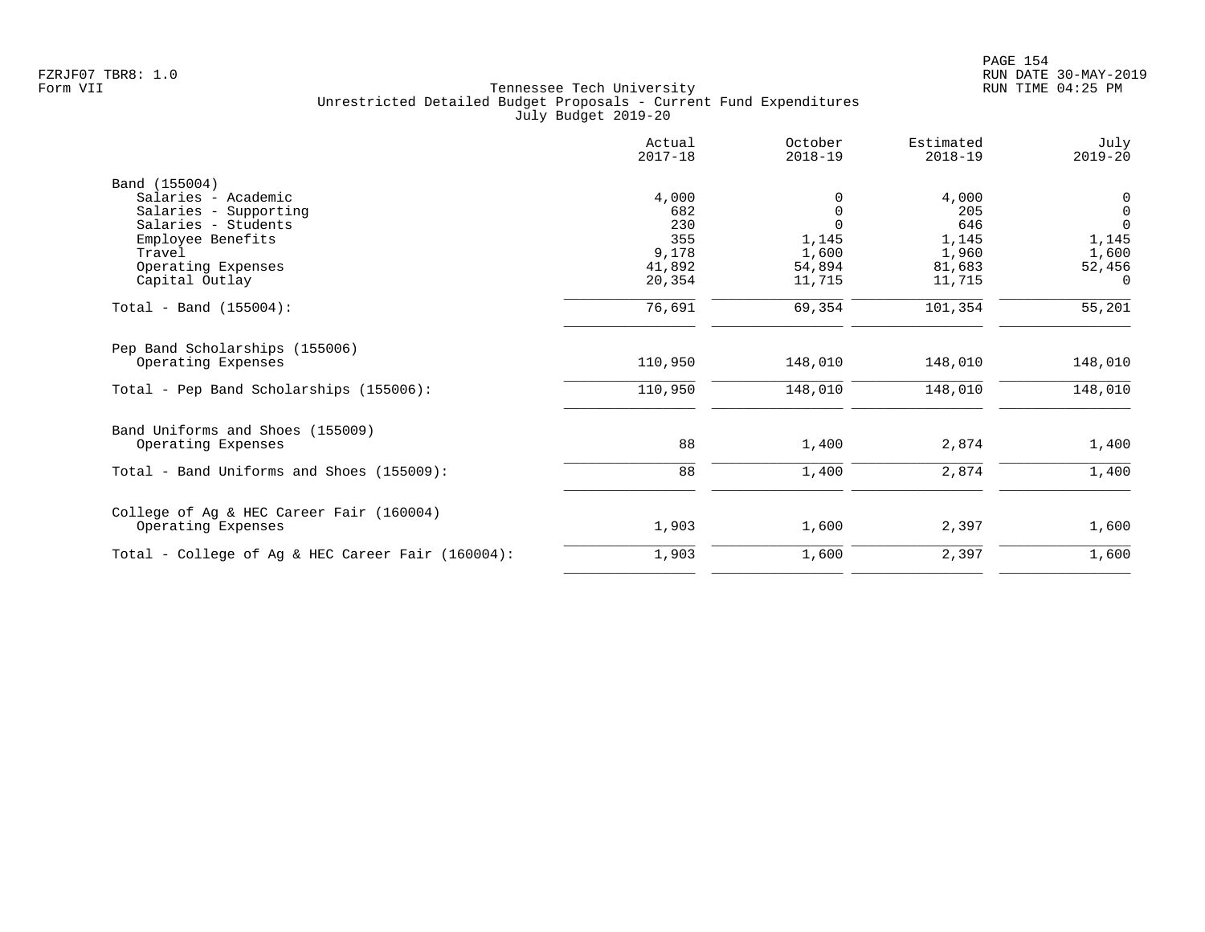Tennessee Tech University
Unrestricted Detailed Budget Proposals - Current Fund Expenditures
July Budget 2019-20

| | Actual 2017-18 | October 2018-19 | Estimated 2018-19 | July 2019-20 |
|---|---|---|---|---|
| **Band (155004)** | | | | |
| Salaries - Academic | 4,000 | 0 | 4,000 | 0 |
| Salaries - Supporting | 682 | 0 | 205 | 0 |
| Salaries - Students | 230 | 0 | 646 | 0 |
| Employee Benefits | 355 | 1,145 | 1,145 | 1,145 |
| Travel | 9,178 | 1,600 | 1,960 | 1,600 |
| Operating Expenses | 41,892 | 54,894 | 81,683 | 52,456 |
| Capital Outlay | 20,354 | 11,715 | 11,715 | 0 |
| Total - Band (155004): | 76,691 | 69,354 | 101,354 | 55,201 |
| **Pep Band Scholarships (155006)** | | | | |
| Operating Expenses | 110,950 | 148,010 | 148,010 | 148,010 |
| Total - Pep Band Scholarships (155006): | 110,950 | 148,010 | 148,010 | 148,010 |
| **Band Uniforms and Shoes (155009)** | | | | |
| Operating Expenses | 88 | 1,400 | 2,874 | 1,400 |
| Total - Band Uniforms and Shoes (155009): | 88 | 1,400 | 2,874 | 1,400 |
| **College of Ag & HEC Career Fair (160004)** | | | | |
| Operating Expenses | 1,903 | 1,600 | 2,397 | 1,600 |
| Total - College of Ag & HEC Career Fair (160004): | 1,903 | 1,600 | 2,397 | 1,600 |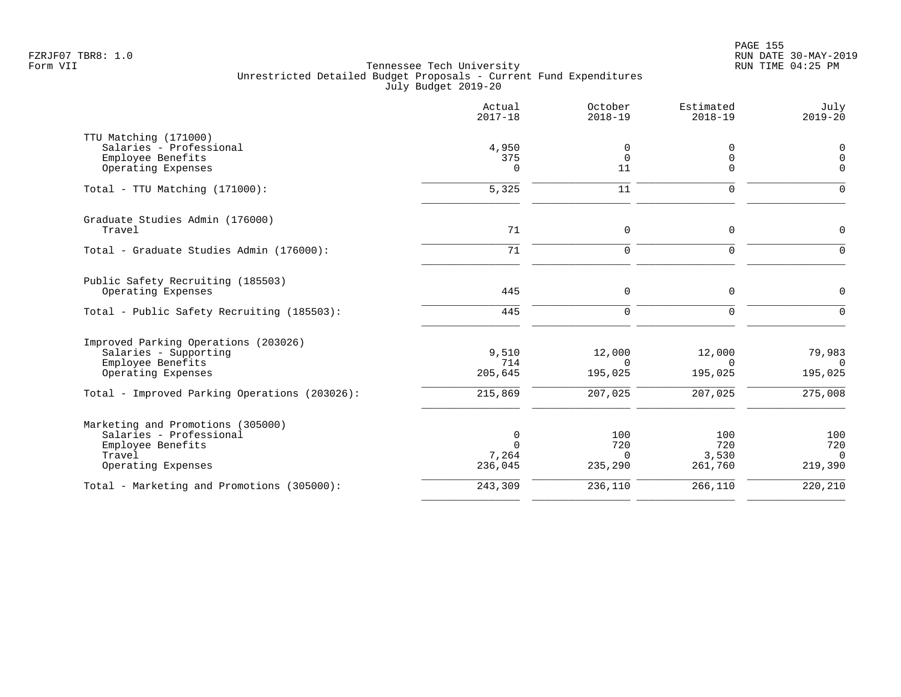Tennessee Tech University
Unrestricted Detailed Budget Proposals - Current Fund Expenditures
July Budget 2019-20

| | Actual 2017-18 | October 2018-19 | Estimated 2018-19 | July 2019-20 |
|---|---|---|---|---|
| **TTU Matching (171000)** | | | | |
| Salaries - Professional | 4,950 | 0 | 0 | 0 |
| Employee Benefits | 375 | 0 | 0 | 0 |
| Operating Expenses | 0 | 11 | 0 | 0 |
| Total - TTU Matching (171000): | 5,325 | 11 | 0 | 0 |
| **Graduate Studies Admin (176000)** | | | | |
| Travel | 71 | 0 | 0 | 0 |
| Total - Graduate Studies Admin (176000): | 71 | 0 | 0 | 0 |
| **Public Safety Recruiting (185503)** | | | | |
| Operating Expenses | 445 | 0 | 0 | 0 |
| Total - Public Safety Recruiting (185503): | 445 | 0 | 0 | 0 |
| **Improved Parking Operations (203026)** | | | | |
| Salaries - Supporting | 9,510 | 12,000 | 12,000 | 79,983 |
| Employee Benefits | 714 | 0 | 0 | 0 |
| Operating Expenses | 205,645 | 195,025 | 195,025 | 195,025 |
| Total - Improved Parking Operations (203026): | 215,869 | 207,025 | 207,025 | 275,008 |
| **Marketing and Promotions (305000)** | | | | |
| Salaries - Professional | 0 | 100 | 100 | 100 |
| Employee Benefits | 0 | 720 | 720 | 720 |
| Travel | 7,264 | 0 | 3,530 | 0 |
| Operating Expenses | 236,045 | 235,290 | 261,760 | 219,390 |
| Total - Marketing and Promotions (305000): | 243,309 | 236,110 | 266,110 | 220,210 |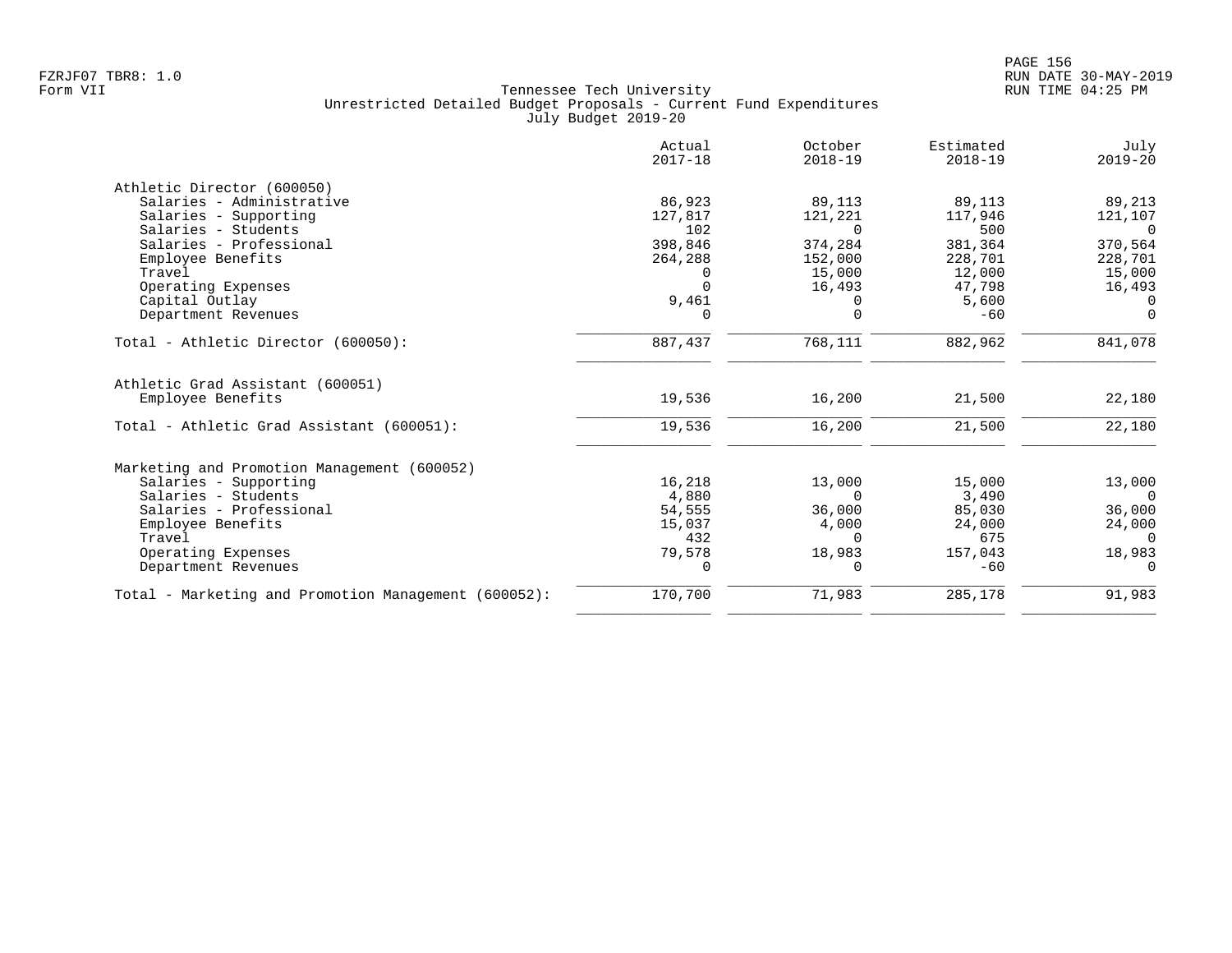Tennessee Tech University
Unrestricted Detailed Budget Proposals - Current Fund Expenditures
July Budget 2019-20

Form VII

| | Actual 2017-18 | October 2018-19 | Estimated 2018-19 | July 2019-20 |
|---|---|---|---|---|
| **Athletic Director (600050)** | | | | |
| Salaries - Administrative | 86,923 | 89,113 | 89,113 | 89,213 |
| Salaries - Supporting | 127,817 | 121,221 | 117,946 | 121,107 |
| Salaries - Students | 102 | 0 | 500 | 0 |
| Salaries - Professional | 398,846 | 374,284 | 381,364 | 370,564 |
| Employee Benefits | 264,288 | 152,000 | 228,701 | 228,701 |
| Travel | 0 | 15,000 | 12,000 | 15,000 |
| Operating Expenses | 0 | 16,493 | 47,798 | 16,493 |
| Capital Outlay | 9,461 | 0 | 5,600 | 0 |
| Department Revenues | 0 | 0 | -60 | 0 |
| Total - Athletic Director (600050): | 887,437 | 768,111 | 882,962 | 841,078 |
| **Athletic Grad Assistant (600051)** | | | | |
| Employee Benefits | 19,536 | 16,200 | 21,500 | 22,180 |
| Total - Athletic Grad Assistant (600051): | 19,536 | 16,200 | 21,500 | 22,180 |
| **Marketing and Promotion Management (600052)** | | | | |
| Salaries - Supporting | 16,218 | 13,000 | 15,000 | 13,000 |
| Salaries - Students | 4,880 | 0 | 3,490 | 0 |
| Salaries - Professional | 54,555 | 36,000 | 85,030 | 36,000 |
| Employee Benefits | 15,037 | 4,000 | 24,000 | 24,000 |
| Travel | 432 | 0 | 675 | 0 |
| Operating Expenses | 79,578 | 18,983 | 157,043 | 18,983 |
| Department Revenues | 0 | 0 | -60 | 0 |
| Total - Marketing and Promotion Management (600052): | 170,700 | 71,983 | 285,178 | 91,983 |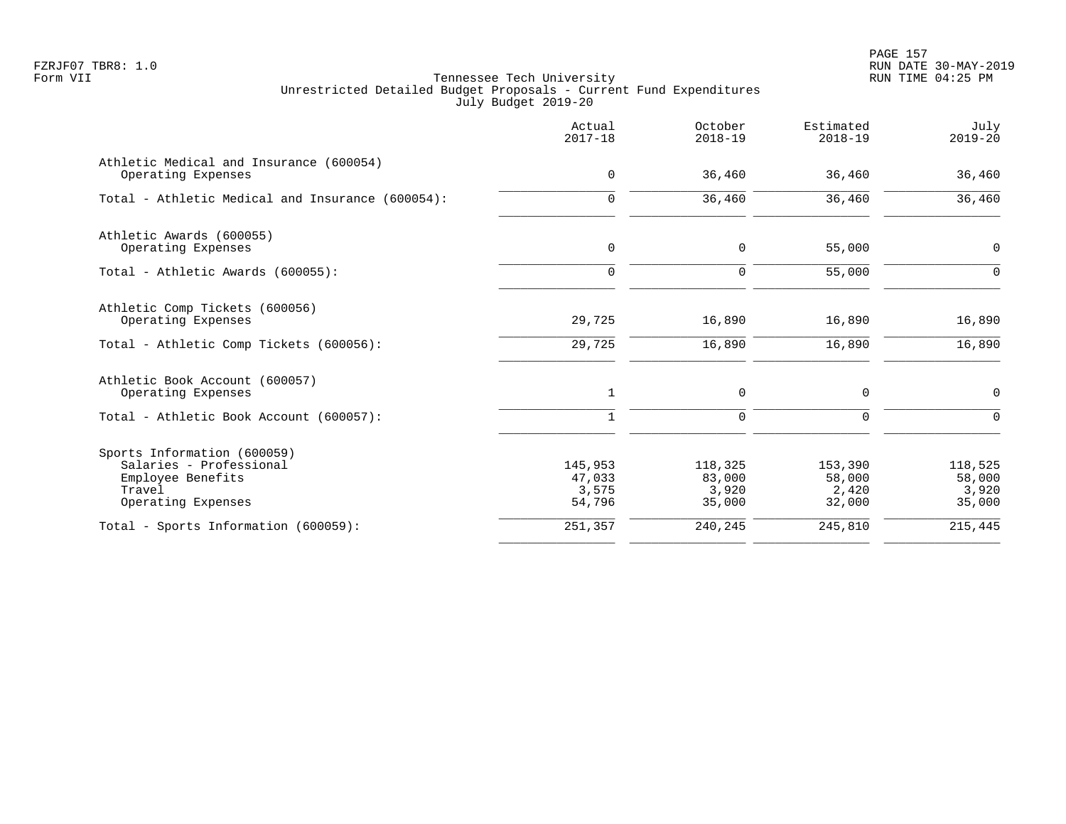Tennessee Tech University
Unrestricted Detailed Budget Proposals - Current Fund Expenditures
July Budget 2019-20

| | Actual 2017-18 | October 2018-19 | Estimated 2018-19 | July 2019-20 |
|---|---|---|---|---|
| **Athletic Medical and Insurance (600054)** | | | | |
| Operating Expenses | 0 | 36,460 | 36,460 | 36,460 |
| Total - Athletic Medical and Insurance (600054): | 0 | 36,460 | 36,460 | 36,460 |
| **Athletic Awards (600055)** | | | | |
| Operating Expenses | 0 | 0 | 55,000 | 0 |
| Total - Athletic Awards (600055): | 0 | 0 | 55,000 | 0 |
| **Athletic Comp Tickets (600056)** | | | | |
| Operating Expenses | 29,725 | 16,890 | 16,890 | 16,890 |
| Total - Athletic Comp Tickets (600056): | 29,725 | 16,890 | 16,890 | 16,890 |
| **Athletic Book Account (600057)** | | | | |
| Operating Expenses | 1 | 0 | 0 | 0 |
| Total - Athletic Book Account (600057): | 1 | 0 | 0 | 0 |
| **Sports Information (600059)** | | | | |
| Salaries - Professional | 145,953 | 118,325 | 153,390 | 118,525 |
| Employee Benefits | 47,033 | 83,000 | 58,000 | 58,000 |
| Travel | 3,575 | 3,920 | 2,420 | 3,920 |
| Operating Expenses | 54,796 | 35,000 | 32,000 | 35,000 |
| Total - Sports Information (600059): | 251,357 | 240,245 | 245,810 | 215,445 |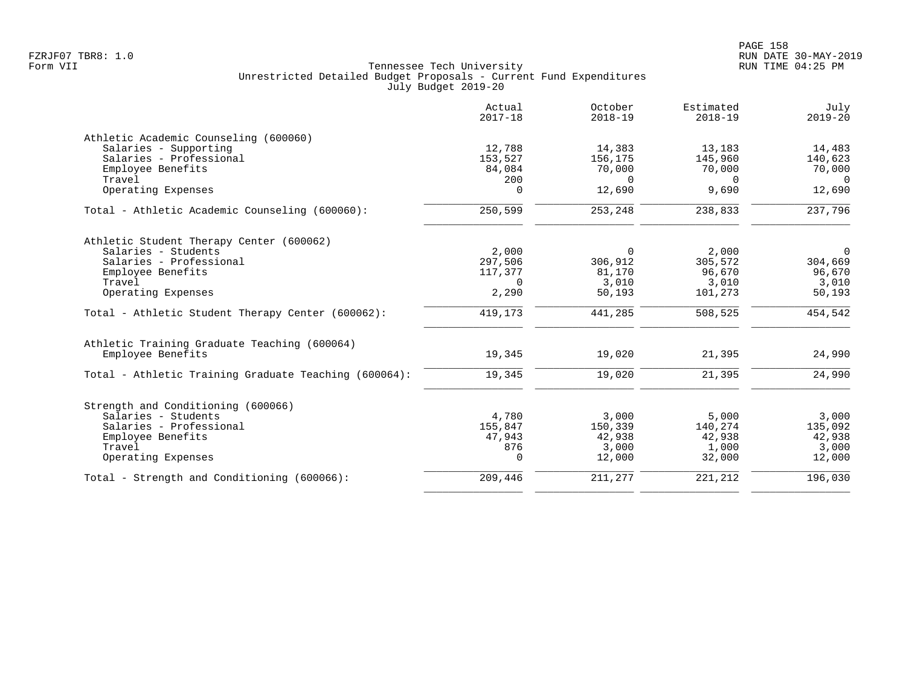Tennessee Tech University
Unrestricted Detailed Budget Proposals - Current Fund Expenditures
July Budget 2019-20

| | Actual 2017-18 | October 2018-19 | Estimated 2018-19 | July 2019-20 |
|---|---|---|---|---|
| **Athletic Academic Counseling (600060)** | | | | |
| Salaries - Supporting | 12,788 | 14,383 | 13,183 | 14,483 |
| Salaries - Professional | 153,527 | 156,175 | 145,960 | 140,623 |
| Employee Benefits | 84,084 | 70,000 | 70,000 | 70,000 |
| Travel | 200 | 0 | 0 | 0 |
| Operating Expenses | 0 | 12,690 | 9,690 | 12,690 |
| Total - Athletic Academic Counseling (600060): | 250,599 | 253,248 | 238,833 | 237,796 |
| **Athletic Student Therapy Center (600062)** | | | | |
| Salaries - Students | 2,000 | 0 | 2,000 | 0 |
| Salaries - Professional | 297,506 | 306,912 | 305,572 | 304,669 |
| Employee Benefits | 117,377 | 81,170 | 96,670 | 96,670 |
| Travel | 0 | 3,010 | 3,010 | 3,010 |
| Operating Expenses | 2,290 | 50,193 | 101,273 | 50,193 |
| Total - Athletic Student Therapy Center (600062): | 419,173 | 441,285 | 508,525 | 454,542 |
| **Athletic Training Graduate Teaching (600064)** | | | | |
| Employee Benefits | 19,345 | 19,020 | 21,395 | 24,990 |
| Total - Athletic Training Graduate Teaching (600064): | 19,345 | 19,020 | 21,395 | 24,990 |
| **Strength and Conditioning (600066)** | | | | |
| Salaries - Students | 4,780 | 3,000 | 5,000 | 3,000 |
| Salaries - Professional | 155,847 | 150,339 | 140,274 | 135,092 |
| Employee Benefits | 47,943 | 42,938 | 42,938 | 42,938 |
| Travel | 876 | 3,000 | 1,000 | 3,000 |
| Operating Expenses | 0 | 12,000 | 32,000 | 12,000 |
| Total - Strength and Conditioning (600066): | 209,446 | 211,277 | 221,212 | 196,030 |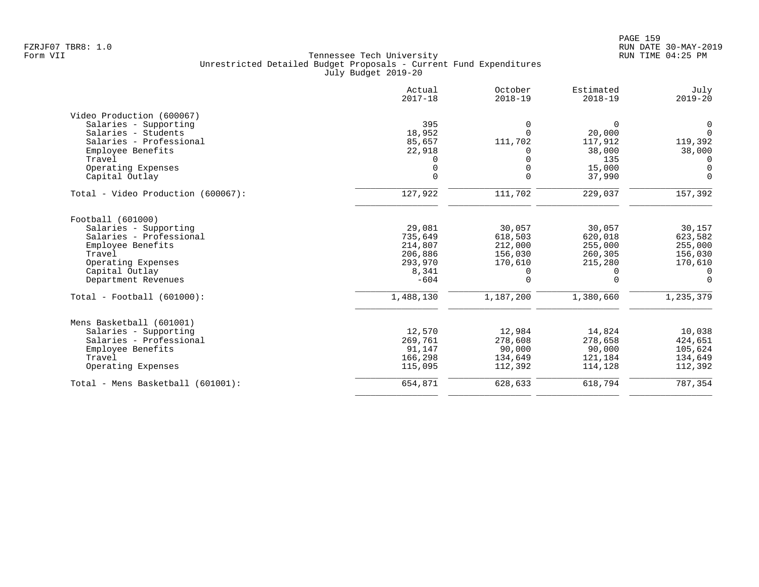Tennessee Tech University
Unrestricted Detailed Budget Proposals - Current Fund Expenditures
July Budget 2019-20

| | Actual 2017-18 | October 2018-19 | Estimated 2018-19 | July 2019-20 |
|---|---|---|---|---|
| **Video Production (600067)** | | | | |
| Salaries - Supporting | 395 | 0 | 0 | 0 |
| Salaries - Students | 18,952 | 0 | 20,000 | 0 |
| Salaries - Professional | 85,657 | 111,702 | 117,912 | 119,392 |
| Employee Benefits | 22,918 | 0 | 38,000 | 38,000 |
| Travel | 0 | 0 | 135 | 0 |
| Operating Expenses | 0 | 0 | 15,000 | 0 |
| Capital Outlay | 0 | 0 | 37,990 | 0 |
| Total - Video Production (600067): | 127,922 | 111,702 | 229,037 | 157,392 |
| **Football (601000)** | | | | |
| Salaries - Supporting | 29,081 | 30,057 | 30,057 | 30,157 |
| Salaries - Professional | 735,649 | 618,503 | 620,018 | 623,582 |
| Employee Benefits | 214,807 | 212,000 | 255,000 | 255,000 |
| Travel | 206,886 | 156,030 | 260,305 | 156,030 |
| Operating Expenses | 293,970 | 170,610 | 215,280 | 170,610 |
| Capital Outlay | 8,341 | 0 | 0 | 0 |
| Department Revenues | -604 | 0 | 0 | 0 |
| Total - Football (601000): | 1,488,130 | 1,187,200 | 1,380,660 | 1,235,379 |
| **Mens Basketball (601001)** | | | | |
| Salaries - Supporting | 12,570 | 12,984 | 14,824 | 10,038 |
| Salaries - Professional | 269,761 | 278,608 | 278,658 | 424,651 |
| Employee Benefits | 91,147 | 90,000 | 90,000 | 105,624 |
| Travel | 166,298 | 134,649 | 121,184 | 134,649 |
| Operating Expenses | 115,095 | 112,392 | 114,128 | 112,392 |
| Total - Mens Basketball (601001): | 654,871 | 628,633 | 618,794 | 787,354 |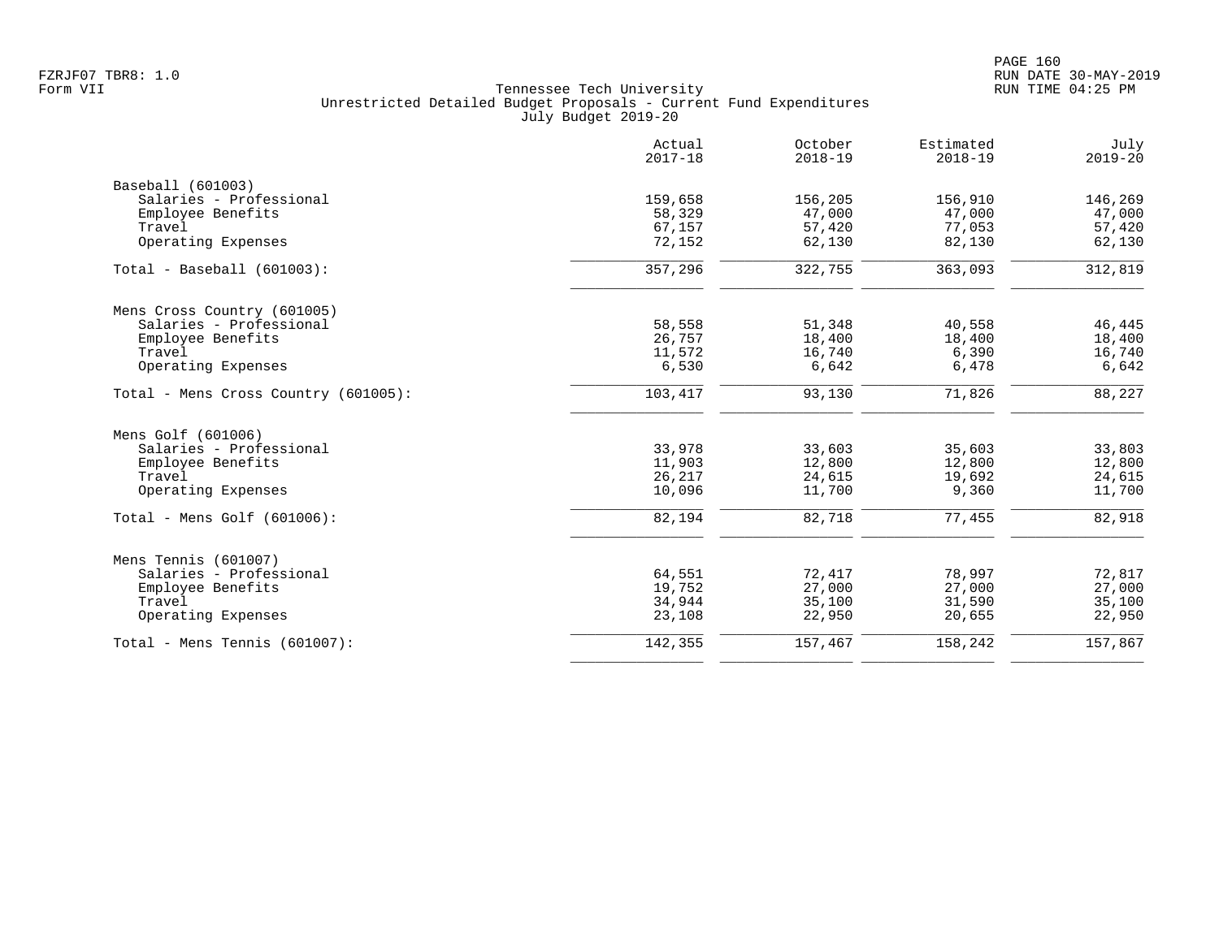Tennessee Tech University
Unrestricted Detailed Budget Proposals - Current Fund Expenditures
July Budget 2019-20

Form VII

| | Actual 2017-18 | October 2018-19 | Estimated 2018-19 | July 2019-20 |
|---|---|---|---|---|
| **Baseball (601003)** | | | | |
| Salaries - Professional | 159,658 | 156,205 | 156,910 | 146,269 |
| Employee Benefits | 58,329 | 47,000 | 47,000 | 47,000 |
| Travel | 67,157 | 57,420 | 77,053 | 57,420 |
| Operating Expenses | 72,152 | 62,130 | 82,130 | 62,130 |
| Total - Baseball (601003): | 357,296 | 322,755 | 363,093 | 312,819 |
| **Mens Cross Country (601005)** | | | | |
| Salaries - Professional | 58,558 | 51,348 | 40,558 | 46,445 |
| Employee Benefits | 26,757 | 18,400 | 18,400 | 18,400 |
| Travel | 11,572 | 16,740 | 6,390 | 16,740 |
| Operating Expenses | 6,530 | 6,642 | 6,478 | 6,642 |
| Total - Mens Cross Country (601005): | 103,417 | 93,130 | 71,826 | 88,227 |
| **Mens Golf (601006)** | | | | |
| Salaries - Professional | 33,978 | 33,603 | 35,603 | 33,803 |
| Employee Benefits | 11,903 | 12,800 | 12,800 | 12,800 |
| Travel | 26,217 | 24,615 | 19,692 | 24,615 |
| Operating Expenses | 10,096 | 11,700 | 9,360 | 11,700 |
| Total - Mens Golf (601006): | 82,194 | 82,718 | 77,455 | 82,918 |
| **Mens Tennis (601007)** | | | | |
| Salaries - Professional | 64,551 | 72,417 | 78,997 | 72,817 |
| Employee Benefits | 19,752 | 27,000 | 27,000 | 27,000 |
| Travel | 34,944 | 35,100 | 31,590 | 35,100 |
| Operating Expenses | 23,108 | 22,950 | 20,655 | 22,950 |
| Total - Mens Tennis (601007): | 142,355 | 157,467 | 158,242 | 157,867 |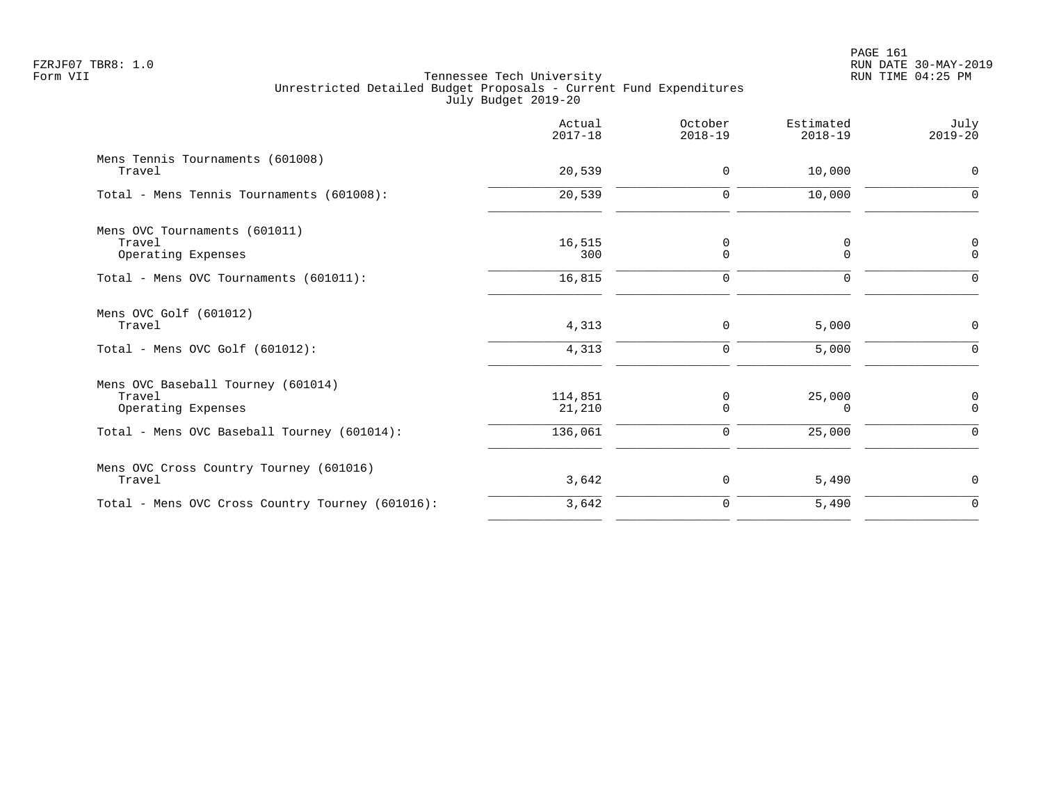Tennessee Tech University
Unrestricted Detailed Budget Proposals - Current Fund Expenditures
July Budget 2019-20

Form VII

| | Actual 2017-18 | October 2018-19 | Estimated 2018-19 | July 2019-20 |
|---|---|---|---|---|
| **Mens Tennis Tournaments (601008)** | | | | |
| Travel | 20,539 | 0 | 10,000 | 0 |
| Total - Mens Tennis Tournaments (601008): | 20,539 | 0 | 10,000 | 0 |
| **Mens OVC Tournaments (601011)** | | | | |
| Travel | 16,515 | 0 | 0 | 0 |
| Operating Expenses | 300 | 0 | 0 | 0 |
| Total - Mens OVC Tournaments (601011): | 16,815 | 0 | 0 | 0 |
| **Mens OVC Golf (601012)** | | | | |
| Travel | 4,313 | 0 | 5,000 | 0 |
| Total - Mens OVC Golf (601012): | 4,313 | 0 | 5,000 | 0 |
| **Mens OVC Baseball Tourney (601014)** | | | | |
| Travel | 114,851 | 0 | 25,000 | 0 |
| Operating Expenses | 21,210 | 0 | 0 | 0 |
| Total - Mens OVC Baseball Tourney (601014): | 136,061 | 0 | 25,000 | 0 |
| **Mens OVC Cross Country Tourney (601016)** | | | | |
| Travel | 3,642 | 0 | 5,490 | 0 |
| Total - Mens OVC Cross Country Tourney (601016): | 3,642 | 0 | 5,490 | 0 |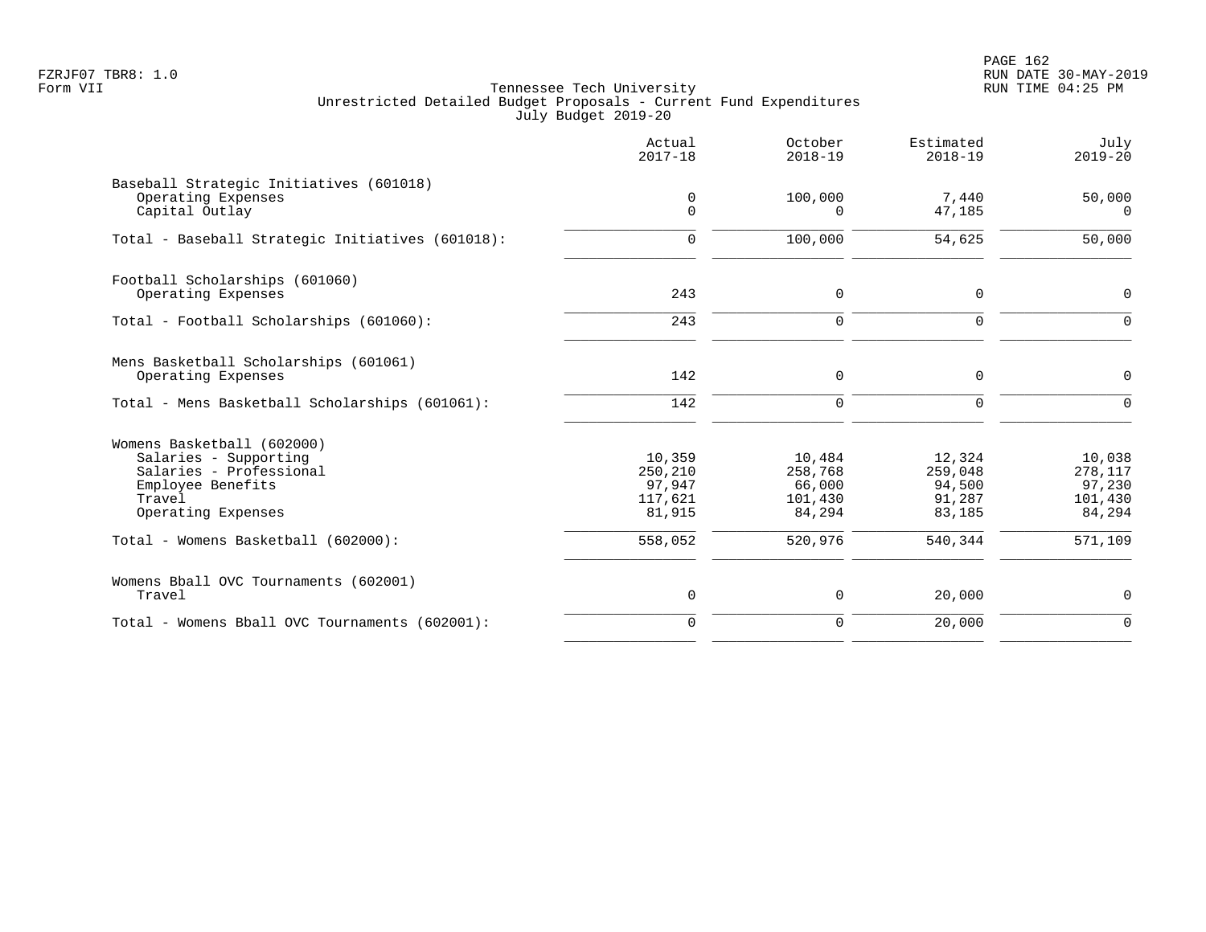Tennessee Tech University
Unrestricted Detailed Budget Proposals - Current Fund Expenditures
July Budget 2019-20

| | Actual 2017-18 | October 2018-19 | Estimated 2018-19 | July 2019-20 |
|---|---|---|---|---|
| **Baseball Strategic Initiatives (601018)** | | | | |
| Operating Expenses | 0 | 100,000 | 7,440 | 50,000 |
| Capital Outlay | 0 | 0 | 47,185 | 0 |
| Total - Baseball Strategic Initiatives (601018): | 0 | 100,000 | 54,625 | 50,000 |
| **Football Scholarships (601060)** | | | | |
| Operating Expenses | 243 | 0 | 0 | 0 |
| Total - Football Scholarships (601060): | 243 | 0 | 0 | 0 |
| **Mens Basketball Scholarships (601061)** | | | | |
| Operating Expenses | 142 | 0 | 0 | 0 |
| Total - Mens Basketball Scholarships (601061): | 142 | 0 | 0 | 0 |
| **Womens Basketball (602000)** | | | | |
| Salaries - Supporting | 10,359 | 10,484 | 12,324 | 10,038 |
| Salaries - Professional | 250,210 | 258,768 | 259,048 | 278,117 |
| Employee Benefits | 97,947 | 66,000 | 94,500 | 97,230 |
| Travel | 117,621 | 101,430 | 91,287 | 101,430 |
| Operating Expenses | 81,915 | 84,294 | 83,185 | 84,294 |
| Total - Womens Basketball (602000): | 558,052 | 520,976 | 540,344 | 571,109 |
| **Womens Bball OVC Tournaments (602001)** | | | | |
| Travel | 0 | 0 | 20,000 | 0 |
| Total - Womens Bball OVC Tournaments (602001): | 0 | 0 | 20,000 | 0 |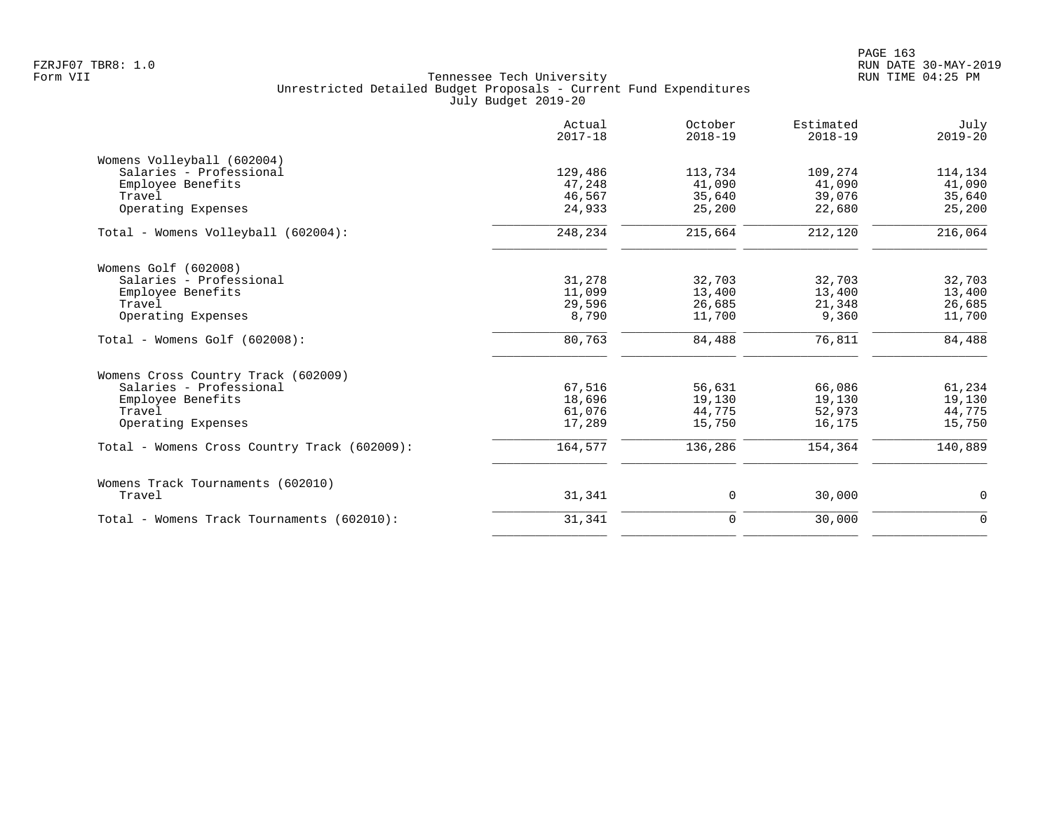Tennessee Tech University
Unrestricted Detailed Budget Proposals - Current Fund Expenditures
July Budget 2019-20

| | Actual 2017-18 | October 2018-19 | Estimated 2018-19 | July 2019-20 |
|---|---|---|---|---|
| Womens Volleyball (602004) | | | | |
| Salaries - Professional | 129,486 | 113,734 | 109,274 | 114,134 |
| Employee Benefits | 47,248 | 41,090 | 41,090 | 41,090 |
| Travel | 46,567 | 35,640 | 39,076 | 35,640 |
| Operating Expenses | 24,933 | 25,200 | 22,680 | 25,200 |
| Total - Womens Volleyball (602004): | 248,234 | 215,664 | 212,120 | 216,064 |
| Womens Golf (602008) | | | | |
| Salaries - Professional | 31,278 | 32,703 | 32,703 | 32,703 |
| Employee Benefits | 11,099 | 13,400 | 13,400 | 13,400 |
| Travel | 29,596 | 26,685 | 21,348 | 26,685 |
| Operating Expenses | 8,790 | 11,700 | 9,360 | 11,700 |
| Total - Womens Golf (602008): | 80,763 | 84,488 | 76,811 | 84,488 |
| Womens Cross Country Track (602009) | | | | |
| Salaries - Professional | 67,516 | 56,631 | 66,086 | 61,234 |
| Employee Benefits | 18,696 | 19,130 | 19,130 | 19,130 |
| Travel | 61,076 | 44,775 | 52,973 | 44,775 |
| Operating Expenses | 17,289 | 15,750 | 16,175 | 15,750 |
| Total - Womens Cross Country Track (602009): | 164,577 | 136,286 | 154,364 | 140,889 |
| Womens Track Tournaments (602010) | | | | |
| Travel | 31,341 | 0 | 30,000 | 0 |
| Total - Womens Track Tournaments (602010): | 31,341 | 0 | 30,000 | 0 |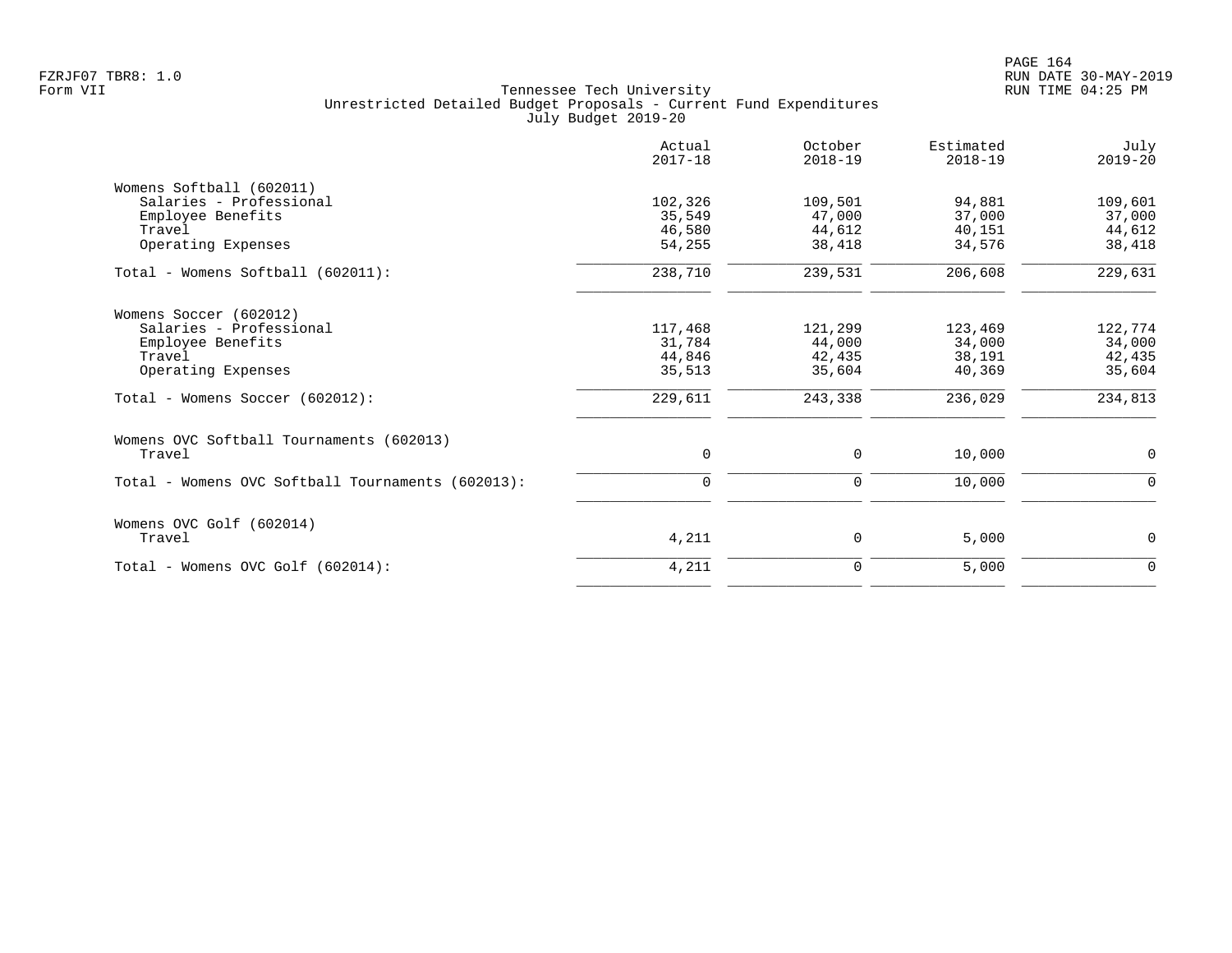Tennessee Tech University
Unrestricted Detailed Budget Proposals - Current Fund Expenditures
July Budget 2019-20

| | Actual 2017-18 | October 2018-19 | Estimated 2018-19 | July 2019-20 |
|---|---|---|---|---|
| **Womens Softball (602011)** | | | | |
| Salaries - Professional | 102,326 | 109,501 | 94,881 | 109,601 |
| Employee Benefits | 35,549 | 47,000 | 37,000 | 37,000 |
| Travel | 46,580 | 44,612 | 40,151 | 44,612 |
| Operating Expenses | 54,255 | 38,418 | 34,576 | 38,418 |
| Total - Womens Softball (602011): | 238,710 | 239,531 | 206,608 | 229,631 |
| **Womens Soccer (602012)** | | | | |
| Salaries - Professional | 117,468 | 121,299 | 123,469 | 122,774 |
| Employee Benefits | 31,784 | 44,000 | 34,000 | 34,000 |
| Travel | 44,846 | 42,435 | 38,191 | 42,435 |
| Operating Expenses | 35,513 | 35,604 | 40,369 | 35,604 |
| Total - Womens Soccer (602012): | 229,611 | 243,338 | 236,029 | 234,813 |
| **Womens OVC Softball Tournaments (602013)** | | | | |
| Travel | 0 | 0 | 10,000 | 0 |
| Total - Womens OVC Softball Tournaments (602013): | 0 | 0 | 10,000 | 0 |
| **Womens OVC Golf (602014)** | | | | |
| Travel | 4,211 | 0 | 5,000 | 0 |
| Total - Womens OVC Golf (602014): | 4,211 | 0 | 5,000 | 0 |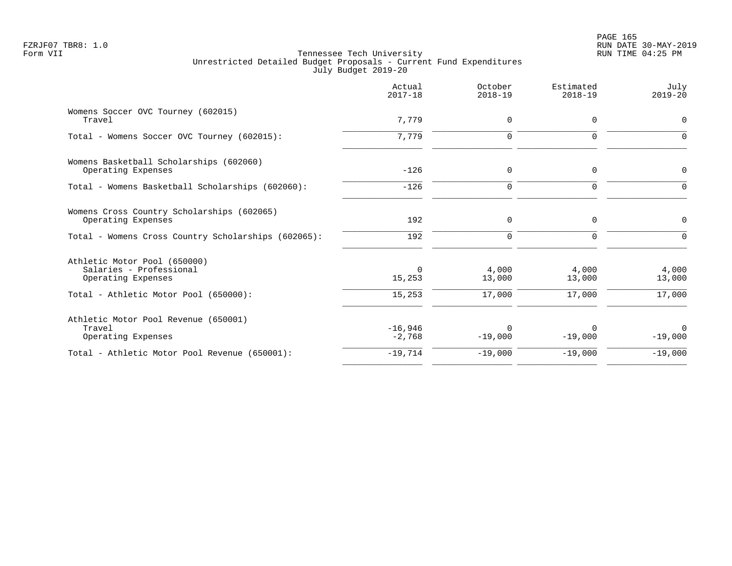Tennessee Tech University
Unrestricted Detailed Budget Proposals - Current Fund Expenditures
July Budget 2019-20

| | Actual 2017-18 | October 2018-19 | Estimated 2018-19 | July 2019-20 |
|---|---|---|---|---|
| Womens Soccer OVC Tourney (602015) | | | | |
| Travel | 7,779 | 0 | 0 | 0 |
| Total - Womens Soccer OVC Tourney (602015): | 7,779 | 0 | 0 | 0 |
| Womens Basketball Scholarships (602060) | | | | |
| Operating Expenses | -126 | 0 | 0 | 0 |
| Total - Womens Basketball Scholarships (602060): | -126 | 0 | 0 | 0 |
| Womens Cross Country Scholarships (602065) | | | | |
| Operating Expenses | 192 | 0 | 0 | 0 |
| Total - Womens Cross Country Scholarships (602065): | 192 | 0 | 0 | 0 |
| Athletic Motor Pool (650000) | | | | |
| Salaries - Professional | 0 | 4,000 | 4,000 | 4,000 |
| Operating Expenses | 15,253 | 13,000 | 13,000 | 13,000 |
| Total - Athletic Motor Pool (650000): | 15,253 | 17,000 | 17,000 | 17,000 |
| Athletic Motor Pool Revenue (650001) | | | | |
| Travel | -16,946 | 0 | 0 | 0 |
| Operating Expenses | -2,768 | -19,000 | -19,000 | -19,000 |
| Total - Athletic Motor Pool Revenue (650001): | -19,714 | -19,000 | -19,000 | -19,000 |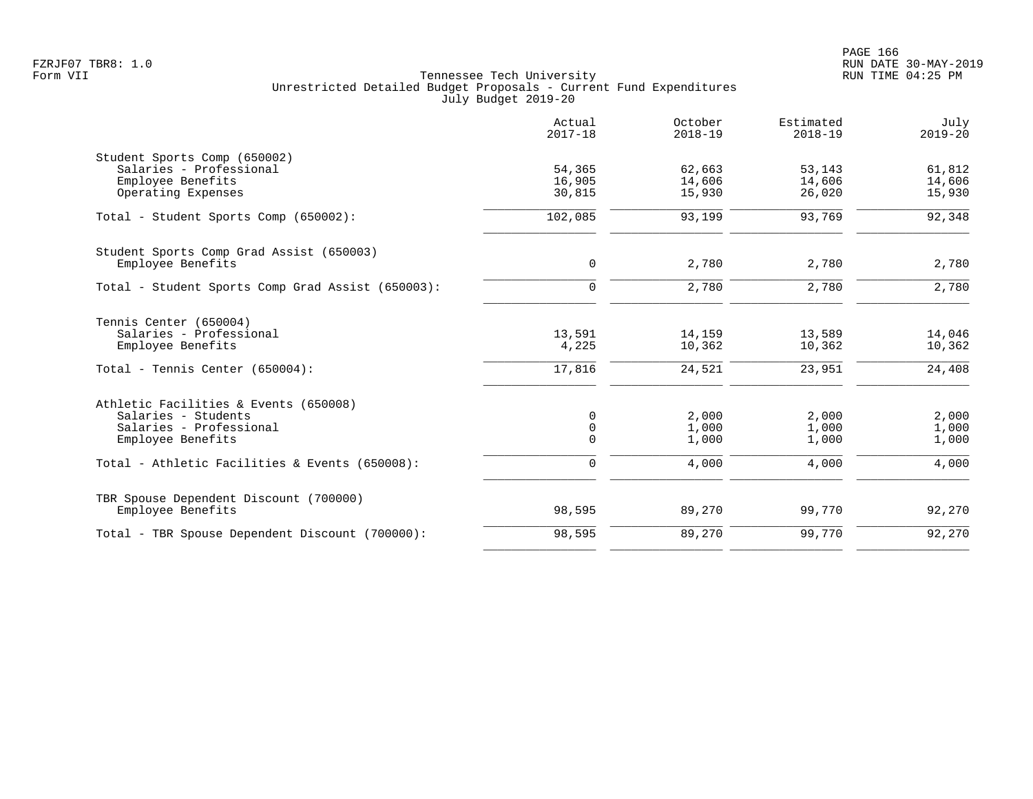Tennessee Tech University
Unrestricted Detailed Budget Proposals - Current Fund Expenditures
July Budget 2019-20

| | Actual 2017-18 | October 2018-19 | Estimated 2018-19 | July 2019-20 |
|---|---|---|---|---|
| **Student Sports Comp (650002)** | | | | |
| Salaries - Professional | 54,365 | 62,663 | 53,143 | 61,812 |
| Employee Benefits | 16,905 | 14,606 | 14,606 | 14,606 |
| Operating Expenses | 30,815 | 15,930 | 26,020 | 15,930 |
| Total - Student Sports Comp (650002): | 102,085 | 93,199 | 93,769 | 92,348 |
| **Student Sports Comp Grad Assist (650003)** | | | | |
| Employee Benefits | 0 | 2,780 | 2,780 | 2,780 |
| Total - Student Sports Comp Grad Assist (650003): | 0 | 2,780 | 2,780 | 2,780 |
| **Tennis Center (650004)** | | | | |
| Salaries - Professional | 13,591 | 14,159 | 13,589 | 14,046 |
| Employee Benefits | 4,225 | 10,362 | 10,362 | 10,362 |
| Total - Tennis Center (650004): | 17,816 | 24,521 | 23,951 | 24,408 |
| **Athletic Facilities & Events (650008)** | | | | |
| Salaries - Students | 0 | 2,000 | 2,000 | 2,000 |
| Salaries - Professional | 0 | 1,000 | 1,000 | 1,000 |
| Employee Benefits | 0 | 1,000 | 1,000 | 1,000 |
| Total - Athletic Facilities & Events (650008): | 0 | 4,000 | 4,000 | 4,000 |
| **TBR Spouse Dependent Discount (700000)** | | | | |
| Employee Benefits | 98,595 | 89,270 | 99,770 | 92,270 |
| Total - TBR Spouse Dependent Discount (700000): | 98,595 | 89,270 | 99,770 | 92,270 |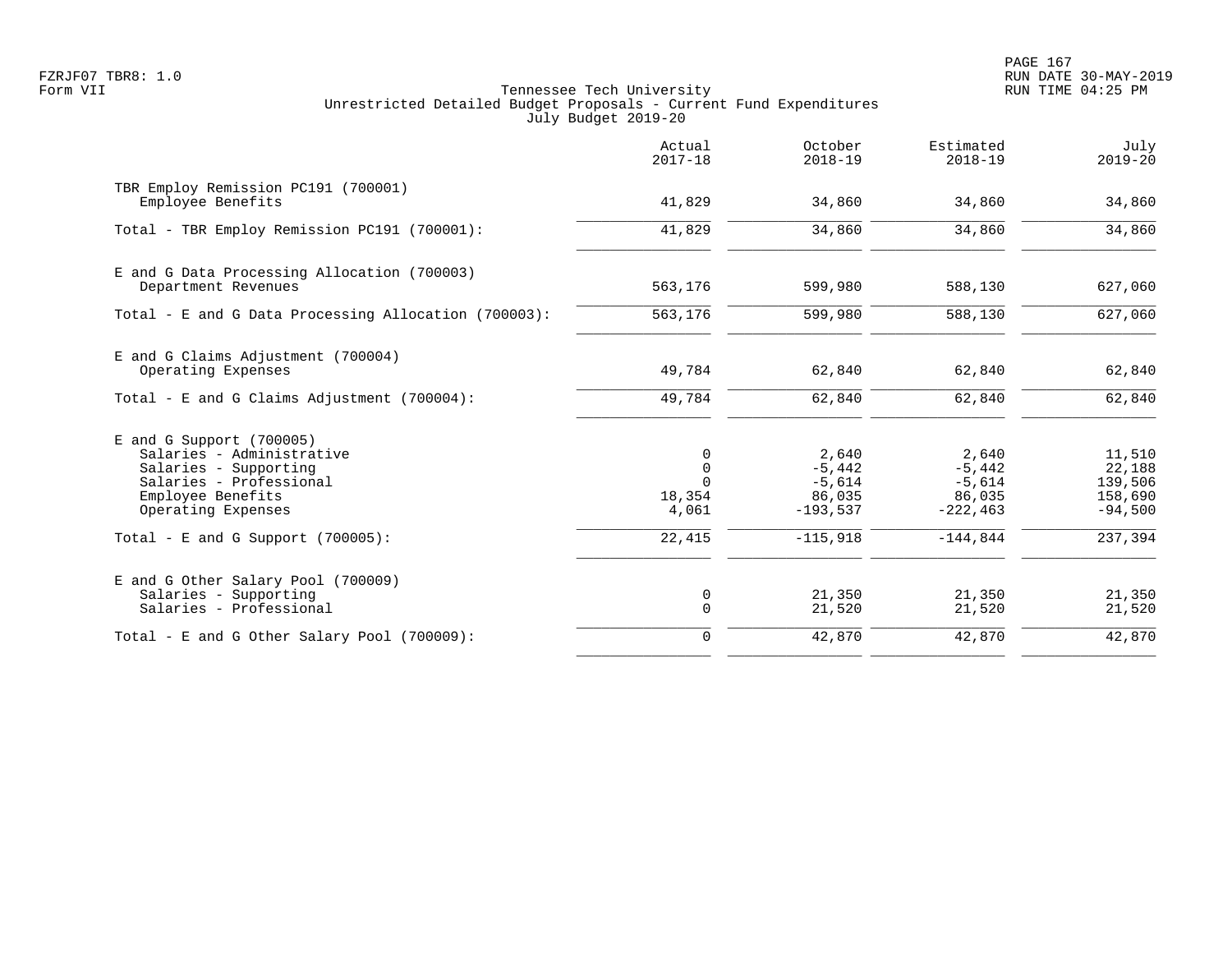Tennessee Tech University
Unrestricted Detailed Budget Proposals - Current Fund Expenditures
July Budget 2019-20

| | Actual 2017-18 | October 2018-19 | Estimated 2018-19 | July 2019-20 |
|---|---|---|---|---|
| TBR Employ Remission PC191 (700001) | | | | |
| Employee Benefits | 41,829 | 34,860 | 34,860 | 34,860 |
| Total - TBR Employ Remission PC191 (700001): | 41,829 | 34,860 | 34,860 | 34,860 |
| E and G Data Processing Allocation (700003) | | | | |
| Department Revenues | 563,176 | 599,980 | 588,130 | 627,060 |
| Total - E and G Data Processing Allocation (700003): | 563,176 | 599,980 | 588,130 | 627,060 |
| E and G Claims Adjustment (700004) | | | | |
| Operating Expenses | 49,784 | 62,840 | 62,840 | 62,840 |
| Total - E and G Claims Adjustment (700004): | 49,784 | 62,840 | 62,840 | 62,840 |
| E and G Support (700005) | | | | |
| Salaries - Administrative | 0 | 2,640 | 2,640 | 11,510 |
| Salaries - Supporting | 0 | -5,442 | -5,442 | 22,188 |
| Salaries - Professional | 0 | -5,614 | -5,614 | 139,506 |
| Employee Benefits | 18,354 | 86,035 | 86,035 | 158,690 |
| Operating Expenses | 4,061 | -193,537 | -222,463 | -94,500 |
| Total - E and G Support (700005): | 22,415 | -115,918 | -144,844 | 237,394 |
| E and G Other Salary Pool (700009) | | | | |
| Salaries - Supporting | 0 | 21,350 | 21,350 | 21,350 |
| Salaries - Professional | 0 | 21,520 | 21,520 | 21,520 |
| Total - E and G Other Salary Pool (700009): | 0 | 42,870 | 42,870 | 42,870 |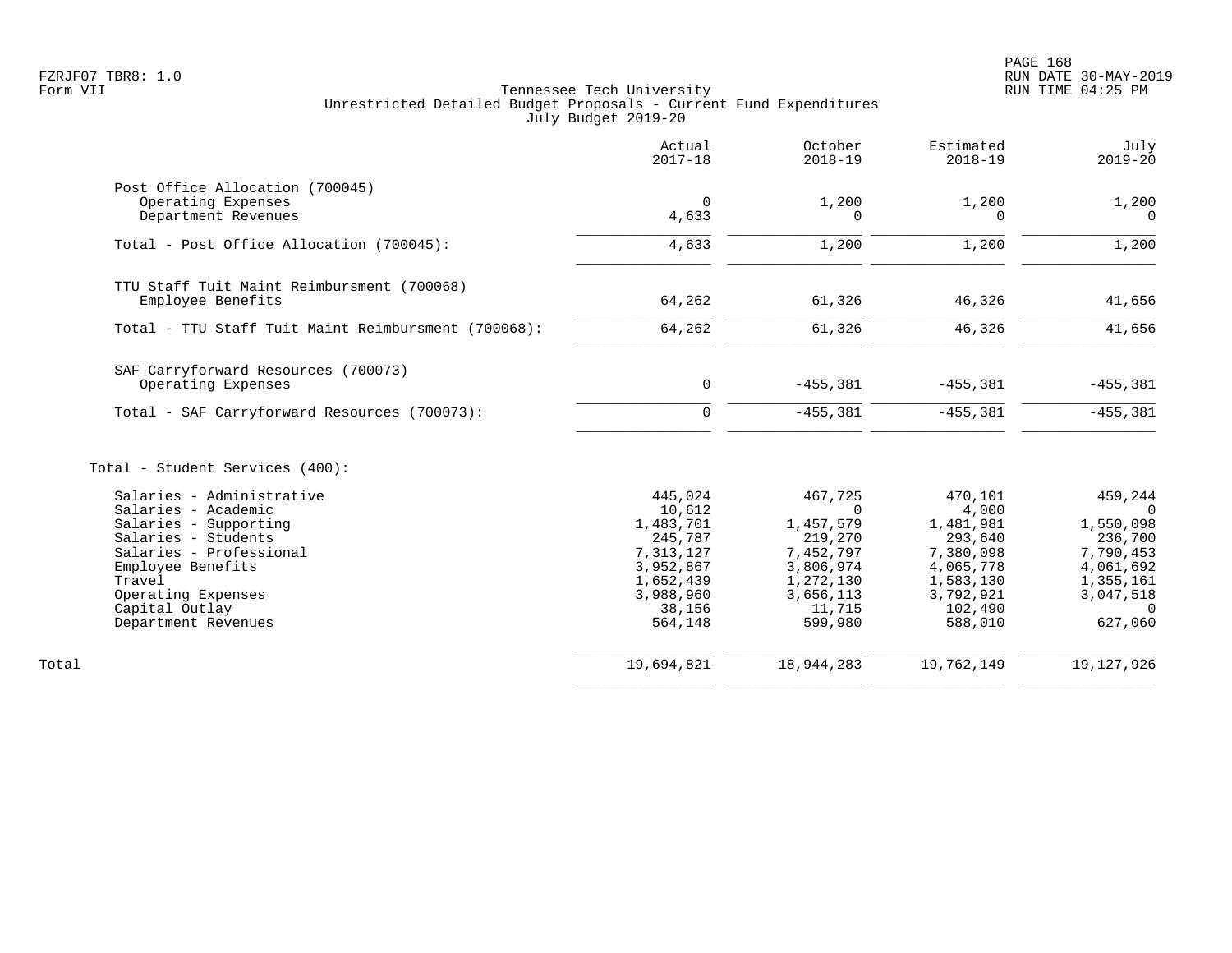Tennessee Tech University
Unrestricted Detailed Budget Proposals - Current Fund Expenditures
July Budget 2019-20

Form VII

| | Actual 2017-18 | October 2018-19 | Estimated 2018-19 | July 2019-20 |
|---|---|---|---|---|
| **Post Office Allocation (700045)** | | | | |
| Operating Expenses | 0 | 1,200 | 1,200 | 1,200 |
| Department Revenues | 4,633 | 0 | 0 | 0 |
| Total - Post Office Allocation (700045): | 4,633 | 1,200 | 1,200 | 1,200 |
| **TTU Staff Tuit Maint Reimbursment (700068)** | | | | |
| Employee Benefits | 64,262 | 61,326 | 46,326 | 41,656 |
| Total - TTU Staff Tuit Maint Reimbursment (700068): | 64,262 | 61,326 | 46,326 | 41,656 |
| **SAF Carryforward Resources (700073)** | | | | |
| Operating Expenses | 0 | -455,381 | -455,381 | -455,381 |
| Total - SAF Carryforward Resources (700073): | 0 | -455,381 | -455,381 | -455,381 |
| **Total - Student Services (400):** | | | | |
| Salaries - Administrative | 445,024 | 467,725 | 470,101 | 459,244 |
| Salaries - Academic | 10,612 | 0 | 4,000 | 0 |
| Salaries - Supporting | 1,483,701 | 1,457,579 | 1,481,981 | 1,550,098 |
| Salaries - Students | 245,787 | 219,270 | 293,640 | 236,700 |
| Salaries - Professional | 7,313,127 | 7,452,797 | 7,380,098 | 7,790,453 |
| Employee Benefits | 3,952,867 | 3,806,974 | 4,065,778 | 4,061,692 |
| Travel | 1,652,439 | 1,272,130 | 1,583,130 | 1,355,161 |
| Operating Expenses | 3,988,960 | 3,656,113 | 3,792,921 | 3,047,518 |
| Capital Outlay | 38,156 | 11,715 | 102,490 | 0 |
| Department Revenues | 564,148 | 599,980 | 588,010 | 627,060 |
| **Total** | 19,694,821 | 18,944,283 | 19,762,149 | 19,127,926 |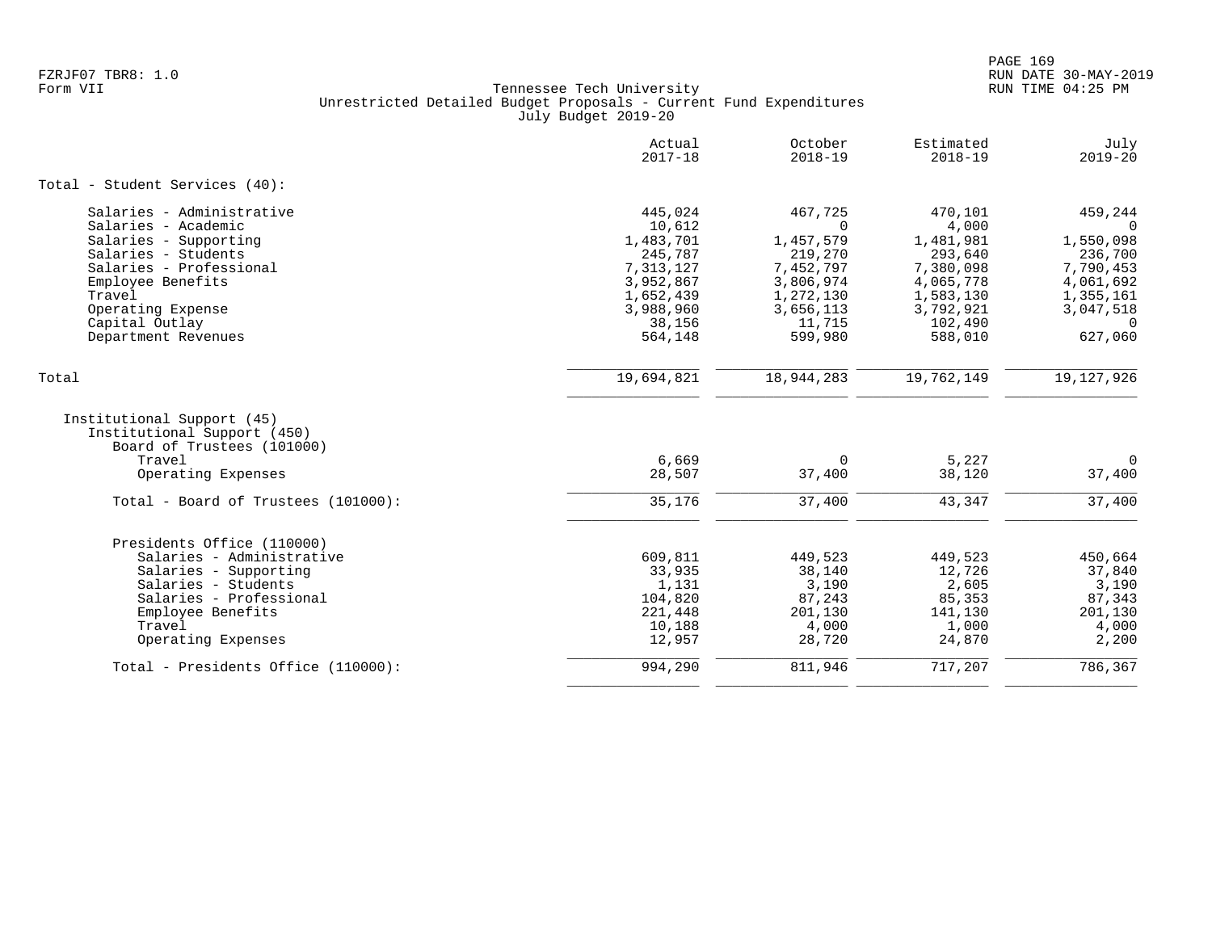FZRJF07 TBR8: 1.0
Form VII

Tennessee Tech University
Unrestricted Detailed Budget Proposals - Current Fund Expenditures
July Budget 2019-20

RUN DATE 30-MAY-2019
RUN TIME 04:25 PM

| | Actual 2017-18 | October 2018-19 | Estimated 2018-19 | July 2019-20 |
|---|---|---|---|---|
| **Total - Student Services (40):** | | | | |
| Salaries - Administrative | 445,024 | 467,725 | 470,101 | 459,244 |
| Salaries - Academic | 10,612 | 0 | 4,000 | 0 |
| Salaries - Supporting | 1,483,701 | 1,457,579 | 1,481,981 | 1,550,098 |
| Salaries - Students | 245,787 | 219,270 | 293,640 | 236,700 |
| Salaries - Professional | 7,313,127 | 7,452,797 | 7,380,098 | 7,790,453 |
| Employee Benefits | 3,952,867 | 3,806,974 | 4,065,778 | 4,061,692 |
| Travel | 1,652,439 | 1,272,130 | 1,583,130 | 1,355,161 |
| Operating Expense | 3,988,960 | 3,656,113 | 3,792,921 | 3,047,518 |
| Capital Outlay | 38,156 | 11,715 | 102,490 | 0 |
| Department Revenues | 564,148 | 599,980 | 588,010 | 627,060 |
| Total | 19,694,821 | 18,944,283 | 19,762,149 | 19,127,926 |
| Institutional Support (45) | | | | |
| Institutional Support (450) | | | | |
| Board of Trustees (101000) | | | | |
| Travel | 6,669 | 0 | 5,227 | 0 |
| Operating Expenses | 28,507 | 37,400 | 38,120 | 37,400 |
| Total - Board of Trustees (101000): | 35,176 | 37,400 | 43,347 | 37,400 |
| Presidents Office (110000) | | | | |
| Salaries - Administrative | 609,811 | 449,523 | 449,523 | 450,664 |
| Salaries - Supporting | 33,935 | 38,140 | 12,726 | 37,840 |
| Salaries - Students | 1,131 | 3,190 | 2,605 | 3,190 |
| Salaries - Professional | 104,820 | 87,243 | 85,353 | 87,343 |
| Employee Benefits | 221,448 | 201,130 | 141,130 | 201,130 |
| Travel | 10,188 | 4,000 | 1,000 | 4,000 |
| Operating Expenses | 12,957 | 28,720 | 24,870 | 2,200 |
| Total - Presidents Office (110000): | 994,290 | 811,946 | 717,207 | 786,367 |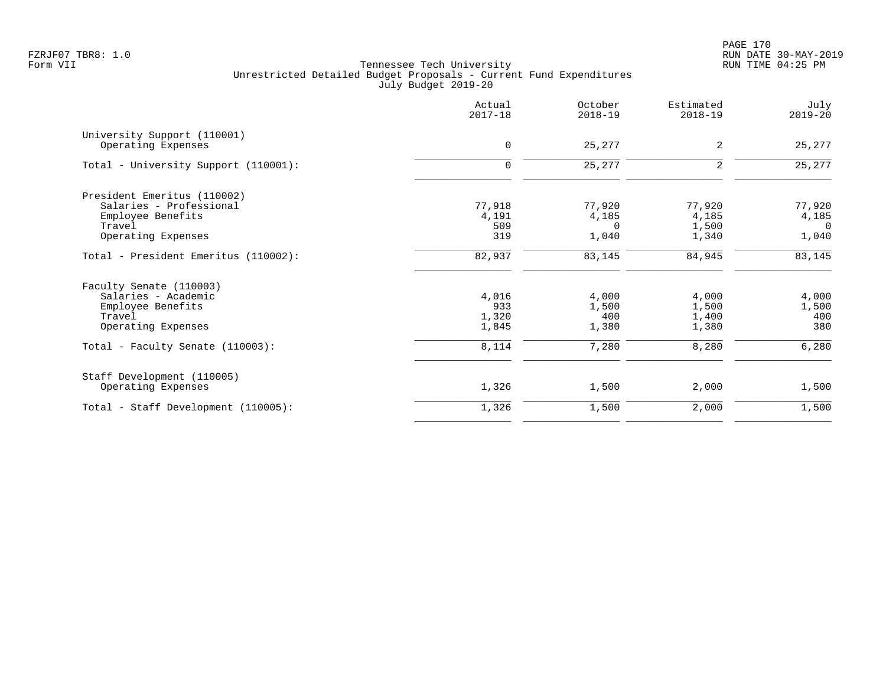Tennessee Tech University
Unrestricted Detailed Budget Proposals - Current Fund Expenditures
July Budget 2019-20

| | Actual 2017-18 | October 2018-19 | Estimated 2018-19 | July 2019-20 |
|---|---|---|---|---|
| University Support (110001) | | | | |
| Operating Expenses | 0 | 25,277 | 2 | 25,277 |
| Total - University Support (110001): | 0 | 25,277 | 2 | 25,277 |
| President Emeritus (110002) | | | | |
| Salaries - Professional | 77,918 | 77,920 | 77,920 | 77,920 |
| Employee Benefits | 4,191 | 4,185 | 4,185 | 4,185 |
| Travel | 509 | 0 | 1,500 | 0 |
| Operating Expenses | 319 | 1,040 | 1,340 | 1,040 |
| Total - President Emeritus (110002): | 82,937 | 83,145 | 84,945 | 83,145 |
| Faculty Senate (110003) | | | | |
| Salaries - Academic | 4,016 | 4,000 | 4,000 | 4,000 |
| Employee Benefits | 933 | 1,500 | 1,500 | 1,500 |
| Travel | 1,320 | 400 | 1,400 | 400 |
| Operating Expenses | 1,845 | 1,380 | 1,380 | 380 |
| Total - Faculty Senate (110003): | 8,114 | 7,280 | 8,280 | 6,280 |
| Staff Development (110005) | | | | |
| Operating Expenses | 1,326 | 1,500 | 2,000 | 1,500 |
| Total - Staff Development (110005): | 1,326 | 1,500 | 2,000 | 1,500 |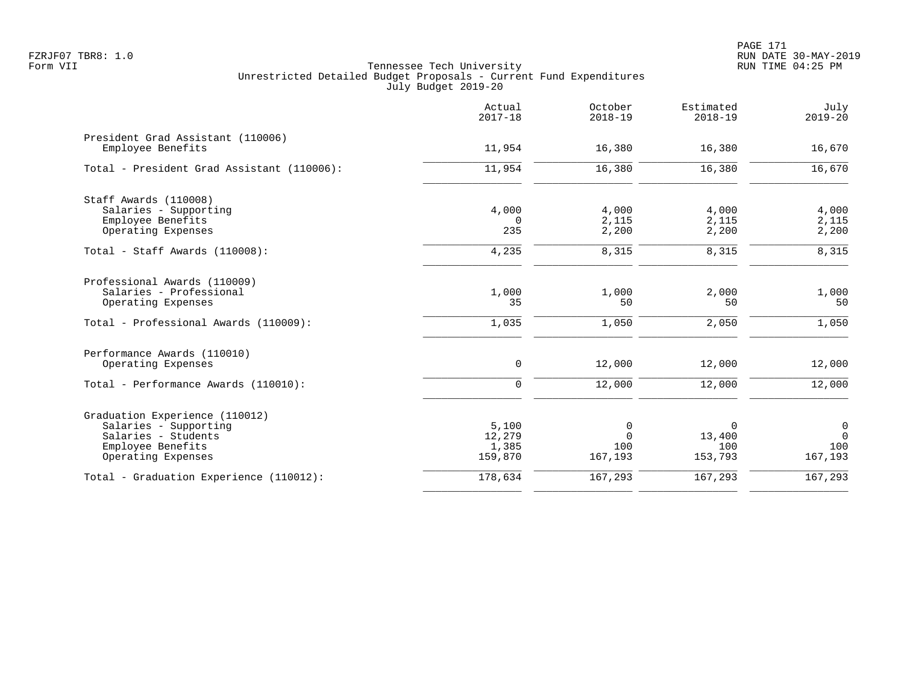FZRJF07 TBR8: 1.0
Form VII

Tennessee Tech University
Unrestricted Detailed Budget Proposals - Current Fund Expenditures
July Budget 2019-20

RUN DATE 30-MAY-2019
RUN TIME 04:25 PM

| | Actual 2017-18 | October 2018-19 | Estimated 2018-19 | July 2019-20 |
|---|---|---|---|---|
| President Grad Assistant (110006) | | | | |
| Employee Benefits | 11,954 | 16,380 | 16,380 | 16,670 |
| Total - President Grad Assistant (110006): | 11,954 | 16,380 | 16,380 | 16,670 |
| Staff Awards (110008) | | | | |
| Salaries - Supporting | 4,000 | 4,000 | 4,000 | 4,000 |
| Employee Benefits | 0 | 2,115 | 2,115 | 2,115 |
| Operating Expenses | 235 | 2,200 | 2,200 | 2,200 |
| Total - Staff Awards (110008): | 4,235 | 8,315 | 8,315 | 8,315 |
| Professional Awards (110009) | | | | |
| Salaries - Professional | 1,000 | 1,000 | 2,000 | 1,000 |
| Operating Expenses | 35 | 50 | 50 | 50 |
| Total - Professional Awards (110009): | 1,035 | 1,050 | 2,050 | 1,050 |
| Performance Awards (110010) | | | | |
| Operating Expenses | 0 | 12,000 | 12,000 | 12,000 |
| Total - Performance Awards (110010): | 0 | 12,000 | 12,000 | 12,000 |
| Graduation Experience (110012) | | | | |
| Salaries - Supporting | 5,100 | 0 | 0 | 0 |
| Salaries - Students | 12,279 | 0 | 13,400 | 0 |
| Employee Benefits | 1,385 | 100 | 100 | 100 |
| Operating Expenses | 159,870 | 167,193 | 153,793 | 167,193 |
| Total - Graduation Experience (110012): | 178,634 | 167,293 | 167,293 | 167,293 |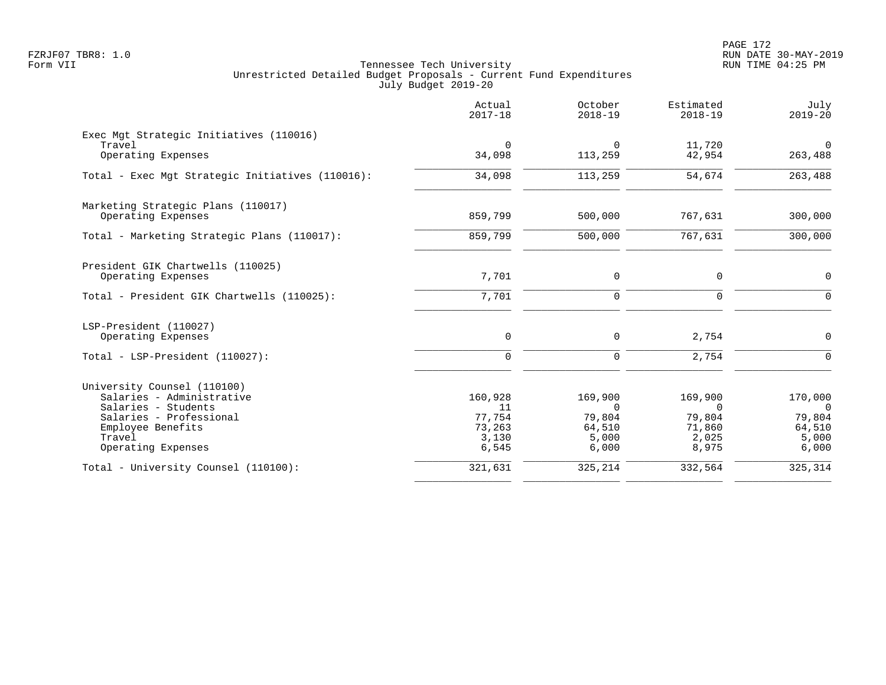FZRJF07 TBR8: 1.0
Form VII

RUN DATE 30-MAY-2019
RUN TIME 04:25 PM

# Tennessee Tech University
## Unrestricted Detailed Budget Proposals - Current Fund Expenditures
### July Budget 2019-20

| | Actual 2017-18 | October 2018-19 | Estimated 2018-19 | July 2019-20 |
|---|---:|---:|---:|---:|
| **Exec Mgt Strategic Initiatives (110016)** | | | | |
| Travel | 0 | 0 | 11,720 | 0 |
| Operating Expenses | 34,098 | 113,259 | 42,954 | 263,488 |
| Total - Exec Mgt Strategic Initiatives (110016): | 34,098 | 113,259 | 54,674 | 263,488 |
| **Marketing Strategic Plans (110017)** | | | | |
| Operating Expenses | 859,799 | 500,000 | 767,631 | 300,000 |
| Total - Marketing Strategic Plans (110017): | 859,799 | 500,000 | 767,631 | 300,000 |
| **President GIK Chartwells (110025)** | | | | |
| Operating Expenses | 7,701 | 0 | 0 | 0 |
| Total - President GIK Chartwells (110025): | 7,701 | 0 | 0 | 0 |
| **LSP-President (110027)** | | | | |
| Operating Expenses | 0 | 0 | 2,754 | 0 |
| Total - LSP-President (110027): | 0 | 0 | 2,754 | 0 |
| **University Counsel (110100)** | | | | |
| Salaries - Administrative | 160,928 | 169,900 | 169,900 | 170,000 |
| Salaries - Students | 11 | 0 | 0 | 0 |
| Salaries - Professional | 77,754 | 79,804 | 79,804 | 79,804 |
| Employee Benefits | 73,263 | 64,510 | 71,860 | 64,510 |
| Travel | 3,130 | 5,000 | 2,025 | 5,000 |
| Operating Expenses | 6,545 | 6,000 | 8,975 | 6,000 |
| Total - University Counsel (110100): | 321,631 | 325,214 | 332,564 | 325,314 |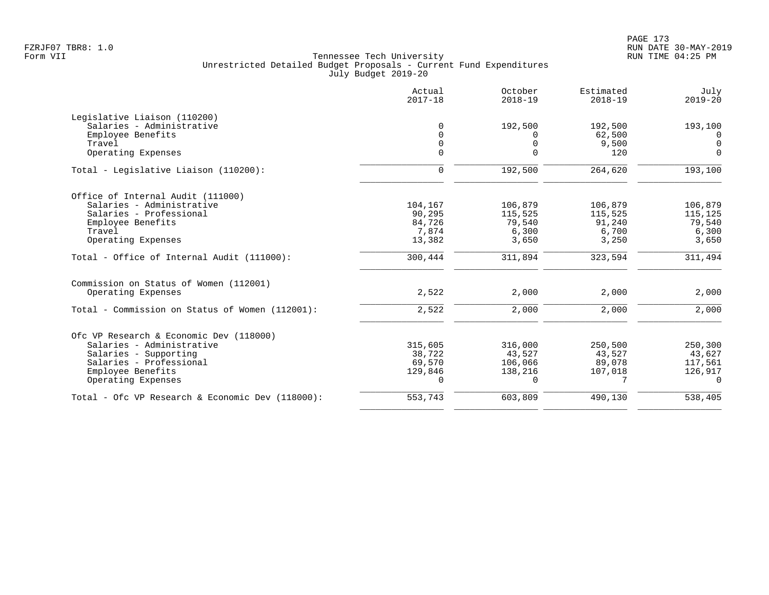Tennessee Tech University
Unrestricted Detailed Budget Proposals - Current Fund Expenditures
July Budget 2019-20

| | Actual 2017-18 | October 2018-19 | Estimated 2018-19 | July 2019-20 |
|---|---|---|---|---|
| **Legislative Liaison (110200)** | | | | |
| Salaries - Administrative | 0 | 192,500 | 192,500 | 193,100 |
| Employee Benefits | 0 | 0 | 62,500 | 0 |
| Travel | 0 | 0 | 9,500 | 0 |
| Operating Expenses | 0 | 0 | 120 | 0 |
| Total - Legislative Liaison (110200): | 0 | 192,500 | 264,620 | 193,100 |
| **Office of Internal Audit (111000)** | | | | |
| Salaries - Administrative | 104,167 | 106,879 | 106,879 | 106,879 |
| Salaries - Professional | 90,295 | 115,525 | 115,525 | 115,125 |
| Employee Benefits | 84,726 | 79,540 | 91,240 | 79,540 |
| Travel | 7,874 | 6,300 | 6,700 | 6,300 |
| Operating Expenses | 13,382 | 3,650 | 3,250 | 3,650 |
| Total - Office of Internal Audit (111000): | 300,444 | 311,894 | 323,594 | 311,494 |
| **Commission on Status of Women (112001)** | | | | |
| Operating Expenses | 2,522 | 2,000 | 2,000 | 2,000 |
| Total - Commission on Status of Women (112001): | 2,522 | 2,000 | 2,000 | 2,000 |
| **Ofc VP Research & Economic Dev (118000)** | | | | |
| Salaries - Administrative | 315,605 | 316,000 | 250,500 | 250,300 |
| Salaries - Supporting | 38,722 | 43,527 | 43,527 | 43,627 |
| Salaries - Professional | 69,570 | 106,066 | 89,078 | 117,561 |
| Employee Benefits | 129,846 | 138,216 | 107,018 | 126,917 |
| Operating Expenses | 0 | 0 | 7 | 0 |
| Total - Ofc VP Research & Economic Dev (118000): | 553,743 | 603,809 | 490,130 | 538,405 |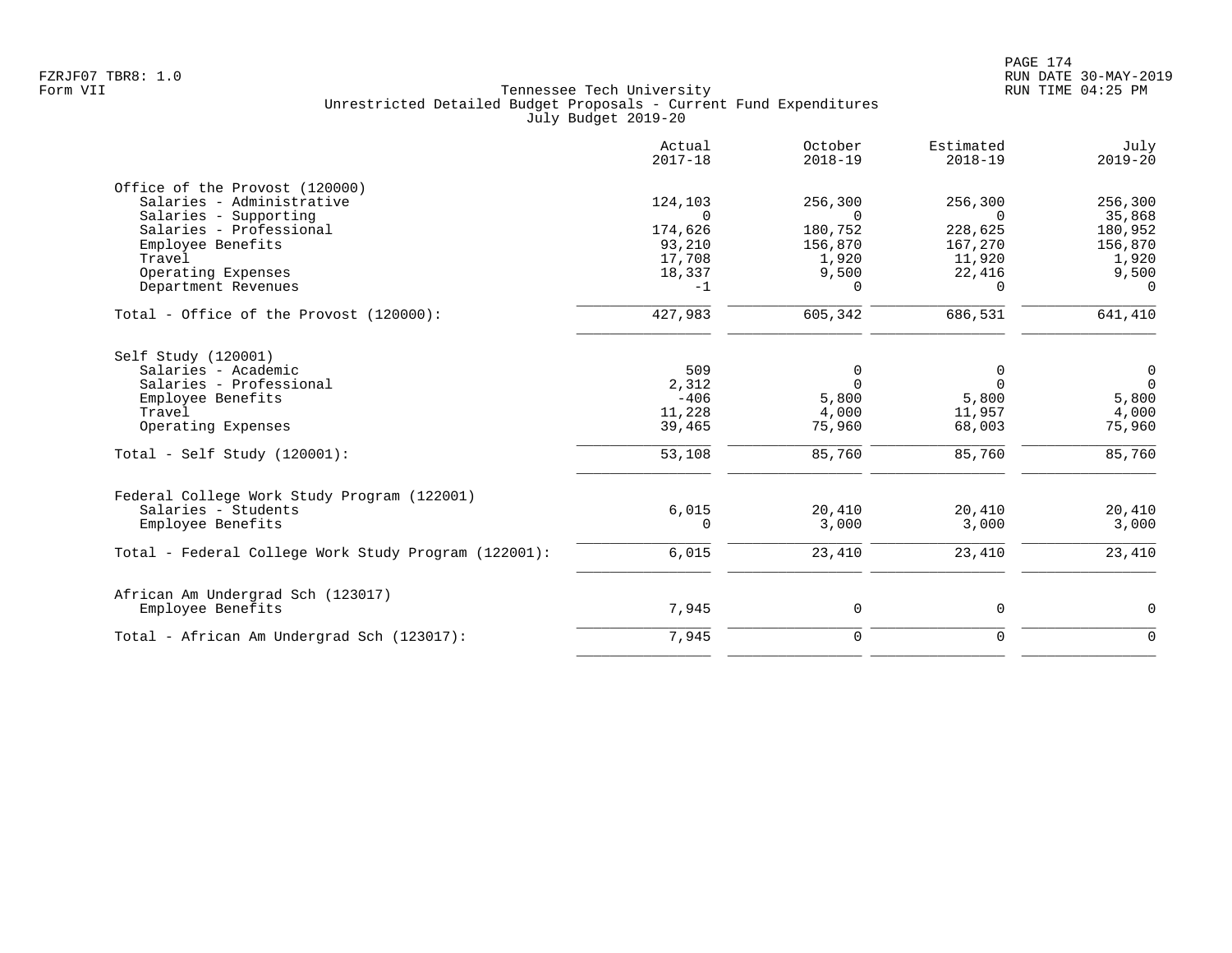Tennessee Tech University
Unrestricted Detailed Budget Proposals - Current Fund Expenditures
July Budget 2019-20

| | Actual 2017-18 | October 2018-19 | Estimated 2018-19 | July 2019-20 |
|---|---|---|---|---|
| **Office of the Provost (120000)** | | | | |
| Salaries - Administrative | 124,103 | 256,300 | 256,300 | 256,300 |
| Salaries - Supporting | 0 | 0 | 0 | 35,868 |
| Salaries - Professional | 174,626 | 180,752 | 228,625 | 180,952 |
| Employee Benefits | 93,210 | 156,870 | 167,270 | 156,870 |
| Travel | 17,708 | 1,920 | 11,920 | 1,920 |
| Operating Expenses | 18,337 | 9,500 | 22,416 | 9,500 |
| Department Revenues | -1 | 0 | 0 | 0 |
| Total - Office of the Provost (120000): | 427,983 | 605,342 | 686,531 | 641,410 |
| **Self Study (120001)** | | | | |
| Salaries - Academic | 509 | 0 | 0 | 0 |
| Salaries - Professional | 2,312 | 0 | 0 | 0 |
| Employee Benefits | -406 | 5,800 | 5,800 | 5,800 |
| Travel | 11,228 | 4,000 | 11,957 | 4,000 |
| Operating Expenses | 39,465 | 75,960 | 68,003 | 75,960 |
| Total - Self Study (120001): | 53,108 | 85,760 | 85,760 | 85,760 |
| **Federal College Work Study Program (122001)** | | | | |
| Salaries - Students | 6,015 | 20,410 | 20,410 | 20,410 |
| Employee Benefits | 0 | 3,000 | 3,000 | 3,000 |
| Total - Federal College Work Study Program (122001): | 6,015 | 23,410 | 23,410 | 23,410 |
| **African Am Undergrad Sch (123017)** | | | | |
| Employee Benefits | 7,945 | 0 | 0 | 0 |
| Total - African Am Undergrad Sch (123017): | 7,945 | 0 | 0 | 0 |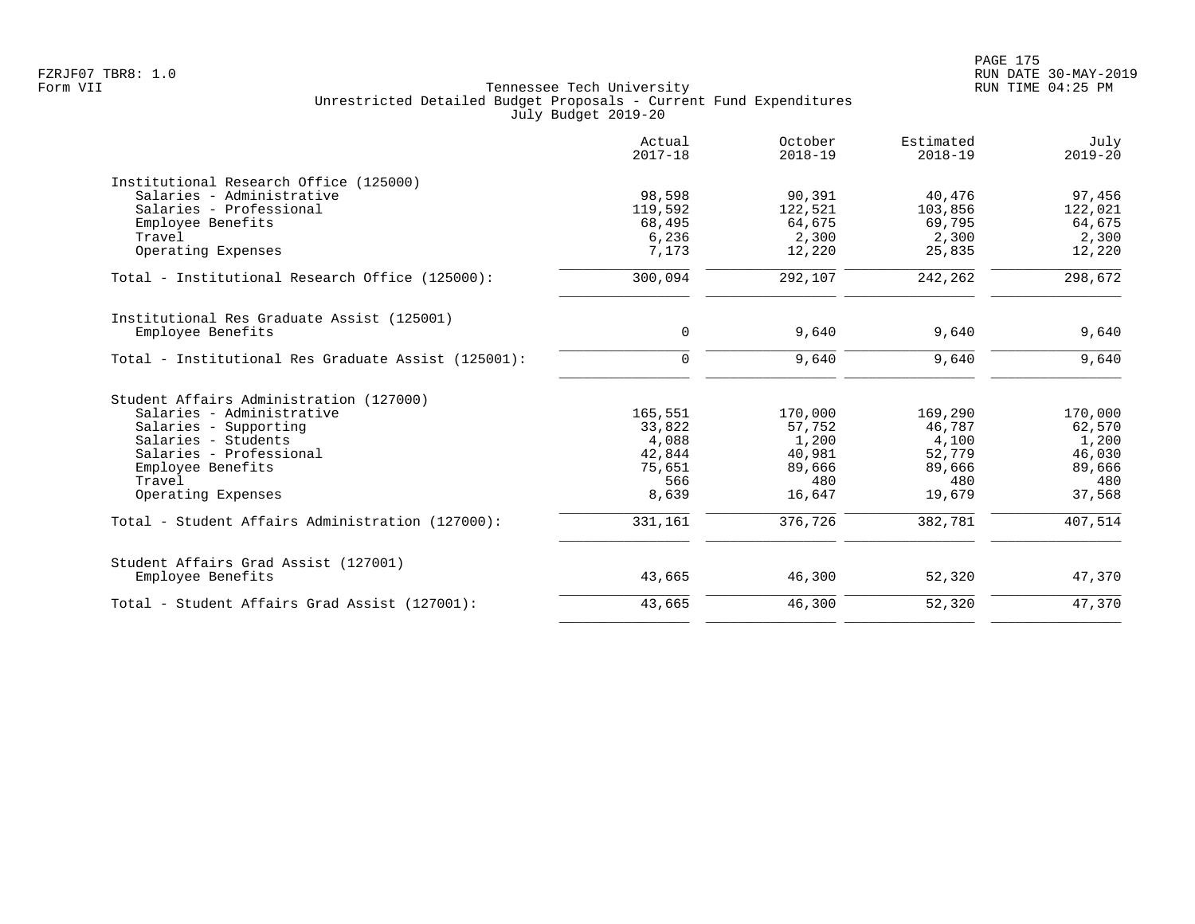FZRJF07 TBR8: 1.0
Form VII

Tennessee Tech University
Unrestricted Detailed Budget Proposals - Current Fund Expenditures
July Budget 2019-20

RUN DATE 30-MAY-2019
RUN TIME 04:25 PM

| | Actual 2017-18 | October 2018-19 | Estimated 2018-19 | July 2019-20 |
|---|---|---|---|---|
| **Institutional Research Office (125000)** | | | | |
| Salaries - Administrative | 98,598 | 90,391 | 40,476 | 97,456 |
| Salaries - Professional | 119,592 | 122,521 | 103,856 | 122,021 |
| Employee Benefits | 68,495 | 64,675 | 69,795 | 64,675 |
| Travel | 6,236 | 2,300 | 2,300 | 2,300 |
| Operating Expenses | 7,173 | 12,220 | 25,835 | 12,220 |
| Total - Institutional Research Office (125000): | 300,094 | 292,107 | 242,262 | 298,672 |
| **Institutional Res Graduate Assist (125001)** | | | | |
| Employee Benefits | 0 | 9,640 | 9,640 | 9,640 |
| Total - Institutional Res Graduate Assist (125001): | 0 | 9,640 | 9,640 | 9,640 |
| **Student Affairs Administration (127000)** | | | | |
| Salaries - Administrative | 165,551 | 170,000 | 169,290 | 170,000 |
| Salaries - Supporting | 33,822 | 57,752 | 46,787 | 62,570 |
| Salaries - Students | 4,088 | 1,200 | 4,100 | 1,200 |
| Salaries - Professional | 42,844 | 40,981 | 52,779 | 46,030 |
| Employee Benefits | 75,651 | 89,666 | 89,666 | 89,666 |
| Travel | 566 | 480 | 480 | 480 |
| Operating Expenses | 8,639 | 16,647 | 19,679 | 37,568 |
| Total - Student Affairs Administration (127000): | 331,161 | 376,726 | 382,781 | 407,514 |
| **Student Affairs Grad Assist (127001)** | | | | |
| Employee Benefits | 43,665 | 46,300 | 52,320 | 47,370 |
| Total - Student Affairs Grad Assist (127001): | 43,665 | 46,300 | 52,320 | 47,370 |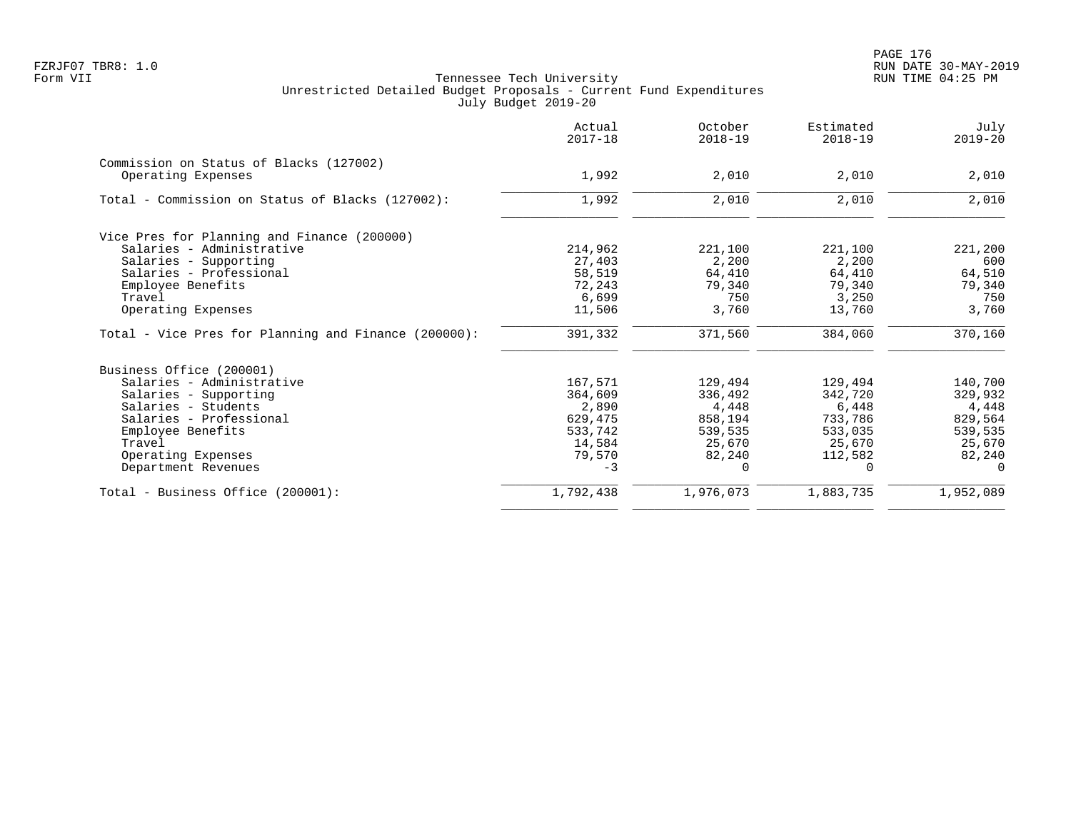Tennessee Tech University
Unrestricted Detailed Budget Proposals - Current Fund Expenditures
July Budget 2019-20

| | Actual 2017-18 | October 2018-19 | Estimated 2018-19 | July 2019-20 |
|---|---|---|---|---|
| Commission on Status of Blacks (127002) | | | | |
| Operating Expenses | 1,992 | 2,010 | 2,010 | 2,010 |
| Total - Commission on Status of Blacks (127002): | 1,992 | 2,010 | 2,010 | 2,010 |
| Vice Pres for Planning and Finance (200000) | | | | |
| Salaries - Administrative | 214,962 | 221,100 | 221,100 | 221,200 |
| Salaries - Supporting | 27,403 | 2,200 | 2,200 | 600 |
| Salaries - Professional | 58,519 | 64,410 | 64,410 | 64,510 |
| Employee Benefits | 72,243 | 79,340 | 79,340 | 79,340 |
| Travel | 6,699 | 750 | 3,250 | 750 |
| Operating Expenses | 11,506 | 3,760 | 13,760 | 3,760 |
| Total - Vice Pres for Planning and Finance (200000): | 391,332 | 371,560 | 384,060 | 370,160 |
| Business Office (200001) | | | | |
| Salaries - Administrative | 167,571 | 129,494 | 129,494 | 140,700 |
| Salaries - Supporting | 364,609 | 336,492 | 342,720 | 329,932 |
| Salaries - Students | 2,890 | 4,448 | 6,448 | 4,448 |
| Salaries - Professional | 629,475 | 858,194 | 733,786 | 829,564 |
| Employee Benefits | 533,742 | 539,535 | 533,035 | 539,535 |
| Travel | 14,584 | 25,670 | 25,670 | 25,670 |
| Operating Expenses | 79,570 | 82,240 | 112,582 | 82,240 |
| Department Revenues | -3 | 0 | 0 | 0 |
| Total - Business Office (200001): | 1,792,438 | 1,976,073 | 1,883,735 | 1,952,089 |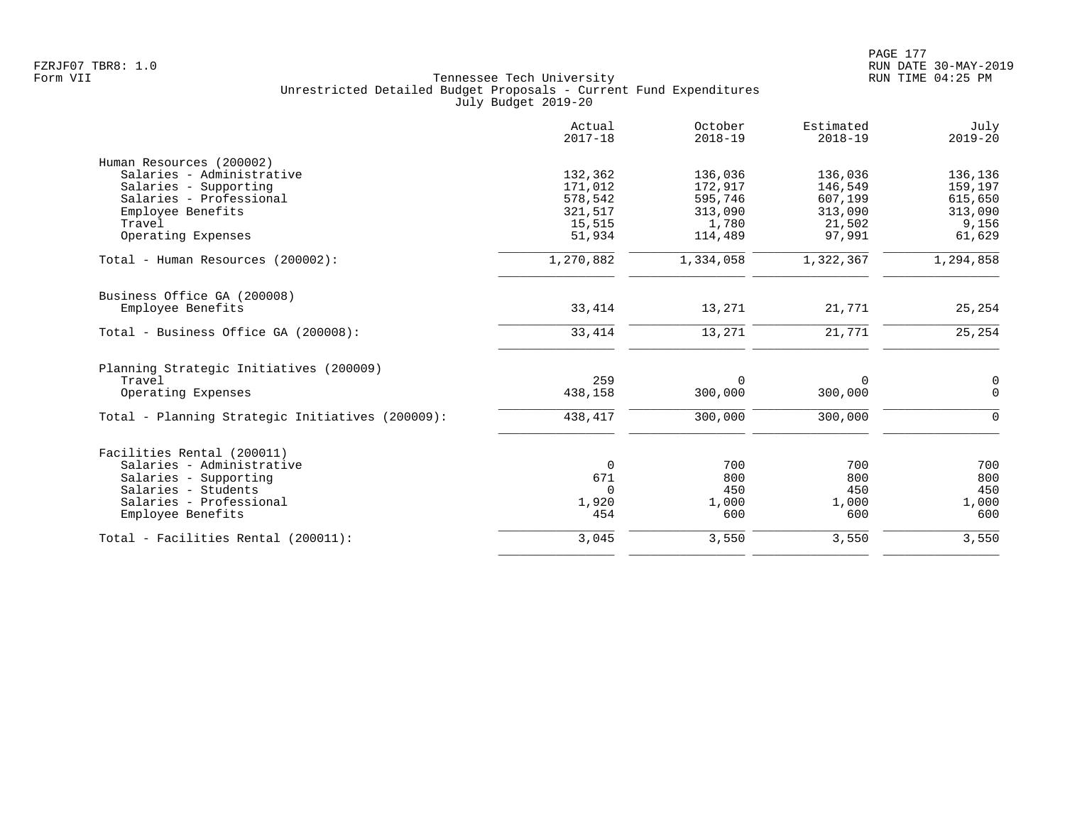Tennessee Tech University
Unrestricted Detailed Budget Proposals - Current Fund Expenditures
July Budget 2019-20

| | Actual 2017-18 | October 2018-19 | Estimated 2018-19 | July 2019-20 |
|---|---|---|---|---|
| **Human Resources (200002)** | | | | |
| Salaries - Administrative | 132,362 | 136,036 | 136,036 | 136,136 |
| Salaries - Supporting | 171,012 | 172,917 | 146,549 | 159,197 |
| Salaries - Professional | 578,542 | 595,746 | 607,199 | 615,650 |
| Employee Benefits | 321,517 | 313,090 | 313,090 | 313,090 |
| Travel | 15,515 | 1,780 | 21,502 | 9,156 |
| Operating Expenses | 51,934 | 114,489 | 97,991 | 61,629 |
| Total - Human Resources (200002): | 1,270,882 | 1,334,058 | 1,322,367 | 1,294,858 |
| **Business Office GA (200008)** | | | | |
| Employee Benefits | 33,414 | 13,271 | 21,771 | 25,254 |
| Total - Business Office GA (200008): | 33,414 | 13,271 | 21,771 | 25,254 |
| **Planning Strategic Initiatives (200009)** | | | | |
| Travel | 259 | 0 | 0 | 0 |
| Operating Expenses | 438,158 | 300,000 | 300,000 | 0 |
| Total - Planning Strategic Initiatives (200009): | 438,417 | 300,000 | 300,000 | 0 |
| **Facilities Rental (200011)** | | | | |
| Salaries - Administrative | 0 | 700 | 700 | 700 |
| Salaries - Supporting | 671 | 800 | 800 | 800 |
| Salaries - Students | 0 | 450 | 450 | 450 |
| Salaries - Professional | 1,920 | 1,000 | 1,000 | 1,000 |
| Employee Benefits | 454 | 600 | 600 | 600 |
| Total - Facilities Rental (200011): | 3,045 | 3,550 | 3,550 | 3,550 |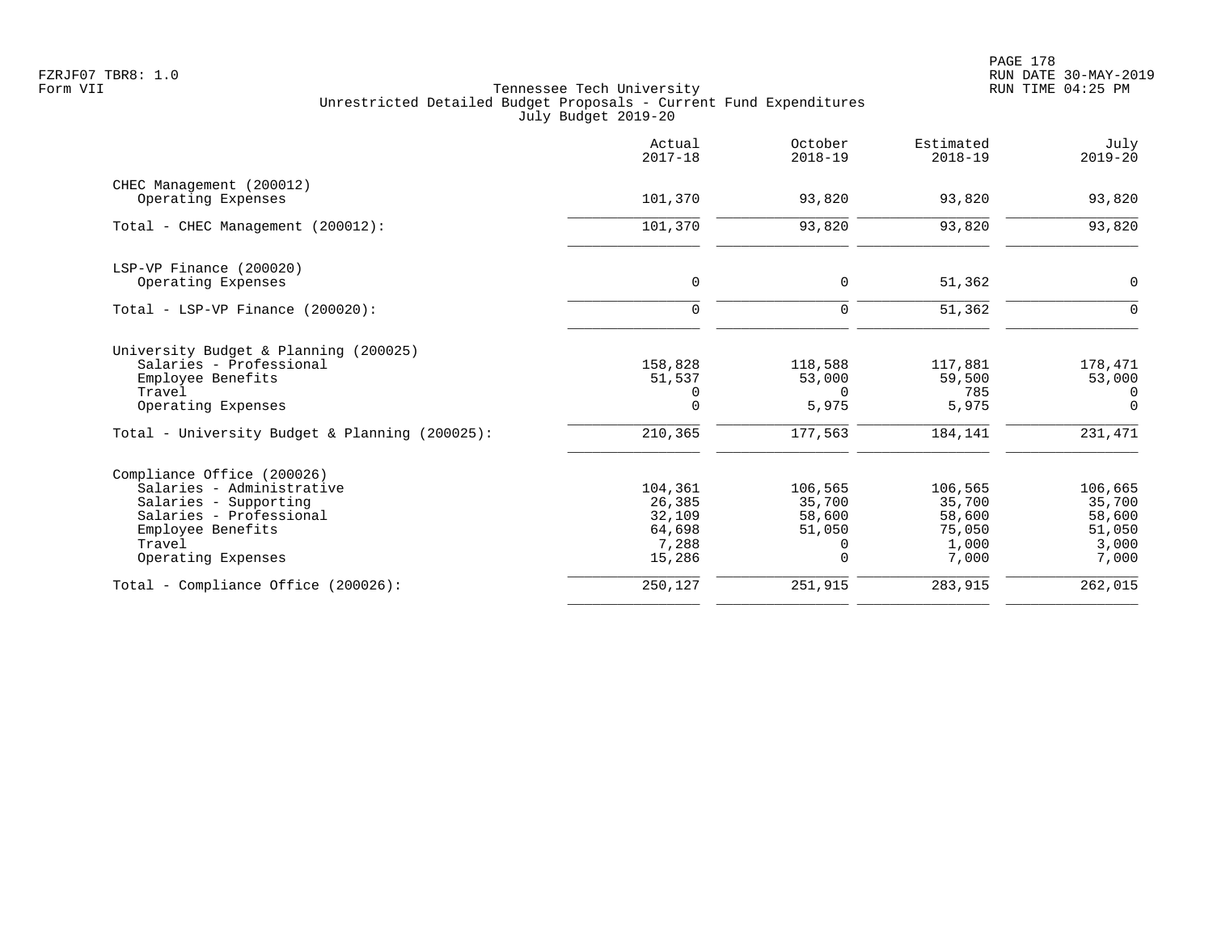Tennessee Tech University
Unrestricted Detailed Budget Proposals - Current Fund Expenditures
July Budget 2019-20

| | Actual 2017-18 | October 2018-19 | Estimated 2018-19 | July 2019-20 |
|---|---|---|---|---|
| **CHEC Management (200012)** | | | | |
| Operating Expenses | 101,370 | 93,820 | 93,820 | 93,820 |
| Total - CHEC Management (200012): | 101,370 | 93,820 | 93,820 | 93,820 |
| **LSP-VP Finance (200020)** | | | | |
| Operating Expenses | 0 | 0 | 51,362 | 0 |
| Total - LSP-VP Finance (200020): | 0 | 0 | 51,362 | 0 |
| **University Budget & Planning (200025)** | | | | |
| Salaries - Professional | 158,828 | 118,588 | 117,881 | 178,471 |
| Employee Benefits | 51,537 | 53,000 | 59,500 | 53,000 |
| Travel | 0 | 0 | 785 | 0 |
| Operating Expenses | 0 | 5,975 | 5,975 | 0 |
| Total - University Budget & Planning (200025): | 210,365 | 177,563 | 184,141 | 231,471 |
| **Compliance Office (200026)** | | | | |
| Salaries - Administrative | 104,361 | 106,565 | 106,565 | 106,665 |
| Salaries - Supporting | 26,385 | 35,700 | 35,700 | 35,700 |
| Salaries - Professional | 32,109 | 58,600 | 58,600 | 58,600 |
| Employee Benefits | 64,698 | 51,050 | 75,050 | 51,050 |
| Travel | 7,288 | 0 | 1,000 | 3,000 |
| Operating Expenses | 15,286 | 0 | 7,000 | 7,000 |
| Total - Compliance Office (200026): | 250,127 | 251,915 | 283,915 | 262,015 |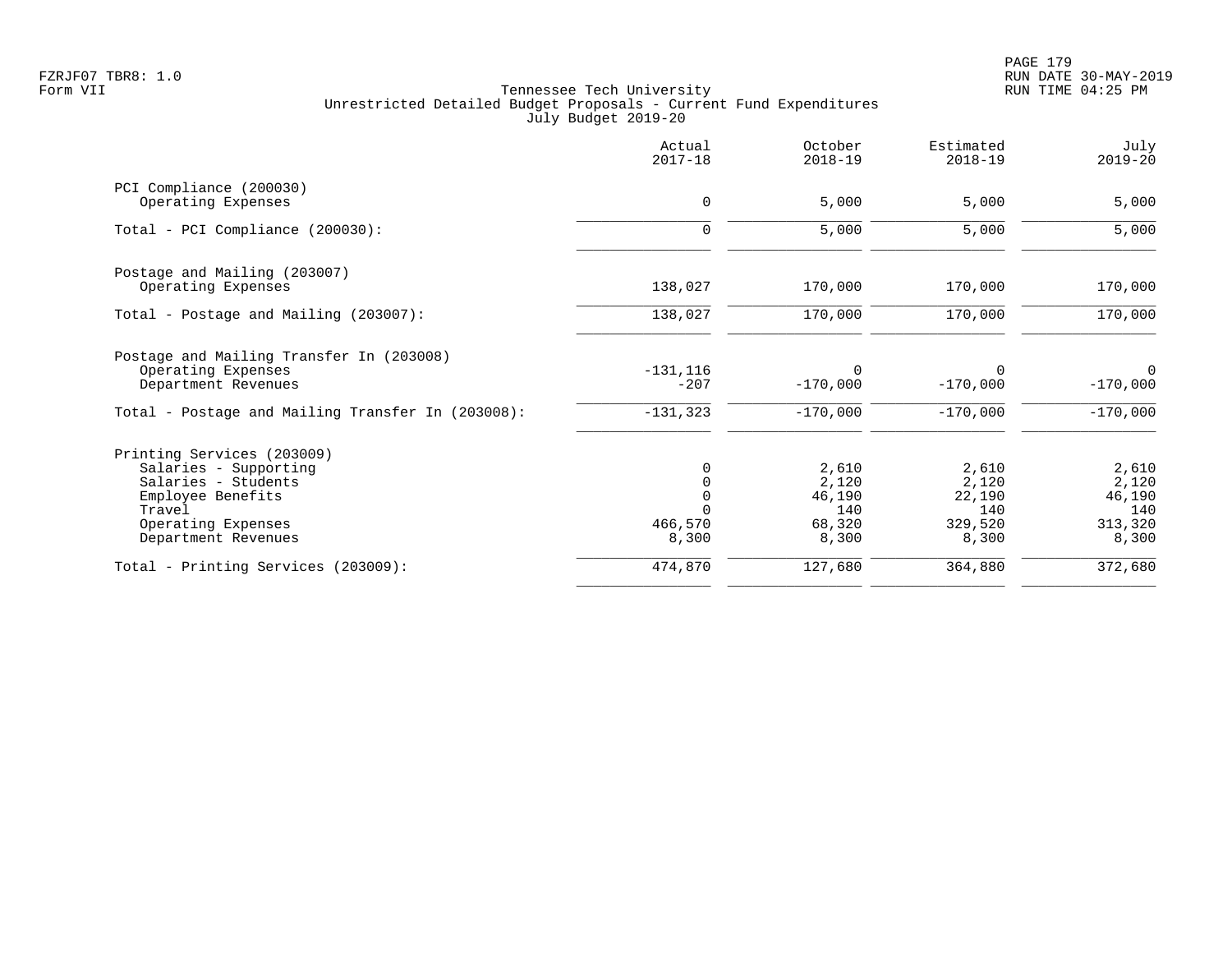Tennessee Tech University
Unrestricted Detailed Budget Proposals - Current Fund Expenditures
July Budget 2019-20

| | Actual 2017-18 | October 2018-19 | Estimated 2018-19 | July 2019-20 |
|---|---|---|---|---|
| **PCI Compliance (200030)** | | | | |
| Operating Expenses | 0 | 5,000 | 5,000 | 5,000 |
| Total - PCI Compliance (200030): | 0 | 5,000 | 5,000 | 5,000 |
| **Postage and Mailing (203007)** | | | | |
| Operating Expenses | 138,027 | 170,000 | 170,000 | 170,000 |
| Total - Postage and Mailing (203007): | 138,027 | 170,000 | 170,000 | 170,000 |
| **Postage and Mailing Transfer In (203008)** | | | | |
| Operating Expenses | -131,116 | 0 | 0 | 0 |
| Department Revenues | -207 | -170,000 | -170,000 | -170,000 |
| Total - Postage and Mailing Transfer In (203008): | -131,323 | -170,000 | -170,000 | -170,000 |
| **Printing Services (203009)** | | | | |
| Salaries - Supporting | 0 | 2,610 | 2,610 | 2,610 |
| Salaries - Students | 0 | 2,120 | 2,120 | 2,120 |
| Employee Benefits | 0 | 46,190 | 22,190 | 46,190 |
| Travel | 0 | 140 | 140 | 140 |
| Operating Expenses | 466,570 | 68,320 | 329,520 | 313,320 |
| Department Revenues | 8,300 | 8,300 | 8,300 | 8,300 |
| Total - Printing Services (203009): | 474,870 | 127,680 | 364,880 | 372,680 |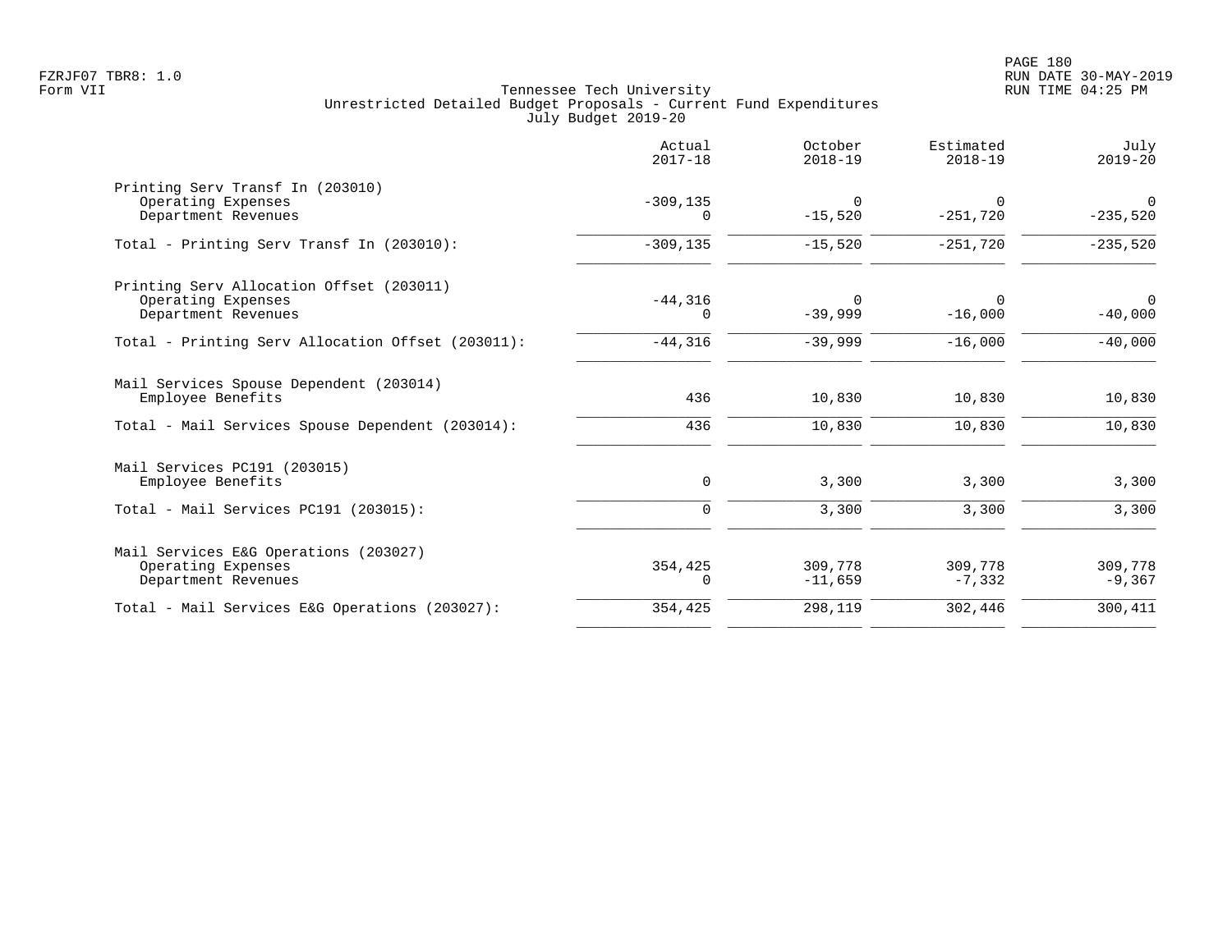FZRJF07 TBR8: 1.0
Form VII

Tennessee Tech University
Unrestricted Detailed Budget Proposals - Current Fund Expenditures
July Budget 2019-20

RUN DATE 30-MAY-2019
RUN TIME 04:25 PM

| | Actual 2017-18 | October 2018-19 | Estimated 2018-19 | July 2019-20 |
|---|---|---|---|---|
| Printing Serv Transf In (203010) | | | | |
| Operating Expenses | -309,135 | 0 | 0 | 0 |
| Department Revenues | 0 | -15,520 | -251,720 | -235,520 |
| Total - Printing Serv Transf In (203010): | -309,135 | -15,520 | -251,720 | -235,520 |
| Printing Serv Allocation Offset (203011) | | | | |
| Operating Expenses | -44,316 | 0 | 0 | 0 |
| Department Revenues | 0 | -39,999 | -16,000 | -40,000 |
| Total - Printing Serv Allocation Offset (203011): | -44,316 | -39,999 | -16,000 | -40,000 |
| Mail Services Spouse Dependent (203014) | | | | |
| Employee Benefits | 436 | 10,830 | 10,830 | 10,830 |
| Total - Mail Services Spouse Dependent (203014): | 436 | 10,830 | 10,830 | 10,830 |
| Mail Services PC191 (203015) | | | | |
| Employee Benefits | 0 | 3,300 | 3,300 | 3,300 |
| Total - Mail Services PC191 (203015): | 0 | 3,300 | 3,300 | 3,300 |
| Mail Services E&G Operations (203027) | | | | |
| Operating Expenses | 354,425 | 309,778 | 309,778 | 309,778 |
| Department Revenues | 0 | -11,659 | -7,332 | -9,367 |
| Total - Mail Services E&G Operations (203027): | 354,425 | 298,119 | 302,446 | 300,411 |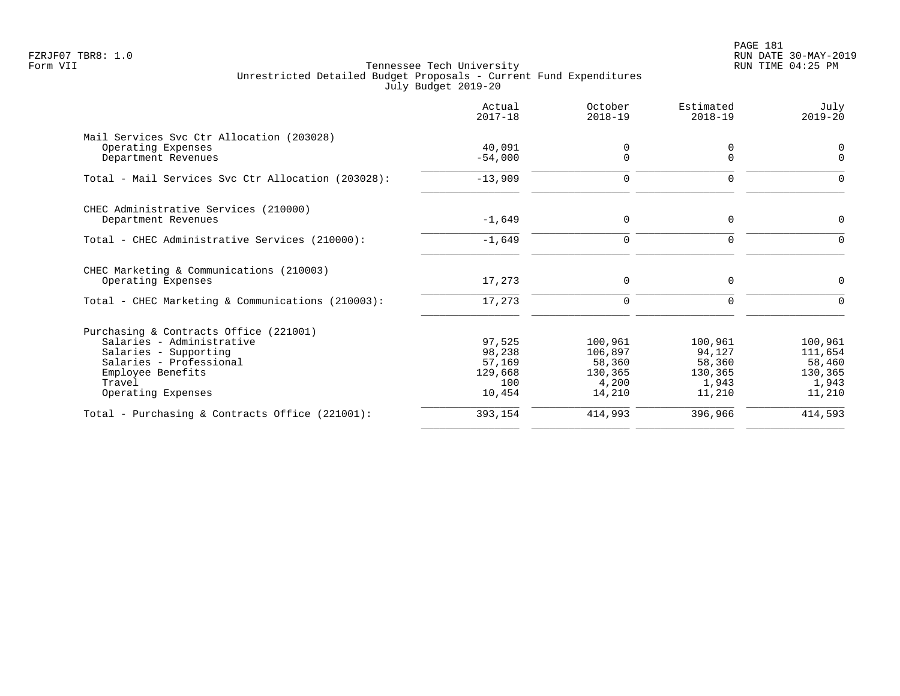Tennessee Tech University
Unrestricted Detailed Budget Proposals - Current Fund Expenditures
July Budget 2019-20

| | Actual 2017-18 | October 2018-19 | Estimated 2018-19 | July 2019-20 |
|---|---|---|---|---|
| **Mail Services Svc Ctr Allocation (203028)** | | | | |
| Operating Expenses | 40,091 | 0 | 0 | 0 |
| Department Revenues | -54,000 | 0 | 0 | 0 |
| Total - Mail Services Svc Ctr Allocation (203028): | -13,909 | 0 | 0 | 0 |
| **CHEC Administrative Services (210000)** | | | | |
| Department Revenues | -1,649 | 0 | 0 | 0 |
| Total - CHEC Administrative Services (210000): | -1,649 | 0 | 0 | 0 |
| **CHEC Marketing & Communications (210003)** | | | | |
| Operating Expenses | 17,273 | 0 | 0 | 0 |
| Total - CHEC Marketing & Communications (210003): | 17,273 | 0 | 0 | 0 |
| **Purchasing & Contracts Office (221001)** | | | | |
| Salaries - Administrative | 97,525 | 100,961 | 100,961 | 100,961 |
| Salaries - Supporting | 98,238 | 106,897 | 94,127 | 111,654 |
| Salaries - Professional | 57,169 | 58,360 | 58,360 | 58,460 |
| Employee Benefits | 129,668 | 130,365 | 130,365 | 130,365 |
| Travel | 100 | 4,200 | 1,943 | 1,943 |
| Operating Expenses | 10,454 | 14,210 | 11,210 | 11,210 |
| Total - Purchasing & Contracts Office (221001): | 393,154 | 414,993 | 396,966 | 414,593 |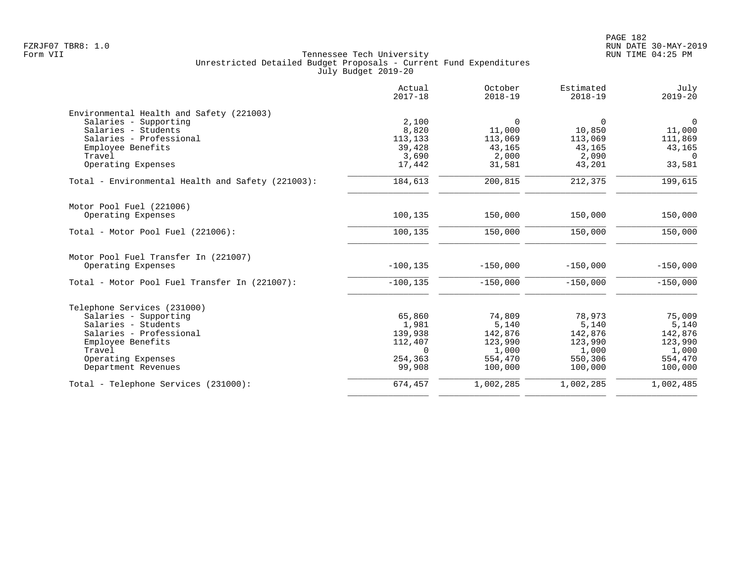Tennessee Tech University
Unrestricted Detailed Budget Proposals - Current Fund Expenditures
July Budget 2019-20

| | Actual 2017-18 | October 2018-19 | Estimated 2018-19 | July 2019-20 |
|---|---|---|---|---|
| **Environmental Health and Safety (221003)** | | | | |
| Salaries - Supporting | 2,100 | 0 | 0 | 0 |
| Salaries - Students | 8,820 | 11,000 | 10,850 | 11,000 |
| Salaries - Professional | 113,133 | 113,069 | 113,069 | 111,869 |
| Employee Benefits | 39,428 | 43,165 | 43,165 | 43,165 |
| Travel | 3,690 | 2,000 | 2,090 | 0 |
| Operating Expenses | 17,442 | 31,581 | 43,201 | 33,581 |
| Total - Environmental Health and Safety (221003): | 184,613 | 200,815 | 212,375 | 199,615 |
| **Motor Pool Fuel (221006)** | | | | |
| Operating Expenses | 100,135 | 150,000 | 150,000 | 150,000 |
| Total - Motor Pool Fuel (221006): | 100,135 | 150,000 | 150,000 | 150,000 |
| **Motor Pool Fuel Transfer In (221007)** | | | | |
| Operating Expenses | -100,135 | -150,000 | -150,000 | -150,000 |
| Total - Motor Pool Fuel Transfer In (221007): | -100,135 | -150,000 | -150,000 | -150,000 |
| **Telephone Services (231000)** | | | | |
| Salaries - Supporting | 65,860 | 74,809 | 78,973 | 75,009 |
| Salaries - Students | 1,981 | 5,140 | 5,140 | 5,140 |
| Salaries - Professional | 139,938 | 142,876 | 142,876 | 142,876 |
| Employee Benefits | 112,407 | 123,990 | 123,990 | 123,990 |
| Travel | 0 | 1,000 | 1,000 | 1,000 |
| Operating Expenses | 254,363 | 554,470 | 550,306 | 554,470 |
| Department Revenues | 99,908 | 100,000 | 100,000 | 100,000 |
| Total - Telephone Services (231000): | 674,457 | 1,002,285 | 1,002,285 | 1,002,485 |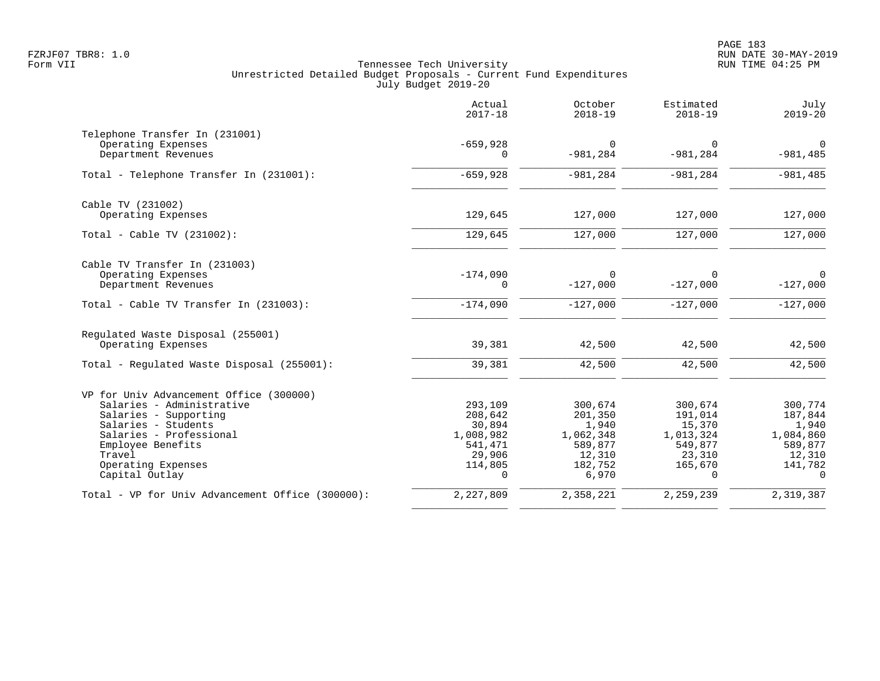# Tennessee Tech University

## Unrestricted Detailed Budget Proposals - Current Fund Expenditures

### July Budget 2019-20

| | Actual 2017-18 | October 2018-19 | Estimated 2018-19 | July 2019-20 |
|---|---|---|---|---|
| **Telephone Transfer In (231001)** | | | | |
| Operating Expenses | -659,928 | 0 | 0 | 0 |
| Department Revenues | 0 | -981,284 | -981,284 | -981,485 |
| Total - Telephone Transfer In (231001): | -659,928 | -981,284 | -981,284 | -981,485 |
| **Cable TV (231002)** | | | | |
| Operating Expenses | 129,645 | 127,000 | 127,000 | 127,000 |
| Total - Cable TV (231002): | 129,645 | 127,000 | 127,000 | 127,000 |
| **Cable TV Transfer In (231003)** | | | | |
| Operating Expenses | -174,090 | 0 | 0 | 0 |
| Department Revenues | 0 | -127,000 | -127,000 | -127,000 |
| Total - Cable TV Transfer In (231003): | -174,090 | -127,000 | -127,000 | -127,000 |
| **Regulated Waste Disposal (255001)** | | | | |
| Operating Expenses | 39,381 | 42,500 | 42,500 | 42,500 |
| Total - Regulated Waste Disposal (255001): | 39,381 | 42,500 | 42,500 | 42,500 |
| **VP for Univ Advancement Office (300000)** | | | | |
| Salaries - Administrative | 293,109 | 300,674 | 300,674 | 300,774 |
| Salaries - Supporting | 208,642 | 201,350 | 191,014 | 187,844 |
| Salaries - Students | 30,894 | 1,940 | 15,370 | 1,940 |
| Salaries - Professional | 1,008,982 | 1,062,348 | 1,013,324 | 1,084,860 |
| Employee Benefits | 541,471 | 589,877 | 549,877 | 589,877 |
| Travel | 29,906 | 12,310 | 23,310 | 12,310 |
| Operating Expenses | 114,805 | 182,752 | 165,670 | 141,782 |
| Capital Outlay | 0 | 6,970 | 0 | 0 |
| Total - VP for Univ Advancement Office (300000): | 2,227,809 | 2,358,221 | 2,259,239 | 2,319,387 |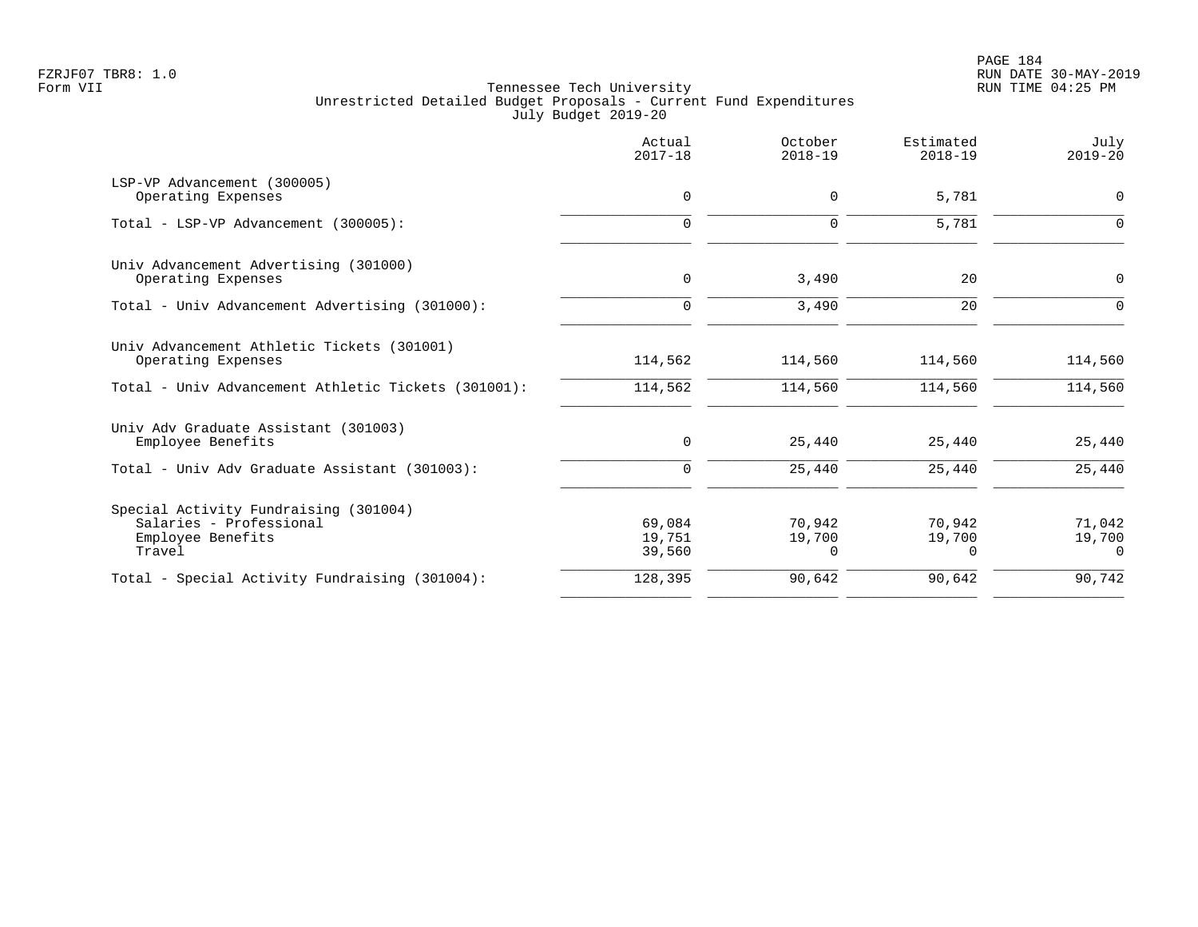Tennessee Tech University
Unrestricted Detailed Budget Proposals - Current Fund Expenditures
July Budget 2019-20

| | Actual 2017-18 | October 2018-19 | Estimated 2018-19 | July 2019-20 |
|---|---|---|---|---|
| LSP-VP Advancement (300005) | | | | |
| Operating Expenses | 0 | 0 | 5,781 | 0 |
| Total - LSP-VP Advancement (300005): | 0 | 0 | 5,781 | 0 |
| Univ Advancement Advertising (301000) | | | | |
| Operating Expenses | 0 | 3,490 | 20 | 0 |
| Total - Univ Advancement Advertising (301000): | 0 | 3,490 | 20 | 0 |
| Univ Advancement Athletic Tickets (301001) | | | | |
| Operating Expenses | 114,562 | 114,560 | 114,560 | 114,560 |
| Total - Univ Advancement Athletic Tickets (301001): | 114,562 | 114,560 | 114,560 | 114,560 |
| Univ Adv Graduate Assistant (301003) | | | | |
| Employee Benefits | 0 | 25,440 | 25,440 | 25,440 |
| Total - Univ Adv Graduate Assistant (301003): | 0 | 25,440 | 25,440 | 25,440 |
| Special Activity Fundraising (301004) | | | | |
| Salaries - Professional | 69,084 | 70,942 | 70,942 | 71,042 |
| Employee Benefits | 19,751 | 19,700 | 19,700 | 19,700 |
| Travel | 39,560 | 0 | 0 | 0 |
| Total - Special Activity Fundraising (301004): | 128,395 | 90,642 | 90,642 | 90,742 |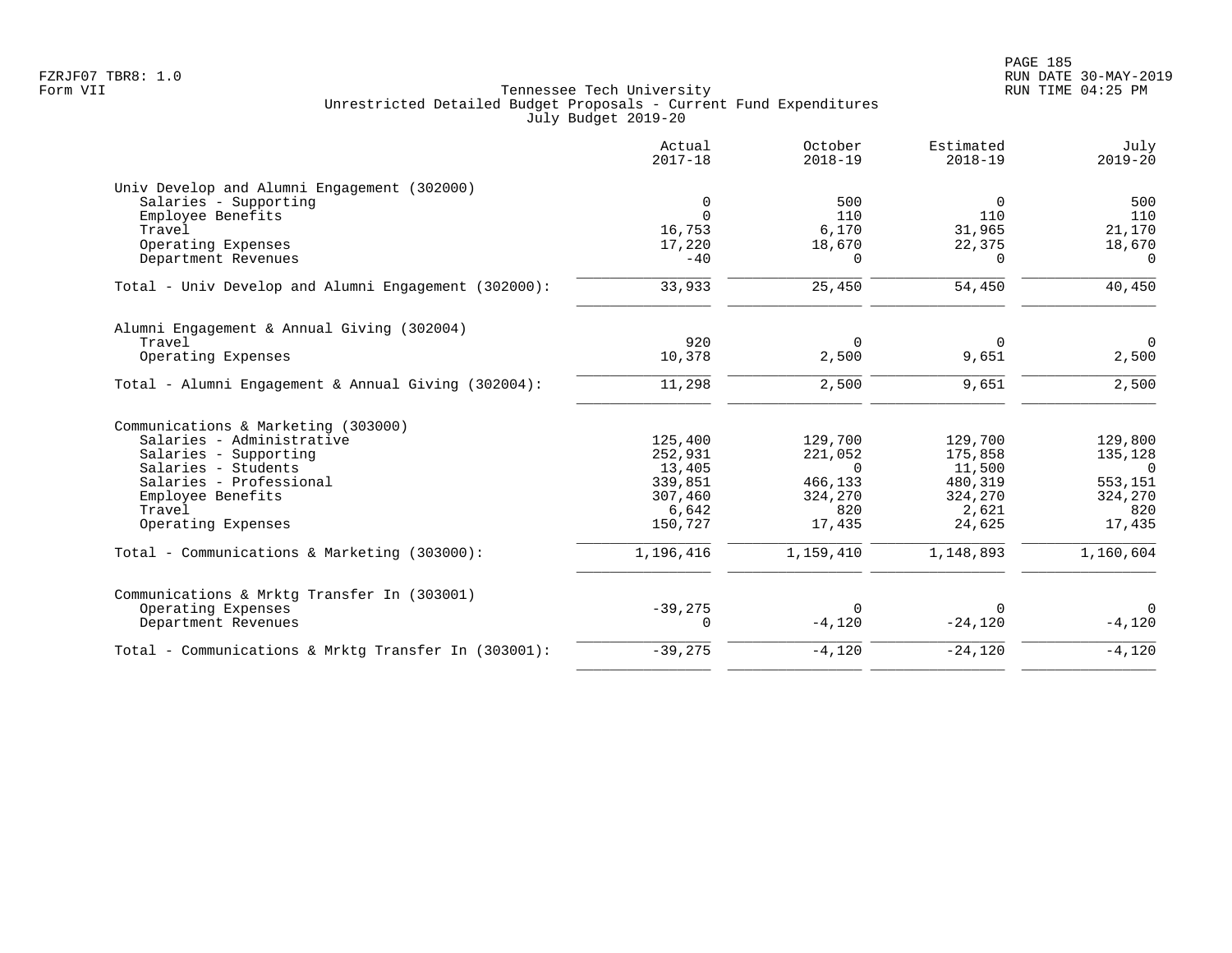Tennessee Tech University
Unrestricted Detailed Budget Proposals - Current Fund Expenditures
July Budget 2019-20

Form VII

| | Actual 2017-18 | October 2018-19 | Estimated 2018-19 | July 2019-20 |
|---|---|---|---|---|
| **Univ Develop and Alumni Engagement (302000)** | | | | |
| Salaries - Supporting | 0 | 500 | 0 | 500 |
| Employee Benefits | 0 | 110 | 110 | 110 |
| Travel | 16,753 | 6,170 | 31,965 | 21,170 |
| Operating Expenses | 17,220 | 18,670 | 22,375 | 18,670 |
| Department Revenues | -40 | 0 | 0 | 0 |
| Total - Univ Develop and Alumni Engagement (302000): | 33,933 | 25,450 | 54,450 | 40,450 |
| **Alumni Engagement & Annual Giving (302004)** | | | | |
| Travel | 920 | 0 | 0 | 0 |
| Operating Expenses | 10,378 | 2,500 | 9,651 | 2,500 |
| Total - Alumni Engagement & Annual Giving (302004): | 11,298 | 2,500 | 9,651 | 2,500 |
| **Communications & Marketing (303000)** | | | | |
| Salaries - Administrative | 125,400 | 129,700 | 129,700 | 129,800 |
| Salaries - Supporting | 252,931 | 221,052 | 175,858 | 135,128 |
| Salaries - Students | 13,405 | 0 | 11,500 | 0 |
| Salaries - Professional | 339,851 | 466,133 | 480,319 | 553,151 |
| Employee Benefits | 307,460 | 324,270 | 324,270 | 324,270 |
| Travel | 6,642 | 820 | 2,621 | 820 |
| Operating Expenses | 150,727 | 17,435 | 24,625 | 17,435 |
| Total - Communications & Marketing (303000): | 1,196,416 | 1,159,410 | 1,148,893 | 1,160,604 |
| **Communications & Mrktg Transfer In (303001)** | | | | |
| Operating Expenses | -39,275 | 0 | 0 | 0 |
| Department Revenues | 0 | -4,120 | -24,120 | -4,120 |
| Total - Communications & Mrktg Transfer In (303001): | -39,275 | -4,120 | -24,120 | -4,120 |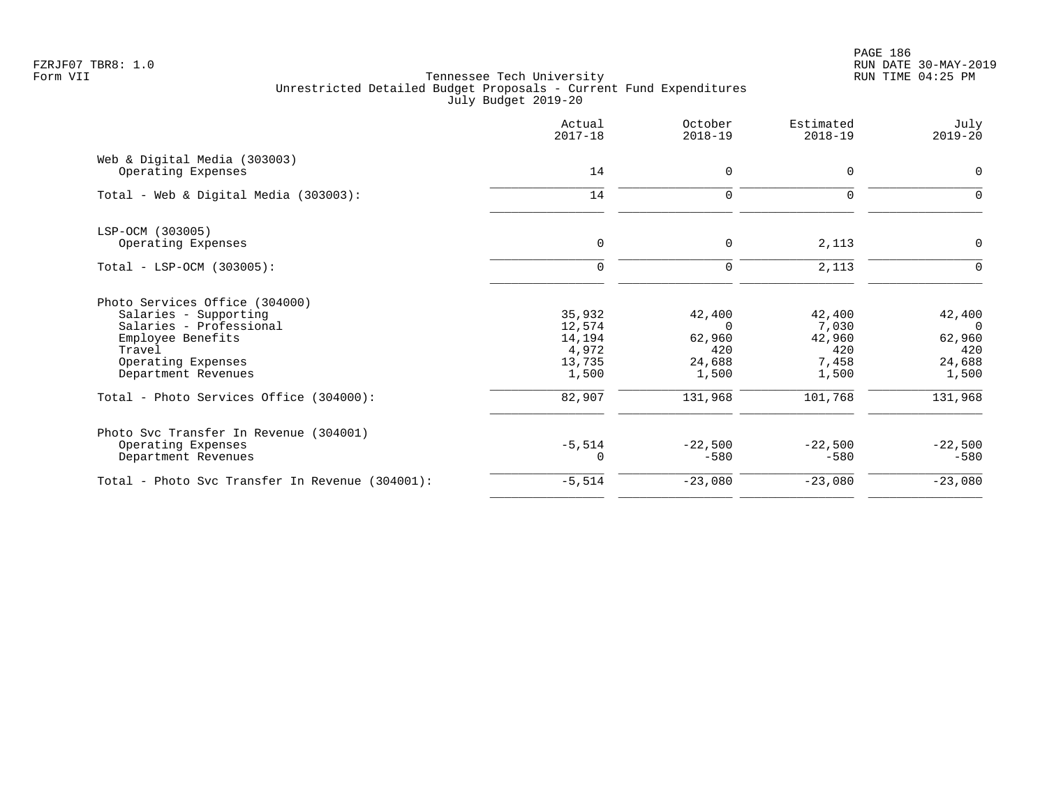Tennessee Tech University
Unrestricted Detailed Budget Proposals - Current Fund Expenditures
July Budget 2019-20

| | Actual 2017-18 | October 2018-19 | Estimated 2018-19 | July 2019-20 |
|---|---|---|---|---|
| **Web & Digital Media (303003)** | | | | |
| Operating Expenses | 14 | 0 | 0 | 0 |
| Total - Web & Digital Media (303003): | 14 | 0 | 0 | 0 |
| **LSP-OCM (303005)** | | | | |
| Operating Expenses | 0 | 0 | 2,113 | 0 |
| Total - LSP-OCM (303005): | 0 | 0 | 2,113 | 0 |
| **Photo Services Office (304000)** | | | | |
| Salaries - Supporting | 35,932 | 42,400 | 42,400 | 42,400 |
| Salaries - Professional | 12,574 | 0 | 7,030 | 0 |
| Employee Benefits | 14,194 | 62,960 | 42,960 | 62,960 |
| Travel | 4,972 | 420 | 420 | 420 |
| Operating Expenses | 13,735 | 24,688 | 7,458 | 24,688 |
| Department Revenues | 1,500 | 1,500 | 1,500 | 1,500 |
| Total - Photo Services Office (304000): | 82,907 | 131,968 | 101,768 | 131,968 |
| **Photo Svc Transfer In Revenue (304001)** | | | | |
| Operating Expenses | -5,514 | -22,500 | -22,500 | -22,500 |
| Department Revenues | 0 | -580 | -580 | -580 |
| Total - Photo Svc Transfer In Revenue (304001): | -5,514 | -23,080 | -23,080 | -23,080 |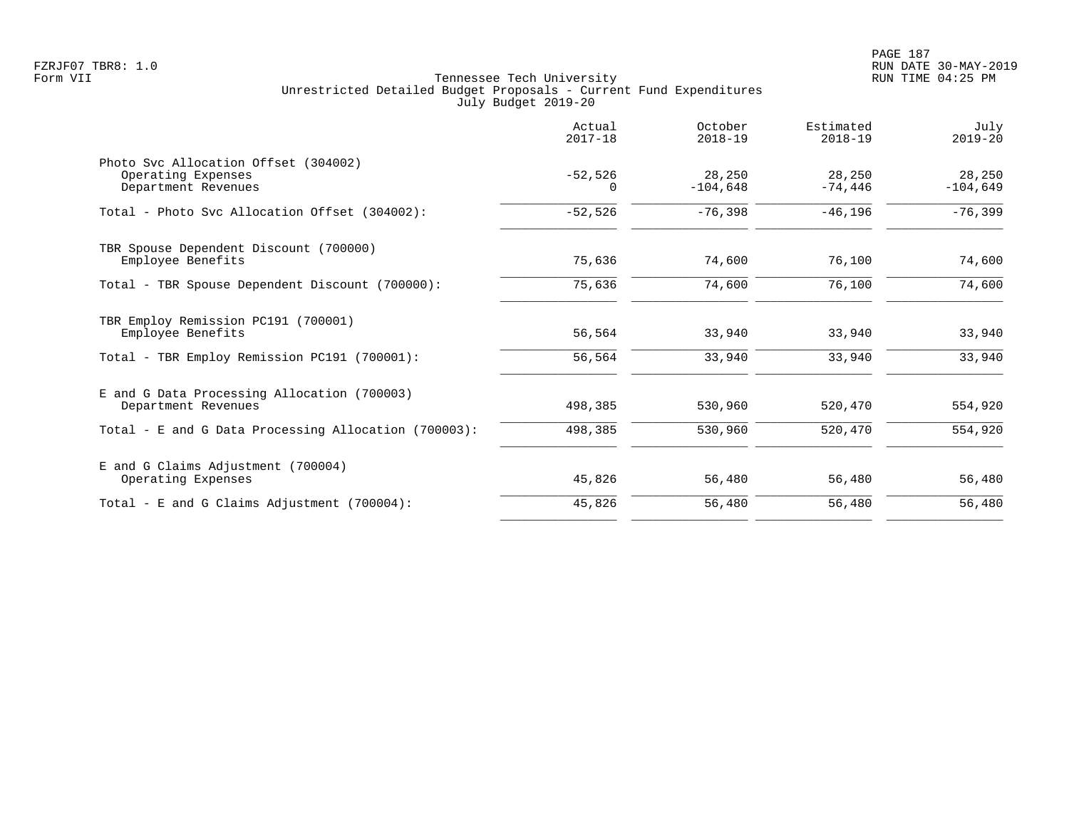Tennessee Tech University
Unrestricted Detailed Budget Proposals - Current Fund Expenditures
July Budget 2019-20

| | Actual 2017-18 | October 2018-19 | Estimated 2018-19 | July 2019-20 |
|---|---|---|---|---|
| Photo Svc Allocation Offset (304002) | | | | |
| Operating Expenses | -52,526 | 28,250 | 28,250 | 28,250 |
| Department Revenues | 0 | -104,648 | -74,446 | -104,649 |
| Total - Photo Svc Allocation Offset (304002): | -52,526 | -76,398 | -46,196 | -76,399 |
| TBR Spouse Dependent Discount (700000) | | | | |
| Employee Benefits | 75,636 | 74,600 | 76,100 | 74,600 |
| Total - TBR Spouse Dependent Discount (700000): | 75,636 | 74,600 | 76,100 | 74,600 |
| TBR Employ Remission PC191 (700001) | | | | |
| Employee Benefits | 56,564 | 33,940 | 33,940 | 33,940 |
| Total - TBR Employ Remission PC191 (700001): | 56,564 | 33,940 | 33,940 | 33,940 |
| E and G Data Processing Allocation (700003) | | | | |
| Department Revenues | 498,385 | 530,960 | 520,470 | 554,920 |
| Total - E and G Data Processing Allocation (700003): | 498,385 | 530,960 | 520,470 | 554,920 |
| E and G Claims Adjustment (700004) | | | | |
| Operating Expenses | 45,826 | 56,480 | 56,480 | 56,480 |
| Total - E and G Claims Adjustment (700004): | 45,826 | 56,480 | 56,480 | 56,480 |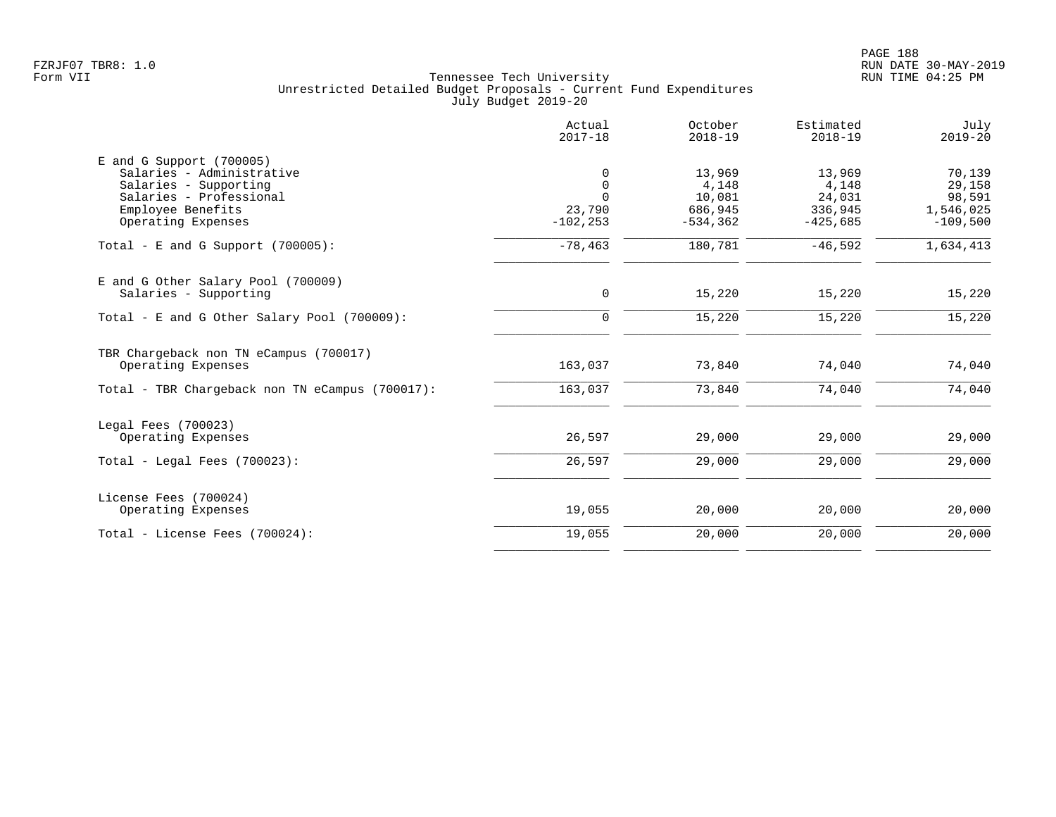Tennessee Tech University
Unrestricted Detailed Budget Proposals - Current Fund Expenditures
July Budget 2019-20

| | Actual 2017-18 | October 2018-19 | Estimated 2018-19 | July 2019-20 |
|---|---:|---:|---:|---:|
| E and G Support (700005) | | | | |
| Salaries - Administrative | 0 | 13,969 | 13,969 | 70,139 |
| Salaries - Supporting | 0 | 4,148 | 4,148 | 29,158 |
| Salaries - Professional | 0 | 10,081 | 24,031 | 98,591 |
| Employee Benefits | 23,790 | 686,945 | 336,945 | 1,546,025 |
| Operating Expenses | -102,253 | -534,362 | -425,685 | -109,500 |
| Total - E and G Support (700005): | -78,463 | 180,781 | -46,592 | 1,634,413 |
| E and G Other Salary Pool (700009) | | | | |
| Salaries - Supporting | 0 | 15,220 | 15,220 | 15,220 |
| Total - E and G Other Salary Pool (700009): | 0 | 15,220 | 15,220 | 15,220 |
| TBR Chargeback non TN eCampus (700017) | | | | |
| Operating Expenses | 163,037 | 73,840 | 74,040 | 74,040 |
| Total - TBR Chargeback non TN eCampus (700017): | 163,037 | 73,840 | 74,040 | 74,040 |
| Legal Fees (700023) | | | | |
| Operating Expenses | 26,597 | 29,000 | 29,000 | 29,000 |
| Total - Legal Fees (700023): | 26,597 | 29,000 | 29,000 | 29,000 |
| License Fees (700024) | | | | |
| Operating Expenses | 19,055 | 20,000 | 20,000 | 20,000 |
| Total - License Fees (700024): | 19,055 | 20,000 | 20,000 | 20,000 |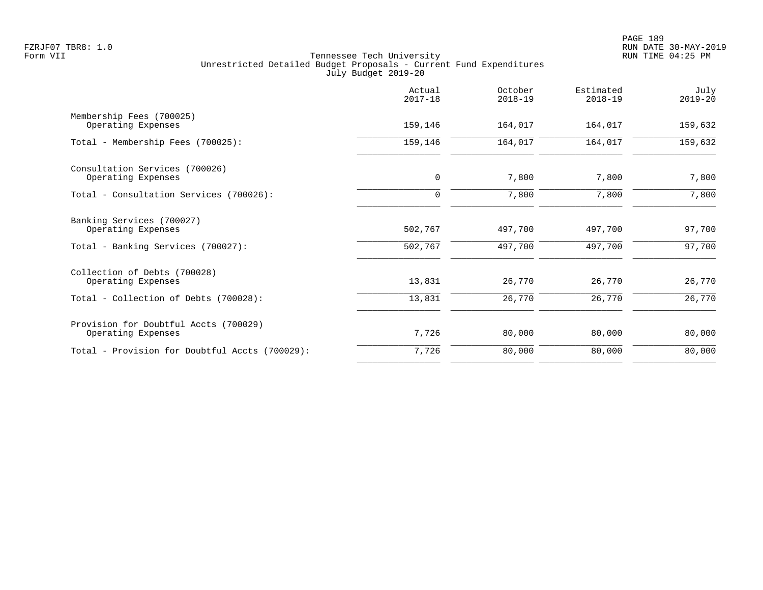Tennessee Tech University
Unrestricted Detailed Budget Proposals - Current Fund Expenditures
July Budget 2019-20

| | Actual 2017-18 | October 2018-19 | Estimated 2018-19 | July 2019-20 |
|---|---|---|---|---|
| Membership Fees (700025) | | | | |
| Operating Expenses | 159,146 | 164,017 | 164,017 | 159,632 |
| Total - Membership Fees (700025): | 159,146 | 164,017 | 164,017 | 159,632 |
| Consultation Services (700026) | | | | |
| Operating Expenses | 0 | 7,800 | 7,800 | 7,800 |
| Total - Consultation Services (700026): | 0 | 7,800 | 7,800 | 7,800 |
| Banking Services (700027) | | | | |
| Operating Expenses | 502,767 | 497,700 | 497,700 | 97,700 |
| Total - Banking Services (700027): | 502,767 | 497,700 | 497,700 | 97,700 |
| Collection of Debts (700028) | | | | |
| Operating Expenses | 13,831 | 26,770 | 26,770 | 26,770 |
| Total - Collection of Debts (700028): | 13,831 | 26,770 | 26,770 | 26,770 |
| Provision for Doubtful Accts (700029) | | | | |
| Operating Expenses | 7,726 | 80,000 | 80,000 | 80,000 |
| Total - Provision for Doubtful Accts (700029): | 7,726 | 80,000 | 80,000 | 80,000 |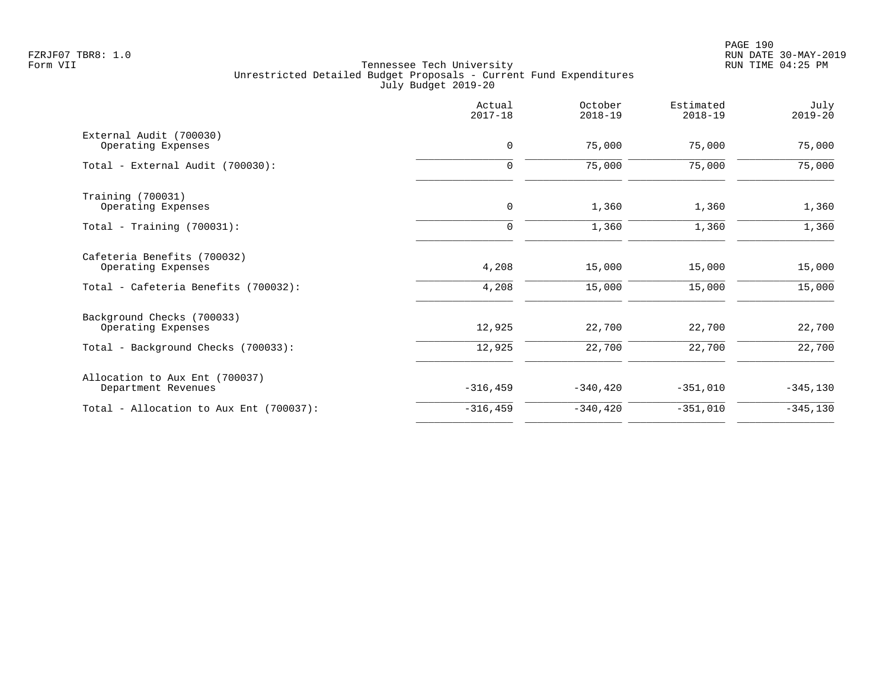FZRJF07 TBR8: 1.0
Form VII

Tennessee Tech University
Unrestricted Detailed Budget Proposals - Current Fund Expenditures
July Budget 2019-20

| | Actual 2017-18 | October 2018-19 | Estimated 2018-19 | July 2019-20 |
|---|---|---|---|---|
| External Audit (700030) | | | | |
| Operating Expenses | 0 | 75,000 | 75,000 | 75,000 |
| Total - External Audit (700030): | 0 | 75,000 | 75,000 | 75,000 |
| Training (700031) | | | | |
| Operating Expenses | 0 | 1,360 | 1,360 | 1,360 |
| Total - Training (700031): | 0 | 1,360 | 1,360 | 1,360 |
| Cafeteria Benefits (700032) | | | | |
| Operating Expenses | 4,208 | 15,000 | 15,000 | 15,000 |
| Total - Cafeteria Benefits (700032): | 4,208 | 15,000 | 15,000 | 15,000 |
| Background Checks (700033) | | | | |
| Operating Expenses | 12,925 | 22,700 | 22,700 | 22,700 |
| Total - Background Checks (700033): | 12,925 | 22,700 | 22,700 | 22,700 |
| Allocation to Aux Ent (700037) | | | | |
| Department Revenues | -316,459 | -340,420 | -351,010 | -345,130 |
| Total - Allocation to Aux Ent (700037): | -316,459 | -340,420 | -351,010 | -345,130 |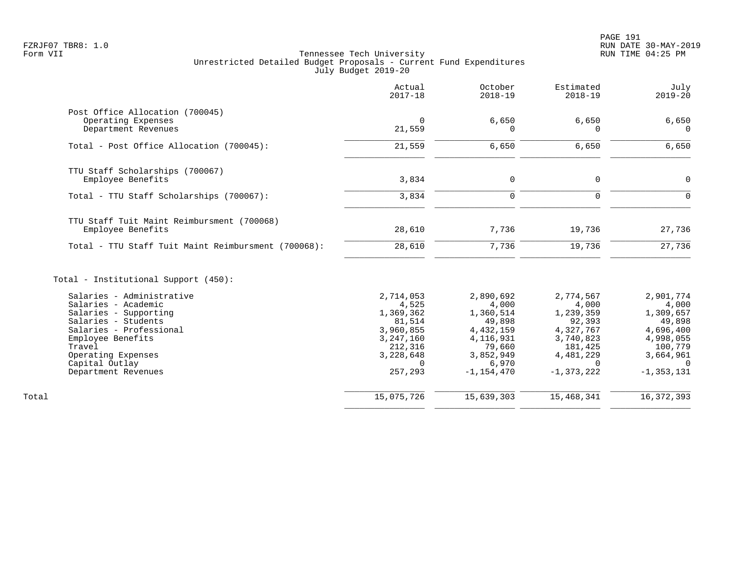Tennessee Tech University
Unrestricted Detailed Budget Proposals - Current Fund Expenditures
July Budget 2019-20

| | Actual 2017-18 | October 2018-19 | Estimated 2018-19 | July 2019-20 |
|---|---|---|---|---|
| **Post Office Allocation (700045)** | | | | |
| Operating Expenses | 0 | 6,650 | 6,650 | 6,650 |
| Department Revenues | 21,559 | 0 | 0 | 0 |
| Total - Post Office Allocation (700045): | 21,559 | 6,650 | 6,650 | 6,650 |
| **TTU Staff Scholarships (700067)** | | | | |
| Employee Benefits | 3,834 | 0 | 0 | 0 |
| Total - TTU Staff Scholarships (700067): | 3,834 | 0 | 0 | 0 |
| **TTU Staff Tuit Maint Reimbursment (700068)** | | | | |
| Employee Benefits | 28,610 | 7,736 | 19,736 | 27,736 |
| Total - TTU Staff Tuit Maint Reimbursment (700068): | 28,610 | 7,736 | 19,736 | 27,736 |
| **Total - Institutional Support (450):** | | | | |
| Salaries - Administrative | 2,714,053 | 2,890,692 | 2,774,567 | 2,901,774 |
| Salaries - Academic | 4,525 | 4,000 | 4,000 | 4,000 |
| Salaries - Supporting | 1,369,362 | 1,360,514 | 1,239,359 | 1,309,657 |
| Salaries - Students | 81,514 | 49,898 | 92,393 | 49,898 |
| Salaries - Professional | 3,960,855 | 4,432,159 | 4,327,767 | 4,696,400 |
| Employee Benefits | 3,247,160 | 4,116,931 | 3,740,823 | 4,998,055 |
| Travel | 212,316 | 79,660 | 181,425 | 100,779 |
| Operating Expenses | 3,228,648 | 3,852,949 | 4,481,229 | 3,664,961 |
| Capital Outlay | 0 | 6,970 | 0 | 0 |
| Department Revenues | 257,293 | -1,154,470 | -1,373,222 | -1,353,131 |
| Total | 15,075,726 | 15,639,303 | 15,468,341 | 16,372,393 |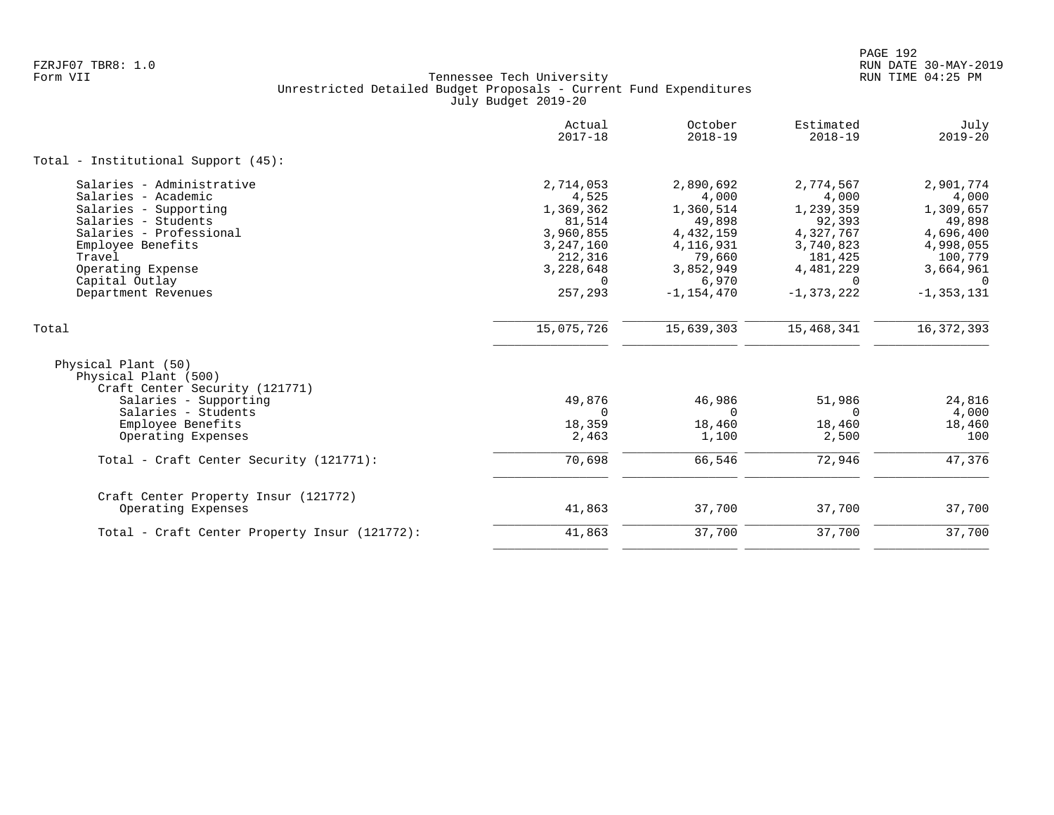Tennessee Tech University
Unrestricted Detailed Budget Proposals - Current Fund Expenditures
July Budget 2019-20

FZRJF07 TBR8: 1.0
Form VII

| | Actual 2017-18 | October 2018-19 | Estimated 2018-19 | July 2019-20 |
|---|---|---|---|---|
| **Total - Institutional Support (45):** | | | | |
| Salaries - Administrative | 2,714,053 | 2,890,692 | 2,774,567 | 2,901,774 |
| Salaries - Academic | 4,525 | 4,000 | 4,000 | 4,000 |
| Salaries - Supporting | 1,369,362 | 1,360,514 | 1,239,359 | 1,309,657 |
| Salaries - Students | 81,514 | 49,898 | 92,393 | 49,898 |
| Salaries - Professional | 3,960,855 | 4,432,159 | 4,327,767 | 4,696,400 |
| Employee Benefits | 3,247,160 | 4,116,931 | 3,740,823 | 4,998,055 |
| Travel | 212,316 | 79,660 | 181,425 | 100,779 |
| Operating Expense | 3,228,648 | 3,852,949 | 4,481,229 | 3,664,961 |
| Capital Outlay | 0 | 6,970 | 0 | 0 |
| Department Revenues | 257,293 | -1,154,470 | -1,373,222 | -1,353,131 |
| Total | 15,075,726 | 15,639,303 | 15,468,341 | 16,372,393 |
| Physical Plant (50) | | | | |
| Physical Plant (500) | | | | |
| Craft Center Security (121771) | | | | |
| Salaries - Supporting | 49,876 | 46,986 | 51,986 | 24,816 |
| Salaries - Students | 0 | 0 | 0 | 4,000 |
| Employee Benefits | 18,359 | 18,460 | 18,460 | 18,460 |
| Operating Expenses | 2,463 | 1,100 | 2,500 | 100 |
| Total - Craft Center Security (121771): | 70,698 | 66,546 | 72,946 | 47,376 |
| Craft Center Property Insur (121772) | | | | |
| Operating Expenses | 41,863 | 37,700 | 37,700 | 37,700 |
| Total - Craft Center Property Insur (121772): | 41,863 | 37,700 | 37,700 | 37,700 |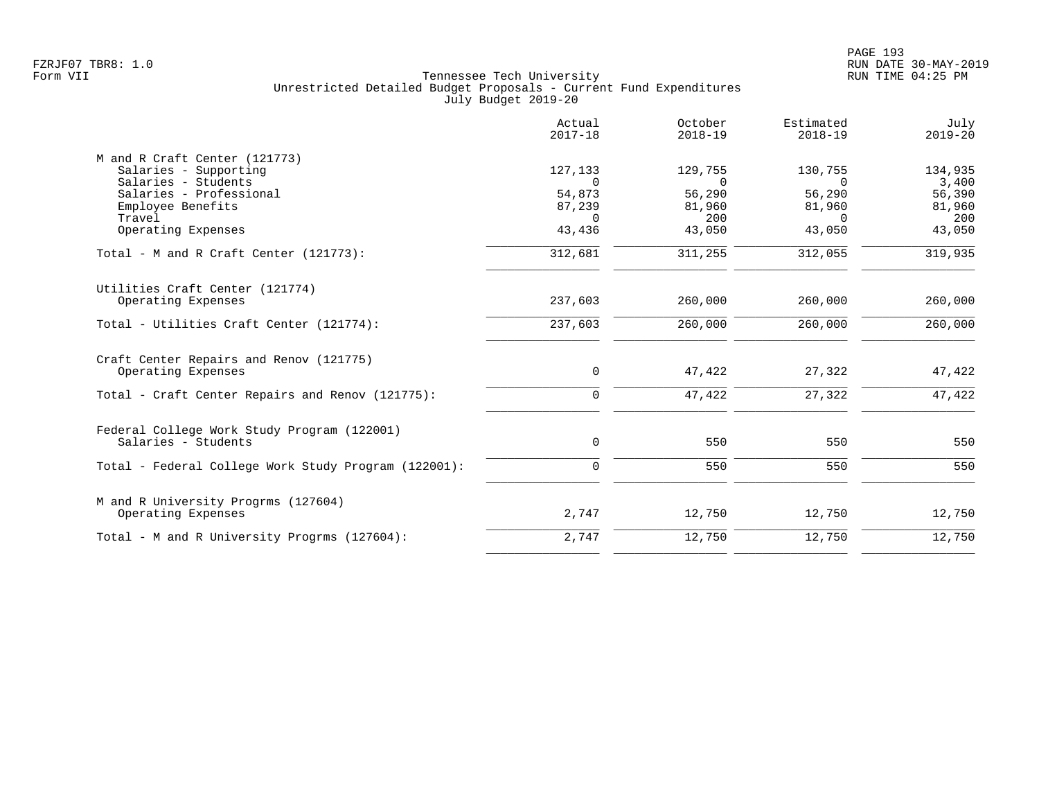Tennessee Tech University
Unrestricted Detailed Budget Proposals - Current Fund Expenditures
July Budget 2019-20

| | Actual 2017-18 | October 2018-19 | Estimated 2018-19 | July 2019-20 |
|---|---|---|---|---|
| **M and R Craft Center (121773)** | | | | |
| Salaries - Supporting | 127,133 | 129,755 | 130,755 | 134,935 |
| Salaries - Students | 0 | 0 | 0 | 3,400 |
| Salaries - Professional | 54,873 | 56,290 | 56,290 | 56,390 |
| Employee Benefits | 87,239 | 81,960 | 81,960 | 81,960 |
| Travel | 0 | 200 | 0 | 200 |
| Operating Expenses | 43,436 | 43,050 | 43,050 | 43,050 |
| Total - M and R Craft Center (121773): | 312,681 | 311,255 | 312,055 | 319,935 |
| **Utilities Craft Center (121774)** | | | | |
| Operating Expenses | 237,603 | 260,000 | 260,000 | 260,000 |
| Total - Utilities Craft Center (121774): | 237,603 | 260,000 | 260,000 | 260,000 |
| **Craft Center Repairs and Renov (121775)** | | | | |
| Operating Expenses | 0 | 47,422 | 27,322 | 47,422 |
| Total - Craft Center Repairs and Renov (121775): | 0 | 47,422 | 27,322 | 47,422 |
| **Federal College Work Study Program (122001)** | | | | |
| Salaries - Students | 0 | 550 | 550 | 550 |
| Total - Federal College Work Study Program (122001): | 0 | 550 | 550 | 550 |
| **M and R University Progrms (127604)** | | | | |
| Operating Expenses | 2,747 | 12,750 | 12,750 | 12,750 |
| Total - M and R University Progrms (127604): | 2,747 | 12,750 | 12,750 | 12,750 |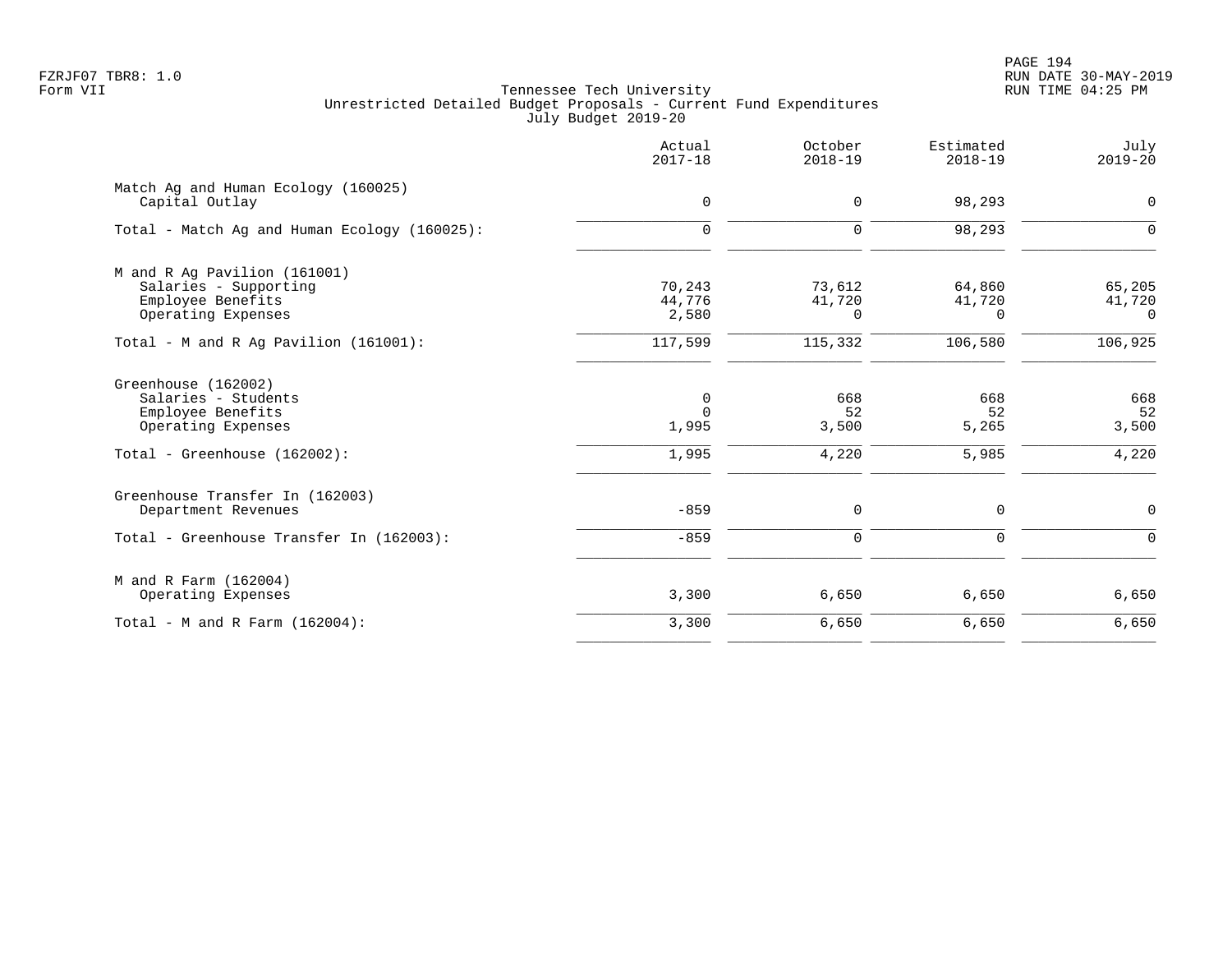Tennessee Tech University
Unrestricted Detailed Budget Proposals - Current Fund Expenditures
July Budget 2019-20

| | Actual 2017-18 | October 2018-19 | Estimated 2018-19 | July 2019-20 |
|---|---|---|---|---|
| **Match Ag and Human Ecology (160025)** | | | | |
| Capital Outlay | 0 | 0 | 98,293 | 0 |
| Total - Match Ag and Human Ecology (160025): | 0 | 0 | 98,293 | 0 |
| **M and R Ag Pavilion (161001)** | | | | |
| Salaries - Supporting | 70,243 | 73,612 | 64,860 | 65,205 |
| Employee Benefits | 44,776 | 41,720 | 41,720 | 41,720 |
| Operating Expenses | 2,580 | 0 | 0 | 0 |
| Total - M and R Ag Pavilion (161001): | 117,599 | 115,332 | 106,580 | 106,925 |
| **Greenhouse (162002)** | | | | |
| Salaries - Students | 0 | 668 | 668 | 668 |
| Employee Benefits | 0 | 52 | 52 | 52 |
| Operating Expenses | 1,995 | 3,500 | 5,265 | 3,500 |
| Total - Greenhouse (162002): | 1,995 | 4,220 | 5,985 | 4,220 |
| **Greenhouse Transfer In (162003)** | | | | |
| Department Revenues | -859 | 0 | 0 | 0 |
| Total - Greenhouse Transfer In (162003): | -859 | 0 | 0 | 0 |
| **M and R Farm (162004)** | | | | |
| Operating Expenses | 3,300 | 6,650 | 6,650 | 6,650 |
| Total - M and R Farm (162004): | 3,300 | 6,650 | 6,650 | 6,650 |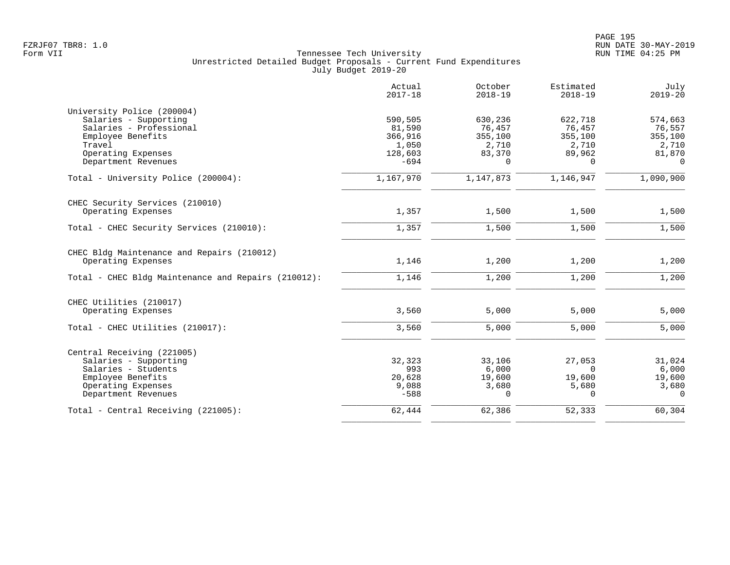Tennessee Tech University
Unrestricted Detailed Budget Proposals - Current Fund Expenditures
July Budget 2019-20

FZRJF07 TBR8: 1.0
Form VII

RUN DATE 30-MAY-2019
RUN TIME 04:25 PM

| | Actual 2017-18 | October 2018-19 | Estimated 2018-19 | July 2019-20 |
|---|---|---|---|---|
| **University Police (200004)** | | | | |
| Salaries - Supporting | 590,505 | 630,236 | 622,718 | 574,663 |
| Salaries - Professional | 81,590 | 76,457 | 76,457 | 76,557 |
| Employee Benefits | 366,916 | 355,100 | 355,100 | 355,100 |
| Travel | 1,050 | 2,710 | 2,710 | 2,710 |
| Operating Expenses | 128,603 | 83,370 | 89,962 | 81,870 |
| Department Revenues | -694 | 0 | 0 | 0 |
| Total - University Police (200004): | 1,167,970 | 1,147,873 | 1,146,947 | 1,090,900 |
| **CHEC Security Services (210010)** | | | | |
| Operating Expenses | 1,357 | 1,500 | 1,500 | 1,500 |
| Total - CHEC Security Services (210010): | 1,357 | 1,500 | 1,500 | 1,500 |
| **CHEC Bldg Maintenance and Repairs (210012)** | | | | |
| Operating Expenses | 1,146 | 1,200 | 1,200 | 1,200 |
| Total - CHEC Bldg Maintenance and Repairs (210012): | 1,146 | 1,200 | 1,200 | 1,200 |
| **CHEC Utilities (210017)** | | | | |
| Operating Expenses | 3,560 | 5,000 | 5,000 | 5,000 |
| Total - CHEC Utilities (210017): | 3,560 | 5,000 | 5,000 | 5,000 |
| **Central Receiving (221005)** | | | | |
| Salaries - Supporting | 32,323 | 33,106 | 27,053 | 31,024 |
| Salaries - Students | 993 | 6,000 | 0 | 6,000 |
| Employee Benefits | 20,628 | 19,600 | 19,600 | 19,600 |
| Operating Expenses | 9,088 | 3,680 | 5,680 | 3,680 |
| Department Revenues | -588 | 0 | 0 | 0 |
| Total - Central Receiving (221005): | 62,444 | 62,386 | 52,333 | 60,304 |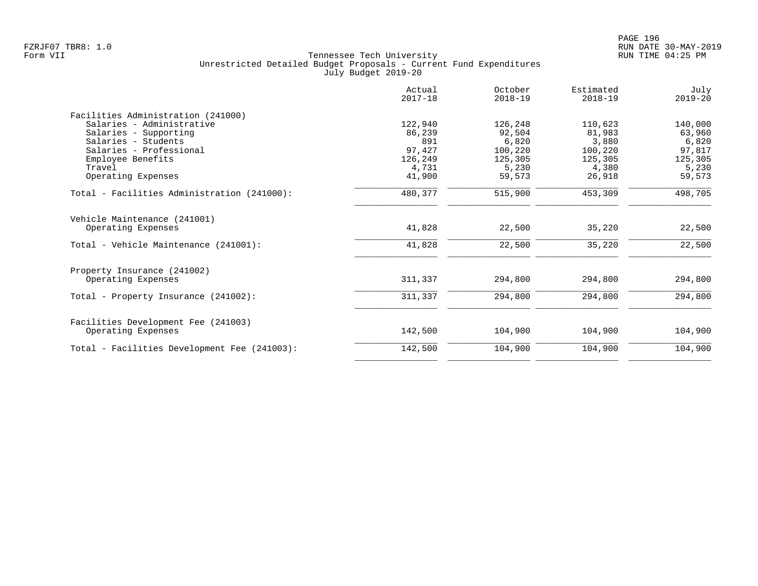Tennessee Tech University
Unrestricted Detailed Budget Proposals - Current Fund Expenditures
July Budget 2019-20

| | Actual 2017-18 | October 2018-19 | Estimated 2018-19 | July 2019-20 |
|---|---|---|---|---|
| **Facilities Administration (241000)** | | | | |
| Salaries - Administrative | 122,940 | 126,248 | 110,623 | 140,000 |
| Salaries - Supporting | 86,239 | 92,504 | 81,983 | 63,960 |
| Salaries - Students | 891 | 6,820 | 3,880 | 6,820 |
| Salaries - Professional | 97,427 | 100,220 | 100,220 | 97,817 |
| Employee Benefits | 126,249 | 125,305 | 125,305 | 125,305 |
| Travel | 4,731 | 5,230 | 4,380 | 5,230 |
| Operating Expenses | 41,900 | 59,573 | 26,918 | 59,573 |
| Total - Facilities Administration (241000): | 480,377 | 515,900 | 453,309 | 498,705 |
| **Vehicle Maintenance (241001)** | | | | |
| Operating Expenses | 41,828 | 22,500 | 35,220 | 22,500 |
| Total - Vehicle Maintenance (241001): | 41,828 | 22,500 | 35,220 | 22,500 |
| **Property Insurance (241002)** | | | | |
| Operating Expenses | 311,337 | 294,800 | 294,800 | 294,800 |
| Total - Property Insurance (241002): | 311,337 | 294,800 | 294,800 | 294,800 |
| **Facilities Development Fee (241003)** | | | | |
| Operating Expenses | 142,500 | 104,900 | 104,900 | 104,900 |
| Total - Facilities Development Fee (241003): | 142,500 | 104,900 | 104,900 | 104,900 |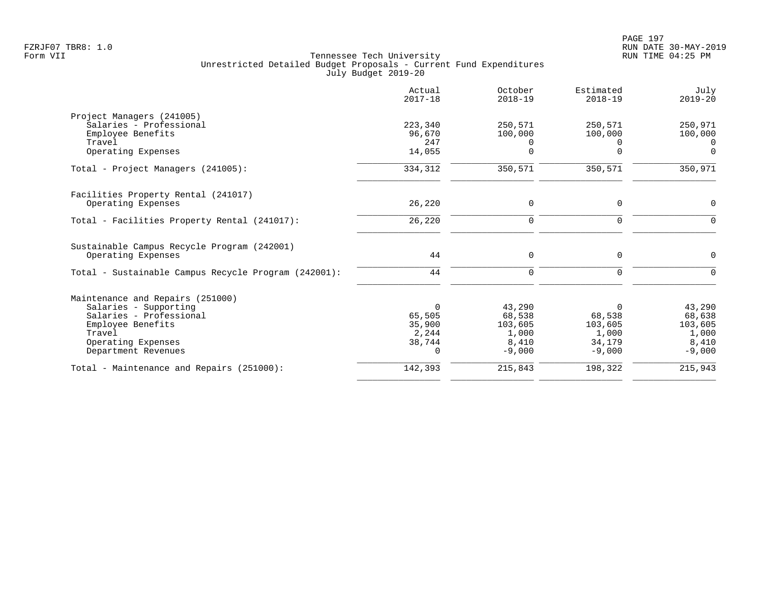Tennessee Tech University
Unrestricted Detailed Budget Proposals - Current Fund Expenditures
July Budget 2019-20

Form VII

| | Actual 2017-18 | October 2018-19 | Estimated 2018-19 | July 2019-20 |
|---|---|---|---|---|
| **Project Managers (241005)** | | | | |
| Salaries - Professional | 223,340 | 250,571 | 250,571 | 250,971 |
| Employee Benefits | 96,670 | 100,000 | 100,000 | 100,000 |
| Travel | 247 | 0 | 0 | 0 |
| Operating Expenses | 14,055 | 0 | 0 | 0 |
| Total - Project Managers (241005): | 334,312 | 350,571 | 350,571 | 350,971 |
| **Facilities Property Rental (241017)** | | | | |
| Operating Expenses | 26,220 | 0 | 0 | 0 |
| Total - Facilities Property Rental (241017): | 26,220 | 0 | 0 | 0 |
| **Sustainable Campus Recycle Program (242001)** | | | | |
| Operating Expenses | 44 | 0 | 0 | 0 |
| Total - Sustainable Campus Recycle Program (242001): | 44 | 0 | 0 | 0 |
| **Maintenance and Repairs (251000)** | | | | |
| Salaries - Supporting | 0 | 43,290 | 0 | 43,290 |
| Salaries - Professional | 65,505 | 68,538 | 68,538 | 68,638 |
| Employee Benefits | 35,900 | 103,605 | 103,605 | 103,605 |
| Travel | 2,244 | 1,000 | 1,000 | 1,000 |
| Operating Expenses | 38,744 | 8,410 | 34,179 | 8,410 |
| Department Revenues | 0 | -9,000 | -9,000 | -9,000 |
| Total - Maintenance and Repairs (251000): | 142,393 | 215,843 | 198,322 | 215,943 |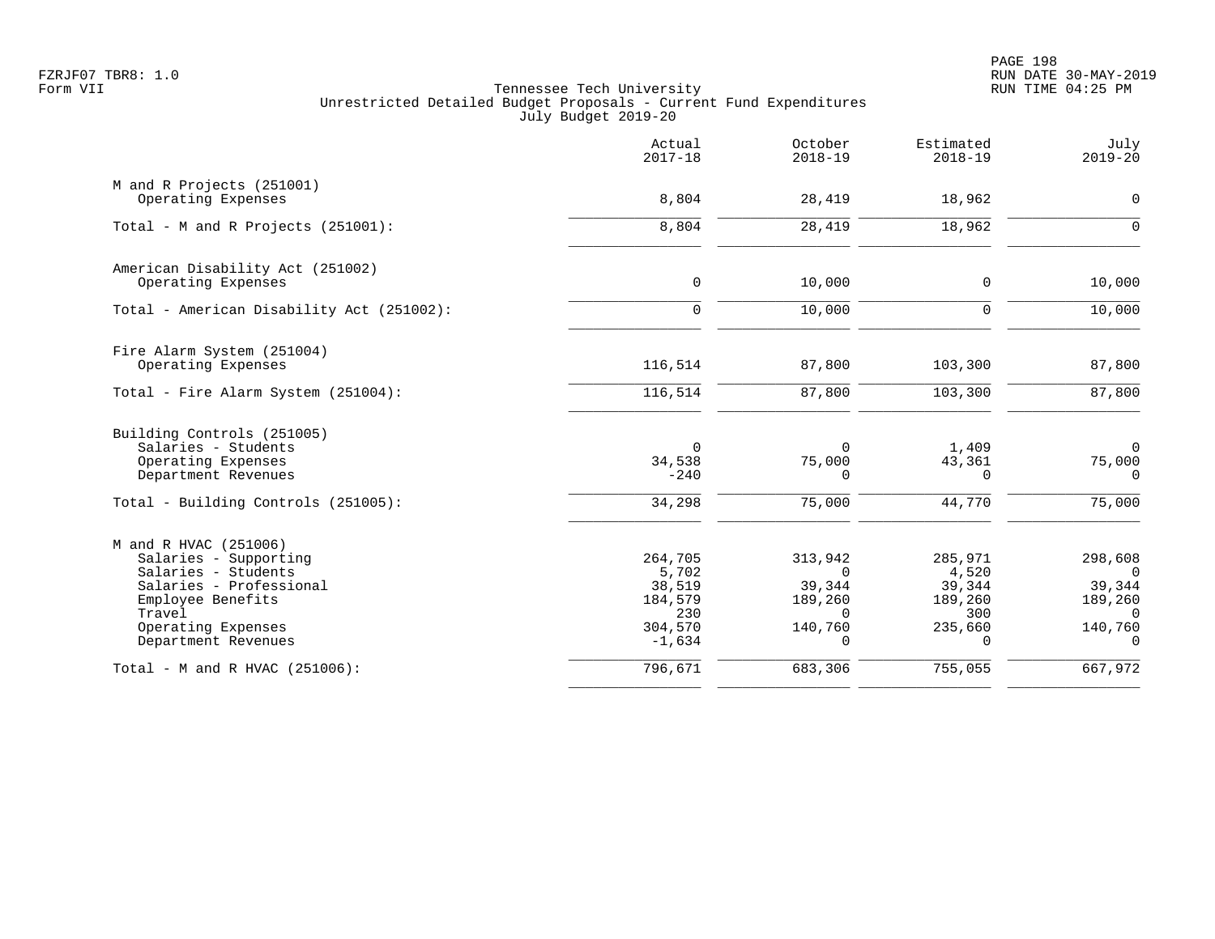Tennessee Tech University
Unrestricted Detailed Budget Proposals - Current Fund Expenditures
July Budget 2019-20

|  | Actual 2017-18 | October 2018-19 | Estimated 2018-19 | July 2019-20 |
|---|---|---|---|---|
| **M and R Projects (251001)** |  |  |  |  |
| Operating Expenses | 8,804 | 28,419 | 18,962 | 0 |
| Total - M and R Projects (251001): | 8,804 | 28,419 | 18,962 | 0 |
| **American Disability Act (251002)** |  |  |  |  |
| Operating Expenses | 0 | 10,000 | 0 | 10,000 |
| Total - American Disability Act (251002): | 0 | 10,000 | 0 | 10,000 |
| **Fire Alarm System (251004)** |  |  |  |  |
| Operating Expenses | 116,514 | 87,800 | 103,300 | 87,800 |
| Total - Fire Alarm System (251004): | 116,514 | 87,800 | 103,300 | 87,800 |
| **Building Controls (251005)** |  |  |  |  |
| Salaries - Students | 0 | 0 | 1,409 | 0 |
| Operating Expenses | 34,538 | 75,000 | 43,361 | 75,000 |
| Department Revenues | -240 | 0 | 0 | 0 |
| Total - Building Controls (251005): | 34,298 | 75,000 | 44,770 | 75,000 |
| **M and R HVAC (251006)** |  |  |  |  |
| Salaries - Supporting | 264,705 | 313,942 | 285,971 | 298,608 |
| Salaries - Students | 5,702 | 0 | 4,520 | 0 |
| Salaries - Professional | 38,519 | 39,344 | 39,344 | 39,344 |
| Employee Benefits | 184,579 | 189,260 | 189,260 | 189,260 |
| Travel | 230 | 0 | 300 | 0 |
| Operating Expenses | 304,570 | 140,760 | 235,660 | 140,760 |
| Department Revenues | -1,634 | 0 | 0 | 0 |
| Total - M and R HVAC (251006): | 796,671 | 683,306 | 755,055 | 667,972 |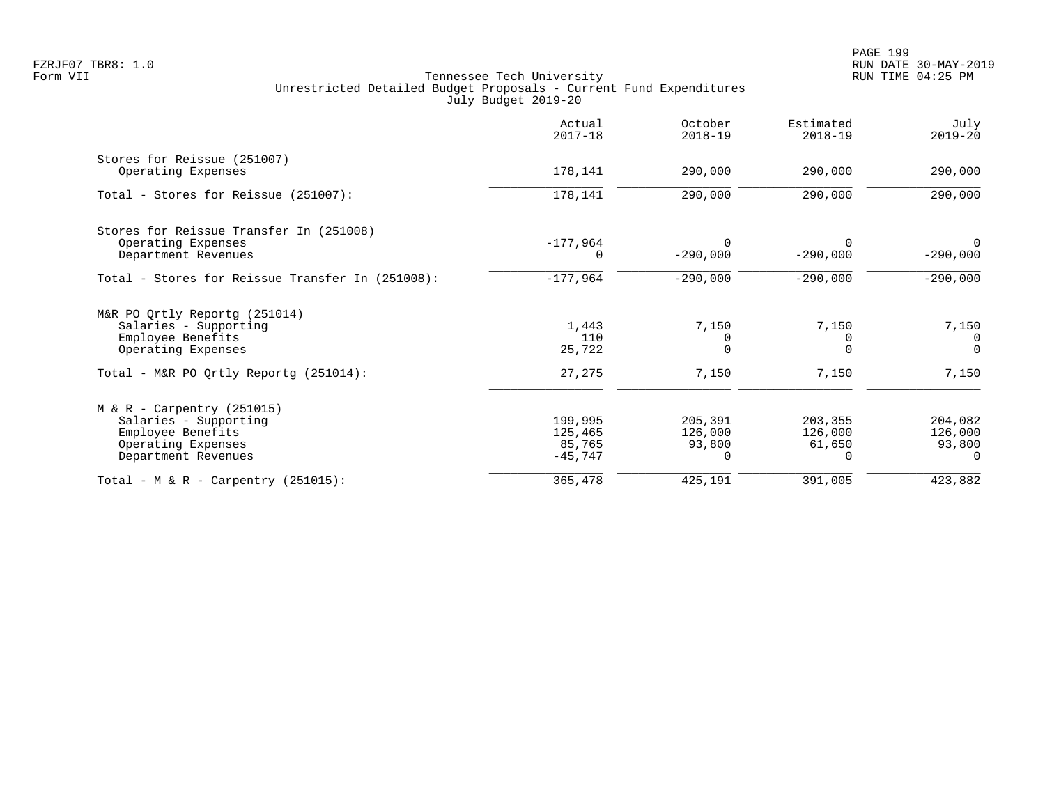Tennessee Tech University
Unrestricted Detailed Budget Proposals - Current Fund Expenditures
July Budget 2019-20

| | Actual 2017-18 | October 2018-19 | Estimated 2018-19 | July 2019-20 |
|---|---|---|---|---|
| **Stores for Reissue (251007)** | | | | |
| Operating Expenses | 178,141 | 290,000 | 290,000 | 290,000 |
| Total - Stores for Reissue (251007): | 178,141 | 290,000 | 290,000 | 290,000 |
| **Stores for Reissue Transfer In (251008)** | | | | |
| Operating Expenses | -177,964 | 0 | 0 | 0 |
| Department Revenues | 0 | -290,000 | -290,000 | -290,000 |
| Total - Stores for Reissue Transfer In (251008): | -177,964 | -290,000 | -290,000 | -290,000 |
| **M&R PO Qrtly Reportg (251014)** | | | | |
| Salaries - Supporting | 1,443 | 7,150 | 7,150 | 7,150 |
| Employee Benefits | 110 | 0 | 0 | 0 |
| Operating Expenses | 25,722 | 0 | 0 | 0 |
| Total - M&R PO Qrtly Reportg (251014): | 27,275 | 7,150 | 7,150 | 7,150 |
| **M & R - Carpentry (251015)** | | | | |
| Salaries - Supporting | 199,995 | 205,391 | 203,355 | 204,082 |
| Employee Benefits | 125,465 | 126,000 | 126,000 | 126,000 |
| Operating Expenses | 85,765 | 93,800 | 61,650 | 93,800 |
| Department Revenues | -45,747 | 0 | 0 | 0 |
| Total - M & R - Carpentry (251015): | 365,478 | 425,191 | 391,005 | 423,882 |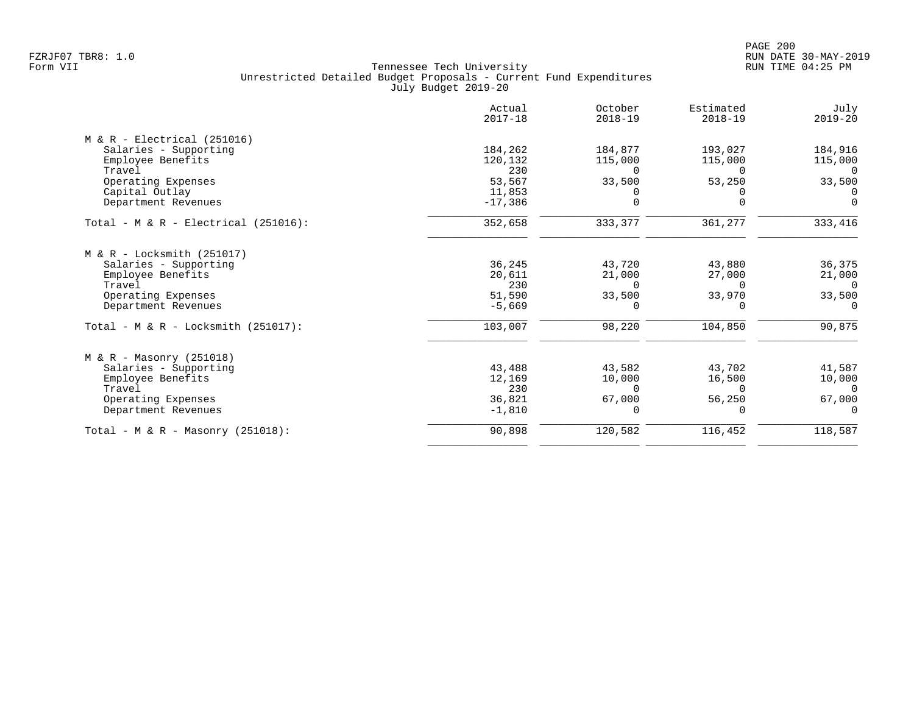Tennessee Tech University
Unrestricted Detailed Budget Proposals - Current Fund Expenditures
July Budget 2019-20

| | Actual 2017-18 | October 2018-19 | Estimated 2018-19 | July 2019-20 |
|---|---|---|---|---|
| M & R - Electrical (251016) | | | | |
| Salaries - Supporting | 184,262 | 184,877 | 193,027 | 184,916 |
| Employee Benefits | 120,132 | 115,000 | 115,000 | 115,000 |
| Travel | 230 | 0 | 0 | 0 |
| Operating Expenses | 53,567 | 33,500 | 53,250 | 33,500 |
| Capital Outlay | 11,853 | 0 | 0 | 0 |
| Department Revenues | -17,386 | 0 | 0 | 0 |
| Total - M & R - Electrical (251016): | 352,658 | 333,377 | 361,277 | 333,416 |
| M & R - Locksmith (251017) | | | | |
| Salaries - Supporting | 36,245 | 43,720 | 43,880 | 36,375 |
| Employee Benefits | 20,611 | 21,000 | 27,000 | 21,000 |
| Travel | 230 | 0 | 0 | 0 |
| Operating Expenses | 51,590 | 33,500 | 33,970 | 33,500 |
| Department Revenues | -5,669 | 0 | 0 | 0 |
| Total - M & R - Locksmith (251017): | 103,007 | 98,220 | 104,850 | 90,875 |
| M & R - Masonry (251018) | | | | |
| Salaries - Supporting | 43,488 | 43,582 | 43,702 | 41,587 |
| Employee Benefits | 12,169 | 10,000 | 16,500 | 10,000 |
| Travel | 230 | 0 | 0 | 0 |
| Operating Expenses | 36,821 | 67,000 | 56,250 | 67,000 |
| Department Revenues | -1,810 | 0 | 0 | 0 |
| Total - M & R - Masonry (251018): | 90,898 | 120,582 | 116,452 | 118,587 |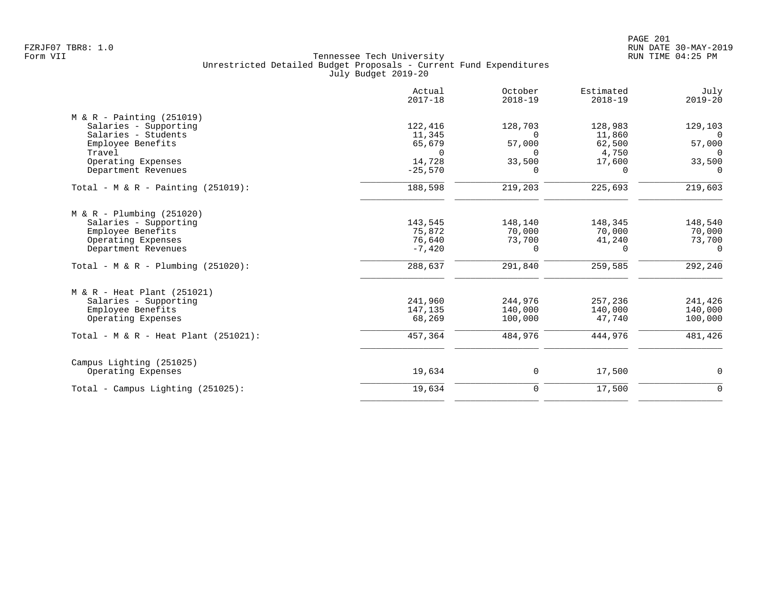Tennessee Tech University
Unrestricted Detailed Budget Proposals - Current Fund Expenditures
July Budget 2019-20

| | Actual 2017-18 | October 2018-19 | Estimated 2018-19 | July 2019-20 |
|---|---|---|---|---|
| M & R - Painting (251019) | | | | |
| Salaries - Supporting | 122,416 | 128,703 | 128,983 | 129,103 |
| Salaries - Students | 11,345 | 0 | 11,860 | 0 |
| Employee Benefits | 65,679 | 57,000 | 62,500 | 57,000 |
| Travel | 0 | 0 | 4,750 | 0 |
| Operating Expenses | 14,728 | 33,500 | 17,600 | 33,500 |
| Department Revenues | -25,570 | 0 | 0 | 0 |
| Total - M & R - Painting (251019): | 188,598 | 219,203 | 225,693 | 219,603 |
| M & R - Plumbing (251020) | | | | |
| Salaries - Supporting | 143,545 | 148,140 | 148,345 | 148,540 |
| Employee Benefits | 75,872 | 70,000 | 70,000 | 70,000 |
| Operating Expenses | 76,640 | 73,700 | 41,240 | 73,700 |
| Department Revenues | -7,420 | 0 | 0 | 0 |
| Total - M & R - Plumbing (251020): | 288,637 | 291,840 | 259,585 | 292,240 |
| M & R - Heat Plant (251021) | | | | |
| Salaries - Supporting | 241,960 | 244,976 | 257,236 | 241,426 |
| Employee Benefits | 147,135 | 140,000 | 140,000 | 140,000 |
| Operating Expenses | 68,269 | 100,000 | 47,740 | 100,000 |
| Total - M & R - Heat Plant (251021): | 457,364 | 484,976 | 444,976 | 481,426 |
| Campus Lighting (251025) | | | | |
| Operating Expenses | 19,634 | 0 | 17,500 | 0 |
| Total - Campus Lighting (251025): | 19,634 | 0 | 17,500 | 0 |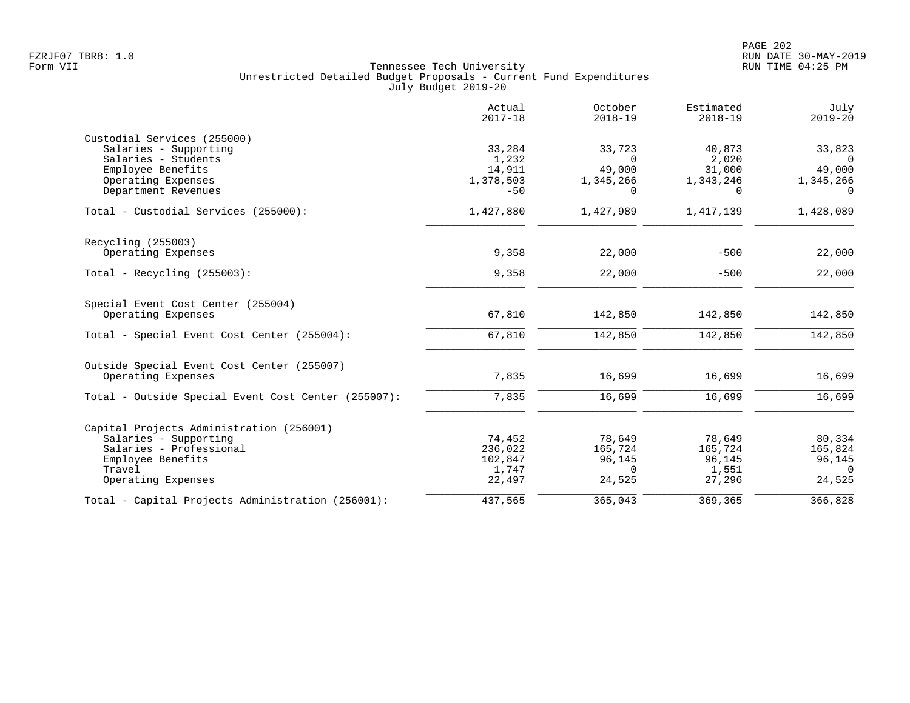Tennessee Tech University
Unrestricted Detailed Budget Proposals - Current Fund Expenditures
July Budget 2019-20

| | Actual 2017-18 | October 2018-19 | Estimated 2018-19 | July 2019-20 |
|---|---|---|---|---|
| **Custodial Services (255000)** | | | | |
| Salaries - Supporting | 33,284 | 33,723 | 40,873 | 33,823 |
| Salaries - Students | 1,232 | 0 | 2,020 | 0 |
| Employee Benefits | 14,911 | 49,000 | 31,000 | 49,000 |
| Operating Expenses | 1,378,503 | 1,345,266 | 1,343,246 | 1,345,266 |
| Department Revenues | -50 | 0 | 0 | 0 |
| Total - Custodial Services (255000): | 1,427,880 | 1,427,989 | 1,417,139 | 1,428,089 |
| **Recycling (255003)** | | | | |
| Operating Expenses | 9,358 | 22,000 | -500 | 22,000 |
| Total - Recycling (255003): | 9,358 | 22,000 | -500 | 22,000 |
| **Special Event Cost Center (255004)** | | | | |
| Operating Expenses | 67,810 | 142,850 | 142,850 | 142,850 |
| Total - Special Event Cost Center (255004): | 67,810 | 142,850 | 142,850 | 142,850 |
| **Outside Special Event Cost Center (255007)** | | | | |
| Operating Expenses | 7,835 | 16,699 | 16,699 | 16,699 |
| Total - Outside Special Event Cost Center (255007): | 7,835 | 16,699 | 16,699 | 16,699 |
| **Capital Projects Administration (256001)** | | | | |
| Salaries - Supporting | 74,452 | 78,649 | 78,649 | 80,334 |
| Salaries - Professional | 236,022 | 165,724 | 165,724 | 165,824 |
| Employee Benefits | 102,847 | 96,145 | 96,145 | 96,145 |
| Travel | 1,747 | 0 | 1,551 | 0 |
| Operating Expenses | 22,497 | 24,525 | 27,296 | 24,525 |
| Total - Capital Projects Administration (256001): | 437,565 | 365,043 | 369,365 | 366,828 |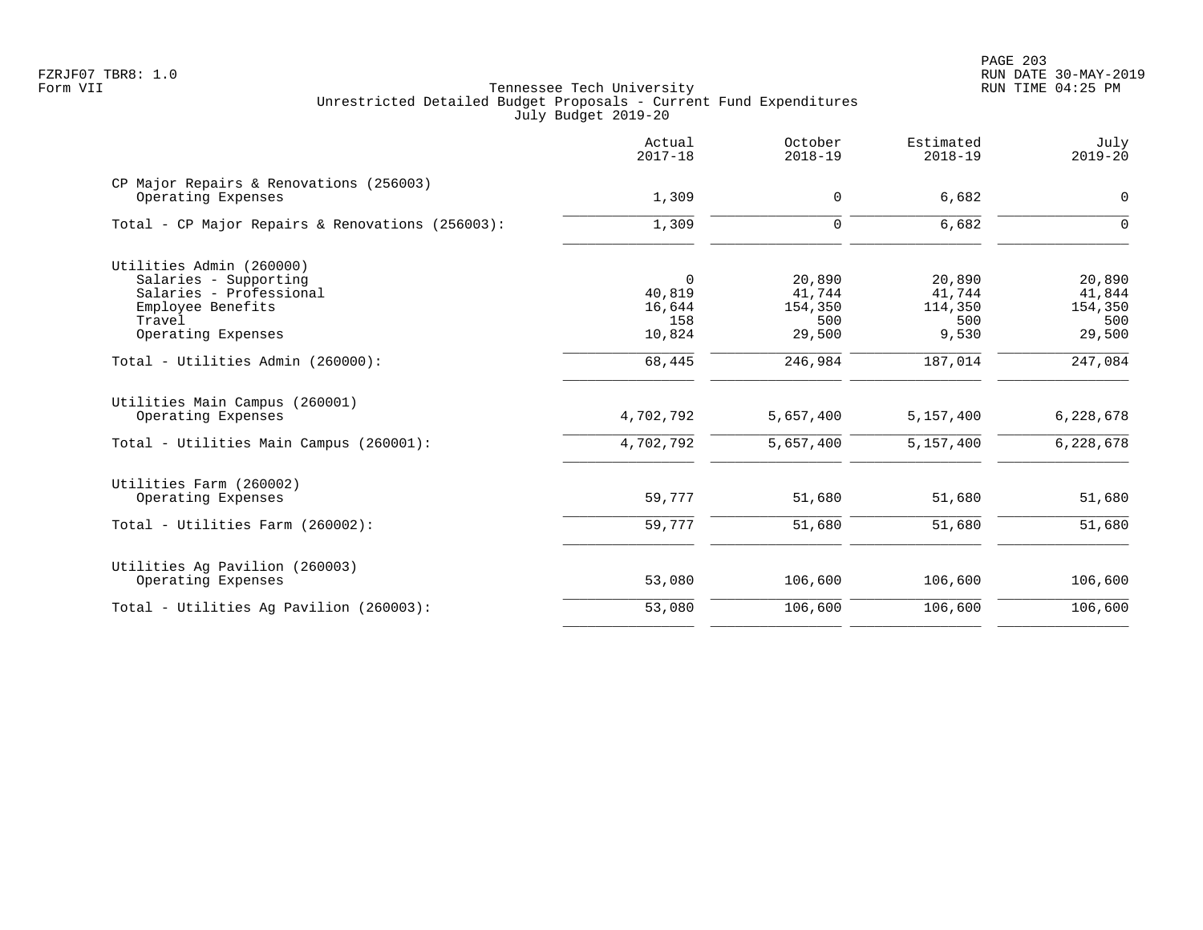FZRJF07 TBR8: 1.0
Form VII

Tennessee Tech University
Unrestricted Detailed Budget Proposals - Current Fund Expenditures
July Budget 2019-20

RUN DATE 30-MAY-2019
RUN TIME 04:25 PM

| | Actual 2017-18 | October 2018-19 | Estimated 2018-19 | July 2019-20 |
|---|---|---|---|---|
| **CP Major Repairs & Renovations (256003)** | | | | |
| Operating Expenses | 1,309 | 0 | 6,682 | 0 |
| Total - CP Major Repairs & Renovations (256003): | 1,309 | 0 | 6,682 | 0 |
| **Utilities Admin (260000)** | | | | |
| Salaries - Supporting | 0 | 20,890 | 20,890 | 20,890 |
| Salaries - Professional | 40,819 | 41,744 | 41,744 | 41,844 |
| Employee Benefits | 16,644 | 154,350 | 114,350 | 154,350 |
| Travel | 158 | 500 | 500 | 500 |
| Operating Expenses | 10,824 | 29,500 | 9,530 | 29,500 |
| Total - Utilities Admin (260000): | 68,445 | 246,984 | 187,014 | 247,084 |
| **Utilities Main Campus (260001)** | | | | |
| Operating Expenses | 4,702,792 | 5,657,400 | 5,157,400 | 6,228,678 |
| Total - Utilities Main Campus (260001): | 4,702,792 | 5,657,400 | 5,157,400 | 6,228,678 |
| **Utilities Farm (260002)** | | | | |
| Operating Expenses | 59,777 | 51,680 | 51,680 | 51,680 |
| Total - Utilities Farm (260002): | 59,777 | 51,680 | 51,680 | 51,680 |
| **Utilities Ag Pavilion (260003)** | | | | |
| Operating Expenses | 53,080 | 106,600 | 106,600 | 106,600 |
| Total - Utilities Ag Pavilion (260003): | 53,080 | 106,600 | 106,600 | 106,600 |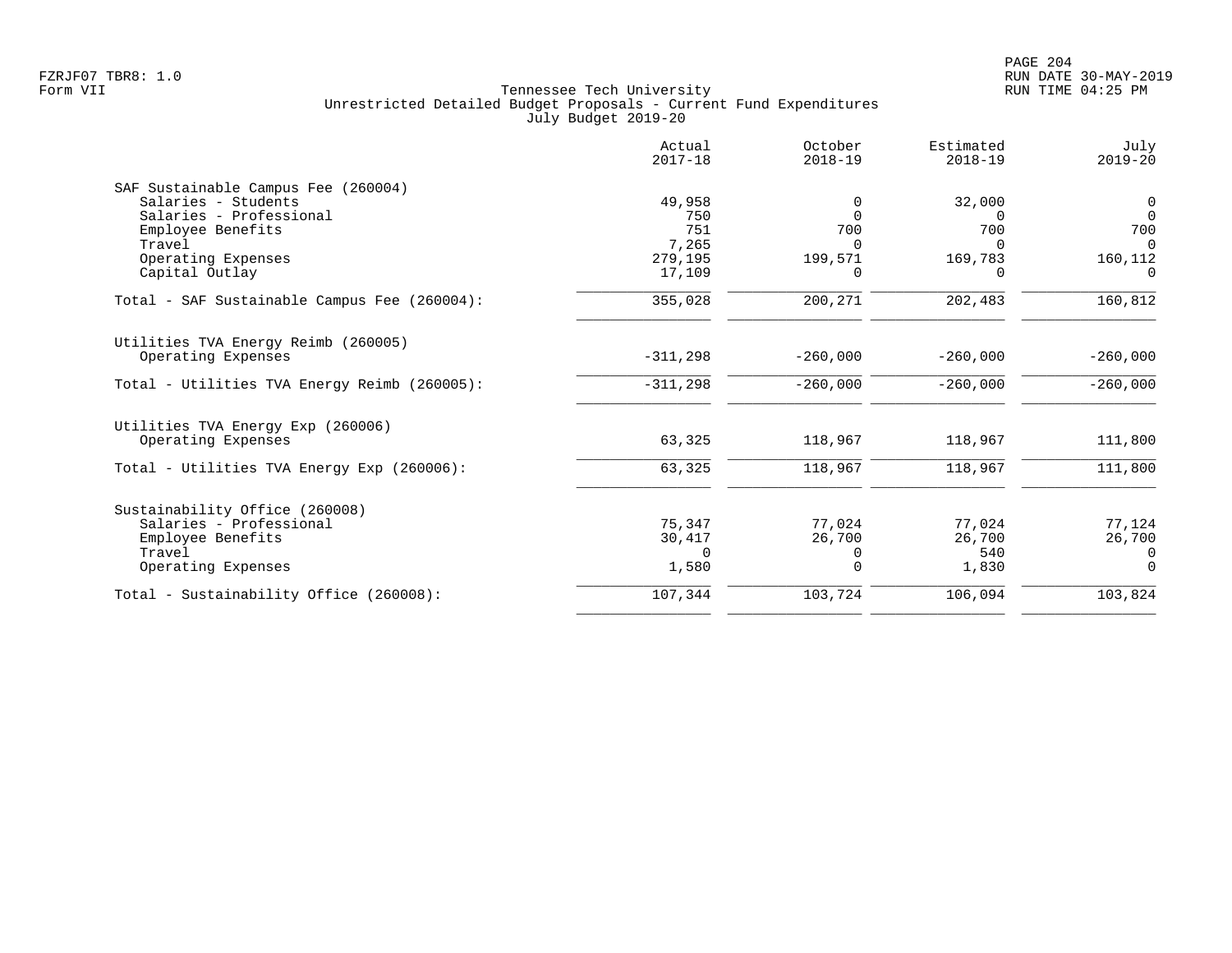Tennessee Tech University
Unrestricted Detailed Budget Proposals - Current Fund Expenditures
July Budget 2019-20

Form VII

| | Actual 2017-18 | October 2018-19 | Estimated 2018-19 | July 2019-20 |
|---|---|---|---|---|
| **SAF Sustainable Campus Fee (260004)** | | | | |
| Salaries - Students | 49,958 | 0 | 32,000 | 0 |
| Salaries - Professional | 750 | 0 | 0 | 0 |
| Employee Benefits | 751 | 700 | 700 | 700 |
| Travel | 7,265 | 0 | 0 | 0 |
| Operating Expenses | 279,195 | 199,571 | 169,783 | 160,112 |
| Capital Outlay | 17,109 | 0 | 0 | 0 |
| Total - SAF Sustainable Campus Fee (260004): | 355,028 | 200,271 | 202,483 | 160,812 |
| **Utilities TVA Energy Reimb (260005)** | | | | |
| Operating Expenses | -311,298 | -260,000 | -260,000 | -260,000 |
| Total - Utilities TVA Energy Reimb (260005): | -311,298 | -260,000 | -260,000 | -260,000 |
| **Utilities TVA Energy Exp (260006)** | | | | |
| Operating Expenses | 63,325 | 118,967 | 118,967 | 111,800 |
| Total - Utilities TVA Energy Exp (260006): | 63,325 | 118,967 | 118,967 | 111,800 |
| **Sustainability Office (260008)** | | | | |
| Salaries - Professional | 75,347 | 77,024 | 77,024 | 77,124 |
| Employee Benefits | 30,417 | 26,700 | 26,700 | 26,700 |
| Travel | 0 | 0 | 540 | 0 |
| Operating Expenses | 1,580 | 0 | 1,830 | 0 |
| Total - Sustainability Office (260008): | 107,344 | 103,724 | 106,094 | 103,824 |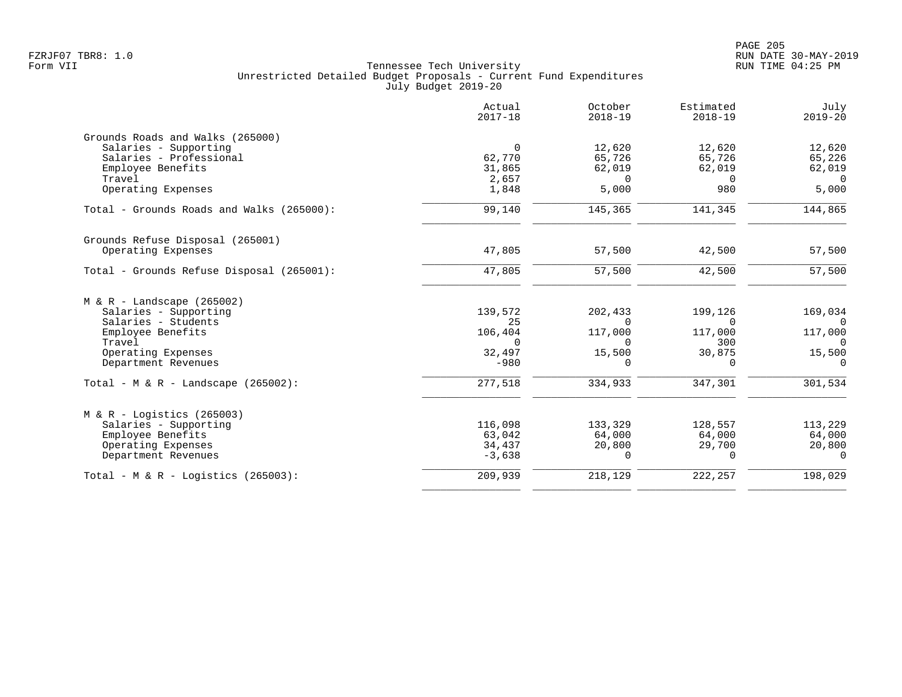Tennessee Tech University
Unrestricted Detailed Budget Proposals - Current Fund Expenditures
July Budget 2019-20

| | Actual 2017-18 | October 2018-19 | Estimated 2018-19 | July 2019-20 |
|---|---|---|---|---|
| **Grounds Roads and Walks (265000)** | | | | |
| Salaries - Supporting | 0 | 12,620 | 12,620 | 12,620 |
| Salaries - Professional | 62,770 | 65,726 | 65,726 | 65,226 |
| Employee Benefits | 31,865 | 62,019 | 62,019 | 62,019 |
| Travel | 2,657 | 0 | 0 | 0 |
| Operating Expenses | 1,848 | 5,000 | 980 | 5,000 |
| Total - Grounds Roads and Walks (265000): | 99,140 | 145,365 | 141,345 | 144,865 |
| **Grounds Refuse Disposal (265001)** | | | | |
| Operating Expenses | 47,805 | 57,500 | 42,500 | 57,500 |
| Total - Grounds Refuse Disposal (265001): | 47,805 | 57,500 | 42,500 | 57,500 |
| **M & R - Landscape (265002)** | | | | |
| Salaries - Supporting | 139,572 | 202,433 | 199,126 | 169,034 |
| Salaries - Students | 25 | 0 | 0 | 0 |
| Employee Benefits | 106,404 | 117,000 | 117,000 | 117,000 |
| Travel | 0 | 0 | 300 | 0 |
| Operating Expenses | 32,497 | 15,500 | 30,875 | 15,500 |
| Department Revenues | -980 | 0 | 0 | 0 |
| Total - M & R - Landscape (265002): | 277,518 | 334,933 | 347,301 | 301,534 |
| **M & R - Logistics (265003)** | | | | |
| Salaries - Supporting | 116,098 | 133,329 | 128,557 | 113,229 |
| Employee Benefits | 63,042 | 64,000 | 64,000 | 64,000 |
| Operating Expenses | 34,437 | 20,800 | 29,700 | 20,800 |
| Department Revenues | -3,638 | 0 | 0 | 0 |
| Total - M & R - Logistics (265003): | 209,939 | 218,129 | 222,257 | 198,029 |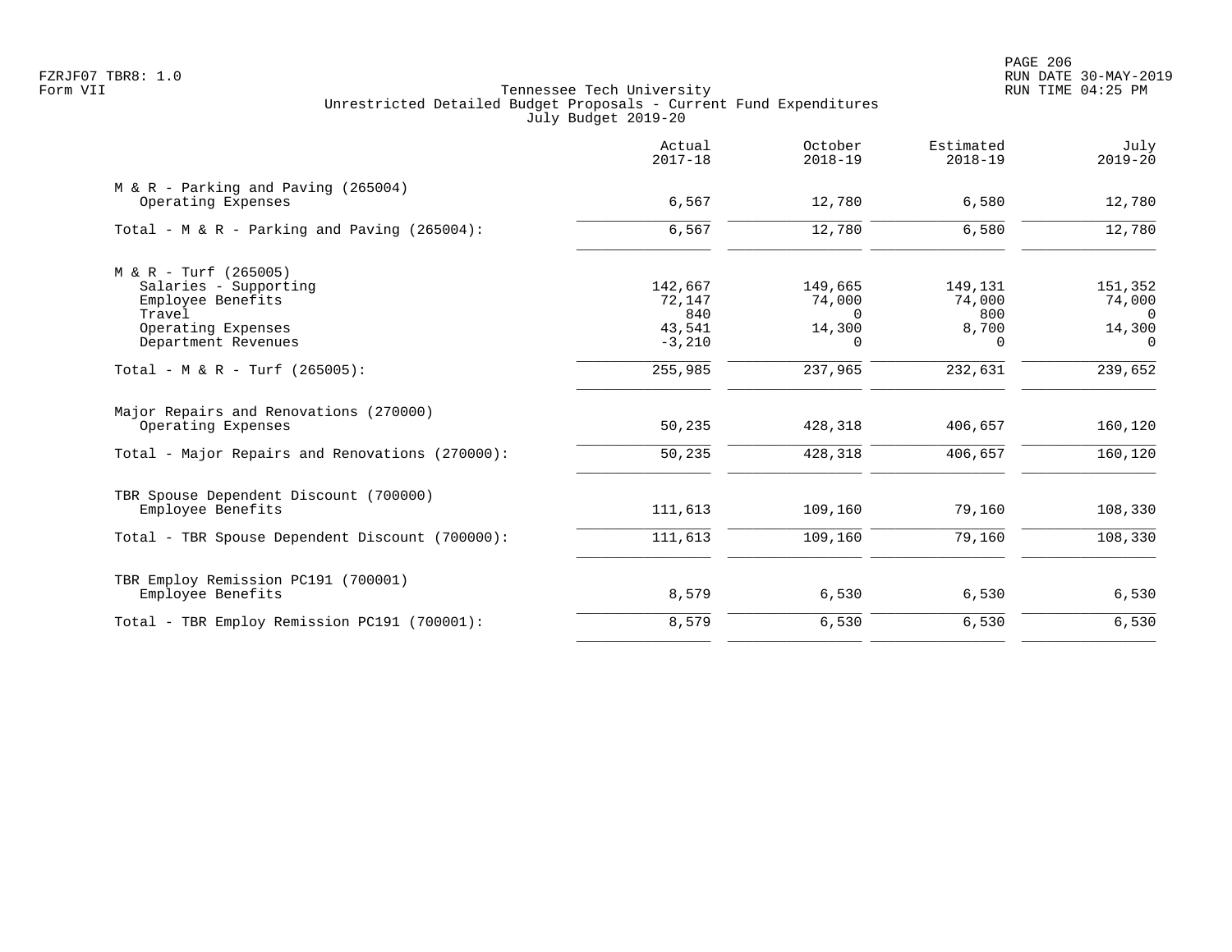Tennessee Tech University
Unrestricted Detailed Budget Proposals - Current Fund Expenditures
July Budget 2019-20

Form VII

| | Actual 2017-18 | October 2018-19 | Estimated 2018-19 | July 2019-20 |
|---|---|---|---|---|
| **M & R - Parking and Paving (265004)** | | | | |
| Operating Expenses | 6,567 | 12,780 | 6,580 | 12,780 |
| Total - M & R - Parking and Paving (265004): | 6,567 | 12,780 | 6,580 | 12,780 |
| **M & R - Turf (265005)** | | | | |
| Salaries - Supporting | 142,667 | 149,665 | 149,131 | 151,352 |
| Employee Benefits | 72,147 | 74,000 | 74,000 | 74,000 |
| Travel | 840 | 0 | 800 | 0 |
| Operating Expenses | 43,541 | 14,300 | 8,700 | 14,300 |
| Department Revenues | -3,210 | 0 | 0 | 0 |
| Total - M & R - Turf (265005): | 255,985 | 237,965 | 232,631 | 239,652 |
| **Major Repairs and Renovations (270000)** | | | | |
| Operating Expenses | 50,235 | 428,318 | 406,657 | 160,120 |
| Total - Major Repairs and Renovations (270000): | 50,235 | 428,318 | 406,657 | 160,120 |
| **TBR Spouse Dependent Discount (700000)** | | | | |
| Employee Benefits | 111,613 | 109,160 | 79,160 | 108,330 |
| Total - TBR Spouse Dependent Discount (700000): | 111,613 | 109,160 | 79,160 | 108,330 |
| **TBR Employ Remission PC191 (700001)** | | | | |
| Employee Benefits | 8,579 | 6,530 | 6,530 | 6,530 |
| Total - TBR Employ Remission PC191 (700001): | 8,579 | 6,530 | 6,530 | 6,530 |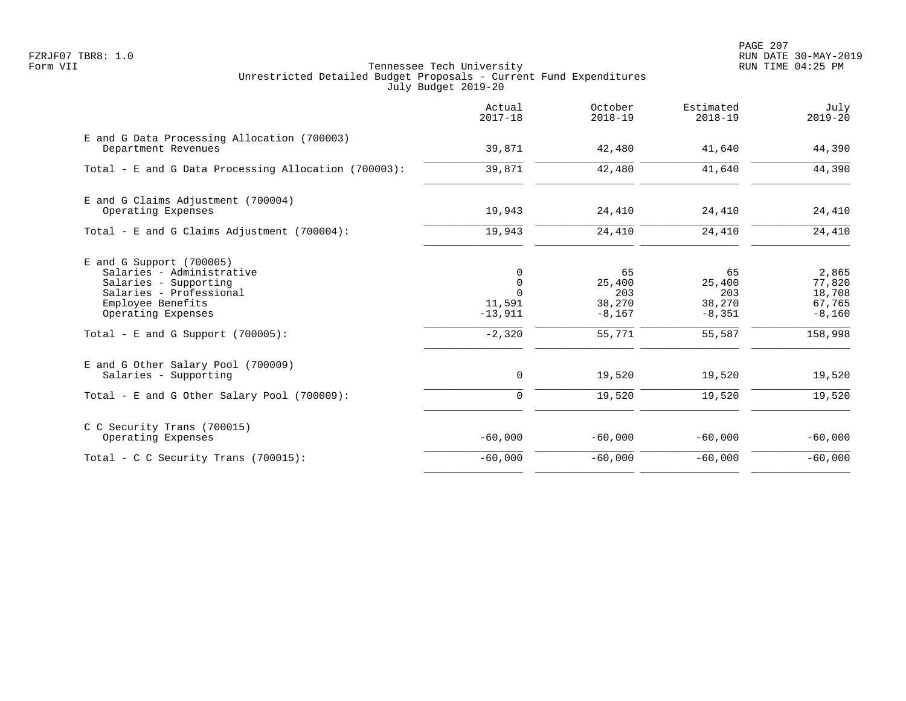Tennessee Tech University
Unrestricted Detailed Budget Proposals - Current Fund Expenditures
July Budget 2019-20

| | Actual 2017-18 | October 2018-19 | Estimated 2018-19 | July 2019-20 |
|---|---|---|---|---|
| **E and G Data Processing Allocation (700003)** | | | | |
| Department Revenues | 39,871 | 42,480 | 41,640 | 44,390 |
| Total - E and G Data Processing Allocation (700003): | 39,871 | 42,480 | 41,640 | 44,390 |
| **E and G Claims Adjustment (700004)** | | | | |
| Operating Expenses | 19,943 | 24,410 | 24,410 | 24,410 |
| Total - E and G Claims Adjustment (700004): | 19,943 | 24,410 | 24,410 | 24,410 |
| **E and G Support (700005)** | | | | |
| Salaries - Administrative | 0 | 65 | 65 | 2,865 |
| Salaries - Supporting | 0 | 25,400 | 25,400 | 77,820 |
| Salaries - Professional | 0 | 203 | 203 | 18,708 |
| Employee Benefits | 11,591 | 38,270 | 38,270 | 67,765 |
| Operating Expenses | -13,911 | -8,167 | -8,351 | -8,160 |
| Total - E and G Support (700005): | -2,320 | 55,771 | 55,587 | 158,998 |
| **E and G Other Salary Pool (700009)** | | | | |
| Salaries - Supporting | 0 | 19,520 | 19,520 | 19,520 |
| Total - E and G Other Salary Pool (700009): | 0 | 19,520 | 19,520 | 19,520 |
| **C C Security Trans (700015)** | | | | |
| Operating Expenses | -60,000 | -60,000 | -60,000 | -60,000 |
| Total - C C Security Trans (700015): | -60,000 | -60,000 | -60,000 | -60,000 |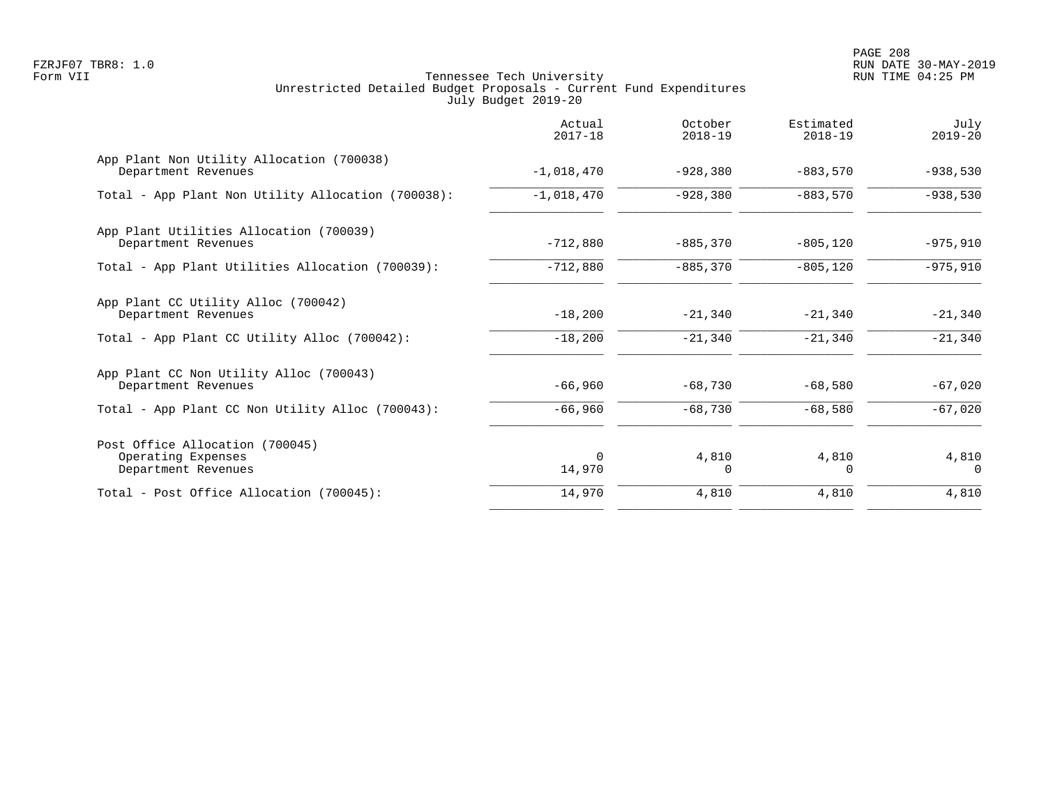Tennessee Tech University
Unrestricted Detailed Budget Proposals - Current Fund Expenditures
July Budget 2019-20

| | Actual 2017-18 | October 2018-19 | Estimated 2018-19 | July 2019-20 |
|---|---|---|---|---|
| App Plant Non Utility Allocation (700038) | | | | |
| Department Revenues | -1,018,470 | -928,380 | -883,570 | -938,530 |
| Total - App Plant Non Utility Allocation (700038): | -1,018,470 | -928,380 | -883,570 | -938,530 |
| App Plant Utilities Allocation (700039) | | | | |
| Department Revenues | -712,880 | -885,370 | -805,120 | -975,910 |
| Total - App Plant Utilities Allocation (700039): | -712,880 | -885,370 | -805,120 | -975,910 |
| App Plant CC Utility Alloc (700042) | | | | |
| Department Revenues | -18,200 | -21,340 | -21,340 | -21,340 |
| Total - App Plant CC Utility Alloc (700042): | -18,200 | -21,340 | -21,340 | -21,340 |
| App Plant CC Non Utility Alloc (700043) | | | | |
| Department Revenues | -66,960 | -68,730 | -68,580 | -67,020 |
| Total - App Plant CC Non Utility Alloc (700043): | -66,960 | -68,730 | -68,580 | -67,020 |
| Post Office Allocation (700045) | | | | |
| Operating Expenses | 0 | 4,810 | 4,810 | 4,810 |
| Department Revenues | 14,970 | 0 | 0 | 0 |
| Total - Post Office Allocation (700045): | 14,970 | 4,810 | 4,810 | 4,810 |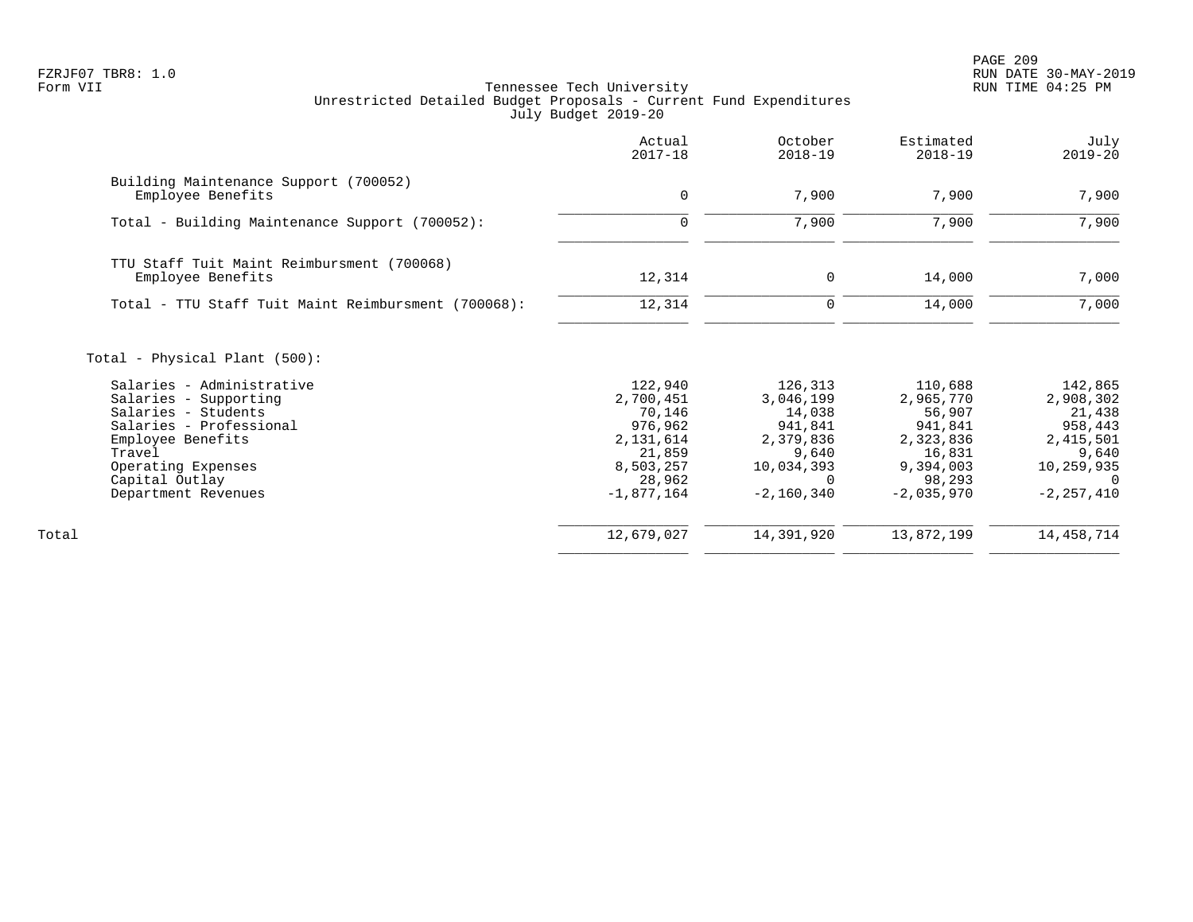Tennessee Tech University
Unrestricted Detailed Budget Proposals - Current Fund Expenditures
July Budget 2019-20

| | Actual 2017-18 | October 2018-19 | Estimated 2018-19 | July 2019-20 |
|---|---|---|---|---|
| **Building Maintenance Support (700052)** | | | | |
| Employee Benefits | 0 | 7,900 | 7,900 | 7,900 |
| Total - Building Maintenance Support (700052): | 0 | 7,900 | 7,900 | 7,900 |
| **TTU Staff Tuit Maint Reimbursment (700068)** | | | | |
| Employee Benefits | 12,314 | 0 | 14,000 | 7,000 |
| Total - TTU Staff Tuit Maint Reimbursment (700068): | 12,314 | 0 | 14,000 | 7,000 |
| **Total - Physical Plant (500):** | | | | |
| Salaries - Administrative | 122,940 | 126,313 | 110,688 | 142,865 |
| Salaries - Supporting | 2,700,451 | 3,046,199 | 2,965,770 | 2,908,302 |
| Salaries - Students | 70,146 | 14,038 | 56,907 | 21,438 |
| Salaries - Professional | 976,962 | 941,841 | 941,841 | 958,443 |
| Employee Benefits | 2,131,614 | 2,379,836 | 2,323,836 | 2,415,501 |
| Travel | 21,859 | 9,640 | 16,831 | 9,640 |
| Operating Expenses | 8,503,257 | 10,034,393 | 9,394,003 | 10,259,935 |
| Capital Outlay | 28,962 | 0 | 98,293 | 0 |
| Department Revenues | -1,877,164 | -2,160,340 | -2,035,970 | -2,257,410 |
| Total | 12,679,027 | 14,391,920 | 13,872,199 | 14,458,714 |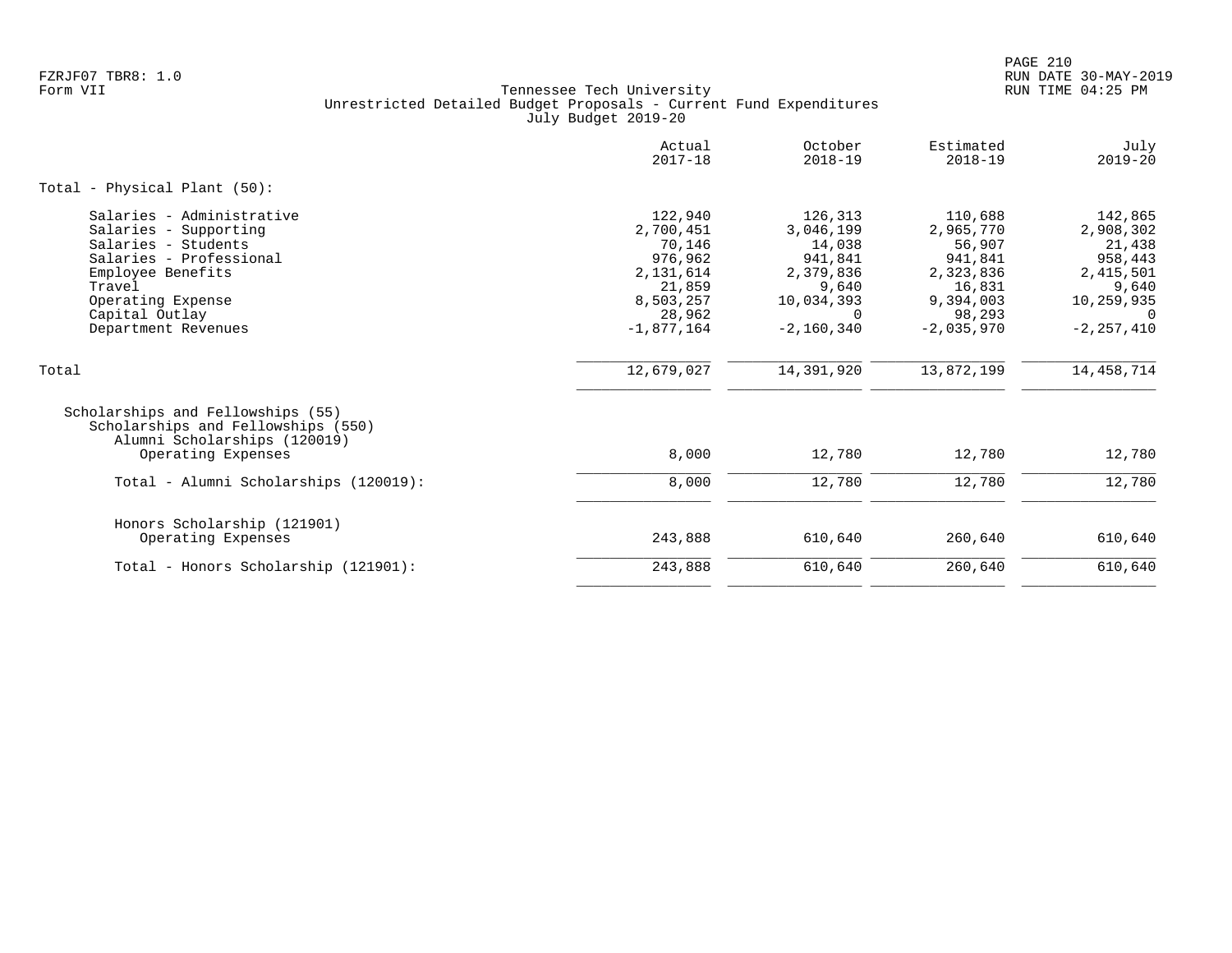FZRJF07 TBR8: 1.0
Form VII

Tennessee Tech University
Unrestricted Detailed Budget Proposals - Current Fund Expenditures
July Budget 2019-20

| | Actual 2017-18 | October 2018-19 | Estimated 2018-19 | July 2019-20 |
|---|---|---|---|---|
| Total - Physical Plant (50): | | | | |
| Salaries - Administrative | 122,940 | 126,313 | 110,688 | 142,865 |
| Salaries - Supporting | 2,700,451 | 3,046,199 | 2,965,770 | 2,908,302 |
| Salaries - Students | 70,146 | 14,038 | 56,907 | 21,438 |
| Salaries - Professional | 976,962 | 941,841 | 941,841 | 958,443 |
| Employee Benefits | 2,131,614 | 2,379,836 | 2,323,836 | 2,415,501 |
| Travel | 21,859 | 9,640 | 16,831 | 9,640 |
| Operating Expense | 8,503,257 | 10,034,393 | 9,394,003 | 10,259,935 |
| Capital Outlay | 28,962 | 0 | 98,293 | 0 |
| Department Revenues | -1,877,164 | -2,160,340 | -2,035,970 | -2,257,410 |
| Total | 12,679,027 | 14,391,920 | 13,872,199 | 14,458,714 |
| Scholarships and Fellowships (55) | | | | |
| Scholarships and Fellowships (550) | | | | |
| Alumni Scholarships (120019) | | | | |
| Operating Expenses | 8,000 | 12,780 | 12,780 | 12,780 |
| Total - Alumni Scholarships (120019): | 8,000 | 12,780 | 12,780 | 12,780 |
| Honors Scholarship (121901) | | | | |
| Operating Expenses | 243,888 | 610,640 | 260,640 | 610,640 |
| Total - Honors Scholarship (121901): | 243,888 | 610,640 | 260,640 | 610,640 |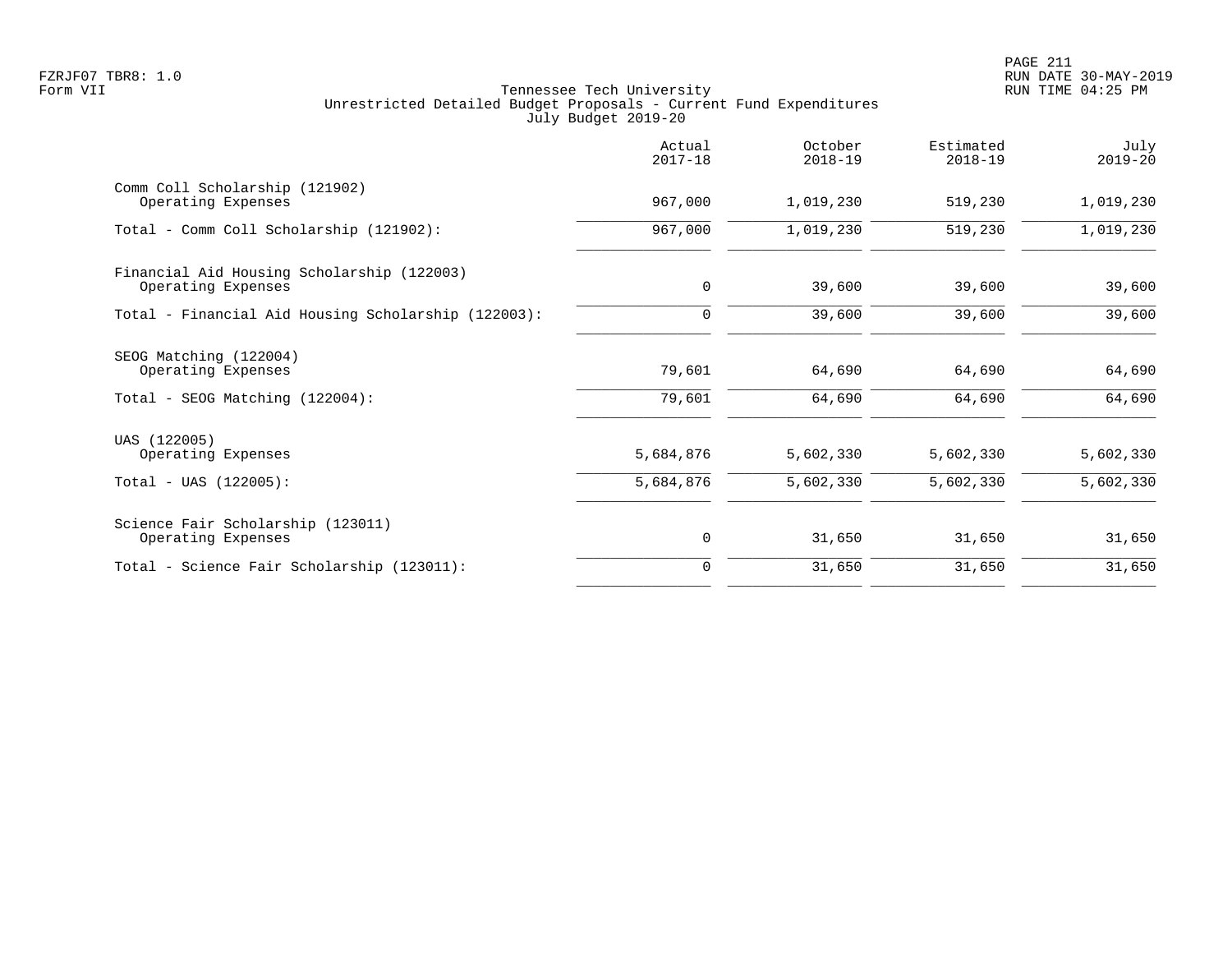FZRJF07 TBR8: 1.0
Form VII

Tennessee Tech University
Unrestricted Detailed Budget Proposals - Current Fund Expenditures
July Budget 2019-20

RUN DATE 30-MAY-2019
RUN TIME 04:25 PM

| | Actual 2017-18 | October 2018-19 | Estimated 2018-19 | July 2019-20 |
|---|---|---|---|---|
| Comm Coll Scholarship (121902) | | | | |
| Operating Expenses | 967,000 | 1,019,230 | 519,230 | 1,019,230 |
| Total - Comm Coll Scholarship (121902): | 967,000 | 1,019,230 | 519,230 | 1,019,230 |
| Financial Aid Housing Scholarship (122003) | | | | |
| Operating Expenses | 0 | 39,600 | 39,600 | 39,600 |
| Total - Financial Aid Housing Scholarship (122003): | 0 | 39,600 | 39,600 | 39,600 |
| SEOG Matching (122004) | | | | |
| Operating Expenses | 79,601 | 64,690 | 64,690 | 64,690 |
| Total - SEOG Matching (122004): | 79,601 | 64,690 | 64,690 | 64,690 |
| UAS (122005) | | | | |
| Operating Expenses | 5,684,876 | 5,602,330 | 5,602,330 | 5,602,330 |
| Total - UAS (122005): | 5,684,876 | 5,602,330 | 5,602,330 | 5,602,330 |
| Science Fair Scholarship (123011) | | | | |
| Operating Expenses | 0 | 31,650 | 31,650 | 31,650 |
| Total - Science Fair Scholarship (123011): | 0 | 31,650 | 31,650 | 31,650 |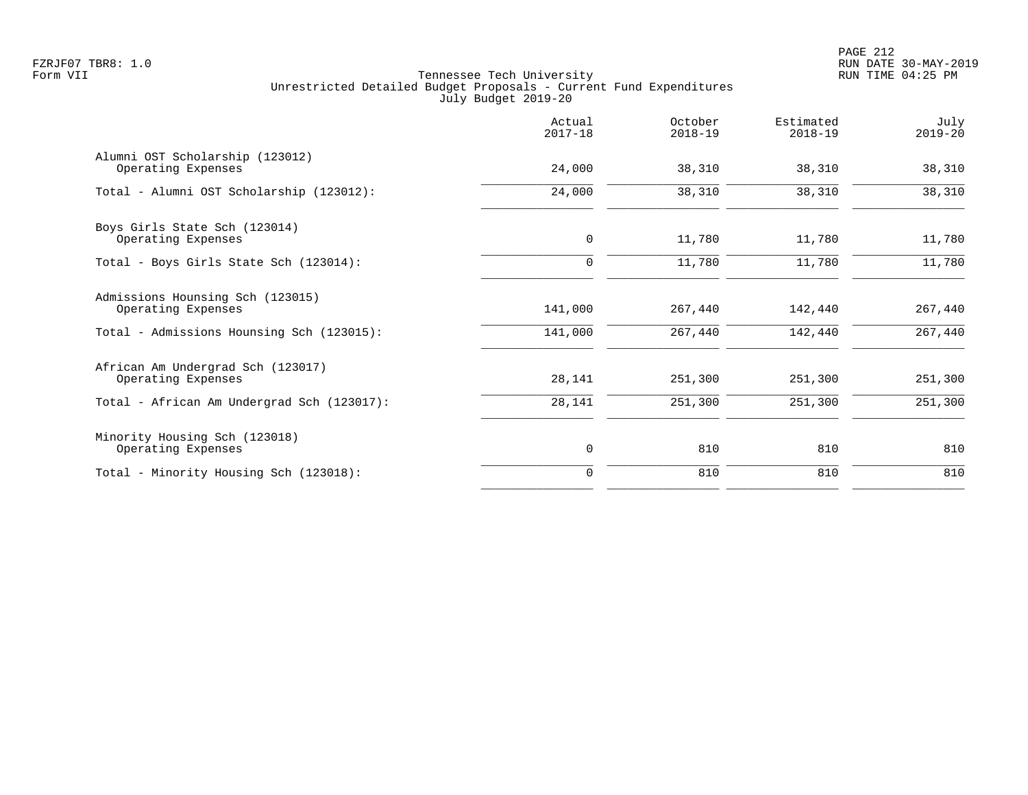Tennessee Tech University
Unrestricted Detailed Budget Proposals - Current Fund Expenditures
July Budget 2019-20

| | Actual 2017-18 | October 2018-19 | Estimated 2018-19 | July 2019-20 |
|---|---|---|---|---|
| Alumni OST Scholarship (123012) | | | | |
| Operating Expenses | 24,000 | 38,310 | 38,310 | 38,310 |
| Total - Alumni OST Scholarship (123012): | 24,000 | 38,310 | 38,310 | 38,310 |
| Boys Girls State Sch (123014) | | | | |
| Operating Expenses | 0 | 11,780 | 11,780 | 11,780 |
| Total - Boys Girls State Sch (123014): | 0 | 11,780 | 11,780 | 11,780 |
| Admissions Hounsing Sch (123015) | | | | |
| Operating Expenses | 141,000 | 267,440 | 142,440 | 267,440 |
| Total - Admissions Hounsing Sch (123015): | 141,000 | 267,440 | 142,440 | 267,440 |
| African Am Undergrad Sch (123017) | | | | |
| Operating Expenses | 28,141 | 251,300 | 251,300 | 251,300 |
| Total - African Am Undergrad Sch (123017): | 28,141 | 251,300 | 251,300 | 251,300 |
| Minority Housing Sch (123018) | | | | |
| Operating Expenses | 0 | 810 | 810 | 810 |
| Total - Minority Housing Sch (123018): | 0 | 810 | 810 | 810 |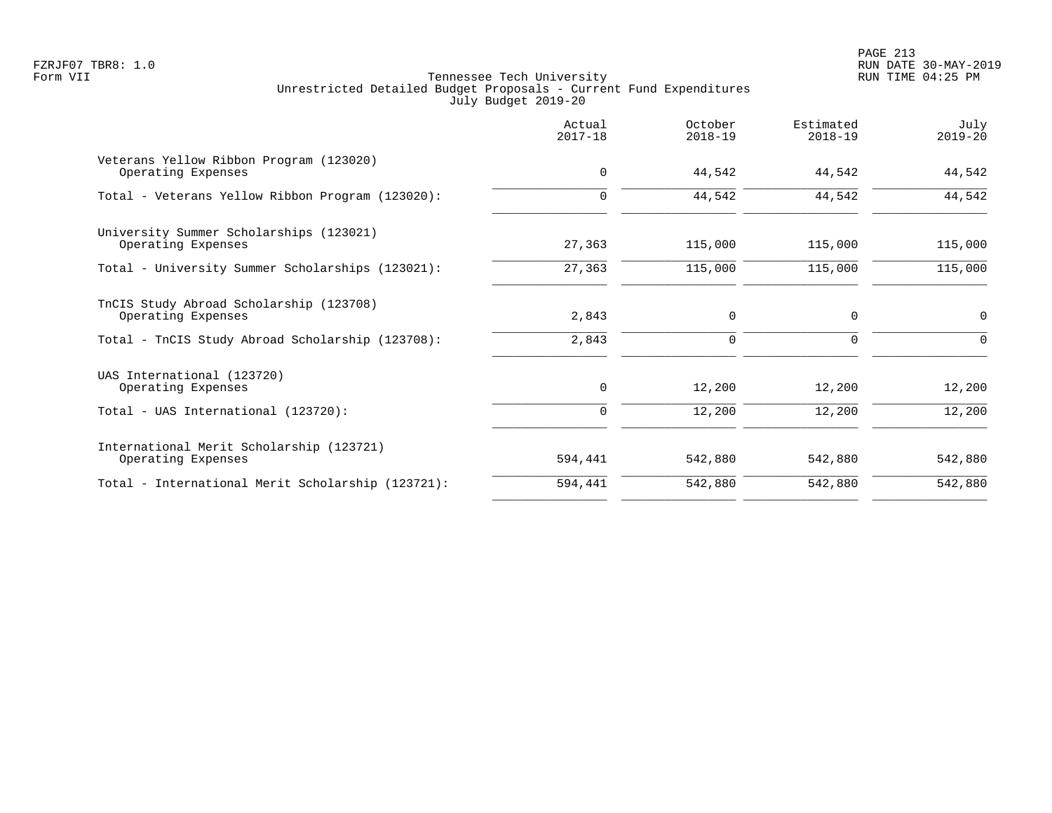Tennessee Tech University
Unrestricted Detailed Budget Proposals - Current Fund Expenditures
July Budget 2019-20

| | Actual 2017-18 | October 2018-19 | Estimated 2018-19 | July 2019-20 |
|---|---|---|---|---|
| **Veterans Yellow Ribbon Program (123020)** | | | | |
| Operating Expenses | 0 | 44,542 | 44,542 | 44,542 |
| Total - Veterans Yellow Ribbon Program (123020): | 0 | 44,542 | 44,542 | 44,542 |
| **University Summer Scholarships (123021)** | | | | |
| Operating Expenses | 27,363 | 115,000 | 115,000 | 115,000 |
| Total - University Summer Scholarships (123021): | 27,363 | 115,000 | 115,000 | 115,000 |
| **TnCIS Study Abroad Scholarship (123708)** | | | | |
| Operating Expenses | 2,843 | 0 | 0 | 0 |
| Total - TnCIS Study Abroad Scholarship (123708): | 2,843 | 0 | 0 | 0 |
| **UAS International (123720)** | | | | |
| Operating Expenses | 0 | 12,200 | 12,200 | 12,200 |
| Total - UAS International (123720): | 0 | 12,200 | 12,200 | 12,200 |
| **International Merit Scholarship (123721)** | | | | |
| Operating Expenses | 594,441 | 542,880 | 542,880 | 542,880 |
| Total - International Merit Scholarship (123721): | 594,441 | 542,880 | 542,880 | 542,880 |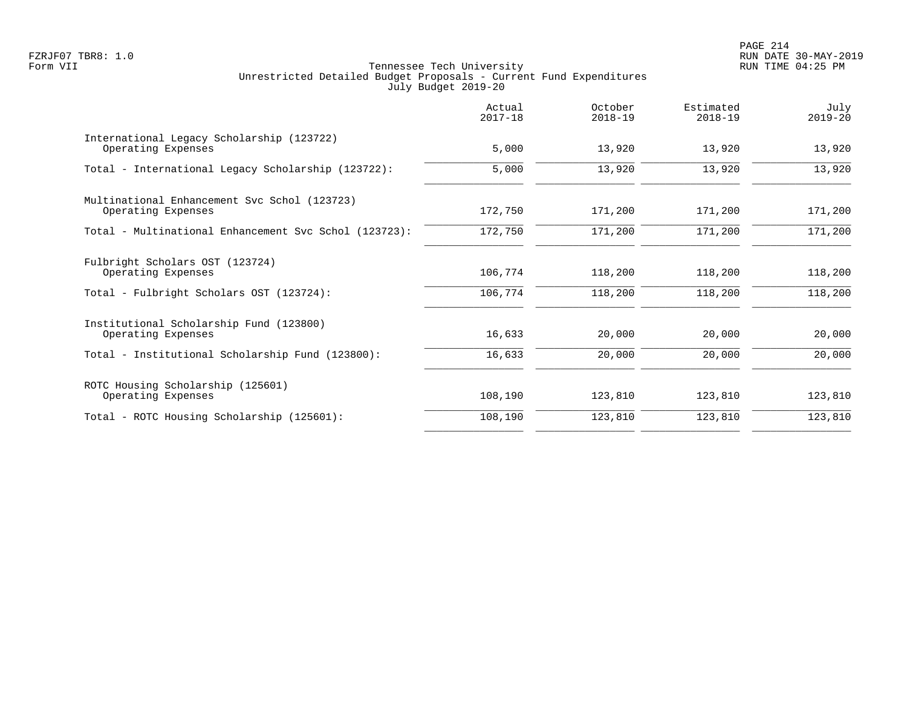Tennessee Tech University
Unrestricted Detailed Budget Proposals - Current Fund Expenditures
July Budget 2019-20

| | Actual 2017-18 | October 2018-19 | Estimated 2018-19 | July 2019-20 |
|---|---|---|---|---|
| International Legacy Scholarship (123722) | | | | |
| Operating Expenses | 5,000 | 13,920 | 13,920 | 13,920 |
| Total - International Legacy Scholarship (123722): | 5,000 | 13,920 | 13,920 | 13,920 |
| Multinational Enhancement Svc Schol (123723) | | | | |
| Operating Expenses | 172,750 | 171,200 | 171,200 | 171,200 |
| Total - Multinational Enhancement Svc Schol (123723): | 172,750 | 171,200 | 171,200 | 171,200 |
| Fulbright Scholars OST (123724) | | | | |
| Operating Expenses | 106,774 | 118,200 | 118,200 | 118,200 |
| Total - Fulbright Scholars OST (123724): | 106,774 | 118,200 | 118,200 | 118,200 |
| Institutional Scholarship Fund (123800) | | | | |
| Operating Expenses | 16,633 | 20,000 | 20,000 | 20,000 |
| Total - Institutional Scholarship Fund (123800): | 16,633 | 20,000 | 20,000 | 20,000 |
| ROTC Housing Scholarship (125601) | | | | |
| Operating Expenses | 108,190 | 123,810 | 123,810 | 123,810 |
| Total - ROTC Housing Scholarship (125601): | 108,190 | 123,810 | 123,810 | 123,810 |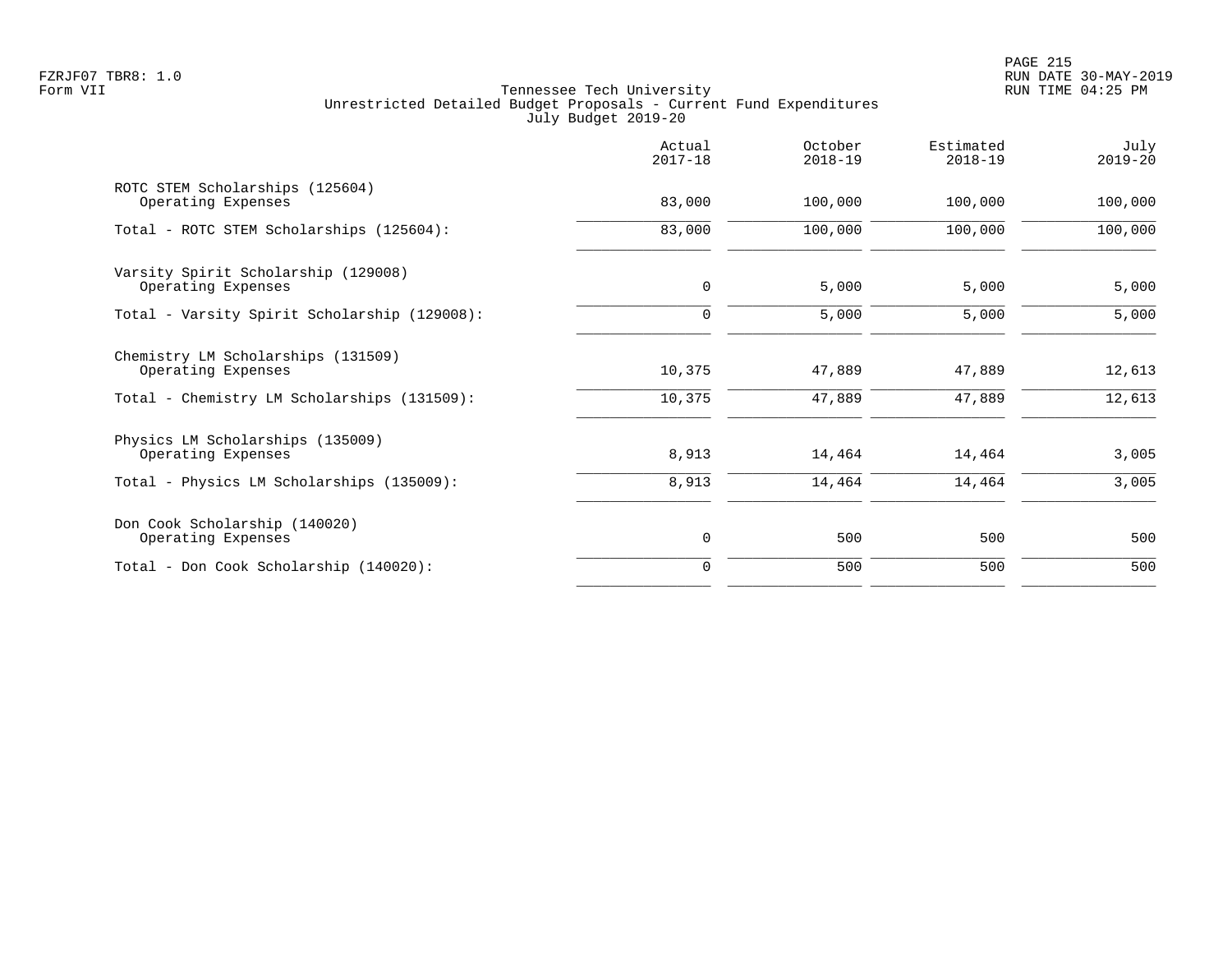Tennessee Tech University
Unrestricted Detailed Budget Proposals - Current Fund Expenditures
July Budget 2019-20

| | Actual 2017-18 | October 2018-19 | Estimated 2018-19 | July 2019-20 |
|---|---|---|---|---|
| ROTC STEM Scholarships (125604) | | | | |
| Operating Expenses | 83,000 | 100,000 | 100,000 | 100,000 |
| Total - ROTC STEM Scholarships (125604): | 83,000 | 100,000 | 100,000 | 100,000 |
| Varsity Spirit Scholarship (129008) | | | | |
| Operating Expenses | 0 | 5,000 | 5,000 | 5,000 |
| Total - Varsity Spirit Scholarship (129008): | 0 | 5,000 | 5,000 | 5,000 |
| Chemistry LM Scholarships (131509) | | | | |
| Operating Expenses | 10,375 | 47,889 | 47,889 | 12,613 |
| Total - Chemistry LM Scholarships (131509): | 10,375 | 47,889 | 47,889 | 12,613 |
| Physics LM Scholarships (135009) | | | | |
| Operating Expenses | 8,913 | 14,464 | 14,464 | 3,005 |
| Total - Physics LM Scholarships (135009): | 8,913 | 14,464 | 14,464 | 3,005 |
| Don Cook Scholarship (140020) | | | | |
| Operating Expenses | 0 | 500 | 500 | 500 |
| Total - Don Cook Scholarship (140020): | 0 | 500 | 500 | 500 |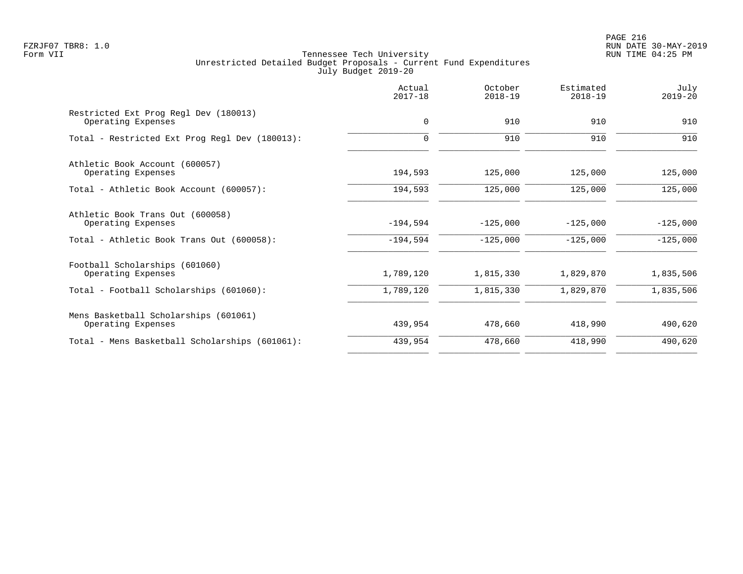Tennessee Tech University
Unrestricted Detailed Budget Proposals - Current Fund Expenditures
July Budget 2019-20

| | Actual 2017-18 | October 2018-19 | Estimated 2018-19 | July 2019-20 |
|---|---|---|---|---|
| Restricted Ext Prog Regl Dev (180013) | | | | |
| Operating Expenses | 0 | 910 | 910 | 910 |
| Total - Restricted Ext Prog Regl Dev (180013): | 0 | 910 | 910 | 910 |
| Athletic Book Account (600057) | | | | |
| Operating Expenses | 194,593 | 125,000 | 125,000 | 125,000 |
| Total - Athletic Book Account (600057): | 194,593 | 125,000 | 125,000 | 125,000 |
| Athletic Book Trans Out (600058) | | | | |
| Operating Expenses | -194,594 | -125,000 | -125,000 | -125,000 |
| Total - Athletic Book Trans Out (600058): | -194,594 | -125,000 | -125,000 | -125,000 |
| Football Scholarships (601060) | | | | |
| Operating Expenses | 1,789,120 | 1,815,330 | 1,829,870 | 1,835,506 |
| Total - Football Scholarships (601060): | 1,789,120 | 1,815,330 | 1,829,870 | 1,835,506 |
| Mens Basketball Scholarships (601061) | | | | |
| Operating Expenses | 439,954 | 478,660 | 418,990 | 490,620 |
| Total - Mens Basketball Scholarships (601061): | 439,954 | 478,660 | 418,990 | 490,620 |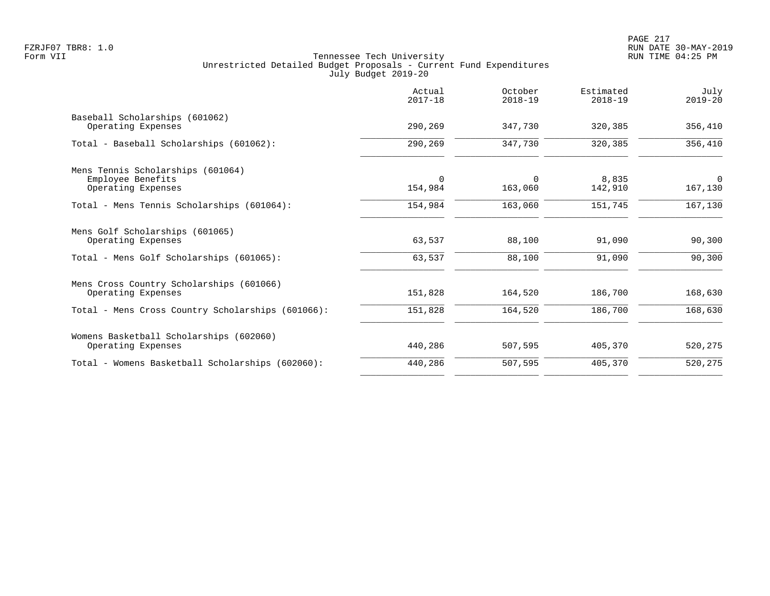Tennessee Tech University
Unrestricted Detailed Budget Proposals - Current Fund Expenditures
July Budget 2019-20

Form VII

| | Actual 2017-18 | October 2018-19 | Estimated 2018-19 | July 2019-20 |
|---|---|---|---|---|
| Baseball Scholarships (601062) | | | | |
| Operating Expenses | 290,269 | 347,730 | 320,385 | 356,410 |
| Total - Baseball Scholarships (601062): | 290,269 | 347,730 | 320,385 | 356,410 |
| Mens Tennis Scholarships (601064) | | | | |
| Employee Benefits | 0 | 0 | 8,835 | 0 |
| Operating Expenses | 154,984 | 163,060 | 142,910 | 167,130 |
| Total - Mens Tennis Scholarships (601064): | 154,984 | 163,060 | 151,745 | 167,130 |
| Mens Golf Scholarships (601065) | | | | |
| Operating Expenses | 63,537 | 88,100 | 91,090 | 90,300 |
| Total - Mens Golf Scholarships (601065): | 63,537 | 88,100 | 91,090 | 90,300 |
| Mens Cross Country Scholarships (601066) | | | | |
| Operating Expenses | 151,828 | 164,520 | 186,700 | 168,630 |
| Total - Mens Cross Country Scholarships (601066): | 151,828 | 164,520 | 186,700 | 168,630 |
| Womens Basketball Scholarships (602060) | | | | |
| Operating Expenses | 440,286 | 507,595 | 405,370 | 520,275 |
| Total - Womens Basketball Scholarships (602060): | 440,286 | 507,595 | 405,370 | 520,275 |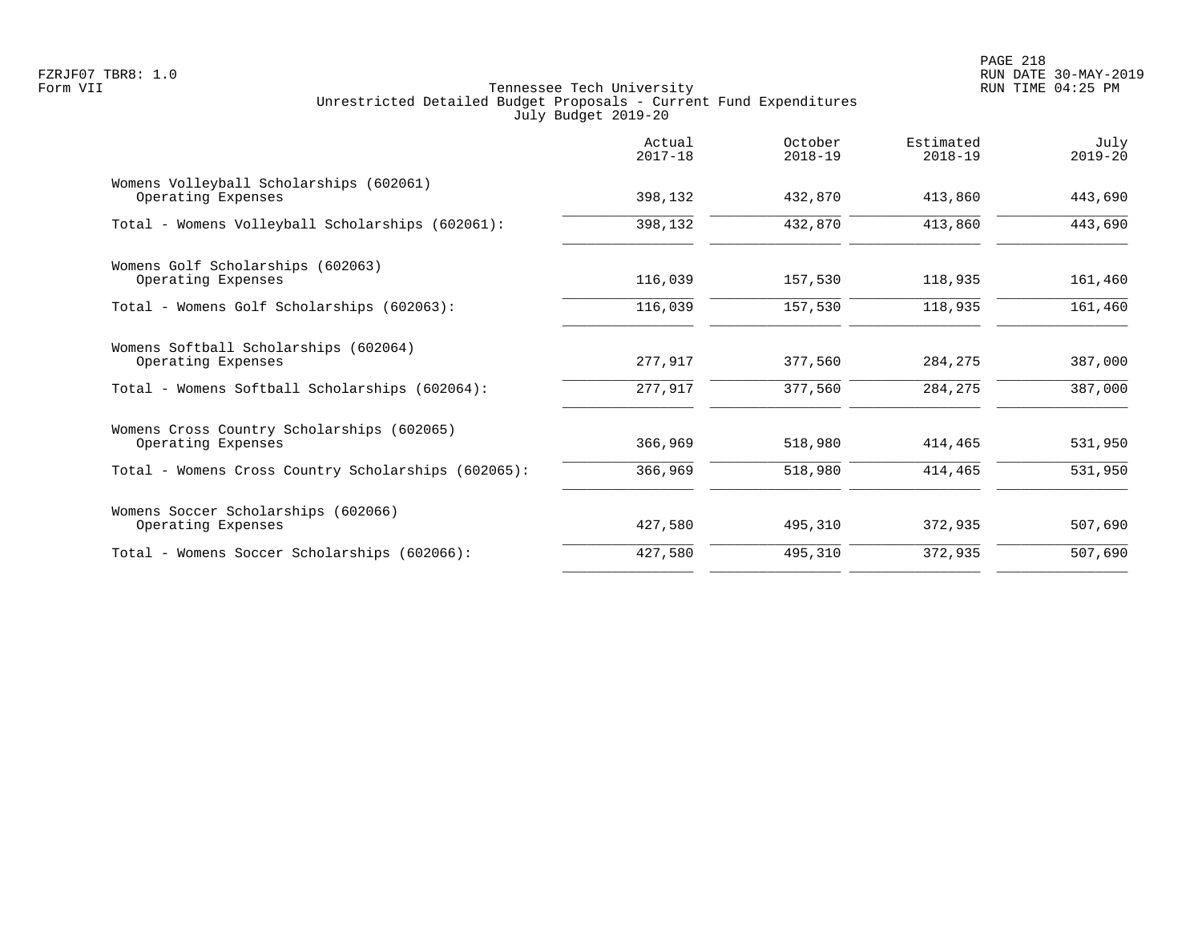FZRJF07 TBR8: 1.0
Form VII

Tennessee Tech University
Unrestricted Detailed Budget Proposals - Current Fund Expenditures
July Budget 2019-20

| | Actual 2017-18 | October 2018-19 | Estimated 2018-19 | July 2019-20 |
|---|---|---|---|---|
| Womens Volleyball Scholarships (602061) | | | | |
| Operating Expenses | 398,132 | 432,870 | 413,860 | 443,690 |
| Total - Womens Volleyball Scholarships (602061): | 398,132 | 432,870 | 413,860 | 443,690 |
| Womens Golf Scholarships (602063) | | | | |
| Operating Expenses | 116,039 | 157,530 | 118,935 | 161,460 |
| Total - Womens Golf Scholarships (602063): | 116,039 | 157,530 | 118,935 | 161,460 |
| Womens Softball Scholarships (602064) | | | | |
| Operating Expenses | 277,917 | 377,560 | 284,275 | 387,000 |
| Total - Womens Softball Scholarships (602064): | 277,917 | 377,560 | 284,275 | 387,000 |
| Womens Cross Country Scholarships (602065) | | | | |
| Operating Expenses | 366,969 | 518,980 | 414,465 | 531,950 |
| Total - Womens Cross Country Scholarships (602065): | 366,969 | 518,980 | 414,465 | 531,950 |
| Womens Soccer Scholarships (602066) | | | | |
| Operating Expenses | 427,580 | 495,310 | 372,935 | 507,690 |
| Total - Womens Soccer Scholarships (602066): | 427,580 | 495,310 | 372,935 | 507,690 |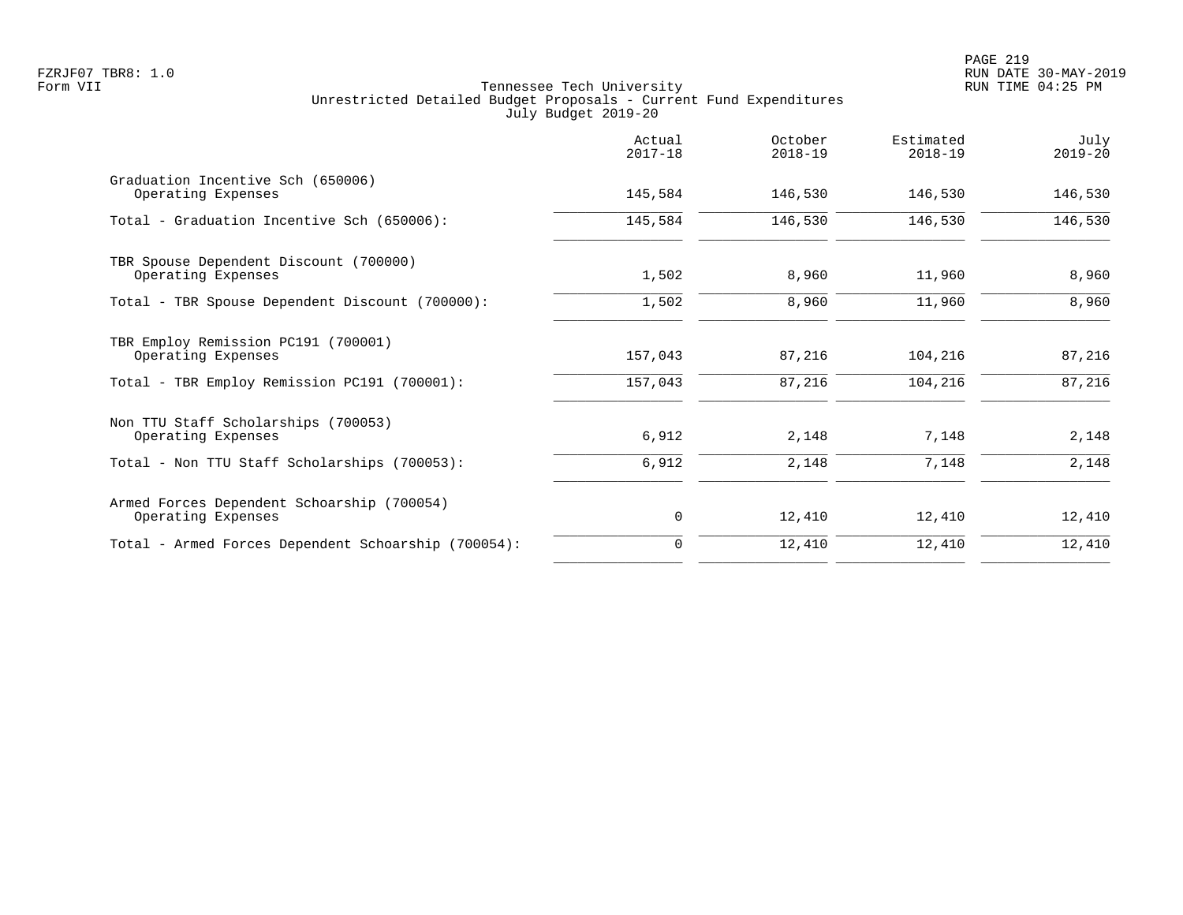Tennessee Tech University
Unrestricted Detailed Budget Proposals - Current Fund Expenditures
July Budget 2019-20

| | Actual 2017-18 | October 2018-19 | Estimated 2018-19 | July 2019-20 |
|---|---|---|---|---|
| Graduation Incentive Sch (650006) | | | | |
| Operating Expenses | 145,584 | 146,530 | 146,530 | 146,530 |
| Total - Graduation Incentive Sch (650006): | 145,584 | 146,530 | 146,530 | 146,530 |
| TBR Spouse Dependent Discount (700000) | | | | |
| Operating Expenses | 1,502 | 8,960 | 11,960 | 8,960 |
| Total - TBR Spouse Dependent Discount (700000): | 1,502 | 8,960 | 11,960 | 8,960 |
| TBR Employ Remission PC191 (700001) | | | | |
| Operating Expenses | 157,043 | 87,216 | 104,216 | 87,216 |
| Total - TBR Employ Remission PC191 (700001): | 157,043 | 87,216 | 104,216 | 87,216 |
| Non TTU Staff Scholarships (700053) | | | | |
| Operating Expenses | 6,912 | 2,148 | 7,148 | 2,148 |
| Total - Non TTU Staff Scholarships (700053): | 6,912 | 2,148 | 7,148 | 2,148 |
| Armed Forces Dependent Schoarship (700054) | | | | |
| Operating Expenses | 0 | 12,410 | 12,410 | 12,410 |
| Total - Armed Forces Dependent Schoarship (700054): | 0 | 12,410 | 12,410 | 12,410 |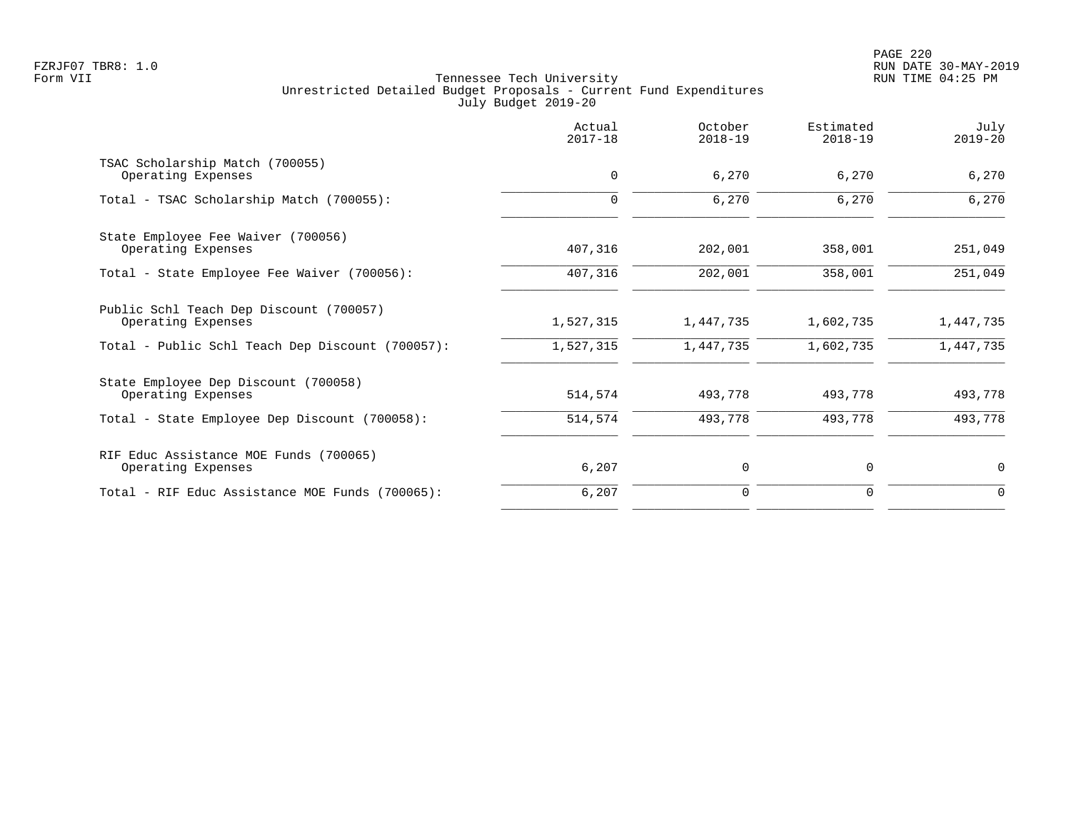Tennessee Tech University
Unrestricted Detailed Budget Proposals - Current Fund Expenditures
July Budget 2019-20

| | Actual 2017-18 | October 2018-19 | Estimated 2018-19 | July 2019-20 |
|---|---|---|---|---|
| TSAC Scholarship Match (700055) | | | | |
| Operating Expenses | 0 | 6,270 | 6,270 | 6,270 |
| Total - TSAC Scholarship Match (700055): | 0 | 6,270 | 6,270 | 6,270 |
| State Employee Fee Waiver (700056) | | | | |
| Operating Expenses | 407,316 | 202,001 | 358,001 | 251,049 |
| Total - State Employee Fee Waiver (700056): | 407,316 | 202,001 | 358,001 | 251,049 |
| Public Schl Teach Dep Discount (700057) | | | | |
| Operating Expenses | 1,527,315 | 1,447,735 | 1,602,735 | 1,447,735 |
| Total - Public Schl Teach Dep Discount (700057): | 1,527,315 | 1,447,735 | 1,602,735 | 1,447,735 |
| State Employee Dep Discount (700058) | | | | |
| Operating Expenses | 514,574 | 493,778 | 493,778 | 493,778 |
| Total - State Employee Dep Discount (700058): | 514,574 | 493,778 | 493,778 | 493,778 |
| RIF Educ Assistance MOE Funds (700065) | | | | |
| Operating Expenses | 6,207 | 0 | 0 | 0 |
| Total - RIF Educ Assistance MOE Funds (700065): | 6,207 | 0 | 0 | 0 |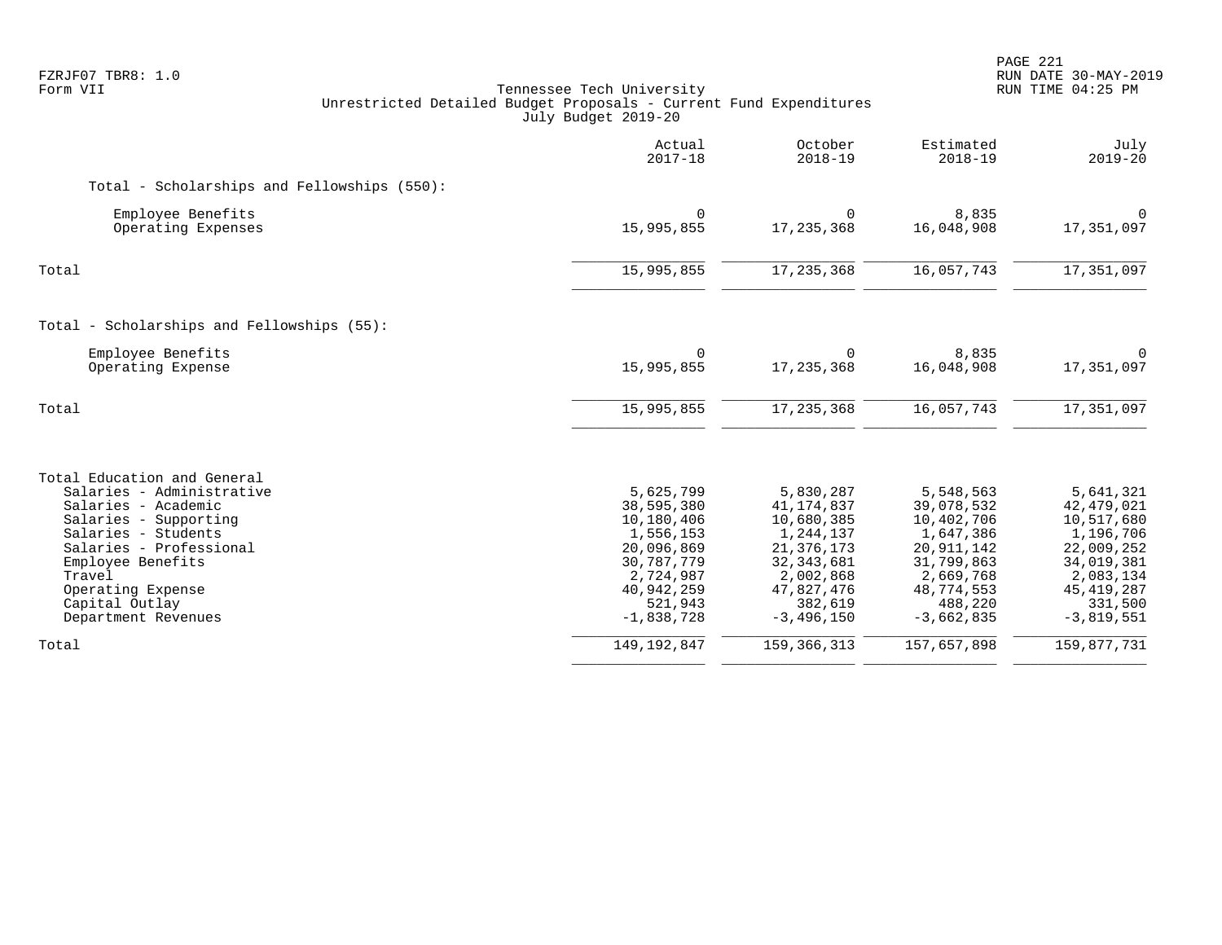Tennessee Tech University
Unrestricted Detailed Budget Proposals - Current Fund Expenditures
July Budget 2019-20

| | Actual 2017-18 | October 2018-19 | Estimated 2018-19 | July 2019-20 |
|---|---|---|---|---|
| **Total - Scholarships and Fellowships (550):** | | | | |
| Employee Benefits | 0 | 0 | 8,835 | 0 |
| Operating Expenses | 15,995,855 | 17,235,368 | 16,048,908 | 17,351,097 |
| Total | 15,995,855 | 17,235,368 | 16,057,743 | 17,351,097 |
| **Total - Scholarships and Fellowships (55):** | | | | |
| Employee Benefits | 0 | 0 | 8,835 | 0 |
| Operating Expense | 15,995,855 | 17,235,368 | 16,048,908 | 17,351,097 |
| Total | 15,995,855 | 17,235,368 | 16,057,743 | 17,351,097 |
| **Total Education and General** | | | | |
| Salaries - Administrative | 5,625,799 | 5,830,287 | 5,548,563 | 5,641,321 |
| Salaries - Academic | 38,595,380 | 41,174,837 | 39,078,532 | 42,479,021 |
| Salaries - Supporting | 10,180,406 | 10,680,385 | 10,402,706 | 10,517,680 |
| Salaries - Students | 1,556,153 | 1,244,137 | 1,647,386 | 1,196,706 |
| Salaries - Professional | 20,096,869 | 21,376,173 | 20,911,142 | 22,009,252 |
| Employee Benefits | 30,787,779 | 32,343,681 | 31,799,863 | 34,019,381 |
| Travel | 2,724,987 | 2,002,868 | 2,669,768 | 2,083,134 |
| Operating Expense | 40,942,259 | 47,827,476 | 48,774,553 | 45,419,287 |
| Capital Outlay | 521,943 | 382,619 | 488,220 | 331,500 |
| Department Revenues | -1,838,728 | -3,496,150 | -3,662,835 | -3,819,551 |
| Total | 149,192,847 | 159,366,313 | 157,657,898 | 159,877,731 |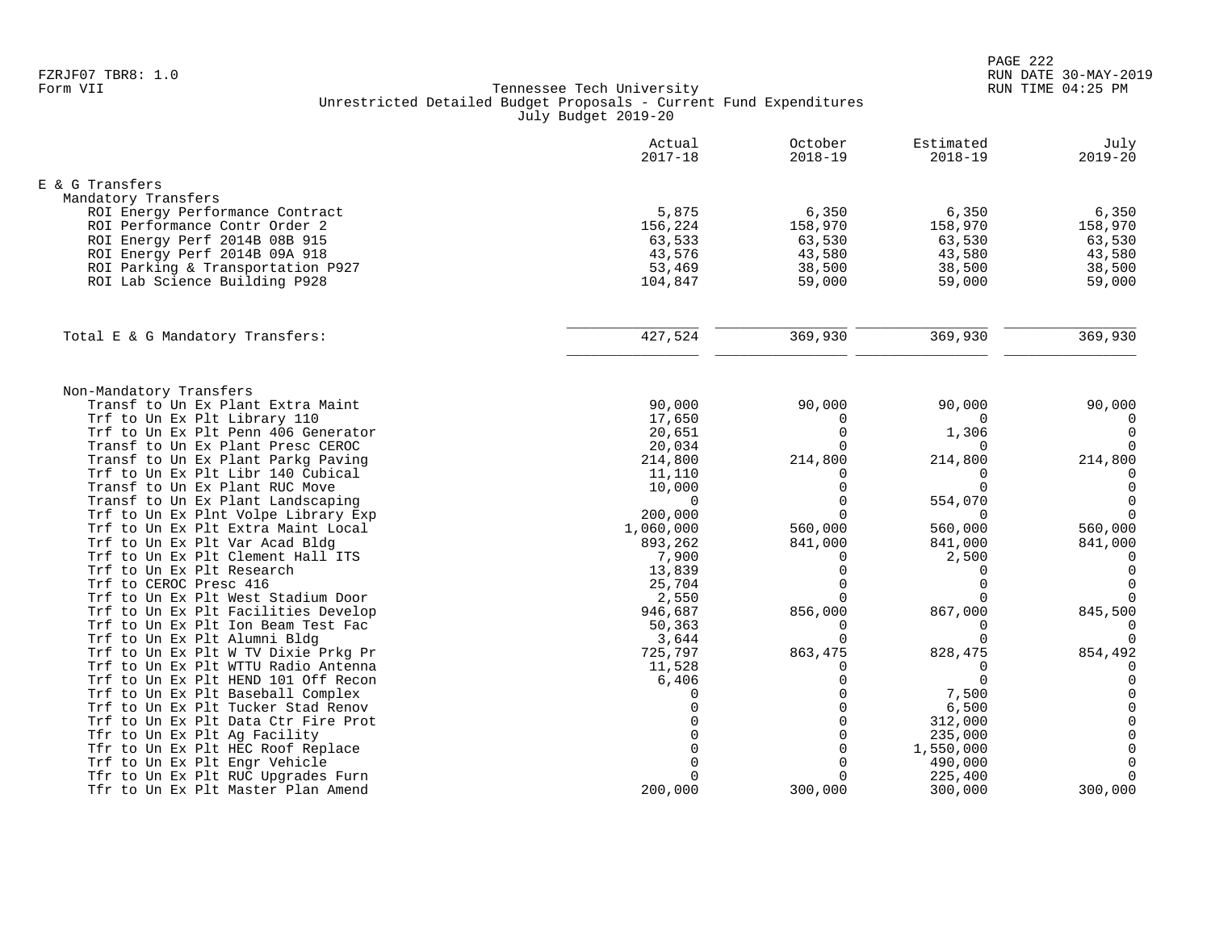Tennessee Tech University
Unrestricted Detailed Budget Proposals - Current Fund Expenditures
July Budget 2019-20

| | Actual 2017-18 | October 2018-19 | Estimated 2018-19 | July 2019-20 |
|---|---|---|---|---|
| **E & G Transfers** | | | | |
| Mandatory Transfers | | | | |
| ROI Energy Performance Contract | 5,875 | 6,350 | 6,350 | 6,350 |
| ROI Performance Contr Order 2 | 156,224 | 158,970 | 158,970 | 158,970 |
| ROI Energy Perf 2014B 08B 915 | 63,533 | 63,530 | 63,530 | 63,530 |
| ROI Energy Perf 2014B 09A 918 | 43,576 | 43,580 | 43,580 | 43,580 |
| ROI Parking & Transportation P927 | 53,469 | 38,500 | 38,500 | 38,500 |
| ROI Lab Science Building P928 | 104,847 | 59,000 | 59,000 | 59,000 |
| Total E & G Mandatory Transfers: | 427,524 | 369,930 | 369,930 | 369,930 |
| Non-Mandatory Transfers | | | | |
| Transf to Un Ex Plant Extra Maint | 90,000 | 90,000 | 90,000 | 90,000 |
| Trf to Un Ex Plt Library 110 | 17,650 | 0 | 0 | 0 |
| Trf to Un Ex Plt Penn 406 Generator | 20,651 | 0 | 1,306 | 0 |
| Transf to Un Ex Plant Presc CEROC | 20,034 | 0 | 0 | 0 |
| Transf to Un Ex Plant Parkg Paving | 214,800 | 214,800 | 214,800 | 214,800 |
| Trf to Un Ex Plt Libr 140 Cubical | 11,110 | 0 | 0 | 0 |
| Transf to Un Ex Plant RUC Move | 10,000 | 0 | 0 | 0 |
| Transf to Un Ex Plant Landscaping | 0 | 0 | 554,070 | 0 |
| Trf to Un Ex Plnt Volpe Library Exp | 200,000 | 0 | 0 | 0 |
| Trf to Un Ex Plt Extra Maint Local | 1,060,000 | 560,000 | 560,000 | 560,000 |
| Trf to Un Ex Plt Var Acad Bldg | 893,262 | 841,000 | 841,000 | 841,000 |
| Trf to Un Ex Plt Clement Hall ITS | 7,900 | 0 | 2,500 | 0 |
| Trf to Un Ex Plt Research | 13,839 | 0 | 0 | 0 |
| Trf to CEROC Presc 416 | 25,704 | 0 | 0 | 0 |
| Trf to Un Ex Plt West Stadium Door | 2,550 | 0 | 0 | 0 |
| Trf to Un Ex Plt Facilities Develop | 946,687 | 856,000 | 867,000 | 845,500 |
| Trf to Un Ex Plt Ion Beam Test Fac | 50,363 | 0 | 0 | 0 |
| Trf to Un Ex Plt Alumni Bldg | 3,644 | 0 | 0 | 0 |
| Trf to Un Ex Plt W TV Dixie Prkg Pr | 725,797 | 863,475 | 828,475 | 854,492 |
| Trf to Un Ex Plt WTTU Radio Antenna | 11,528 | 0 | 0 | 0 |
| Trf to Un Ex Plt HEND 101 Off Recon | 6,406 | 0 | 0 | 0 |
| Trf to Un Ex Plt Baseball Complex | 0 | 0 | 7,500 | 0 |
| Trf to Un Ex Plt Tucker Stad Renov | 0 | 0 | 6,500 | 0 |
| Trf to Un Ex Plt Data Ctr Fire Prot | 0 | 0 | 312,000 | 0 |
| Tfr to Un Ex Plt Ag Facility | 0 | 0 | 235,000 | 0 |
| Tfr to Un Ex Plt HEC Roof Replace | 0 | 0 | 1,550,000 | 0 |
| Trf to Un Ex Plt Engr Vehicle | 0 | 0 | 490,000 | 0 |
| Tfr to Un Ex Plt RUC Upgrades Furn | 0 | 0 | 225,400 | 0 |
| Tfr to Un Ex Plt Master Plan Amend | 200,000 | 300,000 | 300,000 | 300,000 |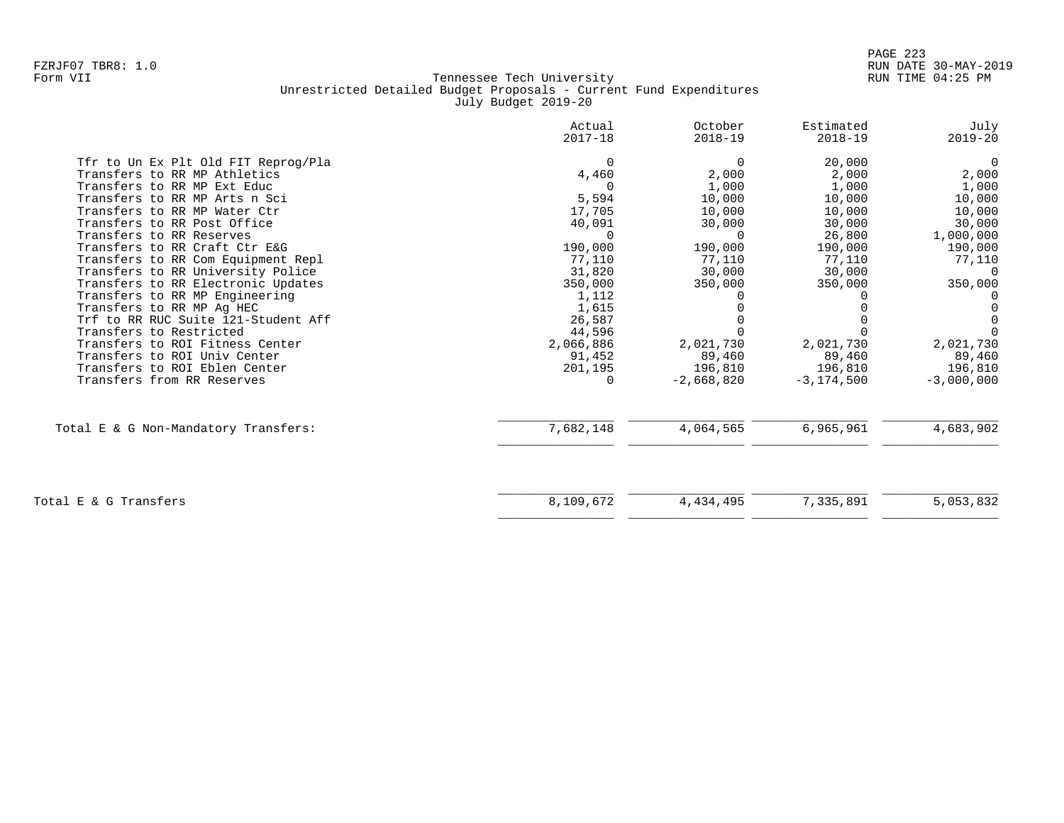Form VII

Tennessee Tech University
Unrestricted Detailed Budget Proposals - Current Fund Expenditures
July Budget 2019-20

| | Actual 2017-18 | October 2018-19 | Estimated 2018-19 | July 2019-20 |
|---|---|---|---|---|
| Tfr to Un Ex Plt Old FIT Reprog/Pla | 0 | 0 | 20,000 | 0 |
| Transfers to RR MP Athletics | 4,460 | 2,000 | 2,000 | 2,000 |
| Transfers to RR MP Ext Educ | 0 | 1,000 | 1,000 | 1,000 |
| Transfers to RR MP Arts n Sci | 5,594 | 10,000 | 10,000 | 10,000 |
| Transfers to RR MP Water Ctr | 17,705 | 10,000 | 10,000 | 10,000 |
| Transfers to RR Post Office | 40,091 | 30,000 | 30,000 | 30,000 |
| Transfers to RR Reserves | 0 | 0 | 26,800 | 1,000,000 |
| Transfers to RR Craft Ctr E&G | 190,000 | 190,000 | 190,000 | 190,000 |
| Transfers to RR Com Equipment Repl | 77,110 | 77,110 | 77,110 | 77,110 |
| Transfers to RR University Police | 31,820 | 30,000 | 30,000 | 0 |
| Transfers to RR Electronic Updates | 350,000 | 350,000 | 350,000 | 350,000 |
| Transfers to RR MP Engineering | 1,112 | 0 | 0 | 0 |
| Transfers to RR MP Ag HEC | 1,615 | 0 | 0 | 0 |
| Trf to RR RUC Suite 121-Student Aff | 26,587 | 0 | 0 | 0 |
| Transfers to Restricted | 44,596 | 0 | 0 | 0 |
| Transfers to ROI Fitness Center | 2,066,886 | 2,021,730 | 2,021,730 | 2,021,730 |
| Transfers to ROI Univ Center | 91,452 | 89,460 | 89,460 | 89,460 |
| Transfers to ROI Eblen Center | 201,195 | 196,810 | 196,810 | 196,810 |
| Transfers from RR Reserves | 0 | -2,668,820 | -3,174,500 | -3,000,000 |
| Total E & G Non-Mandatory Transfers: | 7,682,148 | 4,064,565 | 6,965,961 | 4,683,902 |
| Total E & G Transfers | 8,109,672 | 4,434,495 | 7,335,891 | 5,053,832 |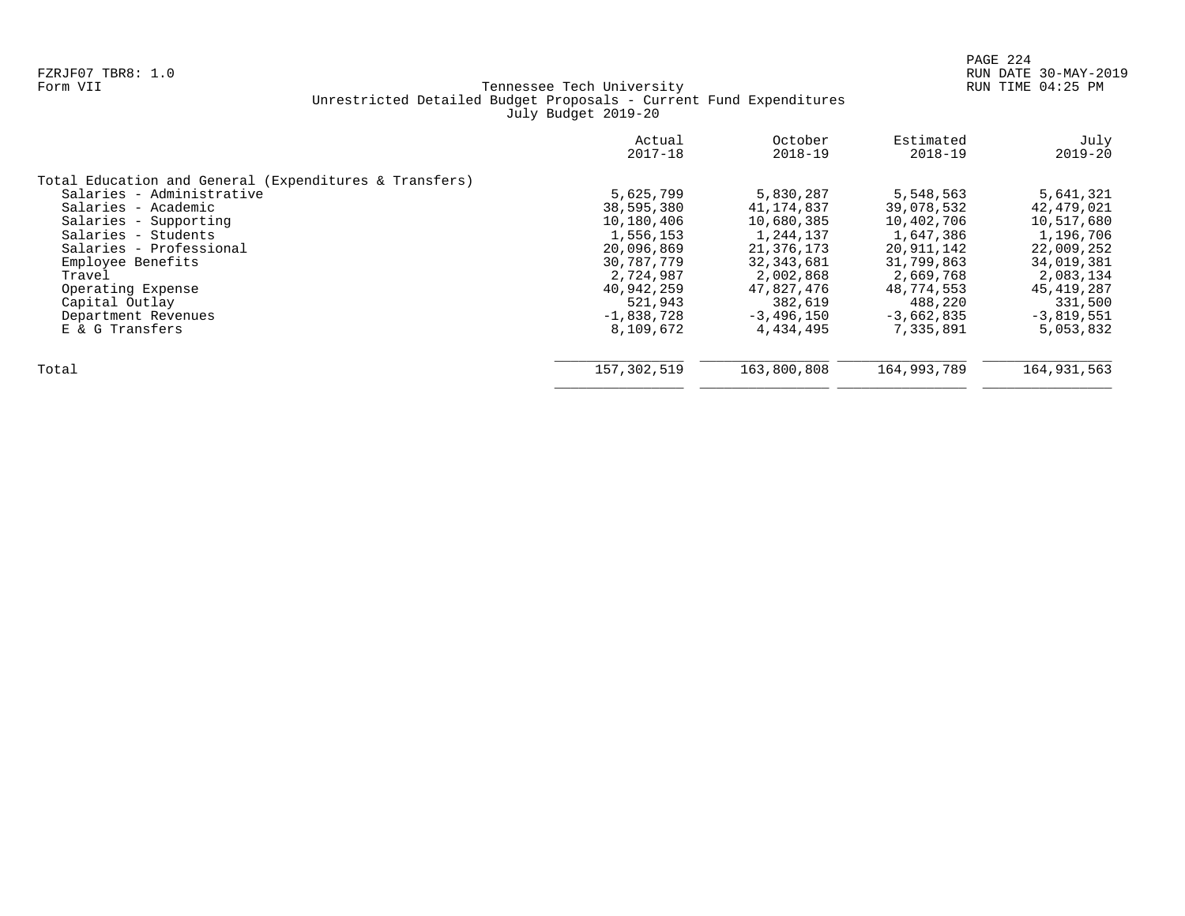Tennessee Tech University
Unrestricted Detailed Budget Proposals - Current Fund Expenditures
July Budget 2019-20

| | Actual 2017-18 | October 2018-19 | Estimated 2018-19 | July 2019-20 |
|---|---|---|---|---|
| Total Education and General (Expenditures & Transfers) | | | | |
| Salaries - Administrative | 5,625,799 | 5,830,287 | 5,548,563 | 5,641,321 |
| Salaries - Academic | 38,595,380 | 41,174,837 | 39,078,532 | 42,479,021 |
| Salaries - Supporting | 10,180,406 | 10,680,385 | 10,402,706 | 10,517,680 |
| Salaries - Students | 1,556,153 | 1,244,137 | 1,647,386 | 1,196,706 |
| Salaries - Professional | 20,096,869 | 21,376,173 | 20,911,142 | 22,009,252 |
| Employee Benefits | 30,787,779 | 32,343,681 | 31,799,863 | 34,019,381 |
| Travel | 2,724,987 | 2,002,868 | 2,669,768 | 2,083,134 |
| Operating Expense | 40,942,259 | 47,827,476 | 48,774,553 | 45,419,287 |
| Capital Outlay | 521,943 | 382,619 | 488,220 | 331,500 |
| Department Revenues | -1,838,728 | -3,496,150 | -3,662,835 | -3,819,551 |
| E & G Transfers | 8,109,672 | 4,434,495 | 7,335,891 | 5,053,832 |
| Total | 157,302,519 | 163,800,808 | 164,993,789 | 164,931,563 |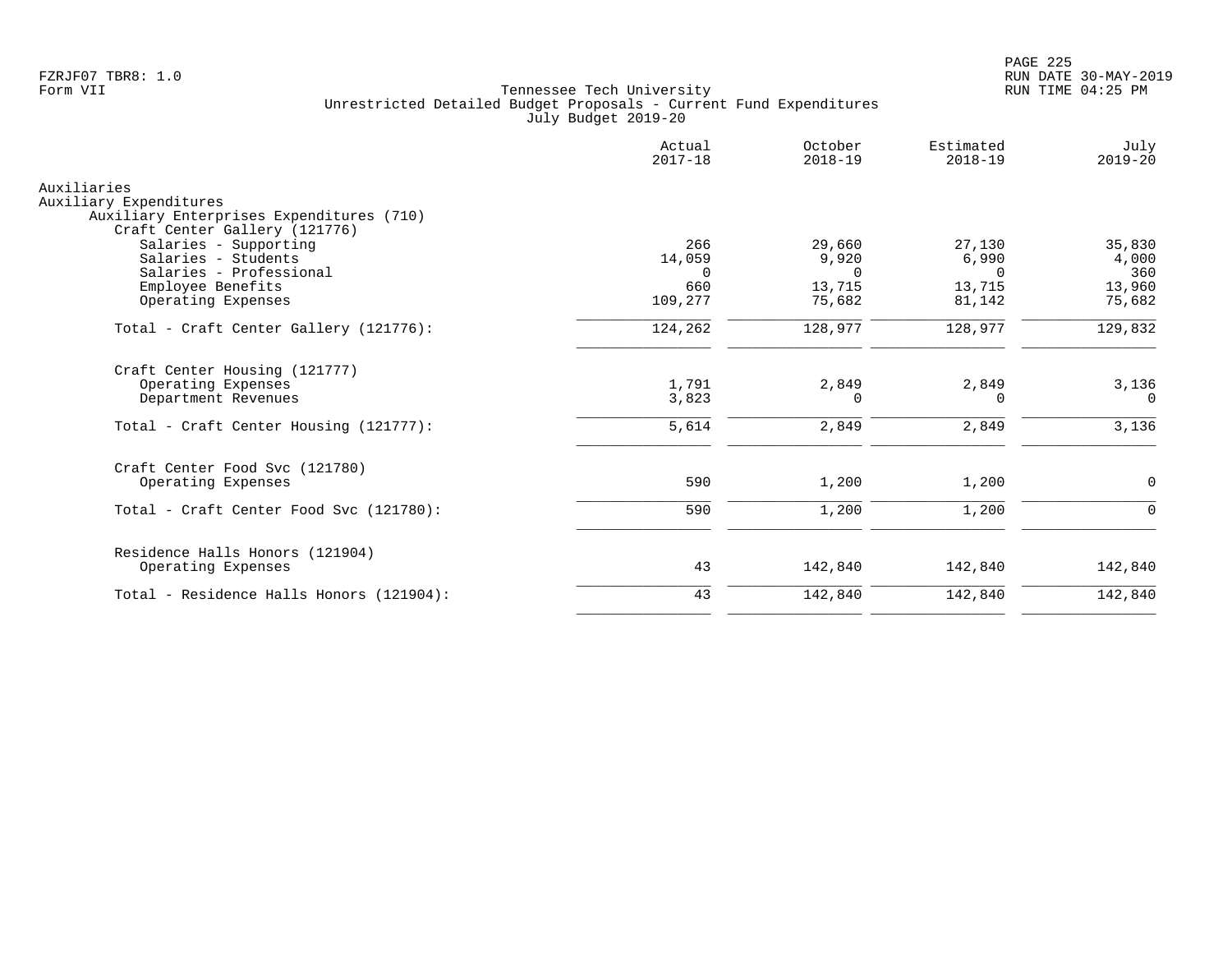Tennessee Tech University
Unrestricted Detailed Budget Proposals - Current Fund Expenditures
July Budget 2019-20

| | Actual 2017-18 | October 2018-19 | Estimated 2018-19 | July 2019-20 |
|---|---|---|---|---|
| Auxiliaries | | | | |
| Auxiliary Expenditures | | | | |
| Auxiliary Enterprises Expenditures (710) | | | | |
| Craft Center Gallery (121776) | | | | |
| Salaries - Supporting | 266 | 29,660 | 27,130 | 35,830 |
| Salaries - Students | 14,059 | 9,920 | 6,990 | 4,000 |
| Salaries - Professional | 0 | 0 | 0 | 360 |
| Employee Benefits | 660 | 13,715 | 13,715 | 13,960 |
| Operating Expenses | 109,277 | 75,682 | 81,142 | 75,682 |
| Total - Craft Center Gallery (121776): | 124,262 | 128,977 | 128,977 | 129,832 |
| Craft Center Housing (121777) | | | | |
| Operating Expenses | 1,791 | 2,849 | 2,849 | 3,136 |
| Department Revenues | 3,823 | 0 | 0 | 0 |
| Total - Craft Center Housing (121777): | 5,614 | 2,849 | 2,849 | 3,136 |
| Craft Center Food Svc (121780) | | | | |
| Operating Expenses | 590 | 1,200 | 1,200 | 0 |
| Total - Craft Center Food Svc (121780): | 590 | 1,200 | 1,200 | 0 |
| Residence Halls Honors (121904) | | | | |
| Operating Expenses | 43 | 142,840 | 142,840 | 142,840 |
| Total - Residence Halls Honors (121904): | 43 | 142,840 | 142,840 | 142,840 |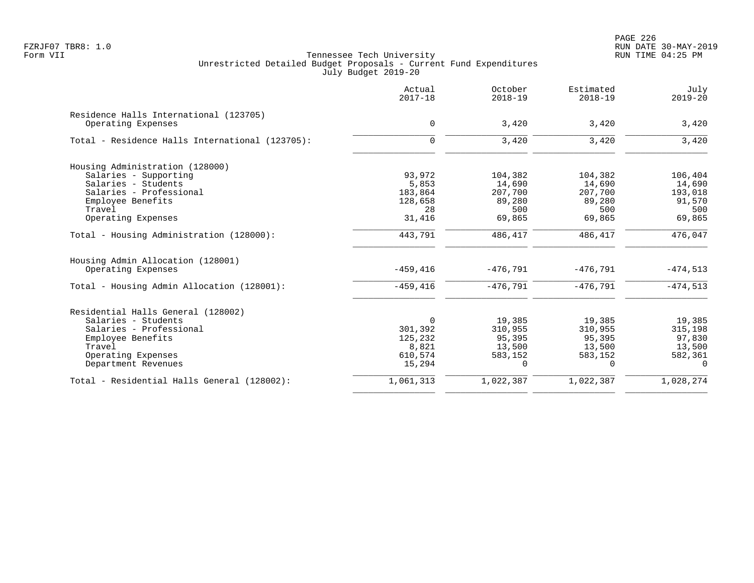FZRJF07 TBR8: 1.0
Form VII

Tennessee Tech University
Unrestricted Detailed Budget Proposals - Current Fund Expenditures
July Budget 2019-20

RUN DATE 30-MAY-2019
RUN TIME 04:25 PM

| | Actual 2017-18 | October 2018-19 | Estimated 2018-19 | July 2019-20 |
|---|---|---|---|---|
| **Residence Halls International (123705)** | | | | |
| Operating Expenses | 0 | 3,420 | 3,420 | 3,420 |
| Total - Residence Halls International (123705): | 0 | 3,420 | 3,420 | 3,420 |
| **Housing Administration (128000)** | | | | |
| Salaries - Supporting | 93,972 | 104,382 | 104,382 | 106,404 |
| Salaries - Students | 5,853 | 14,690 | 14,690 | 14,690 |
| Salaries - Professional | 183,864 | 207,700 | 207,700 | 193,018 |
| Employee Benefits | 128,658 | 89,280 | 89,280 | 91,570 |
| Travel | 28 | 500 | 500 | 500 |
| Operating Expenses | 31,416 | 69,865 | 69,865 | 69,865 |
| Total - Housing Administration (128000): | 443,791 | 486,417 | 486,417 | 476,047 |
| **Housing Admin Allocation (128001)** | | | | |
| Operating Expenses | -459,416 | -476,791 | -476,791 | -474,513 |
| Total - Housing Admin Allocation (128001): | -459,416 | -476,791 | -476,791 | -474,513 |
| **Residential Halls General (128002)** | | | | |
| Salaries - Students | 0 | 19,385 | 19,385 | 19,385 |
| Salaries - Professional | 301,392 | 310,955 | 310,955 | 315,198 |
| Employee Benefits | 125,232 | 95,395 | 95,395 | 97,830 |
| Travel | 8,821 | 13,500 | 13,500 | 13,500 |
| Operating Expenses | 610,574 | 583,152 | 583,152 | 582,361 |
| Department Revenues | 15,294 | 0 | 0 | 0 |
| Total - Residential Halls General (128002): | 1,061,313 | 1,022,387 | 1,022,387 | 1,028,274 |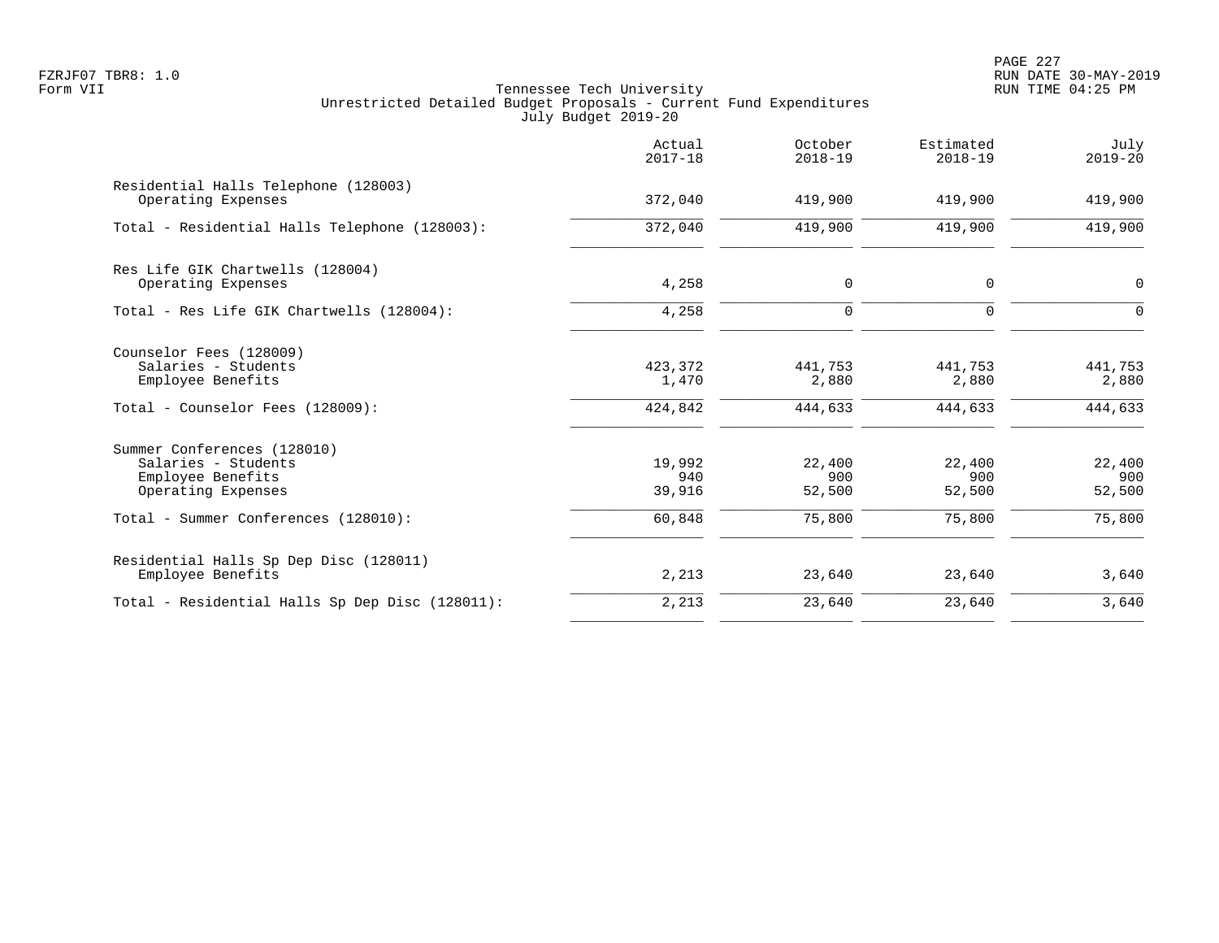# Tennessee Tech University
## Unrestricted Detailed Budget Proposals - Current Fund Expenditures
### July Budget 2019-20

FZRJF07 TBR8: 1.0
Form VII

RUN DATE 30-MAY-2019
RUN TIME 04:25 PM

| | Actual 2017-18 | October 2018-19 | Estimated 2018-19 | July 2019-20 |
|---|---:|---:|---:|---:|
| **Residential Halls Telephone (128003)** | | | | |
| Operating Expenses | 372,040 | 419,900 | 419,900 | 419,900 |
| Total - Residential Halls Telephone (128003): | 372,040 | 419,900 | 419,900 | 419,900 |
| **Res Life GIK Chartwells (128004)** | | | | |
| Operating Expenses | 4,258 | 0 | 0 | 0 |
| Total - Res Life GIK Chartwells (128004): | 4,258 | 0 | 0 | 0 |
| **Counselor Fees (128009)** | | | | |
| Salaries - Students | 423,372 | 441,753 | 441,753 | 441,753 |
| Employee Benefits | 1,470 | 2,880 | 2,880 | 2,880 |
| Total - Counselor Fees (128009): | 424,842 | 444,633 | 444,633 | 444,633 |
| **Summer Conferences (128010)** | | | | |
| Salaries - Students | 19,992 | 22,400 | 22,400 | 22,400 |
| Employee Benefits | 940 | 900 | 900 | 900 |
| Operating Expenses | 39,916 | 52,500 | 52,500 | 52,500 |
| Total - Summer Conferences (128010): | 60,848 | 75,800 | 75,800 | 75,800 |
| **Residential Halls Sp Dep Disc (128011)** | | | | |
| Employee Benefits | 2,213 | 23,640 | 23,640 | 3,640 |
| Total - Residential Halls Sp Dep Disc (128011): | 2,213 | 23,640 | 23,640 | 3,640 |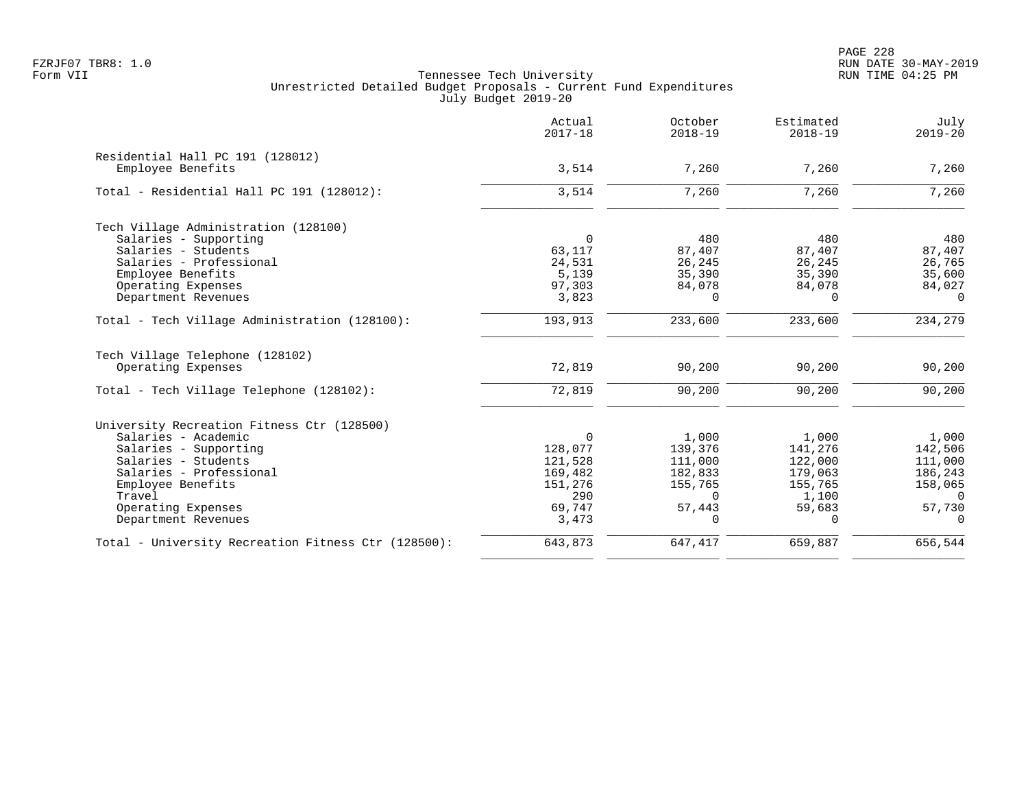Tennessee Tech University
Unrestricted Detailed Budget Proposals - Current Fund Expenditures
July Budget 2019-20

| | Actual 2017-18 | October 2018-19 | Estimated 2018-19 | July 2019-20 |
|---|---|---|---|---|
| **Residential Hall PC 191 (128012)** | | | | |
| Employee Benefits | 3,514 | 7,260 | 7,260 | 7,260 |
| Total - Residential Hall PC 191 (128012): | 3,514 | 7,260 | 7,260 | 7,260 |
| **Tech Village Administration (128100)** | | | | |
| Salaries - Supporting | 0 | 480 | 480 | 480 |
| Salaries - Students | 63,117 | 87,407 | 87,407 | 87,407 |
| Salaries - Professional | 24,531 | 26,245 | 26,245 | 26,765 |
| Employee Benefits | 5,139 | 35,390 | 35,390 | 35,600 |
| Operating Expenses | 97,303 | 84,078 | 84,078 | 84,027 |
| Department Revenues | 3,823 | 0 | 0 | 0 |
| Total - Tech Village Administration (128100): | 193,913 | 233,600 | 233,600 | 234,279 |
| **Tech Village Telephone (128102)** | | | | |
| Operating Expenses | 72,819 | 90,200 | 90,200 | 90,200 |
| Total - Tech Village Telephone (128102): | 72,819 | 90,200 | 90,200 | 90,200 |
| **University Recreation Fitness Ctr (128500)** | | | | |
| Salaries - Academic | 0 | 1,000 | 1,000 | 1,000 |
| Salaries - Supporting | 128,077 | 139,376 | 141,276 | 142,506 |
| Salaries - Students | 121,528 | 111,000 | 122,000 | 111,000 |
| Salaries - Professional | 169,482 | 182,833 | 179,063 | 186,243 |
| Employee Benefits | 151,276 | 155,765 | 155,765 | 158,065 |
| Travel | 290 | 0 | 1,100 | 0 |
| Operating Expenses | 69,747 | 57,443 | 59,683 | 57,730 |
| Department Revenues | 3,473 | 0 | 0 | 0 |
| Total - University Recreation Fitness Ctr (128500): | 643,873 | 647,417 | 659,887 | 656,544 |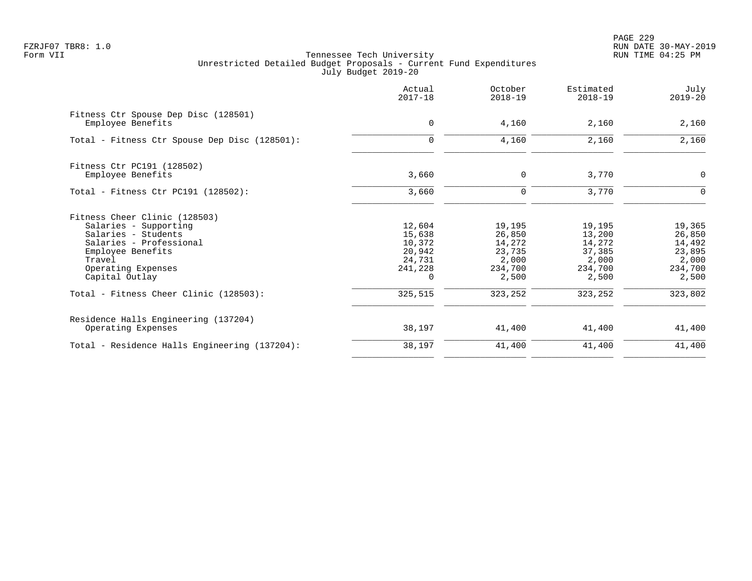FZRJF07 TBR8: 1.0
Form VII

Tennessee Tech University
Unrestricted Detailed Budget Proposals - Current Fund Expenditures
July Budget 2019-20

RUN DATE 30-MAY-2019
RUN TIME 04:25 PM

| | Actual 2017-18 | October 2018-19 | Estimated 2018-19 | July 2019-20 |
|---|---|---|---|---|
| **Fitness Ctr Spouse Dep Disc (128501)** | | | | |
| Employee Benefits | 0 | 4,160 | 2,160 | 2,160 |
| Total - Fitness Ctr Spouse Dep Disc (128501): | 0 | 4,160 | 2,160 | 2,160 |
| **Fitness Ctr PC191 (128502)** | | | | |
| Employee Benefits | 3,660 | 0 | 3,770 | 0 |
| Total - Fitness Ctr PC191 (128502): | 3,660 | 0 | 3,770 | 0 |
| **Fitness Cheer Clinic (128503)** | | | | |
| Salaries - Supporting | 12,604 | 19,195 | 19,195 | 19,365 |
| Salaries - Students | 15,638 | 26,850 | 13,200 | 26,850 |
| Salaries - Professional | 10,372 | 14,272 | 14,272 | 14,492 |
| Employee Benefits | 20,942 | 23,735 | 37,385 | 23,895 |
| Travel | 24,731 | 2,000 | 2,000 | 2,000 |
| Operating Expenses | 241,228 | 234,700 | 234,700 | 234,700 |
| Capital Outlay | 0 | 2,500 | 2,500 | 2,500 |
| Total - Fitness Cheer Clinic (128503): | 325,515 | 323,252 | 323,252 | 323,802 |
| **Residence Halls Engineering (137204)** | | | | |
| Operating Expenses | 38,197 | 41,400 | 41,400 | 41,400 |
| Total - Residence Halls Engineering (137204): | 38,197 | 41,400 | 41,400 | 41,400 |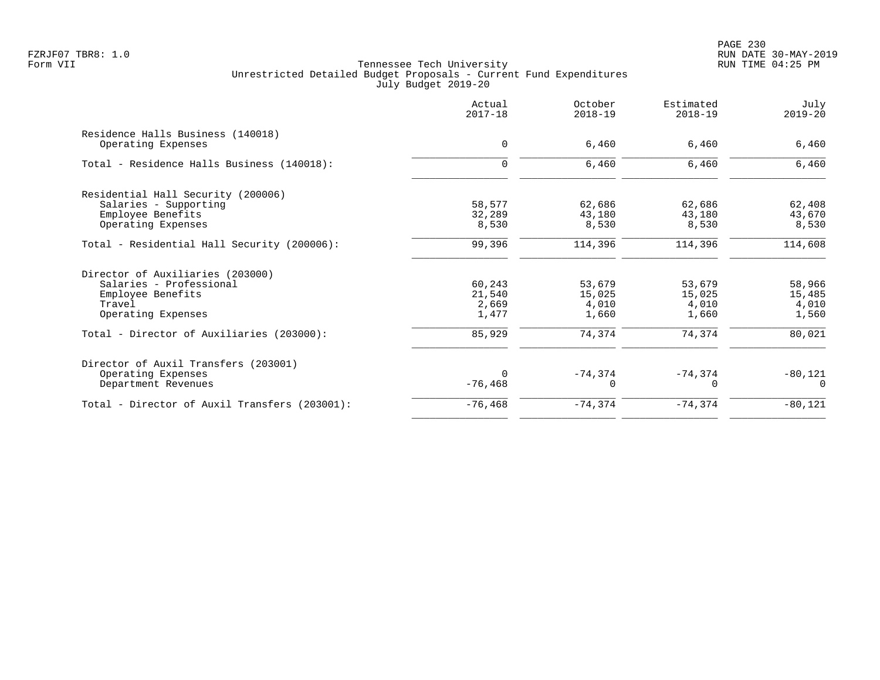Tennessee Tech University
Unrestricted Detailed Budget Proposals - Current Fund Expenditures
July Budget 2019-20

| | Actual 2017-18 | October 2018-19 | Estimated 2018-19 | July 2019-20 |
|---|---|---|---|---|
| **Residence Halls Business (140018)** | | | | |
| Operating Expenses | 0 | 6,460 | 6,460 | 6,460 |
| Total - Residence Halls Business (140018): | 0 | 6,460 | 6,460 | 6,460 |
| **Residential Hall Security (200006)** | | | | |
| Salaries - Supporting | 58,577 | 62,686 | 62,686 | 62,408 |
| Employee Benefits | 32,289 | 43,180 | 43,180 | 43,670 |
| Operating Expenses | 8,530 | 8,530 | 8,530 | 8,530 |
| Total - Residential Hall Security (200006): | 99,396 | 114,396 | 114,396 | 114,608 |
| **Director of Auxiliaries (203000)** | | | | |
| Salaries - Professional | 60,243 | 53,679 | 53,679 | 58,966 |
| Employee Benefits | 21,540 | 15,025 | 15,025 | 15,485 |
| Travel | 2,669 | 4,010 | 4,010 | 4,010 |
| Operating Expenses | 1,477 | 1,660 | 1,660 | 1,560 |
| Total - Director of Auxiliaries (203000): | 85,929 | 74,374 | 74,374 | 80,021 |
| **Director of Auxil Transfers (203001)** | | | | |
| Operating Expenses | 0 | -74,374 | -74,374 | -80,121 |
| Department Revenues | -76,468 | 0 | 0 | 0 |
| Total - Director of Auxil Transfers (203001): | -76,468 | -74,374 | -74,374 | -80,121 |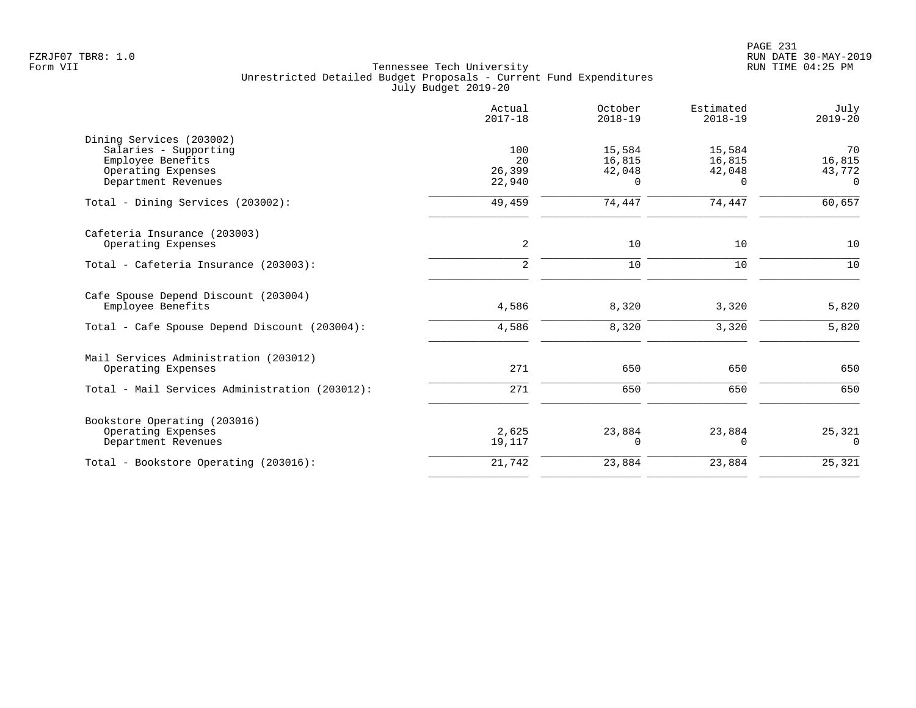Tennessee Tech University
Unrestricted Detailed Budget Proposals - Current Fund Expenditures
July Budget 2019-20

Form VII

| | Actual 2017-18 | October 2018-19 | Estimated 2018-19 | July 2019-20 |
|---|---|---|---|---|
| **Dining Services (203002)** | | | | |
| Salaries - Supporting | 100 | 15,584 | 15,584 | 70 |
| Employee Benefits | 20 | 16,815 | 16,815 | 16,815 |
| Operating Expenses | 26,399 | 42,048 | 42,048 | 43,772 |
| Department Revenues | 22,940 | 0 | 0 | 0 |
| Total - Dining Services (203002): | 49,459 | 74,447 | 74,447 | 60,657 |
| **Cafeteria Insurance (203003)** | | | | |
| Operating Expenses | 2 | 10 | 10 | 10 |
| Total - Cafeteria Insurance (203003): | 2 | 10 | 10 | 10 |
| **Cafe Spouse Depend Discount (203004)** | | | | |
| Employee Benefits | 4,586 | 8,320 | 3,320 | 5,820 |
| Total - Cafe Spouse Depend Discount (203004): | 4,586 | 8,320 | 3,320 | 5,820 |
| **Mail Services Administration (203012)** | | | | |
| Operating Expenses | 271 | 650 | 650 | 650 |
| Total - Mail Services Administration (203012): | 271 | 650 | 650 | 650 |
| **Bookstore Operating (203016)** | | | | |
| Operating Expenses | 2,625 | 23,884 | 23,884 | 25,321 |
| Department Revenues | 19,117 | 0 | 0 | 0 |
| Total - Bookstore Operating (203016): | 21,742 | 23,884 | 23,884 | 25,321 |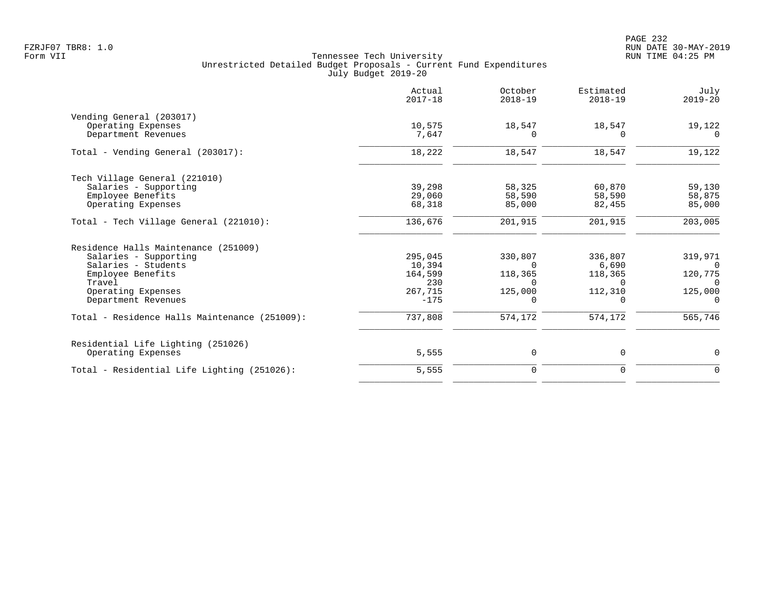Tennessee Tech University
Unrestricted Detailed Budget Proposals - Current Fund Expenditures
July Budget 2019-20

| | Actual 2017-18 | October 2018-19 | Estimated 2018-19 | July 2019-20 |
|---|---|---|---|---|
| **Vending General (203017)** | | | | |
| Operating Expenses | 10,575 | 18,547 | 18,547 | 19,122 |
| Department Revenues | 7,647 | 0 | 0 | 0 |
| Total - Vending General (203017): | 18,222 | 18,547 | 18,547 | 19,122 |
| **Tech Village General (221010)** | | | | |
| Salaries - Supporting | 39,298 | 58,325 | 60,870 | 59,130 |
| Employee Benefits | 29,060 | 58,590 | 58,590 | 58,875 |
| Operating Expenses | 68,318 | 85,000 | 82,455 | 85,000 |
| Total - Tech Village General (221010): | 136,676 | 201,915 | 201,915 | 203,005 |
| **Residence Halls Maintenance (251009)** | | | | |
| Salaries - Supporting | 295,045 | 330,807 | 336,807 | 319,971 |
| Salaries - Students | 10,394 | 0 | 6,690 | 0 |
| Employee Benefits | 164,599 | 118,365 | 118,365 | 120,775 |
| Travel | 230 | 0 | 0 | 0 |
| Operating Expenses | 267,715 | 125,000 | 112,310 | 125,000 |
| Department Revenues | -175 | 0 | 0 | 0 |
| Total - Residence Halls Maintenance (251009): | 737,808 | 574,172 | 574,172 | 565,746 |
| **Residential Life Lighting (251026)** | | | | |
| Operating Expenses | 5,555 | 0 | 0 | 0 |
| Total - Residential Life Lighting (251026): | 5,555 | 0 | 0 | 0 |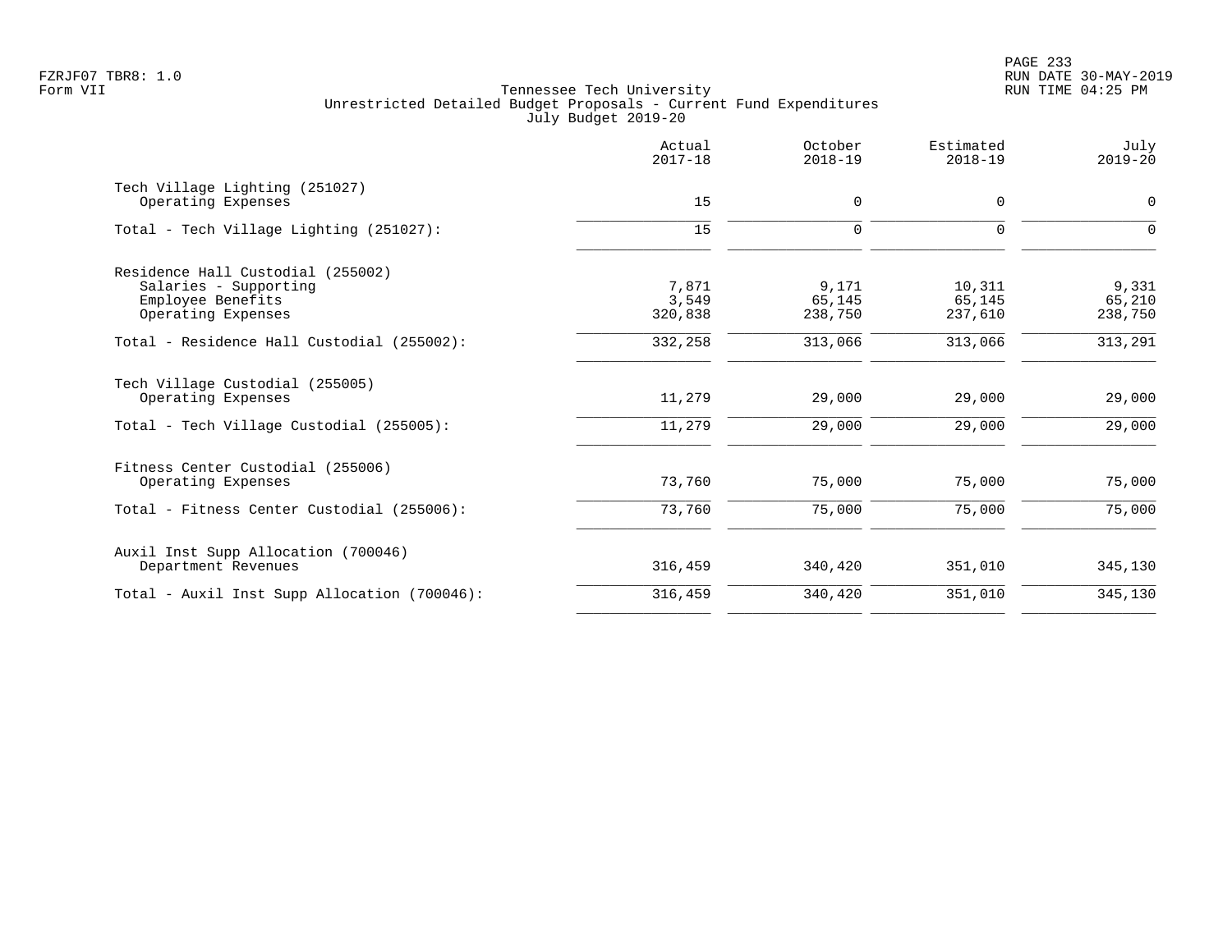Tennessee Tech University
Unrestricted Detailed Budget Proposals - Current Fund Expenditures
July Budget 2019-20

| | Actual 2017-18 | October 2018-19 | Estimated 2018-19 | July 2019-20 |
|---|---|---|---|---|
| **Tech Village Lighting (251027)** | | | | |
| Operating Expenses | 15 | 0 | 0 | 0 |
| Total - Tech Village Lighting (251027): | 15 | 0 | 0 | 0 |
| **Residence Hall Custodial (255002)** | | | | |
| Salaries - Supporting | 7,871 | 9,171 | 10,311 | 9,331 |
| Employee Benefits | 3,549 | 65,145 | 65,145 | 65,210 |
| Operating Expenses | 320,838 | 238,750 | 237,610 | 238,750 |
| Total - Residence Hall Custodial (255002): | 332,258 | 313,066 | 313,066 | 313,291 |
| **Tech Village Custodial (255005)** | | | | |
| Operating Expenses | 11,279 | 29,000 | 29,000 | 29,000 |
| Total - Tech Village Custodial (255005): | 11,279 | 29,000 | 29,000 | 29,000 |
| **Fitness Center Custodial (255006)** | | | | |
| Operating Expenses | 73,760 | 75,000 | 75,000 | 75,000 |
| Total - Fitness Center Custodial (255006): | 73,760 | 75,000 | 75,000 | 75,000 |
| **Auxil Inst Supp Allocation (700046)** | | | | |
| Department Revenues | 316,459 | 340,420 | 351,010 | 345,130 |
| Total - Auxil Inst Supp Allocation (700046): | 316,459 | 340,420 | 351,010 | 345,130 |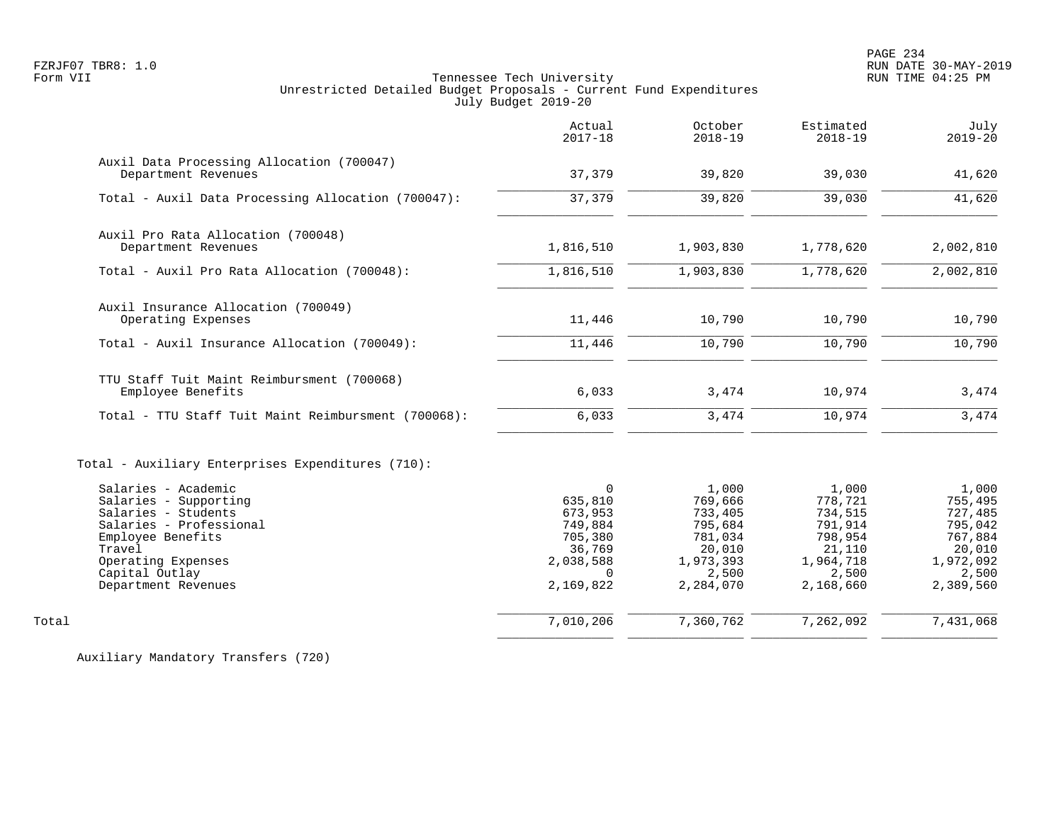Tennessee Tech University
Unrestricted Detailed Budget Proposals - Current Fund Expenditures
July Budget 2019-20

| | Actual 2017-18 | October 2018-19 | Estimated 2018-19 | July 2019-20 |
|---|---|---|---|---|
| **Auxil Data Processing Allocation (700047)** | | | | |
| Department Revenues | 37,379 | 39,820 | 39,030 | 41,620 |
| Total - Auxil Data Processing Allocation (700047): | 37,379 | 39,820 | 39,030 | 41,620 |
| **Auxil Pro Rata Allocation (700048)** | | | | |
| Department Revenues | 1,816,510 | 1,903,830 | 1,778,620 | 2,002,810 |
| Total - Auxil Pro Rata Allocation (700048): | 1,816,510 | 1,903,830 | 1,778,620 | 2,002,810 |
| **Auxil Insurance Allocation (700049)** | | | | |
| Operating Expenses | 11,446 | 10,790 | 10,790 | 10,790 |
| Total - Auxil Insurance Allocation (700049): | 11,446 | 10,790 | 10,790 | 10,790 |
| **TTU Staff Tuit Maint Reimbursment (700068)** | | | | |
| Employee Benefits | 6,033 | 3,474 | 10,974 | 3,474 |
| Total - TTU Staff Tuit Maint Reimbursment (700068): | 6,033 | 3,474 | 10,974 | 3,474 |
| **Total - Auxiliary Enterprises Expenditures (710):** | | | | |
| Salaries - Academic | 0 | 1,000 | 1,000 | 1,000 |
| Salaries - Supporting | 635,810 | 769,666 | 778,721 | 755,495 |
| Salaries - Students | 673,953 | 733,405 | 734,515 | 727,485 |
| Salaries - Professional | 749,884 | 795,684 | 791,914 | 795,042 |
| Employee Benefits | 705,380 | 781,034 | 798,954 | 767,884 |
| Travel | 36,769 | 20,010 | 21,110 | 20,010 |
| Operating Expenses | 2,038,588 | 1,973,393 | 1,964,718 | 1,972,092 |
| Capital Outlay | 0 | 2,500 | 2,500 | 2,500 |
| Department Revenues | 2,169,822 | 2,284,070 | 2,168,660 | 2,389,560 |
| Total | 7,010,206 | 7,360,762 | 7,262,092 | 7,431,068 |

Auxiliary Mandatory Transfers (720)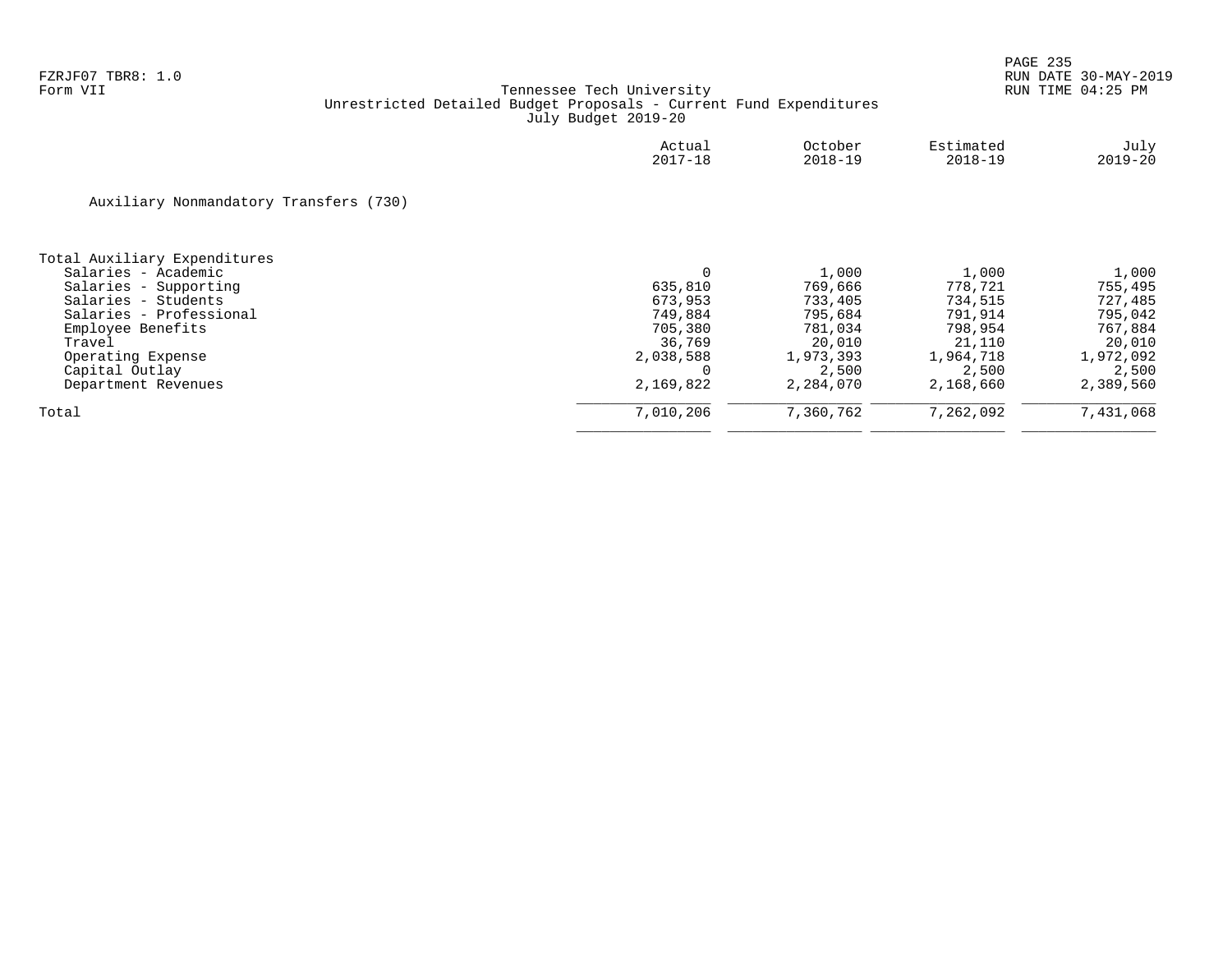FZRJF07 TBR8: 1.0
Form VII

Tennessee Tech University
Unrestricted Detailed Budget Proposals - Current Fund Expenditures
July Budget 2019-20

## Auxiliary Nonmandatory Transfers (730)

| | Actual 2017-18 | October 2018-19 | Estimated 2018-19 | July 2019-20 |
|---|---|---|---|---|
| **Total Auxiliary Expenditures** | | | | |
| Salaries - Academic | 0 | 1,000 | 1,000 | 1,000 |
| Salaries - Supporting | 635,810 | 769,666 | 778,721 | 755,495 |
| Salaries - Students | 673,953 | 733,405 | 734,515 | 727,485 |
| Salaries - Professional | 749,884 | 795,684 | 791,914 | 795,042 |
| Employee Benefits | 705,380 | 781,034 | 798,954 | 767,884 |
| Travel | 36,769 | 20,010 | 21,110 | 20,010 |
| Operating Expense | 2,038,588 | 1,973,393 | 1,964,718 | 1,972,092 |
| Capital Outlay | 0 | 2,500 | 2,500 | 2,500 |
| Department Revenues | 2,169,822 | 2,284,070 | 2,168,660 | 2,389,560 |
| Total | 7,010,206 | 7,360,762 | 7,262,092 | 7,431,068 |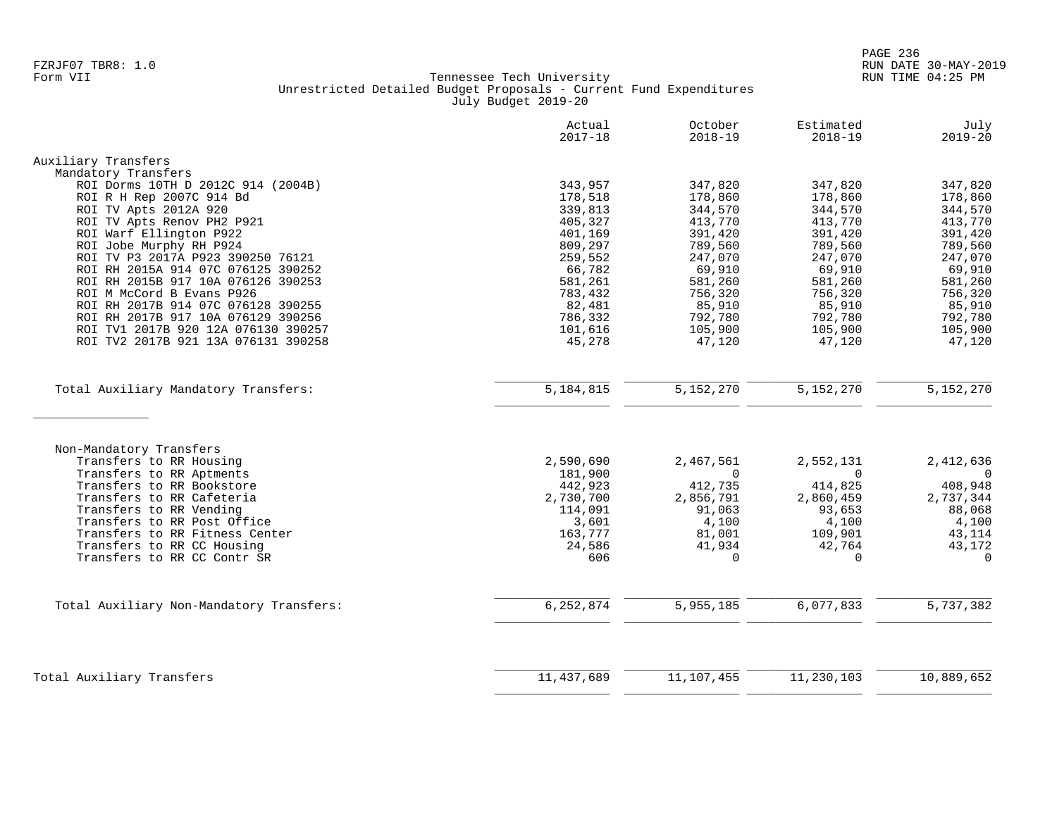Tennessee Tech University
Unrestricted Detailed Budget Proposals - Current Fund Expenditures
July Budget 2019-20

| | Actual 2017-18 | October 2018-19 | Estimated 2018-19 | July 2019-20 |
|---|---|---|---|---|
| **Auxiliary Transfers** | | | | |
| Mandatory Transfers | | | | |
| ROI Dorms 10TH D 2012C 914 (2004B) | 343,957 | 347,820 | 347,820 | 347,820 |
| ROI R H Rep 2007C 914 Bd | 178,518 | 178,860 | 178,860 | 178,860 |
| ROI TV Apts 2012A 920 | 339,813 | 344,570 | 344,570 | 344,570 |
| ROI TV Apts Renov PH2 P921 | 405,327 | 413,770 | 413,770 | 413,770 |
| ROI Warf Ellington P922 | 401,169 | 391,420 | 391,420 | 391,420 |
| ROI Jobe Murphy RH P924 | 809,297 | 789,560 | 789,560 | 789,560 |
| ROI TV P3 2017A P923 390250 76121 | 259,552 | 247,070 | 247,070 | 247,070 |
| ROI RH 2015A 914 07C 076125 390252 | 66,782 | 69,910 | 69,910 | 69,910 |
| ROI RH 2015B 917 10A 076126 390253 | 581,261 | 581,260 | 581,260 | 581,260 |
| ROI M McCord B Evans P926 | 783,432 | 756,320 | 756,320 | 756,320 |
| ROI RH 2017B 914 07C 076128 390255 | 82,481 | 85,910 | 85,910 | 85,910 |
| ROI RH 2017B 917 10A 076129 390256 | 786,332 | 792,780 | 792,780 | 792,780 |
| ROI TV1 2017B 920 12A 076130 390257 | 101,616 | 105,900 | 105,900 | 105,900 |
| ROI TV2 2017B 921 13A 076131 390258 | 45,278 | 47,120 | 47,120 | 47,120 |
| Total Auxiliary Mandatory Transfers: | 5,184,815 | 5,152,270 | 5,152,270 | 5,152,270 |
| Non-Mandatory Transfers | | | | |
| Transfers to RR Housing | 2,590,690 | 2,467,561 | 2,552,131 | 2,412,636 |
| Transfers to RR Aptments | 181,900 | 0 | 0 | 0 |
| Transfers to RR Bookstore | 442,923 | 412,735 | 414,825 | 408,948 |
| Transfers to RR Cafeteria | 2,730,700 | 2,856,791 | 2,860,459 | 2,737,344 |
| Transfers to RR Vending | 114,091 | 91,063 | 93,653 | 88,068 |
| Transfers to RR Post Office | 3,601 | 4,100 | 4,100 | 4,100 |
| Transfers to RR Fitness Center | 163,777 | 81,001 | 109,901 | 43,114 |
| Transfers to RR CC Housing | 24,586 | 41,934 | 42,764 | 43,172 |
| Transfers to RR CC Contr SR | 606 | 0 | 0 | 0 |
| Total Auxiliary Non-Mandatory Transfers: | 6,252,874 | 5,955,185 | 6,077,833 | 5,737,382 |
| **Total Auxiliary Transfers** | 11,437,689 | 11,107,455 | 11,230,103 | 10,889,652 |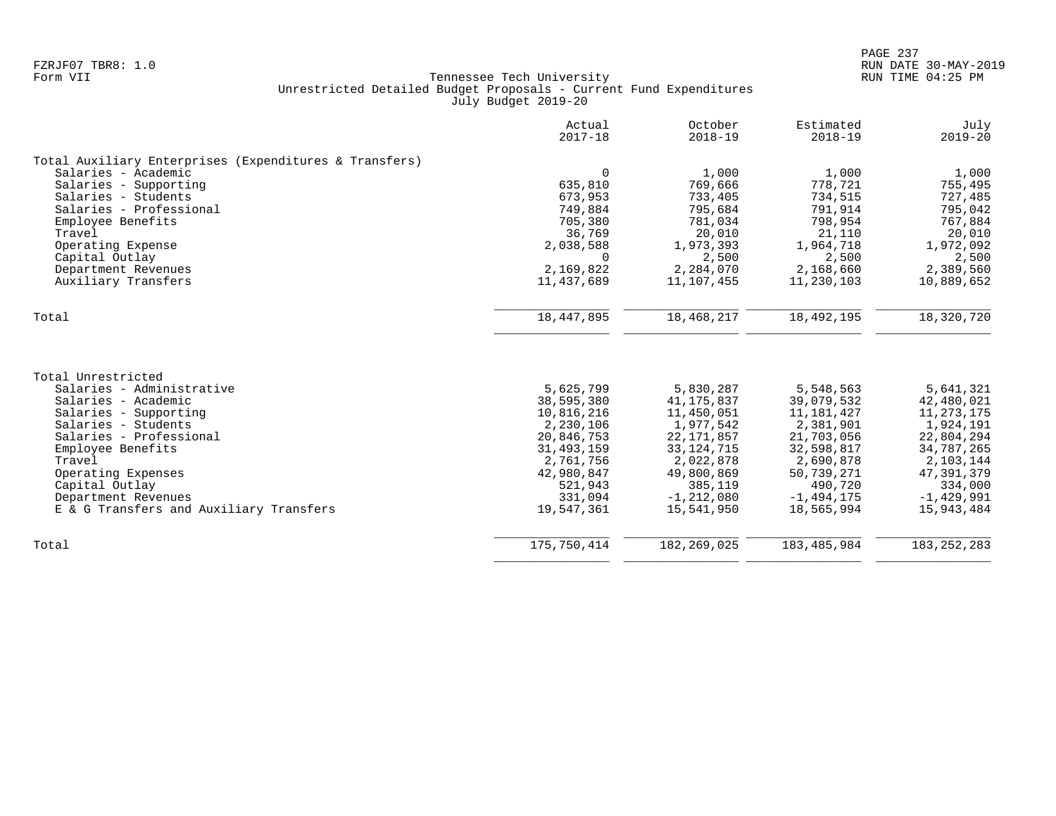FZRJF07 TBR8: 1.0
Form VII

# Tennessee Tech University
## Unrestricted Detailed Budget Proposals - Current Fund Expenditures
### July Budget 2019-20

| | Actual 2017-18 | October 2018-19 | Estimated 2018-19 | July 2019-20 |
|---|---|---|---|---|
| **Total Auxiliary Enterprises (Expenditures & Transfers)** | | | | |
| Salaries - Academic | 0 | 1,000 | 1,000 | 1,000 |
| Salaries - Supporting | 635,810 | 769,666 | 778,721 | 755,495 |
| Salaries - Students | 673,953 | 733,405 | 734,515 | 727,485 |
| Salaries - Professional | 749,884 | 795,684 | 791,914 | 795,042 |
| Employee Benefits | 705,380 | 781,034 | 798,954 | 767,884 |
| Travel | 36,769 | 20,010 | 21,110 | 20,010 |
| Operating Expense | 2,038,588 | 1,973,393 | 1,964,718 | 1,972,092 |
| Capital Outlay | 0 | 2,500 | 2,500 | 2,500 |
| Department Revenues | 2,169,822 | 2,284,070 | 2,168,660 | 2,389,560 |
| Auxiliary Transfers | 11,437,689 | 11,107,455 | 11,230,103 | 10,889,652 |
| **Total** | 18,447,895 | 18,468,217 | 18,492,195 | 18,320,720 |

| | Actual 2017-18 | October 2018-19 | Estimated 2018-19 | July 2019-20 |
|---|---|---|---|---|
| **Total Unrestricted** | | | | |
| Salaries - Administrative | 5,625,799 | 5,830,287 | 5,548,563 | 5,641,321 |
| Salaries - Academic | 38,595,380 | 41,175,837 | 39,079,532 | 42,480,021 |
| Salaries - Supporting | 10,816,216 | 11,450,051 | 11,181,427 | 11,273,175 |
| Salaries - Students | 2,230,106 | 1,977,542 | 2,381,901 | 1,924,191 |
| Salaries - Professional | 20,846,753 | 22,171,857 | 21,703,056 | 22,804,294 |
| Employee Benefits | 31,493,159 | 33,124,715 | 32,598,817 | 34,787,265 |
| Travel | 2,761,756 | 2,022,878 | 2,690,878 | 2,103,144 |
| Operating Expenses | 42,980,847 | 49,800,869 | 50,739,271 | 47,391,379 |
| Capital Outlay | 521,943 | 385,119 | 490,720 | 334,000 |
| Department Revenues | 331,094 | -1,212,080 | -1,494,175 | -1,429,991 |
| E & G Transfers and Auxiliary Transfers | 19,547,361 | 15,541,950 | 18,565,994 | 15,943,484 |
| **Total** | 175,750,414 | 182,269,025 | 183,485,984 | 183,252,283 |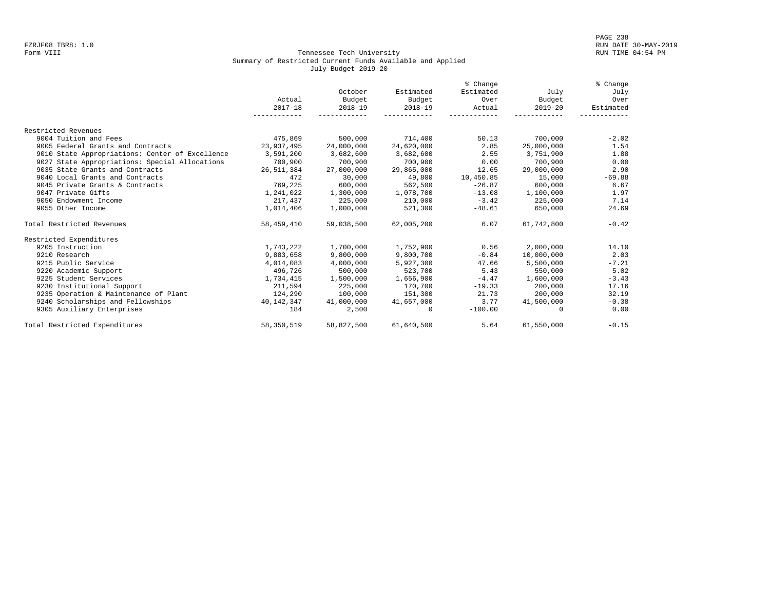# Tennessee Tech University

## Summary of Restricted Current Funds Available and Applied

### July Budget 2019-20

| | Actual 2017-18 | October Budget 2018-19 | Estimated Budget 2018-19 | % Change Estimated Over Actual | July Budget 2019-20 | % Change July Over Estimated |
|---|---|---|---|---|---|---|
| **Restricted Revenues** | | | | | | |
| 9004 Tuition and Fees | 475,869 | 500,000 | 714,400 | 50.13 | 700,000 | -2.02 |
| 9005 Federal Grants and Contracts | 23,937,495 | 24,000,000 | 24,620,000 | 2.85 | 25,000,000 | 1.54 |
| 9010 State Appropriations: Center of Excellence | 3,591,200 | 3,682,600 | 3,682,600 | 2.55 | 3,751,900 | 1.88 |
| 9027 State Appropriations: Special Allocations | 700,900 | 700,900 | 700,900 | 0.00 | 700,900 | 0.00 |
| 9035 State Grants and Contracts | 26,511,384 | 27,000,000 | 29,865,000 | 12.65 | 29,000,000 | -2.90 |
| 9040 Local Grants and Contracts | 472 | 30,000 | 49,800 | 10,450.85 | 15,000 | -69.88 |
| 9045 Private Grants & Contracts | 769,225 | 600,000 | 562,500 | -26.87 | 600,000 | 6.67 |
| 9047 Private Gifts | 1,241,022 | 1,300,000 | 1,078,700 | -13.08 | 1,100,000 | 1.97 |
| 9050 Endowment Income | 217,437 | 225,000 | 210,000 | -3.42 | 225,000 | 7.14 |
| 9055 Other Income | 1,014,406 | 1,000,000 | 521,300 | -48.61 | 650,000 | 24.69 |
| **Total Restricted Revenues** | 58,459,410 | 59,038,500 | 62,005,200 | 6.07 | 61,742,800 | -0.42 |
| **Restricted Expenditures** | | | | | | |
| 9205 Instruction | 1,743,222 | 1,700,000 | 1,752,900 | 0.56 | 2,000,000 | 14.10 |
| 9210 Research | 9,883,658 | 9,800,000 | 9,800,700 | -0.84 | 10,000,000 | 2.03 |
| 9215 Public Service | 4,014,083 | 4,000,000 | 5,927,300 | 47.66 | 5,500,000 | -7.21 |
| 9220 Academic Support | 496,726 | 500,000 | 523,700 | 5.43 | 550,000 | 5.02 |
| 9225 Student Services | 1,734,415 | 1,500,000 | 1,656,900 | -4.47 | 1,600,000 | -3.43 |
| 9230 Institutional Support | 211,594 | 225,000 | 170,700 | -19.33 | 200,000 | 17.16 |
| 9235 Operation & Maintenance of Plant | 124,290 | 100,000 | 151,300 | 21.73 | 200,000 | 32.19 |
| 9240 Scholarships and Fellowships | 40,142,347 | 41,000,000 | 41,657,000 | 3.77 | 41,500,000 | -0.38 |
| 9305 Auxiliary Enterprises | 184 | 2,500 | 0 | -100.00 | 0 | 0.00 |
| **Total Restricted Expenditures** | 58,350,519 | 58,827,500 | 61,640,500 | 5.64 | 61,550,000 | -0.15 |